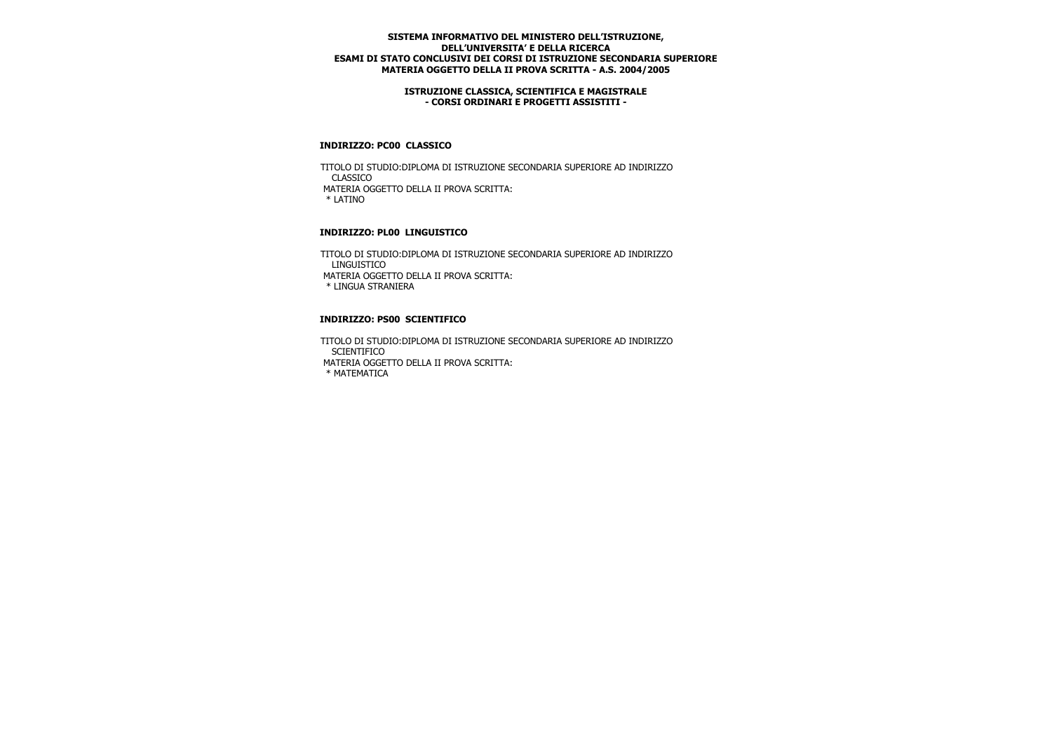**SISTEMA INFORMATIVO DEL MINISTERO DELL'ISTRUZIONE,**
**DELL'UNIVERSITA' E DELLA RICERCA**
**ESAMI DI STATO CONCLUSIVI DEI CORSI DI ISTRUZIONE SECONDARIA SUPERIORE**
**MATERIA OGGETTO DELLA II PROVA SCRITTA - A.S. 2004/2005**

**ISTRUZIONE CLASSICA, SCIENTIFICA E MAGISTRALE**
**- CORSI ORDINARI E PROGETTI ASSISTITI -**

### INDIRIZZO: PC00 CLASSICO

TITOLO DI STUDIO:DIPLOMA DI ISTRUZIONE SECONDARIA SUPERIORE AD INDIRIZZO CLASSICO
MATERIA OGGETTO DELLA II PROVA SCRITTA:
* LATINO

### INDIRIZZO: PL00 LINGUISTICO

TITOLO DI STUDIO:DIPLOMA DI ISTRUZIONE SECONDARIA SUPERIORE AD INDIRIZZO LINGUISTICO
MATERIA OGGETTO DELLA II PROVA SCRITTA:
* LINGUA STRANIERA

### INDIRIZZO: PS00 SCIENTIFICO

TITOLO DI STUDIO:DIPLOMA DI ISTRUZIONE SECONDARIA SUPERIORE AD INDIRIZZO SCIENTIFICO
MATERIA OGGETTO DELLA II PROVA SCRITTA:
* MATEMATICA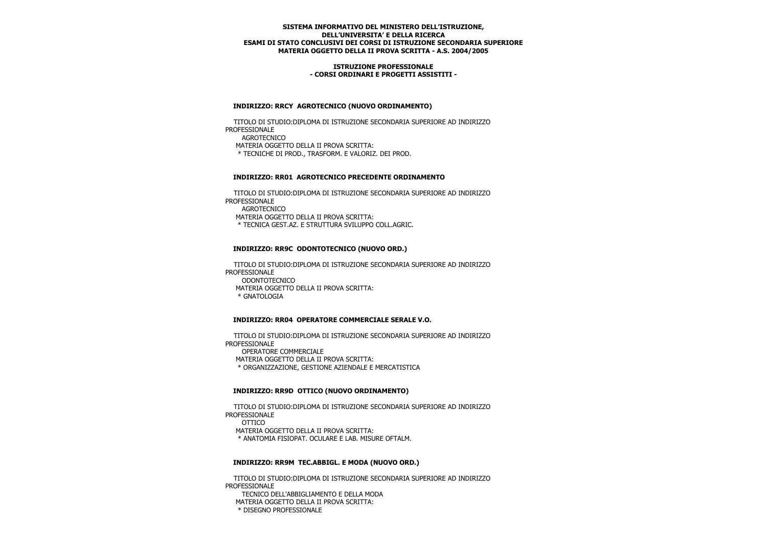**SISTEMA INFORMATIVO DEL MINISTERO DELL'ISTRUZIONE, DELL'UNIVERSITA' E DELLA RICERCA**
**ESAMI DI STATO CONCLUSIVI DEI CORSI DI ISTRUZIONE SECONDARIA SUPERIORE**
**MATERIA OGGETTO DELLA II PROVA SCRITTA - A.S. 2004/2005**

**ISTRUZIONE PROFESSIONALE**
**- CORSI ORDINARI E PROGETTI ASSISTITI -**

### INDIRIZZO: RRCY AGROTECNICO (NUOVO ORDINAMENTO)

TITOLO DI STUDIO:DIPLOMA DI ISTRUZIONE SECONDARIA SUPERIORE AD INDIRIZZO PROFESSIONALE
AGROTECNICO
MATERIA OGGETTO DELLA II PROVA SCRITTA:
* TECNICHE DI PROD., TRASFORM. E VALORIZ. DEI PROD.

### INDIRIZZO: RR01 AGROTECNICO PRECEDENTE ORDINAMENTO

TITOLO DI STUDIO:DIPLOMA DI ISTRUZIONE SECONDARIA SUPERIORE AD INDIRIZZO PROFESSIONALE
AGROTECNICO
MATERIA OGGETTO DELLA II PROVA SCRITTA:
* TECNICA GEST.AZ. E STRUTTURA SVILUPPO COLL.AGRIC.

### INDIRIZZO: RR9C ODONTOTECNICO (NUOVO ORD.)

TITOLO DI STUDIO:DIPLOMA DI ISTRUZIONE SECONDARIA SUPERIORE AD INDIRIZZO PROFESSIONALE
ODONTOTECNICO
MATERIA OGGETTO DELLA II PROVA SCRITTA:
* GNATOLOGIA

### INDIRIZZO: RR04 OPERATORE COMMERCIALE SERALE V.O.

TITOLO DI STUDIO:DIPLOMA DI ISTRUZIONE SECONDARIA SUPERIORE AD INDIRIZZO PROFESSIONALE
OPERATORE COMMERCIALE
MATERIA OGGETTO DELLA II PROVA SCRITTA:
* ORGANIZZAZIONE, GESTIONE AZIENDALE E MERCATISTICA

### INDIRIZZO: RR9D OTTICO (NUOVO ORDINAMENTO)

TITOLO DI STUDIO:DIPLOMA DI ISTRUZIONE SECONDARIA SUPERIORE AD INDIRIZZO PROFESSIONALE
OTTICO
MATERIA OGGETTO DELLA II PROVA SCRITTA:
* ANATOMIA FISIOPAT. OCULARE E LAB. MISURE OFTALM.

### INDIRIZZO: RR9M TEC.ABBIGL. E MODA (NUOVO ORD.)

TITOLO DI STUDIO:DIPLOMA DI ISTRUZIONE SECONDARIA SUPERIORE AD INDIRIZZO PROFESSIONALE
TECNICO DELL'ABBIGLIAMENTO E DELLA MODA
MATERIA OGGETTO DELLA II PROVA SCRITTA:
* DISEGNO PROFESSIONALE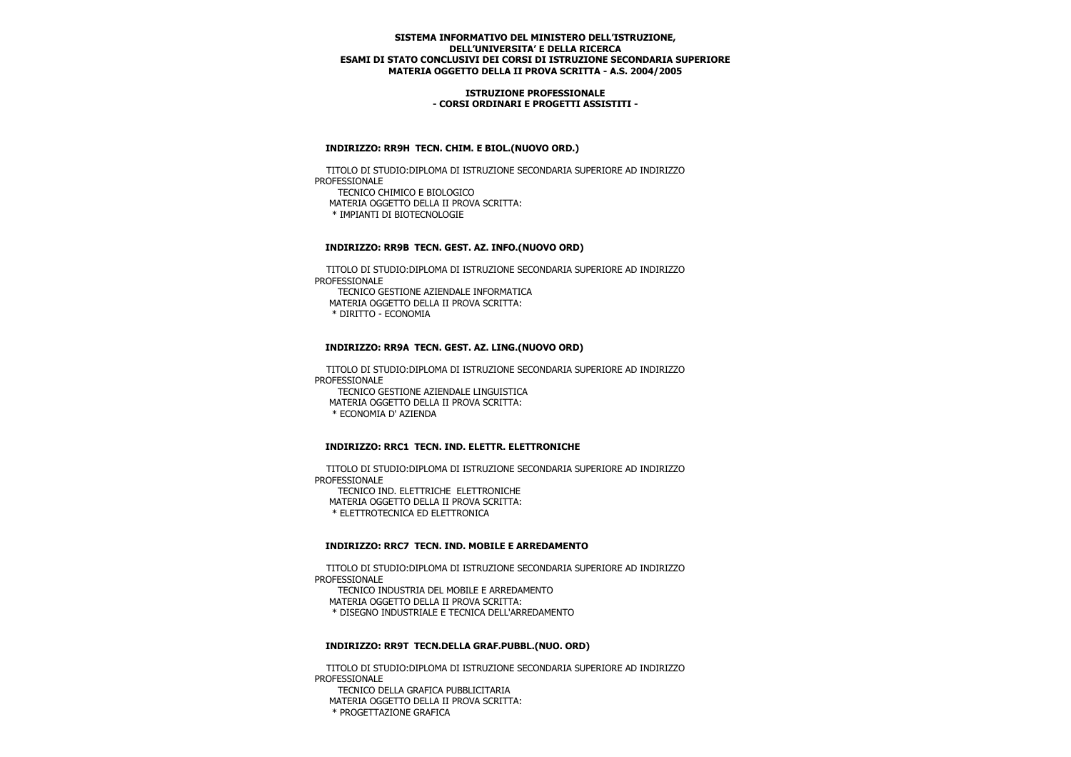**SISTEMA INFORMATIVO DEL MINISTERO DELL'ISTRUZIONE, DELL'UNIVERSITA' E DELLA RICERCA**
**ESAMI DI STATO CONCLUSIVI DEI CORSI DI ISTRUZIONE SECONDARIA SUPERIORE**
**MATERIA OGGETTO DELLA II PROVA SCRITTA - A.S. 2004/2005**

**ISTRUZIONE PROFESSIONALE**
**- CORSI ORDINARI E PROGETTI ASSISTITI -**

### INDIRIZZO: RR9H TECN. CHIM. E BIOL.(NUOVO ORD.)

TITOLO DI STUDIO:DIPLOMA DI ISTRUZIONE SECONDARIA SUPERIORE AD INDIRIZZO PROFESSIONALE
TECNICO CHIMICO E BIOLOGICO
MATERIA OGGETTO DELLA II PROVA SCRITTA:
* IMPIANTI DI BIOTECNOLOGIE

### INDIRIZZO: RR9B TECN. GEST. AZ. INFO.(NUOVO ORD)

TITOLO DI STUDIO:DIPLOMA DI ISTRUZIONE SECONDARIA SUPERIORE AD INDIRIZZO PROFESSIONALE
TECNICO GESTIONE AZIENDALE INFORMATICA
MATERIA OGGETTO DELLA II PROVA SCRITTA:
* DIRITTO - ECONOMIA

### INDIRIZZO: RR9A TECN. GEST. AZ. LING.(NUOVO ORD)

TITOLO DI STUDIO:DIPLOMA DI ISTRUZIONE SECONDARIA SUPERIORE AD INDIRIZZO PROFESSIONALE
TECNICO GESTIONE AZIENDALE LINGUISTICA
MATERIA OGGETTO DELLA II PROVA SCRITTA:
* ECONOMIA D' AZIENDA

### INDIRIZZO: RRC1 TECN. IND. ELETTR. ELETTRONICHE

TITOLO DI STUDIO:DIPLOMA DI ISTRUZIONE SECONDARIA SUPERIORE AD INDIRIZZO PROFESSIONALE
TECNICO IND. ELETTRICHE ELETTRONICHE
MATERIA OGGETTO DELLA II PROVA SCRITTA:
* ELETTROTECNICA ED ELETTRONICA

### INDIRIZZO: RRC7 TECN. IND. MOBILE E ARREDAMENTO

TITOLO DI STUDIO:DIPLOMA DI ISTRUZIONE SECONDARIA SUPERIORE AD INDIRIZZO PROFESSIONALE
TECNICO INDUSTRIA DEL MOBILE E ARREDAMENTO
MATERIA OGGETTO DELLA II PROVA SCRITTA:
* DISEGNO INDUSTRIALE E TECNICA DELL'ARREDAMENTO

### INDIRIZZO: RR9T TECN.DELLA GRAF.PUBBL.(NUO. ORD)

TITOLO DI STUDIO:DIPLOMA DI ISTRUZIONE SECONDARIA SUPERIORE AD INDIRIZZO PROFESSIONALE
TECNICO DELLA GRAFICA PUBBLICITARIA
MATERIA OGGETTO DELLA II PROVA SCRITTA:
* PROGETTAZIONE GRAFICA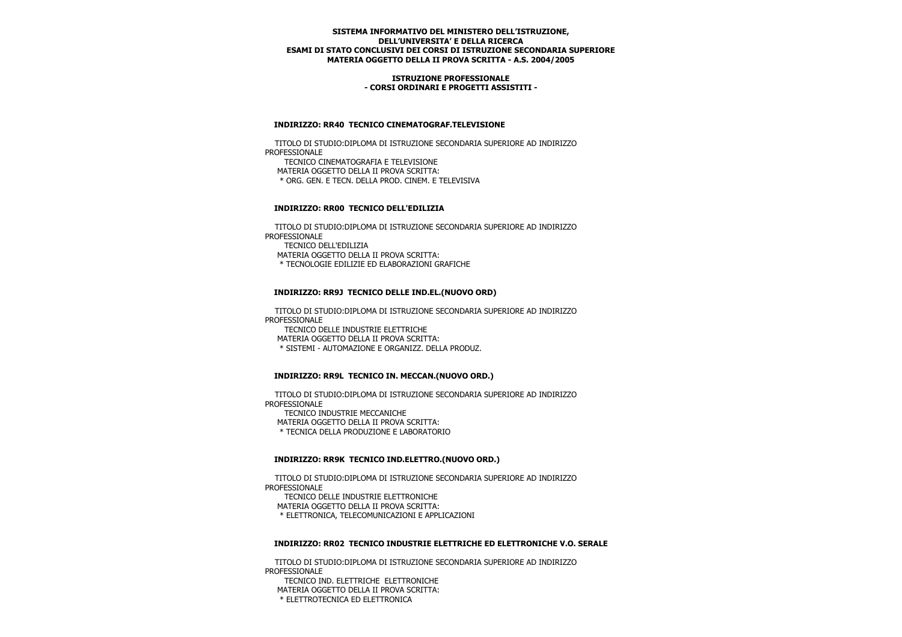**SISTEMA INFORMATIVO DEL MINISTERO DELL'ISTRUZIONE, DELL'UNIVERSITA' E DELLA RICERCA**
**ESAMI DI STATO CONCLUSIVI DEI CORSI DI ISTRUZIONE SECONDARIA SUPERIORE**
**MATERIA OGGETTO DELLA II PROVA SCRITTA - A.S. 2004/2005**

**ISTRUZIONE PROFESSIONALE**
**- CORSI ORDINARI E PROGETTI ASSISTITI -**

### INDIRIZZO: RR40 TECNICO CINEMATOGRAF.TELEVISIONE

TITOLO DI STUDIO:DIPLOMA DI ISTRUZIONE SECONDARIA SUPERIORE AD INDIRIZZO PROFESSIONALE
TECNICO CINEMATOGRAFIA E TELEVISIONE
MATERIA OGGETTO DELLA II PROVA SCRITTA:
* ORG. GEN. E TECN. DELLA PROD. CINEM. E TELEVISIVA

### INDIRIZZO: RR00 TECNICO DELL'EDILIZIA

TITOLO DI STUDIO:DIPLOMA DI ISTRUZIONE SECONDARIA SUPERIORE AD INDIRIZZO PROFESSIONALE
TECNICO DELL'EDILIZIA
MATERIA OGGETTO DELLA II PROVA SCRITTA:
* TECNOLOGIE EDILIZIE ED ELABORAZIONI GRAFICHE

### INDIRIZZO: RR9J TECNICO DELLE IND.EL.(NUOVO ORD)

TITOLO DI STUDIO:DIPLOMA DI ISTRUZIONE SECONDARIA SUPERIORE AD INDIRIZZO PROFESSIONALE
TECNICO DELLE INDUSTRIE ELETTRICHE
MATERIA OGGETTO DELLA II PROVA SCRITTA:
* SISTEMI - AUTOMAZIONE E ORGANIZZ. DELLA PRODUZ.

### INDIRIZZO: RR9L TECNICO IN. MECCAN.(NUOVO ORD.)

TITOLO DI STUDIO:DIPLOMA DI ISTRUZIONE SECONDARIA SUPERIORE AD INDIRIZZO PROFESSIONALE
TECNICO INDUSTRIE MECCANICHE
MATERIA OGGETTO DELLA II PROVA SCRITTA:
* TECNICA DELLA PRODUZIONE E LABORATORIO

### INDIRIZZO: RR9K TECNICO IND.ELETTRO.(NUOVO ORD.)

TITOLO DI STUDIO:DIPLOMA DI ISTRUZIONE SECONDARIA SUPERIORE AD INDIRIZZO PROFESSIONALE
TECNICO DELLE INDUSTRIE ELETTRONICHE
MATERIA OGGETTO DELLA II PROVA SCRITTA:
* ELETTRONICA, TELECOMUNICAZIONI E APPLICAZIONI

### INDIRIZZO: RR02 TECNICO INDUSTRIE ELETTRICHE ED ELETTRONICHE V.O. SERALE

TITOLO DI STUDIO:DIPLOMA DI ISTRUZIONE SECONDARIA SUPERIORE AD INDIRIZZO PROFESSIONALE
TECNICO IND. ELETTRICHE ELETTRONICHE
MATERIA OGGETTO DELLA II PROVA SCRITTA:
* ELETTROTECNICA ED ELETTRONICA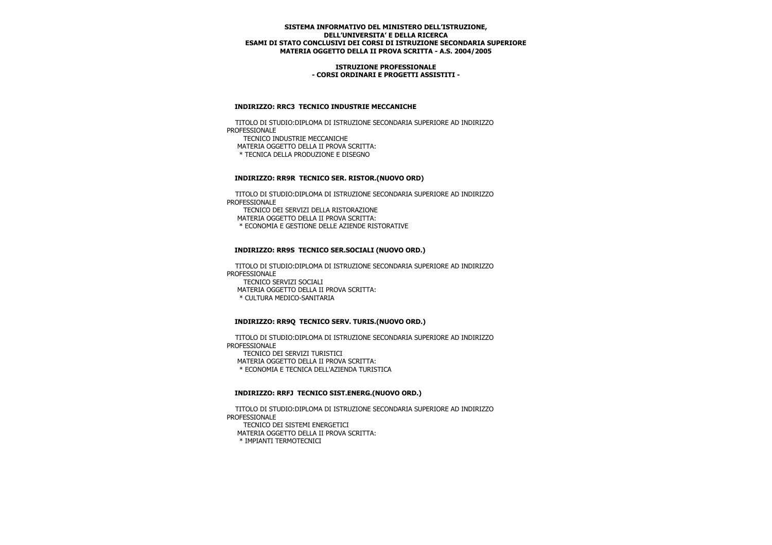**SISTEMA INFORMATIVO DEL MINISTERO DELL'ISTRUZIONE, DELL'UNIVERSITA' E DELLA RICERCA**
**ESAMI DI STATO CONCLUSIVI DEI CORSI DI ISTRUZIONE SECONDARIA SUPERIORE**
**MATERIA OGGETTO DELLA II PROVA SCRITTA - A.S. 2004/2005**

**ISTRUZIONE PROFESSIONALE**
**- CORSI ORDINARI E PROGETTI ASSISTITI -**

**INDIRIZZO: RRC3 TECNICO INDUSTRIE MECCANICHE**

TITOLO DI STUDIO:DIPLOMA DI ISTRUZIONE SECONDARIA SUPERIORE AD INDIRIZZO PROFESSIONALE
TECNICO INDUSTRIE MECCANICHE
MATERIA OGGETTO DELLA II PROVA SCRITTA:
* TECNICA DELLA PRODUZIONE E DISEGNO

**INDIRIZZO: RR9R TECNICO SER. RISTOR.(NUOVO ORD)**

TITOLO DI STUDIO:DIPLOMA DI ISTRUZIONE SECONDARIA SUPERIORE AD INDIRIZZO PROFESSIONALE
TECNICO DEI SERVIZI DELLA RISTORAZIONE
MATERIA OGGETTO DELLA II PROVA SCRITTA:
* ECONOMIA E GESTIONE DELLE AZIENDE RISTORATIVE

**INDIRIZZO: RR9S TECNICO SER.SOCIALI (NUOVO ORD.)**

TITOLO DI STUDIO:DIPLOMA DI ISTRUZIONE SECONDARIA SUPERIORE AD INDIRIZZO PROFESSIONALE
TECNICO SERVIZI SOCIALI
MATERIA OGGETTO DELLA II PROVA SCRITTA:
* CULTURA MEDICO-SANITARIA

**INDIRIZZO: RR9Q TECNICO SERV. TURIS.(NUOVO ORD.)**

TITOLO DI STUDIO:DIPLOMA DI ISTRUZIONE SECONDARIA SUPERIORE AD INDIRIZZO PROFESSIONALE
TECNICO DEI SERVIZI TURISTICI
MATERIA OGGETTO DELLA II PROVA SCRITTA:
* ECONOMIA E TECNICA DELL'AZIENDA TURISTICA

**INDIRIZZO: RRFJ TECNICO SIST.ENERG.(NUOVO ORD.)**

TITOLO DI STUDIO:DIPLOMA DI ISTRUZIONE SECONDARIA SUPERIORE AD INDIRIZZO PROFESSIONALE
TECNICO DEI SISTEMI ENERGETICI
MATERIA OGGETTO DELLA II PROVA SCRITTA:
* IMPIANTI TERMOTECNICI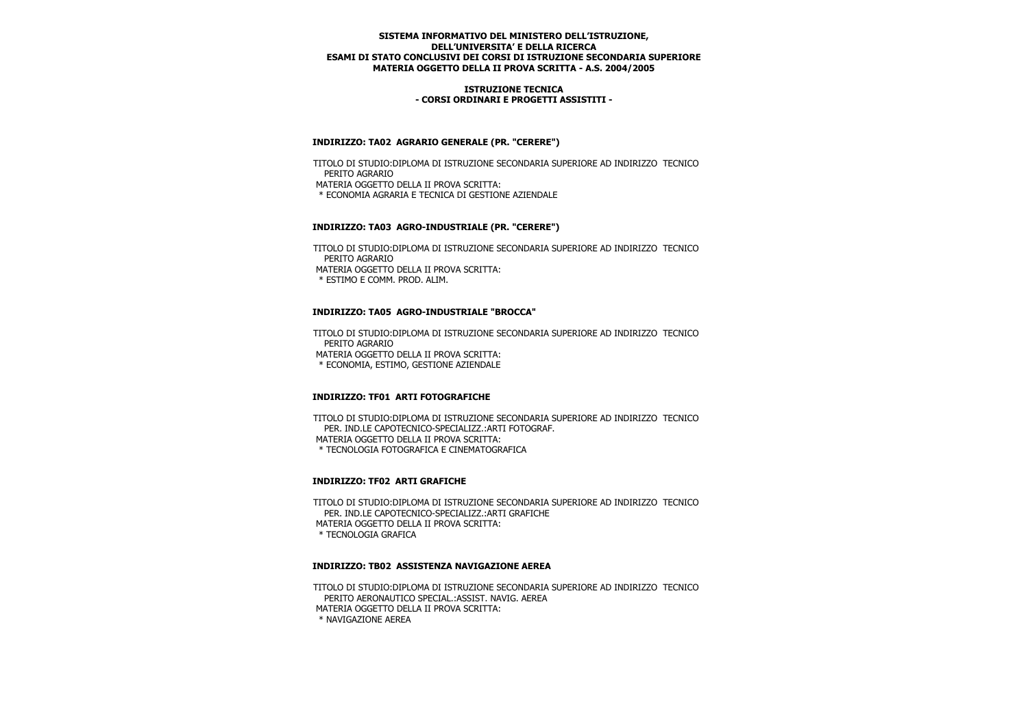**SISTEMA INFORMATIVO DEL MINISTERO DELL'ISTRUZIONE,**
**DELL'UNIVERSITA' E DELLA RICERCA**
**ESAMI DI STATO CONCLUSIVI DEI CORSI DI ISTRUZIONE SECONDARIA SUPERIORE**
**MATERIA OGGETTO DELLA II PROVA SCRITTA - A.S. 2004/2005**

**ISTRUZIONE TECNICA**
**- CORSI ORDINARI E PROGETTI ASSISTITI -**

### INDIRIZZO: TA02 AGRARIO GENERALE (PR. "CERERE")

TITOLO DI STUDIO:DIPLOMA DI ISTRUZIONE SECONDARIA SUPERIORE AD INDIRIZZO TECNICO
PERITO AGRARIO
MATERIA OGGETTO DELLA II PROVA SCRITTA:
* ECONOMIA AGRARIA E TECNICA DI GESTIONE AZIENDALE

### INDIRIZZO: TA03 AGRO-INDUSTRIALE (PR. "CERERE")

TITOLO DI STUDIO:DIPLOMA DI ISTRUZIONE SECONDARIA SUPERIORE AD INDIRIZZO TECNICO
PERITO AGRARIO
MATERIA OGGETTO DELLA II PROVA SCRITTA:
* ESTIMO E COMM. PROD. ALIM.

### INDIRIZZO: TA05 AGRO-INDUSTRIALE "BROCCA"

TITOLO DI STUDIO:DIPLOMA DI ISTRUZIONE SECONDARIA SUPERIORE AD INDIRIZZO TECNICO
PERITO AGRARIO
MATERIA OGGETTO DELLA II PROVA SCRITTA:
* ECONOMIA, ESTIMO, GESTIONE AZIENDALE

### INDIRIZZO: TF01 ARTI FOTOGRAFICHE

TITOLO DI STUDIO:DIPLOMA DI ISTRUZIONE SECONDARIA SUPERIORE AD INDIRIZZO TECNICO
PER. IND.LE CAPOTECNICO-SPECIALIZZ.:ARTI FOTOGRAF.
MATERIA OGGETTO DELLA II PROVA SCRITTA:
* TECNOLOGIA FOTOGRAFICA E CINEMATOGRAFICA

### INDIRIZZO: TF02 ARTI GRAFICHE

TITOLO DI STUDIO:DIPLOMA DI ISTRUZIONE SECONDARIA SUPERIORE AD INDIRIZZO TECNICO
PER. IND.LE CAPOTECNICO-SPECIALIZZ.:ARTI GRAFICHE
MATERIA OGGETTO DELLA II PROVA SCRITTA:
* TECNOLOGIA GRAFICA

### INDIRIZZO: TB02 ASSISTENZA NAVIGAZIONE AEREA

TITOLO DI STUDIO:DIPLOMA DI ISTRUZIONE SECONDARIA SUPERIORE AD INDIRIZZO TECNICO
PERITO AERONAUTICO SPECIAL.:ASSIST. NAVIG. AEREA
MATERIA OGGETTO DELLA II PROVA SCRITTA:
* NAVIGAZIONE AEREA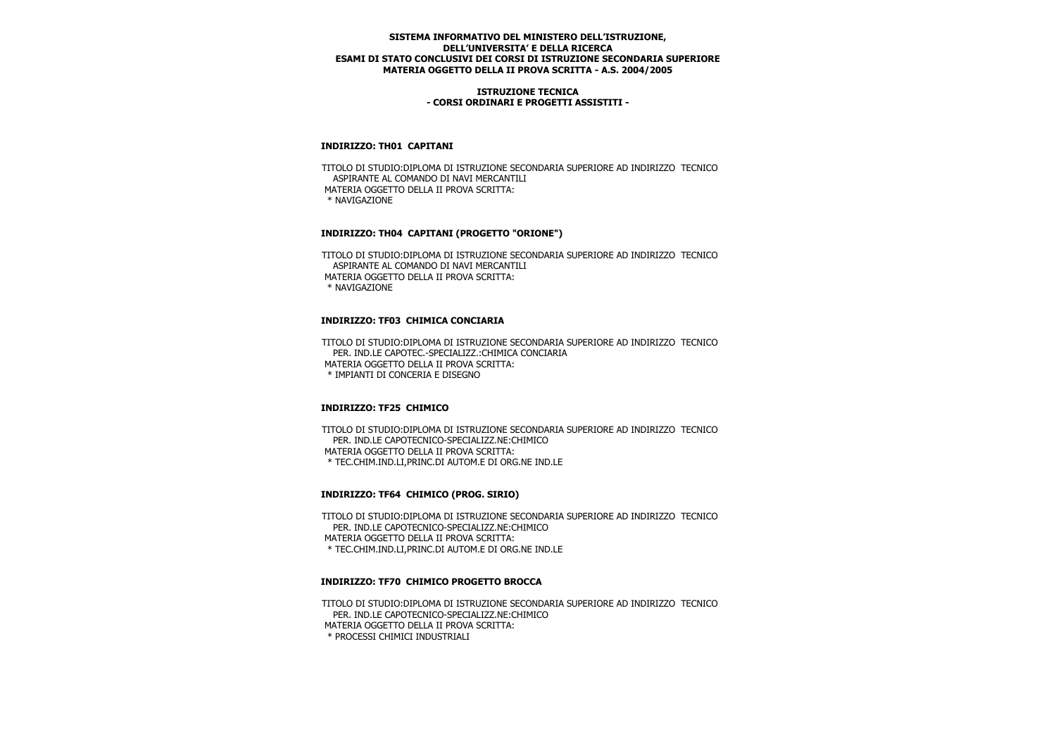**SISTEMA INFORMATIVO DEL MINISTERO DELL'ISTRUZIONE,**
**DELL'UNIVERSITA' E DELLA RICERCA**
**ESAMI DI STATO CONCLUSIVI DEI CORSI DI ISTRUZIONE SECONDARIA SUPERIORE**
**MATERIA OGGETTO DELLA II PROVA SCRITTA - A.S. 2004/2005**

**ISTRUZIONE TECNICA**
**- CORSI ORDINARI E PROGETTI ASSISTITI -**

**INDIRIZZO: TH01 CAPITANI**

TITOLO DI STUDIO:DIPLOMA DI ISTRUZIONE SECONDARIA SUPERIORE AD INDIRIZZO TECNICO
ASPIRANTE AL COMANDO DI NAVI MERCANTILI
MATERIA OGGETTO DELLA II PROVA SCRITTA:
* NAVIGAZIONE

**INDIRIZZO: TH04 CAPITANI (PROGETTO "ORIONE")**

TITOLO DI STUDIO:DIPLOMA DI ISTRUZIONE SECONDARIA SUPERIORE AD INDIRIZZO TECNICO
ASPIRANTE AL COMANDO DI NAVI MERCANTILI
MATERIA OGGETTO DELLA II PROVA SCRITTA:
* NAVIGAZIONE

**INDIRIZZO: TF03 CHIMICA CONCIARIA**

TITOLO DI STUDIO:DIPLOMA DI ISTRUZIONE SECONDARIA SUPERIORE AD INDIRIZZO TECNICO
PER. IND.LE CAPOTEC.-SPECIALIZZ.:CHIMICA CONCIARIA
MATERIA OGGETTO DELLA II PROVA SCRITTA:
* IMPIANTI DI CONCERIA E DISEGNO

**INDIRIZZO: TF25 CHIMICO**

TITOLO DI STUDIO:DIPLOMA DI ISTRUZIONE SECONDARIA SUPERIORE AD INDIRIZZO TECNICO
PER. IND.LE CAPOTECNICO-SPECIALIZZ.NE:CHIMICO
MATERIA OGGETTO DELLA II PROVA SCRITTA:
* TEC.CHIM.IND.LI,PRINC.DI AUTOM.E DI ORG.NE IND.LE

**INDIRIZZO: TF64 CHIMICO (PROG. SIRIO)**

TITOLO DI STUDIO:DIPLOMA DI ISTRUZIONE SECONDARIA SUPERIORE AD INDIRIZZO TECNICO
PER. IND.LE CAPOTECNICO-SPECIALIZZ.NE:CHIMICO
MATERIA OGGETTO DELLA II PROVA SCRITTA:
* TEC.CHIM.IND.LI,PRINC.DI AUTOM.E DI ORG.NE IND.LE

**INDIRIZZO: TF70 CHIMICO PROGETTO BROCCA**

TITOLO DI STUDIO:DIPLOMA DI ISTRUZIONE SECONDARIA SUPERIORE AD INDIRIZZO TECNICO
PER. IND.LE CAPOTECNICO-SPECIALIZZ.NE:CHIMICO
MATERIA OGGETTO DELLA II PROVA SCRITTA:
* PROCESSI CHIMICI INDUSTRIALI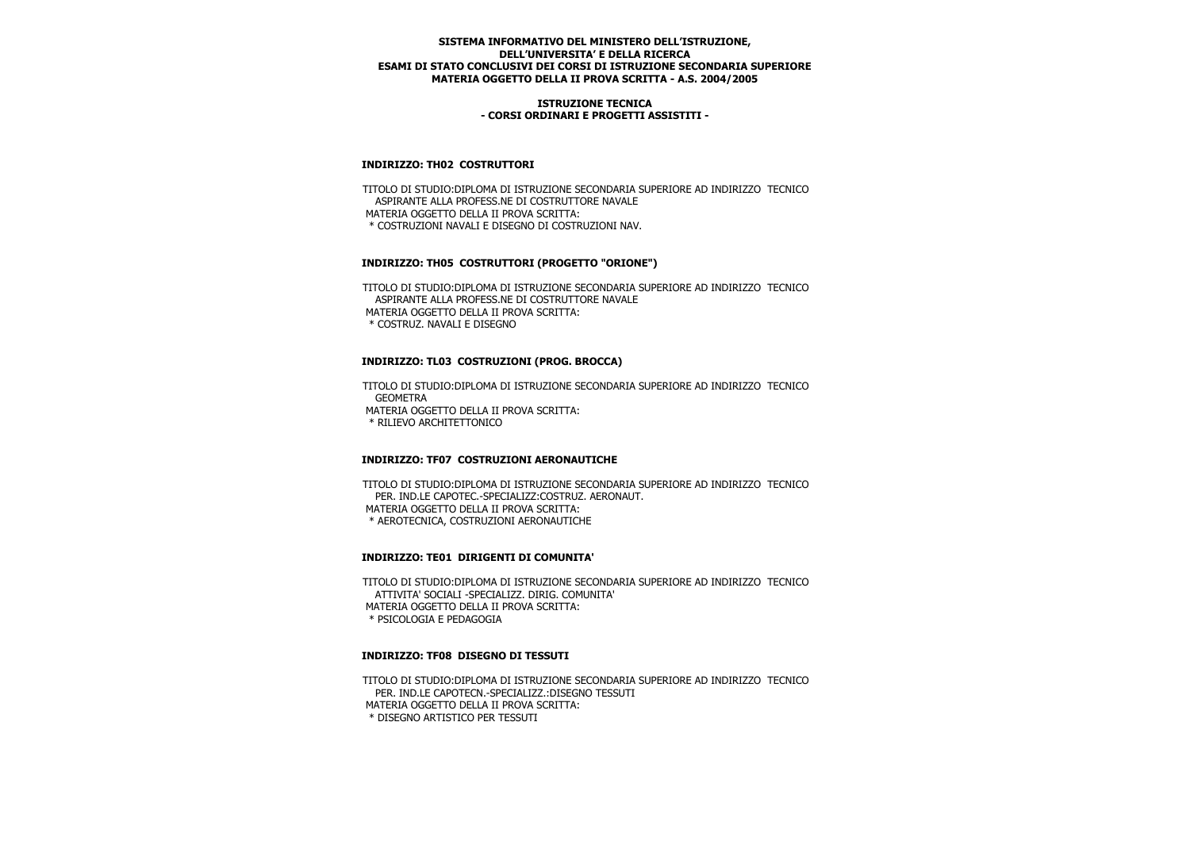**SISTEMA INFORMATIVO DEL MINISTERO DELL'ISTRUZIONE, DELL'UNIVERSITA' E DELLA RICERCA**
**ESAMI DI STATO CONCLUSIVI DEI CORSI DI ISTRUZIONE SECONDARIA SUPERIORE**
**MATERIA OGGETTO DELLA II PROVA SCRITTA - A.S. 2004/2005**

**ISTRUZIONE TECNICA**
**- CORSI ORDINARI E PROGETTI ASSISTITI -**

### INDIRIZZO: TH02 COSTRUTTORI

TITOLO DI STUDIO:DIPLOMA DI ISTRUZIONE SECONDARIA SUPERIORE AD INDIRIZZO TECNICO ASPIRANTE ALLA PROFESS.NE DI COSTRUTTORE NAVALE
MATERIA OGGETTO DELLA II PROVA SCRITTA:
* COSTRUZIONI NAVALI E DISEGNO DI COSTRUZIONI NAV.

### INDIRIZZO: TH05 COSTRUTTORI (PROGETTO "ORIONE")

TITOLO DI STUDIO:DIPLOMA DI ISTRUZIONE SECONDARIA SUPERIORE AD INDIRIZZO TECNICO ASPIRANTE ALLA PROFESS.NE DI COSTRUTTORE NAVALE
MATERIA OGGETTO DELLA II PROVA SCRITTA:
* COSTRUZ. NAVALI E DISEGNO

### INDIRIZZO: TL03 COSTRUZIONI (PROG. BROCCA)

TITOLO DI STUDIO:DIPLOMA DI ISTRUZIONE SECONDARIA SUPERIORE AD INDIRIZZO TECNICO GEOMETRA
MATERIA OGGETTO DELLA II PROVA SCRITTA:
* RILIEVO ARCHITETTONICO

### INDIRIZZO: TF07 COSTRUZIONI AERONAUTICHE

TITOLO DI STUDIO:DIPLOMA DI ISTRUZIONE SECONDARIA SUPERIORE AD INDIRIZZO TECNICO PER. IND.LE CAPOTEC.-SPECIALIZZ:COSTRUZ. AERONAUT.
MATERIA OGGETTO DELLA II PROVA SCRITTA:
* AEROTECNICA, COSTRUZIONI AERONAUTICHE

### INDIRIZZO: TE01 DIRIGENTI DI COMUNITA'

TITOLO DI STUDIO:DIPLOMA DI ISTRUZIONE SECONDARIA SUPERIORE AD INDIRIZZO TECNICO ATTIVITA' SOCIALI -SPECIALIZZ. DIRIG. COMUNITA'
MATERIA OGGETTO DELLA II PROVA SCRITTA:
* PSICOLOGIA E PEDAGOGIA

### INDIRIZZO: TF08 DISEGNO DI TESSUTI

TITOLO DI STUDIO:DIPLOMA DI ISTRUZIONE SECONDARIA SUPERIORE AD INDIRIZZO TECNICO PER. IND.LE CAPOTECN.-SPECIALIZZ.:DISEGNO TESSUTI
MATERIA OGGETTO DELLA II PROVA SCRITTA:
* DISEGNO ARTISTICO PER TESSUTI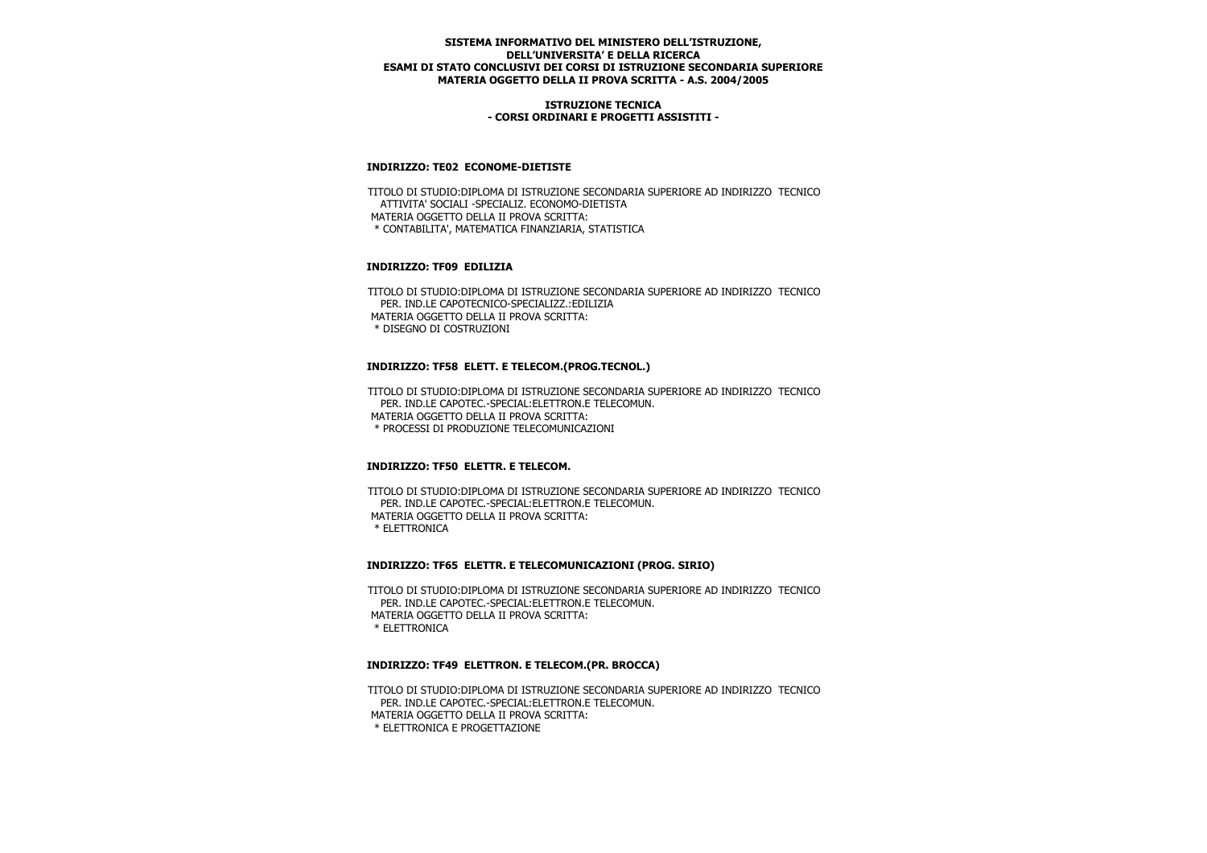**SISTEMA INFORMATIVO DEL MINISTERO DELL'ISTRUZIONE, DELL'UNIVERSITA' E DELLA RICERCA**
**ESAMI DI STATO CONCLUSIVI DEI CORSI DI ISTRUZIONE SECONDARIA SUPERIORE**
**MATERIA OGGETTO DELLA II PROVA SCRITTA - A.S. 2004/2005**

**ISTRUZIONE TECNICA**
**- CORSI ORDINARI E PROGETTI ASSISTITI -**

**INDIRIZZO: TE02 ECONOME-DIETISTE**

TITOLO DI STUDIO:DIPLOMA DI ISTRUZIONE SECONDARIA SUPERIORE AD INDIRIZZO TECNICO ATTIVITA' SOCIALI -SPECIALIZ. ECONOMO-DIETISTA
MATERIA OGGETTO DELLA II PROVA SCRITTA:
* CONTABILITA', MATEMATICA FINANZIARIA, STATISTICA

**INDIRIZZO: TF09 EDILIZIA**

TITOLO DI STUDIO:DIPLOMA DI ISTRUZIONE SECONDARIA SUPERIORE AD INDIRIZZO TECNICO PER. IND.LE CAPOTECNICO-SPECIALIZZ.:EDILIZIA
MATERIA OGGETTO DELLA II PROVA SCRITTA:
* DISEGNO DI COSTRUZIONI

**INDIRIZZO: TF58 ELETT. E TELECOM.(PROG.TECNOL.)**

TITOLO DI STUDIO:DIPLOMA DI ISTRUZIONE SECONDARIA SUPERIORE AD INDIRIZZO TECNICO PER. IND.LE CAPOTEC.-SPECIAL:ELETTRON.E TELECOMUN.
MATERIA OGGETTO DELLA II PROVA SCRITTA:
* PROCESSI DI PRODUZIONE TELECOMUNICAZIONI

**INDIRIZZO: TF50 ELETTR. E TELECOM.**

TITOLO DI STUDIO:DIPLOMA DI ISTRUZIONE SECONDARIA SUPERIORE AD INDIRIZZO TECNICO PER. IND.LE CAPOTEC.-SPECIAL:ELETTRON.E TELECOMUN.
MATERIA OGGETTO DELLA II PROVA SCRITTA:
* ELETTRONICA

**INDIRIZZO: TF65 ELETTR. E TELECOMUNICAZIONI (PROG. SIRIO)**

TITOLO DI STUDIO:DIPLOMA DI ISTRUZIONE SECONDARIA SUPERIORE AD INDIRIZZO TECNICO PER. IND.LE CAPOTEC.-SPECIAL:ELETTRON.E TELECOMUN.
MATERIA OGGETTO DELLA II PROVA SCRITTA:
* ELETTRONICA

**INDIRIZZO: TF49 ELETTRON. E TELECOM.(PR. BROCCA)**

TITOLO DI STUDIO:DIPLOMA DI ISTRUZIONE SECONDARIA SUPERIORE AD INDIRIZZO TECNICO PER. IND.LE CAPOTEC.-SPECIAL:ELETTRON.E TELECOMUN.
MATERIA OGGETTO DELLA II PROVA SCRITTA:
* ELETTRONICA E PROGETTAZIONE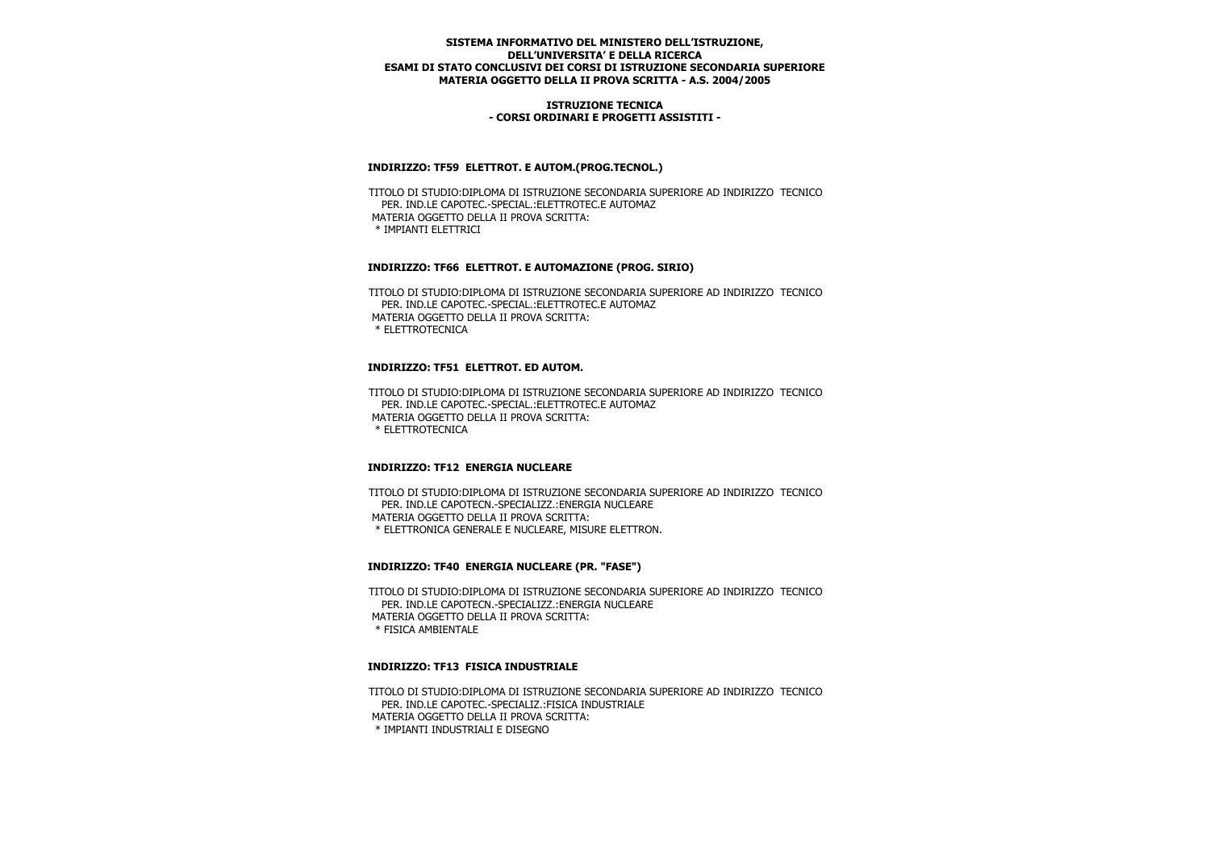**SISTEMA INFORMATIVO DEL MINISTERO DELL'ISTRUZIONE, DELL'UNIVERSITA' E DELLA RICERCA**
**ESAMI DI STATO CONCLUSIVI DEI CORSI DI ISTRUZIONE SECONDARIA SUPERIORE**
**MATERIA OGGETTO DELLA II PROVA SCRITTA - A.S. 2004/2005**

**ISTRUZIONE TECNICA**
**- CORSI ORDINARI E PROGETTI ASSISTITI -**

**INDIRIZZO: TF59 ELETTROT. E AUTOM.(PROG.TECNOL.)**

TITOLO DI STUDIO:DIPLOMA DI ISTRUZIONE SECONDARIA SUPERIORE AD INDIRIZZO TECNICO
PER. IND.LE CAPOTEC.-SPECIAL.:ELETTROTEC.E AUTOMAZ
MATERIA OGGETTO DELLA II PROVA SCRITTA:
* IMPIANTI ELETTRICI

**INDIRIZZO: TF66 ELETTROT. E AUTOMAZIONE (PROG. SIRIO)**

TITOLO DI STUDIO:DIPLOMA DI ISTRUZIONE SECONDARIA SUPERIORE AD INDIRIZZO TECNICO
PER. IND.LE CAPOTEC.-SPECIAL.:ELETTROTEC.E AUTOMAZ
MATERIA OGGETTO DELLA II PROVA SCRITTA:
* ELETTROTECNICA

**INDIRIZZO: TF51 ELETTROT. ED AUTOM.**

TITOLO DI STUDIO:DIPLOMA DI ISTRUZIONE SECONDARIA SUPERIORE AD INDIRIZZO TECNICO
PER. IND.LE CAPOTEC.-SPECIAL.:ELETTROTEC.E AUTOMAZ
MATERIA OGGETTO DELLA II PROVA SCRITTA:
* ELETTROTECNICA

**INDIRIZZO: TF12 ENERGIA NUCLEARE**

TITOLO DI STUDIO:DIPLOMA DI ISTRUZIONE SECONDARIA SUPERIORE AD INDIRIZZO TECNICO
PER. IND.LE CAPOTECN.-SPECIALIZZ.:ENERGIA NUCLEARE
MATERIA OGGETTO DELLA II PROVA SCRITTA:
* ELETTRONICA GENERALE E NUCLEARE, MISURE ELETTRON.

**INDIRIZZO: TF40 ENERGIA NUCLEARE (PR. "FASE")**

TITOLO DI STUDIO:DIPLOMA DI ISTRUZIONE SECONDARIA SUPERIORE AD INDIRIZZO TECNICO
PER. IND.LE CAPOTECN.-SPECIALIZZ.:ENERGIA NUCLEARE
MATERIA OGGETTO DELLA II PROVA SCRITTA:
* FISICA AMBIENTALE

**INDIRIZZO: TF13 FISICA INDUSTRIALE**

TITOLO DI STUDIO:DIPLOMA DI ISTRUZIONE SECONDARIA SUPERIORE AD INDIRIZZO TECNICO
PER. IND.LE CAPOTEC.-SPECIALIZ.:FISICA INDUSTRIALE
MATERIA OGGETTO DELLA II PROVA SCRITTA:
* IMPIANTI INDUSTRIALI E DISEGNO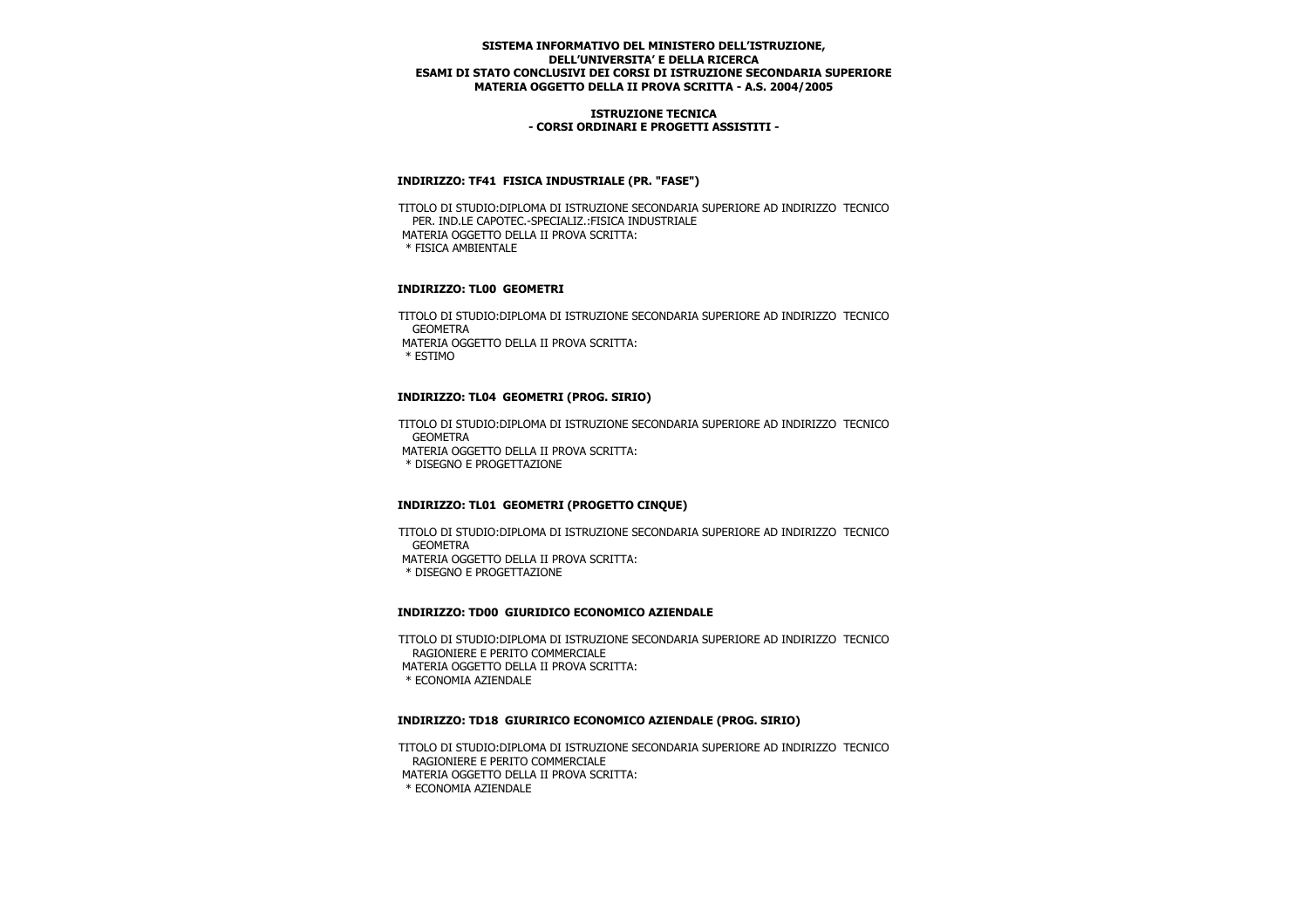**SISTEMA INFORMATIVO DEL MINISTERO DELL'ISTRUZIONE, DELL'UNIVERSITA' E DELLA RICERCA**
**ESAMI DI STATO CONCLUSIVI DEI CORSI DI ISTRUZIONE SECONDARIA SUPERIORE**
**MATERIA OGGETTO DELLA II PROVA SCRITTA - A.S. 2004/2005**

**ISTRUZIONE TECNICA**
**- CORSI ORDINARI E PROGETTI ASSISTITI -**

### INDIRIZZO: TF41 FISICA INDUSTRIALE (PR. "FASE")

TITOLO DI STUDIO:DIPLOMA DI ISTRUZIONE SECONDARIA SUPERIORE AD INDIRIZZO TECNICO PER. IND.LE CAPOTEC.-SPECIALIZ.:FISICA INDUSTRIALE
MATERIA OGGETTO DELLA II PROVA SCRITTA:
* FISICA AMBIENTALE

### INDIRIZZO: TL00 GEOMETRI

TITOLO DI STUDIO:DIPLOMA DI ISTRUZIONE SECONDARIA SUPERIORE AD INDIRIZZO TECNICO GEOMETRA
MATERIA OGGETTO DELLA II PROVA SCRITTA:
* ESTIMO

### INDIRIZZO: TL04 GEOMETRI (PROG. SIRIO)

TITOLO DI STUDIO:DIPLOMA DI ISTRUZIONE SECONDARIA SUPERIORE AD INDIRIZZO TECNICO GEOMETRA
MATERIA OGGETTO DELLA II PROVA SCRITTA:
* DISEGNO E PROGETTAZIONE

### INDIRIZZO: TL01 GEOMETRI (PROGETTO CINQUE)

TITOLO DI STUDIO:DIPLOMA DI ISTRUZIONE SECONDARIA SUPERIORE AD INDIRIZZO TECNICO GEOMETRA
MATERIA OGGETTO DELLA II PROVA SCRITTA:
* DISEGNO E PROGETTAZIONE

### INDIRIZZO: TD00 GIURIDICO ECONOMICO AZIENDALE

TITOLO DI STUDIO:DIPLOMA DI ISTRUZIONE SECONDARIA SUPERIORE AD INDIRIZZO TECNICO RAGIONIERE E PERITO COMMERCIALE
MATERIA OGGETTO DELLA II PROVA SCRITTA:
* ECONOMIA AZIENDALE

### INDIRIZZO: TD18 GIURIRICO ECONOMICO AZIENDALE (PROG. SIRIO)

TITOLO DI STUDIO:DIPLOMA DI ISTRUZIONE SECONDARIA SUPERIORE AD INDIRIZZO TECNICO RAGIONIERE E PERITO COMMERCIALE
MATERIA OGGETTO DELLA II PROVA SCRITTA:
* ECONOMIA AZIENDALE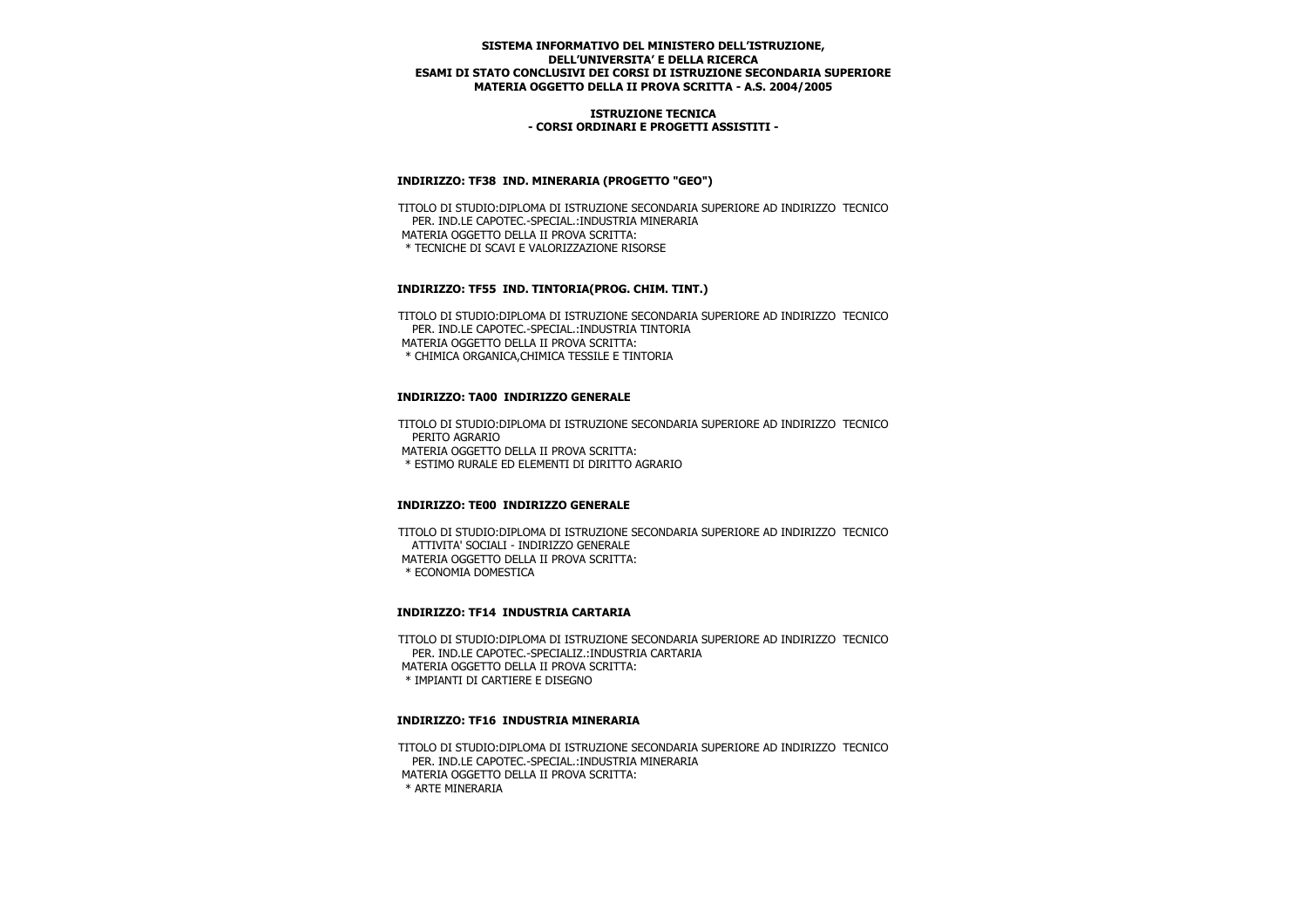**ISTRUZIONE TECNICA**
**- CORSI ORDINARI E PROGETTI ASSISTITI -**

### INDIRIZZO: TF38 IND. MINERARIA (PROGETTO "GEO")

TITOLO DI STUDIO:DIPLOMA DI ISTRUZIONE SECONDARIA SUPERIORE AD INDIRIZZO TECNICO PER. IND.LE CAPOTEC.-SPECIAL.:INDUSTRIA MINERARIA
MATERIA OGGETTO DELLA II PROVA SCRITTA:
* TECNICHE DI SCAVI E VALORIZZAZIONE RISORSE

### INDIRIZZO: TF55 IND. TINTORIA(PROG. CHIM. TINT.)

TITOLO DI STUDIO:DIPLOMA DI ISTRUZIONE SECONDARIA SUPERIORE AD INDIRIZZO TECNICO PER. IND.LE CAPOTEC.-SPECIAL.:INDUSTRIA TINTORIA
MATERIA OGGETTO DELLA II PROVA SCRITTA:
* CHIMICA ORGANICA,CHIMICA TESSILE E TINTORIA

### INDIRIZZO: TA00 INDIRIZZO GENERALE

TITOLO DI STUDIO:DIPLOMA DI ISTRUZIONE SECONDARIA SUPERIORE AD INDIRIZZO TECNICO PERITO AGRARIO
MATERIA OGGETTO DELLA II PROVA SCRITTA:
* ESTIMO RURALE ED ELEMENTI DI DIRITTO AGRARIO

### INDIRIZZO: TE00 INDIRIZZO GENERALE

TITOLO DI STUDIO:DIPLOMA DI ISTRUZIONE SECONDARIA SUPERIORE AD INDIRIZZO TECNICO ATTIVITA' SOCIALI - INDIRIZZO GENERALE
MATERIA OGGETTO DELLA II PROVA SCRITTA:
* ECONOMIA DOMESTICA

### INDIRIZZO: TF14 INDUSTRIA CARTARIA

TITOLO DI STUDIO:DIPLOMA DI ISTRUZIONE SECONDARIA SUPERIORE AD INDIRIZZO TECNICO PER. IND.LE CAPOTEC.-SPECIALIZ.:INDUSTRIA CARTARIA
MATERIA OGGETTO DELLA II PROVA SCRITTA:
* IMPIANTI DI CARTIERE E DISEGNO

### INDIRIZZO: TF16 INDUSTRIA MINERARIA

TITOLO DI STUDIO:DIPLOMA DI ISTRUZIONE SECONDARIA SUPERIORE AD INDIRIZZO TECNICO PER. IND.LE CAPOTEC.-SPECIAL.:INDUSTRIA MINERARIA
MATERIA OGGETTO DELLA II PROVA SCRITTA:
* ARTE MINERARIA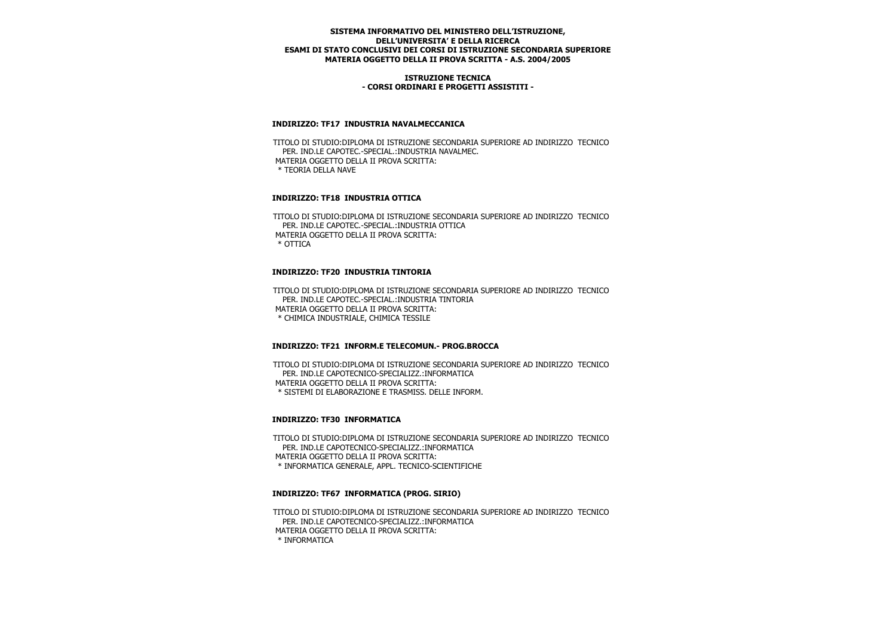**SISTEMA INFORMATIVO DEL MINISTERO DELL'ISTRUZIONE, DELL'UNIVERSITA' E DELLA RICERCA**
**ESAMI DI STATO CONCLUSIVI DEI CORSI DI ISTRUZIONE SECONDARIA SUPERIORE**
**MATERIA OGGETTO DELLA II PROVA SCRITTA - A.S. 2004/2005**

**ISTRUZIONE TECNICA**
**- CORSI ORDINARI E PROGETTI ASSISTITI -**

**INDIRIZZO: TF17 INDUSTRIA NAVALMECCANICA**

TITOLO DI STUDIO:DIPLOMA DI ISTRUZIONE SECONDARIA SUPERIORE AD INDIRIZZO TECNICO PER. IND.LE CAPOTEC.-SPECIAL.:INDUSTRIA NAVALMEC.
MATERIA OGGETTO DELLA II PROVA SCRITTA:
* TEORIA DELLA NAVE

**INDIRIZZO: TF18 INDUSTRIA OTTICA**

TITOLO DI STUDIO:DIPLOMA DI ISTRUZIONE SECONDARIA SUPERIORE AD INDIRIZZO TECNICO PER. IND.LE CAPOTEC.-SPECIAL.:INDUSTRIA OTTICA
MATERIA OGGETTO DELLA II PROVA SCRITTA:
* OTTICA

**INDIRIZZO: TF20 INDUSTRIA TINTORIA**

TITOLO DI STUDIO:DIPLOMA DI ISTRUZIONE SECONDARIA SUPERIORE AD INDIRIZZO TECNICO PER. IND.LE CAPOTEC.-SPECIAL.:INDUSTRIA TINTORIA
MATERIA OGGETTO DELLA II PROVA SCRITTA:
* CHIMICA INDUSTRIALE, CHIMICA TESSILE

**INDIRIZZO: TF21 INFORM.E TELECOMUN.- PROG.BROCCA**

TITOLO DI STUDIO:DIPLOMA DI ISTRUZIONE SECONDARIA SUPERIORE AD INDIRIZZO TECNICO PER. IND.LE CAPOTECNICO-SPECIALIZZ.:INFORMATICA
MATERIA OGGETTO DELLA II PROVA SCRITTA:
* SISTEMI DI ELABORAZIONE E TRASMISS. DELLE INFORM.

**INDIRIZZO: TF30 INFORMATICA**

TITOLO DI STUDIO:DIPLOMA DI ISTRUZIONE SECONDARIA SUPERIORE AD INDIRIZZO TECNICO PER. IND.LE CAPOTECNICO-SPECIALIZZ.:INFORMATICA
MATERIA OGGETTO DELLA II PROVA SCRITTA:
* INFORMATICA GENERALE, APPL. TECNICO-SCIENTIFICHE

**INDIRIZZO: TF67 INFORMATICA (PROG. SIRIO)**

TITOLO DI STUDIO:DIPLOMA DI ISTRUZIONE SECONDARIA SUPERIORE AD INDIRIZZO TECNICO PER. IND.LE CAPOTECNICO-SPECIALIZZ.:INFORMATICA
MATERIA OGGETTO DELLA II PROVA SCRITTA:
* INFORMATICA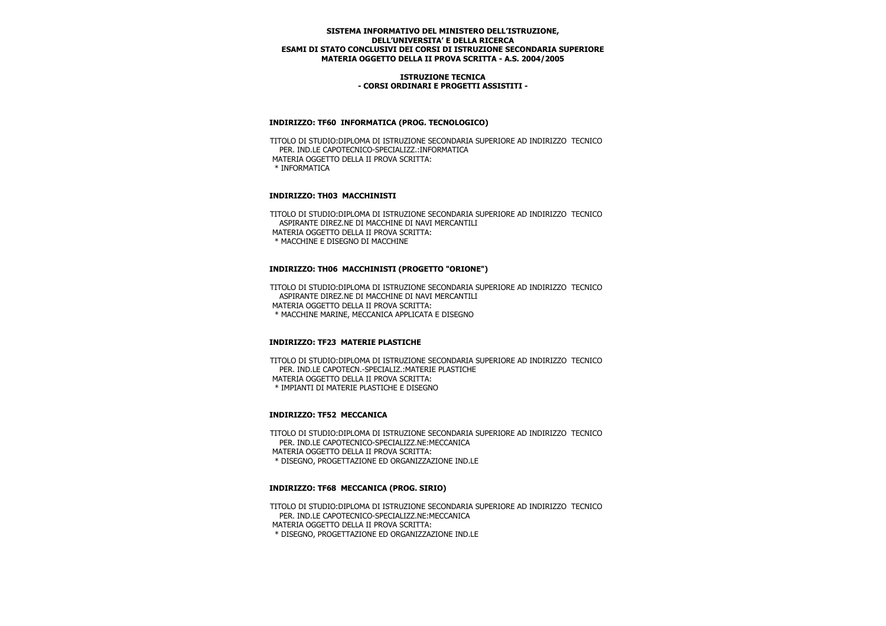**SISTEMA INFORMATIVO DEL MINISTERO DELL'ISTRUZIONE,**
**DELL'UNIVERSITA' E DELLA RICERCA**
**ESAMI DI STATO CONCLUSIVI DEI CORSI DI ISTRUZIONE SECONDARIA SUPERIORE**
**MATERIA OGGETTO DELLA II PROVA SCRITTA - A.S. 2004/2005**

**ISTRUZIONE TECNICA**
**- CORSI ORDINARI E PROGETTI ASSISTITI -**

### INDIRIZZO: TF60 INFORMATICA (PROG. TECNOLOGICO)

TITOLO DI STUDIO:DIPLOMA DI ISTRUZIONE SECONDARIA SUPERIORE AD INDIRIZZO TECNICO PER. IND.LE CAPOTECNICO-SPECIALIZZ.:INFORMATICA
MATERIA OGGETTO DELLA II PROVA SCRITTA:
* INFORMATICA

### INDIRIZZO: TH03 MACCHINISTI

TITOLO DI STUDIO:DIPLOMA DI ISTRUZIONE SECONDARIA SUPERIORE AD INDIRIZZO TECNICO ASPIRANTE DIREZ.NE DI MACCHINE DI NAVI MERCANTILI
MATERIA OGGETTO DELLA II PROVA SCRITTA:
* MACCHINE E DISEGNO DI MACCHINE

### INDIRIZZO: TH06 MACCHINISTI (PROGETTO "ORIONE")

TITOLO DI STUDIO:DIPLOMA DI ISTRUZIONE SECONDARIA SUPERIORE AD INDIRIZZO TECNICO ASPIRANTE DIREZ.NE DI MACCHINE DI NAVI MERCANTILI
MATERIA OGGETTO DELLA II PROVA SCRITTA:
* MACCHINE MARINE, MECCANICA APPLICATA E DISEGNO

### INDIRIZZO: TF23 MATERIE PLASTICHE

TITOLO DI STUDIO:DIPLOMA DI ISTRUZIONE SECONDARIA SUPERIORE AD INDIRIZZO TECNICO PER. IND.LE CAPOTECN.-SPECIALIZ.:MATERIE PLASTICHE
MATERIA OGGETTO DELLA II PROVA SCRITTA:
* IMPIANTI DI MATERIE PLASTICHE E DISEGNO

### INDIRIZZO: TF52 MECCANICA

TITOLO DI STUDIO:DIPLOMA DI ISTRUZIONE SECONDARIA SUPERIORE AD INDIRIZZO TECNICO PER. IND.LE CAPOTECNICO-SPECIALIZZ.NE:MECCANICA
MATERIA OGGETTO DELLA II PROVA SCRITTA:
* DISEGNO, PROGETTAZIONE ED ORGANIZZAZIONE IND.LE

### INDIRIZZO: TF68 MECCANICA (PROG. SIRIO)

TITOLO DI STUDIO:DIPLOMA DI ISTRUZIONE SECONDARIA SUPERIORE AD INDIRIZZO TECNICO PER. IND.LE CAPOTECNICO-SPECIALIZZ.NE:MECCANICA
MATERIA OGGETTO DELLA II PROVA SCRITTA:
* DISEGNO, PROGETTAZIONE ED ORGANIZZAZIONE IND.LE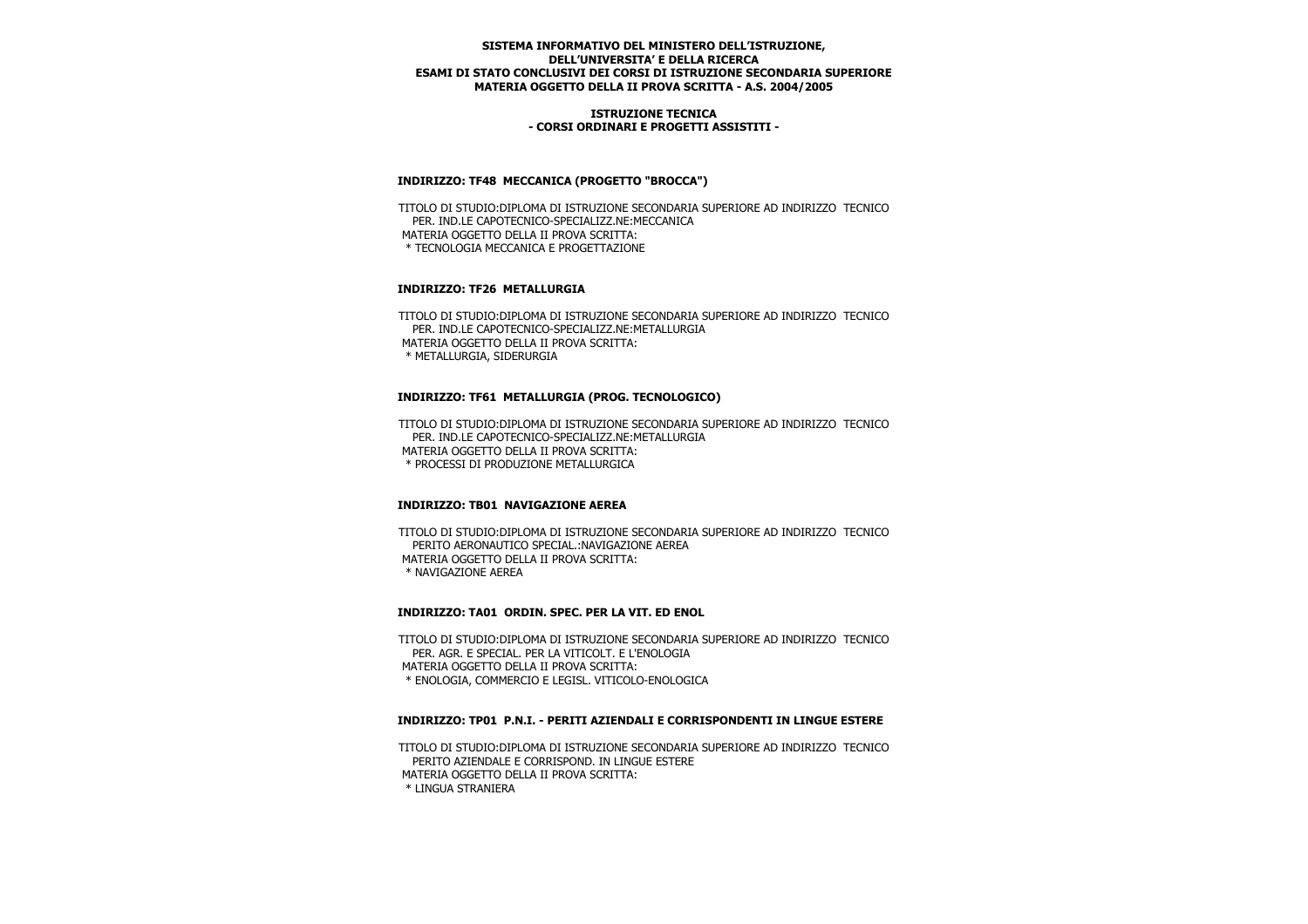**SISTEMA INFORMATIVO DEL MINISTERO DELL'ISTRUZIONE, DELL'UNIVERSITA' E DELLA RICERCA**
**ESAMI DI STATO CONCLUSIVI DEI CORSI DI ISTRUZIONE SECONDARIA SUPERIORE**
**MATERIA OGGETTO DELLA II PROVA SCRITTA - A.S. 2004/2005**

**ISTRUZIONE TECNICA**
**- CORSI ORDINARI E PROGETTI ASSISTITI -**

### INDIRIZZO: TF48 MECCANICA (PROGETTO "BROCCA")

TITOLO DI STUDIO:DIPLOMA DI ISTRUZIONE SECONDARIA SUPERIORE AD INDIRIZZO TECNICO PER. IND.LE CAPOTECNICO-SPECIALIZZ.NE:MECCANICA
MATERIA OGGETTO DELLA II PROVA SCRITTA:
* TECNOLOGIA MECCANICA E PROGETTAZIONE

### INDIRIZZO: TF26 METALLURGIA

TITOLO DI STUDIO:DIPLOMA DI ISTRUZIONE SECONDARIA SUPERIORE AD INDIRIZZO TECNICO PER. IND.LE CAPOTECNICO-SPECIALIZZ.NE:METALLURGIA
MATERIA OGGETTO DELLA II PROVA SCRITTA:
* METALLURGIA, SIDERURGIA

### INDIRIZZO: TF61 METALLURGIA (PROG. TECNOLOGICO)

TITOLO DI STUDIO:DIPLOMA DI ISTRUZIONE SECONDARIA SUPERIORE AD INDIRIZZO TECNICO PER. IND.LE CAPOTECNICO-SPECIALIZZ.NE:METALLURGIA
MATERIA OGGETTO DELLA II PROVA SCRITTA:
* PROCESSI DI PRODUZIONE METALLURGICA

### INDIRIZZO: TB01 NAVIGAZIONE AEREA

TITOLO DI STUDIO:DIPLOMA DI ISTRUZIONE SECONDARIA SUPERIORE AD INDIRIZZO TECNICO PERITO AERONAUTICO SPECIAL.:NAVIGAZIONE AEREA
MATERIA OGGETTO DELLA II PROVA SCRITTA:
* NAVIGAZIONE AEREA

### INDIRIZZO: TA01 ORDIN. SPEC. PER LA VIT. ED ENOL

TITOLO DI STUDIO:DIPLOMA DI ISTRUZIONE SECONDARIA SUPERIORE AD INDIRIZZO TECNICO PER. AGR. E SPECIAL. PER LA VITICOLT. E L'ENOLOGIA
MATERIA OGGETTO DELLA II PROVA SCRITTA:
* ENOLOGIA, COMMERCIO E LEGISL. VITICOLO-ENOLOGICA

### INDIRIZZO: TP01 P.N.I. - PERITI AZIENDALI E CORRISPONDENTI IN LINGUE ESTERE

TITOLO DI STUDIO:DIPLOMA DI ISTRUZIONE SECONDARIA SUPERIORE AD INDIRIZZO TECNICO PERITO AZIENDALE E CORRISPOND. IN LINGUE ESTERE
MATERIA OGGETTO DELLA II PROVA SCRITTA:
* LINGUA STRANIERA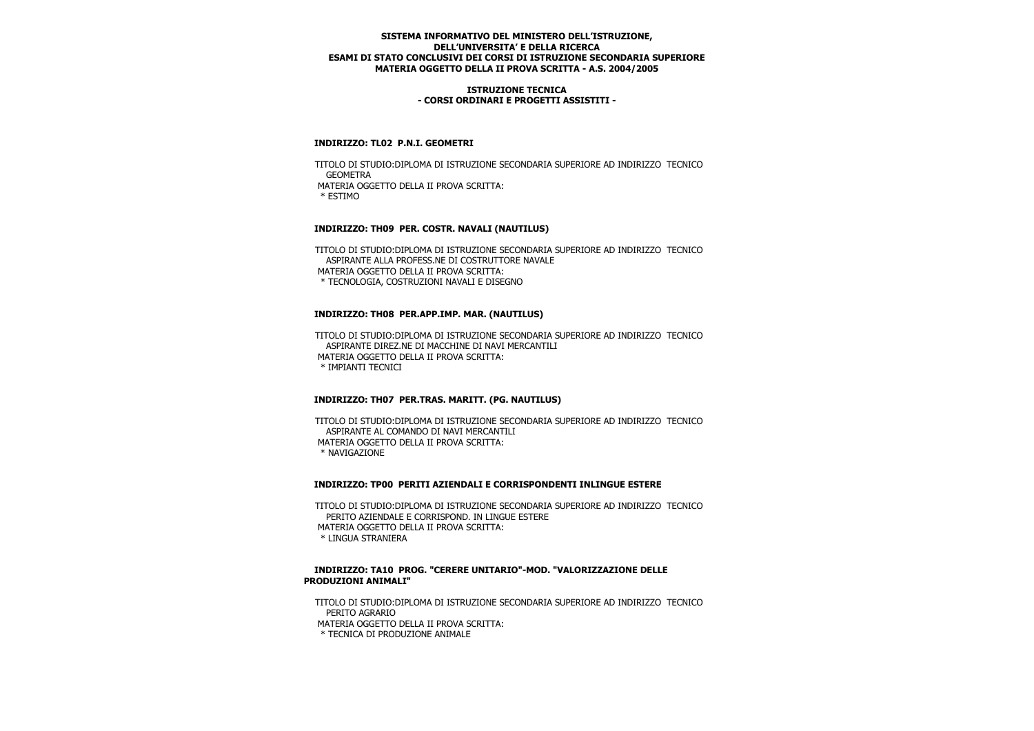**SISTEMA INFORMATIVO DEL MINISTERO DELL'ISTRUZIONE, DELL'UNIVERSITA' E DELLA RICERCA**
**ESAMI DI STATO CONCLUSIVI DEI CORSI DI ISTRUZIONE SECONDARIA SUPERIORE**
**MATERIA OGGETTO DELLA II PROVA SCRITTA - A.S. 2004/2005**

**ISTRUZIONE TECNICA**
**- CORSI ORDINARI E PROGETTI ASSISTITI -**

### INDIRIZZO: TL02 P.N.I. GEOMETRI

TITOLO DI STUDIO:DIPLOMA DI ISTRUZIONE SECONDARIA SUPERIORE AD INDIRIZZO TECNICO GEOMETRA
MATERIA OGGETTO DELLA II PROVA SCRITTA:
* ESTIMO

### INDIRIZZO: TH09 PER. COSTR. NAVALI (NAUTILUS)

TITOLO DI STUDIO:DIPLOMA DI ISTRUZIONE SECONDARIA SUPERIORE AD INDIRIZZO TECNICO ASPIRANTE ALLA PROFESS.NE DI COSTRUTTORE NAVALE
MATERIA OGGETTO DELLA II PROVA SCRITTA:
* TECNOLOGIA, COSTRUZIONI NAVALI E DISEGNO

### INDIRIZZO: TH08 PER.APP.IMP. MAR. (NAUTILUS)

TITOLO DI STUDIO:DIPLOMA DI ISTRUZIONE SECONDARIA SUPERIORE AD INDIRIZZO TECNICO ASPIRANTE DIREZ.NE DI MACCHINE DI NAVI MERCANTILI
MATERIA OGGETTO DELLA II PROVA SCRITTA:
* IMPIANTI TECNICI

### INDIRIZZO: TH07 PER.TRAS. MARITT. (PG. NAUTILUS)

TITOLO DI STUDIO:DIPLOMA DI ISTRUZIONE SECONDARIA SUPERIORE AD INDIRIZZO TECNICO ASPIRANTE AL COMANDO DI NAVI MERCANTILI
MATERIA OGGETTO DELLA II PROVA SCRITTA:
* NAVIGAZIONE

### INDIRIZZO: TP00 PERITI AZIENDALI E CORRISPONDENTI INLINGUE ESTERE

TITOLO DI STUDIO:DIPLOMA DI ISTRUZIONE SECONDARIA SUPERIORE AD INDIRIZZO TECNICO PERITO AZIENDALE E CORRISPOND. IN LINGUE ESTERE
MATERIA OGGETTO DELLA II PROVA SCRITTA:
* LINGUA STRANIERA

### INDIRIZZO: TA10 PROG. "CERERE UNITARIO"-MOD. "VALORIZZAZIONE DELLE PRODUZIONI ANIMALI"

TITOLO DI STUDIO:DIPLOMA DI ISTRUZIONE SECONDARIA SUPERIORE AD INDIRIZZO TECNICO PERITO AGRARIO
MATERIA OGGETTO DELLA II PROVA SCRITTA:
* TECNICA DI PRODUZIONE ANIMALE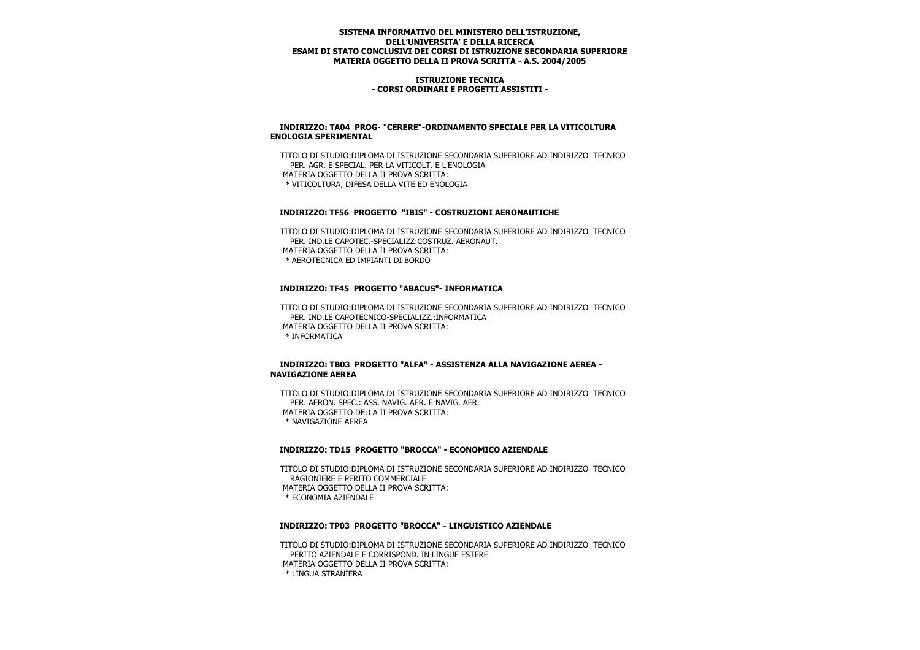**SISTEMA INFORMATIVO DEL MINISTERO DELL'ISTRUZIONE, DELL'UNIVERSITA' E DELLA RICERCA**
**ESAMI DI STATO CONCLUSIVI DEI CORSI DI ISTRUZIONE SECONDARIA SUPERIORE**
**MATERIA OGGETTO DELLA II PROVA SCRITTA - A.S. 2004/2005**

**ISTRUZIONE TECNICA**
**- CORSI ORDINARI E PROGETTI ASSISTITI -**

**INDIRIZZO: TA04 PROG- "CERERE"-ORDINAMENTO SPECIALE PER LA VITICOLTURA ENOLOGIA SPERIMENTAL**

TITOLO DI STUDIO:DIPLOMA DI ISTRUZIONE SECONDARIA SUPERIORE AD INDIRIZZO TECNICO PER. AGR. E SPECIAL. PER LA VITICOLT. E L'ENOLOGIA
MATERIA OGGETTO DELLA II PROVA SCRITTA:
* VITICOLTURA, DIFESA DELLA VITE ED ENOLOGIA

**INDIRIZZO: TF56 PROGETTO "IBIS" - COSTRUZIONI AERONAUTICHE**

TITOLO DI STUDIO:DIPLOMA DI ISTRUZIONE SECONDARIA SUPERIORE AD INDIRIZZO TECNICO PER. IND.LE CAPOTEC.-SPECIALIZZ:COSTRUZ. AERONAUT.
MATERIA OGGETTO DELLA II PROVA SCRITTA:
* AEROTECNICA ED IMPIANTI DI BORDO

**INDIRIZZO: TF45 PROGETTO "ABACUS"- INFORMATICA**

TITOLO DI STUDIO:DIPLOMA DI ISTRUZIONE SECONDARIA SUPERIORE AD INDIRIZZO TECNICO PER. IND.LE CAPOTECNICO-SPECIALIZZ.:INFORMATICA
MATERIA OGGETTO DELLA II PROVA SCRITTA:
* INFORMATICA

**INDIRIZZO: TB03 PROGETTO "ALFA" - ASSISTENZA ALLA NAVIGAZIONE AEREA - NAVIGAZIONE AEREA**

TITOLO DI STUDIO:DIPLOMA DI ISTRUZIONE SECONDARIA SUPERIORE AD INDIRIZZO TECNICO PER. AERON. SPEC.: ASS. NAVIG. AER. E NAVIG. AER.
MATERIA OGGETTO DELLA II PROVA SCRITTA:
* NAVIGAZIONE AEREA

**INDIRIZZO: TD15 PROGETTO "BROCCA" - ECONOMICO AZIENDALE**

TITOLO DI STUDIO:DIPLOMA DI ISTRUZIONE SECONDARIA SUPERIORE AD INDIRIZZO TECNICO RAGIONIERE E PERITO COMMERCIALE
MATERIA OGGETTO DELLA II PROVA SCRITTA:
* ECONOMIA AZIENDALE

**INDIRIZZO: TP03 PROGETTO "BROCCA" - LINGUISTICO AZIENDALE**

TITOLO DI STUDIO:DIPLOMA DI ISTRUZIONE SECONDARIA SUPERIORE AD INDIRIZZO TECNICO PERITO AZIENDALE E CORRISPOND. IN LINGUE ESTERE
MATERIA OGGETTO DELLA II PROVA SCRITTA:
* LINGUA STRANIERA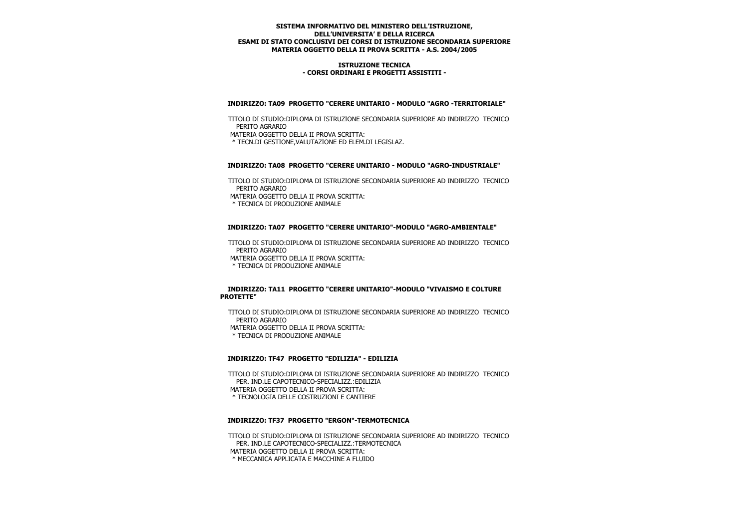**SISTEMA INFORMATIVO DEL MINISTERO DELL'ISTRUZIONE, DELL'UNIVERSITA' E DELLA RICERCA**
**ESAMI DI STATO CONCLUSIVI DEI CORSI DI ISTRUZIONE SECONDARIA SUPERIORE**
**MATERIA OGGETTO DELLA II PROVA SCRITTA - A.S. 2004/2005**

**ISTRUZIONE TECNICA**
**- CORSI ORDINARI E PROGETTI ASSISTITI -**

### INDIRIZZO: TA09 PROGETTO "CERERE UNITARIO - MODULO "AGRO -TERRITORIALE"

TITOLO DI STUDIO:DIPLOMA DI ISTRUZIONE SECONDARIA SUPERIORE AD INDIRIZZO TECNICO PERITO AGRARIO
MATERIA OGGETTO DELLA II PROVA SCRITTA:
* TECN.DI GESTIONE,VALUTAZIONE ED ELEM.DI LEGISLAZ.

### INDIRIZZO: TA08 PROGETTO "CERERE UNITARIO - MODULO "AGRO-INDUSTRIALE"

TITOLO DI STUDIO:DIPLOMA DI ISTRUZIONE SECONDARIA SUPERIORE AD INDIRIZZO TECNICO PERITO AGRARIO
MATERIA OGGETTO DELLA II PROVA SCRITTA:
* TECNICA DI PRODUZIONE ANIMALE

### INDIRIZZO: TA07 PROGETTO "CERERE UNITARIO"-MODULO "AGRO-AMBIENTALE"

TITOLO DI STUDIO:DIPLOMA DI ISTRUZIONE SECONDARIA SUPERIORE AD INDIRIZZO TECNICO PERITO AGRARIO
MATERIA OGGETTO DELLA II PROVA SCRITTA:
* TECNICA DI PRODUZIONE ANIMALE

### INDIRIZZO: TA11 PROGETTO "CERERE UNITARIO"-MODULO "VIVAISMO E COLTURE PROTETTE"

TITOLO DI STUDIO:DIPLOMA DI ISTRUZIONE SECONDARIA SUPERIORE AD INDIRIZZO TECNICO PERITO AGRARIO
MATERIA OGGETTO DELLA II PROVA SCRITTA:
* TECNICA DI PRODUZIONE ANIMALE

### INDIRIZZO: TF47 PROGETTO "EDILIZIA" - EDILIZIA

TITOLO DI STUDIO:DIPLOMA DI ISTRUZIONE SECONDARIA SUPERIORE AD INDIRIZZO TECNICO PER. IND.LE CAPOTECNICO-SPECIALIZZ.:EDILIZIA
MATERIA OGGETTO DELLA II PROVA SCRITTA:
* TECNOLOGIA DELLE COSTRUZIONI E CANTIERE

### INDIRIZZO: TF37 PROGETTO "ERGON"-TERMOTECNICA

TITOLO DI STUDIO:DIPLOMA DI ISTRUZIONE SECONDARIA SUPERIORE AD INDIRIZZO TECNICO PER. IND.LE CAPOTECNICO-SPECIALIZZ.:TERMOTECNICA
MATERIA OGGETTO DELLA II PROVA SCRITTA:
* MECCANICA APPLICATA E MACCHINE A FLUIDO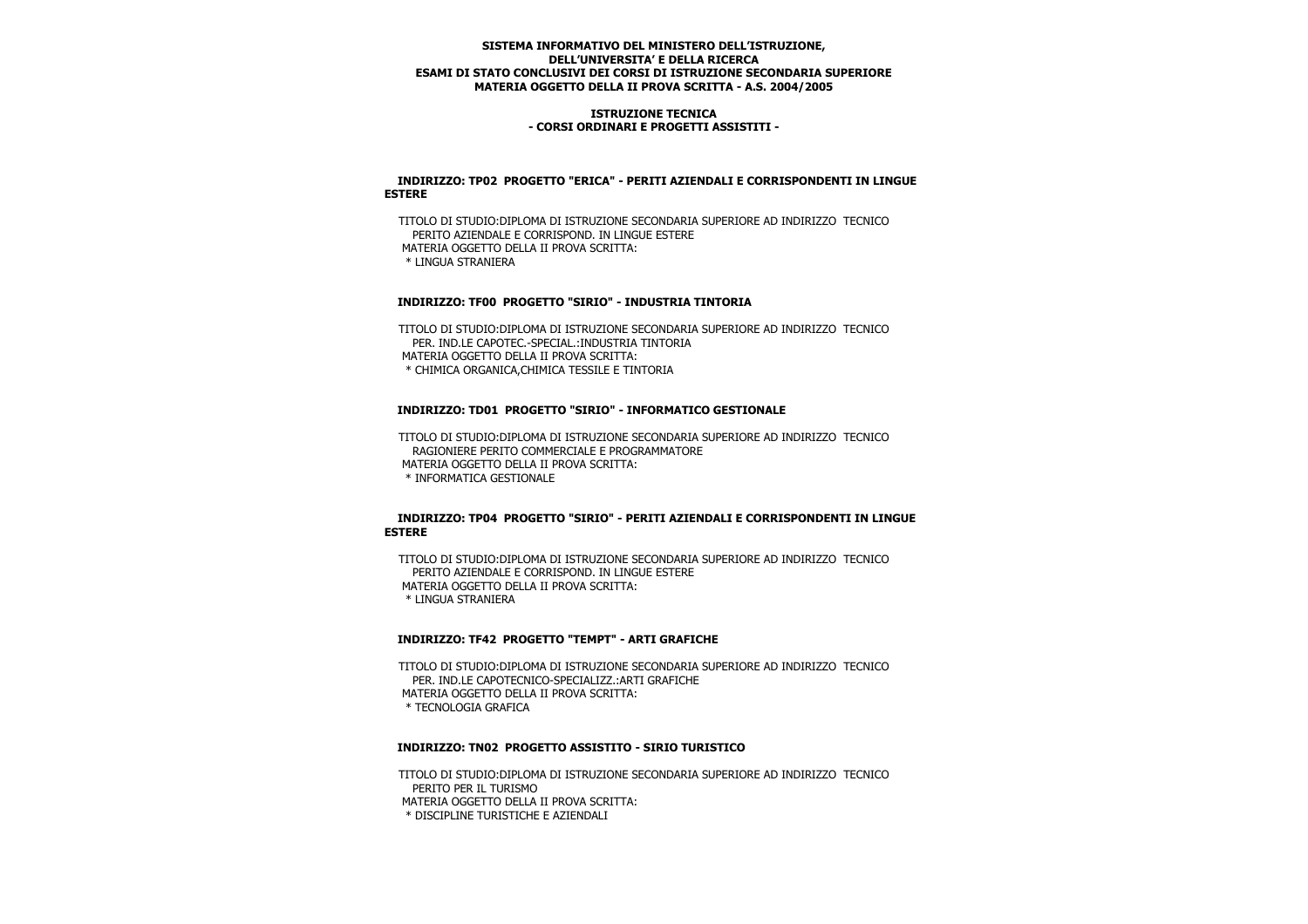**SISTEMA INFORMATIVO DEL MINISTERO DELL'ISTRUZIONE, DELL'UNIVERSITA' E DELLA RICERCA**
**ESAMI DI STATO CONCLUSIVI DEI CORSI DI ISTRUZIONE SECONDARIA SUPERIORE**
**MATERIA OGGETTO DELLA II PROVA SCRITTA - A.S. 2004/2005**

**ISTRUZIONE TECNICA**
**- CORSI ORDINARI E PROGETTI ASSISTITI -**

### INDIRIZZO: TP02 PROGETTO "ERICA" - PERITI AZIENDALI E CORRISPONDENTI IN LINGUE ESTERE

TITOLO DI STUDIO:DIPLOMA DI ISTRUZIONE SECONDARIA SUPERIORE AD INDIRIZZO TECNICO
PERITO AZIENDALE E CORRISPOND. IN LINGUE ESTERE
MATERIA OGGETTO DELLA II PROVA SCRITTA:
* LINGUA STRANIERA

### INDIRIZZO: TF00 PROGETTO "SIRIO" - INDUSTRIA TINTORIA

TITOLO DI STUDIO:DIPLOMA DI ISTRUZIONE SECONDARIA SUPERIORE AD INDIRIZZO TECNICO
PER. IND.LE CAPOTEC.-SPECIAL.:INDUSTRIA TINTORIA
MATERIA OGGETTO DELLA II PROVA SCRITTA:
* CHIMICA ORGANICA,CHIMICA TESSILE E TINTORIA

### INDIRIZZO: TD01 PROGETTO "SIRIO" - INFORMATICO GESTIONALE

TITOLO DI STUDIO:DIPLOMA DI ISTRUZIONE SECONDARIA SUPERIORE AD INDIRIZZO TECNICO
RAGIONIERE PERITO COMMERCIALE E PROGRAMMATORE
MATERIA OGGETTO DELLA II PROVA SCRITTA:
* INFORMATICA GESTIONALE

### INDIRIZZO: TP04 PROGETTO "SIRIO" - PERITI AZIENDALI E CORRISPONDENTI IN LINGUE ESTERE

TITOLO DI STUDIO:DIPLOMA DI ISTRUZIONE SECONDARIA SUPERIORE AD INDIRIZZO TECNICO
PERITO AZIENDALE E CORRISPOND. IN LINGUE ESTERE
MATERIA OGGETTO DELLA II PROVA SCRITTA:
* LINGUA STRANIERA

### INDIRIZZO: TF42 PROGETTO "TEMPT" - ARTI GRAFICHE

TITOLO DI STUDIO:DIPLOMA DI ISTRUZIONE SECONDARIA SUPERIORE AD INDIRIZZO TECNICO
PER. IND.LE CAPOTECNICO-SPECIALIZZ.:ARTI GRAFICHE
MATERIA OGGETTO DELLA II PROVA SCRITTA:
* TECNOLOGIA GRAFICA

### INDIRIZZO: TN02 PROGETTO ASSISTITO - SIRIO TURISTICO

TITOLO DI STUDIO:DIPLOMA DI ISTRUZIONE SECONDARIA SUPERIORE AD INDIRIZZO TECNICO
PERITO PER IL TURISMO
MATERIA OGGETTO DELLA II PROVA SCRITTA:
* DISCIPLINE TURISTICHE E AZIENDALI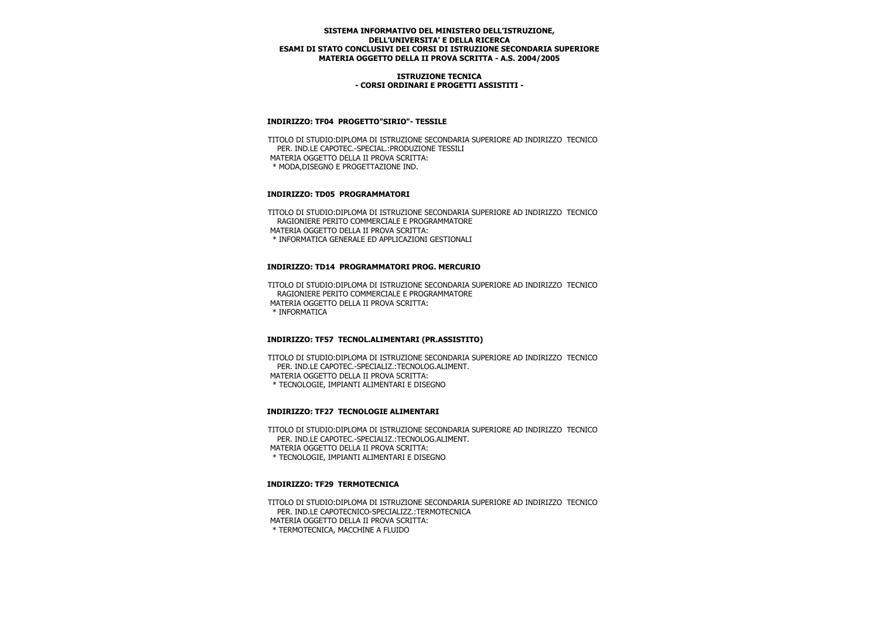**SISTEMA INFORMATIVO DEL MINISTERO DELL'ISTRUZIONE, DELL'UNIVERSITA' E DELLA RICERCA**
**ESAMI DI STATO CONCLUSIVI DEI CORSI DI ISTRUZIONE SECONDARIA SUPERIORE**
**MATERIA OGGETTO DELLA II PROVA SCRITTA - A.S. 2004/2005**

**ISTRUZIONE TECNICA**
**- CORSI ORDINARI E PROGETTI ASSISTITI -**

### INDIRIZZO: TF04 PROGETTO"SIRIO"- TESSILE

TITOLO DI STUDIO:DIPLOMA DI ISTRUZIONE SECONDARIA SUPERIORE AD INDIRIZZO TECNICO
PER. IND.LE CAPOTEC.-SPECIAL.:PRODUZIONE TESSILI
MATERIA OGGETTO DELLA II PROVA SCRITTA:
* MODA,DISEGNO E PROGETTAZIONE IND.

### INDIRIZZO: TD05 PROGRAMMATORI

TITOLO DI STUDIO:DIPLOMA DI ISTRUZIONE SECONDARIA SUPERIORE AD INDIRIZZO TECNICO
RAGIONIERE PERITO COMMERCIALE E PROGRAMMATORE
MATERIA OGGETTO DELLA II PROVA SCRITTA:
* INFORMATICA GENERALE ED APPLICAZIONI GESTIONALI

### INDIRIZZO: TD14 PROGRAMMATORI PROG. MERCURIO

TITOLO DI STUDIO:DIPLOMA DI ISTRUZIONE SECONDARIA SUPERIORE AD INDIRIZZO TECNICO
RAGIONIERE PERITO COMMERCIALE E PROGRAMMATORE
MATERIA OGGETTO DELLA II PROVA SCRITTA:
* INFORMATICA

### INDIRIZZO: TF57 TECNOL.ALIMENTARI (PR.ASSISTITO)

TITOLO DI STUDIO:DIPLOMA DI ISTRUZIONE SECONDARIA SUPERIORE AD INDIRIZZO TECNICO
PER. IND.LE CAPOTEC.-SPECIALIZ.:TECNOLOG.ALIMENT.
MATERIA OGGETTO DELLA II PROVA SCRITTA:
* TECNOLOGIE, IMPIANTI ALIMENTARI E DISEGNO

### INDIRIZZO: TF27 TECNOLOGIE ALIMENTARI

TITOLO DI STUDIO:DIPLOMA DI ISTRUZIONE SECONDARIA SUPERIORE AD INDIRIZZO TECNICO
PER. IND.LE CAPOTEC.-SPECIALIZ.:TECNOLOG.ALIMENT.
MATERIA OGGETTO DELLA II PROVA SCRITTA:
* TECNOLOGIE, IMPIANTI ALIMENTARI E DISEGNO

### INDIRIZZO: TF29 TERMOTECNICA

TITOLO DI STUDIO:DIPLOMA DI ISTRUZIONE SECONDARIA SUPERIORE AD INDIRIZZO TECNICO
PER. IND.LE CAPOTECNICO-SPECIALIZZ.:TERMOTECNICA
MATERIA OGGETTO DELLA II PROVA SCRITTA:
* TERMOTECNICA, MACCHINE A FLUIDO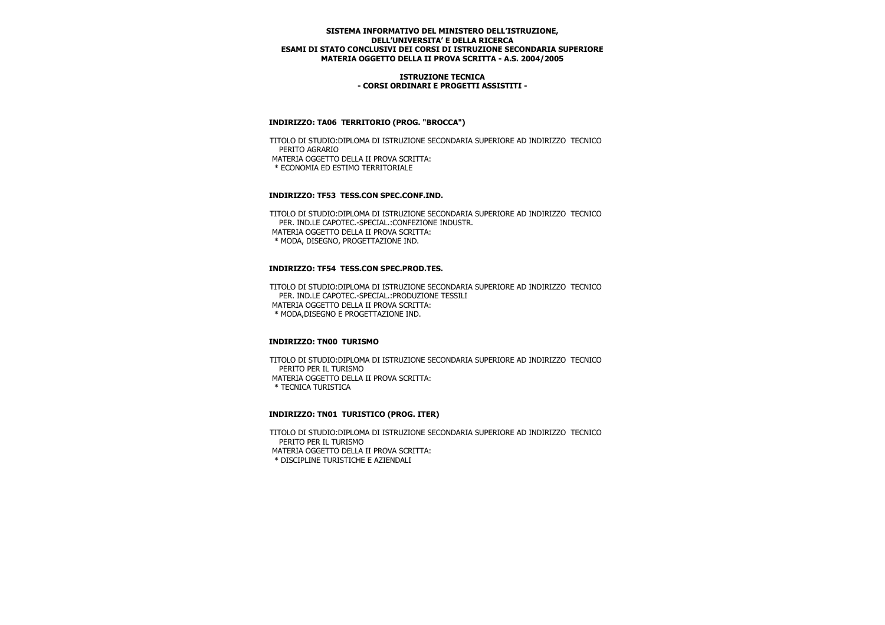**SISTEMA INFORMATIVO DEL MINISTERO DELL'ISTRUZIONE, DELL'UNIVERSITA' E DELLA RICERCA**
**ESAMI DI STATO CONCLUSIVI DEI CORSI DI ISTRUZIONE SECONDARIA SUPERIORE**
**MATERIA OGGETTO DELLA II PROVA SCRITTA - A.S. 2004/2005**

**ISTRUZIONE TECNICA**
**- CORSI ORDINARI E PROGETTI ASSISTITI -**

### INDIRIZZO: TA06 TERRITORIO (PROG. "BROCCA")

TITOLO DI STUDIO:DIPLOMA DI ISTRUZIONE SECONDARIA SUPERIORE AD INDIRIZZO TECNICO
PERITO AGRARIO
MATERIA OGGETTO DELLA II PROVA SCRITTA:
* ECONOMIA ED ESTIMO TERRITORIALE

### INDIRIZZO: TF53 TESS.CON SPEC.CONF.IND.

TITOLO DI STUDIO:DIPLOMA DI ISTRUZIONE SECONDARIA SUPERIORE AD INDIRIZZO TECNICO
PER. IND.LE CAPOTEC.-SPECIAL.:CONFEZIONE INDUSTR.
MATERIA OGGETTO DELLA II PROVA SCRITTA:
* MODA, DISEGNO, PROGETTAZIONE IND.

### INDIRIZZO: TF54 TESS.CON SPEC.PROD.TES.

TITOLO DI STUDIO:DIPLOMA DI ISTRUZIONE SECONDARIA SUPERIORE AD INDIRIZZO TECNICO
PER. IND.LE CAPOTEC.-SPECIAL.:PRODUZIONE TESSILI
MATERIA OGGETTO DELLA II PROVA SCRITTA:
* MODA,DISEGNO E PROGETTAZIONE IND.

### INDIRIZZO: TN00 TURISMO

TITOLO DI STUDIO:DIPLOMA DI ISTRUZIONE SECONDARIA SUPERIORE AD INDIRIZZO TECNICO
PERITO PER IL TURISMO
MATERIA OGGETTO DELLA II PROVA SCRITTA:
* TECNICA TURISTICA

### INDIRIZZO: TN01 TURISTICO (PROG. ITER)

TITOLO DI STUDIO:DIPLOMA DI ISTRUZIONE SECONDARIA SUPERIORE AD INDIRIZZO TECNICO
PERITO PER IL TURISMO
MATERIA OGGETTO DELLA II PROVA SCRITTA:
* DISCIPLINE TURISTICHE E AZIENDALI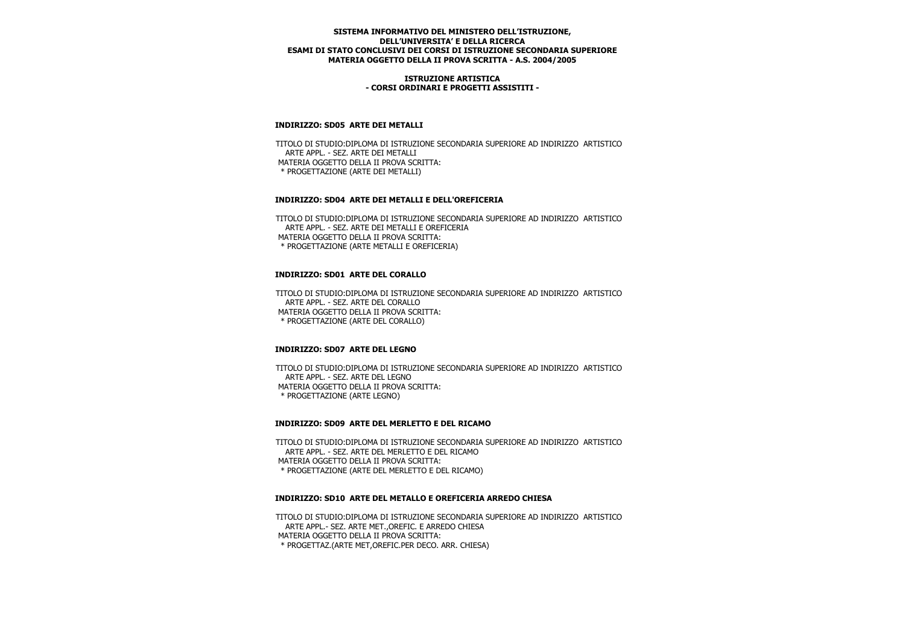**SISTEMA INFORMATIVO DEL MINISTERO DELL'ISTRUZIONE, DELL'UNIVERSITA' E DELLA RICERCA**
**ESAMI DI STATO CONCLUSIVI DEI CORSI DI ISTRUZIONE SECONDARIA SUPERIORE**
**MATERIA OGGETTO DELLA II PROVA SCRITTA - A.S. 2004/2005**

**ISTRUZIONE ARTISTICA**
**- CORSI ORDINARI E PROGETTI ASSISTITI -**

### INDIRIZZO: SD05 ARTE DEI METALLI

TITOLO DI STUDIO:DIPLOMA DI ISTRUZIONE SECONDARIA SUPERIORE AD INDIRIZZO ARTISTICO ARTE APPL. - SEZ. ARTE DEI METALLI
MATERIA OGGETTO DELLA II PROVA SCRITTA:
* PROGETTAZIONE (ARTE DEI METALLI)

### INDIRIZZO: SD04 ARTE DEI METALLI E DELL'OREFICERIA

TITOLO DI STUDIO:DIPLOMA DI ISTRUZIONE SECONDARIA SUPERIORE AD INDIRIZZO ARTISTICO ARTE APPL. - SEZ. ARTE DEI METALLI E OREFICERIA
MATERIA OGGETTO DELLA II PROVA SCRITTA:
* PROGETTAZIONE (ARTE METALLI E OREFICERIA)

### INDIRIZZO: SD01 ARTE DEL CORALLO

TITOLO DI STUDIO:DIPLOMA DI ISTRUZIONE SECONDARIA SUPERIORE AD INDIRIZZO ARTISTICO ARTE APPL. - SEZ. ARTE DEL CORALLO
MATERIA OGGETTO DELLA II PROVA SCRITTA:
* PROGETTAZIONE (ARTE DEL CORALLO)

### INDIRIZZO: SD07 ARTE DEL LEGNO

TITOLO DI STUDIO:DIPLOMA DI ISTRUZIONE SECONDARIA SUPERIORE AD INDIRIZZO ARTISTICO ARTE APPL. - SEZ. ARTE DEL LEGNO
MATERIA OGGETTO DELLA II PROVA SCRITTA:
* PROGETTAZIONE (ARTE LEGNO)

### INDIRIZZO: SD09 ARTE DEL MERLETTO E DEL RICAMO

TITOLO DI STUDIO:DIPLOMA DI ISTRUZIONE SECONDARIA SUPERIORE AD INDIRIZZO ARTISTICO ARTE APPL. - SEZ. ARTE DEL MERLETTO E DEL RICAMO
MATERIA OGGETTO DELLA II PROVA SCRITTA:
* PROGETTAZIONE (ARTE DEL MERLETTO E DEL RICAMO)

### INDIRIZZO: SD10 ARTE DEL METALLO E OREFICERIA ARREDO CHIESA

TITOLO DI STUDIO:DIPLOMA DI ISTRUZIONE SECONDARIA SUPERIORE AD INDIRIZZO ARTISTICO ARTE APPL.- SEZ. ARTE MET.,OREFIC. E ARREDO CHIESA
MATERIA OGGETTO DELLA II PROVA SCRITTA:
* PROGETTAZ.(ARTE MET,OREFIC.PER DECO. ARR. CHIESA)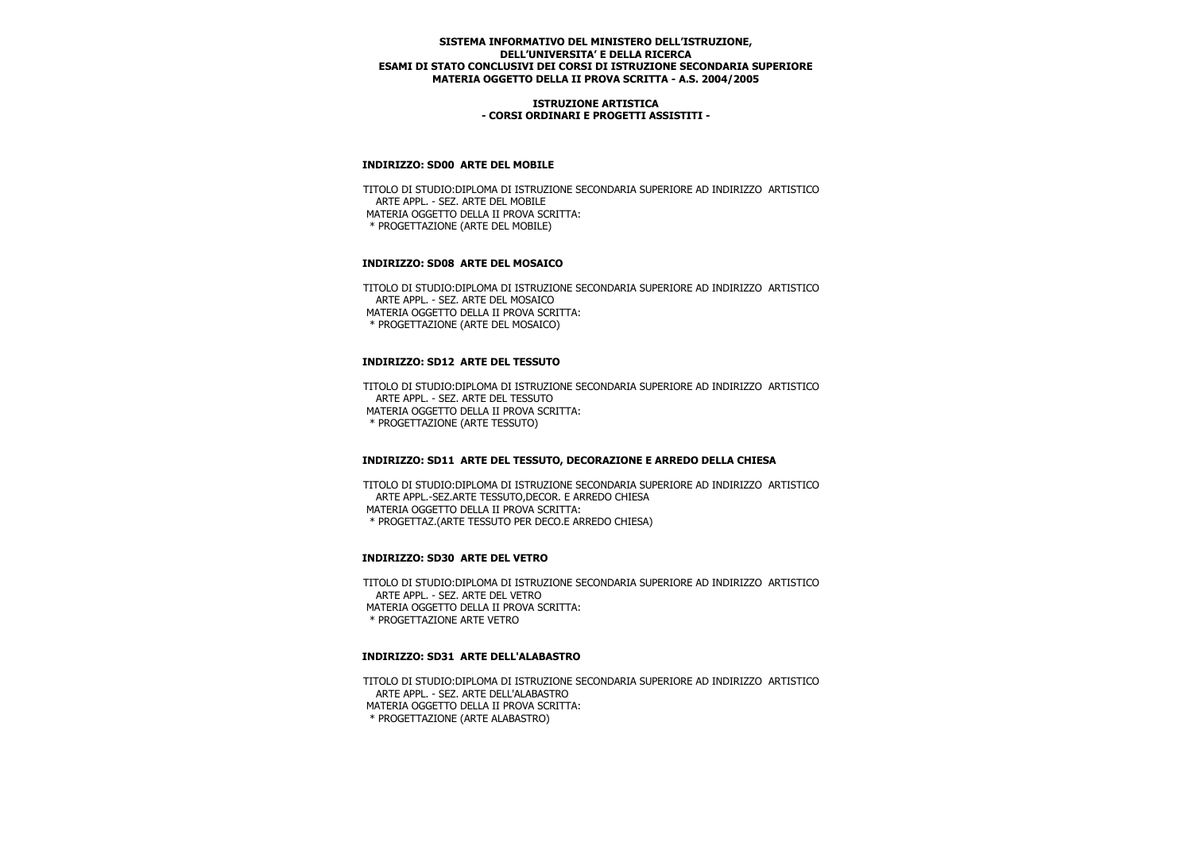**SISTEMA INFORMATIVO DEL MINISTERO DELL'ISTRUZIONE, DELL'UNIVERSITA' E DELLA RICERCA**
**ESAMI DI STATO CONCLUSIVI DEI CORSI DI ISTRUZIONE SECONDARIA SUPERIORE**
**MATERIA OGGETTO DELLA II PROVA SCRITTA - A.S. 2004/2005**

**ISTRUZIONE ARTISTICA**
**- CORSI ORDINARI E PROGETTI ASSISTITI -**

### INDIRIZZO: SD00 ARTE DEL MOBILE

TITOLO DI STUDIO:DIPLOMA DI ISTRUZIONE SECONDARIA SUPERIORE AD INDIRIZZO ARTISTICO
ARTE APPL. - SEZ. ARTE DEL MOBILE
MATERIA OGGETTO DELLA II PROVA SCRITTA:
* PROGETTAZIONE (ARTE DEL MOBILE)

### INDIRIZZO: SD08 ARTE DEL MOSAICO

TITOLO DI STUDIO:DIPLOMA DI ISTRUZIONE SECONDARIA SUPERIORE AD INDIRIZZO ARTISTICO
ARTE APPL. - SEZ. ARTE DEL MOSAICO
MATERIA OGGETTO DELLA II PROVA SCRITTA:
* PROGETTAZIONE (ARTE DEL MOSAICO)

### INDIRIZZO: SD12 ARTE DEL TESSUTO

TITOLO DI STUDIO:DIPLOMA DI ISTRUZIONE SECONDARIA SUPERIORE AD INDIRIZZO ARTISTICO
ARTE APPL. - SEZ. ARTE DEL TESSUTO
MATERIA OGGETTO DELLA II PROVA SCRITTA:
* PROGETTAZIONE (ARTE TESSUTO)

### INDIRIZZO: SD11 ARTE DEL TESSUTO, DECORAZIONE E ARREDO DELLA CHIESA

TITOLO DI STUDIO:DIPLOMA DI ISTRUZIONE SECONDARIA SUPERIORE AD INDIRIZZO ARTISTICO
ARTE APPL.-SEZ.ARTE TESSUTO,DECOR. E ARREDO CHIESA
MATERIA OGGETTO DELLA II PROVA SCRITTA:
* PROGETTAZ.(ARTE TESSUTO PER DECO.E ARREDO CHIESA)

### INDIRIZZO: SD30 ARTE DEL VETRO

TITOLO DI STUDIO:DIPLOMA DI ISTRUZIONE SECONDARIA SUPERIORE AD INDIRIZZO ARTISTICO
ARTE APPL. - SEZ. ARTE DEL VETRO
MATERIA OGGETTO DELLA II PROVA SCRITTA:
* PROGETTAZIONE ARTE VETRO

### INDIRIZZO: SD31 ARTE DELL'ALABASTRO

TITOLO DI STUDIO:DIPLOMA DI ISTRUZIONE SECONDARIA SUPERIORE AD INDIRIZZO ARTISTICO
ARTE APPL. - SEZ. ARTE DELL'ALABASTRO
MATERIA OGGETTO DELLA II PROVA SCRITTA:
* PROGETTAZIONE (ARTE ALABASTRO)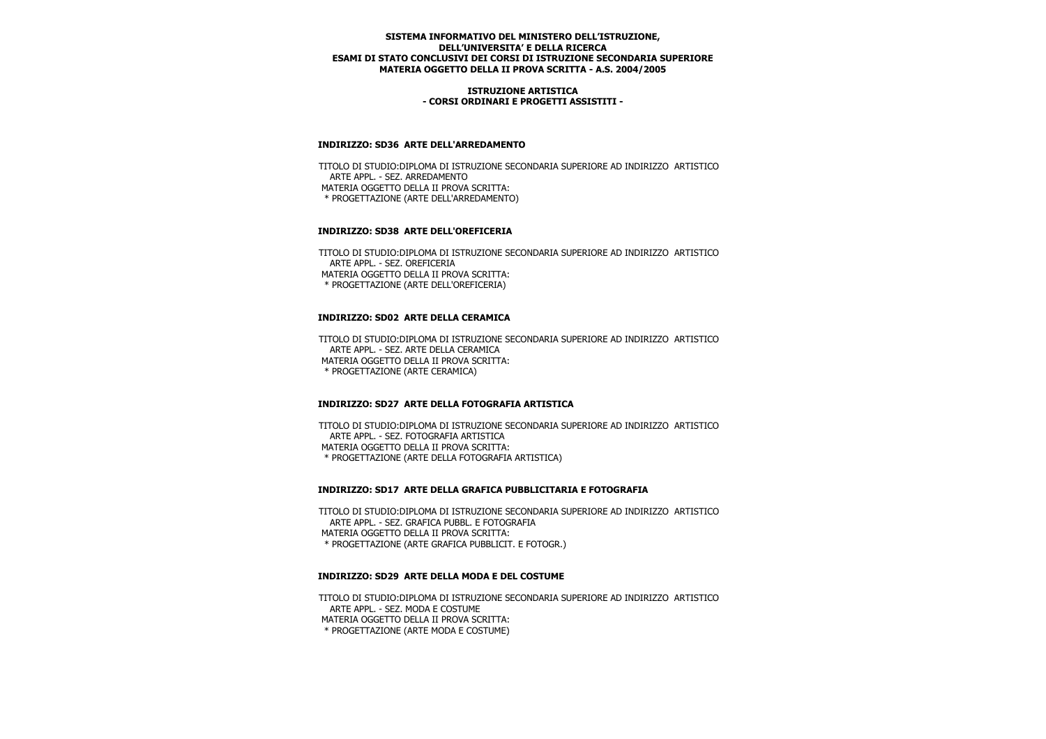**SISTEMA INFORMATIVO DEL MINISTERO DELL'ISTRUZIONE, DELL'UNIVERSITA' E DELLA RICERCA**
**ESAMI DI STATO CONCLUSIVI DEI CORSI DI ISTRUZIONE SECONDARIA SUPERIORE**
**MATERIA OGGETTO DELLA II PROVA SCRITTA - A.S. 2004/2005**

**ISTRUZIONE ARTISTICA**
**- CORSI ORDINARI E PROGETTI ASSISTITI -**

### INDIRIZZO: SD36 ARTE DELL'ARREDAMENTO

TITOLO DI STUDIO:DIPLOMA DI ISTRUZIONE SECONDARIA SUPERIORE AD INDIRIZZO ARTISTICO ARTE APPL. - SEZ. ARREDAMENTO
MATERIA OGGETTO DELLA II PROVA SCRITTA:
* PROGETTAZIONE (ARTE DELL'ARREDAMENTO)

### INDIRIZZO: SD38 ARTE DELL'OREFICERIA

TITOLO DI STUDIO:DIPLOMA DI ISTRUZIONE SECONDARIA SUPERIORE AD INDIRIZZO ARTISTICO ARTE APPL. - SEZ. OREFICERIA
MATERIA OGGETTO DELLA II PROVA SCRITTA:
* PROGETTAZIONE (ARTE DELL'OREFICERIA)

### INDIRIZZO: SD02 ARTE DELLA CERAMICA

TITOLO DI STUDIO:DIPLOMA DI ISTRUZIONE SECONDARIA SUPERIORE AD INDIRIZZO ARTISTICO ARTE APPL. - SEZ. ARTE DELLA CERAMICA
MATERIA OGGETTO DELLA II PROVA SCRITTA:
* PROGETTAZIONE (ARTE CERAMICA)

### INDIRIZZO: SD27 ARTE DELLA FOTOGRAFIA ARTISTICA

TITOLO DI STUDIO:DIPLOMA DI ISTRUZIONE SECONDARIA SUPERIORE AD INDIRIZZO ARTISTICO ARTE APPL. - SEZ. FOTOGRAFIA ARTISTICA
MATERIA OGGETTO DELLA II PROVA SCRITTA:
* PROGETTAZIONE (ARTE DELLA FOTOGRAFIA ARTISTICA)

### INDIRIZZO: SD17 ARTE DELLA GRAFICA PUBBLICITARIA E FOTOGRAFIA

TITOLO DI STUDIO:DIPLOMA DI ISTRUZIONE SECONDARIA SUPERIORE AD INDIRIZZO ARTISTICO ARTE APPL. - SEZ. GRAFICA PUBBL. E FOTOGRAFIA
MATERIA OGGETTO DELLA II PROVA SCRITTA:
* PROGETTAZIONE (ARTE GRAFICA PUBBLICIT. E FOTOGR.)

### INDIRIZZO: SD29 ARTE DELLA MODA E DEL COSTUME

TITOLO DI STUDIO:DIPLOMA DI ISTRUZIONE SECONDARIA SUPERIORE AD INDIRIZZO ARTISTICO ARTE APPL. - SEZ. MODA E COSTUME
MATERIA OGGETTO DELLA II PROVA SCRITTA:
* PROGETTAZIONE (ARTE MODA E COSTUME)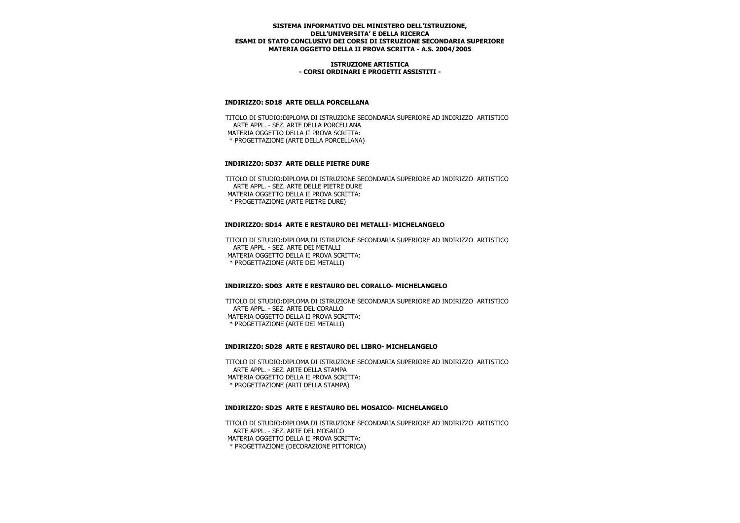**SISTEMA INFORMATIVO DEL MINISTERO DELL'ISTRUZIONE,**
**DELL'UNIVERSITA' E DELLA RICERCA**
**ESAMI DI STATO CONCLUSIVI DEI CORSI DI ISTRUZIONE SECONDARIA SUPERIORE**
**MATERIA OGGETTO DELLA II PROVA SCRITTA - A.S. 2004/2005**

**ISTRUZIONE ARTISTICA**
**- CORSI ORDINARI E PROGETTI ASSISTITI -**

### INDIRIZZO: SD18 ARTE DELLA PORCELLANA

TITOLO DI STUDIO:DIPLOMA DI ISTRUZIONE SECONDARIA SUPERIORE AD INDIRIZZO ARTISTICO
ARTE APPL. - SEZ. ARTE DELLA PORCELLANA
MATERIA OGGETTO DELLA II PROVA SCRITTA:
* PROGETTAZIONE (ARTE DELLA PORCELLANA)

### INDIRIZZO: SD37 ARTE DELLE PIETRE DURE

TITOLO DI STUDIO:DIPLOMA DI ISTRUZIONE SECONDARIA SUPERIORE AD INDIRIZZO ARTISTICO
ARTE APPL. - SEZ. ARTE DELLE PIETRE DURE
MATERIA OGGETTO DELLA II PROVA SCRITTA:
* PROGETTAZIONE (ARTE PIETRE DURE)

### INDIRIZZO: SD14 ARTE E RESTAURO DEI METALLI- MICHELANGELO

TITOLO DI STUDIO:DIPLOMA DI ISTRUZIONE SECONDARIA SUPERIORE AD INDIRIZZO ARTISTICO
ARTE APPL. - SEZ. ARTE DEI METALLI
MATERIA OGGETTO DELLA II PROVA SCRITTA:
* PROGETTAZIONE (ARTE DEI METALLI)

### INDIRIZZO: SD03 ARTE E RESTAURO DEL CORALLO- MICHELANGELO

TITOLO DI STUDIO:DIPLOMA DI ISTRUZIONE SECONDARIA SUPERIORE AD INDIRIZZO ARTISTICO
ARTE APPL. - SEZ. ARTE DEL CORALLO
MATERIA OGGETTO DELLA II PROVA SCRITTA:
* PROGETTAZIONE (ARTE DEI METALLI)

### INDIRIZZO: SD28 ARTE E RESTAURO DEL LIBRO- MICHELANGELO

TITOLO DI STUDIO:DIPLOMA DI ISTRUZIONE SECONDARIA SUPERIORE AD INDIRIZZO ARTISTICO
ARTE APPL. - SEZ. ARTE DELLA STAMPA
MATERIA OGGETTO DELLA II PROVA SCRITTA:
* PROGETTAZIONE (ARTI DELLA STAMPA)

### INDIRIZZO: SD25 ARTE E RESTAURO DEL MOSAICO- MICHELANGELO

TITOLO DI STUDIO:DIPLOMA DI ISTRUZIONE SECONDARIA SUPERIORE AD INDIRIZZO ARTISTICO
ARTE APPL. - SEZ. ARTE DEL MOSAICO
MATERIA OGGETTO DELLA II PROVA SCRITTA:
* PROGETTAZIONE (DECORAZIONE PITTORICA)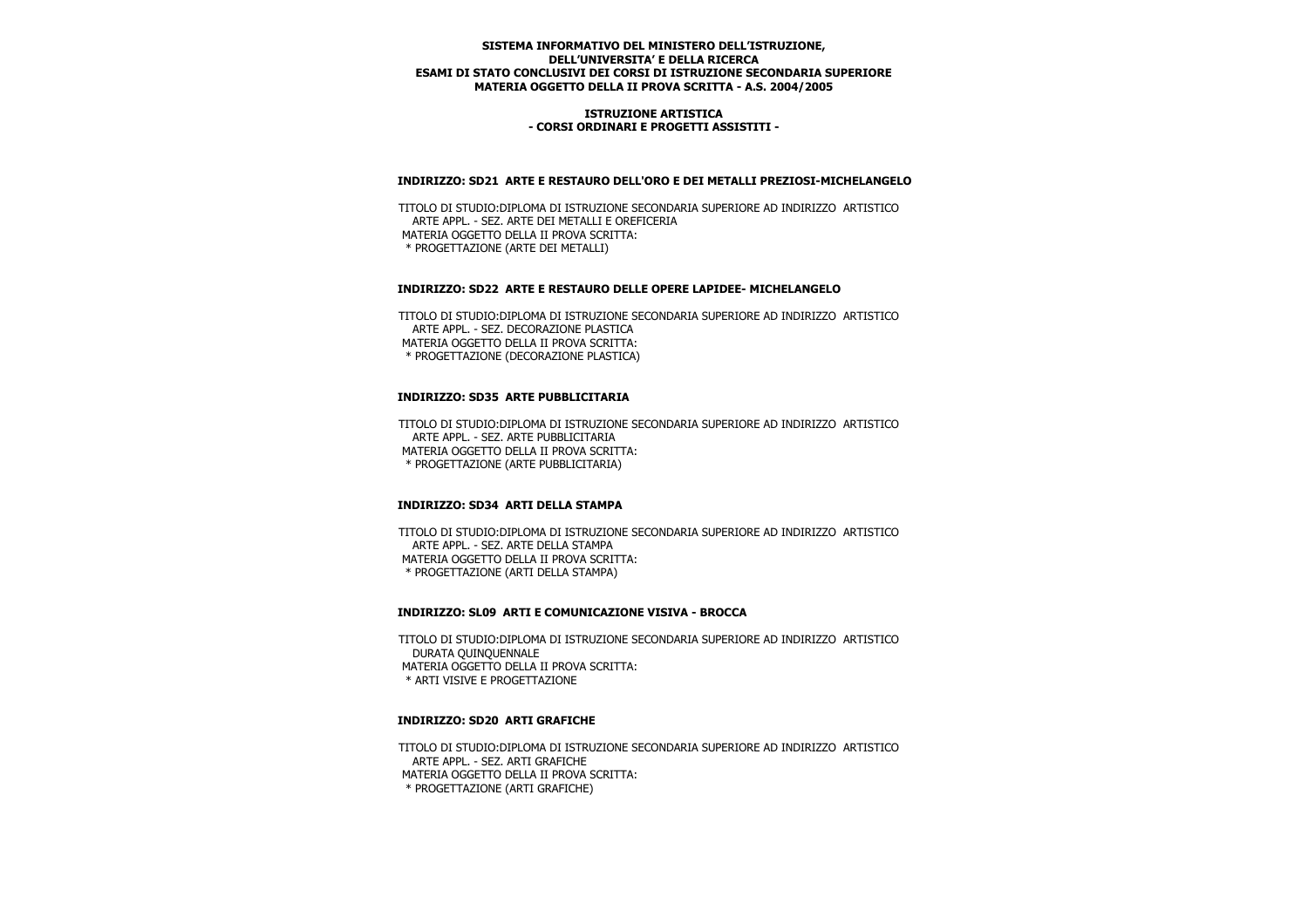**SISTEMA INFORMATIVO DEL MINISTERO DELL'ISTRUZIONE, DELL'UNIVERSITA' E DELLA RICERCA**
**ESAMI DI STATO CONCLUSIVI DEI CORSI DI ISTRUZIONE SECONDARIA SUPERIORE**
**MATERIA OGGETTO DELLA II PROVA SCRITTA - A.S. 2004/2005**

**ISTRUZIONE ARTISTICA**
**- CORSI ORDINARI E PROGETTI ASSISTITI -**

### INDIRIZZO: SD21 ARTE E RESTAURO DELL'ORO E DEI METALLI PREZIOSI-MICHELANGELO

TITOLO DI STUDIO:DIPLOMA DI ISTRUZIONE SECONDARIA SUPERIORE AD INDIRIZZO ARTISTICO ARTE APPL. - SEZ. ARTE DEI METALLI E OREFICERIA
MATERIA OGGETTO DELLA II PROVA SCRITTA:
* PROGETTAZIONE (ARTE DEI METALLI)

### INDIRIZZO: SD22 ARTE E RESTAURO DELLE OPERE LAPIDEE- MICHELANGELO

TITOLO DI STUDIO:DIPLOMA DI ISTRUZIONE SECONDARIA SUPERIORE AD INDIRIZZO ARTISTICO ARTE APPL. - SEZ. DECORAZIONE PLASTICA
MATERIA OGGETTO DELLA II PROVA SCRITTA:
* PROGETTAZIONE (DECORAZIONE PLASTICA)

### INDIRIZZO: SD35 ARTE PUBBLICITARIA

TITOLO DI STUDIO:DIPLOMA DI ISTRUZIONE SECONDARIA SUPERIORE AD INDIRIZZO ARTISTICO ARTE APPL. - SEZ. ARTE PUBBLICITARIA
MATERIA OGGETTO DELLA II PROVA SCRITTA:
* PROGETTAZIONE (ARTE PUBBLICITARIA)

### INDIRIZZO: SD34 ARTI DELLA STAMPA

TITOLO DI STUDIO:DIPLOMA DI ISTRUZIONE SECONDARIA SUPERIORE AD INDIRIZZO ARTISTICO ARTE APPL. - SEZ. ARTE DELLA STAMPA
MATERIA OGGETTO DELLA II PROVA SCRITTA:
* PROGETTAZIONE (ARTI DELLA STAMPA)

### INDIRIZZO: SL09 ARTI E COMUNICAZIONE VISIVA - BROCCA

TITOLO DI STUDIO:DIPLOMA DI ISTRUZIONE SECONDARIA SUPERIORE AD INDIRIZZO ARTISTICO DURATA QUINQUENNALE
MATERIA OGGETTO DELLA II PROVA SCRITTA:
* ARTI VISIVE E PROGETTAZIONE

### INDIRIZZO: SD20 ARTI GRAFICHE

TITOLO DI STUDIO:DIPLOMA DI ISTRUZIONE SECONDARIA SUPERIORE AD INDIRIZZO ARTISTICO ARTE APPL. - SEZ. ARTI GRAFICHE
MATERIA OGGETTO DELLA II PROVA SCRITTA:
* PROGETTAZIONE (ARTI GRAFICHE)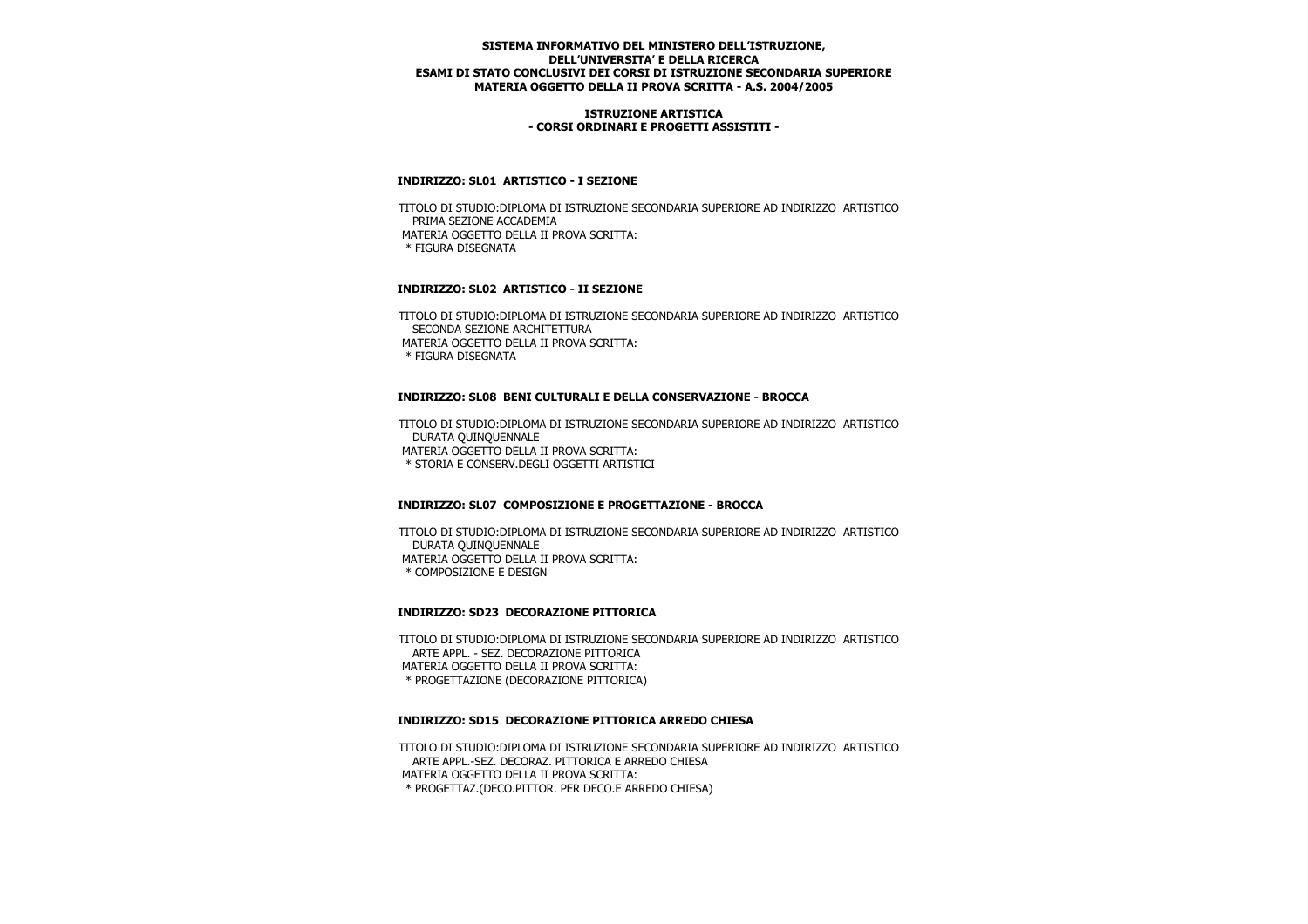**SISTEMA INFORMATIVO DEL MINISTERO DELL'ISTRUZIONE, DELL'UNIVERSITA' E DELLA RICERCA**
**ESAMI DI STATO CONCLUSIVI DEI CORSI DI ISTRUZIONE SECONDARIA SUPERIORE**
**MATERIA OGGETTO DELLA II PROVA SCRITTA - A.S. 2004/2005**

**ISTRUZIONE ARTISTICA**
**- CORSI ORDINARI E PROGETTI ASSISTITI -**

### INDIRIZZO: SL01 ARTISTICO - I SEZIONE

TITOLO DI STUDIO:DIPLOMA DI ISTRUZIONE SECONDARIA SUPERIORE AD INDIRIZZO ARTISTICO PRIMA SEZIONE ACCADEMIA
MATERIA OGGETTO DELLA II PROVA SCRITTA:
* FIGURA DISEGNATA

### INDIRIZZO: SL02 ARTISTICO - II SEZIONE

TITOLO DI STUDIO:DIPLOMA DI ISTRUZIONE SECONDARIA SUPERIORE AD INDIRIZZO ARTISTICO SECONDA SEZIONE ARCHITETTURA
MATERIA OGGETTO DELLA II PROVA SCRITTA:
* FIGURA DISEGNATA

### INDIRIZZO: SL08 BENI CULTURALI E DELLA CONSERVAZIONE - BROCCA

TITOLO DI STUDIO:DIPLOMA DI ISTRUZIONE SECONDARIA SUPERIORE AD INDIRIZZO ARTISTICO DURATA QUINQUENNALE
MATERIA OGGETTO DELLA II PROVA SCRITTA:
* STORIA E CONSERV.DEGLI OGGETTI ARTISTICI

### INDIRIZZO: SL07 COMPOSIZIONE E PROGETTAZIONE - BROCCA

TITOLO DI STUDIO:DIPLOMA DI ISTRUZIONE SECONDARIA SUPERIORE AD INDIRIZZO ARTISTICO DURATA QUINQUENNALE
MATERIA OGGETTO DELLA II PROVA SCRITTA:
* COMPOSIZIONE E DESIGN

### INDIRIZZO: SD23 DECORAZIONE PITTORICA

TITOLO DI STUDIO:DIPLOMA DI ISTRUZIONE SECONDARIA SUPERIORE AD INDIRIZZO ARTISTICO ARTE APPL. - SEZ. DECORAZIONE PITTORICA
MATERIA OGGETTO DELLA II PROVA SCRITTA:
* PROGETTAZIONE (DECORAZIONE PITTORICA)

### INDIRIZZO: SD15 DECORAZIONE PITTORICA ARREDO CHIESA

TITOLO DI STUDIO:DIPLOMA DI ISTRUZIONE SECONDARIA SUPERIORE AD INDIRIZZO ARTISTICO ARTE APPL.-SEZ. DECORAZ. PITTORICA E ARREDO CHIESA
MATERIA OGGETTO DELLA II PROVA SCRITTA:
* PROGETTAZ.(DECO.PITTOR. PER DECO.E ARREDO CHIESA)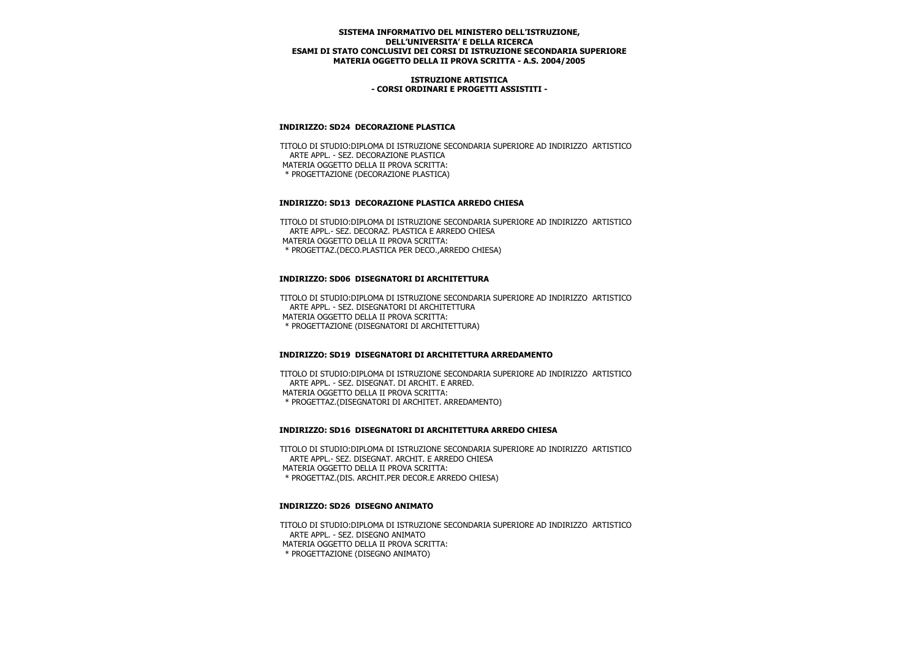**SISTEMA INFORMATIVO DEL MINISTERO DELL'ISTRUZIONE,**
**DELL'UNIVERSITA' E DELLA RICERCA**
**ESAMI DI STATO CONCLUSIVI DEI CORSI DI ISTRUZIONE SECONDARIA SUPERIORE**
**MATERIA OGGETTO DELLA II PROVA SCRITTA - A.S. 2004/2005**

**ISTRUZIONE ARTISTICA**
**- CORSI ORDINARI E PROGETTI ASSISTITI -**

**INDIRIZZO: SD24 DECORAZIONE PLASTICA**

TITOLO DI STUDIO:DIPLOMA DI ISTRUZIONE SECONDARIA SUPERIORE AD INDIRIZZO ARTISTICO
ARTE APPL. - SEZ. DECORAZIONE PLASTICA
MATERIA OGGETTO DELLA II PROVA SCRITTA:
* PROGETTAZIONE (DECORAZIONE PLASTICA)

**INDIRIZZO: SD13 DECORAZIONE PLASTICA ARREDO CHIESA**

TITOLO DI STUDIO:DIPLOMA DI ISTRUZIONE SECONDARIA SUPERIORE AD INDIRIZZO ARTISTICO
ARTE APPL.- SEZ. DECORAZ. PLASTICA E ARREDO CHIESA
MATERIA OGGETTO DELLA II PROVA SCRITTA:
* PROGETTAZ.(DECO.PLASTICA PER DECO.,ARREDO CHIESA)

**INDIRIZZO: SD06 DISEGNATORI DI ARCHITETTURA**

TITOLO DI STUDIO:DIPLOMA DI ISTRUZIONE SECONDARIA SUPERIORE AD INDIRIZZO ARTISTICO
ARTE APPL. - SEZ. DISEGNATORI DI ARCHITETTURA
MATERIA OGGETTO DELLA II PROVA SCRITTA:
* PROGETTAZIONE (DISEGNATORI DI ARCHITETTURA)

**INDIRIZZO: SD19 DISEGNATORI DI ARCHITETTURA ARREDAMENTO**

TITOLO DI STUDIO:DIPLOMA DI ISTRUZIONE SECONDARIA SUPERIORE AD INDIRIZZO ARTISTICO
ARTE APPL. - SEZ. DISEGNAT. DI ARCHIT. E ARRED.
MATERIA OGGETTO DELLA II PROVA SCRITTA:
* PROGETTAZ.(DISEGNATORI DI ARCHITET. ARREDAMENTO)

**INDIRIZZO: SD16 DISEGNATORI DI ARCHITETTURA ARREDO CHIESA**

TITOLO DI STUDIO:DIPLOMA DI ISTRUZIONE SECONDARIA SUPERIORE AD INDIRIZZO ARTISTICO
ARTE APPL.- SEZ. DISEGNAT. ARCHIT. E ARREDO CHIESA
MATERIA OGGETTO DELLA II PROVA SCRITTA:
* PROGETTAZ.(DIS. ARCHIT.PER DECOR.E ARREDO CHIESA)

**INDIRIZZO: SD26 DISEGNO ANIMATO**

TITOLO DI STUDIO:DIPLOMA DI ISTRUZIONE SECONDARIA SUPERIORE AD INDIRIZZO ARTISTICO
ARTE APPL. - SEZ. DISEGNO ANIMATO
MATERIA OGGETTO DELLA II PROVA SCRITTA:
* PROGETTAZIONE (DISEGNO ANIMATO)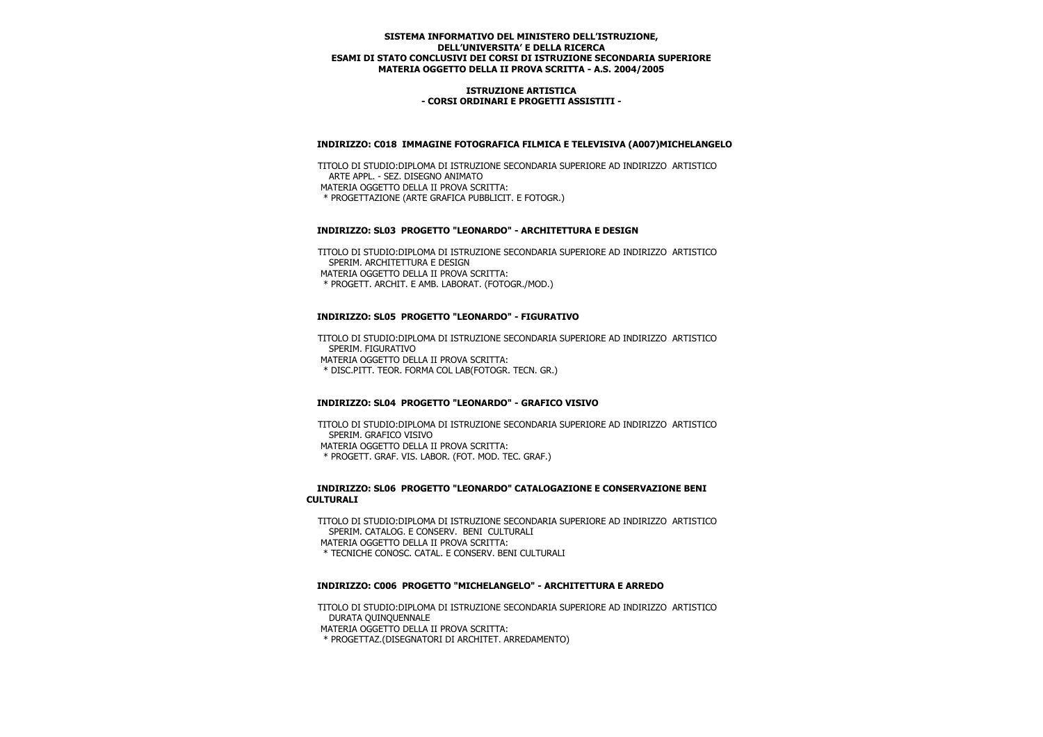**SISTEMA INFORMATIVO DEL MINISTERO DELL'ISTRUZIONE, DELL'UNIVERSITA' E DELLA RICERCA**
**ESAMI DI STATO CONCLUSIVI DEI CORSI DI ISTRUZIONE SECONDARIA SUPERIORE**
**MATERIA OGGETTO DELLA II PROVA SCRITTA - A.S. 2004/2005**

**ISTRUZIONE ARTISTICA**
**- CORSI ORDINARI E PROGETTI ASSISTITI -**

**INDIRIZZO: C018 IMMAGINE FOTOGRAFICA FILMICA E TELEVISIVA (A007)MICHELANGELO**

TITOLO DI STUDIO:DIPLOMA DI ISTRUZIONE SECONDARIA SUPERIORE AD INDIRIZZO ARTISTICO ARTE APPL. - SEZ. DISEGNO ANIMATO
MATERIA OGGETTO DELLA II PROVA SCRITTA:
* PROGETTAZIONE (ARTE GRAFICA PUBBLICIT. E FOTOGR.)

**INDIRIZZO: SL03 PROGETTO "LEONARDO" - ARCHITETTURA E DESIGN**

TITOLO DI STUDIO:DIPLOMA DI ISTRUZIONE SECONDARIA SUPERIORE AD INDIRIZZO ARTISTICO SPERIM. ARCHITETTURA E DESIGN
MATERIA OGGETTO DELLA II PROVA SCRITTA:
* PROGETT. ARCHIT. E AMB. LABORAT. (FOTOGR./MOD.)

**INDIRIZZO: SL05 PROGETTO "LEONARDO" - FIGURATIVO**

TITOLO DI STUDIO:DIPLOMA DI ISTRUZIONE SECONDARIA SUPERIORE AD INDIRIZZO ARTISTICO SPERIM. FIGURATIVO
MATERIA OGGETTO DELLA II PROVA SCRITTA:
* DISC.PITT. TEOR. FORMA COL LAB(FOTOGR. TECN. GR.)

**INDIRIZZO: SL04 PROGETTO "LEONARDO" - GRAFICO VISIVO**

TITOLO DI STUDIO:DIPLOMA DI ISTRUZIONE SECONDARIA SUPERIORE AD INDIRIZZO ARTISTICO SPERIM. GRAFICO VISIVO
MATERIA OGGETTO DELLA II PROVA SCRITTA:
* PROGETT. GRAF. VIS. LABOR. (FOT. MOD. TEC. GRAF.)

**INDIRIZZO: SL06 PROGETTO "LEONARDO" CATALOGAZIONE E CONSERVAZIONE BENI CULTURALI**

TITOLO DI STUDIO:DIPLOMA DI ISTRUZIONE SECONDARIA SUPERIORE AD INDIRIZZO ARTISTICO SPERIM. CATALOG. E CONSERV. BENI CULTURALI
MATERIA OGGETTO DELLA II PROVA SCRITTA:
* TECNICHE CONOSC. CATAL. E CONSERV. BENI CULTURALI

**INDIRIZZO: C006 PROGETTO "MICHELANGELO" - ARCHITETTURA E ARREDO**

TITOLO DI STUDIO:DIPLOMA DI ISTRUZIONE SECONDARIA SUPERIORE AD INDIRIZZO ARTISTICO DURATA QUINQUENNALE
MATERIA OGGETTO DELLA II PROVA SCRITTA:
* PROGETTAZ.(DISEGNATORI DI ARCHITET. ARREDAMENTO)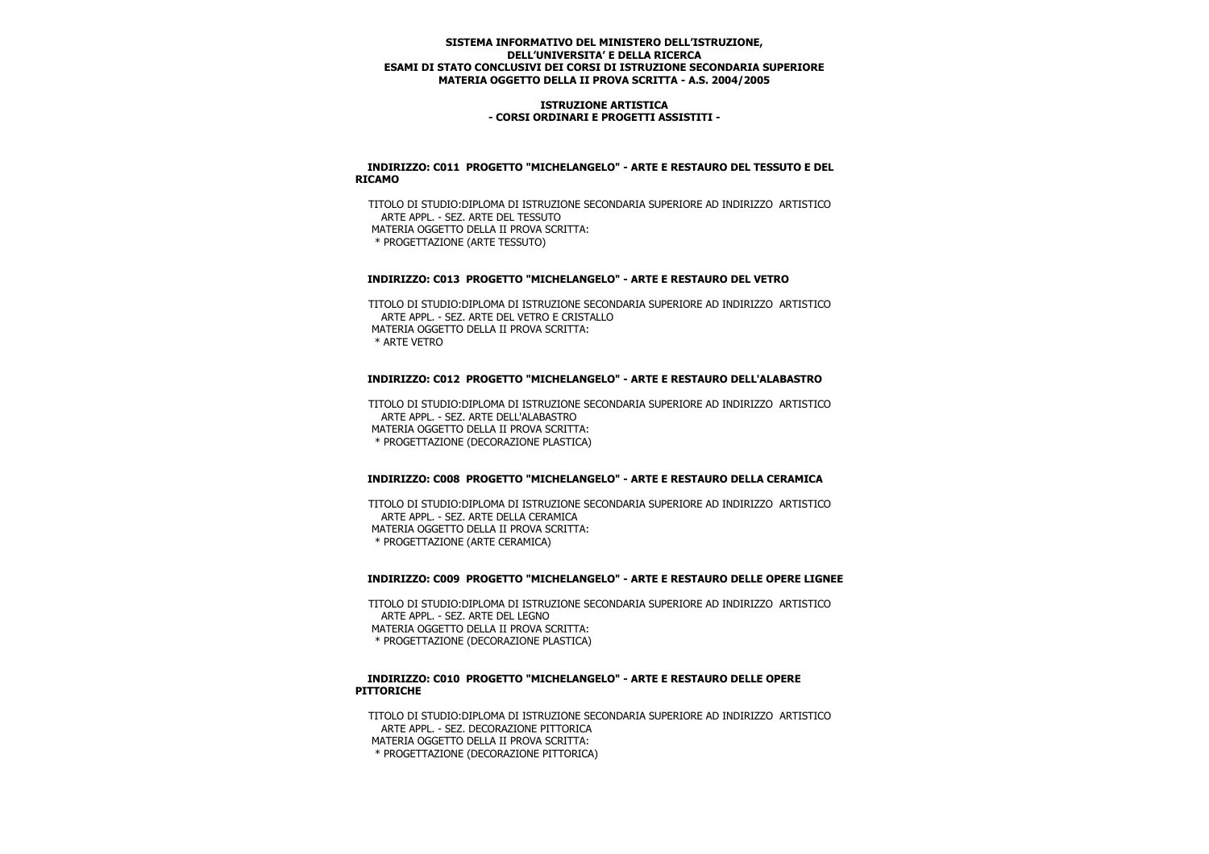**SISTEMA INFORMATIVO DEL MINISTERO DELL'ISTRUZIONE, DELL'UNIVERSITA' E DELLA RICERCA**
**ESAMI DI STATO CONCLUSIVI DEI CORSI DI ISTRUZIONE SECONDARIA SUPERIORE**
**MATERIA OGGETTO DELLA II PROVA SCRITTA - A.S. 2004/2005**

**ISTRUZIONE ARTISTICA**
**- CORSI ORDINARI E PROGETTI ASSISTITI -**

### INDIRIZZO: C011 PROGETTO "MICHELANGELO" - ARTE E RESTAURO DEL TESSUTO E DEL RICAMO

TITOLO DI STUDIO:DIPLOMA DI ISTRUZIONE SECONDARIA SUPERIORE AD INDIRIZZO ARTISTICO ARTE APPL. - SEZ. ARTE DEL TESSUTO
MATERIA OGGETTO DELLA II PROVA SCRITTA:
* PROGETTAZIONE (ARTE TESSUTO)

### INDIRIZZO: C013 PROGETTO "MICHELANGELO" - ARTE E RESTAURO DEL VETRO

TITOLO DI STUDIO:DIPLOMA DI ISTRUZIONE SECONDARIA SUPERIORE AD INDIRIZZO ARTISTICO ARTE APPL. - SEZ. ARTE DEL VETRO E CRISTALLO
MATERIA OGGETTO DELLA II PROVA SCRITTA:
* ARTE VETRO

### INDIRIZZO: C012 PROGETTO "MICHELANGELO" - ARTE E RESTAURO DELL'ALABASTRO

TITOLO DI STUDIO:DIPLOMA DI ISTRUZIONE SECONDARIA SUPERIORE AD INDIRIZZO ARTISTICO ARTE APPL. - SEZ. ARTE DELL'ALABASTRO
MATERIA OGGETTO DELLA II PROVA SCRITTA:
* PROGETTAZIONE (DECORAZIONE PLASTICA)

### INDIRIZZO: C008 PROGETTO "MICHELANGELO" - ARTE E RESTAURO DELLA CERAMICA

TITOLO DI STUDIO:DIPLOMA DI ISTRUZIONE SECONDARIA SUPERIORE AD INDIRIZZO ARTISTICO ARTE APPL. - SEZ. ARTE DELLA CERAMICA
MATERIA OGGETTO DELLA II PROVA SCRITTA:
* PROGETTAZIONE (ARTE CERAMICA)

### INDIRIZZO: C009 PROGETTO "MICHELANGELO" - ARTE E RESTAURO DELLE OPERE LIGNEE

TITOLO DI STUDIO:DIPLOMA DI ISTRUZIONE SECONDARIA SUPERIORE AD INDIRIZZO ARTISTICO ARTE APPL. - SEZ. ARTE DEL LEGNO
MATERIA OGGETTO DELLA II PROVA SCRITTA:
* PROGETTAZIONE (DECORAZIONE PLASTICA)

### INDIRIZZO: C010 PROGETTO "MICHELANGELO" - ARTE E RESTAURO DELLE OPERE PITTORICHE

TITOLO DI STUDIO:DIPLOMA DI ISTRUZIONE SECONDARIA SUPERIORE AD INDIRIZZO ARTISTICO ARTE APPL. - SEZ. DECORAZIONE PITTORICA
MATERIA OGGETTO DELLA II PROVA SCRITTA:
* PROGETTAZIONE (DECORAZIONE PITTORICA)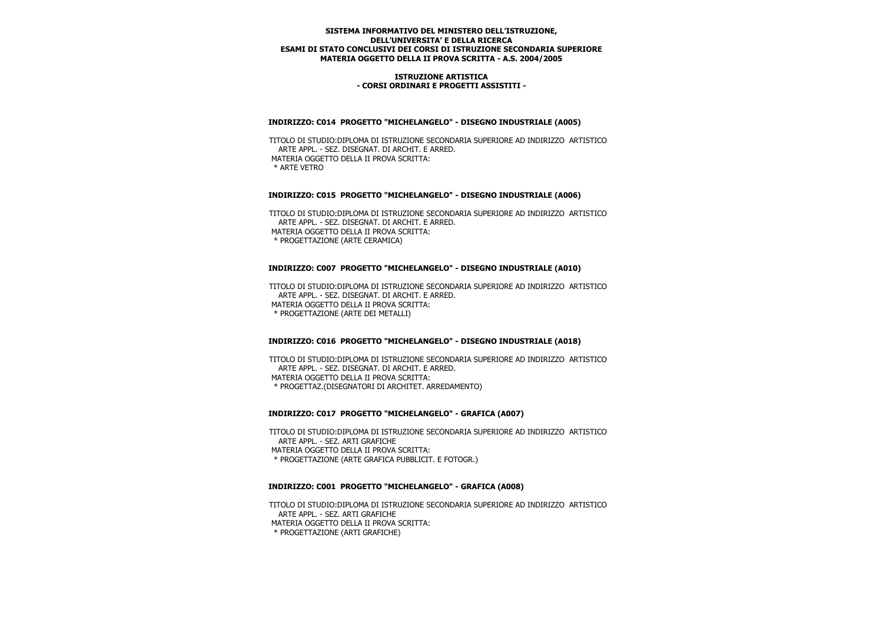**SISTEMA INFORMATIVO DEL MINISTERO DELL'ISTRUZIONE, DELL'UNIVERSITA' E DELLA RICERCA**
**ESAMI DI STATO CONCLUSIVI DEI CORSI DI ISTRUZIONE SECONDARIA SUPERIORE**
**MATERIA OGGETTO DELLA II PROVA SCRITTA - A.S. 2004/2005**

**ISTRUZIONE ARTISTICA**
**- CORSI ORDINARI E PROGETTI ASSISTITI -**

#### INDIRIZZO: C014 PROGETTO "MICHELANGELO" - DISEGNO INDUSTRIALE (A005)

TITOLO DI STUDIO:DIPLOMA DI ISTRUZIONE SECONDARIA SUPERIORE AD INDIRIZZO ARTISTICO ARTE APPL. - SEZ. DISEGNAT. DI ARCHIT. E ARRED.
MATERIA OGGETTO DELLA II PROVA SCRITTA:
* ARTE VETRO

#### INDIRIZZO: C015 PROGETTO "MICHELANGELO" - DISEGNO INDUSTRIALE (A006)

TITOLO DI STUDIO:DIPLOMA DI ISTRUZIONE SECONDARIA SUPERIORE AD INDIRIZZO ARTISTICO ARTE APPL. - SEZ. DISEGNAT. DI ARCHIT. E ARRED.
MATERIA OGGETTO DELLA II PROVA SCRITTA:
* PROGETTAZIONE (ARTE CERAMICA)

#### INDIRIZZO: C007 PROGETTO "MICHELANGELO" - DISEGNO INDUSTRIALE (A010)

TITOLO DI STUDIO:DIPLOMA DI ISTRUZIONE SECONDARIA SUPERIORE AD INDIRIZZO ARTISTICO ARTE APPL. - SEZ. DISEGNAT. DI ARCHIT. E ARRED.
MATERIA OGGETTO DELLA II PROVA SCRITTA:
* PROGETTAZIONE (ARTE DEI METALLI)

#### INDIRIZZO: C016 PROGETTO "MICHELANGELO" - DISEGNO INDUSTRIALE (A018)

TITOLO DI STUDIO:DIPLOMA DI ISTRUZIONE SECONDARIA SUPERIORE AD INDIRIZZO ARTISTICO ARTE APPL. - SEZ. DISEGNAT. DI ARCHIT. E ARRED.
MATERIA OGGETTO DELLA II PROVA SCRITTA:
* PROGETTAZ.(DISEGNATORI DI ARCHITET. ARREDAMENTO)

#### INDIRIZZO: C017 PROGETTO "MICHELANGELO" - GRAFICA (A007)

TITOLO DI STUDIO:DIPLOMA DI ISTRUZIONE SECONDARIA SUPERIORE AD INDIRIZZO ARTISTICO ARTE APPL. - SEZ. ARTI GRAFICHE
MATERIA OGGETTO DELLA II PROVA SCRITTA:
* PROGETTAZIONE (ARTE GRAFICA PUBBLICIT. E FOTOGR.)

#### INDIRIZZO: C001 PROGETTO "MICHELANGELO" - GRAFICA (A008)

TITOLO DI STUDIO:DIPLOMA DI ISTRUZIONE SECONDARIA SUPERIORE AD INDIRIZZO ARTISTICO ARTE APPL. - SEZ. ARTI GRAFICHE
MATERIA OGGETTO DELLA II PROVA SCRITTA:
* PROGETTAZIONE (ARTI GRAFICHE)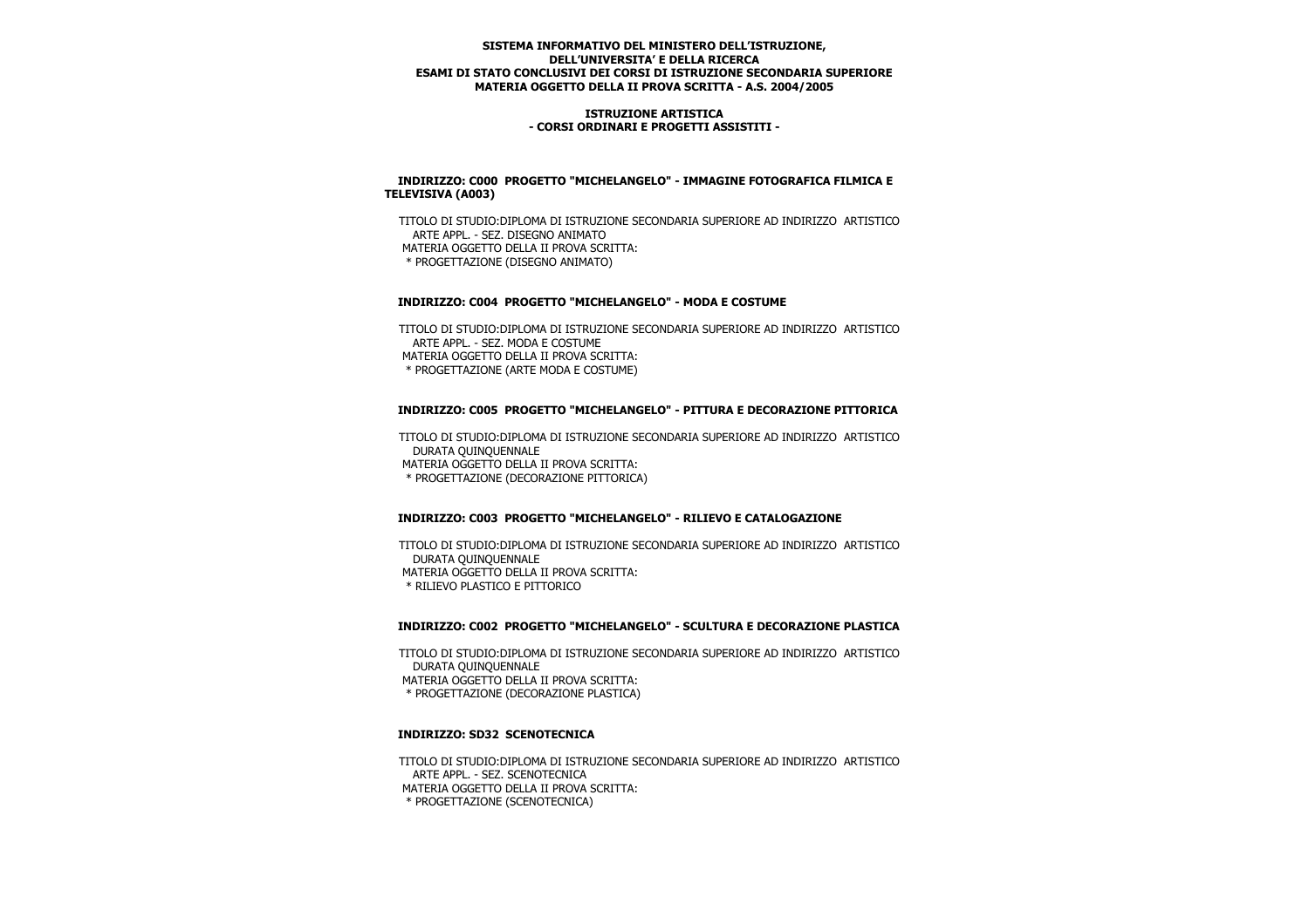**SISTEMA INFORMATIVO DEL MINISTERO DELL'ISTRUZIONE, DELL'UNIVERSITA' E DELLA RICERCA**
**ESAMI DI STATO CONCLUSIVI DEI CORSI DI ISTRUZIONE SECONDARIA SUPERIORE**
**MATERIA OGGETTO DELLA II PROVA SCRITTA - A.S. 2004/2005**

**ISTRUZIONE ARTISTICA**
**- CORSI ORDINARI E PROGETTI ASSISTITI -**

**INDIRIZZO: C000 PROGETTO "MICHELANGELO" - IMMAGINE FOTOGRAFICA FILMICA E TELEVISIVA (A003)**

TITOLO DI STUDIO:DIPLOMA DI ISTRUZIONE SECONDARIA SUPERIORE AD INDIRIZZO ARTISTICO ARTE APPL. - SEZ. DISEGNO ANIMATO
MATERIA OGGETTO DELLA II PROVA SCRITTA:
* PROGETTAZIONE (DISEGNO ANIMATO)

**INDIRIZZO: C004 PROGETTO "MICHELANGELO" - MODA E COSTUME**

TITOLO DI STUDIO:DIPLOMA DI ISTRUZIONE SECONDARIA SUPERIORE AD INDIRIZZO ARTISTICO ARTE APPL. - SEZ. MODA E COSTUME
MATERIA OGGETTO DELLA II PROVA SCRITTA:
* PROGETTAZIONE (ARTE MODA E COSTUME)

**INDIRIZZO: C005 PROGETTO "MICHELANGELO" - PITTURA E DECORAZIONE PITTORICA**

TITOLO DI STUDIO:DIPLOMA DI ISTRUZIONE SECONDARIA SUPERIORE AD INDIRIZZO ARTISTICO DURATA QUINQUENNALE
MATERIA OGGETTO DELLA II PROVA SCRITTA:
* PROGETTAZIONE (DECORAZIONE PITTORICA)

**INDIRIZZO: C003 PROGETTO "MICHELANGELO" - RILIEVO E CATALOGAZIONE**

TITOLO DI STUDIO:DIPLOMA DI ISTRUZIONE SECONDARIA SUPERIORE AD INDIRIZZO ARTISTICO DURATA QUINQUENNALE
MATERIA OGGETTO DELLA II PROVA SCRITTA:
* RILIEVO PLASTICO E PITTORICO

**INDIRIZZO: C002 PROGETTO "MICHELANGELO" - SCULTURA E DECORAZIONE PLASTICA**

TITOLO DI STUDIO:DIPLOMA DI ISTRUZIONE SECONDARIA SUPERIORE AD INDIRIZZO ARTISTICO DURATA QUINQUENNALE
MATERIA OGGETTO DELLA II PROVA SCRITTA:
* PROGETTAZIONE (DECORAZIONE PLASTICA)

**INDIRIZZO: SD32 SCENOTECNICA**

TITOLO DI STUDIO:DIPLOMA DI ISTRUZIONE SECONDARIA SUPERIORE AD INDIRIZZO ARTISTICO ARTE APPL. - SEZ. SCENOTECNICA
MATERIA OGGETTO DELLA II PROVA SCRITTA:
* PROGETTAZIONE (SCENOTECNICA)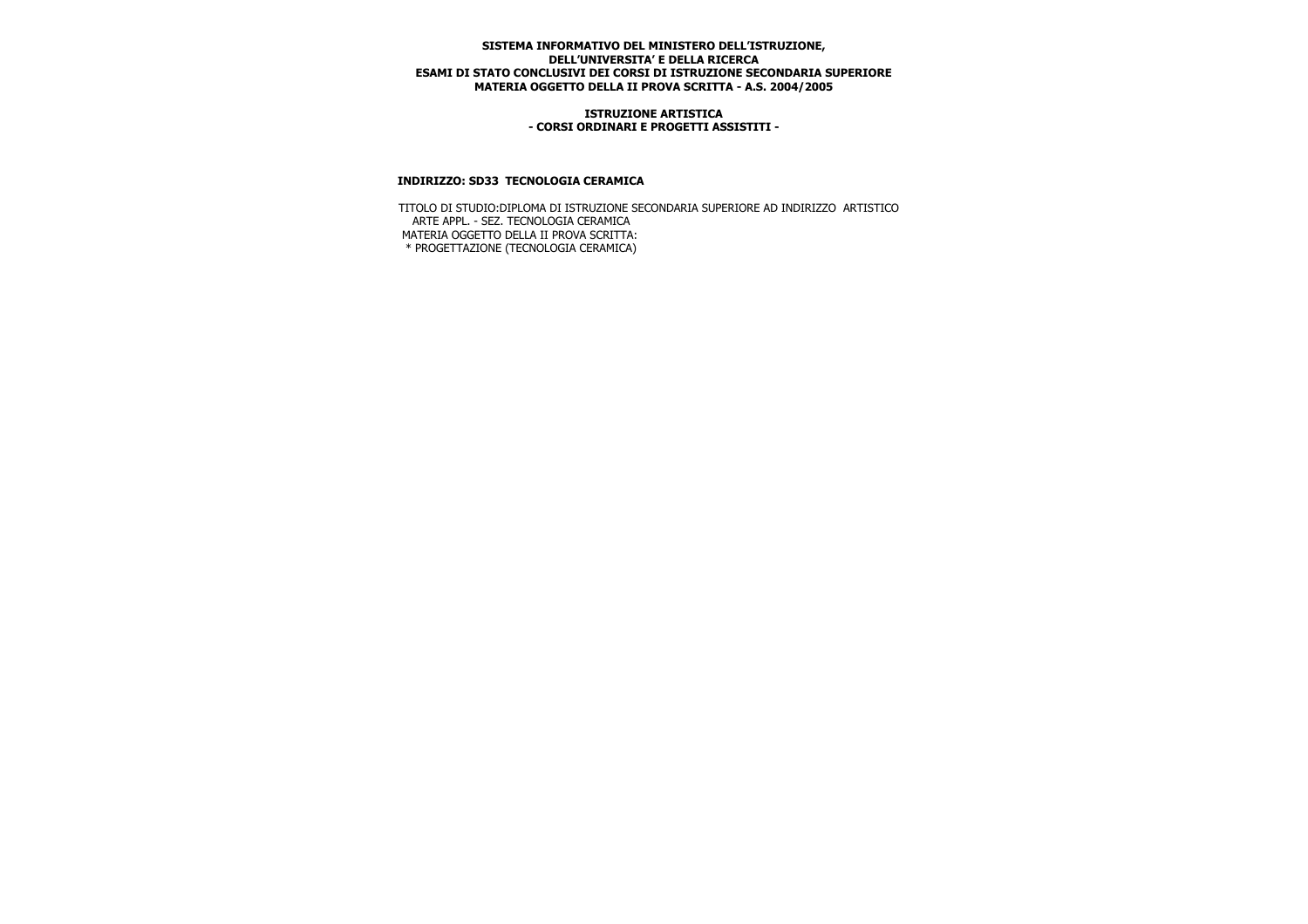**SISTEMA INFORMATIVO DEL MINISTERO DELL'ISTRUZIONE,
DELL'UNIVERSITA' E DELLA RICERCA
ESAMI DI STATO CONCLUSIVI DEI CORSI DI ISTRUZIONE SECONDARIA SUPERIORE
MATERIA OGGETTO DELLA II PROVA SCRITTA - A.S. 2004/2005**

**ISTRUZIONE ARTISTICA
- CORSI ORDINARI E PROGETTI ASSISTITI -**

**INDIRIZZO: SD33 TECNOLOGIA CERAMICA**

TITOLO DI STUDIO:DIPLOMA DI ISTRUZIONE SECONDARIA SUPERIORE AD INDIRIZZO ARTISTICO
ARTE APPL. - SEZ. TECNOLOGIA CERAMICA
MATERIA OGGETTO DELLA II PROVA SCRITTA:
* PROGETTAZIONE (TECNOLOGIA CERAMICA)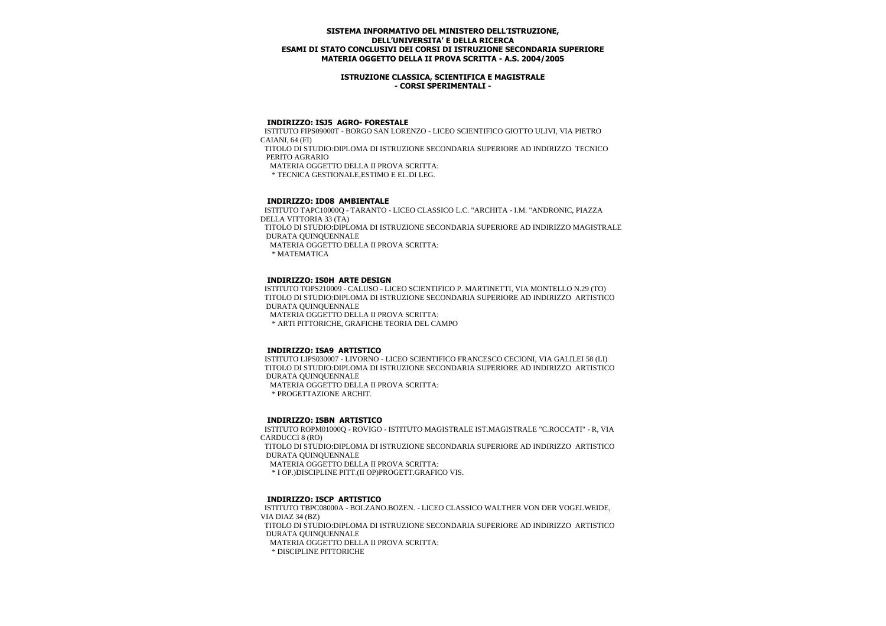**SISTEMA INFORMATIVO DEL MINISTERO DELL'ISTRUZIONE, DELL'UNIVERSITA' E DELLA RICERCA**
**ESAMI DI STATO CONCLUSIVI DEI CORSI DI ISTRUZIONE SECONDARIA SUPERIORE**
**MATERIA OGGETTO DELLA II PROVA SCRITTA - A.S. 2004/2005**

**ISTRUZIONE CLASSICA, SCIENTIFICA E MAGISTRALE**
**- CORSI SPERIMENTALI -**

### INDIRIZZO: ISJ5 AGRO- FORESTALE

ISTITUTO FIPS09000T - BORGO SAN LORENZO - LICEO SCIENTIFICO GIOTTO ULIVI, VIA PIETRO CAIANI, 64 (FI)

TITOLO DI STUDIO:DIPLOMA DI ISTRUZIONE SECONDARIA SUPERIORE AD INDIRIZZO TECNICO PERITO AGRARIO

MATERIA OGGETTO DELLA II PROVA SCRITTA:

* TECNICA GESTIONALE,ESTIMO E EL.DI LEG.

### INDIRIZZO: ID08 AMBIENTALE

ISTITUTO TAPC10000Q - TARANTO - LICEO CLASSICO L.C. "ARCHITA - I.M. "ANDRONIC, PIAZZA DELLA VITTORIA 33 (TA)

TITOLO DI STUDIO:DIPLOMA DI ISTRUZIONE SECONDARIA SUPERIORE AD INDIRIZZO MAGISTRALE DURATA QUINQUENNALE

MATERIA OGGETTO DELLA II PROVA SCRITTA:

* MATEMATICA

### INDIRIZZO: IS0H ARTE DESIGN

ISTITUTO TOPS210009 - CALUSO - LICEO SCIENTIFICO P. MARTINETTI, VIA MONTELLO N.29 (TO)

TITOLO DI STUDIO:DIPLOMA DI ISTRUZIONE SECONDARIA SUPERIORE AD INDIRIZZO ARTISTICO DURATA QUINQUENNALE

MATERIA OGGETTO DELLA II PROVA SCRITTA:

* ARTI PITTORICHE, GRAFICHE TEORIA DEL CAMPO

### INDIRIZZO: ISA9 ARTISTICO

ISTITUTO LIPS030007 - LIVORNO - LICEO SCIENTIFICO FRANCESCO CECIONI, VIA GALILEI 58 (LI)

TITOLO DI STUDIO:DIPLOMA DI ISTRUZIONE SECONDARIA SUPERIORE AD INDIRIZZO ARTISTICO DURATA QUINQUENNALE

MATERIA OGGETTO DELLA II PROVA SCRITTA:

* PROGETTAZIONE ARCHIT.

### INDIRIZZO: ISBN ARTISTICO

ISTITUTO ROPM01000Q - ROVIGO - ISTITUTO MAGISTRALE IST.MAGISTRALE "C.ROCCATI" - R, VIA CARDUCCI 8 (RO)

TITOLO DI STUDIO:DIPLOMA DI ISTRUZIONE SECONDARIA SUPERIORE AD INDIRIZZO ARTISTICO DURATA QUINQUENNALE

MATERIA OGGETTO DELLA II PROVA SCRITTA:

* I OP.)DISCIPLINE PITT.(II OP)PROGETT.GRAFICO VIS.

### INDIRIZZO: ISCP ARTISTICO

ISTITUTO TBPC08000A - BOLZANO.BOZEN. - LICEO CLASSICO WALTHER VON DER VOGELWEIDE, VIA DIAZ 34 (BZ)

TITOLO DI STUDIO:DIPLOMA DI ISTRUZIONE SECONDARIA SUPERIORE AD INDIRIZZO ARTISTICO DURATA QUINQUENNALE

MATERIA OGGETTO DELLA II PROVA SCRITTA:

* DISCIPLINE PITTORICHE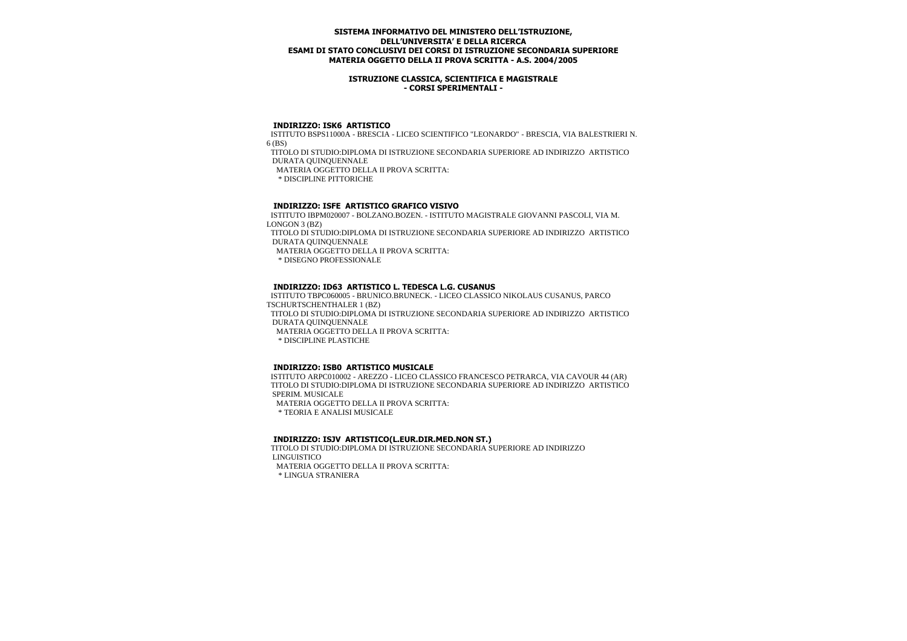**SISTEMA INFORMATIVO DEL MINISTERO DELL'ISTRUZIONE, DELL'UNIVERSITA' E DELLA RICERCA**
**ESAMI DI STATO CONCLUSIVI DEI CORSI DI ISTRUZIONE SECONDARIA SUPERIORE**
**MATERIA OGGETTO DELLA II PROVA SCRITTA - A.S. 2004/2005**

**ISTRUZIONE CLASSICA, SCIENTIFICA E MAGISTRALE**
**- CORSI SPERIMENTALI -**

**INDIRIZZO: ISK6 ARTISTICO**

ISTITUTO BSPS11000A - BRESCIA - LICEO SCIENTIFICO "LEONARDO" - BRESCIA, VIA BALESTRIERI N. 6 (BS)
TITOLO DI STUDIO:DIPLOMA DI ISTRUZIONE SECONDARIA SUPERIORE AD INDIRIZZO ARTISTICO DURATA QUINQUENNALE
MATERIA OGGETTO DELLA II PROVA SCRITTA:
* DISCIPLINE PITTORICHE

**INDIRIZZO: ISFE ARTISTICO GRAFICO VISIVO**

ISTITUTO IBPM020007 - BOLZANO.BOZEN. - ISTITUTO MAGISTRALE GIOVANNI PASCOLI, VIA M. LONGON 3 (BZ)
TITOLO DI STUDIO:DIPLOMA DI ISTRUZIONE SECONDARIA SUPERIORE AD INDIRIZZO ARTISTICO DURATA QUINQUENNALE
MATERIA OGGETTO DELLA II PROVA SCRITTA:
* DISEGNO PROFESSIONALE

**INDIRIZZO: ID63 ARTISTICO L. TEDESCA L.G. CUSANUS**

ISTITUTO TBPC060005 - BRUNICO.BRUNECK. - LICEO CLASSICO NIKOLAUS CUSANUS, PARCO TSCHURTSCHENTHALER 1 (BZ)
TITOLO DI STUDIO:DIPLOMA DI ISTRUZIONE SECONDARIA SUPERIORE AD INDIRIZZO ARTISTICO DURATA QUINQUENNALE
MATERIA OGGETTO DELLA II PROVA SCRITTA:
* DISCIPLINE PLASTICHE

**INDIRIZZO: ISB0 ARTISTICO MUSICALE**

ISTITUTO ARPC010002 - AREZZO - LICEO CLASSICO FRANCESCO PETRARCA, VIA CAVOUR 44 (AR)
TITOLO DI STUDIO:DIPLOMA DI ISTRUZIONE SECONDARIA SUPERIORE AD INDIRIZZO ARTISTICO SPERIM. MUSICALE
MATERIA OGGETTO DELLA II PROVA SCRITTA:
* TEORIA E ANALISI MUSICALE

**INDIRIZZO: ISJV ARTISTICO(L.EUR.DIR.MED.NON ST.)**

TITOLO DI STUDIO:DIPLOMA DI ISTRUZIONE SECONDARIA SUPERIORE AD INDIRIZZO LINGUISTICO
MATERIA OGGETTO DELLA II PROVA SCRITTA:
* LINGUA STRANIERA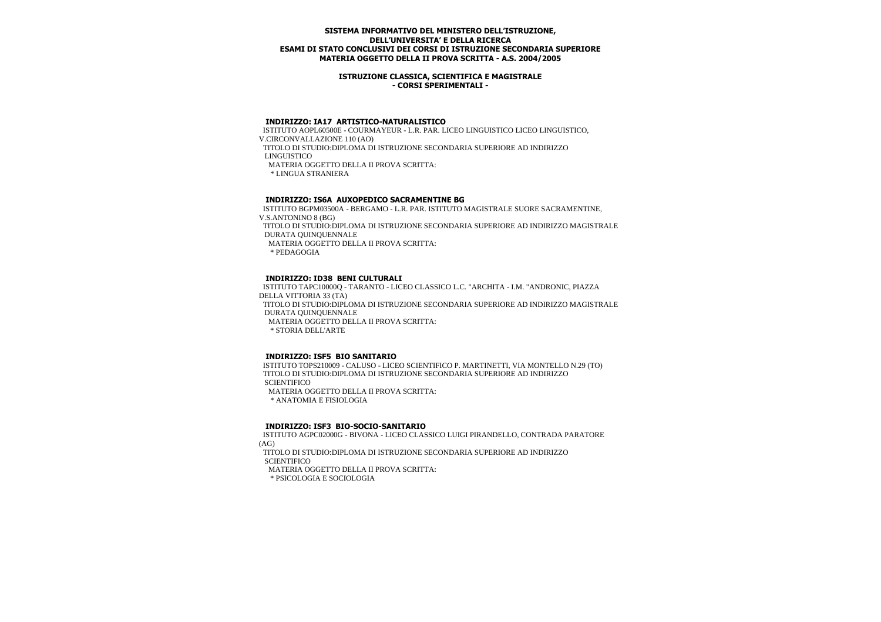**SISTEMA INFORMATIVO DEL MINISTERO DELL'ISTRUZIONE, DELL'UNIVERSITA' E DELLA RICERCA**
**ESAMI DI STATO CONCLUSIVI DEI CORSI DI ISTRUZIONE SECONDARIA SUPERIORE**
**MATERIA OGGETTO DELLA II PROVA SCRITTA - A.S. 2004/2005**

**ISTRUZIONE CLASSICA, SCIENTIFICA E MAGISTRALE**
**- CORSI SPERIMENTALI -**

### INDIRIZZO: IA17 ARTISTICO-NATURALISTICO

ISTITUTO AOPL60500E - COURMAYEUR - L.R. PAR. LICEO LINGUISTICO LICEO LINGUISTICO, V.CIRCONVALLAZIONE 110 (AO)
TITOLO DI STUDIO:DIPLOMA DI ISTRUZIONE SECONDARIA SUPERIORE AD INDIRIZZO LINGUISTICO
MATERIA OGGETTO DELLA II PROVA SCRITTA:
* LINGUA STRANIERA

### INDIRIZZO: IS6A AUXOPEDICO SACRAMENTINE BG

ISTITUTO BGPM03500A - BERGAMO - L.R. PAR. ISTITUTO MAGISTRALE SUORE SACRAMENTINE, V.S.ANTONINO 8 (BG)
TITOLO DI STUDIO:DIPLOMA DI ISTRUZIONE SECONDARIA SUPERIORE AD INDIRIZZO MAGISTRALE DURATA QUINQUENNALE
MATERIA OGGETTO DELLA II PROVA SCRITTA:
* PEDAGOGIA

### INDIRIZZO: ID38 BENI CULTURALI

ISTITUTO TAPC10000Q - TARANTO - LICEO CLASSICO L.C. "ARCHITA - I.M. "ANDRONIC, PIAZZA DELLA VITTORIA 33 (TA)
TITOLO DI STUDIO:DIPLOMA DI ISTRUZIONE SECONDARIA SUPERIORE AD INDIRIZZO MAGISTRALE DURATA QUINQUENNALE
MATERIA OGGETTO DELLA II PROVA SCRITTA:
* STORIA DELL'ARTE

### INDIRIZZO: ISF5 BIO SANITARIO

ISTITUTO TOPS210009 - CALUSO - LICEO SCIENTIFICO P. MARTINETTI, VIA MONTELLO N.29 (TO)
TITOLO DI STUDIO:DIPLOMA DI ISTRUZIONE SECONDARIA SUPERIORE AD INDIRIZZO SCIENTIFICO
MATERIA OGGETTO DELLA II PROVA SCRITTA:
* ANATOMIA E FISIOLOGIA

### INDIRIZZO: ISF3 BIO-SOCIO-SANITARIO

ISTITUTO AGPC02000G - BIVONA - LICEO CLASSICO LUIGI PIRANDELLO, CONTRADA PARATORE (AG)
TITOLO DI STUDIO:DIPLOMA DI ISTRUZIONE SECONDARIA SUPERIORE AD INDIRIZZO SCIENTIFICO
MATERIA OGGETTO DELLA II PROVA SCRITTA:
* PSICOLOGIA E SOCIOLOGIA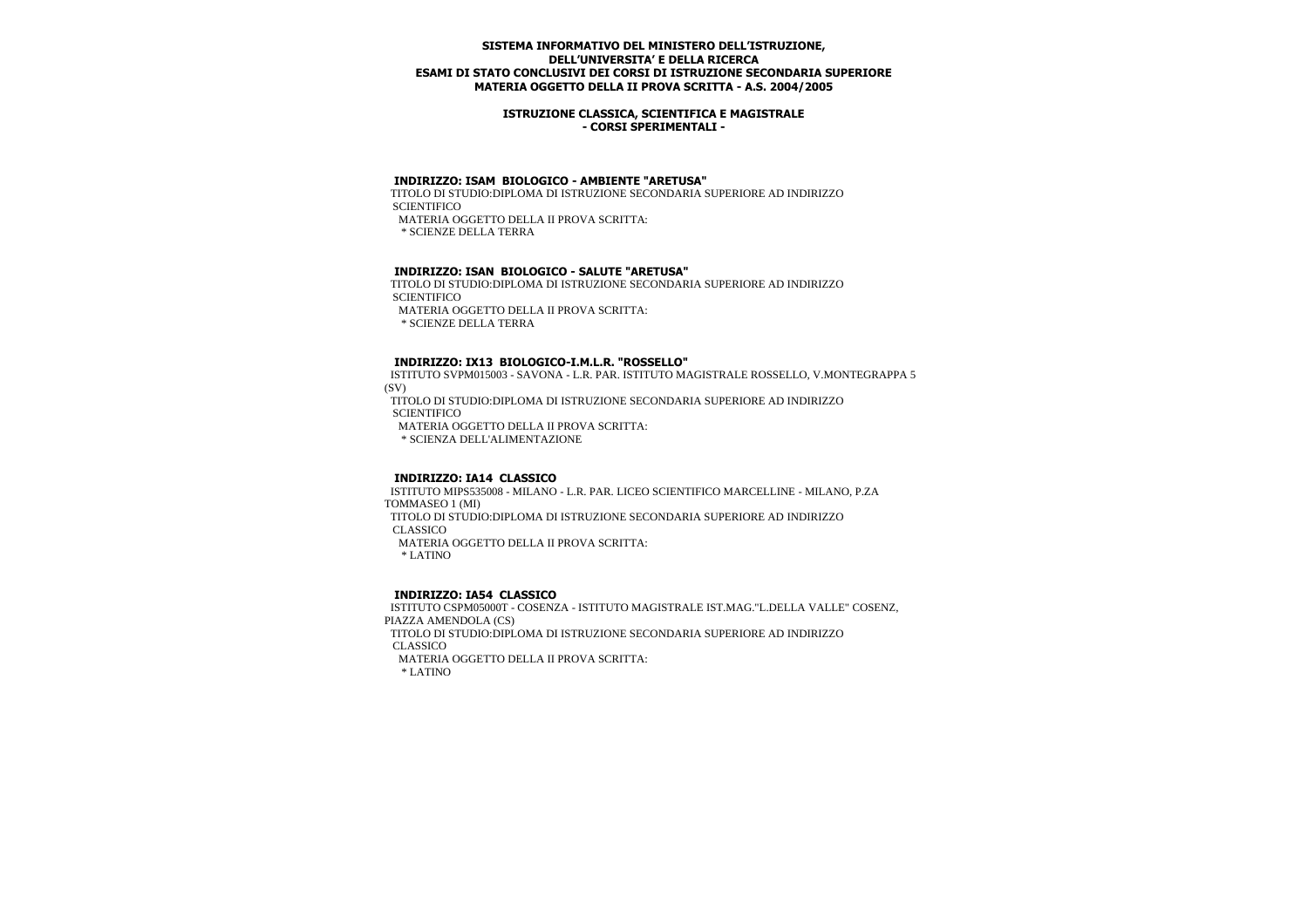**SISTEMA INFORMATIVO DEL MINISTERO DELL'ISTRUZIONE, DELL'UNIVERSITA' E DELLA RICERCA**
**ESAMI DI STATO CONCLUSIVI DEI CORSI DI ISTRUZIONE SECONDARIA SUPERIORE**
**MATERIA OGGETTO DELLA II PROVA SCRITTA - A.S. 2004/2005**

**ISTRUZIONE CLASSICA, SCIENTIFICA E MAGISTRALE**
**- CORSI SPERIMENTALI -**

### INDIRIZZO: ISAM BIOLOGICO - AMBIENTE "ARETUSA"

TITOLO DI STUDIO:DIPLOMA DI ISTRUZIONE SECONDARIA SUPERIORE AD INDIRIZZO SCIENTIFICO

MATERIA OGGETTO DELLA II PROVA SCRITTA:

* SCIENZE DELLA TERRA

### INDIRIZZO: ISAN BIOLOGICO - SALUTE "ARETUSA"

TITOLO DI STUDIO:DIPLOMA DI ISTRUZIONE SECONDARIA SUPERIORE AD INDIRIZZO SCIENTIFICO

MATERIA OGGETTO DELLA II PROVA SCRITTA:

* SCIENZE DELLA TERRA

### INDIRIZZO: IX13 BIOLOGICO-I.M.L.R. "ROSSELLO"

ISTITUTO SVPM015003 - SAVONA - L.R. PAR. ISTITUTO MAGISTRALE ROSSELLO, V.MONTEGRAPPA 5 (SV)

TITOLO DI STUDIO:DIPLOMA DI ISTRUZIONE SECONDARIA SUPERIORE AD INDIRIZZO SCIENTIFICO

MATERIA OGGETTO DELLA II PROVA SCRITTA:

* SCIENZA DELL'ALIMENTAZIONE

### INDIRIZZO: IA14 CLASSICO

ISTITUTO MIPS535008 - MILANO - L.R. PAR. LICEO SCIENTIFICO MARCELLINE - MILANO, P.ZA TOMMASEO 1 (MI)

TITOLO DI STUDIO:DIPLOMA DI ISTRUZIONE SECONDARIA SUPERIORE AD INDIRIZZO CLASSICO

MATERIA OGGETTO DELLA II PROVA SCRITTA:

* LATINO

### INDIRIZZO: IA54 CLASSICO

ISTITUTO CSPM05000T - COSENZA - ISTITUTO MAGISTRALE IST.MAG."L.DELLA VALLE" COSENZ, PIAZZA AMENDOLA (CS)

TITOLO DI STUDIO:DIPLOMA DI ISTRUZIONE SECONDARIA SUPERIORE AD INDIRIZZO CLASSICO

MATERIA OGGETTO DELLA II PROVA SCRITTA:

* LATINO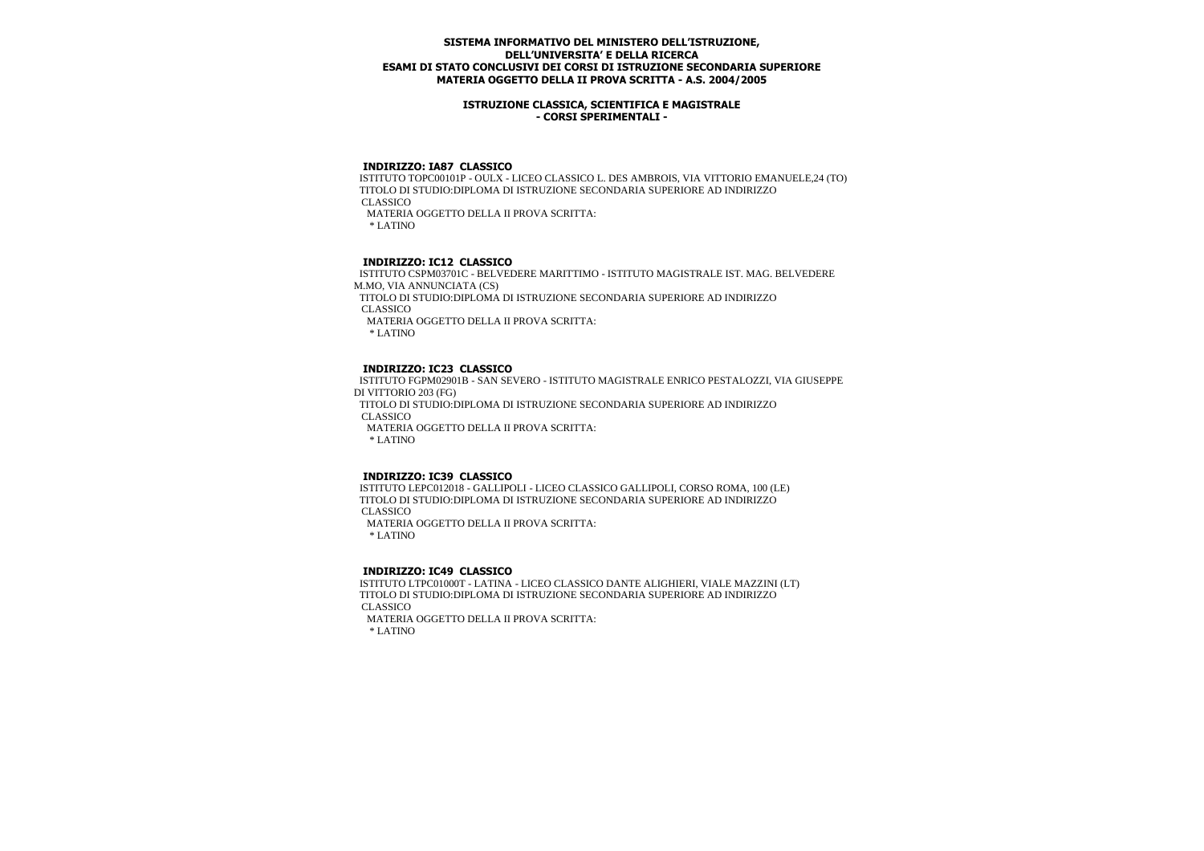**SISTEMA INFORMATIVO DEL MINISTERO DELL'ISTRUZIONE, DELL'UNIVERSITA' E DELLA RICERCA**
**ESAMI DI STATO CONCLUSIVI DEI CORSI DI ISTRUZIONE SECONDARIA SUPERIORE**
**MATERIA OGGETTO DELLA II PROVA SCRITTA - A.S. 2004/2005**

**ISTRUZIONE CLASSICA, SCIENTIFICA E MAGISTRALE**
**- CORSI SPERIMENTALI -**

**INDIRIZZO: IA87 CLASSICO**

ISTITUTO TOPC00101P - OULX - LICEO CLASSICO L. DES AMBROIS, VIA VITTORIO EMANUELE,24 (TO)
TITOLO DI STUDIO:DIPLOMA DI ISTRUZIONE SECONDARIA SUPERIORE AD INDIRIZZO CLASSICO
MATERIA OGGETTO DELLA II PROVA SCRITTA:
* LATINO

**INDIRIZZO: IC12 CLASSICO**

ISTITUTO CSPM03701C - BELVEDERE MARITTIMO - ISTITUTO MAGISTRALE IST. MAG. BELVEDERE M.MO, VIA ANNUNCIATA (CS)
TITOLO DI STUDIO:DIPLOMA DI ISTRUZIONE SECONDARIA SUPERIORE AD INDIRIZZO CLASSICO
MATERIA OGGETTO DELLA II PROVA SCRITTA:
* LATINO

**INDIRIZZO: IC23 CLASSICO**

ISTITUTO FGPM02901B - SAN SEVERO - ISTITUTO MAGISTRALE ENRICO PESTALOZZI, VIA GIUSEPPE DI VITTORIO 203 (FG)
TITOLO DI STUDIO:DIPLOMA DI ISTRUZIONE SECONDARIA SUPERIORE AD INDIRIZZO CLASSICO
MATERIA OGGETTO DELLA II PROVA SCRITTA:
* LATINO

**INDIRIZZO: IC39 CLASSICO**

ISTITUTO LEPC012018 - GALLIPOLI - LICEO CLASSICO GALLIPOLI, CORSO ROMA, 100 (LE)
TITOLO DI STUDIO:DIPLOMA DI ISTRUZIONE SECONDARIA SUPERIORE AD INDIRIZZO CLASSICO
MATERIA OGGETTO DELLA II PROVA SCRITTA:
* LATINO

**INDIRIZZO: IC49 CLASSICO**

ISTITUTO LTPC01000T - LATINA - LICEO CLASSICO DANTE ALIGHIERI, VIALE MAZZINI (LT)
TITOLO DI STUDIO:DIPLOMA DI ISTRUZIONE SECONDARIA SUPERIORE AD INDIRIZZO CLASSICO
MATERIA OGGETTO DELLA II PROVA SCRITTA:
* LATINO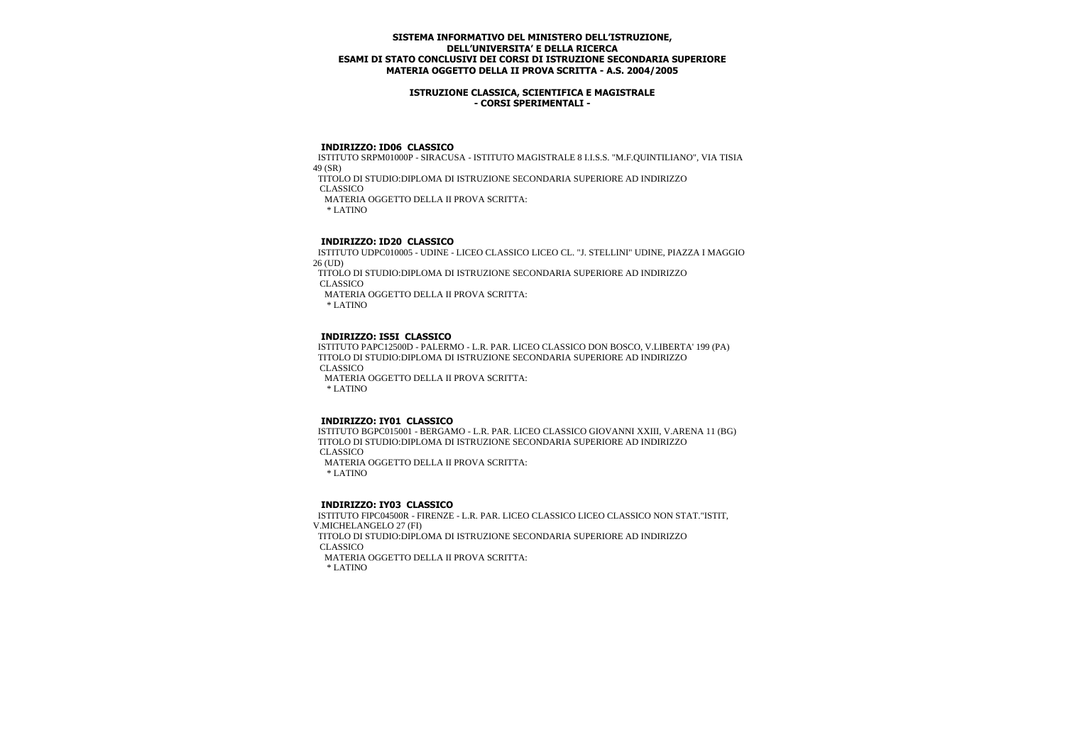**SISTEMA INFORMATIVO DEL MINISTERO DELL'ISTRUZIONE, DELL'UNIVERSITA' E DELLA RICERCA**
**ESAMI DI STATO CONCLUSIVI DEI CORSI DI ISTRUZIONE SECONDARIA SUPERIORE**
**MATERIA OGGETTO DELLA II PROVA SCRITTA - A.S. 2004/2005**

**ISTRUZIONE CLASSICA, SCIENTIFICA E MAGISTRALE**
**- CORSI SPERIMENTALI -**

**INDIRIZZO: ID06 CLASSICO**

ISTITUTO SRPM01000P - SIRACUSA - ISTITUTO MAGISTRALE 8 I.I.S.S. "M.F.QUINTILIANO", VIA TISIA 49 (SR)
TITOLO DI STUDIO:DIPLOMA DI ISTRUZIONE SECONDARIA SUPERIORE AD INDIRIZZO CLASSICO
MATERIA OGGETTO DELLA II PROVA SCRITTA:
* LATINO

**INDIRIZZO: ID20 CLASSICO**

ISTITUTO UDPC010005 - UDINE - LICEO CLASSICO LICEO CL. "J. STELLINI" UDINE, PIAZZA I MAGGIO 26 (UD)
TITOLO DI STUDIO:DIPLOMA DI ISTRUZIONE SECONDARIA SUPERIORE AD INDIRIZZO CLASSICO
MATERIA OGGETTO DELLA II PROVA SCRITTA:
* LATINO

**INDIRIZZO: IS5I CLASSICO**

ISTITUTO PAPC12500D - PALERMO - L.R. PAR. LICEO CLASSICO DON BOSCO, V.LIBERTA' 199 (PA)
TITOLO DI STUDIO:DIPLOMA DI ISTRUZIONE SECONDARIA SUPERIORE AD INDIRIZZO CLASSICO
MATERIA OGGETTO DELLA II PROVA SCRITTA:
* LATINO

**INDIRIZZO: IY01 CLASSICO**

ISTITUTO BGPC015001 - BERGAMO - L.R. PAR. LICEO CLASSICO GIOVANNI XXIII, V.ARENA 11 (BG)
TITOLO DI STUDIO:DIPLOMA DI ISTRUZIONE SECONDARIA SUPERIORE AD INDIRIZZO CLASSICO
MATERIA OGGETTO DELLA II PROVA SCRITTA:
* LATINO

**INDIRIZZO: IY03 CLASSICO**

ISTITUTO FIPC04500R - FIRENZE - L.R. PAR. LICEO CLASSICO LICEO CLASSICO NON STAT."ISTIT, V.MICHELANGELO 27 (FI)
TITOLO DI STUDIO:DIPLOMA DI ISTRUZIONE SECONDARIA SUPERIORE AD INDIRIZZO CLASSICO
MATERIA OGGETTO DELLA II PROVA SCRITTA:
* LATINO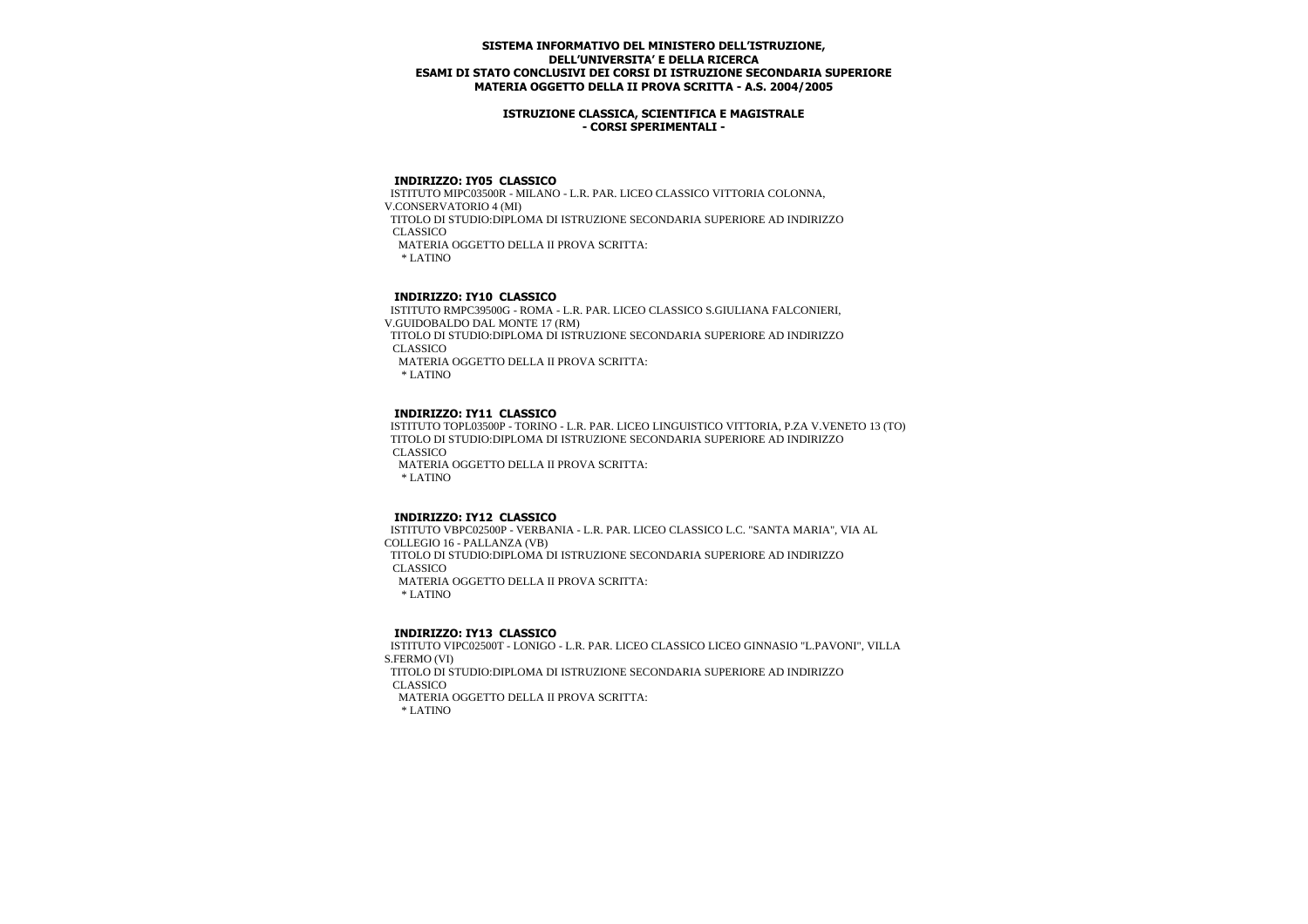**SISTEMA INFORMATIVO DEL MINISTERO DELL'ISTRUZIONE, DELL'UNIVERSITA' E DELLA RICERCA**
**ESAMI DI STATO CONCLUSIVI DEI CORSI DI ISTRUZIONE SECONDARIA SUPERIORE**
**MATERIA OGGETTO DELLA II PROVA SCRITTA - A.S. 2004/2005**

**ISTRUZIONE CLASSICA, SCIENTIFICA E MAGISTRALE**
**- CORSI SPERIMENTALI -**

**INDIRIZZO: IY05 CLASSICO**

ISTITUTO MIPC03500R - MILANO - L.R. PAR. LICEO CLASSICO VITTORIA COLONNA, V.CONSERVATORIO 4 (MI)

TITOLO DI STUDIO:DIPLOMA DI ISTRUZIONE SECONDARIA SUPERIORE AD INDIRIZZO CLASSICO

MATERIA OGGETTO DELLA II PROVA SCRITTA:

* LATINO

**INDIRIZZO: IY10 CLASSICO**

ISTITUTO RMPC39500G - ROMA - L.R. PAR. LICEO CLASSICO S.GIULIANA FALCONIERI, V.GUIDOBALDO DAL MONTE 17 (RM)

TITOLO DI STUDIO:DIPLOMA DI ISTRUZIONE SECONDARIA SUPERIORE AD INDIRIZZO CLASSICO

MATERIA OGGETTO DELLA II PROVA SCRITTA:

* LATINO

**INDIRIZZO: IY11 CLASSICO**

ISTITUTO TOPL03500P - TORINO - L.R. PAR. LICEO LINGUISTICO VITTORIA, P.ZA V.VENETO 13 (TO)

TITOLO DI STUDIO:DIPLOMA DI ISTRUZIONE SECONDARIA SUPERIORE AD INDIRIZZO CLASSICO

MATERIA OGGETTO DELLA II PROVA SCRITTA:

* LATINO

**INDIRIZZO: IY12 CLASSICO**

ISTITUTO VBPC02500P - VERBANIA - L.R. PAR. LICEO CLASSICO L.C. "SANTA MARIA", VIA AL COLLEGIO 16 - PALLANZA (VB)

TITOLO DI STUDIO:DIPLOMA DI ISTRUZIONE SECONDARIA SUPERIORE AD INDIRIZZO CLASSICO

MATERIA OGGETTO DELLA II PROVA SCRITTA:

* LATINO

**INDIRIZZO: IY13 CLASSICO**

ISTITUTO VIPC02500T - LONIGO - L.R. PAR. LICEO CLASSICO LICEO GINNASIO "L.PAVONI", VILLA S.FERMO (VI)

TITOLO DI STUDIO:DIPLOMA DI ISTRUZIONE SECONDARIA SUPERIORE AD INDIRIZZO CLASSICO

MATERIA OGGETTO DELLA II PROVA SCRITTA:

* LATINO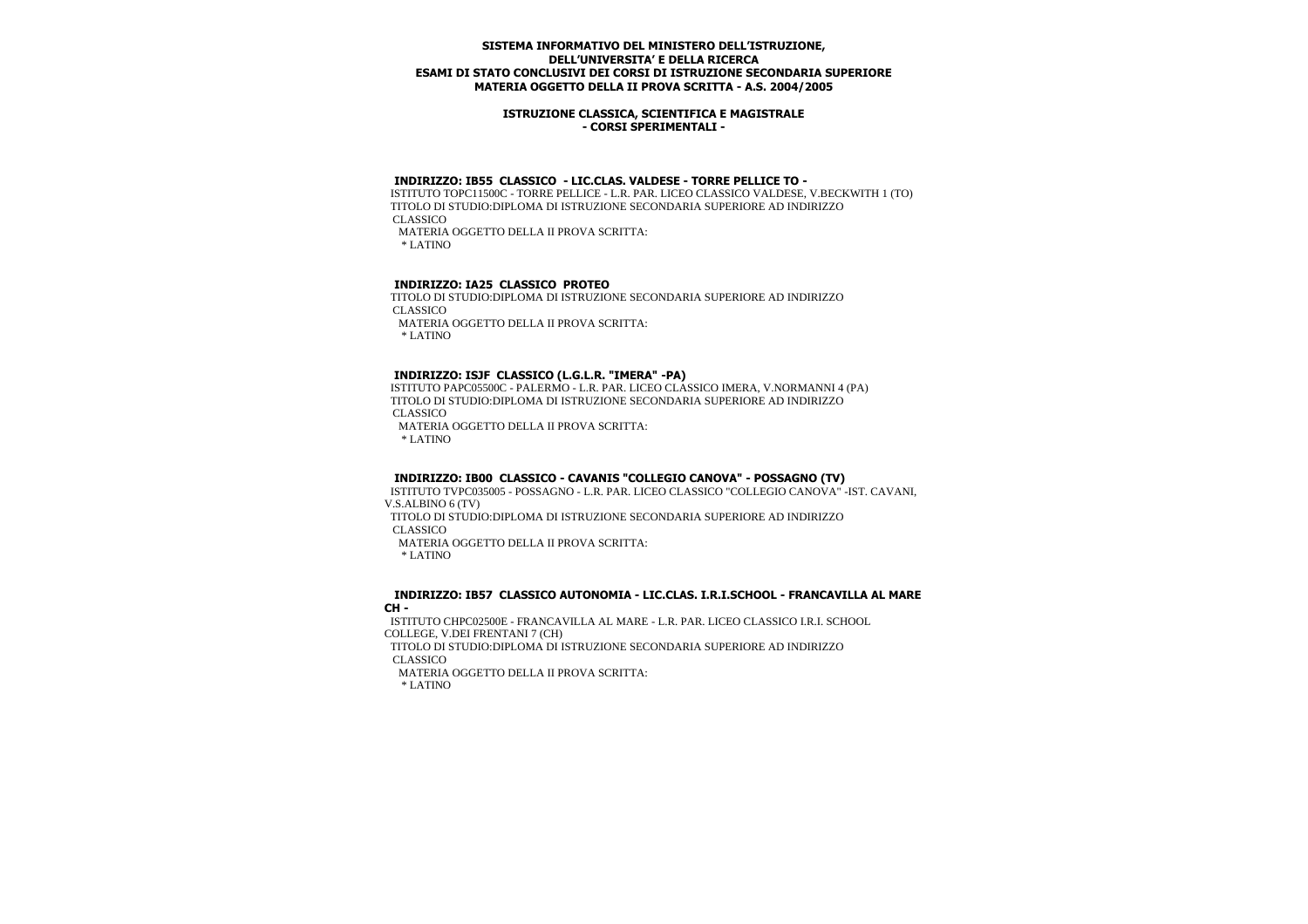**SISTEMA INFORMATIVO DEL MINISTERO DELL'ISTRUZIONE, DELL'UNIVERSITA' E DELLA RICERCA**
**ESAMI DI STATO CONCLUSIVI DEI CORSI DI ISTRUZIONE SECONDARIA SUPERIORE**
**MATERIA OGGETTO DELLA II PROVA SCRITTA - A.S. 2004/2005**

**ISTRUZIONE CLASSICA, SCIENTIFICA E MAGISTRALE**
**- CORSI SPERIMENTALI -**

**INDIRIZZO: IB55 CLASSICO - LIC.CLAS. VALDESE - TORRE PELLICE TO -**
ISTITUTO TOPC11500C - TORRE PELLICE - L.R. PAR. LICEO CLASSICO VALDESE, V.BECKWITH 1 (TO)
TITOLO DI STUDIO:DIPLOMA DI ISTRUZIONE SECONDARIA SUPERIORE AD INDIRIZZO CLASSICO
MATERIA OGGETTO DELLA II PROVA SCRITTA:
* LATINO

**INDIRIZZO: IA25 CLASSICO PROTEO**
TITOLO DI STUDIO:DIPLOMA DI ISTRUZIONE SECONDARIA SUPERIORE AD INDIRIZZO CLASSICO
MATERIA OGGETTO DELLA II PROVA SCRITTA:
* LATINO

**INDIRIZZO: ISJF CLASSICO (L.G.L.R. "IMERA" -PA)**
ISTITUTO PAPC05500C - PALERMO - L.R. PAR. LICEO CLASSICO IMERA, V.NORMANNI 4 (PA)
TITOLO DI STUDIO:DIPLOMA DI ISTRUZIONE SECONDARIA SUPERIORE AD INDIRIZZO CLASSICO
MATERIA OGGETTO DELLA II PROVA SCRITTA:
* LATINO

**INDIRIZZO: IB00 CLASSICO - CAVANIS "COLLEGIO CANOVA" - POSSAGNO (TV)**
ISTITUTO TVPC035005 - POSSAGNO - L.R. PAR. LICEO CLASSICO "COLLEGIO CANOVA" -IST. CAVANI, V.S.ALBINO 6 (TV)
TITOLO DI STUDIO:DIPLOMA DI ISTRUZIONE SECONDARIA SUPERIORE AD INDIRIZZO CLASSICO
MATERIA OGGETTO DELLA II PROVA SCRITTA:
* LATINO

**INDIRIZZO: IB57 CLASSICO AUTONOMIA - LIC.CLAS. I.R.I.SCHOOL - FRANCAVILLA AL MARE CH -**
ISTITUTO CHPC02500E - FRANCAVILLA AL MARE - L.R. PAR. LICEO CLASSICO I.R.I. SCHOOL COLLEGE, V.DEI FRENTANI 7 (CH)
TITOLO DI STUDIO:DIPLOMA DI ISTRUZIONE SECONDARIA SUPERIORE AD INDIRIZZO CLASSICO
MATERIA OGGETTO DELLA II PROVA SCRITTA:
* LATINO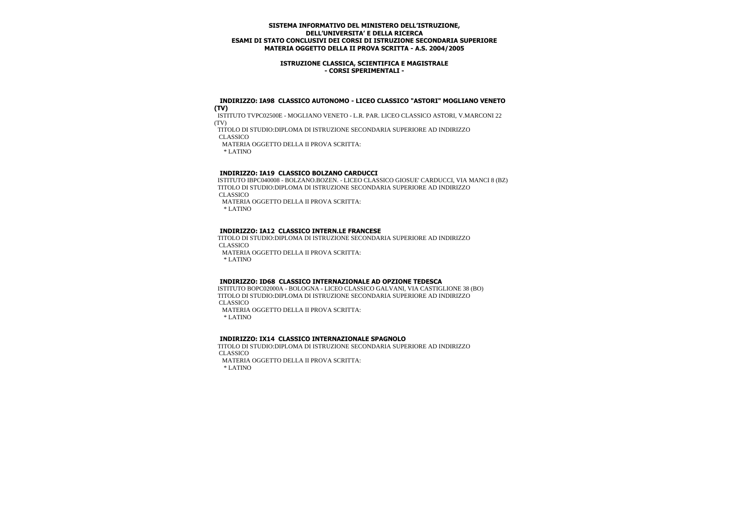**SISTEMA INFORMATIVO DEL MINISTERO DELL'ISTRUZIONE, DELL'UNIVERSITA' E DELLA RICERCA**
**ESAMI DI STATO CONCLUSIVI DEI CORSI DI ISTRUZIONE SECONDARIA SUPERIORE**
**MATERIA OGGETTO DELLA II PROVA SCRITTA - A.S. 2004/2005**

**ISTRUZIONE CLASSICA, SCIENTIFICA E MAGISTRALE**
**- CORSI SPERIMENTALI -**

### INDIRIZZO: IA98 CLASSICO AUTONOMO - LICEO CLASSICO "ASTORI" MOGLIANO VENETO (TV)

ISTITUTO TVPC02500E - MOGLIANO VENETO - L.R. PAR. LICEO CLASSICO ASTORI, V.MARCONI 22 (TV)
TITOLO DI STUDIO:DIPLOMA DI ISTRUZIONE SECONDARIA SUPERIORE AD INDIRIZZO CLASSICO
MATERIA OGGETTO DELLA II PROVA SCRITTA:
* LATINO

### INDIRIZZO: IA19 CLASSICO BOLZANO CARDUCCI

ISTITUTO IBPC040008 - BOLZANO.BOZEN. - LICEO CLASSICO GIOSUE' CARDUCCI, VIA MANCI 8 (BZ)
TITOLO DI STUDIO:DIPLOMA DI ISTRUZIONE SECONDARIA SUPERIORE AD INDIRIZZO CLASSICO
MATERIA OGGETTO DELLA II PROVA SCRITTA:
* LATINO

### INDIRIZZO: IA12 CLASSICO INTERN.LE FRANCESE

TITOLO DI STUDIO:DIPLOMA DI ISTRUZIONE SECONDARIA SUPERIORE AD INDIRIZZO CLASSICO
MATERIA OGGETTO DELLA II PROVA SCRITTA:
* LATINO

### INDIRIZZO: ID68 CLASSICO INTERNAZIONALE AD OPZIONE TEDESCA

ISTITUTO BOPC02000A - BOLOGNA - LICEO CLASSICO GALVANI, VIA CASTIGLIONE 38 (BO)
TITOLO DI STUDIO:DIPLOMA DI ISTRUZIONE SECONDARIA SUPERIORE AD INDIRIZZO CLASSICO
MATERIA OGGETTO DELLA II PROVA SCRITTA:
* LATINO

### INDIRIZZO: IX14 CLASSICO INTERNAZIONALE SPAGNOLO

TITOLO DI STUDIO:DIPLOMA DI ISTRUZIONE SECONDARIA SUPERIORE AD INDIRIZZO CLASSICO
MATERIA OGGETTO DELLA II PROVA SCRITTA:
* LATINO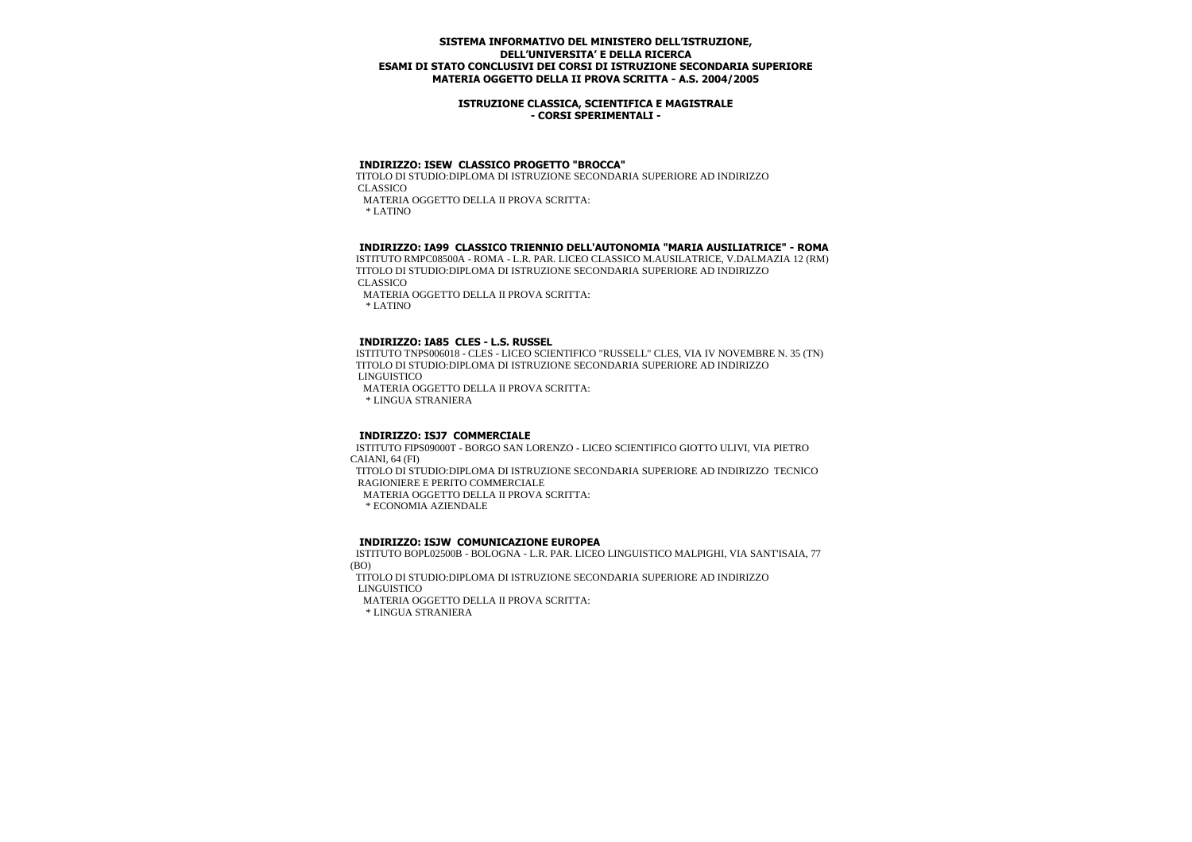**SISTEMA INFORMATIVO DEL MINISTERO DELL'ISTRUZIONE, DELL'UNIVERSITA' E DELLA RICERCA**
**ESAMI DI STATO CONCLUSIVI DEI CORSI DI ISTRUZIONE SECONDARIA SUPERIORE**
**MATERIA OGGETTO DELLA II PROVA SCRITTA - A.S. 2004/2005**

**ISTRUZIONE CLASSICA, SCIENTIFICA E MAGISTRALE**
**- CORSI SPERIMENTALI -**

### INDIRIZZO: ISEW CLASSICO PROGETTO "BROCCA"

TITOLO DI STUDIO:DIPLOMA DI ISTRUZIONE SECONDARIA SUPERIORE AD INDIRIZZO CLASSICO

MATERIA OGGETTO DELLA II PROVA SCRITTA:

* LATINO

### INDIRIZZO: IA99 CLASSICO TRIENNIO DELL'AUTONOMIA "MARIA AUSILIATRICE" - ROMA

ISTITUTO RMPC08500A - ROMA - L.R. PAR. LICEO CLASSICO M.AUSILATRICE, V.DALMAZIA 12 (RM)

TITOLO DI STUDIO:DIPLOMA DI ISTRUZIONE SECONDARIA SUPERIORE AD INDIRIZZO CLASSICO

MATERIA OGGETTO DELLA II PROVA SCRITTA:

* LATINO

### INDIRIZZO: IA85 CLES - L.S. RUSSEL

ISTITUTO TNPS006018 - CLES - LICEO SCIENTIFICO "RUSSELL" CLES, VIA IV NOVEMBRE N. 35 (TN)

TITOLO DI STUDIO:DIPLOMA DI ISTRUZIONE SECONDARIA SUPERIORE AD INDIRIZZO LINGUISTICO

MATERIA OGGETTO DELLA II PROVA SCRITTA:

* LINGUA STRANIERA

### INDIRIZZO: ISJ7 COMMERCIALE

ISTITUTO FIPS09000T - BORGO SAN LORENZO - LICEO SCIENTIFICO GIOTTO ULIVI, VIA PIETRO CAIANI, 64 (FI)

TITOLO DI STUDIO:DIPLOMA DI ISTRUZIONE SECONDARIA SUPERIORE AD INDIRIZZO TECNICO RAGIONIERE E PERITO COMMERCIALE

MATERIA OGGETTO DELLA II PROVA SCRITTA:

* ECONOMIA AZIENDALE

### INDIRIZZO: ISJW COMUNICAZIONE EUROPEA

ISTITUTO BOPL02500B - BOLOGNA - L.R. PAR. LICEO LINGUISTICO MALPIGHI, VIA SANT'ISAIA, 77 (BO)

TITOLO DI STUDIO:DIPLOMA DI ISTRUZIONE SECONDARIA SUPERIORE AD INDIRIZZO LINGUISTICO

MATERIA OGGETTO DELLA II PROVA SCRITTA:

* LINGUA STRANIERA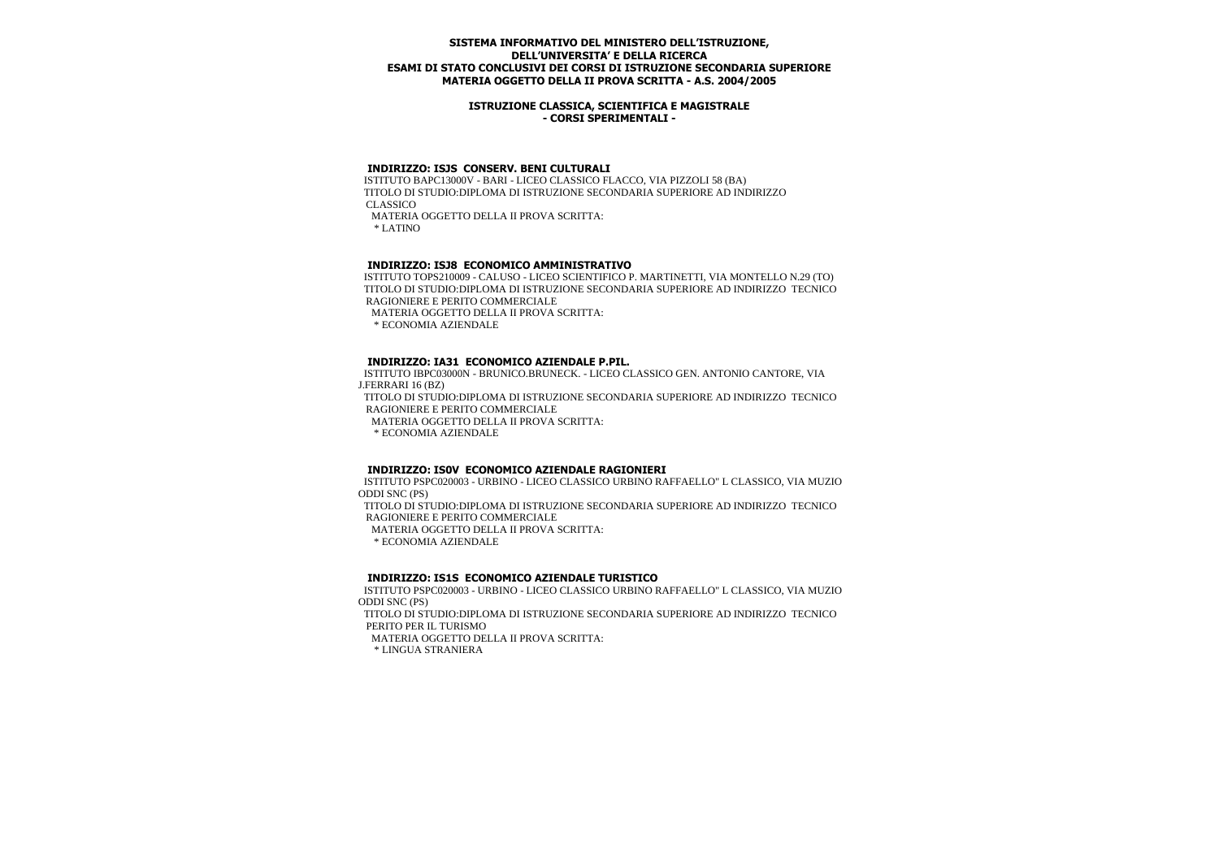**SISTEMA INFORMATIVO DEL MINISTERO DELL'ISTRUZIONE,**
**DELL'UNIVERSITA' E DELLA RICERCA**
**ESAMI DI STATO CONCLUSIVI DEI CORSI DI ISTRUZIONE SECONDARIA SUPERIORE**
**MATERIA OGGETTO DELLA II PROVA SCRITTA - A.S. 2004/2005**

**ISTRUZIONE CLASSICA, SCIENTIFICA E MAGISTRALE**
**- CORSI SPERIMENTALI -**

**INDIRIZZO: ISJS CONSERV. BENI CULTURALI**

ISTITUTO BAPC13000V - BARI - LICEO CLASSICO FLACCO, VIA PIZZOLI 58 (BA)
TITOLO DI STUDIO:DIPLOMA DI ISTRUZIONE SECONDARIA SUPERIORE AD INDIRIZZO CLASSICO
MATERIA OGGETTO DELLA II PROVA SCRITTA:
* LATINO

**INDIRIZZO: ISJ8 ECONOMICO AMMINISTRATIVO**

ISTITUTO TOPS210009 - CALUSO - LICEO SCIENTIFICO P. MARTINETTI, VIA MONTELLO N.29 (TO)
TITOLO DI STUDIO:DIPLOMA DI ISTRUZIONE SECONDARIA SUPERIORE AD INDIRIZZO TECNICO RAGIONIERE E PERITO COMMERCIALE
MATERIA OGGETTO DELLA II PROVA SCRITTA:
* ECONOMIA AZIENDALE

**INDIRIZZO: IA31 ECONOMICO AZIENDALE P.PIL.**

ISTITUTO IBPC03000N - BRUNICO.BRUNECK. - LICEO CLASSICO GEN. ANTONIO CANTORE, VIA J.FERRARI 16 (BZ)
TITOLO DI STUDIO:DIPLOMA DI ISTRUZIONE SECONDARIA SUPERIORE AD INDIRIZZO TECNICO RAGIONIERE E PERITO COMMERCIALE
MATERIA OGGETTO DELLA II PROVA SCRITTA:
* ECONOMIA AZIENDALE

**INDIRIZZO: IS0V ECONOMICO AZIENDALE RAGIONIERI**

ISTITUTO PSPC020003 - URBINO - LICEO CLASSICO URBINO RAFFAELLO" L CLASSICO, VIA MUZIO ODDI SNC (PS)
TITOLO DI STUDIO:DIPLOMA DI ISTRUZIONE SECONDARIA SUPERIORE AD INDIRIZZO TECNICO RAGIONIERE E PERITO COMMERCIALE
MATERIA OGGETTO DELLA II PROVA SCRITTA:
* ECONOMIA AZIENDALE

**INDIRIZZO: IS1S ECONOMICO AZIENDALE TURISTICO**

ISTITUTO PSPC020003 - URBINO - LICEO CLASSICO URBINO RAFFAELLO" L CLASSICO, VIA MUZIO ODDI SNC (PS)
TITOLO DI STUDIO:DIPLOMA DI ISTRUZIONE SECONDARIA SUPERIORE AD INDIRIZZO TECNICO PERITO PER IL TURISMO
MATERIA OGGETTO DELLA II PROVA SCRITTA:
* LINGUA STRANIERA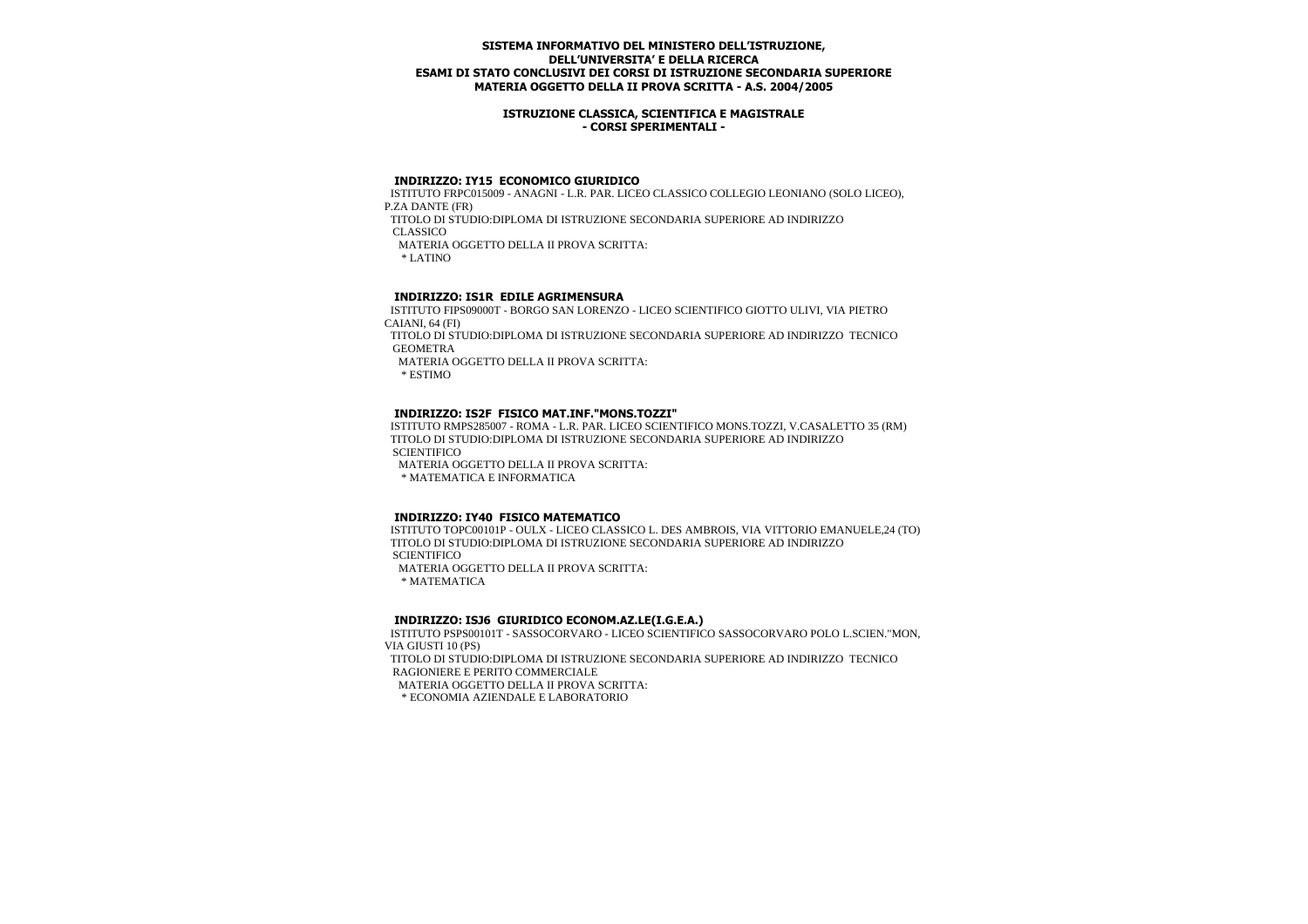**SISTEMA INFORMATIVO DEL MINISTERO DELL'ISTRUZIONE, DELL'UNIVERSITA' E DELLA RICERCA**
**ESAMI DI STATO CONCLUSIVI DEI CORSI DI ISTRUZIONE SECONDARIA SUPERIORE**
**MATERIA OGGETTO DELLA II PROVA SCRITTA - A.S. 2004/2005**

**ISTRUZIONE CLASSICA, SCIENTIFICA E MAGISTRALE**
**- CORSI SPERIMENTALI -**

### INDIRIZZO: IY15 ECONOMICO GIURIDICO

ISTITUTO FRPC015009 - ANAGNI - L.R. PAR. LICEO CLASSICO COLLEGIO LEONIANO (SOLO LICEO), P.ZA DANTE (FR)

TITOLO DI STUDIO:DIPLOMA DI ISTRUZIONE SECONDARIA SUPERIORE AD INDIRIZZO CLASSICO

MATERIA OGGETTO DELLA II PROVA SCRITTA:

* LATINO

### INDIRIZZO: IS1R EDILE AGRIMENSURA

ISTITUTO FIPS09000T - BORGO SAN LORENZO - LICEO SCIENTIFICO GIOTTO ULIVI, VIA PIETRO CAIANI, 64 (FI)

TITOLO DI STUDIO:DIPLOMA DI ISTRUZIONE SECONDARIA SUPERIORE AD INDIRIZZO TECNICO GEOMETRA

MATERIA OGGETTO DELLA II PROVA SCRITTA:

* ESTIMO

### INDIRIZZO: IS2F FISICO MAT.INF."MONS.TOZZI"

ISTITUTO RMPS285007 - ROMA - L.R. PAR. LICEO SCIENTIFICO MONS.TOZZI, V.CASALETTO 35 (RM)

TITOLO DI STUDIO:DIPLOMA DI ISTRUZIONE SECONDARIA SUPERIORE AD INDIRIZZO SCIENTIFICO

MATERIA OGGETTO DELLA II PROVA SCRITTA:

* MATEMATICA E INFORMATICA

### INDIRIZZO: IY40 FISICO MATEMATICO

ISTITUTO TOPC00101P - OULX - LICEO CLASSICO L. DES AMBROIS, VIA VITTORIO EMANUELE,24 (TO)

TITOLO DI STUDIO:DIPLOMA DI ISTRUZIONE SECONDARIA SUPERIORE AD INDIRIZZO SCIENTIFICO

MATERIA OGGETTO DELLA II PROVA SCRITTA:

* MATEMATICA

### INDIRIZZO: ISJ6 GIURIDICO ECONOM.AZ.LE(I.G.E.A.)

ISTITUTO PSPS00101T - SASSOCORVARO - LICEO SCIENTIFICO SASSOCORVARO POLO L.SCIEN."MON, VIA GIUSTI 10 (PS)

TITOLO DI STUDIO:DIPLOMA DI ISTRUZIONE SECONDARIA SUPERIORE AD INDIRIZZO TECNICO RAGIONIERE E PERITO COMMERCIALE

MATERIA OGGETTO DELLA II PROVA SCRITTA:

* ECONOMIA AZIENDALE E LABORATORIO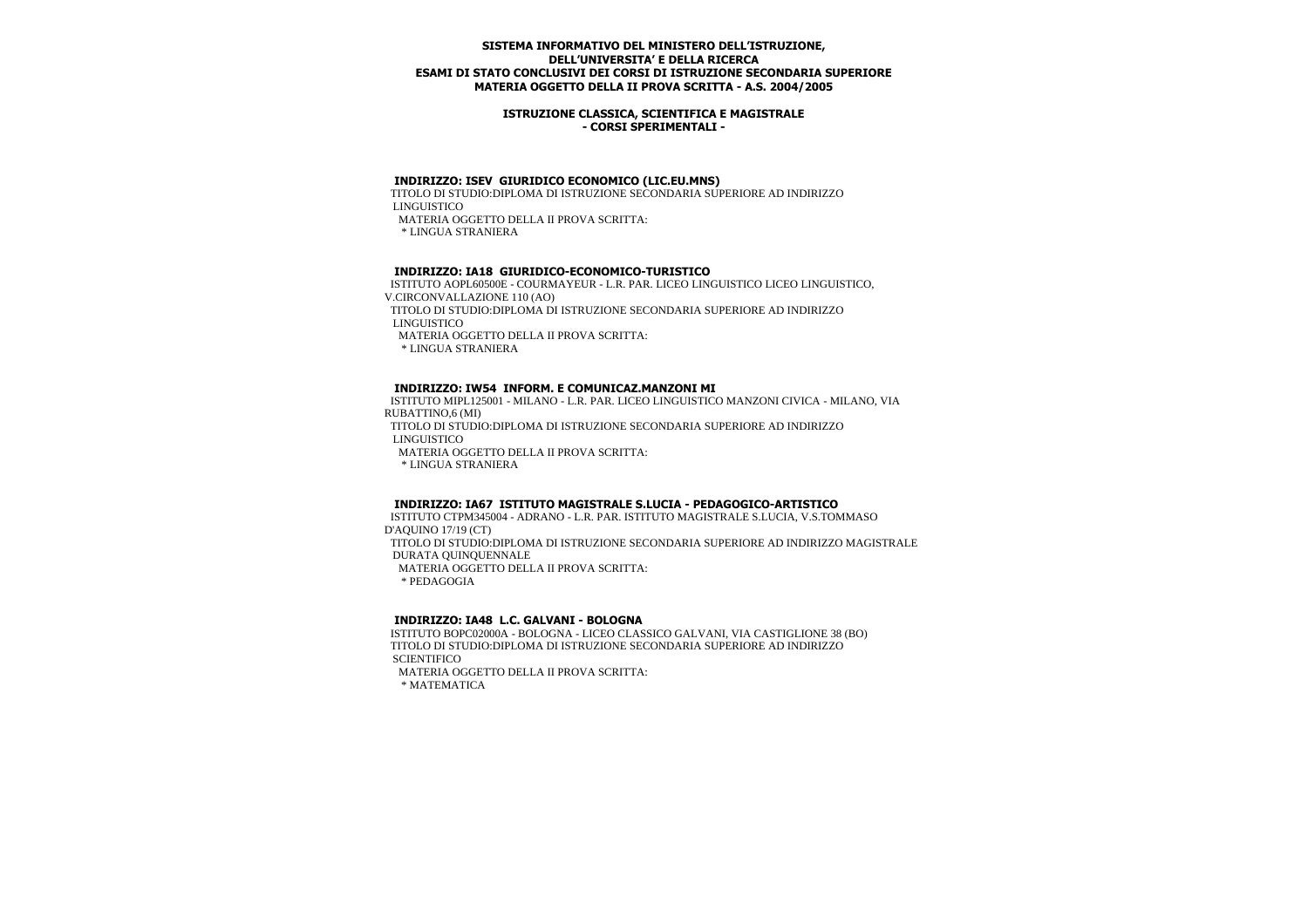**SISTEMA INFORMATIVO DEL MINISTERO DELL'ISTRUZIONE, DELL'UNIVERSITA' E DELLA RICERCA**
**ESAMI DI STATO CONCLUSIVI DEI CORSI DI ISTRUZIONE SECONDARIA SUPERIORE**
**MATERIA OGGETTO DELLA II PROVA SCRITTA - A.S. 2004/2005**

**ISTRUZIONE CLASSICA, SCIENTIFICA E MAGISTRALE**
**- CORSI SPERIMENTALI -**

### INDIRIZZO: ISEV GIURIDICO ECONOMICO (LIC.EU.MNS)

TITOLO DI STUDIO:DIPLOMA DI ISTRUZIONE SECONDARIA SUPERIORE AD INDIRIZZO LINGUISTICO

MATERIA OGGETTO DELLA II PROVA SCRITTA:

* LINGUA STRANIERA

### INDIRIZZO: IA18 GIURIDICO-ECONOMICO-TURISTICO

ISTITUTO AOPL60500E - COURMAYEUR - L.R. PAR. LICEO LINGUISTICO LICEO LINGUISTICO, V.CIRCONVALLAZIONE 110 (AO)

TITOLO DI STUDIO:DIPLOMA DI ISTRUZIONE SECONDARIA SUPERIORE AD INDIRIZZO LINGUISTICO

MATERIA OGGETTO DELLA II PROVA SCRITTA:

* LINGUA STRANIERA

### INDIRIZZO: IW54 INFORM. E COMUNICAZ.MANZONI MI

ISTITUTO MIPL125001 - MILANO - L.R. PAR. LICEO LINGUISTICO MANZONI CIVICA - MILANO, VIA RUBATTINO,6 (MI)

TITOLO DI STUDIO:DIPLOMA DI ISTRUZIONE SECONDARIA SUPERIORE AD INDIRIZZO LINGUISTICO

MATERIA OGGETTO DELLA II PROVA SCRITTA:

* LINGUA STRANIERA

### INDIRIZZO: IA67 ISTITUTO MAGISTRALE S.LUCIA - PEDAGOGICO-ARTISTICO

ISTITUTO CTPM345004 - ADRANO - L.R. PAR. ISTITUTO MAGISTRALE S.LUCIA, V.S.TOMMASO D'AQUINO 17/19 (CT)

TITOLO DI STUDIO:DIPLOMA DI ISTRUZIONE SECONDARIA SUPERIORE AD INDIRIZZO MAGISTRALE DURATA QUINQUENNALE

MATERIA OGGETTO DELLA II PROVA SCRITTA:

* PEDAGOGIA

### INDIRIZZO: IA48 L.C. GALVANI - BOLOGNA

ISTITUTO BOPC02000A - BOLOGNA - LICEO CLASSICO GALVANI, VIA CASTIGLIONE 38 (BO)

TITOLO DI STUDIO:DIPLOMA DI ISTRUZIONE SECONDARIA SUPERIORE AD INDIRIZZO SCIENTIFICO

MATERIA OGGETTO DELLA II PROVA SCRITTA:

* MATEMATICA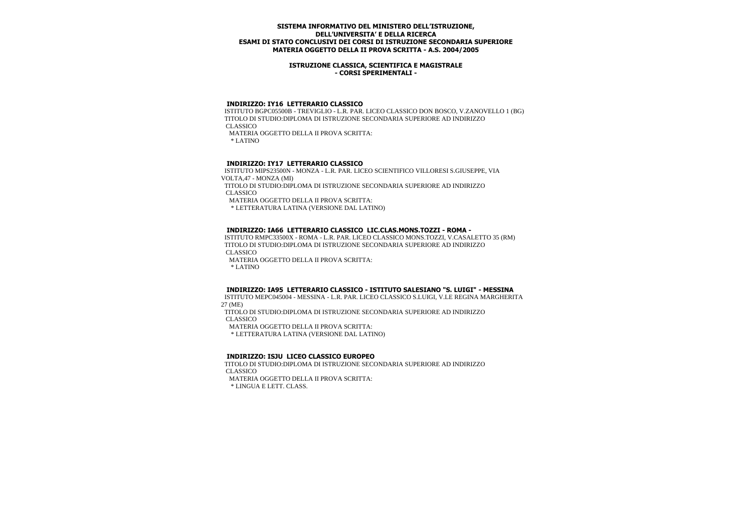**SISTEMA INFORMATIVO DEL MINISTERO DELL'ISTRUZIONE, DELL'UNIVERSITA' E DELLA RICERCA**
**ESAMI DI STATO CONCLUSIVI DEI CORSI DI ISTRUZIONE SECONDARIA SUPERIORE**
**MATERIA OGGETTO DELLA II PROVA SCRITTA - A.S. 2004/2005**

**ISTRUZIONE CLASSICA, SCIENTIFICA E MAGISTRALE**
**- CORSI SPERIMENTALI -**

**INDIRIZZO: IY16 LETTERARIO CLASSICO**
ISTITUTO BGPC05500B - TREVIGLIO - L.R. PAR. LICEO CLASSICO DON BOSCO, V.ZANOVELLO 1 (BG)
TITOLO DI STUDIO:DIPLOMA DI ISTRUZIONE SECONDARIA SUPERIORE AD INDIRIZZO CLASSICO
MATERIA OGGETTO DELLA II PROVA SCRITTA:
* LATINO

**INDIRIZZO: IY17 LETTERARIO CLASSICO**
ISTITUTO MIPS23500N - MONZA - L.R. PAR. LICEO SCIENTIFICO VILLORESI S.GIUSEPPE, VIA VOLTA,47 - MONZA (MI)
TITOLO DI STUDIO:DIPLOMA DI ISTRUZIONE SECONDARIA SUPERIORE AD INDIRIZZO CLASSICO
MATERIA OGGETTO DELLA II PROVA SCRITTA:
* LETTERATURA LATINA (VERSIONE DAL LATINO)

**INDIRIZZO: IA66 LETTERARIO CLASSICO LIC.CLAS.MONS.TOZZI - ROMA -**
ISTITUTO RMPC33500X - ROMA - L.R. PAR. LICEO CLASSICO MONS.TOZZI, V.CASALETTO 35 (RM)
TITOLO DI STUDIO:DIPLOMA DI ISTRUZIONE SECONDARIA SUPERIORE AD INDIRIZZO CLASSICO
MATERIA OGGETTO DELLA II PROVA SCRITTA:
* LATINO

**INDIRIZZO: IA95 LETTERARIO CLASSICO - ISTITUTO SALESIANO "S. LUIGI" - MESSINA**
ISTITUTO MEPC045004 - MESSINA - L.R. PAR. LICEO CLASSICO S.LUIGI, V.LE REGINA MARGHERITA 27 (ME)
TITOLO DI STUDIO:DIPLOMA DI ISTRUZIONE SECONDARIA SUPERIORE AD INDIRIZZO CLASSICO
MATERIA OGGETTO DELLA II PROVA SCRITTA:
* LETTERATURA LATINA (VERSIONE DAL LATINO)

**INDIRIZZO: ISJU LICEO CLASSICO EUROPEO**
TITOLO DI STUDIO:DIPLOMA DI ISTRUZIONE SECONDARIA SUPERIORE AD INDIRIZZO CLASSICO
MATERIA OGGETTO DELLA II PROVA SCRITTA:
* LINGUA E LETT. CLASS.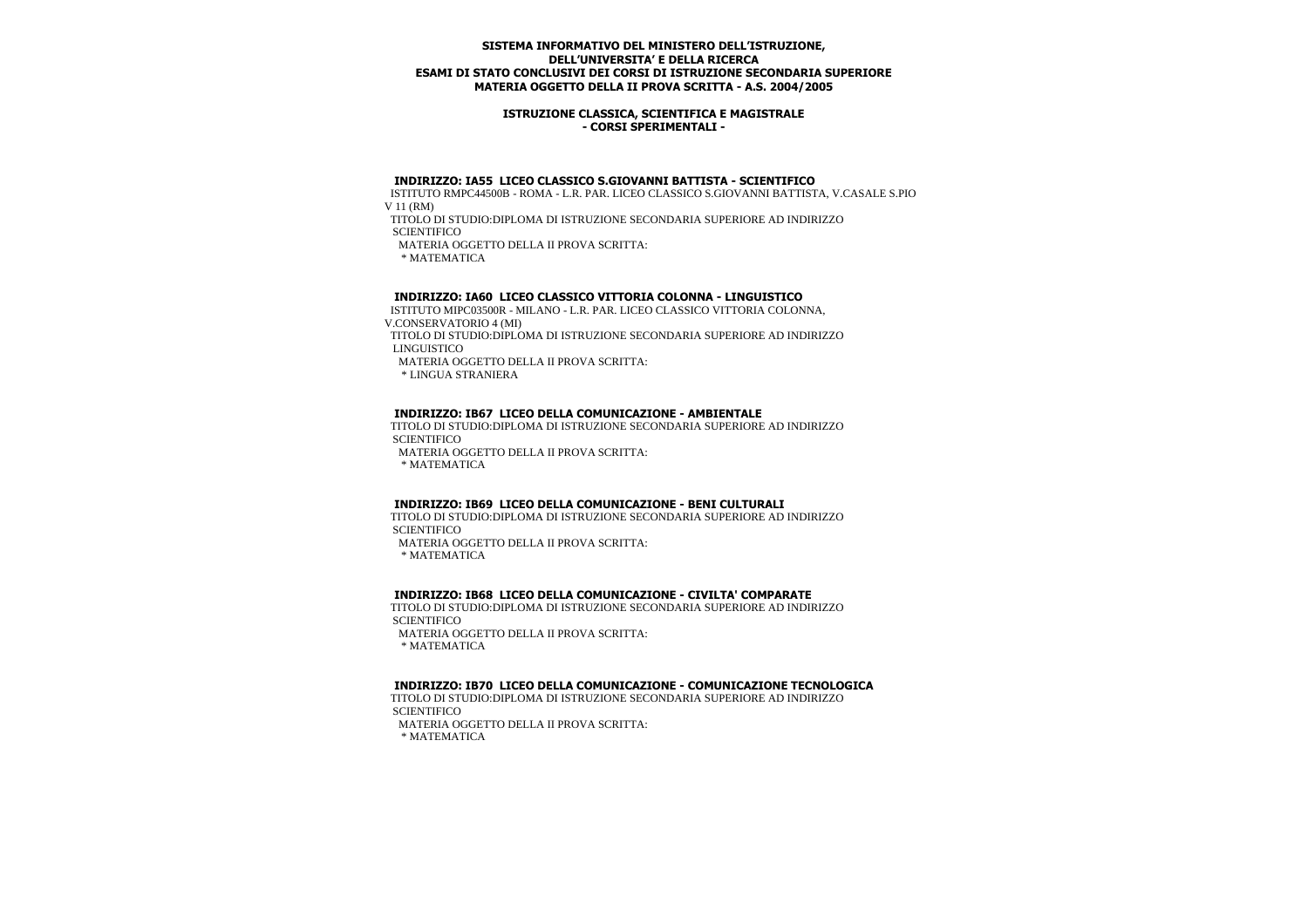**SISTEMA INFORMATIVO DEL MINISTERO DELL'ISTRUZIONE, DELL'UNIVERSITA' E DELLA RICERCA**
**ESAMI DI STATO CONCLUSIVI DEI CORSI DI ISTRUZIONE SECONDARIA SUPERIORE**
**MATERIA OGGETTO DELLA II PROVA SCRITTA - A.S. 2004/2005**

**ISTRUZIONE CLASSICA, SCIENTIFICA E MAGISTRALE**
**- CORSI SPERIMENTALI -**

**INDIRIZZO: IA55 LICEO CLASSICO S.GIOVANNI BATTISTA - SCIENTIFICO**

ISTITUTO RMPC44500B - ROMA - L.R. PAR. LICEO CLASSICO S.GIOVANNI BATTISTA, V.CASALE S.PIO V 11 (RM)

TITOLO DI STUDIO:DIPLOMA DI ISTRUZIONE SECONDARIA SUPERIORE AD INDIRIZZO SCIENTIFICO

MATERIA OGGETTO DELLA II PROVA SCRITTA:

* MATEMATICA

**INDIRIZZO: IA60 LICEO CLASSICO VITTORIA COLONNA - LINGUISTICO**

ISTITUTO MIPC03500R - MILANO - L.R. PAR. LICEO CLASSICO VITTORIA COLONNA, V.CONSERVATORIO 4 (MI)

TITOLO DI STUDIO:DIPLOMA DI ISTRUZIONE SECONDARIA SUPERIORE AD INDIRIZZO LINGUISTICO

MATERIA OGGETTO DELLA II PROVA SCRITTA:

* LINGUA STRANIERA

**INDIRIZZO: IB67 LICEO DELLA COMUNICAZIONE - AMBIENTALE**

TITOLO DI STUDIO:DIPLOMA DI ISTRUZIONE SECONDARIA SUPERIORE AD INDIRIZZO SCIENTIFICO

MATERIA OGGETTO DELLA II PROVA SCRITTA:

* MATEMATICA

**INDIRIZZO: IB69 LICEO DELLA COMUNICAZIONE - BENI CULTURALI**

TITOLO DI STUDIO:DIPLOMA DI ISTRUZIONE SECONDARIA SUPERIORE AD INDIRIZZO SCIENTIFICO

MATERIA OGGETTO DELLA II PROVA SCRITTA:

* MATEMATICA

**INDIRIZZO: IB68 LICEO DELLA COMUNICAZIONE - CIVILTA' COMPARATE**

TITOLO DI STUDIO:DIPLOMA DI ISTRUZIONE SECONDARIA SUPERIORE AD INDIRIZZO SCIENTIFICO

MATERIA OGGETTO DELLA II PROVA SCRITTA:

* MATEMATICA

**INDIRIZZO: IB70 LICEO DELLA COMUNICAZIONE - COMUNICAZIONE TECNOLOGICA**

TITOLO DI STUDIO:DIPLOMA DI ISTRUZIONE SECONDARIA SUPERIORE AD INDIRIZZO SCIENTIFICO

MATERIA OGGETTO DELLA II PROVA SCRITTA:

* MATEMATICA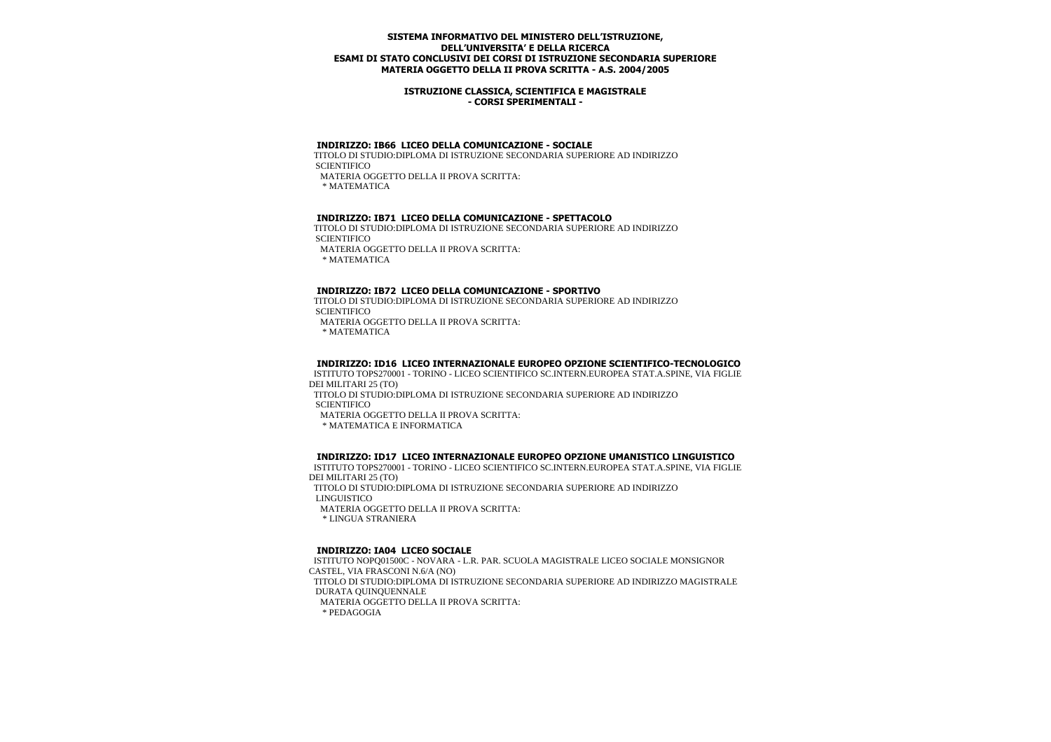**SISTEMA INFORMATIVO DEL MINISTERO DELL'ISTRUZIONE, DELL'UNIVERSITA' E DELLA RICERCA**
**ESAMI DI STATO CONCLUSIVI DEI CORSI DI ISTRUZIONE SECONDARIA SUPERIORE**
**MATERIA OGGETTO DELLA II PROVA SCRITTA - A.S. 2004/2005**

**ISTRUZIONE CLASSICA, SCIENTIFICA E MAGISTRALE**
**- CORSI SPERIMENTALI -**

**INDIRIZZO: IB66 LICEO DELLA COMUNICAZIONE - SOCIALE**

TITOLO DI STUDIO:DIPLOMA DI ISTRUZIONE SECONDARIA SUPERIORE AD INDIRIZZO SCIENTIFICO

MATERIA OGGETTO DELLA II PROVA SCRITTA:

* MATEMATICA

**INDIRIZZO: IB71 LICEO DELLA COMUNICAZIONE - SPETTACOLO**

TITOLO DI STUDIO:DIPLOMA DI ISTRUZIONE SECONDARIA SUPERIORE AD INDIRIZZO SCIENTIFICO

MATERIA OGGETTO DELLA II PROVA SCRITTA:

* MATEMATICA

**INDIRIZZO: IB72 LICEO DELLA COMUNICAZIONE - SPORTIVO**

TITOLO DI STUDIO:DIPLOMA DI ISTRUZIONE SECONDARIA SUPERIORE AD INDIRIZZO SCIENTIFICO

MATERIA OGGETTO DELLA II PROVA SCRITTA:

* MATEMATICA

**INDIRIZZO: ID16 LICEO INTERNAZIONALE EUROPEO OPZIONE SCIENTIFICO-TECNOLOGICO**

ISTITUTO TOPS270001 - TORINO - LICEO SCIENTIFICO SC.INTERN.EUROPEA STAT.A.SPINE, VIA FIGLIE DEI MILITARI 25 (TO)

TITOLO DI STUDIO:DIPLOMA DI ISTRUZIONE SECONDARIA SUPERIORE AD INDIRIZZO SCIENTIFICO

MATERIA OGGETTO DELLA II PROVA SCRITTA:

* MATEMATICA E INFORMATICA

**INDIRIZZO: ID17 LICEO INTERNAZIONALE EUROPEO OPZIONE UMANISTICO LINGUISTICO**

ISTITUTO TOPS270001 - TORINO - LICEO SCIENTIFICO SC.INTERN.EUROPEA STAT.A.SPINE, VIA FIGLIE DEI MILITARI 25 (TO)

TITOLO DI STUDIO:DIPLOMA DI ISTRUZIONE SECONDARIA SUPERIORE AD INDIRIZZO LINGUISTICO

MATERIA OGGETTO DELLA II PROVA SCRITTA:

* LINGUA STRANIERA

**INDIRIZZO: IA04 LICEO SOCIALE**

ISTITUTO NOPQ01500C - NOVARA - L.R. PAR. SCUOLA MAGISTRALE LICEO SOCIALE MONSIGNOR CASTEL, VIA FRASCONI N.6/A (NO)

TITOLO DI STUDIO:DIPLOMA DI ISTRUZIONE SECONDARIA SUPERIORE AD INDIRIZZO MAGISTRALE DURATA QUINQUENNALE

MATERIA OGGETTO DELLA II PROVA SCRITTA:

* PEDAGOGIA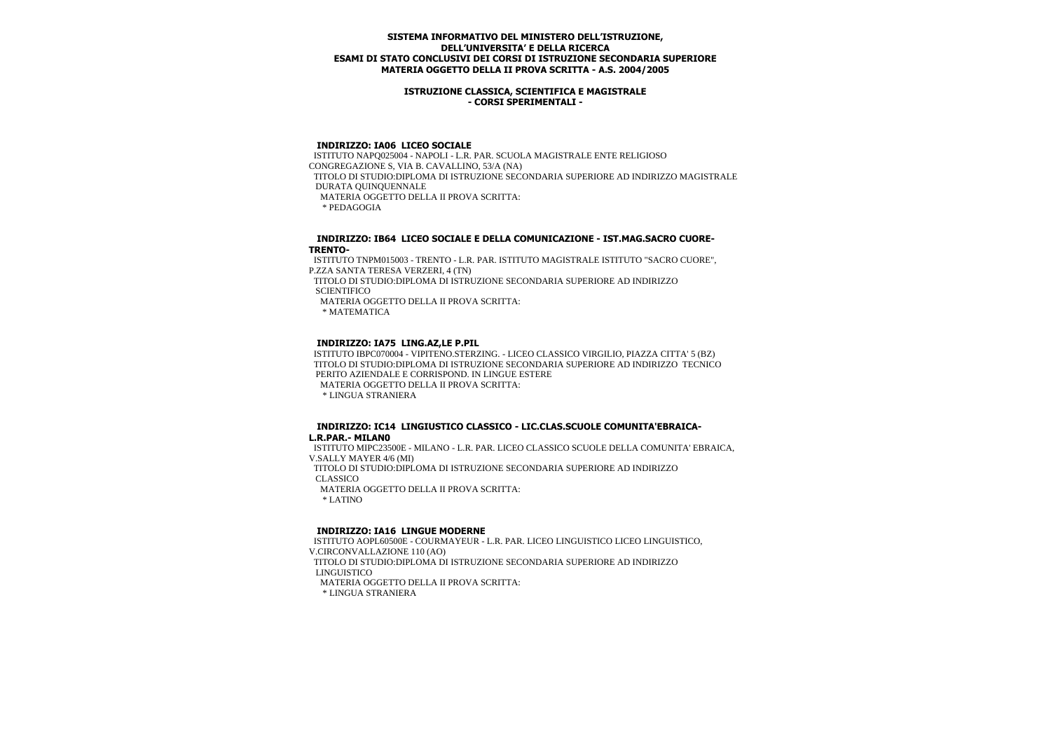**SISTEMA INFORMATIVO DEL MINISTERO DELL'ISTRUZIONE, DELL'UNIVERSITA' E DELLA RICERCA**
**ESAMI DI STATO CONCLUSIVI DEI CORSI DI ISTRUZIONE SECONDARIA SUPERIORE**
**MATERIA OGGETTO DELLA II PROVA SCRITTA - A.S. 2004/2005**

**ISTRUZIONE CLASSICA, SCIENTIFICA E MAGISTRALE**
**- CORSI SPERIMENTALI -**

**INDIRIZZO: IA06 LICEO SOCIALE**

ISTITUTO NAPQ025004 - NAPOLI - L.R. PAR. SCUOLA MAGISTRALE ENTE RELIGIOSO CONGREGAZIONE S, VIA B. CAVALLINO, 53/A (NA)

TITOLO DI STUDIO:DIPLOMA DI ISTRUZIONE SECONDARIA SUPERIORE AD INDIRIZZO MAGISTRALE DURATA QUINQUENNALE

MATERIA OGGETTO DELLA II PROVA SCRITTA:

* PEDAGOGIA

**INDIRIZZO: IB64 LICEO SOCIALE E DELLA COMUNICAZIONE - IST.MAG.SACRO CUORE-TRENTO-**

ISTITUTO TNPM015003 - TRENTO - L.R. PAR. ISTITUTO MAGISTRALE ISTITUTO "SACRO CUORE", P.ZZA SANTA TERESA VERZERI, 4 (TN)

TITOLO DI STUDIO:DIPLOMA DI ISTRUZIONE SECONDARIA SUPERIORE AD INDIRIZZO SCIENTIFICO

MATERIA OGGETTO DELLA II PROVA SCRITTA:

* MATEMATICA

**INDIRIZZO: IA75 LING.AZ,LE P.PIL**

ISTITUTO IBPC070004 - VIPITENO.STERZING. - LICEO CLASSICO VIRGILIO, PIAZZA CITTA' 5 (BZ)

TITOLO DI STUDIO:DIPLOMA DI ISTRUZIONE SECONDARIA SUPERIORE AD INDIRIZZO TECNICO PERITO AZIENDALE E CORRISPOND. IN LINGUE ESTERE

MATERIA OGGETTO DELLA II PROVA SCRITTA:

* LINGUA STRANIERA

**INDIRIZZO: IC14 LINGIUSTICO CLASSICO - LIC.CLAS.SCUOLE COMUNITA'EBRAICA-L.R.PAR.- MILAN0**

ISTITUTO MIPC23500E - MILANO - L.R. PAR. LICEO CLASSICO SCUOLE DELLA COMUNITA' EBRAICA, V.SALLY MAYER 4/6 (MI)

TITOLO DI STUDIO:DIPLOMA DI ISTRUZIONE SECONDARIA SUPERIORE AD INDIRIZZO CLASSICO

MATERIA OGGETTO DELLA II PROVA SCRITTA:

* LATINO

**INDIRIZZO: IA16 LINGUE MODERNE**

ISTITUTO AOPL60500E - COURMAYEUR - L.R. PAR. LICEO LINGUISTICO LICEO LINGUISTICO, V.CIRCONVALLAZIONE 110 (AO)

TITOLO DI STUDIO:DIPLOMA DI ISTRUZIONE SECONDARIA SUPERIORE AD INDIRIZZO LINGUISTICO

MATERIA OGGETTO DELLA II PROVA SCRITTA:

* LINGUA STRANIERA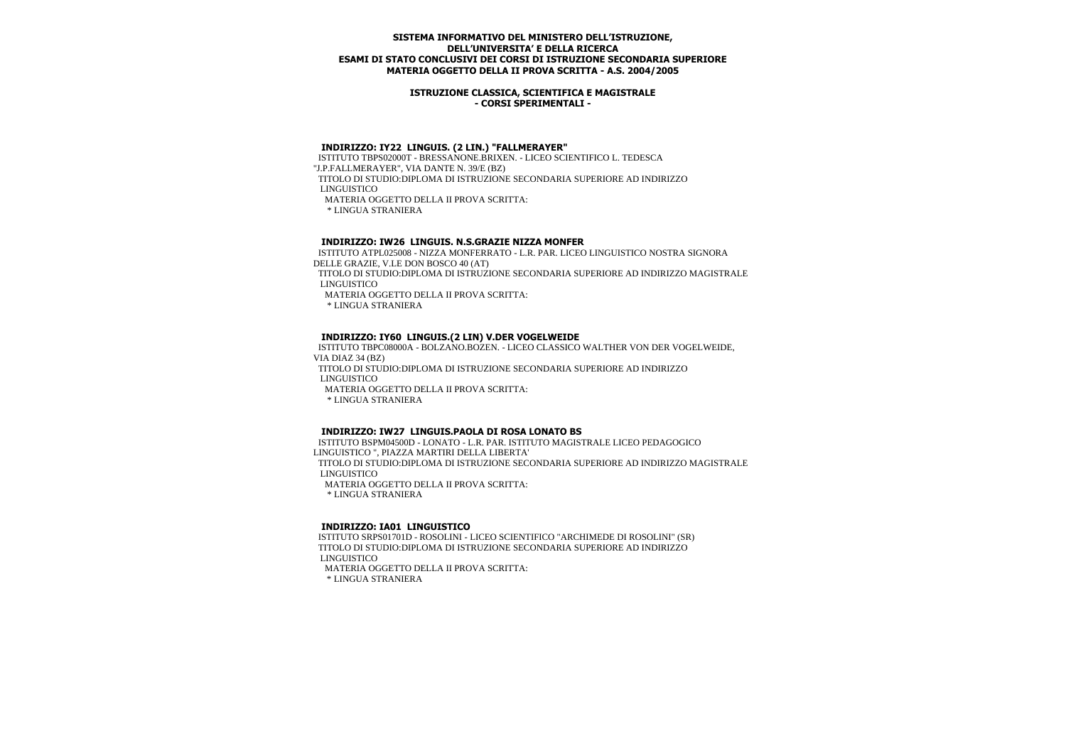**SISTEMA INFORMATIVO DEL MINISTERO DELL'ISTRUZIONE,**
**DELL'UNIVERSITA' E DELLA RICERCA**
**ESAMI DI STATO CONCLUSIVI DEI CORSI DI ISTRUZIONE SECONDARIA SUPERIORE**
**MATERIA OGGETTO DELLA II PROVA SCRITTA - A.S. 2004/2005**

**ISTRUZIONE CLASSICA, SCIENTIFICA E MAGISTRALE**
**- CORSI SPERIMENTALI -**

### INDIRIZZO: IY22 LINGUIS. (2 LIN.) "FALLMERAYER"

ISTITUTO TBPS02000T - BRESSANONE.BRIXEN. - LICEO SCIENTIFICO L. TEDESCA "J.P.FALLMERAYER", VIA DANTE N. 39/E (BZ)
TITOLO DI STUDIO:DIPLOMA DI ISTRUZIONE SECONDARIA SUPERIORE AD INDIRIZZO LINGUISTICO
MATERIA OGGETTO DELLA II PROVA SCRITTA:
* LINGUA STRANIERA

### INDIRIZZO: IW26 LINGUIS. N.S.GRAZIE NIZZA MONFER

ISTITUTO ATPL025008 - NIZZA MONFERRATO - L.R. PAR. LICEO LINGUISTICO NOSTRA SIGNORA DELLE GRAZIE, V.LE DON BOSCO 40 (AT)
TITOLO DI STUDIO:DIPLOMA DI ISTRUZIONE SECONDARIA SUPERIORE AD INDIRIZZO MAGISTRALE LINGUISTICO
MATERIA OGGETTO DELLA II PROVA SCRITTA:
* LINGUA STRANIERA

### INDIRIZZO: IY60 LINGUIS.(2 LIN) V.DER VOGELWEIDE

ISTITUTO TBPC08000A - BOLZANO.BOZEN. - LICEO CLASSICO WALTHER VON DER VOGELWEIDE, VIA DIAZ 34 (BZ)
TITOLO DI STUDIO:DIPLOMA DI ISTRUZIONE SECONDARIA SUPERIORE AD INDIRIZZO LINGUISTICO
MATERIA OGGETTO DELLA II PROVA SCRITTA:
* LINGUA STRANIERA

### INDIRIZZO: IW27 LINGUIS.PAOLA DI ROSA LONATO BS

ISTITUTO BSPM04500D - LONATO - L.R. PAR. ISTITUTO MAGISTRALE LICEO PEDAGOGICO LINGUISTICO ", PIAZZA MARTIRI DELLA LIBERTA'
TITOLO DI STUDIO:DIPLOMA DI ISTRUZIONE SECONDARIA SUPERIORE AD INDIRIZZO MAGISTRALE LINGUISTICO
MATERIA OGGETTO DELLA II PROVA SCRITTA:
* LINGUA STRANIERA

### INDIRIZZO: IA01 LINGUISTICO

ISTITUTO SRPS01701D - ROSOLINI - LICEO SCIENTIFICO "ARCHIMEDE DI ROSOLINI" (SR)
TITOLO DI STUDIO:DIPLOMA DI ISTRUZIONE SECONDARIA SUPERIORE AD INDIRIZZO LINGUISTICO
MATERIA OGGETTO DELLA II PROVA SCRITTA:
* LINGUA STRANIERA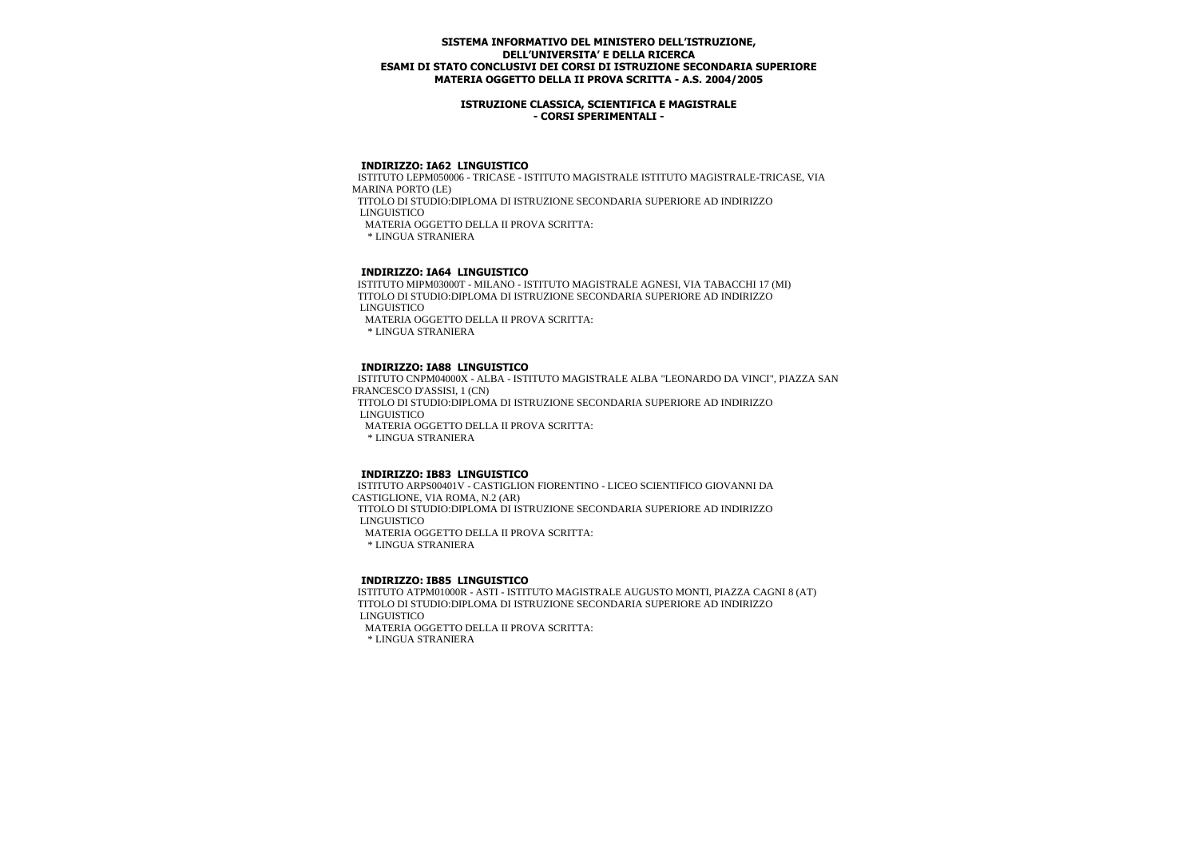**SISTEMA INFORMATIVO DEL MINISTERO DELL'ISTRUZIONE, DELL'UNIVERSITA' E DELLA RICERCA**
**ESAMI DI STATO CONCLUSIVI DEI CORSI DI ISTRUZIONE SECONDARIA SUPERIORE**
**MATERIA OGGETTO DELLA II PROVA SCRITTA - A.S. 2004/2005**

**ISTRUZIONE CLASSICA, SCIENTIFICA E MAGISTRALE**
**- CORSI SPERIMENTALI -**

**INDIRIZZO: IA62 LINGUISTICO**

ISTITUTO LEPM050006 - TRICASE - ISTITUTO MAGISTRALE ISTITUTO MAGISTRALE-TRICASE, VIA MARINA PORTO (LE)
TITOLO DI STUDIO:DIPLOMA DI ISTRUZIONE SECONDARIA SUPERIORE AD INDIRIZZO LINGUISTICO
MATERIA OGGETTO DELLA II PROVA SCRITTA:
* LINGUA STRANIERA

**INDIRIZZO: IA64 LINGUISTICO**

ISTITUTO MIPM03000T - MILANO - ISTITUTO MAGISTRALE AGNESI, VIA TABACCHI 17 (MI)
TITOLO DI STUDIO:DIPLOMA DI ISTRUZIONE SECONDARIA SUPERIORE AD INDIRIZZO LINGUISTICO
MATERIA OGGETTO DELLA II PROVA SCRITTA:
* LINGUA STRANIERA

**INDIRIZZO: IA88 LINGUISTICO**

ISTITUTO CNPM04000X - ALBA - ISTITUTO MAGISTRALE ALBA "LEONARDO DA VINCI", PIAZZA SAN FRANCESCO D'ASSISI, 1 (CN)
TITOLO DI STUDIO:DIPLOMA DI ISTRUZIONE SECONDARIA SUPERIORE AD INDIRIZZO LINGUISTICO
MATERIA OGGETTO DELLA II PROVA SCRITTA:
* LINGUA STRANIERA

**INDIRIZZO: IB83 LINGUISTICO**

ISTITUTO ARPS00401V - CASTIGLION FIORENTINO - LICEO SCIENTIFICO GIOVANNI DA CASTIGLIONE, VIA ROMA, N.2 (AR)
TITOLO DI STUDIO:DIPLOMA DI ISTRUZIONE SECONDARIA SUPERIORE AD INDIRIZZO LINGUISTICO
MATERIA OGGETTO DELLA II PROVA SCRITTA:
* LINGUA STRANIERA

**INDIRIZZO: IB85 LINGUISTICO**

ISTITUTO ATPM01000R - ASTI - ISTITUTO MAGISTRALE AUGUSTO MONTI, PIAZZA CAGNI 8 (AT)
TITOLO DI STUDIO:DIPLOMA DI ISTRUZIONE SECONDARIA SUPERIORE AD INDIRIZZO LINGUISTICO
MATERIA OGGETTO DELLA II PROVA SCRITTA:
* LINGUA STRANIERA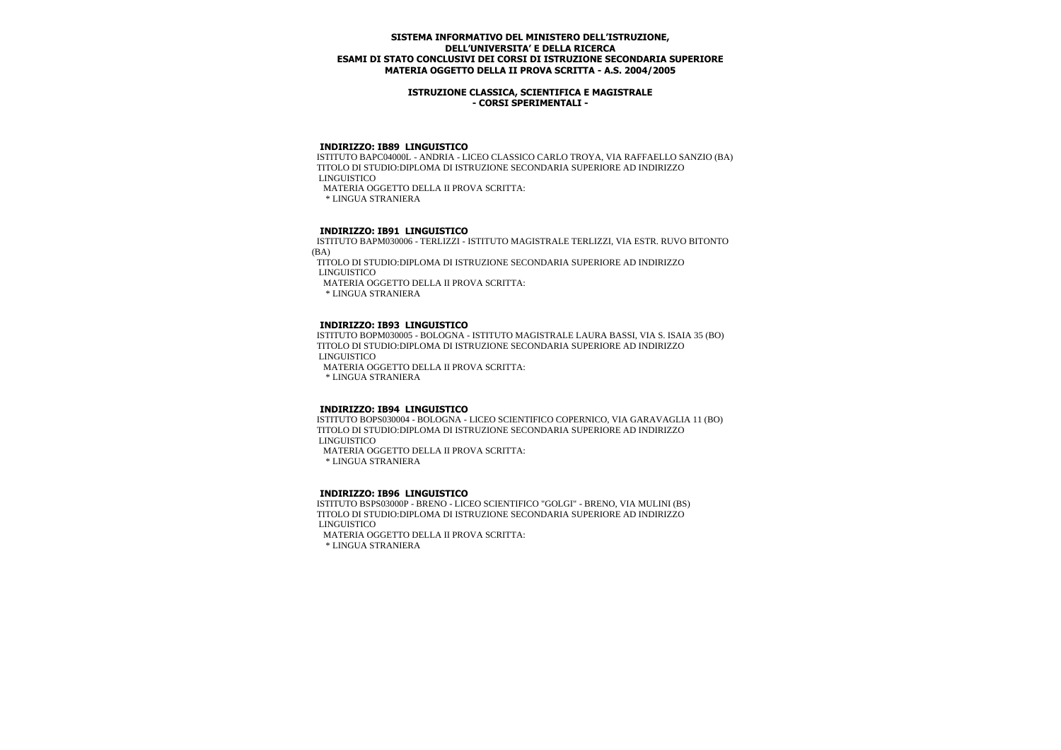**SISTEMA INFORMATIVO DEL MINISTERO DELL'ISTRUZIONE, DELL'UNIVERSITA' E DELLA RICERCA**
**ESAMI DI STATO CONCLUSIVI DEI CORSI DI ISTRUZIONE SECONDARIA SUPERIORE**
**MATERIA OGGETTO DELLA II PROVA SCRITTA - A.S. 2004/2005**

**ISTRUZIONE CLASSICA, SCIENTIFICA E MAGISTRALE**
**- CORSI SPERIMENTALI -**

**INDIRIZZO: IB89 LINGUISTICO**

ISTITUTO BAPC04000L - ANDRIA - LICEO CLASSICO CARLO TROYA, VIA RAFFAELLO SANZIO (BA)
TITOLO DI STUDIO:DIPLOMA DI ISTRUZIONE SECONDARIA SUPERIORE AD INDIRIZZO LINGUISTICO
MATERIA OGGETTO DELLA II PROVA SCRITTA:
* LINGUA STRANIERA

**INDIRIZZO: IB91 LINGUISTICO**

ISTITUTO BAPM030006 - TERLIZZI - ISTITUTO MAGISTRALE TERLIZZI, VIA ESTR. RUVO BITONTO (BA)
TITOLO DI STUDIO:DIPLOMA DI ISTRUZIONE SECONDARIA SUPERIORE AD INDIRIZZO LINGUISTICO
MATERIA OGGETTO DELLA II PROVA SCRITTA:
* LINGUA STRANIERA

**INDIRIZZO: IB93 LINGUISTICO**

ISTITUTO BOPM030005 - BOLOGNA - ISTITUTO MAGISTRALE LAURA BASSI, VIA S. ISAIA 35 (BO)
TITOLO DI STUDIO:DIPLOMA DI ISTRUZIONE SECONDARIA SUPERIORE AD INDIRIZZO LINGUISTICO
MATERIA OGGETTO DELLA II PROVA SCRITTA:
* LINGUA STRANIERA

**INDIRIZZO: IB94 LINGUISTICO**

ISTITUTO BOPS030004 - BOLOGNA - LICEO SCIENTIFICO COPERNICO, VIA GARAVAGLIA 11 (BO)
TITOLO DI STUDIO:DIPLOMA DI ISTRUZIONE SECONDARIA SUPERIORE AD INDIRIZZO LINGUISTICO
MATERIA OGGETTO DELLA II PROVA SCRITTA:
* LINGUA STRANIERA

**INDIRIZZO: IB96 LINGUISTICO**

ISTITUTO BSPS03000P - BRENO - LICEO SCIENTIFICO "GOLGI" - BRENO, VIA MULINI (BS)
TITOLO DI STUDIO:DIPLOMA DI ISTRUZIONE SECONDARIA SUPERIORE AD INDIRIZZO LINGUISTICO
MATERIA OGGETTO DELLA II PROVA SCRITTA:
* LINGUA STRANIERA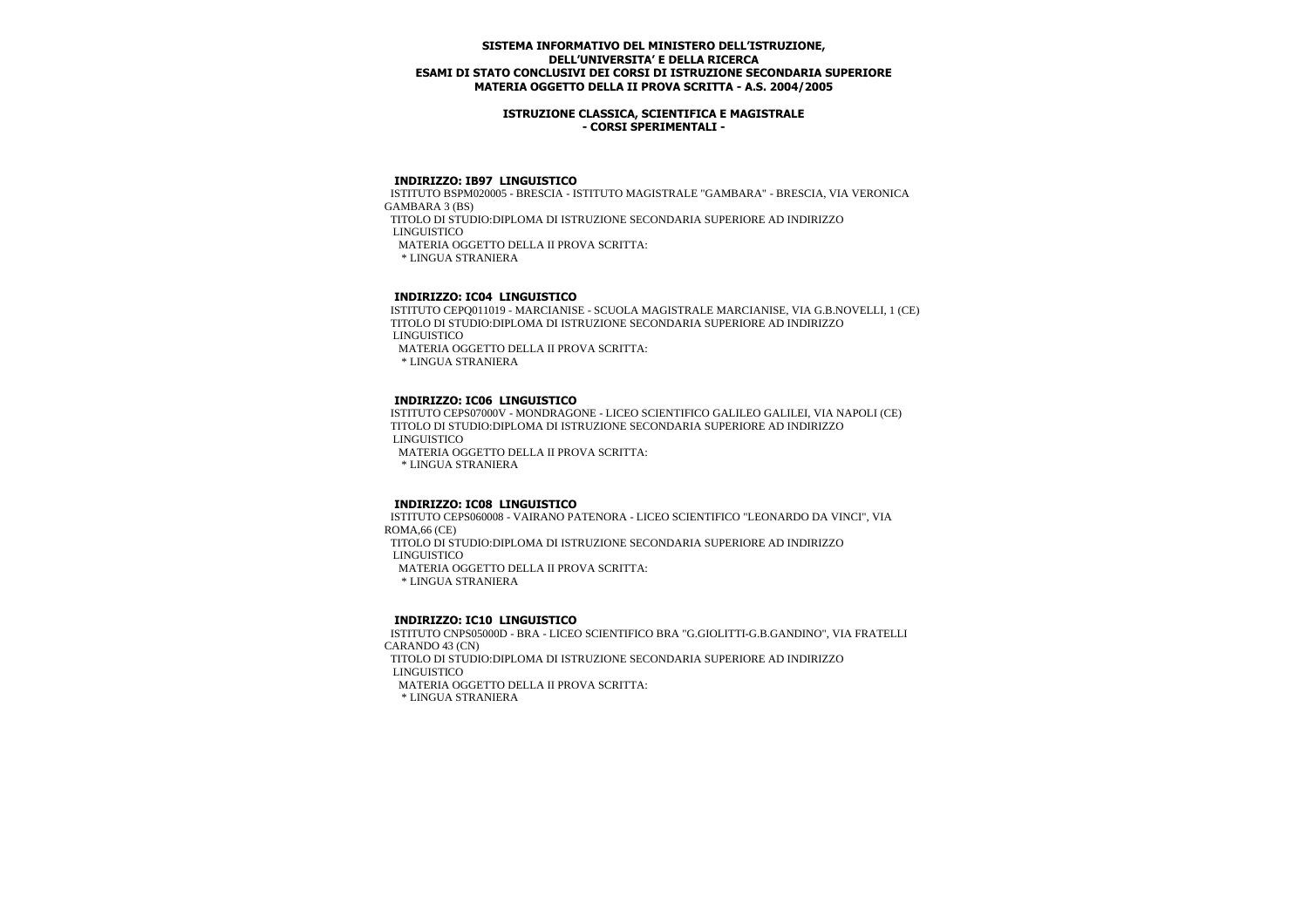**SISTEMA INFORMATIVO DEL MINISTERO DELL'ISTRUZIONE, DELL'UNIVERSITA' E DELLA RICERCA**
**ESAMI DI STATO CONCLUSIVI DEI CORSI DI ISTRUZIONE SECONDARIA SUPERIORE**
**MATERIA OGGETTO DELLA II PROVA SCRITTA - A.S. 2004/2005**

**ISTRUZIONE CLASSICA, SCIENTIFICA E MAGISTRALE**
**- CORSI SPERIMENTALI -**

### INDIRIZZO: IB97 LINGUISTICO

ISTITUTO BSPM020005 - BRESCIA - ISTITUTO MAGISTRALE "GAMBARA" - BRESCIA, VIA VERONICA GAMBARA 3 (BS)

TITOLO DI STUDIO:DIPLOMA DI ISTRUZIONE SECONDARIA SUPERIORE AD INDIRIZZO LINGUISTICO

MATERIA OGGETTO DELLA II PROVA SCRITTA:

* LINGUA STRANIERA

### INDIRIZZO: IC04 LINGUISTICO

ISTITUTO CEPQ011019 - MARCIANISE - SCUOLA MAGISTRALE MARCIANISE, VIA G.B.NOVELLI, 1 (CE)

TITOLO DI STUDIO:DIPLOMA DI ISTRUZIONE SECONDARIA SUPERIORE AD INDIRIZZO LINGUISTICO

MATERIA OGGETTO DELLA II PROVA SCRITTA:

* LINGUA STRANIERA

### INDIRIZZO: IC06 LINGUISTICO

ISTITUTO CEPS07000V - MONDRAGONE - LICEO SCIENTIFICO GALILEO GALILEI, VIA NAPOLI (CE)

TITOLO DI STUDIO:DIPLOMA DI ISTRUZIONE SECONDARIA SUPERIORE AD INDIRIZZO LINGUISTICO

MATERIA OGGETTO DELLA II PROVA SCRITTA:

* LINGUA STRANIERA

### INDIRIZZO: IC08 LINGUISTICO

ISTITUTO CEPS060008 - VAIRANO PATENORA - LICEO SCIENTIFICO "LEONARDO DA VINCI", VIA ROMA,66 (CE)

TITOLO DI STUDIO:DIPLOMA DI ISTRUZIONE SECONDARIA SUPERIORE AD INDIRIZZO LINGUISTICO

MATERIA OGGETTO DELLA II PROVA SCRITTA:

* LINGUA STRANIERA

### INDIRIZZO: IC10 LINGUISTICO

ISTITUTO CNPS05000D - BRA - LICEO SCIENTIFICO BRA "G.GIOLITTI-G.B.GANDINO", VIA FRATELLI CARANDO 43 (CN)

TITOLO DI STUDIO:DIPLOMA DI ISTRUZIONE SECONDARIA SUPERIORE AD INDIRIZZO LINGUISTICO

MATERIA OGGETTO DELLA II PROVA SCRITTA:

* LINGUA STRANIERA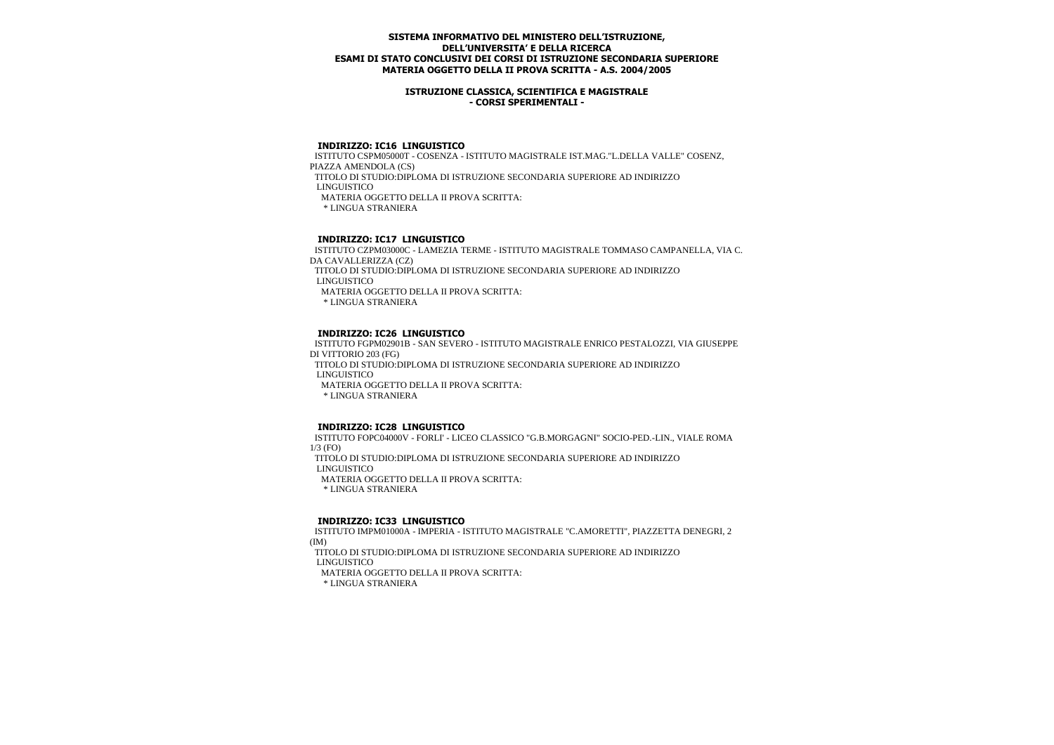**SISTEMA INFORMATIVO DEL MINISTERO DELL'ISTRUZIONE, DELL'UNIVERSITA' E DELLA RICERCA**
**ESAMI DI STATO CONCLUSIVI DEI CORSI DI ISTRUZIONE SECONDARIA SUPERIORE**
**MATERIA OGGETTO DELLA II PROVA SCRITTA - A.S. 2004/2005**

**ISTRUZIONE CLASSICA, SCIENTIFICA E MAGISTRALE**
**- CORSI SPERIMENTALI -**

### INDIRIZZO: IC16 LINGUISTICO

ISTITUTO CSPM05000T - COSENZA - ISTITUTO MAGISTRALE IST.MAG."L.DELLA VALLE" COSENZ, PIAZZA AMENDOLA (CS)

TITOLO DI STUDIO:DIPLOMA DI ISTRUZIONE SECONDARIA SUPERIORE AD INDIRIZZO LINGUISTICO

MATERIA OGGETTO DELLA II PROVA SCRITTA:

* LINGUA STRANIERA

### INDIRIZZO: IC17 LINGUISTICO

ISTITUTO CZPM03000C - LAMEZIA TERME - ISTITUTO MAGISTRALE TOMMASO CAMPANELLA, VIA C. DA CAVALLERIZZA (CZ)

TITOLO DI STUDIO:DIPLOMA DI ISTRUZIONE SECONDARIA SUPERIORE AD INDIRIZZO LINGUISTICO

MATERIA OGGETTO DELLA II PROVA SCRITTA:

* LINGUA STRANIERA

### INDIRIZZO: IC26 LINGUISTICO

ISTITUTO FGPM02901B - SAN SEVERO - ISTITUTO MAGISTRALE ENRICO PESTALOZZI, VIA GIUSEPPE DI VITTORIO 203 (FG)

TITOLO DI STUDIO:DIPLOMA DI ISTRUZIONE SECONDARIA SUPERIORE AD INDIRIZZO LINGUISTICO

MATERIA OGGETTO DELLA II PROVA SCRITTA:

* LINGUA STRANIERA

### INDIRIZZO: IC28 LINGUISTICO

ISTITUTO FOPC04000V - FORLI' - LICEO CLASSICO "G.B.MORGAGNI" SOCIO-PED.-LIN., VIALE ROMA 1/3 (FO)

TITOLO DI STUDIO:DIPLOMA DI ISTRUZIONE SECONDARIA SUPERIORE AD INDIRIZZO LINGUISTICO

MATERIA OGGETTO DELLA II PROVA SCRITTA:

* LINGUA STRANIERA

### INDIRIZZO: IC33 LINGUISTICO

ISTITUTO IMPM01000A - IMPERIA - ISTITUTO MAGISTRALE "C.AMORETTI", PIAZZETTA DENEGRI, 2 (IM)

TITOLO DI STUDIO:DIPLOMA DI ISTRUZIONE SECONDARIA SUPERIORE AD INDIRIZZO LINGUISTICO

MATERIA OGGETTO DELLA II PROVA SCRITTA:

* LINGUA STRANIERA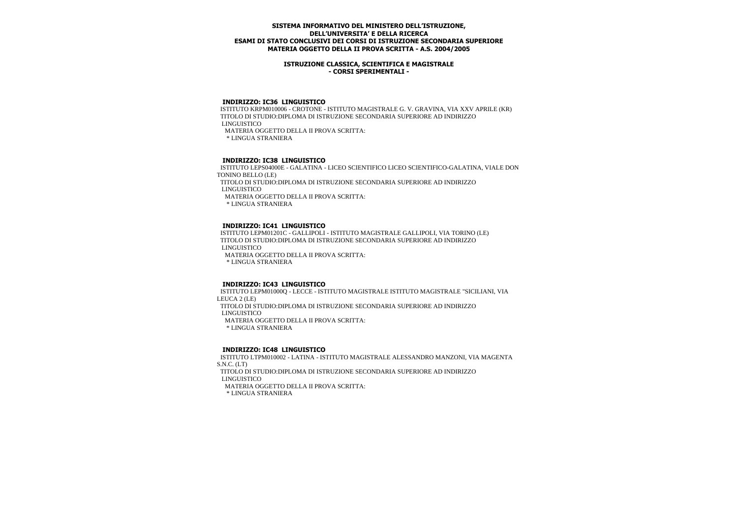**SISTEMA INFORMATIVO DEL MINISTERO DELL'ISTRUZIONE, DELL'UNIVERSITA' E DELLA RICERCA**
**ESAMI DI STATO CONCLUSIVI DEI CORSI DI ISTRUZIONE SECONDARIA SUPERIORE**
**MATERIA OGGETTO DELLA II PROVA SCRITTA - A.S. 2004/2005**

**ISTRUZIONE CLASSICA, SCIENTIFICA E MAGISTRALE**
**- CORSI SPERIMENTALI -**

**INDIRIZZO: IC36 LINGUISTICO**

ISTITUTO KRPM010006 - CROTONE - ISTITUTO MAGISTRALE G. V. GRAVINA, VIA XXV APRILE (KR)
TITOLO DI STUDIO:DIPLOMA DI ISTRUZIONE SECONDARIA SUPERIORE AD INDIRIZZO LINGUISTICO
MATERIA OGGETTO DELLA II PROVA SCRITTA:
* LINGUA STRANIERA

**INDIRIZZO: IC38 LINGUISTICO**

ISTITUTO LEPS04000E - GALATINA - LICEO SCIENTIFICO LICEO SCIENTIFICO-GALATINA, VIALE DON TONINO BELLO (LE)
TITOLO DI STUDIO:DIPLOMA DI ISTRUZIONE SECONDARIA SUPERIORE AD INDIRIZZO LINGUISTICO
MATERIA OGGETTO DELLA II PROVA SCRITTA:
* LINGUA STRANIERA

**INDIRIZZO: IC41 LINGUISTICO**

ISTITUTO LEPM01201C - GALLIPOLI - ISTITUTO MAGISTRALE GALLIPOLI, VIA TORINO (LE)
TITOLO DI STUDIO:DIPLOMA DI ISTRUZIONE SECONDARIA SUPERIORE AD INDIRIZZO LINGUISTICO
MATERIA OGGETTO DELLA II PROVA SCRITTA:
* LINGUA STRANIERA

**INDIRIZZO: IC43 LINGUISTICO**

ISTITUTO LEPM01000Q - LECCE - ISTITUTO MAGISTRALE ISTITUTO MAGISTRALE "SICILIANI, VIA LEUCA 2 (LE)
TITOLO DI STUDIO:DIPLOMA DI ISTRUZIONE SECONDARIA SUPERIORE AD INDIRIZZO LINGUISTICO
MATERIA OGGETTO DELLA II PROVA SCRITTA:
* LINGUA STRANIERA

**INDIRIZZO: IC48 LINGUISTICO**

ISTITUTO LTPM010002 - LATINA - ISTITUTO MAGISTRALE ALESSANDRO MANZONI, VIA MAGENTA S.N.C. (LT)
TITOLO DI STUDIO:DIPLOMA DI ISTRUZIONE SECONDARIA SUPERIORE AD INDIRIZZO LINGUISTICO
MATERIA OGGETTO DELLA II PROVA SCRITTA:
* LINGUA STRANIERA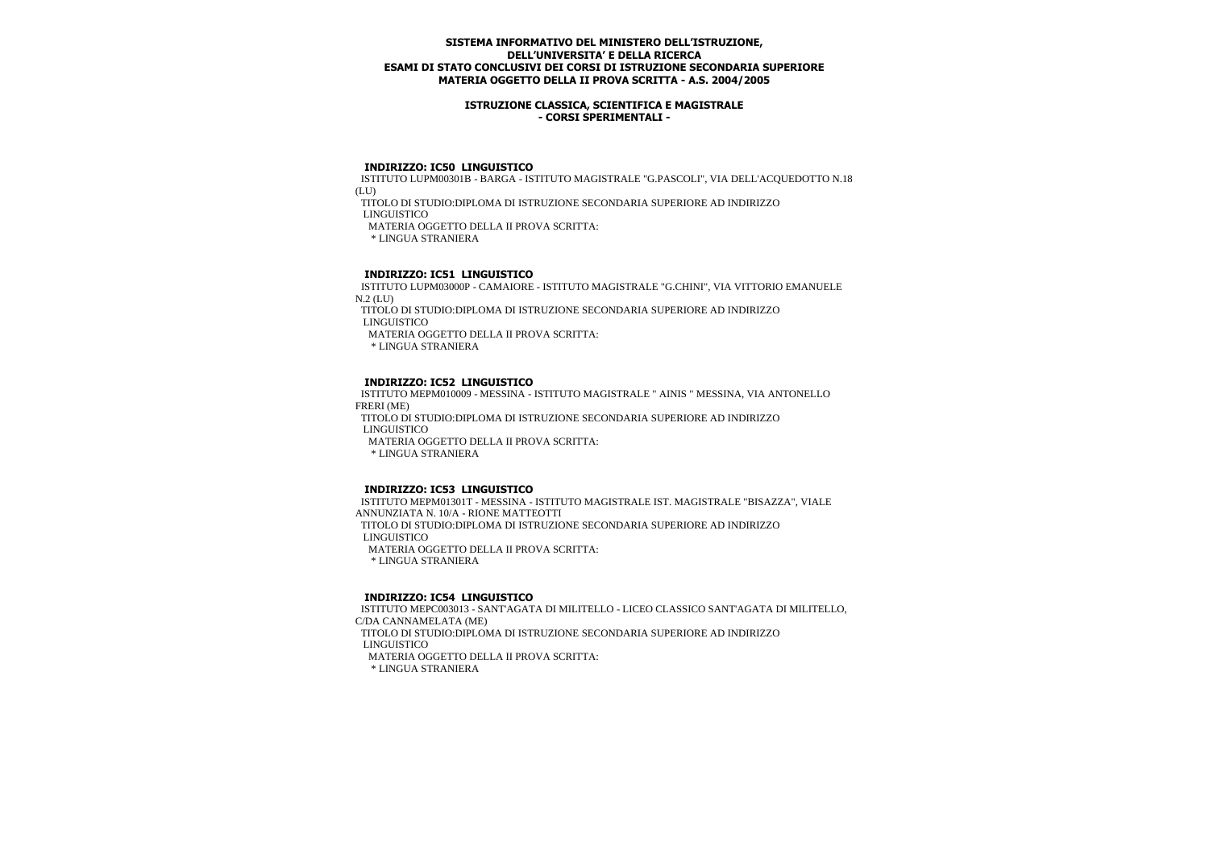**SISTEMA INFORMATIVO DEL MINISTERO DELL'ISTRUZIONE, DELL'UNIVERSITA' E DELLA RICERCA**
**ESAMI DI STATO CONCLUSIVI DEI CORSI DI ISTRUZIONE SECONDARIA SUPERIORE**
**MATERIA OGGETTO DELLA II PROVA SCRITTA - A.S. 2004/2005**

**ISTRUZIONE CLASSICA, SCIENTIFICA E MAGISTRALE**
**- CORSI SPERIMENTALI -**

### INDIRIZZO: IC50 LINGUISTICO

ISTITUTO LUPM00301B - BARGA - ISTITUTO MAGISTRALE "G.PASCOLI", VIA DELL'ACQUEDOTTO N.18 (LU)

TITOLO DI STUDIO:DIPLOMA DI ISTRUZIONE SECONDARIA SUPERIORE AD INDIRIZZO LINGUISTICO

MATERIA OGGETTO DELLA II PROVA SCRITTA:

* LINGUA STRANIERA

### INDIRIZZO: IC51 LINGUISTICO

ISTITUTO LUPM03000P - CAMAIORE - ISTITUTO MAGISTRALE "G.CHINI", VIA VITTORIO EMANUELE N.2 (LU)

TITOLO DI STUDIO:DIPLOMA DI ISTRUZIONE SECONDARIA SUPERIORE AD INDIRIZZO LINGUISTICO

MATERIA OGGETTO DELLA II PROVA SCRITTA:

* LINGUA STRANIERA

### INDIRIZZO: IC52 LINGUISTICO

ISTITUTO MEPM010009 - MESSINA - ISTITUTO MAGISTRALE " AINIS " MESSINA, VIA ANTONELLO FRERI (ME)

TITOLO DI STUDIO:DIPLOMA DI ISTRUZIONE SECONDARIA SUPERIORE AD INDIRIZZO LINGUISTICO

MATERIA OGGETTO DELLA II PROVA SCRITTA:

* LINGUA STRANIERA

### INDIRIZZO: IC53 LINGUISTICO

ISTITUTO MEPM01301T - MESSINA - ISTITUTO MAGISTRALE IST. MAGISTRALE "BISAZZA", VIALE ANNUNZIATA N. 10/A - RIONE MATTEOTTI

TITOLO DI STUDIO:DIPLOMA DI ISTRUZIONE SECONDARIA SUPERIORE AD INDIRIZZO LINGUISTICO

MATERIA OGGETTO DELLA II PROVA SCRITTA:

* LINGUA STRANIERA

### INDIRIZZO: IC54 LINGUISTICO

ISTITUTO MEPC003013 - SANT'AGATA DI MILITELLO - LICEO CLASSICO SANT'AGATA DI MILITELLO, C/DA CANNAMELATA (ME)

TITOLO DI STUDIO:DIPLOMA DI ISTRUZIONE SECONDARIA SUPERIORE AD INDIRIZZO LINGUISTICO

MATERIA OGGETTO DELLA II PROVA SCRITTA:

* LINGUA STRANIERA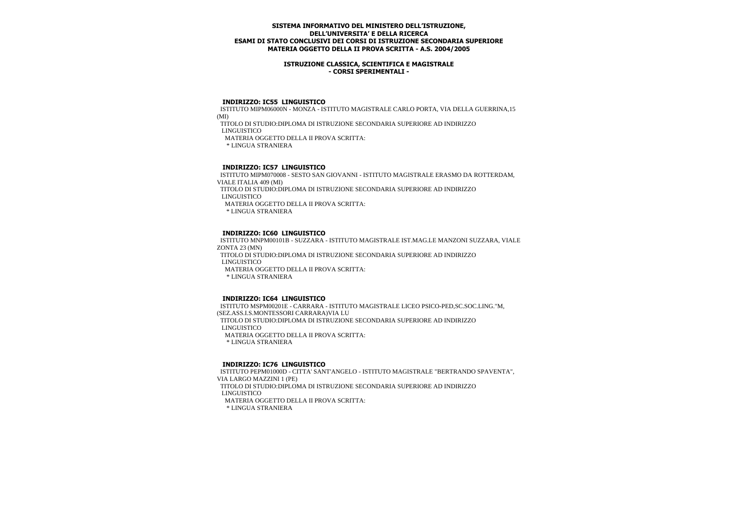**SISTEMA INFORMATIVO DEL MINISTERO DELL'ISTRUZIONE, DELL'UNIVERSITA' E DELLA RICERCA**
**ESAMI DI STATO CONCLUSIVI DEI CORSI DI ISTRUZIONE SECONDARIA SUPERIORE**
**MATERIA OGGETTO DELLA II PROVA SCRITTA - A.S. 2004/2005**

**ISTRUZIONE CLASSICA, SCIENTIFICA E MAGISTRALE**
**- CORSI SPERIMENTALI -**

**INDIRIZZO: IC55 LINGUISTICO**

ISTITUTO MIPM06000N - MONZA - ISTITUTO MAGISTRALE CARLO PORTA, VIA DELLA GUERRINA,15 (MI)

TITOLO DI STUDIO:DIPLOMA DI ISTRUZIONE SECONDARIA SUPERIORE AD INDIRIZZO LINGUISTICO

MATERIA OGGETTO DELLA II PROVA SCRITTA:

* LINGUA STRANIERA

**INDIRIZZO: IC57 LINGUISTICO**

ISTITUTO MIPM070008 - SESTO SAN GIOVANNI - ISTITUTO MAGISTRALE ERASMO DA ROTTERDAM, VIALE ITALIA 409 (MI)

TITOLO DI STUDIO:DIPLOMA DI ISTRUZIONE SECONDARIA SUPERIORE AD INDIRIZZO LINGUISTICO

MATERIA OGGETTO DELLA II PROVA SCRITTA:

* LINGUA STRANIERA

**INDIRIZZO: IC60 LINGUISTICO**

ISTITUTO MNPM00101B - SUZZARA - ISTITUTO MAGISTRALE IST.MAG.LE MANZONI SUZZARA, VIALE ZONTA 23 (MN)

TITOLO DI STUDIO:DIPLOMA DI ISTRUZIONE SECONDARIA SUPERIORE AD INDIRIZZO LINGUISTICO

MATERIA OGGETTO DELLA II PROVA SCRITTA:

* LINGUA STRANIERA

**INDIRIZZO: IC64 LINGUISTICO**

ISTITUTO MSPM00201E - CARRARA - ISTITUTO MAGISTRALE LICEO PSICO-PED,SC.SOC.LING."M, (SEZ.ASS.I.S.MONTESSORI CARRARA)VIA LU

TITOLO DI STUDIO:DIPLOMA DI ISTRUZIONE SECONDARIA SUPERIORE AD INDIRIZZO LINGUISTICO

MATERIA OGGETTO DELLA II PROVA SCRITTA:

* LINGUA STRANIERA

**INDIRIZZO: IC76 LINGUISTICO**

ISTITUTO PEPM01000D - CITTA' SANT'ANGELO - ISTITUTO MAGISTRALE "BERTRANDO SPAVENTA", VIA LARGO MAZZINI 1 (PE)

TITOLO DI STUDIO:DIPLOMA DI ISTRUZIONE SECONDARIA SUPERIORE AD INDIRIZZO LINGUISTICO

MATERIA OGGETTO DELLA II PROVA SCRITTA:

* LINGUA STRANIERA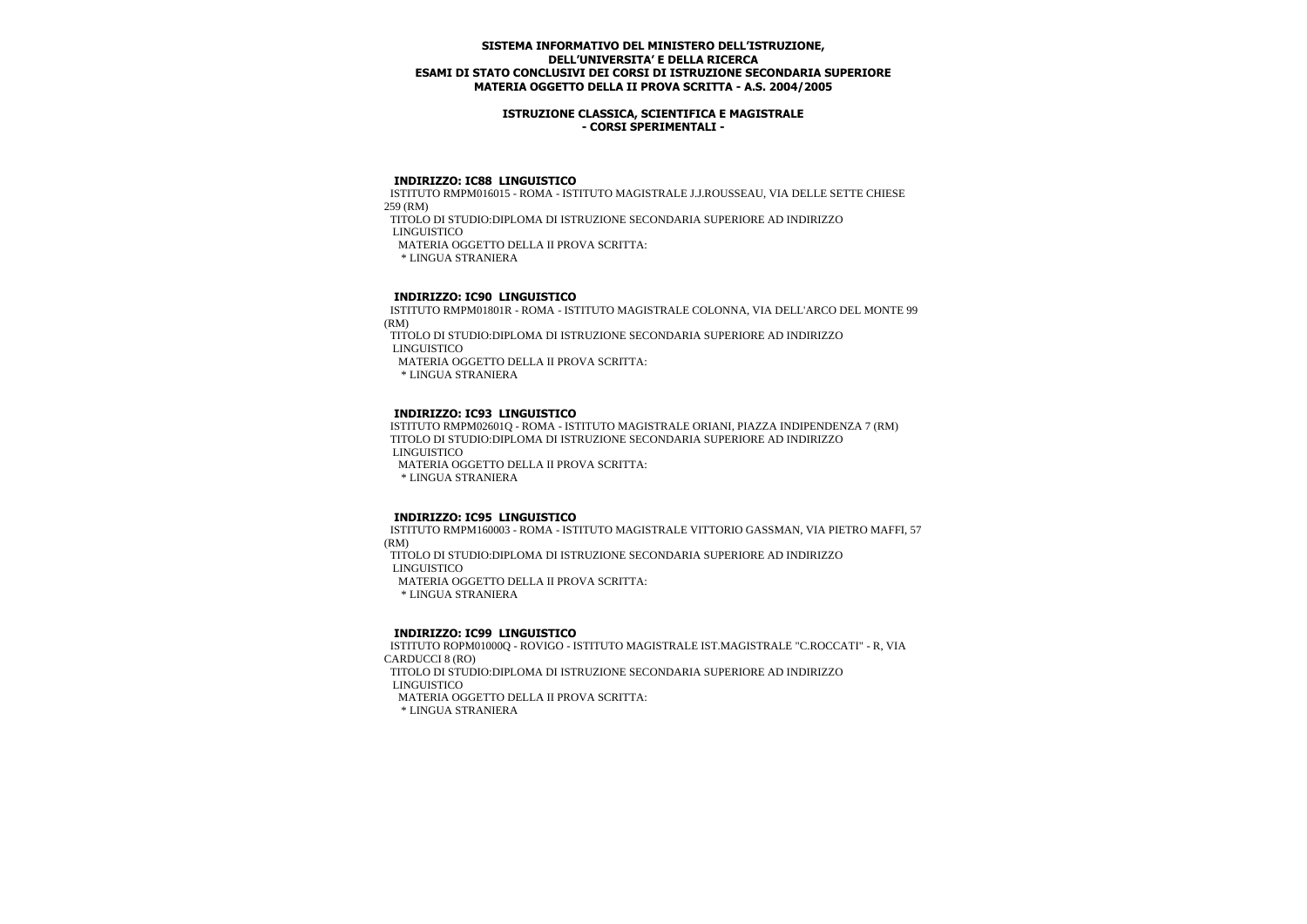**SISTEMA INFORMATIVO DEL MINISTERO DELL'ISTRUZIONE, DELL'UNIVERSITA' E DELLA RICERCA**
**ESAMI DI STATO CONCLUSIVI DEI CORSI DI ISTRUZIONE SECONDARIA SUPERIORE**
**MATERIA OGGETTO DELLA II PROVA SCRITTA - A.S. 2004/2005**

**ISTRUZIONE CLASSICA, SCIENTIFICA E MAGISTRALE**
**- CORSI SPERIMENTALI -**

### INDIRIZZO: IC88 LINGUISTICO

ISTITUTO RMPM016015 - ROMA - ISTITUTO MAGISTRALE J.J.ROUSSEAU, VIA DELLE SETTE CHIESE 259 (RM)

TITOLO DI STUDIO:DIPLOMA DI ISTRUZIONE SECONDARIA SUPERIORE AD INDIRIZZO LINGUISTICO

MATERIA OGGETTO DELLA II PROVA SCRITTA:

* LINGUA STRANIERA

### INDIRIZZO: IC90 LINGUISTICO

ISTITUTO RMPM01801R - ROMA - ISTITUTO MAGISTRALE COLONNA, VIA DELL'ARCO DEL MONTE 99 (RM)

TITOLO DI STUDIO:DIPLOMA DI ISTRUZIONE SECONDARIA SUPERIORE AD INDIRIZZO LINGUISTICO

MATERIA OGGETTO DELLA II PROVA SCRITTA:

* LINGUA STRANIERA

### INDIRIZZO: IC93 LINGUISTICO

ISTITUTO RMPM02601Q - ROMA - ISTITUTO MAGISTRALE ORIANI, PIAZZA INDIPENDENZA 7 (RM)

TITOLO DI STUDIO:DIPLOMA DI ISTRUZIONE SECONDARIA SUPERIORE AD INDIRIZZO LINGUISTICO

MATERIA OGGETTO DELLA II PROVA SCRITTA:

* LINGUA STRANIERA

### INDIRIZZO: IC95 LINGUISTICO

ISTITUTO RMPM160003 - ROMA - ISTITUTO MAGISTRALE VITTORIO GASSMAN, VIA PIETRO MAFFI, 57 (RM)

TITOLO DI STUDIO:DIPLOMA DI ISTRUZIONE SECONDARIA SUPERIORE AD INDIRIZZO LINGUISTICO

MATERIA OGGETTO DELLA II PROVA SCRITTA:

* LINGUA STRANIERA

### INDIRIZZO: IC99 LINGUISTICO

ISTITUTO ROPM01000Q - ROVIGO - ISTITUTO MAGISTRALE IST.MAGISTRALE "C.ROCCATI" - R, VIA CARDUCCI 8 (RO)

TITOLO DI STUDIO:DIPLOMA DI ISTRUZIONE SECONDARIA SUPERIORE AD INDIRIZZO LINGUISTICO

MATERIA OGGETTO DELLA II PROVA SCRITTA:

* LINGUA STRANIERA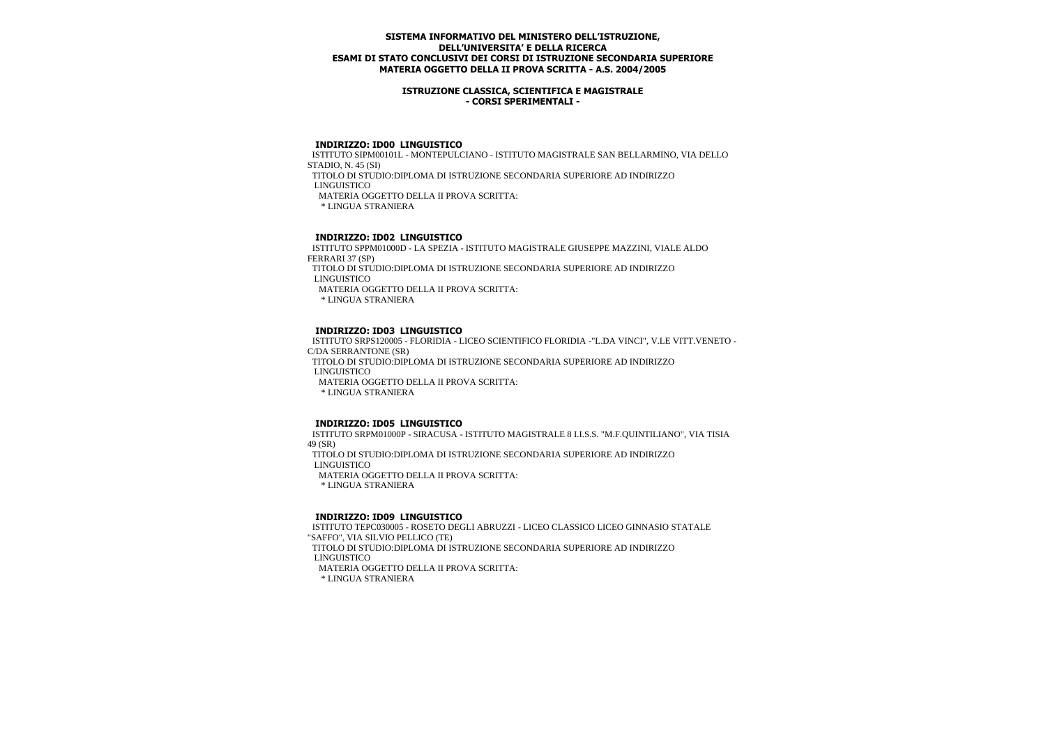**SISTEMA INFORMATIVO DEL MINISTERO DELL'ISTRUZIONE, DELL'UNIVERSITA' E DELLA RICERCA**
**ESAMI DI STATO CONCLUSIVI DEI CORSI DI ISTRUZIONE SECONDARIA SUPERIORE**
**MATERIA OGGETTO DELLA II PROVA SCRITTA - A.S. 2004/2005**

**ISTRUZIONE CLASSICA, SCIENTIFICA E MAGISTRALE**
**- CORSI SPERIMENTALI -**

**INDIRIZZO: ID00 LINGUISTICO**

ISTITUTO SIPM00101L - MONTEPULCIANO - ISTITUTO MAGISTRALE SAN BELLARMINO, VIA DELLO STADIO, N. 45 (SI)

TITOLO DI STUDIO:DIPLOMA DI ISTRUZIONE SECONDARIA SUPERIORE AD INDIRIZZO LINGUISTICO

MATERIA OGGETTO DELLA II PROVA SCRITTA:

\* LINGUA STRANIERA

**INDIRIZZO: ID02 LINGUISTICO**

ISTITUTO SPPM01000D - LA SPEZIA - ISTITUTO MAGISTRALE GIUSEPPE MAZZINI, VIALE ALDO FERRARI 37 (SP)

TITOLO DI STUDIO:DIPLOMA DI ISTRUZIONE SECONDARIA SUPERIORE AD INDIRIZZO LINGUISTICO

MATERIA OGGETTO DELLA II PROVA SCRITTA:

\* LINGUA STRANIERA

**INDIRIZZO: ID03 LINGUISTICO**

ISTITUTO SRPS120005 - FLORIDIA - LICEO SCIENTIFICO FLORIDIA -"L.DA VINCI", V.LE VITT.VENETO - C/DA SERRANTONE (SR)

TITOLO DI STUDIO:DIPLOMA DI ISTRUZIONE SECONDARIA SUPERIORE AD INDIRIZZO LINGUISTICO

MATERIA OGGETTO DELLA II PROVA SCRITTA:

\* LINGUA STRANIERA

**INDIRIZZO: ID05 LINGUISTICO**

ISTITUTO SRPM01000P - SIRACUSA - ISTITUTO MAGISTRALE 8 I.I.S.S. "M.F.QUINTILIANO", VIA TISIA 49 (SR)

TITOLO DI STUDIO:DIPLOMA DI ISTRUZIONE SECONDARIA SUPERIORE AD INDIRIZZO LINGUISTICO

MATERIA OGGETTO DELLA II PROVA SCRITTA:

\* LINGUA STRANIERA

**INDIRIZZO: ID09 LINGUISTICO**

ISTITUTO TEPC030005 - ROSETO DEGLI ABRUZZI - LICEO CLASSICO LICEO GINNASIO STATALE "SAFFO", VIA SILVIO PELLICO (TE)

TITOLO DI STUDIO:DIPLOMA DI ISTRUZIONE SECONDARIA SUPERIORE AD INDIRIZZO LINGUISTICO

MATERIA OGGETTO DELLA II PROVA SCRITTA:

\* LINGUA STRANIERA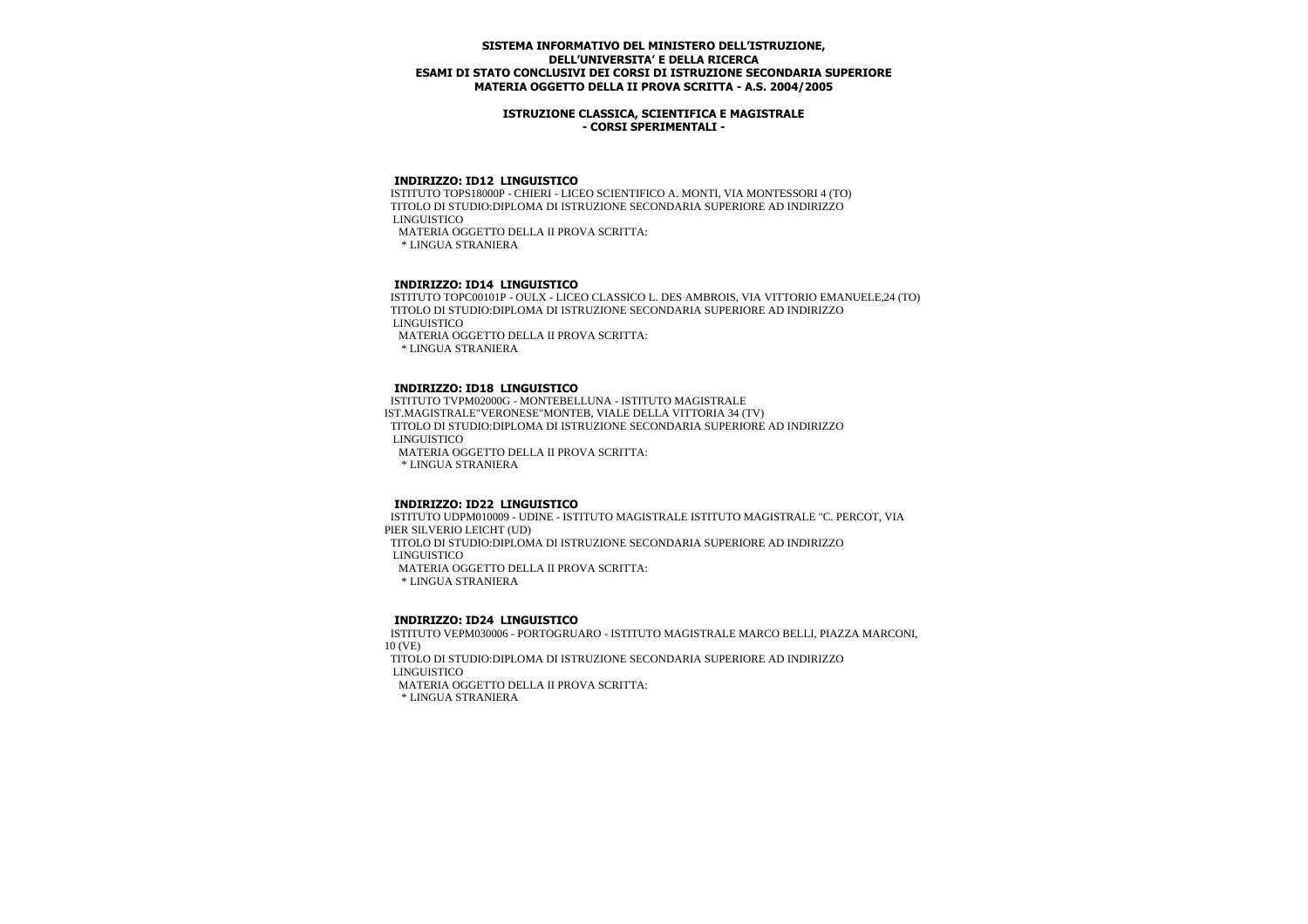**SISTEMA INFORMATIVO DEL MINISTERO DELL'ISTRUZIONE, DELL'UNIVERSITA' E DELLA RICERCA**
**ESAMI DI STATO CONCLUSIVI DEI CORSI DI ISTRUZIONE SECONDARIA SUPERIORE**
**MATERIA OGGETTO DELLA II PROVA SCRITTA - A.S. 2004/2005**

**ISTRUZIONE CLASSICA, SCIENTIFICA E MAGISTRALE**
**- CORSI SPERIMENTALI -**

**INDIRIZZO: ID12 LINGUISTICO**

ISTITUTO TOPS18000P - CHIERI - LICEO SCIENTIFICO A. MONTI, VIA MONTESSORI 4 (TO)
TITOLO DI STUDIO:DIPLOMA DI ISTRUZIONE SECONDARIA SUPERIORE AD INDIRIZZO LINGUISTICO
MATERIA OGGETTO DELLA II PROVA SCRITTA:
* LINGUA STRANIERA

**INDIRIZZO: ID14 LINGUISTICO**

ISTITUTO TOPC00101P - OULX - LICEO CLASSICO L. DES AMBROIS, VIA VITTORIO EMANUELE,24 (TO)
TITOLO DI STUDIO:DIPLOMA DI ISTRUZIONE SECONDARIA SUPERIORE AD INDIRIZZO LINGUISTICO
MATERIA OGGETTO DELLA II PROVA SCRITTA:
* LINGUA STRANIERA

**INDIRIZZO: ID18 LINGUISTICO**

ISTITUTO TVPM02000G - MONTEBELLUNA - ISTITUTO MAGISTRALE IST.MAGISTRALE"VERONESE"MONTEB, VIALE DELLA VITTORIA 34 (TV)
TITOLO DI STUDIO:DIPLOMA DI ISTRUZIONE SECONDARIA SUPERIORE AD INDIRIZZO LINGUISTICO
MATERIA OGGETTO DELLA II PROVA SCRITTA:
* LINGUA STRANIERA

**INDIRIZZO: ID22 LINGUISTICO**

ISTITUTO UDPM010009 - UDINE - ISTITUTO MAGISTRALE ISTITUTO MAGISTRALE "C. PERCOT, VIA PIER SILVERIO LEICHT (UD)
TITOLO DI STUDIO:DIPLOMA DI ISTRUZIONE SECONDARIA SUPERIORE AD INDIRIZZO LINGUISTICO
MATERIA OGGETTO DELLA II PROVA SCRITTA:
* LINGUA STRANIERA

**INDIRIZZO: ID24 LINGUISTICO**

ISTITUTO VEPM030006 - PORTOGRUARO - ISTITUTO MAGISTRALE MARCO BELLI, PIAZZA MARCONI, 10 (VE)
TITOLO DI STUDIO:DIPLOMA DI ISTRUZIONE SECONDARIA SUPERIORE AD INDIRIZZO LINGUISTICO
MATERIA OGGETTO DELLA II PROVA SCRITTA:
* LINGUA STRANIERA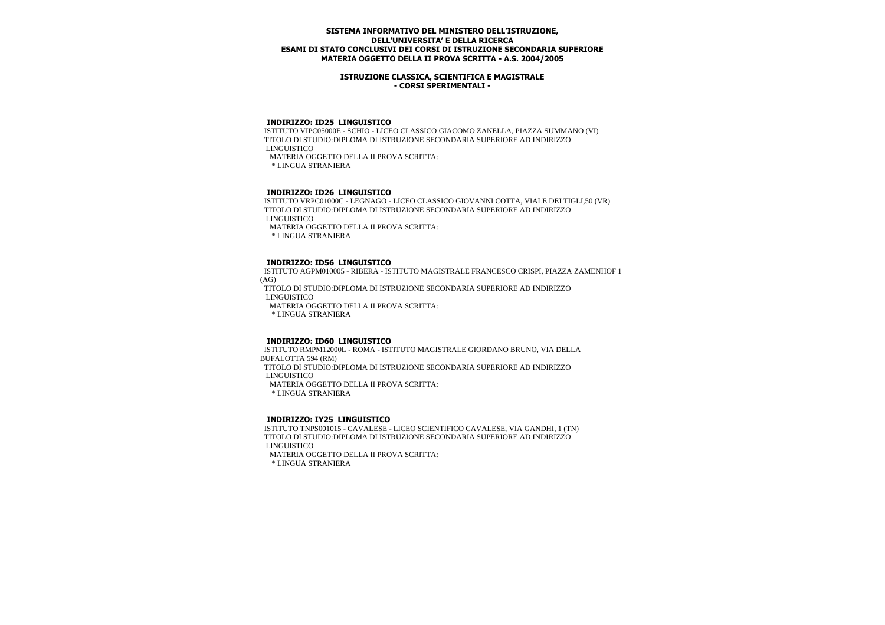**SISTEMA INFORMATIVO DEL MINISTERO DELL'ISTRUZIONE,
DELL'UNIVERSITA' E DELLA RICERCA
ESAMI DI STATO CONCLUSIVI DEI CORSI DI ISTRUZIONE SECONDARIA SUPERIORE
MATERIA OGGETTO DELLA II PROVA SCRITTA - A.S. 2004/2005**

**ISTRUZIONE CLASSICA, SCIENTIFICA E MAGISTRALE
- CORSI SPERIMENTALI -**

**INDIRIZZO: ID25 LINGUISTICO**
ISTITUTO VIPC05000E - SCHIO - LICEO CLASSICO GIACOMO ZANELLA, PIAZZA SUMMANO (VI)
TITOLO DI STUDIO:DIPLOMA DI ISTRUZIONE SECONDARIA SUPERIORE AD INDIRIZZO LINGUISTICO
MATERIA OGGETTO DELLA II PROVA SCRITTA:
* LINGUA STRANIERA

**INDIRIZZO: ID26 LINGUISTICO**
ISTITUTO VRPC01000C - LEGNAGO - LICEO CLASSICO GIOVANNI COTTA, VIALE DEI TIGLI,50 (VR)
TITOLO DI STUDIO:DIPLOMA DI ISTRUZIONE SECONDARIA SUPERIORE AD INDIRIZZO LINGUISTICO
MATERIA OGGETTO DELLA II PROVA SCRITTA:
* LINGUA STRANIERA

**INDIRIZZO: ID56 LINGUISTICO**
ISTITUTO AGPM010005 - RIBERA - ISTITUTO MAGISTRALE FRANCESCO CRISPI, PIAZZA ZAMENHOF 1 (AG)
TITOLO DI STUDIO:DIPLOMA DI ISTRUZIONE SECONDARIA SUPERIORE AD INDIRIZZO LINGUISTICO
MATERIA OGGETTO DELLA II PROVA SCRITTA:
* LINGUA STRANIERA

**INDIRIZZO: ID60 LINGUISTICO**
ISTITUTO RMPM12000L - ROMA - ISTITUTO MAGISTRALE GIORDANO BRUNO, VIA DELLA BUFALOTTA 594 (RM)
TITOLO DI STUDIO:DIPLOMA DI ISTRUZIONE SECONDARIA SUPERIORE AD INDIRIZZO LINGUISTICO
MATERIA OGGETTO DELLA II PROVA SCRITTA:
* LINGUA STRANIERA

**INDIRIZZO: IY25 LINGUISTICO**
ISTITUTO TNPS001015 - CAVALESE - LICEO SCIENTIFICO CAVALESE, VIA GANDHI, 1 (TN)
TITOLO DI STUDIO:DIPLOMA DI ISTRUZIONE SECONDARIA SUPERIORE AD INDIRIZZO LINGUISTICO
MATERIA OGGETTO DELLA II PROVA SCRITTA:
* LINGUA STRANIERA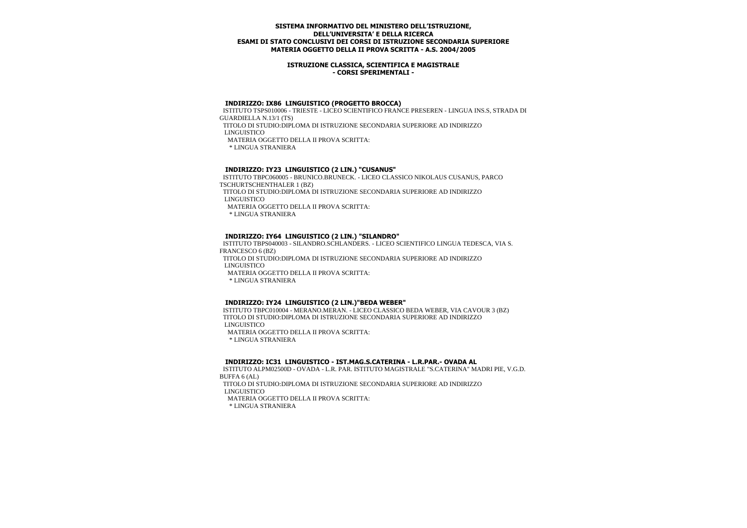**SISTEMA INFORMATIVO DEL MINISTERO DELL'ISTRUZIONE, DELL'UNIVERSITA' E DELLA RICERCA**
**ESAMI DI STATO CONCLUSIVI DEI CORSI DI ISTRUZIONE SECONDARIA SUPERIORE**
**MATERIA OGGETTO DELLA II PROVA SCRITTA - A.S. 2004/2005**

**ISTRUZIONE CLASSICA, SCIENTIFICA E MAGISTRALE**
**- CORSI SPERIMENTALI -**

### INDIRIZZO: IX86 LINGUISTICO (PROGETTO BROCCA)

ISTITUTO TSPS010006 - TRIESTE - LICEO SCIENTIFICO FRANCE PRESEREN - LINGUA INS.S, STRADA DI GUARDIELLA N.13/1 (TS)
TITOLO DI STUDIO:DIPLOMA DI ISTRUZIONE SECONDARIA SUPERIORE AD INDIRIZZO LINGUISTICO
MATERIA OGGETTO DELLA II PROVA SCRITTA:
* LINGUA STRANIERA

### INDIRIZZO: IY23 LINGUISTICO (2 LIN.) "CUSANUS"

ISTITUTO TBPC060005 - BRUNICO.BRUNECK. - LICEO CLASSICO NIKOLAUS CUSANUS, PARCO TSCHURTSCHENTHALER 1 (BZ)
TITOLO DI STUDIO:DIPLOMA DI ISTRUZIONE SECONDARIA SUPERIORE AD INDIRIZZO LINGUISTICO
MATERIA OGGETTO DELLA II PROVA SCRITTA:
* LINGUA STRANIERA

### INDIRIZZO: IY64 LINGUISTICO (2 LIN.) "SILANDRO"

ISTITUTO TBPS040003 - SILANDRO.SCHLANDERS. - LICEO SCIENTIFICO LINGUA TEDESCA, VIA S. FRANCESCO 6 (BZ)
TITOLO DI STUDIO:DIPLOMA DI ISTRUZIONE SECONDARIA SUPERIORE AD INDIRIZZO LINGUISTICO
MATERIA OGGETTO DELLA II PROVA SCRITTA:
* LINGUA STRANIERA

### INDIRIZZO: IY24 LINGUISTICO (2 LIN.)"BEDA WEBER"

ISTITUTO TBPC010004 - MERANO.MERAN. - LICEO CLASSICO BEDA WEBER, VIA CAVOUR 3 (BZ)
TITOLO DI STUDIO:DIPLOMA DI ISTRUZIONE SECONDARIA SUPERIORE AD INDIRIZZO LINGUISTICO
MATERIA OGGETTO DELLA II PROVA SCRITTA:
* LINGUA STRANIERA

### INDIRIZZO: IC31 LINGUISTICO - IST.MAG.S.CATERINA - L.R.PAR.- OVADA AL

ISTITUTO ALPM02500D - OVADA - L.R. PAR. ISTITUTO MAGISTRALE "S.CATERINA" MADRI PIE, V.G.D. BUFFA 6 (AL)
TITOLO DI STUDIO:DIPLOMA DI ISTRUZIONE SECONDARIA SUPERIORE AD INDIRIZZO LINGUISTICO
MATERIA OGGETTO DELLA II PROVA SCRITTA:
* LINGUA STRANIERA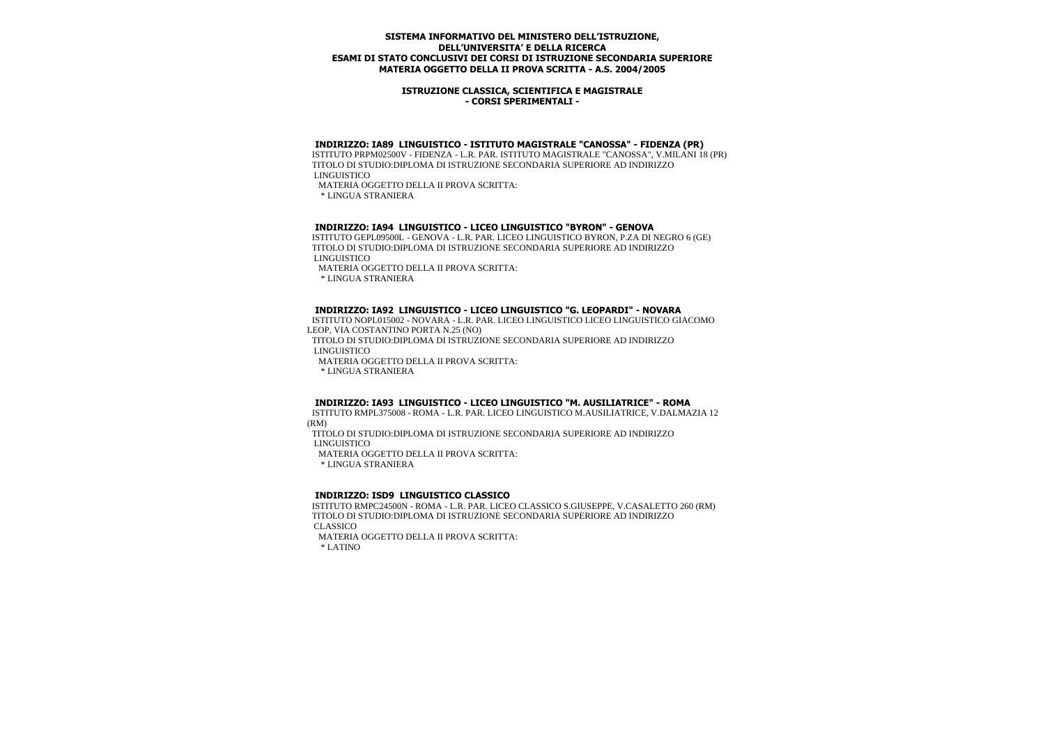**SISTEMA INFORMATIVO DEL MINISTERO DELL'ISTRUZIONE,**
**DELL'UNIVERSITA' E DELLA RICERCA**
**ESAMI DI STATO CONCLUSIVI DEI CORSI DI ISTRUZIONE SECONDARIA SUPERIORE**
**MATERIA OGGETTO DELLA II PROVA SCRITTA - A.S. 2004/2005**

**ISTRUZIONE CLASSICA, SCIENTIFICA E MAGISTRALE**
**- CORSI SPERIMENTALI -**

**INDIRIZZO: IA89 LINGUISTICO - ISTITUTO MAGISTRALE "CANOSSA" - FIDENZA (PR)**

ISTITUTO PRPM02500V - FIDENZA - L.R. PAR. ISTITUTO MAGISTRALE "CANOSSA", V.MILANI 18 (PR)
TITOLO DI STUDIO:DIPLOMA DI ISTRUZIONE SECONDARIA SUPERIORE AD INDIRIZZO LINGUISTICO
MATERIA OGGETTO DELLA II PROVA SCRITTA:
* LINGUA STRANIERA

**INDIRIZZO: IA94 LINGUISTICO - LICEO LINGUISTICO "BYRON" - GENOVA**

ISTITUTO GEPL09500L - GENOVA - L.R. PAR. LICEO LINGUISTICO BYRON, P.ZA DI NEGRO 6 (GE)
TITOLO DI STUDIO:DIPLOMA DI ISTRUZIONE SECONDARIA SUPERIORE AD INDIRIZZO LINGUISTICO
MATERIA OGGETTO DELLA II PROVA SCRITTA:
* LINGUA STRANIERA

**INDIRIZZO: IA92 LINGUISTICO - LICEO LINGUISTICO "G. LEOPARDI" - NOVARA**

ISTITUTO NOPL015002 - NOVARA - L.R. PAR. LICEO LINGUISTICO LICEO LINGUISTICO GIACOMO LEOP, VIA COSTANTINO PORTA N.25 (NO)
TITOLO DI STUDIO:DIPLOMA DI ISTRUZIONE SECONDARIA SUPERIORE AD INDIRIZZO LINGUISTICO
MATERIA OGGETTO DELLA II PROVA SCRITTA:
* LINGUA STRANIERA

**INDIRIZZO: IA93 LINGUISTICO - LICEO LINGUISTICO "M. AUSILIATRICE" - ROMA**

ISTITUTO RMPL375008 - ROMA - L.R. PAR. LICEO LINGUISTICO M.AUSILIATRICE, V.DALMAZIA 12 (RM)
TITOLO DI STUDIO:DIPLOMA DI ISTRUZIONE SECONDARIA SUPERIORE AD INDIRIZZO LINGUISTICO
MATERIA OGGETTO DELLA II PROVA SCRITTA:
* LINGUA STRANIERA

**INDIRIZZO: ISD9 LINGUISTICO CLASSICO**

ISTITUTO RMPC24500N - ROMA - L.R. PAR. LICEO CLASSICO S.GIUSEPPE, V.CASALETTO 260 (RM)
TITOLO DI STUDIO:DIPLOMA DI ISTRUZIONE SECONDARIA SUPERIORE AD INDIRIZZO CLASSICO
MATERIA OGGETTO DELLA II PROVA SCRITTA:
* LATINO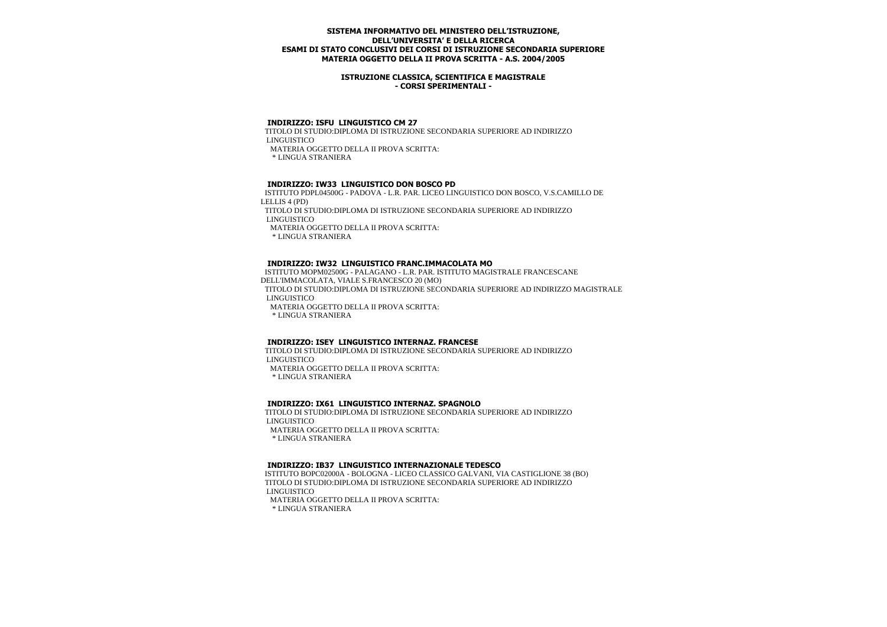**SISTEMA INFORMATIVO DEL MINISTERO DELL'ISTRUZIONE, DELL'UNIVERSITA' E DELLA RICERCA**
**ESAMI DI STATO CONCLUSIVI DEI CORSI DI ISTRUZIONE SECONDARIA SUPERIORE**
**MATERIA OGGETTO DELLA II PROVA SCRITTA - A.S. 2004/2005**

**ISTRUZIONE CLASSICA, SCIENTIFICA E MAGISTRALE**
**- CORSI SPERIMENTALI -**

**INDIRIZZO: ISFU LINGUISTICO CM 27**

TITOLO DI STUDIO:DIPLOMA DI ISTRUZIONE SECONDARIA SUPERIORE AD INDIRIZZO LINGUISTICO

MATERIA OGGETTO DELLA II PROVA SCRITTA:

* LINGUA STRANIERA

**INDIRIZZO: IW33 LINGUISTICO DON BOSCO PD**

ISTITUTO PDPL04500G - PADOVA - L.R. PAR. LICEO LINGUISTICO DON BOSCO, V.S.CAMILLO DE LELLIS 4 (PD)

TITOLO DI STUDIO:DIPLOMA DI ISTRUZIONE SECONDARIA SUPERIORE AD INDIRIZZO LINGUISTICO

MATERIA OGGETTO DELLA II PROVA SCRITTA:

* LINGUA STRANIERA

**INDIRIZZO: IW32 LINGUISTICO FRANC.IMMACOLATA MO**

ISTITUTO MOPM02500G - PALAGANO - L.R. PAR. ISTITUTO MAGISTRALE FRANCESCANE DELL'IMMACOLATA, VIALE S.FRANCESCO 20 (MO)

TITOLO DI STUDIO:DIPLOMA DI ISTRUZIONE SECONDARIA SUPERIORE AD INDIRIZZO MAGISTRALE LINGUISTICO

MATERIA OGGETTO DELLA II PROVA SCRITTA:

* LINGUA STRANIERA

**INDIRIZZO: ISEY LINGUISTICO INTERNAZ. FRANCESE**

TITOLO DI STUDIO:DIPLOMA DI ISTRUZIONE SECONDARIA SUPERIORE AD INDIRIZZO LINGUISTICO

MATERIA OGGETTO DELLA II PROVA SCRITTA:

* LINGUA STRANIERA

**INDIRIZZO: IX61 LINGUISTICO INTERNAZ. SPAGNOLO**

TITOLO DI STUDIO:DIPLOMA DI ISTRUZIONE SECONDARIA SUPERIORE AD INDIRIZZO LINGUISTICO

MATERIA OGGETTO DELLA II PROVA SCRITTA:

* LINGUA STRANIERA

**INDIRIZZO: IB37 LINGUISTICO INTERNAZIONALE TEDESCO**

ISTITUTO BOPC02000A - BOLOGNA - LICEO CLASSICO GALVANI, VIA CASTIGLIONE 38 (BO)

TITOLO DI STUDIO:DIPLOMA DI ISTRUZIONE SECONDARIA SUPERIORE AD INDIRIZZO LINGUISTICO

MATERIA OGGETTO DELLA II PROVA SCRITTA:

* LINGUA STRANIERA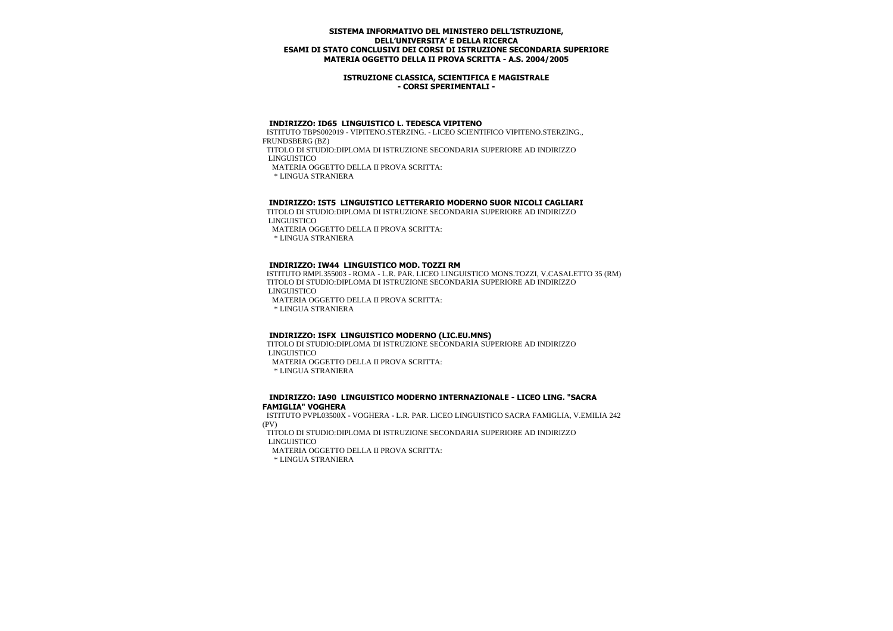**SISTEMA INFORMATIVO DEL MINISTERO DELL'ISTRUZIONE, DELL'UNIVERSITA' E DELLA RICERCA**
**ESAMI DI STATO CONCLUSIVI DEI CORSI DI ISTRUZIONE SECONDARIA SUPERIORE**
**MATERIA OGGETTO DELLA II PROVA SCRITTA - A.S. 2004/2005**

**ISTRUZIONE CLASSICA, SCIENTIFICA E MAGISTRALE**
**- CORSI SPERIMENTALI -**

### INDIRIZZO: ID65 LINGUISTICO L. TEDESCA VIPITENO

ISTITUTO TBPS002019 - VIPITENO.STERZING. - LICEO SCIENTIFICO VIPITENO.STERZING., FRUNDSBERG (BZ)

TITOLO DI STUDIO:DIPLOMA DI ISTRUZIONE SECONDARIA SUPERIORE AD INDIRIZZO LINGUISTICO

MATERIA OGGETTO DELLA II PROVA SCRITTA:

* LINGUA STRANIERA

### INDIRIZZO: IST5 LINGUISTICO LETTERARIO MODERNO SUOR NICOLI CAGLIARI

TITOLO DI STUDIO:DIPLOMA DI ISTRUZIONE SECONDARIA SUPERIORE AD INDIRIZZO LINGUISTICO

MATERIA OGGETTO DELLA II PROVA SCRITTA:

* LINGUA STRANIERA

### INDIRIZZO: IW44 LINGUISTICO MOD. TOZZI RM

ISTITUTO RMPL355003 - ROMA - L.R. PAR. LICEO LINGUISTICO MONS.TOZZI, V.CASALETTO 35 (RM)

TITOLO DI STUDIO:DIPLOMA DI ISTRUZIONE SECONDARIA SUPERIORE AD INDIRIZZO LINGUISTICO

MATERIA OGGETTO DELLA II PROVA SCRITTA:

* LINGUA STRANIERA

### INDIRIZZO: ISFX LINGUISTICO MODERNO (LIC.EU.MNS)

TITOLO DI STUDIO:DIPLOMA DI ISTRUZIONE SECONDARIA SUPERIORE AD INDIRIZZO LINGUISTICO

MATERIA OGGETTO DELLA II PROVA SCRITTA:

* LINGUA STRANIERA

### INDIRIZZO: IA90 LINGUISTICO MODERNO INTERNAZIONALE - LICEO LING. "SACRA FAMIGLIA" VOGHERA

ISTITUTO PVPL03500X - VOGHERA - L.R. PAR. LICEO LINGUISTICO SACRA FAMIGLIA, V.EMILIA 242 (PV)

TITOLO DI STUDIO:DIPLOMA DI ISTRUZIONE SECONDARIA SUPERIORE AD INDIRIZZO LINGUISTICO

MATERIA OGGETTO DELLA II PROVA SCRITTA:

* LINGUA STRANIERA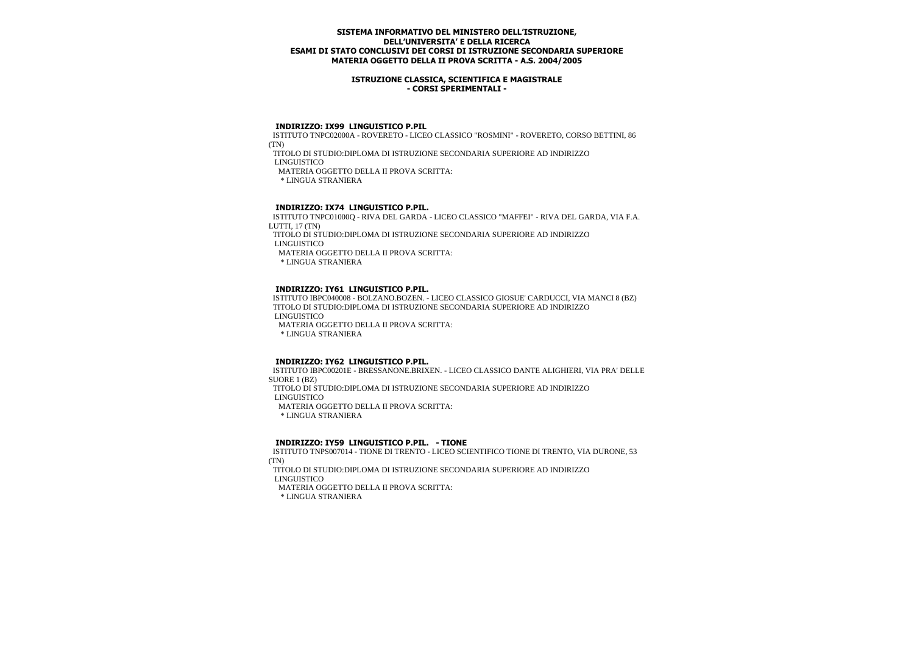**SISTEMA INFORMATIVO DEL MINISTERO DELL'ISTRUZIONE, DELL'UNIVERSITA' E DELLA RICERCA**
**ESAMI DI STATO CONCLUSIVI DEI CORSI DI ISTRUZIONE SECONDARIA SUPERIORE**
**MATERIA OGGETTO DELLA II PROVA SCRITTA - A.S. 2004/2005**

**ISTRUZIONE CLASSICA, SCIENTIFICA E MAGISTRALE**
**- CORSI SPERIMENTALI -**

**INDIRIZZO: IX99 LINGUISTICO P.PIL**

ISTITUTO TNPC02000A - ROVERETO - LICEO CLASSICO "ROSMINI" - ROVERETO, CORSO BETTINI, 86 (TN)

TITOLO DI STUDIO:DIPLOMA DI ISTRUZIONE SECONDARIA SUPERIORE AD INDIRIZZO LINGUISTICO

MATERIA OGGETTO DELLA II PROVA SCRITTA:

* LINGUA STRANIERA

**INDIRIZZO: IX74 LINGUISTICO P.PIL.**

ISTITUTO TNPC01000Q - RIVA DEL GARDA - LICEO CLASSICO "MAFFEI" - RIVA DEL GARDA, VIA F.A. LUTTI, 17 (TN)

TITOLO DI STUDIO:DIPLOMA DI ISTRUZIONE SECONDARIA SUPERIORE AD INDIRIZZO LINGUISTICO

MATERIA OGGETTO DELLA II PROVA SCRITTA:

* LINGUA STRANIERA

**INDIRIZZO: IY61 LINGUISTICO P.PIL.**

ISTITUTO IBPC040008 - BOLZANO.BOZEN. - LICEO CLASSICO GIOSUE' CARDUCCI, VIA MANCI 8 (BZ)

TITOLO DI STUDIO:DIPLOMA DI ISTRUZIONE SECONDARIA SUPERIORE AD INDIRIZZO LINGUISTICO

MATERIA OGGETTO DELLA II PROVA SCRITTA:

* LINGUA STRANIERA

**INDIRIZZO: IY62 LINGUISTICO P.PIL.**

ISTITUTO IBPC00201E - BRESSANONE.BRIXEN. - LICEO CLASSICO DANTE ALIGHIERI, VIA PRA' DELLE SUORE 1 (BZ)

TITOLO DI STUDIO:DIPLOMA DI ISTRUZIONE SECONDARIA SUPERIORE AD INDIRIZZO LINGUISTICO

MATERIA OGGETTO DELLA II PROVA SCRITTA:

* LINGUA STRANIERA

**INDIRIZZO: IY59 LINGUISTICO P.PIL. - TIONE**

ISTITUTO TNPS007014 - TIONE DI TRENTO - LICEO SCIENTIFICO TIONE DI TRENTO, VIA DURONE, 53 (TN)

TITOLO DI STUDIO:DIPLOMA DI ISTRUZIONE SECONDARIA SUPERIORE AD INDIRIZZO LINGUISTICO

MATERIA OGGETTO DELLA II PROVA SCRITTA:

* LINGUA STRANIERA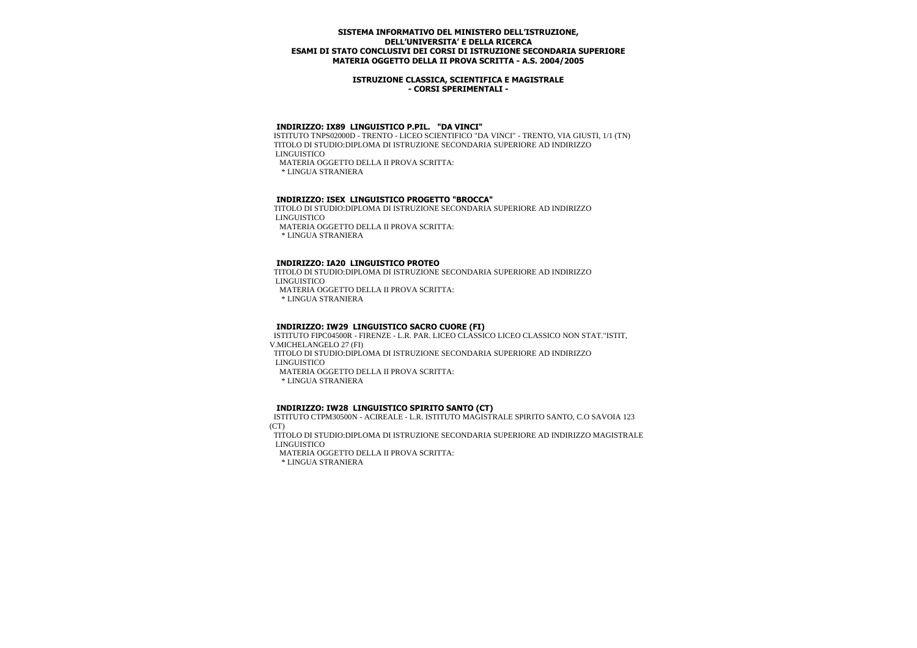**SISTEMA INFORMATIVO DEL MINISTERO DELL'ISTRUZIONE, DELL'UNIVERSITA' E DELLA RICERCA**
**ESAMI DI STATO CONCLUSIVI DEI CORSI DI ISTRUZIONE SECONDARIA SUPERIORE**
**MATERIA OGGETTO DELLA II PROVA SCRITTA - A.S. 2004/2005**

**ISTRUZIONE CLASSICA, SCIENTIFICA E MAGISTRALE**
**- CORSI SPERIMENTALI -**

### INDIRIZZO: IX89 LINGUISTICO P.PIL. "DA VINCI"

ISTITUTO TNPS02000D - TRENTO - LICEO SCIENTIFICO "DA VINCI" - TRENTO, VIA GIUSTI, 1/1 (TN)
TITOLO DI STUDIO:DIPLOMA DI ISTRUZIONE SECONDARIA SUPERIORE AD INDIRIZZO LINGUISTICO
MATERIA OGGETTO DELLA II PROVA SCRITTA:
* LINGUA STRANIERA

### INDIRIZZO: ISEX LINGUISTICO PROGETTO "BROCCA"

TITOLO DI STUDIO:DIPLOMA DI ISTRUZIONE SECONDARIA SUPERIORE AD INDIRIZZO LINGUISTICO
MATERIA OGGETTO DELLA II PROVA SCRITTA:
* LINGUA STRANIERA

### INDIRIZZO: IA20 LINGUISTICO PROTEO

TITOLO DI STUDIO:DIPLOMA DI ISTRUZIONE SECONDARIA SUPERIORE AD INDIRIZZO LINGUISTICO
MATERIA OGGETTO DELLA II PROVA SCRITTA:
* LINGUA STRANIERA

### INDIRIZZO: IW29 LINGUISTICO SACRO CUORE (FI)

ISTITUTO FIPC04500R - FIRENZE - L.R. PAR. LICEO CLASSICO LICEO CLASSICO NON STAT."ISTIT, V.MICHELANGELO 27 (FI)
TITOLO DI STUDIO:DIPLOMA DI ISTRUZIONE SECONDARIA SUPERIORE AD INDIRIZZO LINGUISTICO
MATERIA OGGETTO DELLA II PROVA SCRITTA:
* LINGUA STRANIERA

### INDIRIZZO: IW28 LINGUISTICO SPIRITO SANTO (CT)

ISTITUTO CTPM30500N - ACIREALE - L.R. ISTITUTO MAGISTRALE SPIRITO SANTO, C.O SAVOIA 123 (CT)
TITOLO DI STUDIO:DIPLOMA DI ISTRUZIONE SECONDARIA SUPERIORE AD INDIRIZZO MAGISTRALE LINGUISTICO
MATERIA OGGETTO DELLA II PROVA SCRITTA:
* LINGUA STRANIERA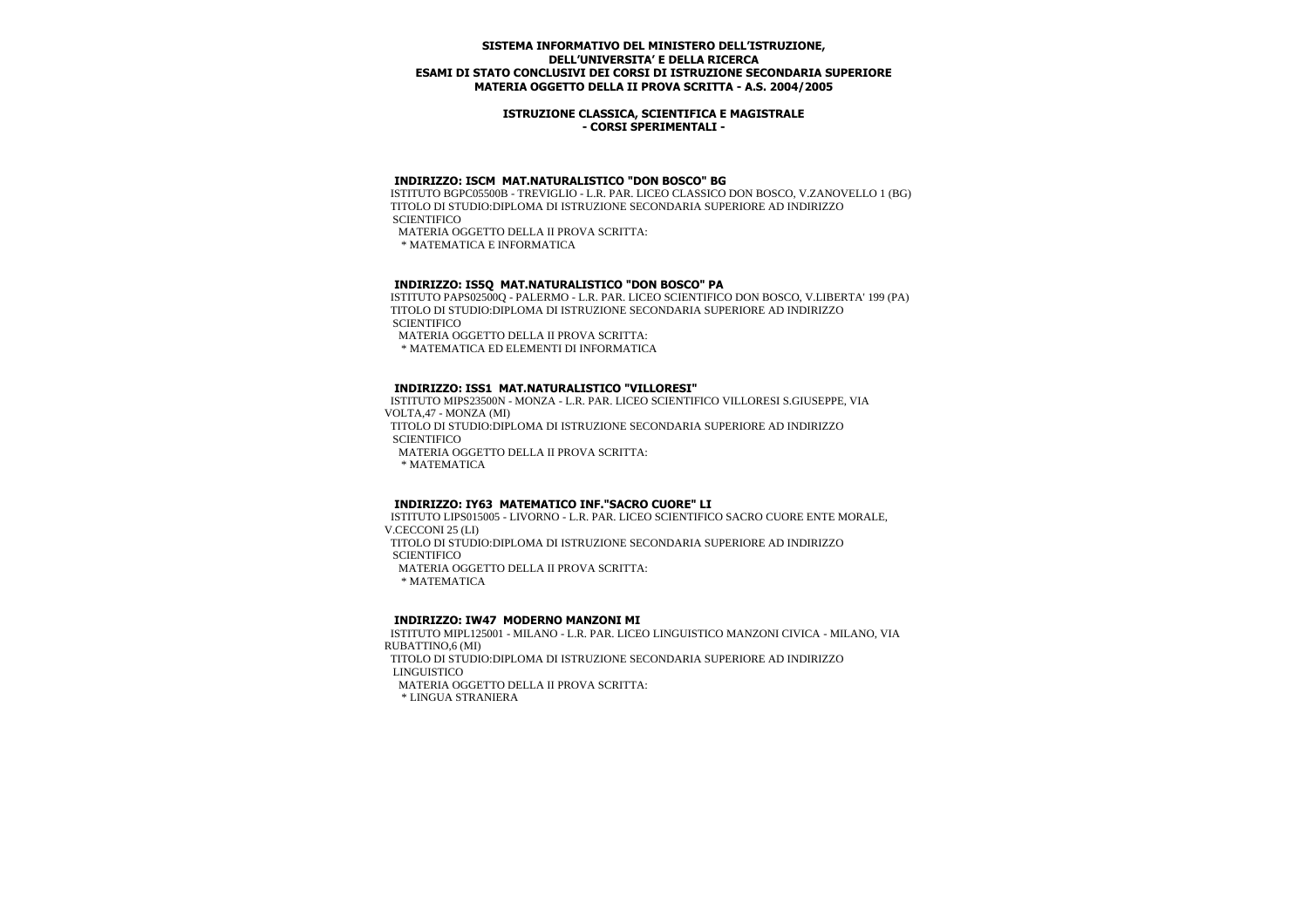**SISTEMA INFORMATIVO DEL MINISTERO DELL'ISTRUZIONE, DELL'UNIVERSITA' E DELLA RICERCA**
**ESAMI DI STATO CONCLUSIVI DEI CORSI DI ISTRUZIONE SECONDARIA SUPERIORE**
**MATERIA OGGETTO DELLA II PROVA SCRITTA - A.S. 2004/2005**

**ISTRUZIONE CLASSICA, SCIENTIFICA E MAGISTRALE**
**- CORSI SPERIMENTALI -**

**INDIRIZZO: ISCM MAT.NATURALISTICO "DON BOSCO" BG**

ISTITUTO BGPC05500B - TREVIGLIO - L.R. PAR. LICEO CLASSICO DON BOSCO, V.ZANOVELLO 1 (BG)
TITOLO DI STUDIO:DIPLOMA DI ISTRUZIONE SECONDARIA SUPERIORE AD INDIRIZZO SCIENTIFICO
MATERIA OGGETTO DELLA II PROVA SCRITTA:
* MATEMATICA E INFORMATICA

**INDIRIZZO: IS5Q MAT.NATURALISTICO "DON BOSCO" PA**

ISTITUTO PAPS02500Q - PALERMO - L.R. PAR. LICEO SCIENTIFICO DON BOSCO, V.LIBERTA' 199 (PA)
TITOLO DI STUDIO:DIPLOMA DI ISTRUZIONE SECONDARIA SUPERIORE AD INDIRIZZO SCIENTIFICO
MATERIA OGGETTO DELLA II PROVA SCRITTA:
* MATEMATICA ED ELEMENTI DI INFORMATICA

**INDIRIZZO: ISS1 MAT.NATURALISTICO "VILLORESI"**

ISTITUTO MIPS23500N - MONZA - L.R. PAR. LICEO SCIENTIFICO VILLORESI S.GIUSEPPE, VIA VOLTA,47 - MONZA (MI)
TITOLO DI STUDIO:DIPLOMA DI ISTRUZIONE SECONDARIA SUPERIORE AD INDIRIZZO SCIENTIFICO
MATERIA OGGETTO DELLA II PROVA SCRITTA:
* MATEMATICA

**INDIRIZZO: IY63 MATEMATICO INF."SACRO CUORE" LI**

ISTITUTO LIPS015005 - LIVORNO - L.R. PAR. LICEO SCIENTIFICO SACRO CUORE ENTE MORALE, V.CECCONI 25 (LI)
TITOLO DI STUDIO:DIPLOMA DI ISTRUZIONE SECONDARIA SUPERIORE AD INDIRIZZO SCIENTIFICO
MATERIA OGGETTO DELLA II PROVA SCRITTA:
* MATEMATICA

**INDIRIZZO: IW47 MODERNO MANZONI MI**

ISTITUTO MIPL125001 - MILANO - L.R. PAR. LICEO LINGUISTICO MANZONI CIVICA - MILANO, VIA RUBATTINO,6 (MI)
TITOLO DI STUDIO:DIPLOMA DI ISTRUZIONE SECONDARIA SUPERIORE AD INDIRIZZO LINGUISTICO
MATERIA OGGETTO DELLA II PROVA SCRITTA:
* LINGUA STRANIERA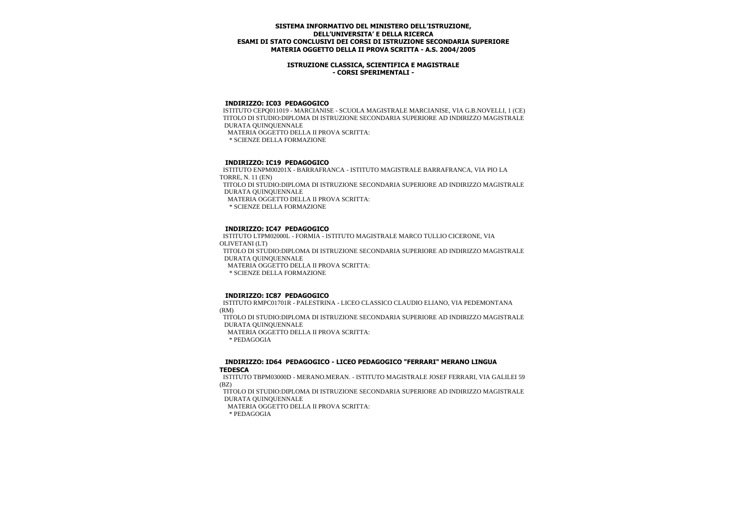**SISTEMA INFORMATIVO DEL MINISTERO DELL'ISTRUZIONE, DELL'UNIVERSITA' E DELLA RICERCA**
**ESAMI DI STATO CONCLUSIVI DEI CORSI DI ISTRUZIONE SECONDARIA SUPERIORE**
**MATERIA OGGETTO DELLA II PROVA SCRITTA - A.S. 2004/2005**

**ISTRUZIONE CLASSICA, SCIENTIFICA E MAGISTRALE**
**- CORSI SPERIMENTALI -**

**INDIRIZZO: IC03 PEDAGOGICO**

ISTITUTO CEPQ011019 - MARCIANISE - SCUOLA MAGISTRALE MARCIANISE, VIA G.B.NOVELLI, 1 (CE)
TITOLO DI STUDIO:DIPLOMA DI ISTRUZIONE SECONDARIA SUPERIORE AD INDIRIZZO MAGISTRALE
DURATA QUINQUENNALE
MATERIA OGGETTO DELLA II PROVA SCRITTA:
* SCIENZE DELLA FORMAZIONE

**INDIRIZZO: IC19 PEDAGOGICO**

ISTITUTO ENPM00201X - BARRAFRANCA - ISTITUTO MAGISTRALE BARRAFRANCA, VIA PIO LA TORRE, N. 11 (EN)
TITOLO DI STUDIO:DIPLOMA DI ISTRUZIONE SECONDARIA SUPERIORE AD INDIRIZZO MAGISTRALE
DURATA QUINQUENNALE
MATERIA OGGETTO DELLA II PROVA SCRITTA:
* SCIENZE DELLA FORMAZIONE

**INDIRIZZO: IC47 PEDAGOGICO**

ISTITUTO LTPM02000L - FORMIA - ISTITUTO MAGISTRALE MARCO TULLIO CICERONE, VIA OLIVETANI (LT)
TITOLO DI STUDIO:DIPLOMA DI ISTRUZIONE SECONDARIA SUPERIORE AD INDIRIZZO MAGISTRALE
DURATA QUINQUENNALE
MATERIA OGGETTO DELLA II PROVA SCRITTA:
* SCIENZE DELLA FORMAZIONE

**INDIRIZZO: IC87 PEDAGOGICO**

ISTITUTO RMPC01701R - PALESTRINA - LICEO CLASSICO CLAUDIO ELIANO, VIA PEDEMONTANA (RM)
TITOLO DI STUDIO:DIPLOMA DI ISTRUZIONE SECONDARIA SUPERIORE AD INDIRIZZO MAGISTRALE
DURATA QUINQUENNALE
MATERIA OGGETTO DELLA II PROVA SCRITTA:
* PEDAGOGIA

**INDIRIZZO: ID64 PEDAGOGICO - LICEO PEDAGOGICO "FERRARI" MERANO LINGUA TEDESCA**

ISTITUTO TBPM03000D - MERANO.MERAN. - ISTITUTO MAGISTRALE JOSEF FERRARI, VIA GALILEI 59 (BZ)
TITOLO DI STUDIO:DIPLOMA DI ISTRUZIONE SECONDARIA SUPERIORE AD INDIRIZZO MAGISTRALE
DURATA QUINQUENNALE
MATERIA OGGETTO DELLA II PROVA SCRITTA:
* PEDAGOGIA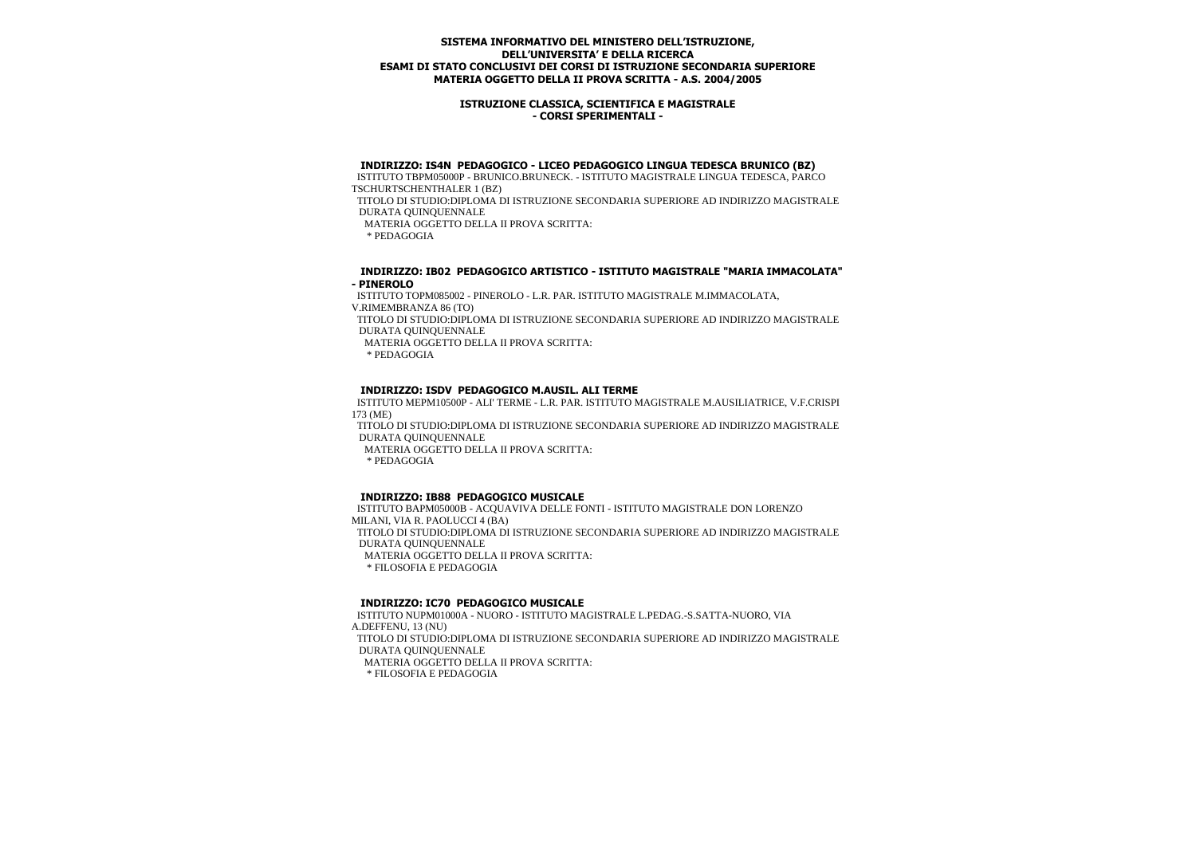**SISTEMA INFORMATIVO DEL MINISTERO DELL'ISTRUZIONE,**
**DELL'UNIVERSITA' E DELLA RICERCA**
**ESAMI DI STATO CONCLUSIVI DEI CORSI DI ISTRUZIONE SECONDARIA SUPERIORE**
**MATERIA OGGETTO DELLA II PROVA SCRITTA - A.S. 2004/2005**

**ISTRUZIONE CLASSICA, SCIENTIFICA E MAGISTRALE**
**- CORSI SPERIMENTALI -**

### INDIRIZZO: IS4N PEDAGOGICO - LICEO PEDAGOGICO LINGUA TEDESCA BRUNICO (BZ)

ISTITUTO TBPM05000P - BRUNICO.BRUNECK. - ISTITUTO MAGISTRALE LINGUA TEDESCA, PARCO TSCHURTSCHENTHALER 1 (BZ)

TITOLO DI STUDIO:DIPLOMA DI ISTRUZIONE SECONDARIA SUPERIORE AD INDIRIZZO MAGISTRALE DURATA QUINQUENNALE

MATERIA OGGETTO DELLA II PROVA SCRITTA:

* PEDAGOGIA

### INDIRIZZO: IB02 PEDAGOGICO ARTISTICO - ISTITUTO MAGISTRALE "MARIA IMMACOLATA" - PINEROLO

ISTITUTO TOPM085002 - PINEROLO - L.R. PAR. ISTITUTO MAGISTRALE M.IMMACOLATA, V.RIMEMBRANZA 86 (TO)

TITOLO DI STUDIO:DIPLOMA DI ISTRUZIONE SECONDARIA SUPERIORE AD INDIRIZZO MAGISTRALE DURATA QUINQUENNALE

MATERIA OGGETTO DELLA II PROVA SCRITTA:

* PEDAGOGIA

### INDIRIZZO: ISDV PEDAGOGICO M.AUSIL. ALI TERME

ISTITUTO MEPM10500P - ALI' TERME - L.R. PAR. ISTITUTO MAGISTRALE M.AUSILIATRICE, V.F.CRISPI 173 (ME)

TITOLO DI STUDIO:DIPLOMA DI ISTRUZIONE SECONDARIA SUPERIORE AD INDIRIZZO MAGISTRALE DURATA QUINQUENNALE

MATERIA OGGETTO DELLA II PROVA SCRITTA:

* PEDAGOGIA

### INDIRIZZO: IB88 PEDAGOGICO MUSICALE

ISTITUTO BAPM05000B - ACQUAVIVA DELLE FONTI - ISTITUTO MAGISTRALE DON LORENZO MILANI, VIA R. PAOLUCCI 4 (BA)

TITOLO DI STUDIO:DIPLOMA DI ISTRUZIONE SECONDARIA SUPERIORE AD INDIRIZZO MAGISTRALE DURATA QUINQUENNALE

MATERIA OGGETTO DELLA II PROVA SCRITTA:

* FILOSOFIA E PEDAGOGIA

### INDIRIZZO: IC70 PEDAGOGICO MUSICALE

ISTITUTO NUPM01000A - NUORO - ISTITUTO MAGISTRALE L.PEDAG.-S.SATTA-NUORO, VIA A.DEFFENU, 13 (NU)

TITOLO DI STUDIO:DIPLOMA DI ISTRUZIONE SECONDARIA SUPERIORE AD INDIRIZZO MAGISTRALE DURATA QUINQUENNALE

MATERIA OGGETTO DELLA II PROVA SCRITTA:

* FILOSOFIA E PEDAGOGIA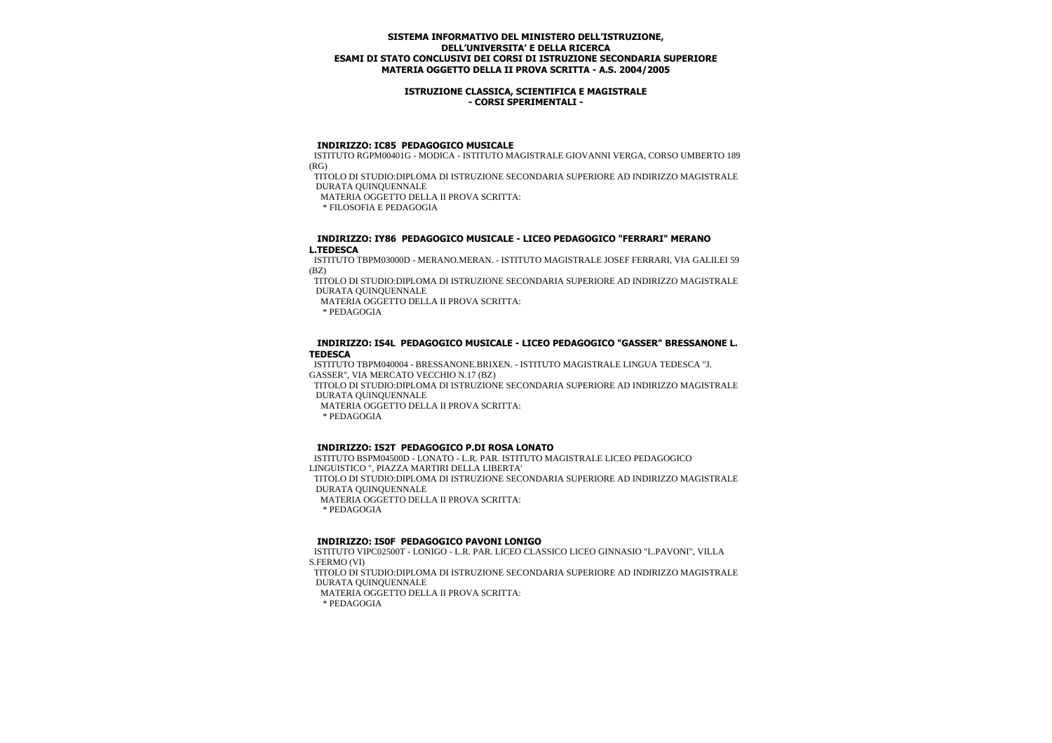**SISTEMA INFORMATIVO DEL MINISTERO DELL'ISTRUZIONE, DELL'UNIVERSITA' E DELLA RICERCA**
**ESAMI DI STATO CONCLUSIVI DEI CORSI DI ISTRUZIONE SECONDARIA SUPERIORE**
**MATERIA OGGETTO DELLA II PROVA SCRITTA - A.S. 2004/2005**

**ISTRUZIONE CLASSICA, SCIENTIFICA E MAGISTRALE**
**- CORSI SPERIMENTALI -**

**INDIRIZZO: IC85 PEDAGOGICO MUSICALE**

ISTITUTO RGPM00401G - MODICA - ISTITUTO MAGISTRALE GIOVANNI VERGA, CORSO UMBERTO 189 (RG)

TITOLO DI STUDIO:DIPLOMA DI ISTRUZIONE SECONDARIA SUPERIORE AD INDIRIZZO MAGISTRALE DURATA QUINQUENNALE

MATERIA OGGETTO DELLA II PROVA SCRITTA:

* FILOSOFIA E PEDAGOGIA

**INDIRIZZO: IY86 PEDAGOGICO MUSICALE - LICEO PEDAGOGICO "FERRARI" MERANO L.TEDESCA**

ISTITUTO TBPM03000D - MERANO.MERAN. - ISTITUTO MAGISTRALE JOSEF FERRARI, VIA GALILEI 59 (BZ)

TITOLO DI STUDIO:DIPLOMA DI ISTRUZIONE SECONDARIA SUPERIORE AD INDIRIZZO MAGISTRALE DURATA QUINQUENNALE

MATERIA OGGETTO DELLA II PROVA SCRITTA:

* PEDAGOGIA

**INDIRIZZO: IS4L PEDAGOGICO MUSICALE - LICEO PEDAGOGICO "GASSER" BRESSANONE L. TEDESCA**

ISTITUTO TBPM040004 - BRESSANONE.BRIXEN. - ISTITUTO MAGISTRALE LINGUA TEDESCA "J. GASSER", VIA MERCATO VECCHIO N.17 (BZ)

TITOLO DI STUDIO:DIPLOMA DI ISTRUZIONE SECONDARIA SUPERIORE AD INDIRIZZO MAGISTRALE DURATA QUINQUENNALE

MATERIA OGGETTO DELLA II PROVA SCRITTA:

* PEDAGOGIA

**INDIRIZZO: IS2T PEDAGOGICO P.DI ROSA LONATO**

ISTITUTO BSPM04500D - LONATO - L.R. PAR. ISTITUTO MAGISTRALE LICEO PEDAGOGICO LINGUISTICO ", PIAZZA MARTIRI DELLA LIBERTA'

TITOLO DI STUDIO:DIPLOMA DI ISTRUZIONE SECONDARIA SUPERIORE AD INDIRIZZO MAGISTRALE DURATA QUINQUENNALE

MATERIA OGGETTO DELLA II PROVA SCRITTA:

* PEDAGOGIA

**INDIRIZZO: IS0F PEDAGOGICO PAVONI LONIGO**

ISTITUTO VIPC02500T - LONIGO - L.R. PAR. LICEO CLASSICO LICEO GINNASIO "L.PAVONI", VILLA S.FERMO (VI)

TITOLO DI STUDIO:DIPLOMA DI ISTRUZIONE SECONDARIA SUPERIORE AD INDIRIZZO MAGISTRALE DURATA QUINQUENNALE

MATERIA OGGETTO DELLA II PROVA SCRITTA:

* PEDAGOGIA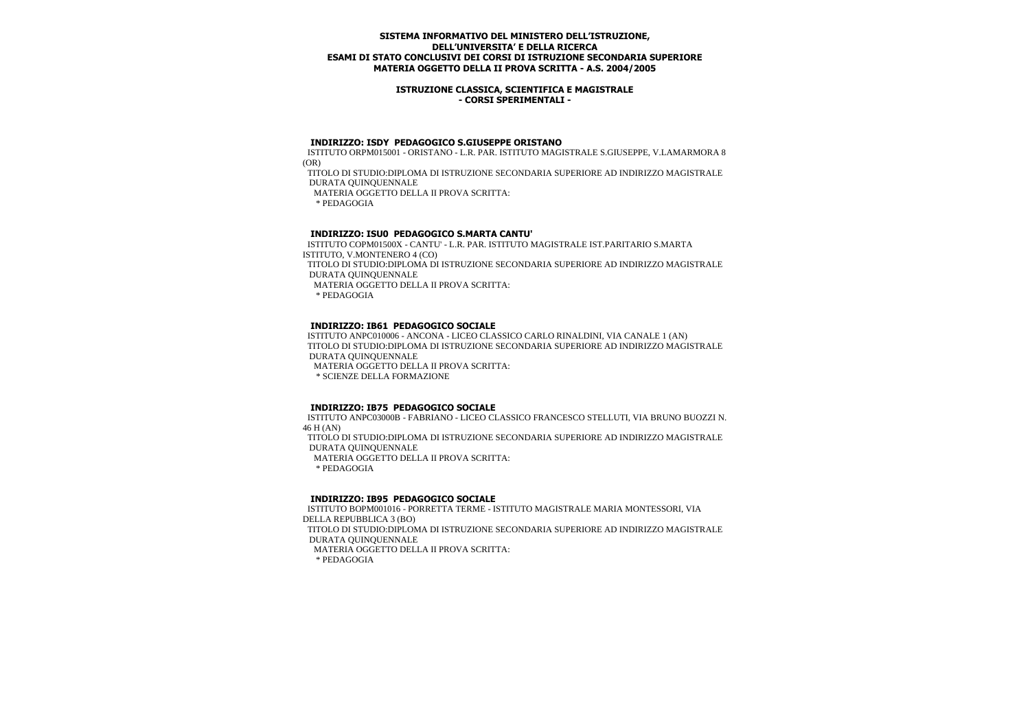**SISTEMA INFORMATIVO DEL MINISTERO DELL'ISTRUZIONE,**
**DELL'UNIVERSITA' E DELLA RICERCA**
**ESAMI DI STATO CONCLUSIVI DEI CORSI DI ISTRUZIONE SECONDARIA SUPERIORE**
**MATERIA OGGETTO DELLA II PROVA SCRITTA - A.S. 2004/2005**

**ISTRUZIONE CLASSICA, SCIENTIFICA E MAGISTRALE**
**- CORSI SPERIMENTALI -**

**INDIRIZZO: ISDY PEDAGOGICO S.GIUSEPPE ORISTANO**

ISTITUTO ORPM015001 - ORISTANO - L.R. PAR. ISTITUTO MAGISTRALE S.GIUSEPPE, V.LAMARMORA 8 (OR)

TITOLO DI STUDIO:DIPLOMA DI ISTRUZIONE SECONDARIA SUPERIORE AD INDIRIZZO MAGISTRALE DURATA QUINQUENNALE

MATERIA OGGETTO DELLA II PROVA SCRITTA:

* PEDAGOGIA

**INDIRIZZO: ISU0 PEDAGOGICO S.MARTA CANTU'**

ISTITUTO COPM01500X - CANTU' - L.R. PAR. ISTITUTO MAGISTRALE IST.PARITARIO S.MARTA ISTITUTO, V.MONTENERO 4 (CO)

TITOLO DI STUDIO:DIPLOMA DI ISTRUZIONE SECONDARIA SUPERIORE AD INDIRIZZO MAGISTRALE DURATA QUINQUENNALE

MATERIA OGGETTO DELLA II PROVA SCRITTA:

* PEDAGOGIA

**INDIRIZZO: IB61 PEDAGOGICO SOCIALE**

ISTITUTO ANPC010006 - ANCONA - LICEO CLASSICO CARLO RINALDINI, VIA CANALE 1 (AN)

TITOLO DI STUDIO:DIPLOMA DI ISTRUZIONE SECONDARIA SUPERIORE AD INDIRIZZO MAGISTRALE DURATA QUINQUENNALE

MATERIA OGGETTO DELLA II PROVA SCRITTA:

* SCIENZE DELLA FORMAZIONE

**INDIRIZZO: IB75 PEDAGOGICO SOCIALE**

ISTITUTO ANPC03000B - FABRIANO - LICEO CLASSICO FRANCESCO STELLUTI, VIA BRUNO BUOZZI N. 46 H (AN)

TITOLO DI STUDIO:DIPLOMA DI ISTRUZIONE SECONDARIA SUPERIORE AD INDIRIZZO MAGISTRALE DURATA QUINQUENNALE

MATERIA OGGETTO DELLA II PROVA SCRITTA:

* PEDAGOGIA

**INDIRIZZO: IB95 PEDAGOGICO SOCIALE**

ISTITUTO BOPM001016 - PORRETTA TERME - ISTITUTO MAGISTRALE MARIA MONTESSORI, VIA DELLA REPUBBLICA 3 (BO)

TITOLO DI STUDIO:DIPLOMA DI ISTRUZIONE SECONDARIA SUPERIORE AD INDIRIZZO MAGISTRALE DURATA QUINQUENNALE

MATERIA OGGETTO DELLA II PROVA SCRITTA:

* PEDAGOGIA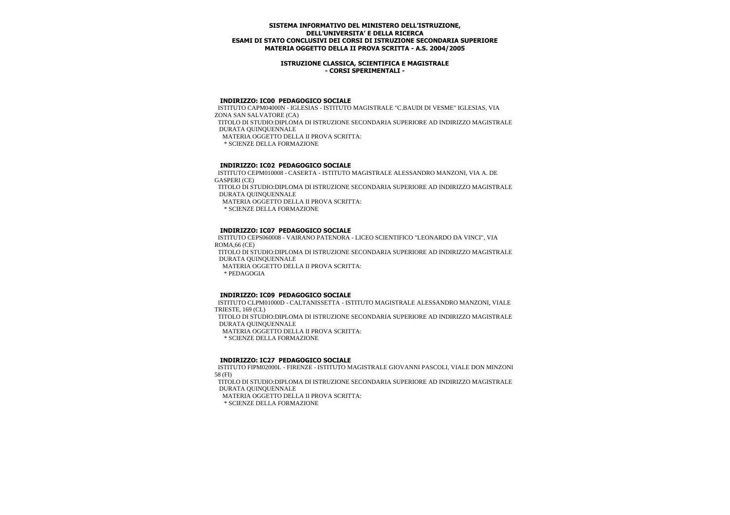**SISTEMA INFORMATIVO DEL MINISTERO DELL'ISTRUZIONE,**
**DELL'UNIVERSITA' E DELLA RICERCA**
**ESAMI DI STATO CONCLUSIVI DEI CORSI DI ISTRUZIONE SECONDARIA SUPERIORE**
**MATERIA OGGETTO DELLA II PROVA SCRITTA - A.S. 2004/2005**

**ISTRUZIONE CLASSICA, SCIENTIFICA E MAGISTRALE**
**- CORSI SPERIMENTALI -**

**INDIRIZZO: IC00 PEDAGOGICO SOCIALE**

ISTITUTO CAPM04000N - IGLESIAS - ISTITUTO MAGISTRALE "C.BAUDI DI VESME" IGLESIAS, VIA ZONA SAN SALVATORE (CA)

TITOLO DI STUDIO:DIPLOMA DI ISTRUZIONE SECONDARIA SUPERIORE AD INDIRIZZO MAGISTRALE DURATA QUINQUENNALE

MATERIA OGGETTO DELLA II PROVA SCRITTA:

\* SCIENZE DELLA FORMAZIONE

**INDIRIZZO: IC02 PEDAGOGICO SOCIALE**

ISTITUTO CEPM010008 - CASERTA - ISTITUTO MAGISTRALE ALESSANDRO MANZONI, VIA A. DE GASPERI (CE)

TITOLO DI STUDIO:DIPLOMA DI ISTRUZIONE SECONDARIA SUPERIORE AD INDIRIZZO MAGISTRALE DURATA QUINQUENNALE

MATERIA OGGETTO DELLA II PROVA SCRITTA:

\* SCIENZE DELLA FORMAZIONE

**INDIRIZZO: IC07 PEDAGOGICO SOCIALE**

ISTITUTO CEPS060008 - VAIRANO PATENORA - LICEO SCIENTIFICO "LEONARDO DA VINCI", VIA ROMA,66 (CE)

TITOLO DI STUDIO:DIPLOMA DI ISTRUZIONE SECONDARIA SUPERIORE AD INDIRIZZO MAGISTRALE DURATA QUINQUENNALE

MATERIA OGGETTO DELLA II PROVA SCRITTA:

\* PEDAGOGIA

**INDIRIZZO: IC09 PEDAGOGICO SOCIALE**

ISTITUTO CLPM01000D - CALTANISSETTA - ISTITUTO MAGISTRALE ALESSANDRO MANZONI, VIALE TRIESTE, 169 (CL)

TITOLO DI STUDIO:DIPLOMA DI ISTRUZIONE SECONDARIA SUPERIORE AD INDIRIZZO MAGISTRALE DURATA QUINQUENNALE

MATERIA OGGETTO DELLA II PROVA SCRITTA:

\* SCIENZE DELLA FORMAZIONE

**INDIRIZZO: IC27 PEDAGOGICO SOCIALE**

ISTITUTO FIPM02000L - FIRENZE - ISTITUTO MAGISTRALE GIOVANNI PASCOLI, VIALE DON MINZONI 58 (FI)

TITOLO DI STUDIO:DIPLOMA DI ISTRUZIONE SECONDARIA SUPERIORE AD INDIRIZZO MAGISTRALE DURATA QUINQUENNALE

MATERIA OGGETTO DELLA II PROVA SCRITTA:

\* SCIENZE DELLA FORMAZIONE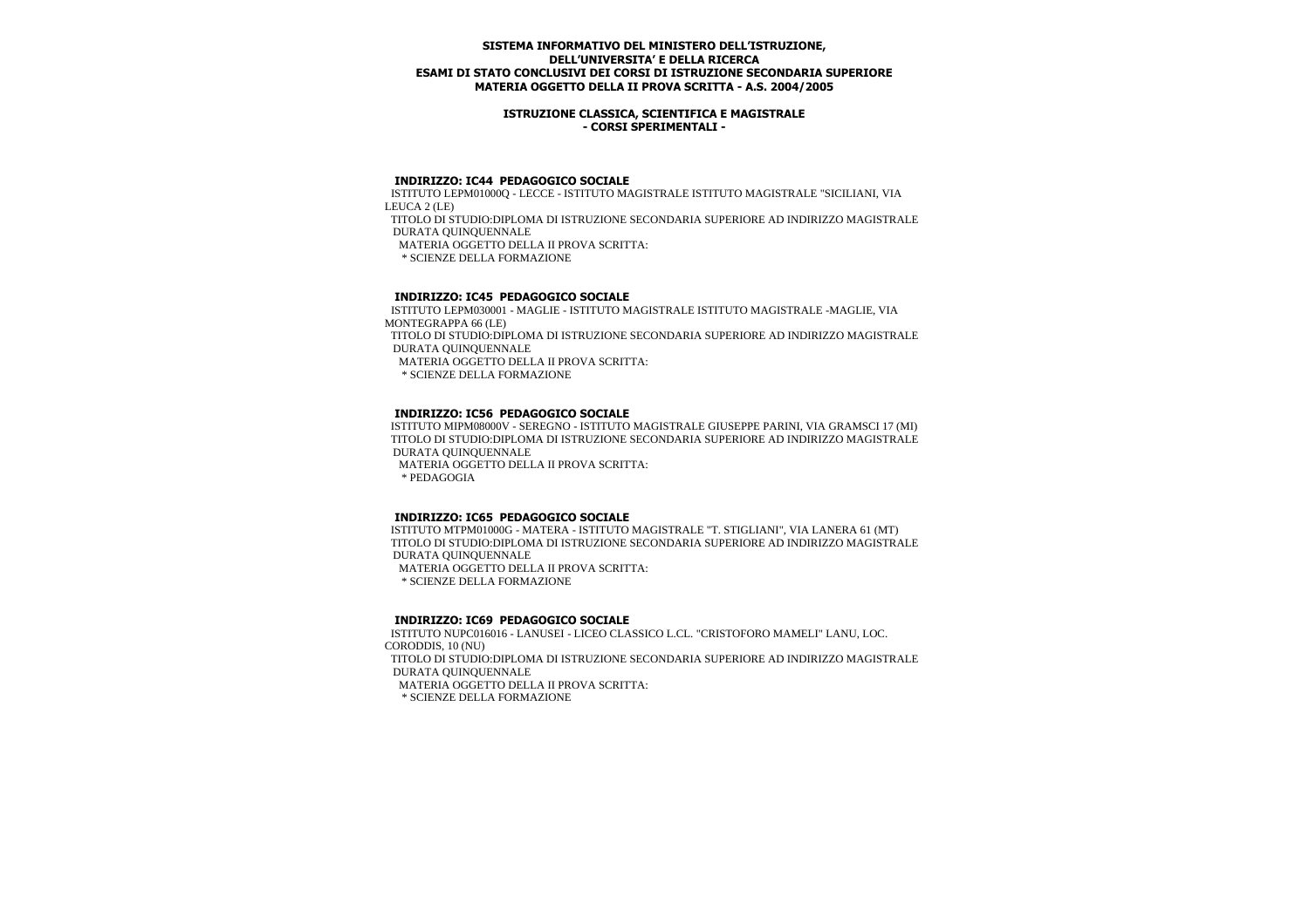**SISTEMA INFORMATIVO DEL MINISTERO DELL'ISTRUZIONE,
DELL'UNIVERSITA' E DELLA RICERCA
ESAMI DI STATO CONCLUSIVI DEI CORSI DI ISTRUZIONE SECONDARIA SUPERIORE
MATERIA OGGETTO DELLA II PROVA SCRITTA - A.S. 2004/2005**

**ISTRUZIONE CLASSICA, SCIENTIFICA E MAGISTRALE
- CORSI SPERIMENTALI -**

### INDIRIZZO: IC44 PEDAGOGICO SOCIALE

ISTITUTO LEPM01000Q - LECCE - ISTITUTO MAGISTRALE ISTITUTO MAGISTRALE "SICILIANI, VIA LEUCA 2 (LE)

TITOLO DI STUDIO:DIPLOMA DI ISTRUZIONE SECONDARIA SUPERIORE AD INDIRIZZO MAGISTRALE DURATA QUINQUENNALE

MATERIA OGGETTO DELLA II PROVA SCRITTA:

* SCIENZE DELLA FORMAZIONE

### INDIRIZZO: IC45 PEDAGOGICO SOCIALE

ISTITUTO LEPM030001 - MAGLIE - ISTITUTO MAGISTRALE ISTITUTO MAGISTRALE -MAGLIE, VIA MONTEGRAPPA 66 (LE)

TITOLO DI STUDIO:DIPLOMA DI ISTRUZIONE SECONDARIA SUPERIORE AD INDIRIZZO MAGISTRALE DURATA QUINQUENNALE

MATERIA OGGETTO DELLA II PROVA SCRITTA:

* SCIENZE DELLA FORMAZIONE

### INDIRIZZO: IC56 PEDAGOGICO SOCIALE

ISTITUTO MIPM08000V - SEREGNO - ISTITUTO MAGISTRALE GIUSEPPE PARINI, VIA GRAMSCI 17 (MI)

TITOLO DI STUDIO:DIPLOMA DI ISTRUZIONE SECONDARIA SUPERIORE AD INDIRIZZO MAGISTRALE DURATA QUINQUENNALE

MATERIA OGGETTO DELLA II PROVA SCRITTA:

* PEDAGOGIA

### INDIRIZZO: IC65 PEDAGOGICO SOCIALE

ISTITUTO MTPM01000G - MATERA - ISTITUTO MAGISTRALE "T. STIGLIANI", VIA LANERA 61 (MT)

TITOLO DI STUDIO:DIPLOMA DI ISTRUZIONE SECONDARIA SUPERIORE AD INDIRIZZO MAGISTRALE DURATA QUINQUENNALE

MATERIA OGGETTO DELLA II PROVA SCRITTA:

* SCIENZE DELLA FORMAZIONE

### INDIRIZZO: IC69 PEDAGOGICO SOCIALE

ISTITUTO NUPC016016 - LANUSEI - LICEO CLASSICO L.CL. "CRISTOFORO MAMELI" LANU, LOC. CORODDIS, 10 (NU)

TITOLO DI STUDIO:DIPLOMA DI ISTRUZIONE SECONDARIA SUPERIORE AD INDIRIZZO MAGISTRALE DURATA QUINQUENNALE

MATERIA OGGETTO DELLA II PROVA SCRITTA:

* SCIENZE DELLA FORMAZIONE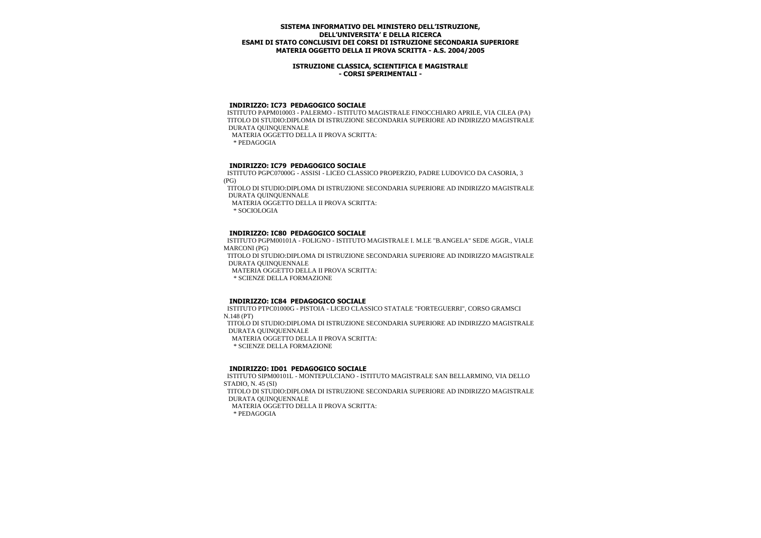**SISTEMA INFORMATIVO DEL MINISTERO DELL'ISTRUZIONE, DELL'UNIVERSITA' E DELLA RICERCA**
**ESAMI DI STATO CONCLUSIVI DEI CORSI DI ISTRUZIONE SECONDARIA SUPERIORE**
**MATERIA OGGETTO DELLA II PROVA SCRITTA - A.S. 2004/2005**

**ISTRUZIONE CLASSICA, SCIENTIFICA E MAGISTRALE**
**- CORSI SPERIMENTALI -**

**INDIRIZZO: IC73 PEDAGOGICO SOCIALE**

ISTITUTO PAPM010003 - PALERMO - ISTITUTO MAGISTRALE FINOCCHIARO APRILE, VIA CILEA (PA)
TITOLO DI STUDIO:DIPLOMA DI ISTRUZIONE SECONDARIA SUPERIORE AD INDIRIZZO MAGISTRALE
DURATA QUINQUENNALE
MATERIA OGGETTO DELLA II PROVA SCRITTA:
* PEDAGOGIA

**INDIRIZZO: IC79 PEDAGOGICO SOCIALE**

ISTITUTO PGPC07000G - ASSISI - LICEO CLASSICO PROPERZIO, PADRE LUDOVICO DA CASORIA, 3 (PG)
TITOLO DI STUDIO:DIPLOMA DI ISTRUZIONE SECONDARIA SUPERIORE AD INDIRIZZO MAGISTRALE
DURATA QUINQUENNALE
MATERIA OGGETTO DELLA II PROVA SCRITTA:
* SOCIOLOGIA

**INDIRIZZO: IC80 PEDAGOGICO SOCIALE**

ISTITUTO PGPM00101A - FOLIGNO - ISTITUTO MAGISTRALE I. M.LE "B.ANGELA" SEDE AGGR., VIALE MARCONI (PG)
TITOLO DI STUDIO:DIPLOMA DI ISTRUZIONE SECONDARIA SUPERIORE AD INDIRIZZO MAGISTRALE
DURATA QUINQUENNALE
MATERIA OGGETTO DELLA II PROVA SCRITTA:
* SCIENZE DELLA FORMAZIONE

**INDIRIZZO: IC84 PEDAGOGICO SOCIALE**

ISTITUTO PTPC01000G - PISTOIA - LICEO CLASSICO STATALE "FORTEGUERRI", CORSO GRAMSCI N.148 (PT)
TITOLO DI STUDIO:DIPLOMA DI ISTRUZIONE SECONDARIA SUPERIORE AD INDIRIZZO MAGISTRALE
DURATA QUINQUENNALE
MATERIA OGGETTO DELLA II PROVA SCRITTA:
* SCIENZE DELLA FORMAZIONE

**INDIRIZZO: ID01 PEDAGOGICO SOCIALE**

ISTITUTO SIPM00101L - MONTEPULCIANO - ISTITUTO MAGISTRALE SAN BELLARMINO, VIA DELLO STADIO, N. 45 (SI)
TITOLO DI STUDIO:DIPLOMA DI ISTRUZIONE SECONDARIA SUPERIORE AD INDIRIZZO MAGISTRALE
DURATA QUINQUENNALE
MATERIA OGGETTO DELLA II PROVA SCRITTA:
* PEDAGOGIA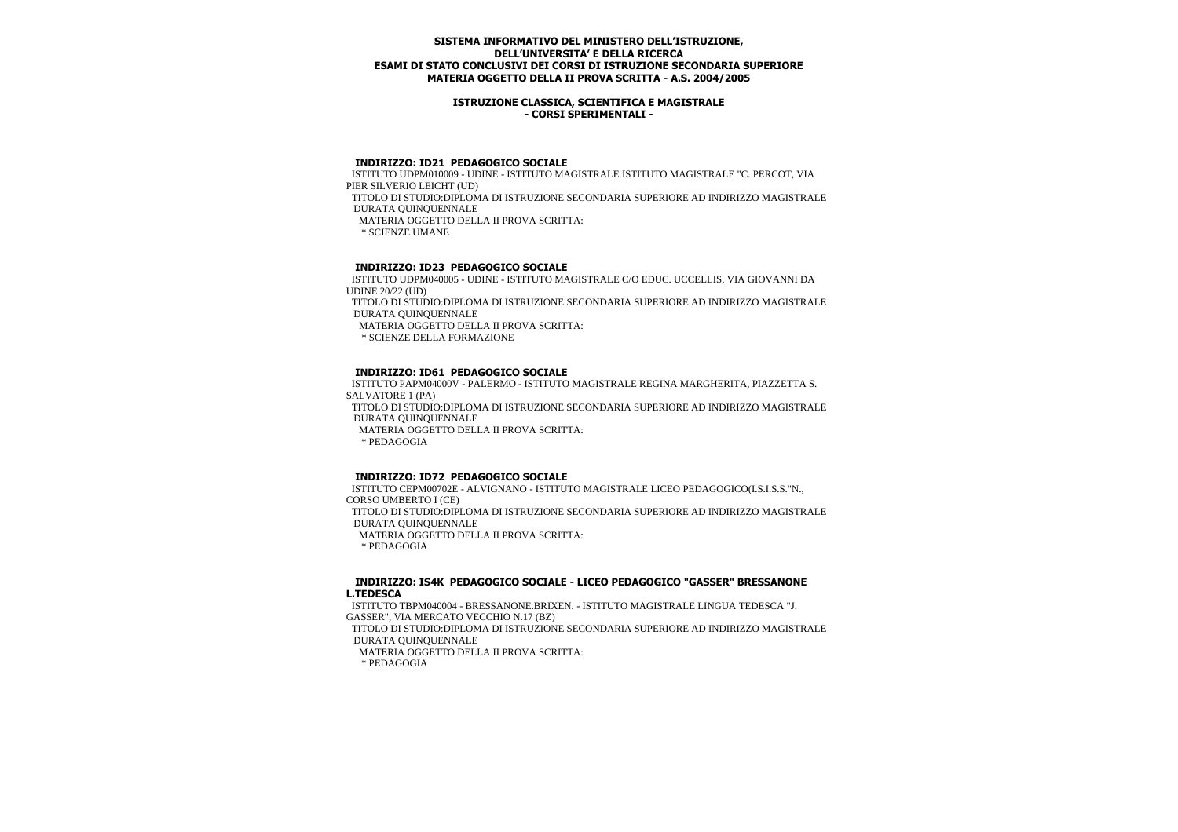**SISTEMA INFORMATIVO DEL MINISTERO DELL'ISTRUZIONE,**
**DELL'UNIVERSITA' E DELLA RICERCA**
**ESAMI DI STATO CONCLUSIVI DEI CORSI DI ISTRUZIONE SECONDARIA SUPERIORE**
**MATERIA OGGETTO DELLA II PROVA SCRITTA - A.S. 2004/2005**

**ISTRUZIONE CLASSICA, SCIENTIFICA E MAGISTRALE**
**- CORSI SPERIMENTALI -**

### INDIRIZZO: ID21 PEDAGOGICO SOCIALE

ISTITUTO UDPM010009 - UDINE - ISTITUTO MAGISTRALE ISTITUTO MAGISTRALE "C. PERCOT, VIA PIER SILVERIO LEICHT (UD)
TITOLO DI STUDIO:DIPLOMA DI ISTRUZIONE SECONDARIA SUPERIORE AD INDIRIZZO MAGISTRALE
DURATA QUINQUENNALE
MATERIA OGGETTO DELLA II PROVA SCRITTA:
* SCIENZE UMANE

### INDIRIZZO: ID23 PEDAGOGICO SOCIALE

ISTITUTO UDPM040005 - UDINE - ISTITUTO MAGISTRALE C/O EDUC. UCCELLIS, VIA GIOVANNI DA UDINE 20/22 (UD)
TITOLO DI STUDIO:DIPLOMA DI ISTRUZIONE SECONDARIA SUPERIORE AD INDIRIZZO MAGISTRALE
DURATA QUINQUENNALE
MATERIA OGGETTO DELLA II PROVA SCRITTA:
* SCIENZE DELLA FORMAZIONE

### INDIRIZZO: ID61 PEDAGOGICO SOCIALE

ISTITUTO PAPM04000V - PALERMO - ISTITUTO MAGISTRALE REGINA MARGHERITA, PIAZZETTA S. SALVATORE 1 (PA)
TITOLO DI STUDIO:DIPLOMA DI ISTRUZIONE SECONDARIA SUPERIORE AD INDIRIZZO MAGISTRALE
DURATA QUINQUENNALE
MATERIA OGGETTO DELLA II PROVA SCRITTA:
* PEDAGOGIA

### INDIRIZZO: ID72 PEDAGOGICO SOCIALE

ISTITUTO CEPM00702E - ALVIGNANO - ISTITUTO MAGISTRALE LICEO PEDAGOGICO(I.S.I.S.S."N., CORSO UMBERTO I (CE)
TITOLO DI STUDIO:DIPLOMA DI ISTRUZIONE SECONDARIA SUPERIORE AD INDIRIZZO MAGISTRALE
DURATA QUINQUENNALE
MATERIA OGGETTO DELLA II PROVA SCRITTA:
* PEDAGOGIA

### INDIRIZZO: IS4K PEDAGOGICO SOCIALE - LICEO PEDAGOGICO "GASSER" BRESSANONE L.TEDESCA

ISTITUTO TBPM040004 - BRESSANONE.BRIXEN. - ISTITUTO MAGISTRALE LINGUA TEDESCA "J. GASSER", VIA MERCATO VECCHIO N.17 (BZ)
TITOLO DI STUDIO:DIPLOMA DI ISTRUZIONE SECONDARIA SUPERIORE AD INDIRIZZO MAGISTRALE
DURATA QUINQUENNALE
MATERIA OGGETTO DELLA II PROVA SCRITTA:
* PEDAGOGIA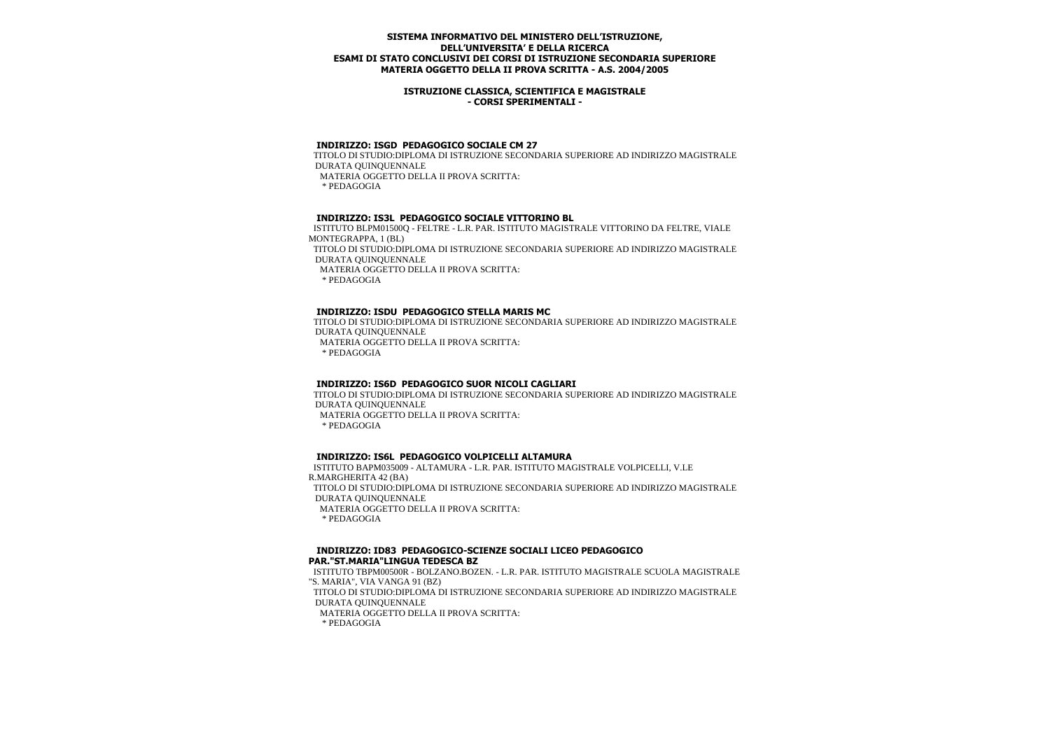**SISTEMA INFORMATIVO DEL MINISTERO DELL'ISTRUZIONE, DELL'UNIVERSITA' E DELLA RICERCA**
**ESAMI DI STATO CONCLUSIVI DEI CORSI DI ISTRUZIONE SECONDARIA SUPERIORE**
**MATERIA OGGETTO DELLA II PROVA SCRITTA - A.S. 2004/2005**

**ISTRUZIONE CLASSICA, SCIENTIFICA E MAGISTRALE**
**- CORSI SPERIMENTALI -**

**INDIRIZZO: ISGD PEDAGOGICO SOCIALE CM 27**
TITOLO DI STUDIO:DIPLOMA DI ISTRUZIONE SECONDARIA SUPERIORE AD INDIRIZZO MAGISTRALE DURATA QUINQUENNALE
MATERIA OGGETTO DELLA II PROVA SCRITTA:
* PEDAGOGIA

**INDIRIZZO: IS3L PEDAGOGICO SOCIALE VITTORINO BL**
ISTITUTO BLPM01500Q - FELTRE - L.R. PAR. ISTITUTO MAGISTRALE VITTORINO DA FELTRE, VIALE MONTEGRAPPA, 1 (BL)
TITOLO DI STUDIO:DIPLOMA DI ISTRUZIONE SECONDARIA SUPERIORE AD INDIRIZZO MAGISTRALE DURATA QUINQUENNALE
MATERIA OGGETTO DELLA II PROVA SCRITTA:
* PEDAGOGIA

**INDIRIZZO: ISDU PEDAGOGICO STELLA MARIS MC**
TITOLO DI STUDIO:DIPLOMA DI ISTRUZIONE SECONDARIA SUPERIORE AD INDIRIZZO MAGISTRALE DURATA QUINQUENNALE
MATERIA OGGETTO DELLA II PROVA SCRITTA:
* PEDAGOGIA

**INDIRIZZO: IS6D PEDAGOGICO SUOR NICOLI CAGLIARI**
TITOLO DI STUDIO:DIPLOMA DI ISTRUZIONE SECONDARIA SUPERIORE AD INDIRIZZO MAGISTRALE DURATA QUINQUENNALE
MATERIA OGGETTO DELLA II PROVA SCRITTA:
* PEDAGOGIA

**INDIRIZZO: IS6L PEDAGOGICO VOLPICELLI ALTAMURA**
ISTITUTO BAPM035009 - ALTAMURA - L.R. PAR. ISTITUTO MAGISTRALE VOLPICELLI, V.LE R.MARGHERITA 42 (BA)
TITOLO DI STUDIO:DIPLOMA DI ISTRUZIONE SECONDARIA SUPERIORE AD INDIRIZZO MAGISTRALE DURATA QUINQUENNALE
MATERIA OGGETTO DELLA II PROVA SCRITTA:
* PEDAGOGIA

**INDIRIZZO: ID83 PEDAGOGICO-SCIENZE SOCIALI LICEO PEDAGOGICO PAR."ST.MARIA"LINGUA TEDESCA BZ**
ISTITUTO TBPM00500R - BOLZANO.BOZEN. - L.R. PAR. ISTITUTO MAGISTRALE SCUOLA MAGISTRALE "S. MARIA", VIA VANGA 91 (BZ)
TITOLO DI STUDIO:DIPLOMA DI ISTRUZIONE SECONDARIA SUPERIORE AD INDIRIZZO MAGISTRALE DURATA QUINQUENNALE
MATERIA OGGETTO DELLA II PROVA SCRITTA:
* PEDAGOGIA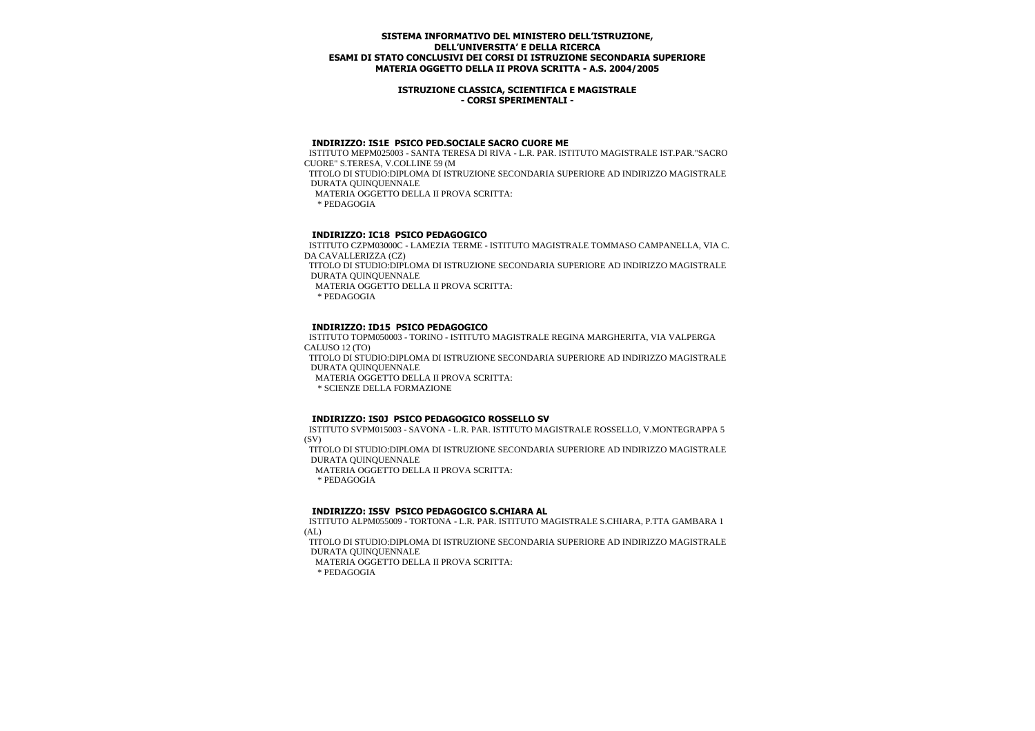**SISTEMA INFORMATIVO DEL MINISTERO DELL'ISTRUZIONE, DELL'UNIVERSITA' E DELLA RICERCA**
**ESAMI DI STATO CONCLUSIVI DEI CORSI DI ISTRUZIONE SECONDARIA SUPERIORE**
**MATERIA OGGETTO DELLA II PROVA SCRITTA - A.S. 2004/2005**

**ISTRUZIONE CLASSICA, SCIENTIFICA E MAGISTRALE**
**- CORSI SPERIMENTALI -**

### INDIRIZZO: IS1E PSICO PED.SOCIALE SACRO CUORE ME

ISTITUTO MEPM025003 - SANTA TERESA DI RIVA - L.R. PAR. ISTITUTO MAGISTRALE IST.PAR."SACRO CUORE" S.TERESA, V.COLLINE 59 (M

TITOLO DI STUDIO:DIPLOMA DI ISTRUZIONE SECONDARIA SUPERIORE AD INDIRIZZO MAGISTRALE DURATA QUINQUENNALE

MATERIA OGGETTO DELLA II PROVA SCRITTA:

* PEDAGOGIA

### INDIRIZZO: IC18 PSICO PEDAGOGICO

ISTITUTO CZPM03000C - LAMEZIA TERME - ISTITUTO MAGISTRALE TOMMASO CAMPANELLA, VIA C. DA CAVALLERIZZA (CZ)

TITOLO DI STUDIO:DIPLOMA DI ISTRUZIONE SECONDARIA SUPERIORE AD INDIRIZZO MAGISTRALE DURATA QUINQUENNALE

MATERIA OGGETTO DELLA II PROVA SCRITTA:

* PEDAGOGIA

### INDIRIZZO: ID15 PSICO PEDAGOGICO

ISTITUTO TOPM050003 - TORINO - ISTITUTO MAGISTRALE REGINA MARGHERITA, VIA VALPERGA CALUSO 12 (TO)

TITOLO DI STUDIO:DIPLOMA DI ISTRUZIONE SECONDARIA SUPERIORE AD INDIRIZZO MAGISTRALE DURATA QUINQUENNALE

MATERIA OGGETTO DELLA II PROVA SCRITTA:

* SCIENZE DELLA FORMAZIONE

### INDIRIZZO: IS0J PSICO PEDAGOGICO ROSSELLO SV

ISTITUTO SVPM015003 - SAVONA - L.R. PAR. ISTITUTO MAGISTRALE ROSSELLO, V.MONTEGRAPPA 5 (SV)

TITOLO DI STUDIO:DIPLOMA DI ISTRUZIONE SECONDARIA SUPERIORE AD INDIRIZZO MAGISTRALE DURATA QUINQUENNALE

MATERIA OGGETTO DELLA II PROVA SCRITTA:

* PEDAGOGIA

### INDIRIZZO: IS5V PSICO PEDAGOGICO S.CHIARA AL

ISTITUTO ALPM055009 - TORTONA - L.R. PAR. ISTITUTO MAGISTRALE S.CHIARA, P.TTA GAMBARA 1 (AL)

TITOLO DI STUDIO:DIPLOMA DI ISTRUZIONE SECONDARIA SUPERIORE AD INDIRIZZO MAGISTRALE DURATA QUINQUENNALE

MATERIA OGGETTO DELLA II PROVA SCRITTA:

* PEDAGOGIA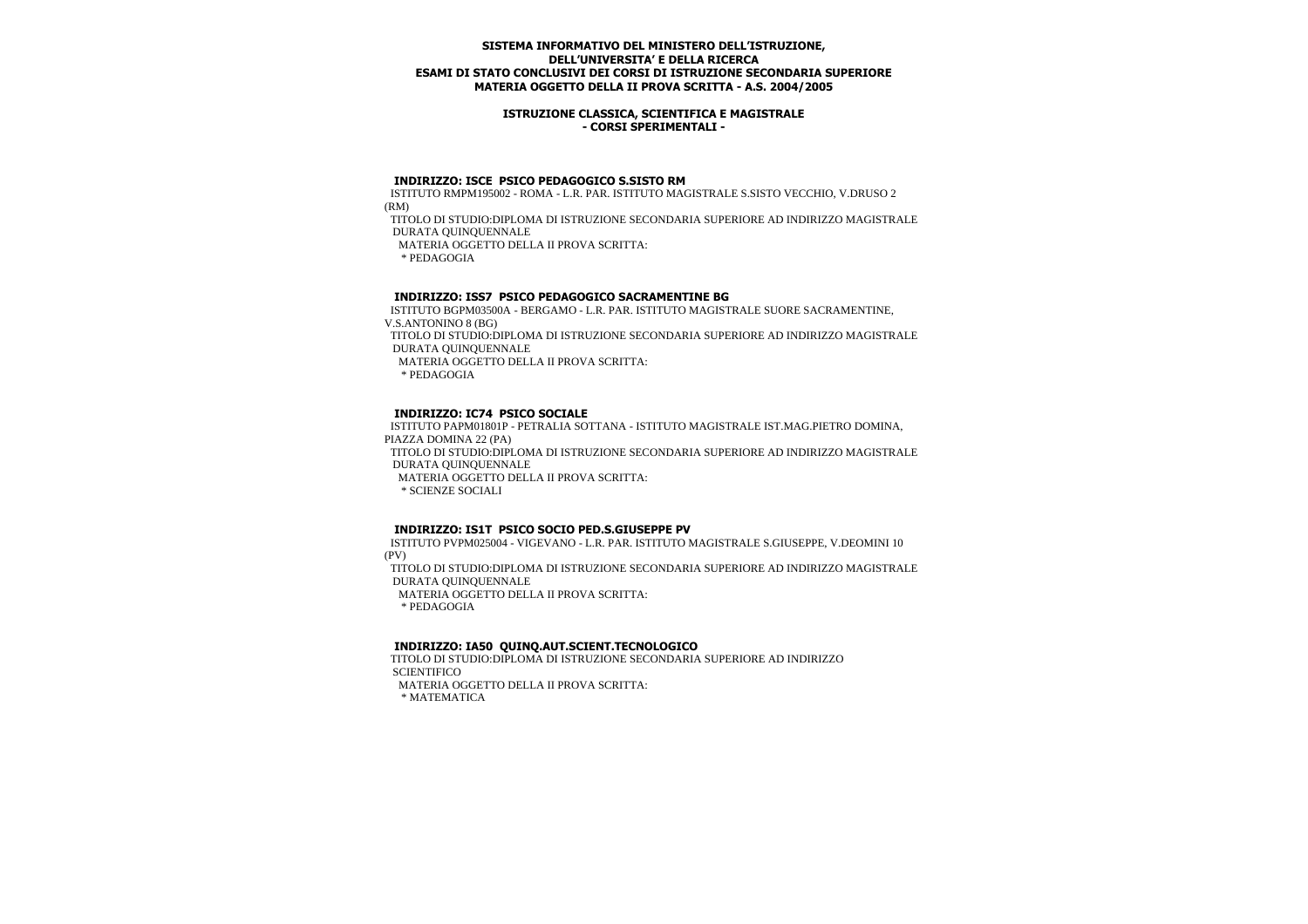**SISTEMA INFORMATIVO DEL MINISTERO DELL'ISTRUZIONE,**
**DELL'UNIVERSITA' E DELLA RICERCA**
**ESAMI DI STATO CONCLUSIVI DEI CORSI DI ISTRUZIONE SECONDARIA SUPERIORE**
**MATERIA OGGETTO DELLA II PROVA SCRITTA - A.S. 2004/2005**

**ISTRUZIONE CLASSICA, SCIENTIFICA E MAGISTRALE**
**- CORSI SPERIMENTALI -**

**INDIRIZZO: ISCE PSICO PEDAGOGICO S.SISTO RM**

ISTITUTO RMPM195002 - ROMA - L.R. PAR. ISTITUTO MAGISTRALE S.SISTO VECCHIO, V.DRUSO 2 (RM)

TITOLO DI STUDIO:DIPLOMA DI ISTRUZIONE SECONDARIA SUPERIORE AD INDIRIZZO MAGISTRALE DURATA QUINQUENNALE

MATERIA OGGETTO DELLA II PROVA SCRITTA:

* PEDAGOGIA

**INDIRIZZO: ISS7 PSICO PEDAGOGICO SACRAMENTINE BG**

ISTITUTO BGPM03500A - BERGAMO - L.R. PAR. ISTITUTO MAGISTRALE SUORE SACRAMENTINE, V.S.ANTONINO 8 (BG)

TITOLO DI STUDIO:DIPLOMA DI ISTRUZIONE SECONDARIA SUPERIORE AD INDIRIZZO MAGISTRALE DURATA QUINQUENNALE

MATERIA OGGETTO DELLA II PROVA SCRITTA:

* PEDAGOGIA

**INDIRIZZO: IC74 PSICO SOCIALE**

ISTITUTO PAPM01801P - PETRALIA SOTTANA - ISTITUTO MAGISTRALE IST.MAG.PIETRO DOMINA, PIAZZA DOMINA 22 (PA)

TITOLO DI STUDIO:DIPLOMA DI ISTRUZIONE SECONDARIA SUPERIORE AD INDIRIZZO MAGISTRALE DURATA QUINQUENNALE

MATERIA OGGETTO DELLA II PROVA SCRITTA:

* SCIENZE SOCIALI

**INDIRIZZO: IS1T PSICO SOCIO PED.S.GIUSEPPE PV**

ISTITUTO PVPM025004 - VIGEVANO - L.R. PAR. ISTITUTO MAGISTRALE S.GIUSEPPE, V.DEOMINI 10 (PV)

TITOLO DI STUDIO:DIPLOMA DI ISTRUZIONE SECONDARIA SUPERIORE AD INDIRIZZO MAGISTRALE DURATA QUINQUENNALE

MATERIA OGGETTO DELLA II PROVA SCRITTA:

* PEDAGOGIA

**INDIRIZZO: IA50 QUINQ.AUT.SCIENT.TECNOLOGICO**

TITOLO DI STUDIO:DIPLOMA DI ISTRUZIONE SECONDARIA SUPERIORE AD INDIRIZZO SCIENTIFICO

MATERIA OGGETTO DELLA II PROVA SCRITTA:

* MATEMATICA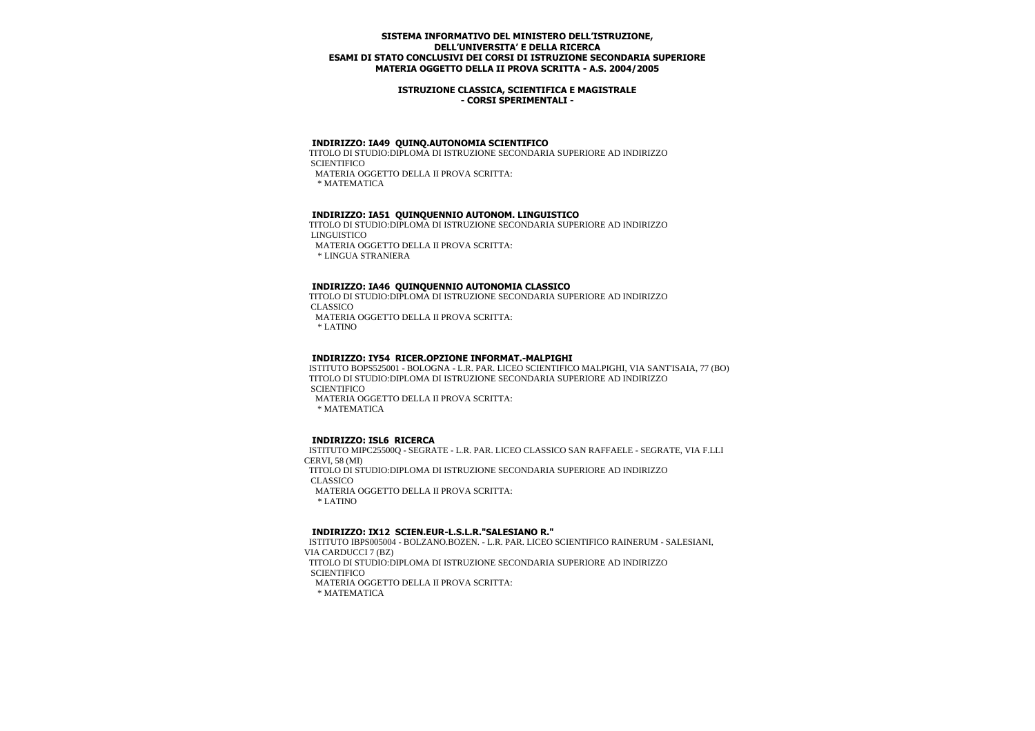**SISTEMA INFORMATIVO DEL MINISTERO DELL'ISTRUZIONE, DELL'UNIVERSITA' E DELLA RICERCA**
**ESAMI DI STATO CONCLUSIVI DEI CORSI DI ISTRUZIONE SECONDARIA SUPERIORE**
**MATERIA OGGETTO DELLA II PROVA SCRITTA - A.S. 2004/2005**

**ISTRUZIONE CLASSICA, SCIENTIFICA E MAGISTRALE**
**- CORSI SPERIMENTALI -**

**INDIRIZZO: IA49 QUINQ.AUTONOMIA SCIENTIFICO**

TITOLO DI STUDIO:DIPLOMA DI ISTRUZIONE SECONDARIA SUPERIORE AD INDIRIZZO SCIENTIFICO

MATERIA OGGETTO DELLA II PROVA SCRITTA:

* MATEMATICA

**INDIRIZZO: IA51 QUINQUENNIO AUTONOM. LINGUISTICO**

TITOLO DI STUDIO:DIPLOMA DI ISTRUZIONE SECONDARIA SUPERIORE AD INDIRIZZO LINGUISTICO

MATERIA OGGETTO DELLA II PROVA SCRITTA:

* LINGUA STRANIERA

**INDIRIZZO: IA46 QUINQUENNIO AUTONOMIA CLASSICO**

TITOLO DI STUDIO:DIPLOMA DI ISTRUZIONE SECONDARIA SUPERIORE AD INDIRIZZO CLASSICO

MATERIA OGGETTO DELLA II PROVA SCRITTA:

* LATINO

**INDIRIZZO: IY54 RICER.OPZIONE INFORMAT.-MALPIGHI**

ISTITUTO BOPS525001 - BOLOGNA - L.R. PAR. LICEO SCIENTIFICO MALPIGHI, VIA SANT'ISAIA, 77 (BO)

TITOLO DI STUDIO:DIPLOMA DI ISTRUZIONE SECONDARIA SUPERIORE AD INDIRIZZO SCIENTIFICO

MATERIA OGGETTO DELLA II PROVA SCRITTA:

* MATEMATICA

**INDIRIZZO: ISL6 RICERCA**

ISTITUTO MIPC25500Q - SEGRATE - L.R. PAR. LICEO CLASSICO SAN RAFFAELE - SEGRATE, VIA F.LLI CERVI, 58 (MI)

TITOLO DI STUDIO:DIPLOMA DI ISTRUZIONE SECONDARIA SUPERIORE AD INDIRIZZO CLASSICO

MATERIA OGGETTO DELLA II PROVA SCRITTA:

* LATINO

**INDIRIZZO: IX12 SCIEN.EUR-L.S.L.R."SALESIANO R."**

ISTITUTO IBPS005004 - BOLZANO.BOZEN. - L.R. PAR. LICEO SCIENTIFICO RAINERUM - SALESIANI, VIA CARDUCCI 7 (BZ)

TITOLO DI STUDIO:DIPLOMA DI ISTRUZIONE SECONDARIA SUPERIORE AD INDIRIZZO SCIENTIFICO

MATERIA OGGETTO DELLA II PROVA SCRITTA:

* MATEMATICA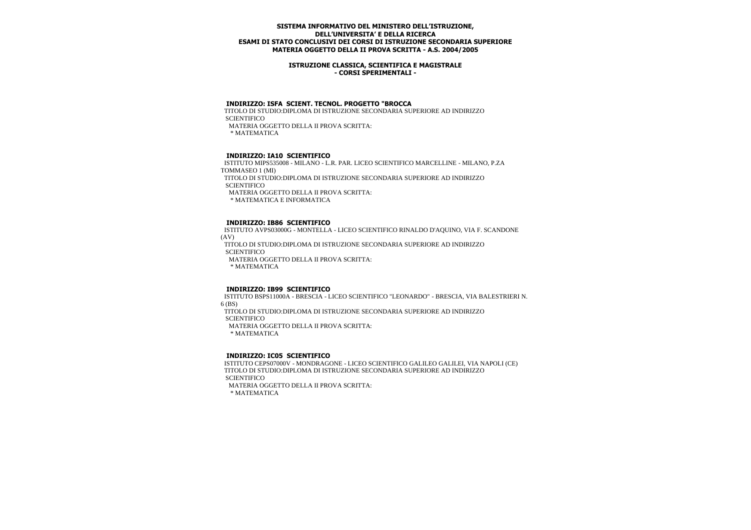**SISTEMA INFORMATIVO DEL MINISTERO DELL'ISTRUZIONE, DELL'UNIVERSITA' E DELLA RICERCA**
**ESAMI DI STATO CONCLUSIVI DEI CORSI DI ISTRUZIONE SECONDARIA SUPERIORE**
**MATERIA OGGETTO DELLA II PROVA SCRITTA - A.S. 2004/2005**

**ISTRUZIONE CLASSICA, SCIENTIFICA E MAGISTRALE**
**- CORSI SPERIMENTALI -**

### INDIRIZZO: ISFA SCIENT. TECNOL. PROGETTO "BROCCA

TITOLO DI STUDIO:DIPLOMA DI ISTRUZIONE SECONDARIA SUPERIORE AD INDIRIZZO SCIENTIFICO

MATERIA OGGETTO DELLA II PROVA SCRITTA:

* MATEMATICA

### INDIRIZZO: IA10 SCIENTIFICO

ISTITUTO MIPS535008 - MILANO - L.R. PAR. LICEO SCIENTIFICO MARCELLINE - MILANO, P.ZA TOMMASEO 1 (MI)

TITOLO DI STUDIO:DIPLOMA DI ISTRUZIONE SECONDARIA SUPERIORE AD INDIRIZZO SCIENTIFICO

MATERIA OGGETTO DELLA II PROVA SCRITTA:

* MATEMATICA E INFORMATICA

### INDIRIZZO: IB86 SCIENTIFICO

ISTITUTO AVPS03000G - MONTELLA - LICEO SCIENTIFICO RINALDO D'AQUINO, VIA F. SCANDONE (AV)

TITOLO DI STUDIO:DIPLOMA DI ISTRUZIONE SECONDARIA SUPERIORE AD INDIRIZZO SCIENTIFICO

MATERIA OGGETTO DELLA II PROVA SCRITTA:

* MATEMATICA

### INDIRIZZO: IB99 SCIENTIFICO

ISTITUTO BSPS11000A - BRESCIA - LICEO SCIENTIFICO "LEONARDO" - BRESCIA, VIA BALESTRIERI N. 6 (BS)

TITOLO DI STUDIO:DIPLOMA DI ISTRUZIONE SECONDARIA SUPERIORE AD INDIRIZZO SCIENTIFICO

MATERIA OGGETTO DELLA II PROVA SCRITTA:

* MATEMATICA

### INDIRIZZO: IC05 SCIENTIFICO

ISTITUTO CEPS07000V - MONDRAGONE - LICEO SCIENTIFICO GALILEO GALILEI, VIA NAPOLI (CE)

TITOLO DI STUDIO:DIPLOMA DI ISTRUZIONE SECONDARIA SUPERIORE AD INDIRIZZO SCIENTIFICO

MATERIA OGGETTO DELLA II PROVA SCRITTA:

* MATEMATICA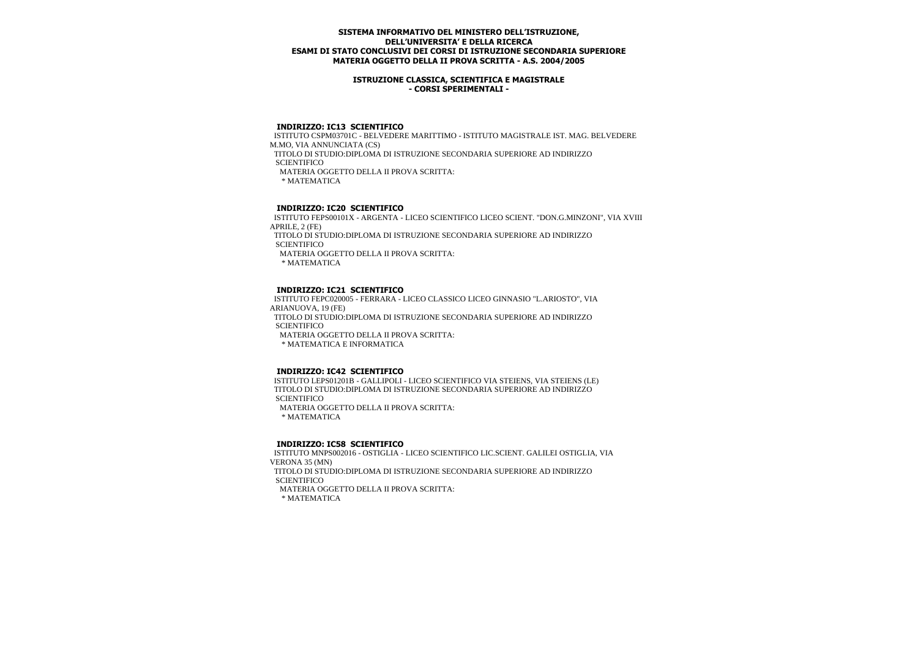**SISTEMA INFORMATIVO DEL MINISTERO DELL'ISTRUZIONE, DELL'UNIVERSITA' E DELLA RICERCA**
**ESAMI DI STATO CONCLUSIVI DEI CORSI DI ISTRUZIONE SECONDARIA SUPERIORE**
**MATERIA OGGETTO DELLA II PROVA SCRITTA - A.S. 2004/2005**

**ISTRUZIONE CLASSICA, SCIENTIFICA E MAGISTRALE**
**- CORSI SPERIMENTALI -**

**INDIRIZZO: IC13 SCIENTIFICO**
ISTITUTO CSPM03701C - BELVEDERE MARITTIMO - ISTITUTO MAGISTRALE IST. MAG. BELVEDERE M.MO, VIA ANNUNCIATA (CS)
TITOLO DI STUDIO:DIPLOMA DI ISTRUZIONE SECONDARIA SUPERIORE AD INDIRIZZO SCIENTIFICO
MATERIA OGGETTO DELLA II PROVA SCRITTA:
* MATEMATICA

**INDIRIZZO: IC20 SCIENTIFICO**
ISTITUTO FEPS00101X - ARGENTA - LICEO SCIENTIFICO LICEO SCIENT. "DON.G.MINZONI", VIA XVIII APRILE, 2 (FE)
TITOLO DI STUDIO:DIPLOMA DI ISTRUZIONE SECONDARIA SUPERIORE AD INDIRIZZO SCIENTIFICO
MATERIA OGGETTO DELLA II PROVA SCRITTA:
* MATEMATICA

**INDIRIZZO: IC21 SCIENTIFICO**
ISTITUTO FEPC020005 - FERRARA - LICEO CLASSICO LICEO GINNASIO "L.ARIOSTO", VIA ARIANUOVA, 19 (FE)
TITOLO DI STUDIO:DIPLOMA DI ISTRUZIONE SECONDARIA SUPERIORE AD INDIRIZZO SCIENTIFICO
MATERIA OGGETTO DELLA II PROVA SCRITTA:
* MATEMATICA E INFORMATICA

**INDIRIZZO: IC42 SCIENTIFICO**
ISTITUTO LEPS01201B - GALLIPOLI - LICEO SCIENTIFICO VIA STEIENS, VIA STEIENS (LE)
TITOLO DI STUDIO:DIPLOMA DI ISTRUZIONE SECONDARIA SUPERIORE AD INDIRIZZO SCIENTIFICO
MATERIA OGGETTO DELLA II PROVA SCRITTA:
* MATEMATICA

**INDIRIZZO: IC58 SCIENTIFICO**
ISTITUTO MNPS002016 - OSTIGLIA - LICEO SCIENTIFICO LIC.SCIENT. GALILEI OSTIGLIA, VIA VERONA 35 (MN)
TITOLO DI STUDIO:DIPLOMA DI ISTRUZIONE SECONDARIA SUPERIORE AD INDIRIZZO SCIENTIFICO
MATERIA OGGETTO DELLA II PROVA SCRITTA:
* MATEMATICA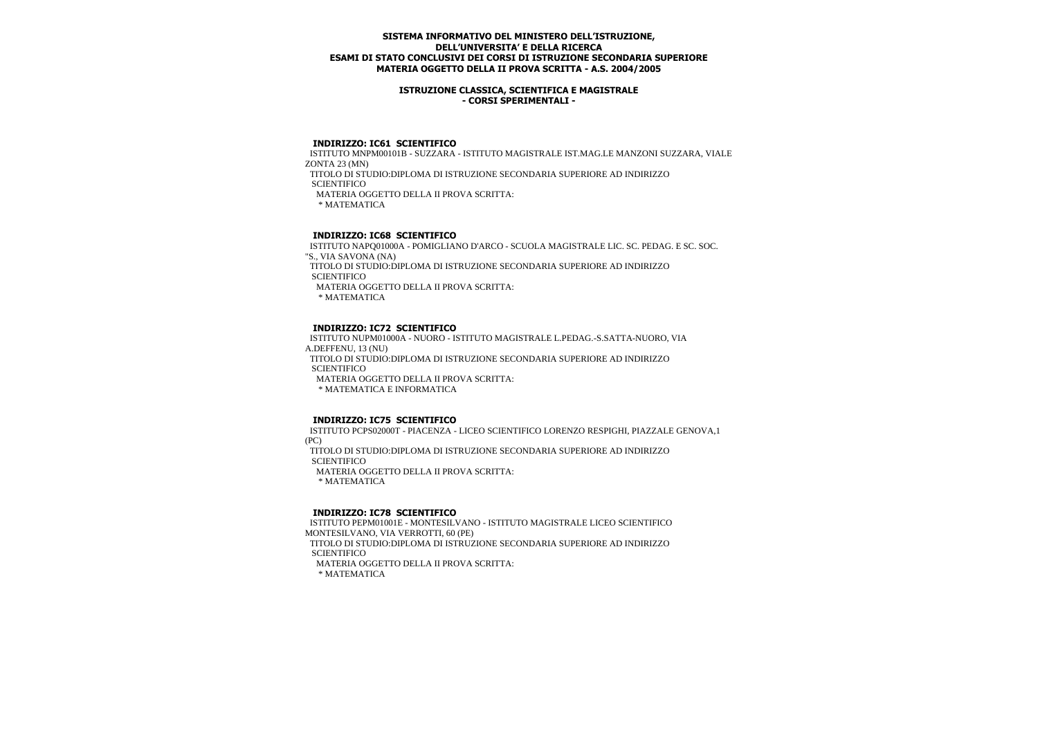**SISTEMA INFORMATIVO DEL MINISTERO DELL'ISTRUZIONE, DELL'UNIVERSITA' E DELLA RICERCA**
**ESAMI DI STATO CONCLUSIVI DEI CORSI DI ISTRUZIONE SECONDARIA SUPERIORE**
**MATERIA OGGETTO DELLA II PROVA SCRITTA - A.S. 2004/2005**

**ISTRUZIONE CLASSICA, SCIENTIFICA E MAGISTRALE**
**- CORSI SPERIMENTALI -**

**INDIRIZZO: IC61 SCIENTIFICO**

ISTITUTO MNPM00101B - SUZZARA - ISTITUTO MAGISTRALE IST.MAG.LE MANZONI SUZZARA, VIALE ZONTA 23 (MN)

TITOLO DI STUDIO:DIPLOMA DI ISTRUZIONE SECONDARIA SUPERIORE AD INDIRIZZO SCIENTIFICO

MATERIA OGGETTO DELLA II PROVA SCRITTA:

* MATEMATICA

**INDIRIZZO: IC68 SCIENTIFICO**

ISTITUTO NAPQ01000A - POMIGLIANO D'ARCO - SCUOLA MAGISTRALE LIC. SC. PEDAG. E SC. SOC. "S., VIA SAVONA (NA)

TITOLO DI STUDIO:DIPLOMA DI ISTRUZIONE SECONDARIA SUPERIORE AD INDIRIZZO SCIENTIFICO

MATERIA OGGETTO DELLA II PROVA SCRITTA:

* MATEMATICA

**INDIRIZZO: IC72 SCIENTIFICO**

ISTITUTO NUPM01000A - NUORO - ISTITUTO MAGISTRALE L.PEDAG.-S.SATTA-NUORO, VIA A.DEFFENU, 13 (NU)

TITOLO DI STUDIO:DIPLOMA DI ISTRUZIONE SECONDARIA SUPERIORE AD INDIRIZZO SCIENTIFICO

MATERIA OGGETTO DELLA II PROVA SCRITTA:

* MATEMATICA E INFORMATICA

**INDIRIZZO: IC75 SCIENTIFICO**

ISTITUTO PCPS02000T - PIACENZA - LICEO SCIENTIFICO LORENZO RESPIGHI, PIAZZALE GENOVA,1 (PC)

TITOLO DI STUDIO:DIPLOMA DI ISTRUZIONE SECONDARIA SUPERIORE AD INDIRIZZO SCIENTIFICO

MATERIA OGGETTO DELLA II PROVA SCRITTA:

* MATEMATICA

**INDIRIZZO: IC78 SCIENTIFICO**

ISTITUTO PEPM01001E - MONTESILVANO - ISTITUTO MAGISTRALE LICEO SCIENTIFICO MONTESILVANO, VIA VERROTTI, 60 (PE)

TITOLO DI STUDIO:DIPLOMA DI ISTRUZIONE SECONDARIA SUPERIORE AD INDIRIZZO SCIENTIFICO

MATERIA OGGETTO DELLA II PROVA SCRITTA:

* MATEMATICA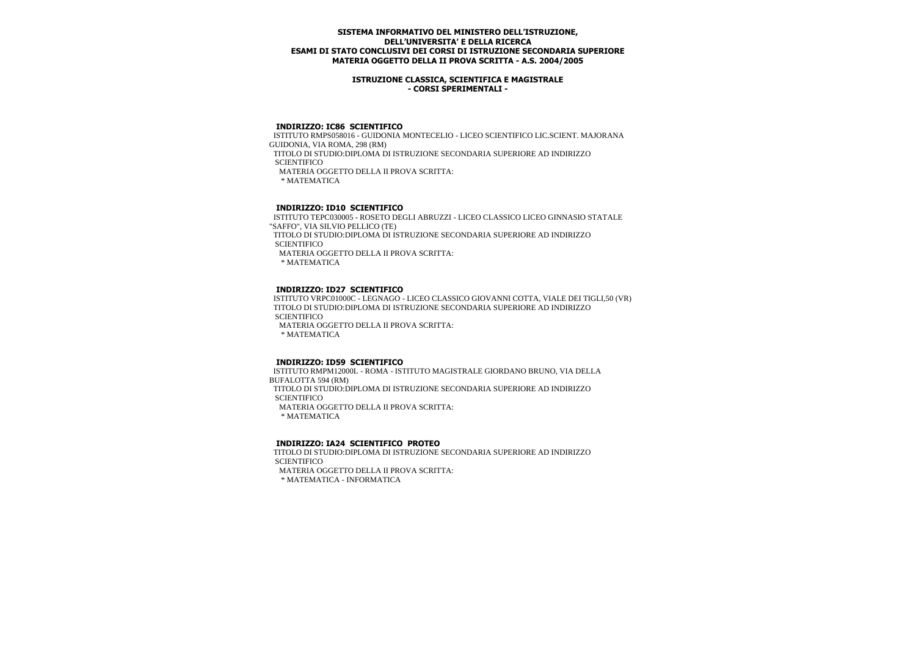**SISTEMA INFORMATIVO DEL MINISTERO DELL'ISTRUZIONE,**
**DELL'UNIVERSITA' E DELLA RICERCA**
**ESAMI DI STATO CONCLUSIVI DEI CORSI DI ISTRUZIONE SECONDARIA SUPERIORE**
**MATERIA OGGETTO DELLA II PROVA SCRITTA - A.S. 2004/2005**

**ISTRUZIONE CLASSICA, SCIENTIFICA E MAGISTRALE**
**- CORSI SPERIMENTALI -**

### INDIRIZZO: IC86 SCIENTIFICO

ISTITUTO RMPS058016 - GUIDONIA MONTECELIO - LICEO SCIENTIFICO LIC.SCIENT. MAJORANA GUIDONIA, VIA ROMA, 298 (RM)

TITOLO DI STUDIO:DIPLOMA DI ISTRUZIONE SECONDARIA SUPERIORE AD INDIRIZZO SCIENTIFICO

MATERIA OGGETTO DELLA II PROVA SCRITTA:

* MATEMATICA

### INDIRIZZO: ID10 SCIENTIFICO

ISTITUTO TEPC030005 - ROSETO DEGLI ABRUZZI - LICEO CLASSICO LICEO GINNASIO STATALE "SAFFO", VIA SILVIO PELLICO (TE)

TITOLO DI STUDIO:DIPLOMA DI ISTRUZIONE SECONDARIA SUPERIORE AD INDIRIZZO SCIENTIFICO

MATERIA OGGETTO DELLA II PROVA SCRITTA:

* MATEMATICA

### INDIRIZZO: ID27 SCIENTIFICO

ISTITUTO VRPC01000C - LEGNAGO - LICEO CLASSICO GIOVANNI COTTA, VIALE DEI TIGLI,50 (VR)

TITOLO DI STUDIO:DIPLOMA DI ISTRUZIONE SECONDARIA SUPERIORE AD INDIRIZZO SCIENTIFICO

MATERIA OGGETTO DELLA II PROVA SCRITTA:

* MATEMATICA

### INDIRIZZO: ID59 SCIENTIFICO

ISTITUTO RMPM12000L - ROMA - ISTITUTO MAGISTRALE GIORDANO BRUNO, VIA DELLA BUFALOTTA 594 (RM)

TITOLO DI STUDIO:DIPLOMA DI ISTRUZIONE SECONDARIA SUPERIORE AD INDIRIZZO SCIENTIFICO

MATERIA OGGETTO DELLA II PROVA SCRITTA:

* MATEMATICA

### INDIRIZZO: IA24 SCIENTIFICO PROTEO

TITOLO DI STUDIO:DIPLOMA DI ISTRUZIONE SECONDARIA SUPERIORE AD INDIRIZZO SCIENTIFICO

MATERIA OGGETTO DELLA II PROVA SCRITTA:

* MATEMATICA - INFORMATICA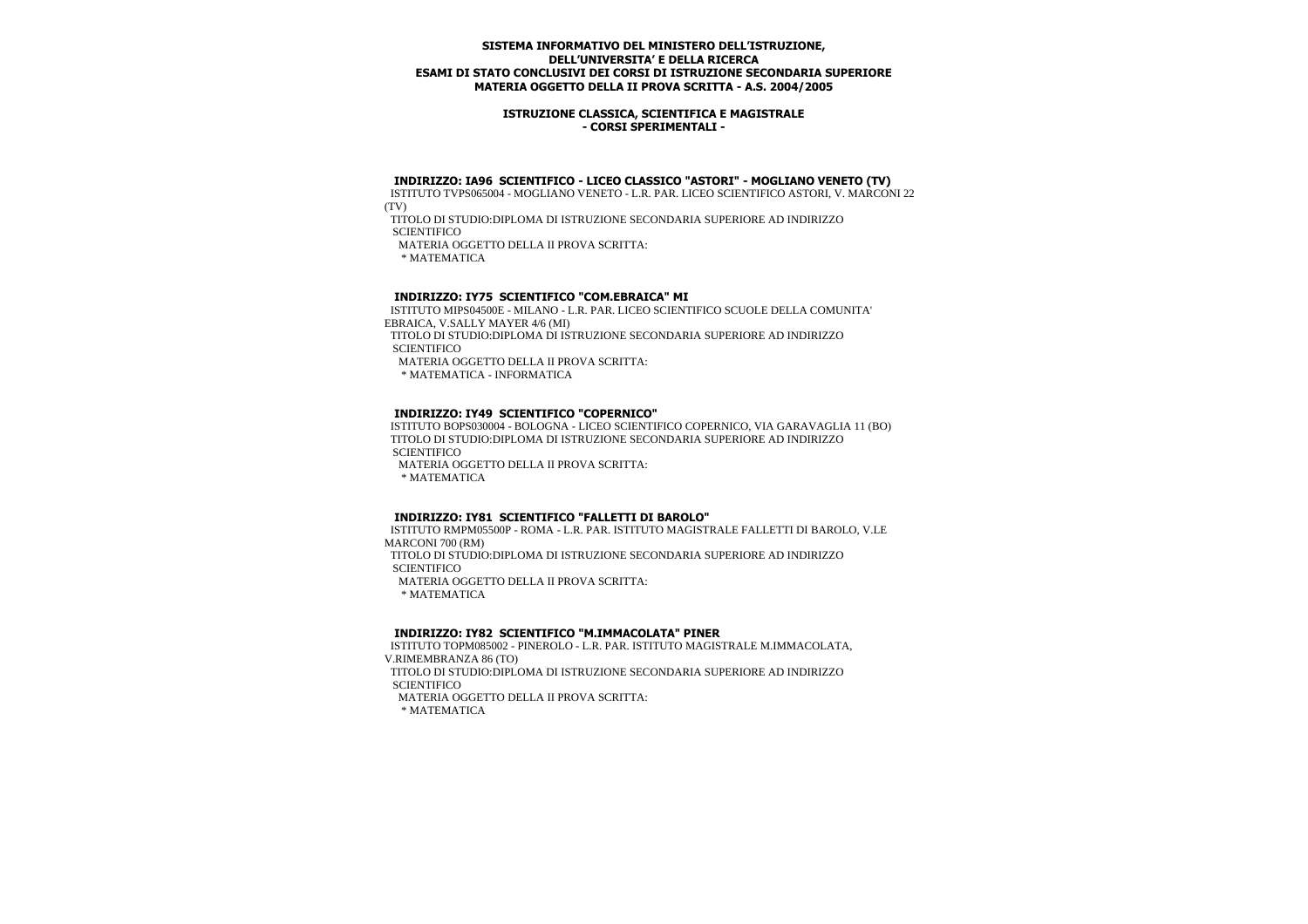**SISTEMA INFORMATIVO DEL MINISTERO DELL'ISTRUZIONE,**
**DELL'UNIVERSITA' E DELLA RICERCA**
**ESAMI DI STATO CONCLUSIVI DEI CORSI DI ISTRUZIONE SECONDARIA SUPERIORE**
**MATERIA OGGETTO DELLA II PROVA SCRITTA - A.S. 2004/2005**

**ISTRUZIONE CLASSICA, SCIENTIFICA E MAGISTRALE**
**- CORSI SPERIMENTALI -**

**INDIRIZZO: IA96 SCIENTIFICO - LICEO CLASSICO "ASTORI" - MOGLIANO VENETO (TV)**

ISTITUTO TVPS065004 - MOGLIANO VENETO - L.R. PAR. LICEO SCIENTIFICO ASTORI, V. MARCONI 22 (TV)

TITOLO DI STUDIO:DIPLOMA DI ISTRUZIONE SECONDARIA SUPERIORE AD INDIRIZZO SCIENTIFICO

MATERIA OGGETTO DELLA II PROVA SCRITTA:

* MATEMATICA

**INDIRIZZO: IY75 SCIENTIFICO "COM.EBRAICA" MI**

ISTITUTO MIPS04500E - MILANO - L.R. PAR. LICEO SCIENTIFICO SCUOLE DELLA COMUNITA' EBRAICA, V.SALLY MAYER 4/6 (MI)

TITOLO DI STUDIO:DIPLOMA DI ISTRUZIONE SECONDARIA SUPERIORE AD INDIRIZZO SCIENTIFICO

MATERIA OGGETTO DELLA II PROVA SCRITTA:

* MATEMATICA - INFORMATICA

**INDIRIZZO: IY49 SCIENTIFICO "COPERNICO"**

ISTITUTO BOPS030004 - BOLOGNA - LICEO SCIENTIFICO COPERNICO, VIA GARAVAGLIA 11 (BO)

TITOLO DI STUDIO:DIPLOMA DI ISTRUZIONE SECONDARIA SUPERIORE AD INDIRIZZO SCIENTIFICO

MATERIA OGGETTO DELLA II PROVA SCRITTA:

* MATEMATICA

**INDIRIZZO: IY81 SCIENTIFICO "FALLETTI DI BAROLO"**

ISTITUTO RMPM05500P - ROMA - L.R. PAR. ISTITUTO MAGISTRALE FALLETTI DI BAROLO, V.LE MARCONI 700 (RM)

TITOLO DI STUDIO:DIPLOMA DI ISTRUZIONE SECONDARIA SUPERIORE AD INDIRIZZO SCIENTIFICO

MATERIA OGGETTO DELLA II PROVA SCRITTA:

* MATEMATICA

**INDIRIZZO: IY82 SCIENTIFICO "M.IMMACOLATA" PINER**

ISTITUTO TOPM085002 - PINEROLO - L.R. PAR. ISTITUTO MAGISTRALE M.IMMACOLATA, V.RIMEMBRANZA 86 (TO)

TITOLO DI STUDIO:DIPLOMA DI ISTRUZIONE SECONDARIA SUPERIORE AD INDIRIZZO SCIENTIFICO

MATERIA OGGETTO DELLA II PROVA SCRITTA:

* MATEMATICA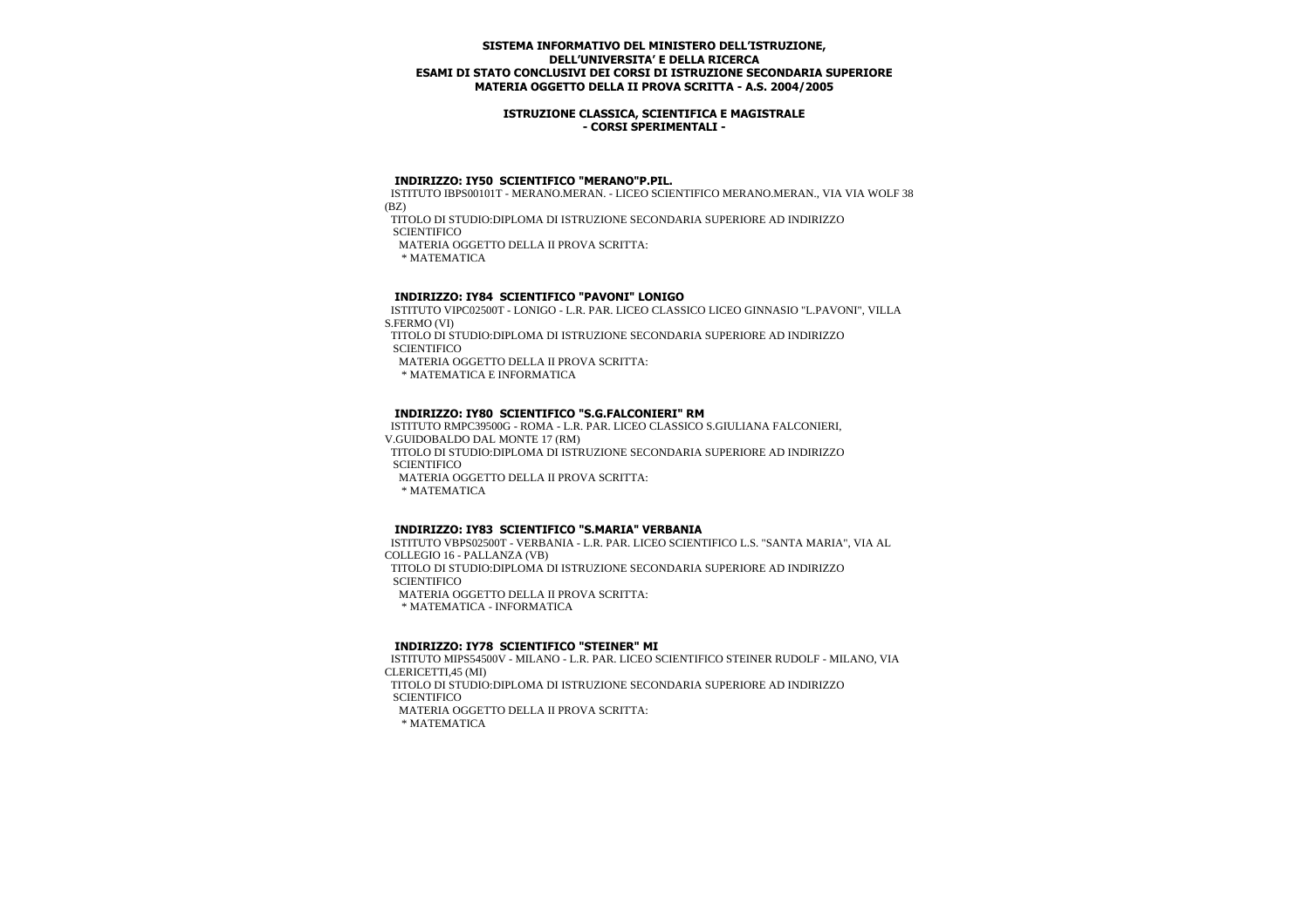**SISTEMA INFORMATIVO DEL MINISTERO DELL'ISTRUZIONE, DELL'UNIVERSITA' E DELLA RICERCA**
**ESAMI DI STATO CONCLUSIVI DEI CORSI DI ISTRUZIONE SECONDARIA SUPERIORE**
**MATERIA OGGETTO DELLA II PROVA SCRITTA - A.S. 2004/2005**

**ISTRUZIONE CLASSICA, SCIENTIFICA E MAGISTRALE**
**- CORSI SPERIMENTALI -**

**INDIRIZZO: IY50 SCIENTIFICO "MERANO"P.PIL.**

ISTITUTO IBPS00101T - MERANO.MERAN. - LICEO SCIENTIFICO MERANO.MERAN., VIA VIA WOLF 38 (BZ)

TITOLO DI STUDIO:DIPLOMA DI ISTRUZIONE SECONDARIA SUPERIORE AD INDIRIZZO SCIENTIFICO

MATERIA OGGETTO DELLA II PROVA SCRITTA:

* MATEMATICA

**INDIRIZZO: IY84 SCIENTIFICO "PAVONI" LONIGO**

ISTITUTO VIPC02500T - LONIGO - L.R. PAR. LICEO CLASSICO LICEO GINNASIO "L.PAVONI", VILLA S.FERMO (VI)

TITOLO DI STUDIO:DIPLOMA DI ISTRUZIONE SECONDARIA SUPERIORE AD INDIRIZZO SCIENTIFICO

MATERIA OGGETTO DELLA II PROVA SCRITTA:

* MATEMATICA E INFORMATICA

**INDIRIZZO: IY80 SCIENTIFICO "S.G.FALCONIERI" RM**

ISTITUTO RMPC39500G - ROMA - L.R. PAR. LICEO CLASSICO S.GIULIANA FALCONIERI, V.GUIDOBALDO DAL MONTE 17 (RM)

TITOLO DI STUDIO:DIPLOMA DI ISTRUZIONE SECONDARIA SUPERIORE AD INDIRIZZO SCIENTIFICO

MATERIA OGGETTO DELLA II PROVA SCRITTA:

* MATEMATICA

**INDIRIZZO: IY83 SCIENTIFICO "S.MARIA" VERBANIA**

ISTITUTO VBPS02500T - VERBANIA - L.R. PAR. LICEO SCIENTIFICO L.S. "SANTA MARIA", VIA AL COLLEGIO 16 - PALLANZA (VB)

TITOLO DI STUDIO:DIPLOMA DI ISTRUZIONE SECONDARIA SUPERIORE AD INDIRIZZO SCIENTIFICO

MATERIA OGGETTO DELLA II PROVA SCRITTA:

* MATEMATICA - INFORMATICA

**INDIRIZZO: IY78 SCIENTIFICO "STEINER" MI**

ISTITUTO MIPS54500V - MILANO - L.R. PAR. LICEO SCIENTIFICO STEINER RUDOLF - MILANO, VIA CLERICETTI,45 (MI)

TITOLO DI STUDIO:DIPLOMA DI ISTRUZIONE SECONDARIA SUPERIORE AD INDIRIZZO SCIENTIFICO

MATERIA OGGETTO DELLA II PROVA SCRITTA:

* MATEMATICA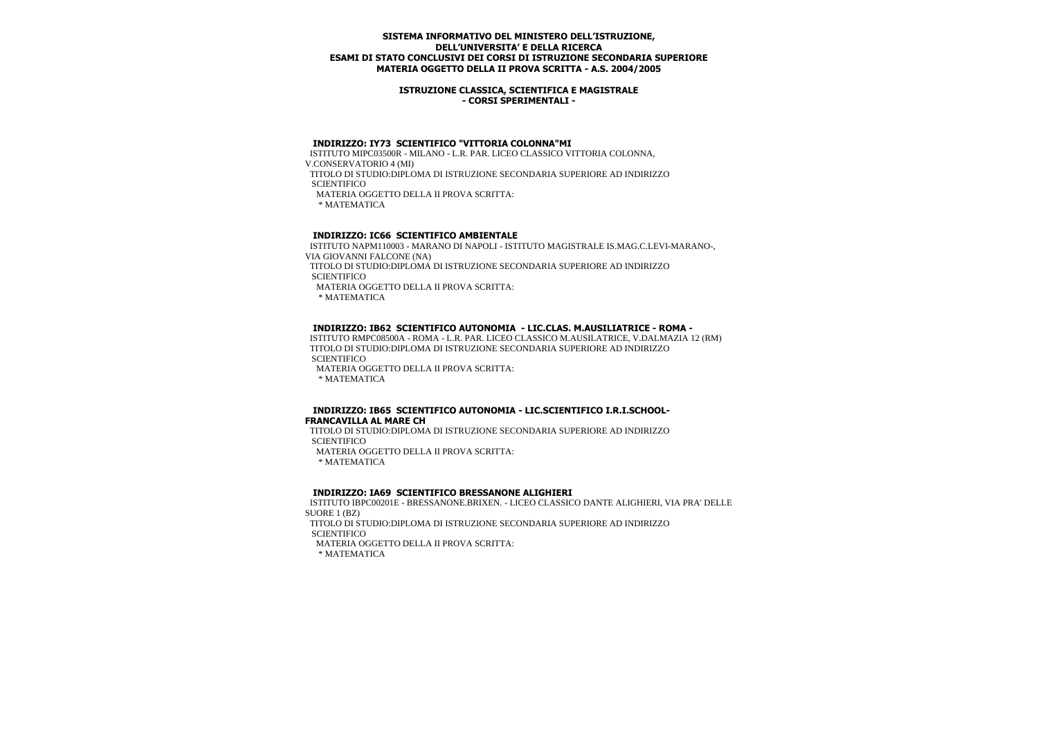**SISTEMA INFORMATIVO DEL MINISTERO DELL'ISTRUZIONE, DELL'UNIVERSITA' E DELLA RICERCA**
**ESAMI DI STATO CONCLUSIVI DEI CORSI DI ISTRUZIONE SECONDARIA SUPERIORE**
**MATERIA OGGETTO DELLA II PROVA SCRITTA - A.S. 2004/2005**

**ISTRUZIONE CLASSICA, SCIENTIFICA E MAGISTRALE**
**- CORSI SPERIMENTALI -**

**INDIRIZZO: IY73 SCIENTIFICO "VITTORIA COLONNA"MI**

ISTITUTO MIPC03500R - MILANO - L.R. PAR. LICEO CLASSICO VITTORIA COLONNA, V.CONSERVATORIO 4 (MI)

TITOLO DI STUDIO:DIPLOMA DI ISTRUZIONE SECONDARIA SUPERIORE AD INDIRIZZO SCIENTIFICO

MATERIA OGGETTO DELLA II PROVA SCRITTA:

* MATEMATICA

**INDIRIZZO: IC66 SCIENTIFICO AMBIENTALE**

ISTITUTO NAPM110003 - MARANO DI NAPOLI - ISTITUTO MAGISTRALE IS.MAG.C.LEVI-MARANO-, VIA GIOVANNI FALCONE (NA)

TITOLO DI STUDIO:DIPLOMA DI ISTRUZIONE SECONDARIA SUPERIORE AD INDIRIZZO SCIENTIFICO

MATERIA OGGETTO DELLA II PROVA SCRITTA:

* MATEMATICA

**INDIRIZZO: IB62 SCIENTIFICO AUTONOMIA - LIC.CLAS. M.AUSILIATRICE - ROMA -**

ISTITUTO RMPC08500A - ROMA - L.R. PAR. LICEO CLASSICO M.AUSILATRICE, V.DALMAZIA 12 (RM)

TITOLO DI STUDIO:DIPLOMA DI ISTRUZIONE SECONDARIA SUPERIORE AD INDIRIZZO SCIENTIFICO

MATERIA OGGETTO DELLA II PROVA SCRITTA:

* MATEMATICA

**INDIRIZZO: IB65 SCIENTIFICO AUTONOMIA - LIC.SCIENTIFICO I.R.I.SCHOOL-FRANCAVILLA AL MARE CH**

TITOLO DI STUDIO:DIPLOMA DI ISTRUZIONE SECONDARIA SUPERIORE AD INDIRIZZO SCIENTIFICO

MATERIA OGGETTO DELLA II PROVA SCRITTA:

* MATEMATICA

**INDIRIZZO: IA69 SCIENTIFICO BRESSANONE ALIGHIERI**

ISTITUTO IBPC00201E - BRESSANONE.BRIXEN. - LICEO CLASSICO DANTE ALIGHIERI, VIA PRA' DELLE SUORE 1 (BZ)

TITOLO DI STUDIO:DIPLOMA DI ISTRUZIONE SECONDARIA SUPERIORE AD INDIRIZZO SCIENTIFICO

MATERIA OGGETTO DELLA II PROVA SCRITTA:

* MATEMATICA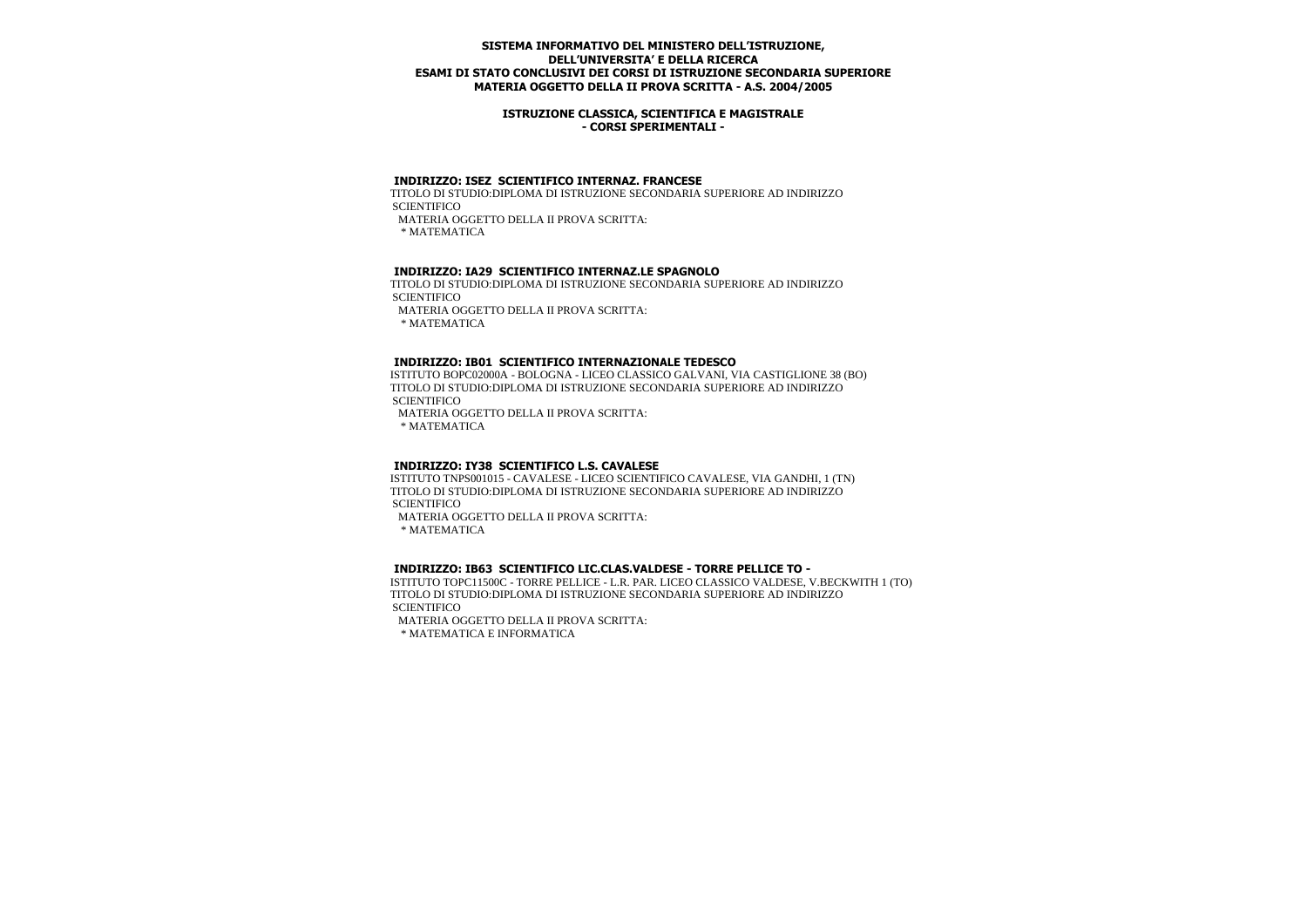**SISTEMA INFORMATIVO DEL MINISTERO DELL'ISTRUZIONE, DELL'UNIVERSITA' E DELLA RICERCA**
**ESAMI DI STATO CONCLUSIVI DEI CORSI DI ISTRUZIONE SECONDARIA SUPERIORE**
**MATERIA OGGETTO DELLA II PROVA SCRITTA - A.S. 2004/2005**

**ISTRUZIONE CLASSICA, SCIENTIFICA E MAGISTRALE**
**- CORSI SPERIMENTALI -**

**INDIRIZZO: ISEZ SCIENTIFICO INTERNAZ. FRANCESE**

TITOLO DI STUDIO:DIPLOMA DI ISTRUZIONE SECONDARIA SUPERIORE AD INDIRIZZO SCIENTIFICO

MATERIA OGGETTO DELLA II PROVA SCRITTA:

* MATEMATICA

**INDIRIZZO: IA29 SCIENTIFICO INTERNAZ.LE SPAGNOLO**

TITOLO DI STUDIO:DIPLOMA DI ISTRUZIONE SECONDARIA SUPERIORE AD INDIRIZZO SCIENTIFICO

MATERIA OGGETTO DELLA II PROVA SCRITTA:

* MATEMATICA

**INDIRIZZO: IB01 SCIENTIFICO INTERNAZIONALE TEDESCO**

ISTITUTO BOPC02000A - BOLOGNA - LICEO CLASSICO GALVANI, VIA CASTIGLIONE 38 (BO)

TITOLO DI STUDIO:DIPLOMA DI ISTRUZIONE SECONDARIA SUPERIORE AD INDIRIZZO SCIENTIFICO

MATERIA OGGETTO DELLA II PROVA SCRITTA:

* MATEMATICA

**INDIRIZZO: IY38 SCIENTIFICO L.S. CAVALESE**

ISTITUTO TNPS001015 - CAVALESE - LICEO SCIENTIFICO CAVALESE, VIA GANDHI, 1 (TN)

TITOLO DI STUDIO:DIPLOMA DI ISTRUZIONE SECONDARIA SUPERIORE AD INDIRIZZO SCIENTIFICO

MATERIA OGGETTO DELLA II PROVA SCRITTA:

* MATEMATICA

**INDIRIZZO: IB63 SCIENTIFICO LIC.CLAS.VALDESE - TORRE PELLICE TO -**

ISTITUTO TOPC11500C - TORRE PELLICE - L.R. PAR. LICEO CLASSICO VALDESE, V.BECKWITH 1 (TO)

TITOLO DI STUDIO:DIPLOMA DI ISTRUZIONE SECONDARIA SUPERIORE AD INDIRIZZO SCIENTIFICO

MATERIA OGGETTO DELLA II PROVA SCRITTA:

* MATEMATICA E INFORMATICA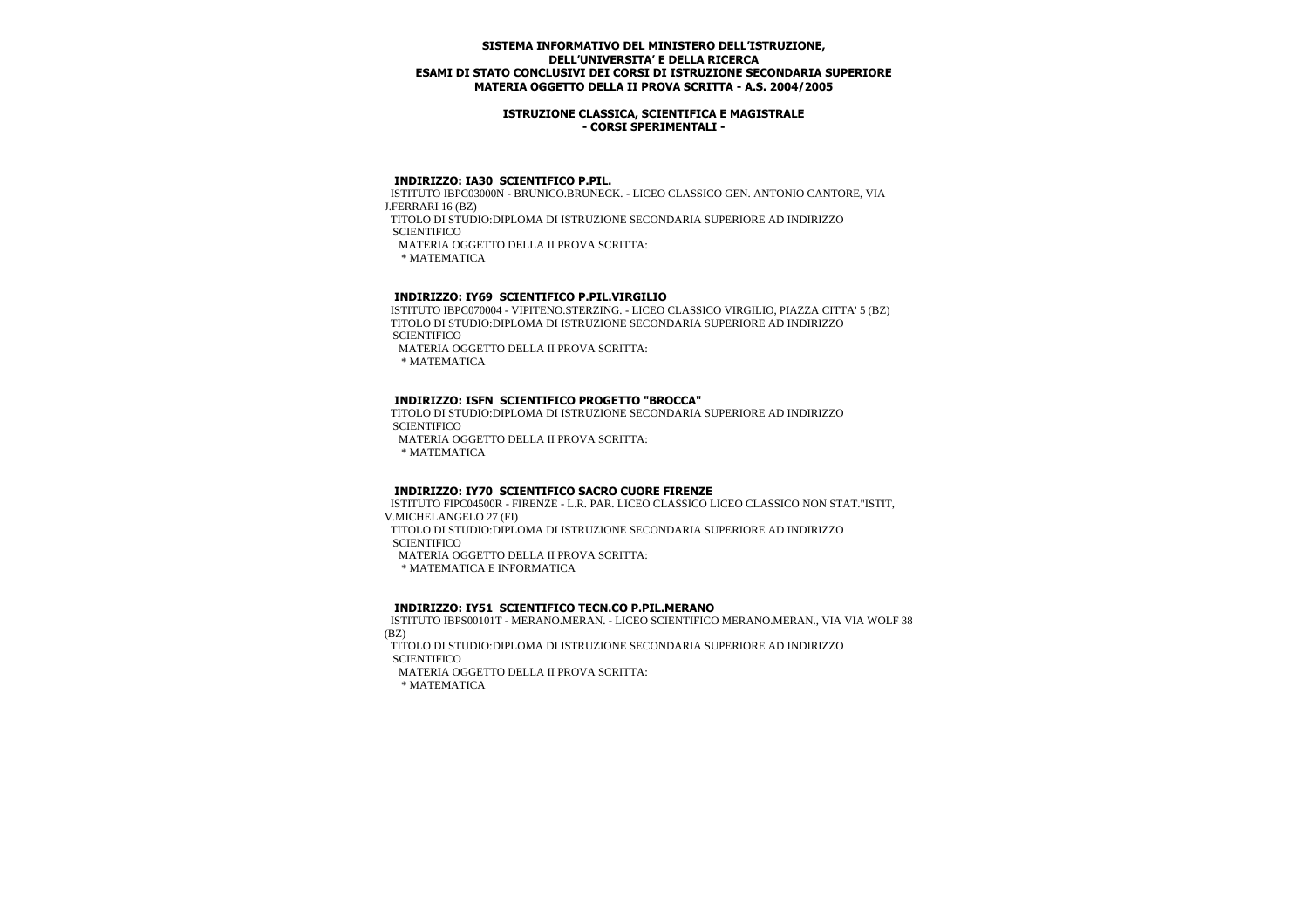**SISTEMA INFORMATIVO DEL MINISTERO DELL'ISTRUZIONE, DELL'UNIVERSITA' E DELLA RICERCA**
**ESAMI DI STATO CONCLUSIVI DEI CORSI DI ISTRUZIONE SECONDARIA SUPERIORE**
**MATERIA OGGETTO DELLA II PROVA SCRITTA - A.S. 2004/2005**

**ISTRUZIONE CLASSICA, SCIENTIFICA E MAGISTRALE**
**- CORSI SPERIMENTALI -**

**INDIRIZZO: IA30 SCIENTIFICO P.PIL.**

ISTITUTO IBPC03000N - BRUNICO.BRUNECK. - LICEO CLASSICO GEN. ANTONIO CANTORE, VIA J.FERRARI 16 (BZ)

TITOLO DI STUDIO:DIPLOMA DI ISTRUZIONE SECONDARIA SUPERIORE AD INDIRIZZO SCIENTIFICO

MATERIA OGGETTO DELLA II PROVA SCRITTA:

* MATEMATICA

**INDIRIZZO: IY69 SCIENTIFICO P.PIL.VIRGILIO**

ISTITUTO IBPC070004 - VIPITENO.STERZING. - LICEO CLASSICO VIRGILIO, PIAZZA CITTA' 5 (BZ)

TITOLO DI STUDIO:DIPLOMA DI ISTRUZIONE SECONDARIA SUPERIORE AD INDIRIZZO SCIENTIFICO

MATERIA OGGETTO DELLA II PROVA SCRITTA:

* MATEMATICA

**INDIRIZZO: ISFN SCIENTIFICO PROGETTO "BROCCA"**

TITOLO DI STUDIO:DIPLOMA DI ISTRUZIONE SECONDARIA SUPERIORE AD INDIRIZZO SCIENTIFICO

MATERIA OGGETTO DELLA II PROVA SCRITTA:

* MATEMATICA

**INDIRIZZO: IY70 SCIENTIFICO SACRO CUORE FIRENZE**

ISTITUTO FIPC04500R - FIRENZE - L.R. PAR. LICEO CLASSICO LICEO CLASSICO NON STAT."ISTIT, V.MICHELANGELO 27 (FI)

TITOLO DI STUDIO:DIPLOMA DI ISTRUZIONE SECONDARIA SUPERIORE AD INDIRIZZO SCIENTIFICO

MATERIA OGGETTO DELLA II PROVA SCRITTA:

* MATEMATICA E INFORMATICA

**INDIRIZZO: IY51 SCIENTIFICO TECN.CO P.PIL.MERANO**

ISTITUTO IBPS00101T - MERANO.MERAN. - LICEO SCIENTIFICO MERANO.MERAN., VIA VIA WOLF 38 (BZ)

TITOLO DI STUDIO:DIPLOMA DI ISTRUZIONE SECONDARIA SUPERIORE AD INDIRIZZO SCIENTIFICO

MATERIA OGGETTO DELLA II PROVA SCRITTA:

* MATEMATICA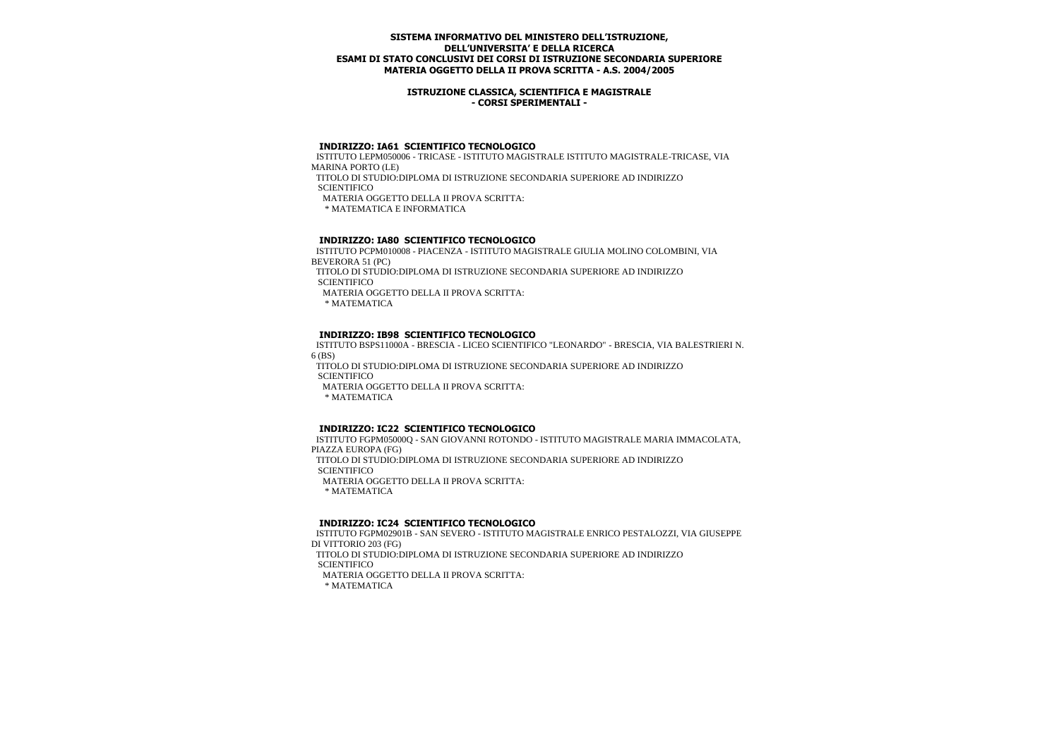**SISTEMA INFORMATIVO DEL MINISTERO DELL'ISTRUZIONE, DELL'UNIVERSITA' E DELLA RICERCA**
**ESAMI DI STATO CONCLUSIVI DEI CORSI DI ISTRUZIONE SECONDARIA SUPERIORE**
**MATERIA OGGETTO DELLA II PROVA SCRITTA - A.S. 2004/2005**

**ISTRUZIONE CLASSICA, SCIENTIFICA E MAGISTRALE**
**- CORSI SPERIMENTALI -**

### INDIRIZZO: IA61 SCIENTIFICO TECNOLOGICO

ISTITUTO LEPM050006 - TRICASE - ISTITUTO MAGISTRALE ISTITUTO MAGISTRALE-TRICASE, VIA MARINA PORTO (LE)

TITOLO DI STUDIO:DIPLOMA DI ISTRUZIONE SECONDARIA SUPERIORE AD INDIRIZZO SCIENTIFICO

MATERIA OGGETTO DELLA II PROVA SCRITTA:

* MATEMATICA E INFORMATICA

### INDIRIZZO: IA80 SCIENTIFICO TECNOLOGICO

ISTITUTO PCPM010008 - PIACENZA - ISTITUTO MAGISTRALE GIULIA MOLINO COLOMBINI, VIA BEVERORA 51 (PC)

TITOLO DI STUDIO:DIPLOMA DI ISTRUZIONE SECONDARIA SUPERIORE AD INDIRIZZO SCIENTIFICO

MATERIA OGGETTO DELLA II PROVA SCRITTA:

* MATEMATICA

### INDIRIZZO: IB98 SCIENTIFICO TECNOLOGICO

ISTITUTO BSPS11000A - BRESCIA - LICEO SCIENTIFICO "LEONARDO" - BRESCIA, VIA BALESTRIERI N. 6 (BS)

TITOLO DI STUDIO:DIPLOMA DI ISTRUZIONE SECONDARIA SUPERIORE AD INDIRIZZO SCIENTIFICO

MATERIA OGGETTO DELLA II PROVA SCRITTA:

* MATEMATICA

### INDIRIZZO: IC22 SCIENTIFICO TECNOLOGICO

ISTITUTO FGPM05000Q - SAN GIOVANNI ROTONDO - ISTITUTO MAGISTRALE MARIA IMMACOLATA, PIAZZA EUROPA (FG)

TITOLO DI STUDIO:DIPLOMA DI ISTRUZIONE SECONDARIA SUPERIORE AD INDIRIZZO SCIENTIFICO

MATERIA OGGETTO DELLA II PROVA SCRITTA:

* MATEMATICA

### INDIRIZZO: IC24 SCIENTIFICO TECNOLOGICO

ISTITUTO FGPM02901B - SAN SEVERO - ISTITUTO MAGISTRALE ENRICO PESTALOZZI, VIA GIUSEPPE DI VITTORIO 203 (FG)

TITOLO DI STUDIO:DIPLOMA DI ISTRUZIONE SECONDARIA SUPERIORE AD INDIRIZZO SCIENTIFICO

MATERIA OGGETTO DELLA II PROVA SCRITTA:

* MATEMATICA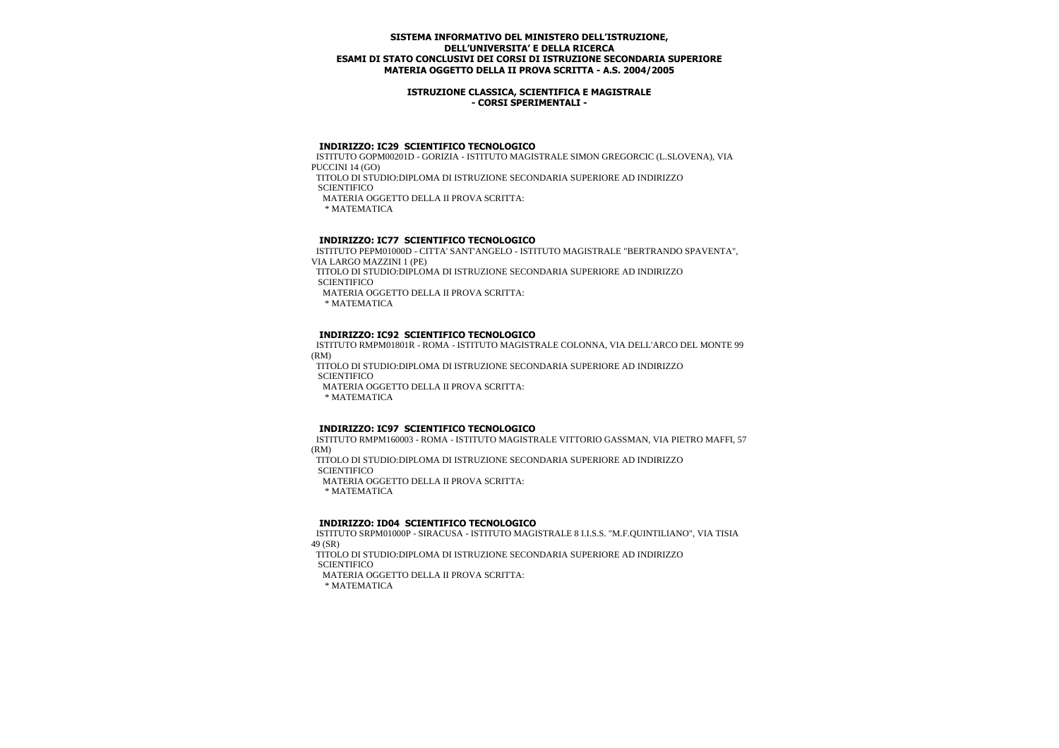**SISTEMA INFORMATIVO DEL MINISTERO DELL'ISTRUZIONE, DELL'UNIVERSITA' E DELLA RICERCA**
**ESAMI DI STATO CONCLUSIVI DEI CORSI DI ISTRUZIONE SECONDARIA SUPERIORE**
**MATERIA OGGETTO DELLA II PROVA SCRITTA - A.S. 2004/2005**

**ISTRUZIONE CLASSICA, SCIENTIFICA E MAGISTRALE**
**- CORSI SPERIMENTALI -**

**INDIRIZZO: IC29 SCIENTIFICO TECNOLOGICO**

ISTITUTO GOPM00201D - GORIZIA - ISTITUTO MAGISTRALE SIMON GREGORCIC (L.SLOVENA), VIA PUCCINI 14 (GO)

TITOLO DI STUDIO:DIPLOMA DI ISTRUZIONE SECONDARIA SUPERIORE AD INDIRIZZO SCIENTIFICO

MATERIA OGGETTO DELLA II PROVA SCRITTA:

\* MATEMATICA

**INDIRIZZO: IC77 SCIENTIFICO TECNOLOGICO**

ISTITUTO PEPM01000D - CITTA' SANT'ANGELO - ISTITUTO MAGISTRALE "BERTRANDO SPAVENTA", VIA LARGO MAZZINI 1 (PE)

TITOLO DI STUDIO:DIPLOMA DI ISTRUZIONE SECONDARIA SUPERIORE AD INDIRIZZO SCIENTIFICO

MATERIA OGGETTO DELLA II PROVA SCRITTA:

\* MATEMATICA

**INDIRIZZO: IC92 SCIENTIFICO TECNOLOGICO**

ISTITUTO RMPM01801R - ROMA - ISTITUTO MAGISTRALE COLONNA, VIA DELL'ARCO DEL MONTE 99 (RM)

TITOLO DI STUDIO:DIPLOMA DI ISTRUZIONE SECONDARIA SUPERIORE AD INDIRIZZO SCIENTIFICO

MATERIA OGGETTO DELLA II PROVA SCRITTA:

\* MATEMATICA

**INDIRIZZO: IC97 SCIENTIFICO TECNOLOGICO**

ISTITUTO RMPM160003 - ROMA - ISTITUTO MAGISTRALE VITTORIO GASSMAN, VIA PIETRO MAFFI, 57 (RM)

TITOLO DI STUDIO:DIPLOMA DI ISTRUZIONE SECONDARIA SUPERIORE AD INDIRIZZO SCIENTIFICO

MATERIA OGGETTO DELLA II PROVA SCRITTA:

\* MATEMATICA

**INDIRIZZO: ID04 SCIENTIFICO TECNOLOGICO**

ISTITUTO SRPM01000P - SIRACUSA - ISTITUTO MAGISTRALE 8 I.I.S.S. "M.F.QUINTILIANO", VIA TISIA 49 (SR)

TITOLO DI STUDIO:DIPLOMA DI ISTRUZIONE SECONDARIA SUPERIORE AD INDIRIZZO SCIENTIFICO

MATERIA OGGETTO DELLA II PROVA SCRITTA:

\* MATEMATICA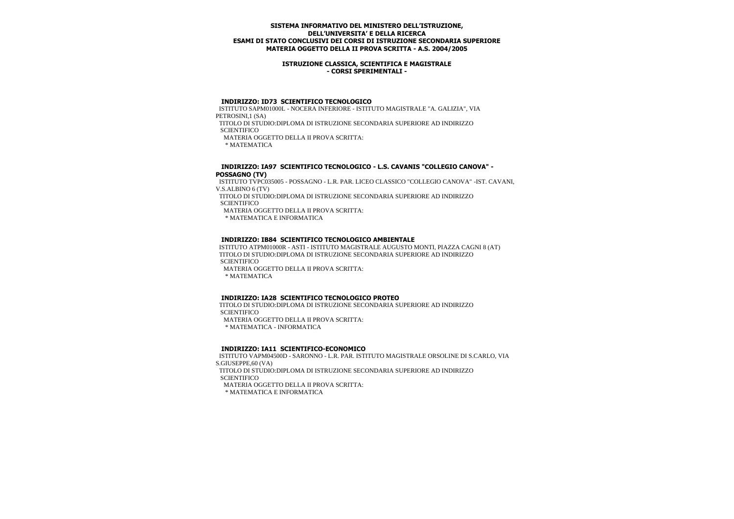**SISTEMA INFORMATIVO DEL MINISTERO DELL'ISTRUZIONE, DELL'UNIVERSITA' E DELLA RICERCA**
**ESAMI DI STATO CONCLUSIVI DEI CORSI DI ISTRUZIONE SECONDARIA SUPERIORE**
**MATERIA OGGETTO DELLA II PROVA SCRITTA - A.S. 2004/2005**

**ISTRUZIONE CLASSICA, SCIENTIFICA E MAGISTRALE**
**- CORSI SPERIMENTALI -**

**INDIRIZZO: ID73 SCIENTIFICO TECNOLOGICO**

ISTITUTO SAPM01000L - NOCERA INFERIORE - ISTITUTO MAGISTRALE "A. GALIZIA", VIA PETROSINI,1 (SA)

TITOLO DI STUDIO:DIPLOMA DI ISTRUZIONE SECONDARIA SUPERIORE AD INDIRIZZO SCIENTIFICO

MATERIA OGGETTO DELLA II PROVA SCRITTA:

* MATEMATICA

**INDIRIZZO: IA97 SCIENTIFICO TECNOLOGICO - L.S. CAVANIS "COLLEGIO CANOVA" - POSSAGNO (TV)**

ISTITUTO TVPC035005 - POSSAGNO - L.R. PAR. LICEO CLASSICO "COLLEGIO CANOVA" -IST. CAVANI, V.S.ALBINO 6 (TV)

TITOLO DI STUDIO:DIPLOMA DI ISTRUZIONE SECONDARIA SUPERIORE AD INDIRIZZO SCIENTIFICO

MATERIA OGGETTO DELLA II PROVA SCRITTA:

* MATEMATICA E INFORMATICA

**INDIRIZZO: IB84 SCIENTIFICO TECNOLOGICO AMBIENTALE**

ISTITUTO ATPM01000R - ASTI - ISTITUTO MAGISTRALE AUGUSTO MONTI, PIAZZA CAGNI 8 (AT)

TITOLO DI STUDIO:DIPLOMA DI ISTRUZIONE SECONDARIA SUPERIORE AD INDIRIZZO SCIENTIFICO

MATERIA OGGETTO DELLA II PROVA SCRITTA:

* MATEMATICA

**INDIRIZZO: IA28 SCIENTIFICO TECNOLOGICO PROTEO**

TITOLO DI STUDIO:DIPLOMA DI ISTRUZIONE SECONDARIA SUPERIORE AD INDIRIZZO SCIENTIFICO

MATERIA OGGETTO DELLA II PROVA SCRITTA:

* MATEMATICA - INFORMATICA

**INDIRIZZO: IA11 SCIENTIFICO-ECONOMICO**

ISTITUTO VAPM04500D - SARONNO - L.R. PAR. ISTITUTO MAGISTRALE ORSOLINE DI S.CARLO, VIA S.GIUSEPPE,60 (VA)

TITOLO DI STUDIO:DIPLOMA DI ISTRUZIONE SECONDARIA SUPERIORE AD INDIRIZZO SCIENTIFICO

MATERIA OGGETTO DELLA II PROVA SCRITTA:

* MATEMATICA E INFORMATICA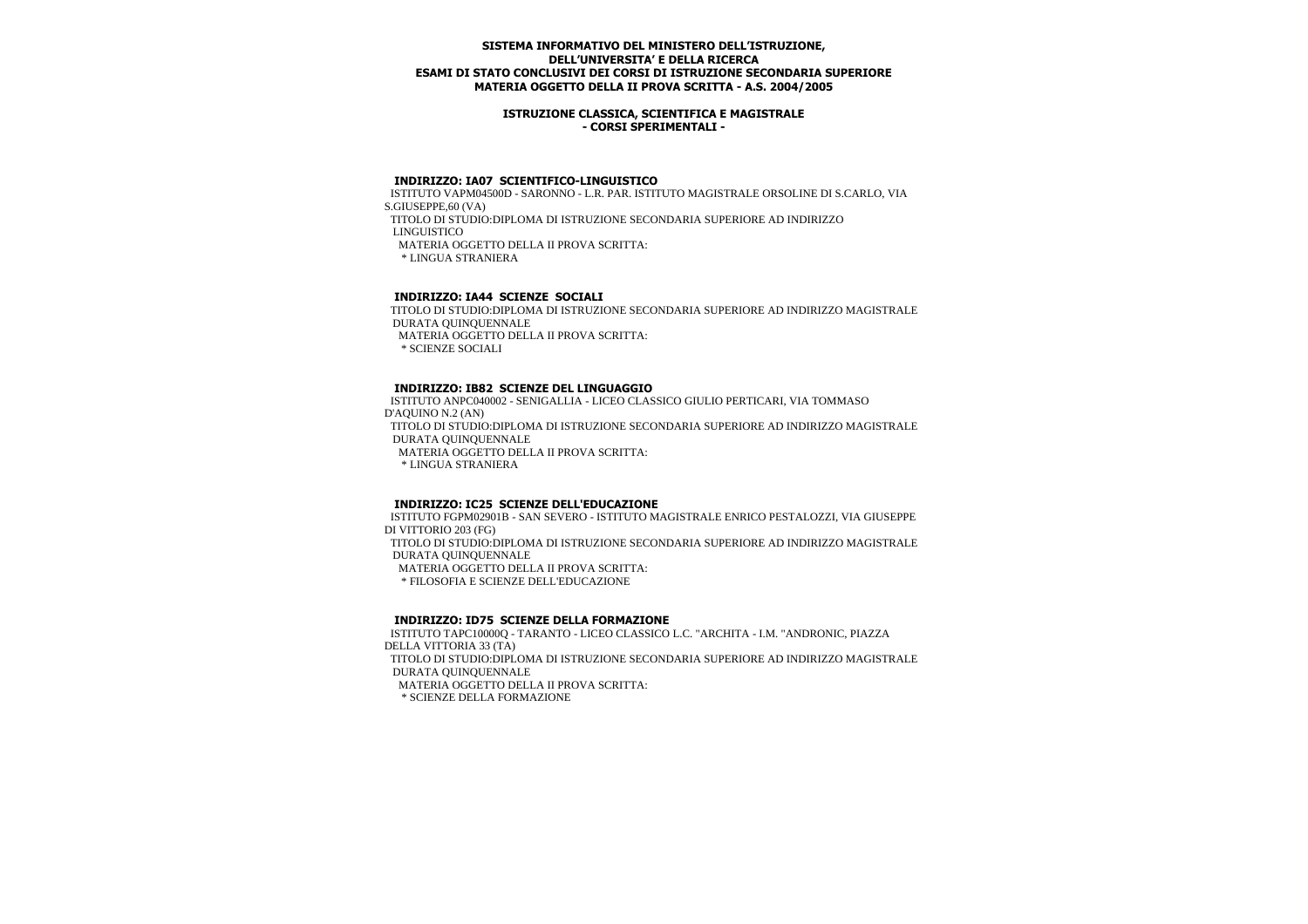**SISTEMA INFORMATIVO DEL MINISTERO DELL'ISTRUZIONE, DELL'UNIVERSITA' E DELLA RICERCA**
**ESAMI DI STATO CONCLUSIVI DEI CORSI DI ISTRUZIONE SECONDARIA SUPERIORE**
**MATERIA OGGETTO DELLA II PROVA SCRITTA - A.S. 2004/2005**

**ISTRUZIONE CLASSICA, SCIENTIFICA E MAGISTRALE**
**- CORSI SPERIMENTALI -**

### INDIRIZZO: IA07 SCIENTIFICO-LINGUISTICO

ISTITUTO VAPM04500D - SARONNO - L.R. PAR. ISTITUTO MAGISTRALE ORSOLINE DI S.CARLO, VIA S.GIUSEPPE,60 (VA)

TITOLO DI STUDIO:DIPLOMA DI ISTRUZIONE SECONDARIA SUPERIORE AD INDIRIZZO LINGUISTICO

MATERIA OGGETTO DELLA II PROVA SCRITTA:

* LINGUA STRANIERA

### INDIRIZZO: IA44 SCIENZE SOCIALI

TITOLO DI STUDIO:DIPLOMA DI ISTRUZIONE SECONDARIA SUPERIORE AD INDIRIZZO MAGISTRALE DURATA QUINQUENNALE

MATERIA OGGETTO DELLA II PROVA SCRITTA:

* SCIENZE SOCIALI

### INDIRIZZO: IB82 SCIENZE DEL LINGUAGGIO

ISTITUTO ANPC040002 - SENIGALLIA - LICEO CLASSICO GIULIO PERTICARI, VIA TOMMASO D'AQUINO N.2 (AN)

TITOLO DI STUDIO:DIPLOMA DI ISTRUZIONE SECONDARIA SUPERIORE AD INDIRIZZO MAGISTRALE DURATA QUINQUENNALE

MATERIA OGGETTO DELLA II PROVA SCRITTA:

* LINGUA STRANIERA

### INDIRIZZO: IC25 SCIENZE DELL'EDUCAZIONE

ISTITUTO FGPM02901B - SAN SEVERO - ISTITUTO MAGISTRALE ENRICO PESTALOZZI, VIA GIUSEPPE DI VITTORIO 203 (FG)

TITOLO DI STUDIO:DIPLOMA DI ISTRUZIONE SECONDARIA SUPERIORE AD INDIRIZZO MAGISTRALE DURATA QUINQUENNALE

MATERIA OGGETTO DELLA II PROVA SCRITTA:

* FILOSOFIA E SCIENZE DELL'EDUCAZIONE

### INDIRIZZO: ID75 SCIENZE DELLA FORMAZIONE

ISTITUTO TAPC10000Q - TARANTO - LICEO CLASSICO L.C. "ARCHITA - I.M. "ANDRONIC, PIAZZA DELLA VITTORIA 33 (TA)

TITOLO DI STUDIO:DIPLOMA DI ISTRUZIONE SECONDARIA SUPERIORE AD INDIRIZZO MAGISTRALE DURATA QUINQUENNALE

MATERIA OGGETTO DELLA II PROVA SCRITTA:

* SCIENZE DELLA FORMAZIONE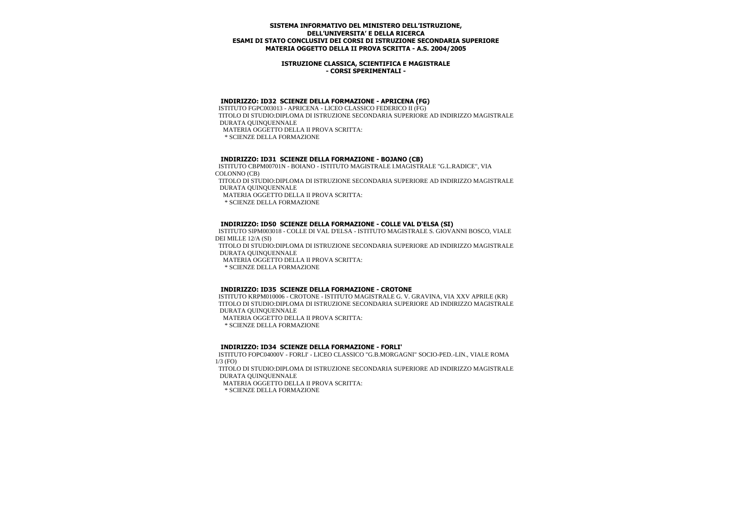**SISTEMA INFORMATIVO DEL MINISTERO DELL'ISTRUZIONE, DELL'UNIVERSITA' E DELLA RICERCA**
**ESAMI DI STATO CONCLUSIVI DEI CORSI DI ISTRUZIONE SECONDARIA SUPERIORE**
**MATERIA OGGETTO DELLA II PROVA SCRITTA - A.S. 2004/2005**

**ISTRUZIONE CLASSICA, SCIENTIFICA E MAGISTRALE**
**- CORSI SPERIMENTALI -**

**INDIRIZZO: ID32 SCIENZE DELLA FORMAZIONE - APRICENA (FG)**

ISTITUTO FGPC003013 - APRICENA - LICEO CLASSICO FEDERICO II (FG)
TITOLO DI STUDIO:DIPLOMA DI ISTRUZIONE SECONDARIA SUPERIORE AD INDIRIZZO MAGISTRALE
DURATA QUINQUENNALE
MATERIA OGGETTO DELLA II PROVA SCRITTA:
* SCIENZE DELLA FORMAZIONE

**INDIRIZZO: ID31 SCIENZE DELLA FORMAZIONE - BOJANO (CB)**

ISTITUTO CBPM00701N - BOIANO - ISTITUTO MAGISTRALE I.MAGISTRALE "G.L.RADICE", VIA COLONNO (CB)
TITOLO DI STUDIO:DIPLOMA DI ISTRUZIONE SECONDARIA SUPERIORE AD INDIRIZZO MAGISTRALE
DURATA QUINQUENNALE
MATERIA OGGETTO DELLA II PROVA SCRITTA:
* SCIENZE DELLA FORMAZIONE

**INDIRIZZO: ID50 SCIENZE DELLA FORMAZIONE - COLLE VAL D'ELSA (SI)**

ISTITUTO SIPM003018 - COLLE DI VAL D'ELSA - ISTITUTO MAGISTRALE S. GIOVANNI BOSCO, VIALE DEI MILLE 12/A (SI)
TITOLO DI STUDIO:DIPLOMA DI ISTRUZIONE SECONDARIA SUPERIORE AD INDIRIZZO MAGISTRALE
DURATA QUINQUENNALE
MATERIA OGGETTO DELLA II PROVA SCRITTA:
* SCIENZE DELLA FORMAZIONE

**INDIRIZZO: ID35 SCIENZE DELLA FORMAZIONE - CROTONE**

ISTITUTO KRPM010006 - CROTONE - ISTITUTO MAGISTRALE G. V. GRAVINA, VIA XXV APRILE (KR)
TITOLO DI STUDIO:DIPLOMA DI ISTRUZIONE SECONDARIA SUPERIORE AD INDIRIZZO MAGISTRALE
DURATA QUINQUENNALE
MATERIA OGGETTO DELLA II PROVA SCRITTA:
* SCIENZE DELLA FORMAZIONE

**INDIRIZZO: ID34 SCIENZE DELLA FORMAZIONE - FORLI'**

ISTITUTO FOPC04000V - FORLI' - LICEO CLASSICO "G.B.MORGAGNI" SOCIO-PED.-LIN., VIALE ROMA 1/3 (FO)
TITOLO DI STUDIO:DIPLOMA DI ISTRUZIONE SECONDARIA SUPERIORE AD INDIRIZZO MAGISTRALE
DURATA QUINQUENNALE
MATERIA OGGETTO DELLA II PROVA SCRITTA:
* SCIENZE DELLA FORMAZIONE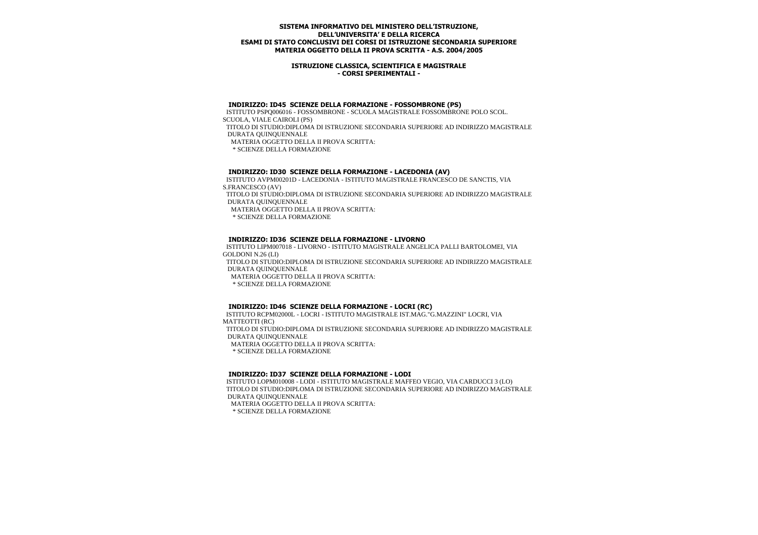**SISTEMA INFORMATIVO DEL MINISTERO DELL'ISTRUZIONE,
DELL'UNIVERSITA' E DELLA RICERCA
ESAMI DI STATO CONCLUSIVI DEI CORSI DI ISTRUZIONE SECONDARIA SUPERIORE
MATERIA OGGETTO DELLA II PROVA SCRITTA - A.S. 2004/2005**

**ISTRUZIONE CLASSICA, SCIENTIFICA E MAGISTRALE
- CORSI SPERIMENTALI -**

### INDIRIZZO: ID45 SCIENZE DELLA FORMAZIONE - FOSSOMBRONE (PS)

ISTITUTO PSPQ006016 - FOSSOMBRONE - SCUOLA MAGISTRALE FOSSOMBRONE POLO SCOL. SCUOLA, VIALE CAIROLI (PS)
TITOLO DI STUDIO:DIPLOMA DI ISTRUZIONE SECONDARIA SUPERIORE AD INDIRIZZO MAGISTRALE
DURATA QUINQUENNALE
MATERIA OGGETTO DELLA II PROVA SCRITTA:
* SCIENZE DELLA FORMAZIONE

### INDIRIZZO: ID30 SCIENZE DELLA FORMAZIONE - LACEDONIA (AV)

ISTITUTO AVPM00201D - LACEDONIA - ISTITUTO MAGISTRALE FRANCESCO DE SANCTIS, VIA S.FRANCESCO (AV)
TITOLO DI STUDIO:DIPLOMA DI ISTRUZIONE SECONDARIA SUPERIORE AD INDIRIZZO MAGISTRALE
DURATA QUINQUENNALE
MATERIA OGGETTO DELLA II PROVA SCRITTA:
* SCIENZE DELLA FORMAZIONE

### INDIRIZZO: ID36 SCIENZE DELLA FORMAZIONE - LIVORNO

ISTITUTO LIPM007018 - LIVORNO - ISTITUTO MAGISTRALE ANGELICA PALLI BARTOLOMEI, VIA GOLDONI N.26 (LI)
TITOLO DI STUDIO:DIPLOMA DI ISTRUZIONE SECONDARIA SUPERIORE AD INDIRIZZO MAGISTRALE
DURATA QUINQUENNALE
MATERIA OGGETTO DELLA II PROVA SCRITTA:
* SCIENZE DELLA FORMAZIONE

### INDIRIZZO: ID46 SCIENZE DELLA FORMAZIONE - LOCRI (RC)

ISTITUTO RCPM02000L - LOCRI - ISTITUTO MAGISTRALE IST.MAG."G.MAZZINI" LOCRI, VIA MATTEOTTI (RC)
TITOLO DI STUDIO:DIPLOMA DI ISTRUZIONE SECONDARIA SUPERIORE AD INDIRIZZO MAGISTRALE
DURATA QUINQUENNALE
MATERIA OGGETTO DELLA II PROVA SCRITTA:
* SCIENZE DELLA FORMAZIONE

### INDIRIZZO: ID37 SCIENZE DELLA FORMAZIONE - LODI

ISTITUTO LOPM010008 - LODI - ISTITUTO MAGISTRALE MAFFEO VEGIO, VIA CARDUCCI 3 (LO)
TITOLO DI STUDIO:DIPLOMA DI ISTRUZIONE SECONDARIA SUPERIORE AD INDIRIZZO MAGISTRALE
DURATA QUINQUENNALE
MATERIA OGGETTO DELLA II PROVA SCRITTA:
* SCIENZE DELLA FORMAZIONE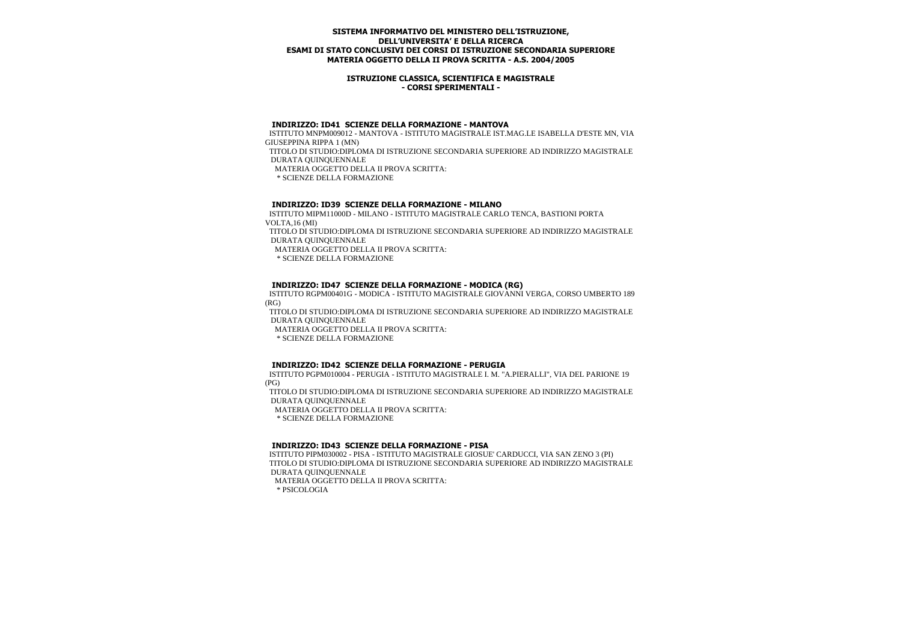**SISTEMA INFORMATIVO DEL MINISTERO DELL'ISTRUZIONE, DELL'UNIVERSITA' E DELLA RICERCA**
**ESAMI DI STATO CONCLUSIVI DEI CORSI DI ISTRUZIONE SECONDARIA SUPERIORE**
**MATERIA OGGETTO DELLA II PROVA SCRITTA - A.S. 2004/2005**

**ISTRUZIONE CLASSICA, SCIENTIFICA E MAGISTRALE**
**- CORSI SPERIMENTALI -**

### INDIRIZZO: ID41 SCIENZE DELLA FORMAZIONE - MANTOVA

ISTITUTO MNPM009012 - MANTOVA - ISTITUTO MAGISTRALE IST.MAG.LE ISABELLA D'ESTE MN, VIA GIUSEPPINA RIPPA 1 (MN)
TITOLO DI STUDIO:DIPLOMA DI ISTRUZIONE SECONDARIA SUPERIORE AD INDIRIZZO MAGISTRALE
DURATA QUINQUENNALE
MATERIA OGGETTO DELLA II PROVA SCRITTA:
* SCIENZE DELLA FORMAZIONE

### INDIRIZZO: ID39 SCIENZE DELLA FORMAZIONE - MILANO

ISTITUTO MIPM11000D - MILANO - ISTITUTO MAGISTRALE CARLO TENCA, BASTIONI PORTA VOLTA,16 (MI)
TITOLO DI STUDIO:DIPLOMA DI ISTRUZIONE SECONDARIA SUPERIORE AD INDIRIZZO MAGISTRALE
DURATA QUINQUENNALE
MATERIA OGGETTO DELLA II PROVA SCRITTA:
* SCIENZE DELLA FORMAZIONE

### INDIRIZZO: ID47 SCIENZE DELLA FORMAZIONE - MODICA (RG)

ISTITUTO RGPM00401G - MODICA - ISTITUTO MAGISTRALE GIOVANNI VERGA, CORSO UMBERTO 189 (RG)
TITOLO DI STUDIO:DIPLOMA DI ISTRUZIONE SECONDARIA SUPERIORE AD INDIRIZZO MAGISTRALE
DURATA QUINQUENNALE
MATERIA OGGETTO DELLA II PROVA SCRITTA:
* SCIENZE DELLA FORMAZIONE

### INDIRIZZO: ID42 SCIENZE DELLA FORMAZIONE - PERUGIA

ISTITUTO PGPM010004 - PERUGIA - ISTITUTO MAGISTRALE I. M. "A.PIERALLI", VIA DEL PARIONE 19 (PG)
TITOLO DI STUDIO:DIPLOMA DI ISTRUZIONE SECONDARIA SUPERIORE AD INDIRIZZO MAGISTRALE
DURATA QUINQUENNALE
MATERIA OGGETTO DELLA II PROVA SCRITTA:
* SCIENZE DELLA FORMAZIONE

### INDIRIZZO: ID43 SCIENZE DELLA FORMAZIONE - PISA

ISTITUTO PIPM030002 - PISA - ISTITUTO MAGISTRALE GIOSUE' CARDUCCI, VIA SAN ZENO 3 (PI)
TITOLO DI STUDIO:DIPLOMA DI ISTRUZIONE SECONDARIA SUPERIORE AD INDIRIZZO MAGISTRALE
DURATA QUINQUENNALE
MATERIA OGGETTO DELLA II PROVA SCRITTA:
* PSICOLOGIA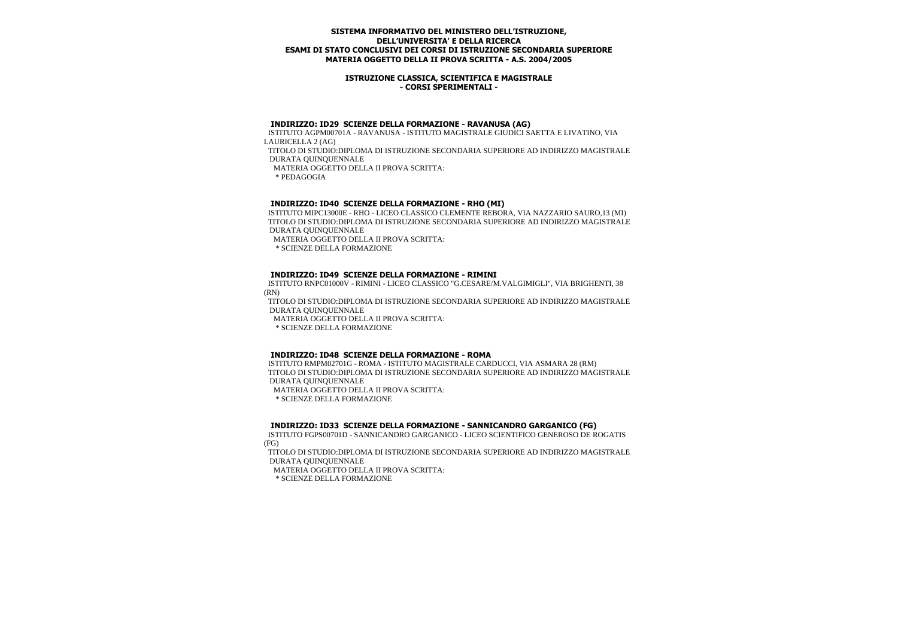**SISTEMA INFORMATIVO DEL MINISTERO DELL'ISTRUZIONE, DELL'UNIVERSITA' E DELLA RICERCA**
**ESAMI DI STATO CONCLUSIVI DEI CORSI DI ISTRUZIONE SECONDARIA SUPERIORE**
**MATERIA OGGETTO DELLA II PROVA SCRITTA - A.S. 2004/2005**

**ISTRUZIONE CLASSICA, SCIENTIFICA E MAGISTRALE**
**- CORSI SPERIMENTALI -**

### INDIRIZZO: ID29 SCIENZE DELLA FORMAZIONE - RAVANUSA (AG)

ISTITUTO AGPM00701A - RAVANUSA - ISTITUTO MAGISTRALE GIUDICI SAETTA E LIVATINO, VIA LAURICELLA 2 (AG)

TITOLO DI STUDIO:DIPLOMA DI ISTRUZIONE SECONDARIA SUPERIORE AD INDIRIZZO MAGISTRALE DURATA QUINQUENNALE

MATERIA OGGETTO DELLA II PROVA SCRITTA:

* PEDAGOGIA

### INDIRIZZO: ID40 SCIENZE DELLA FORMAZIONE - RHO (MI)

ISTITUTO MIPC13000E - RHO - LICEO CLASSICO CLEMENTE REBORA, VIA NAZZARIO SAURO,13 (MI)

TITOLO DI STUDIO:DIPLOMA DI ISTRUZIONE SECONDARIA SUPERIORE AD INDIRIZZO MAGISTRALE DURATA QUINQUENNALE

MATERIA OGGETTO DELLA II PROVA SCRITTA:

* SCIENZE DELLA FORMAZIONE

### INDIRIZZO: ID49 SCIENZE DELLA FORMAZIONE - RIMINI

ISTITUTO RNPC01000V - RIMINI - LICEO CLASSICO "G.CESARE/M.VALGIMIGLI", VIA BRIGHENTI, 38 (RN)

TITOLO DI STUDIO:DIPLOMA DI ISTRUZIONE SECONDARIA SUPERIORE AD INDIRIZZO MAGISTRALE DURATA QUINQUENNALE

MATERIA OGGETTO DELLA II PROVA SCRITTA:

* SCIENZE DELLA FORMAZIONE

### INDIRIZZO: ID48 SCIENZE DELLA FORMAZIONE - ROMA

ISTITUTO RMPM02701G - ROMA - ISTITUTO MAGISTRALE CARDUCCI, VIA ASMARA 28 (RM)

TITOLO DI STUDIO:DIPLOMA DI ISTRUZIONE SECONDARIA SUPERIORE AD INDIRIZZO MAGISTRALE DURATA QUINQUENNALE

MATERIA OGGETTO DELLA II PROVA SCRITTA:

* SCIENZE DELLA FORMAZIONE

### INDIRIZZO: ID33 SCIENZE DELLA FORMAZIONE - SANNICANDRO GARGANICO (FG)

ISTITUTO FGPS00701D - SANNICANDRO GARGANICO - LICEO SCIENTIFICO GENEROSO DE ROGATIS (FG)

TITOLO DI STUDIO:DIPLOMA DI ISTRUZIONE SECONDARIA SUPERIORE AD INDIRIZZO MAGISTRALE DURATA QUINQUENNALE

MATERIA OGGETTO DELLA II PROVA SCRITTA:

* SCIENZE DELLA FORMAZIONE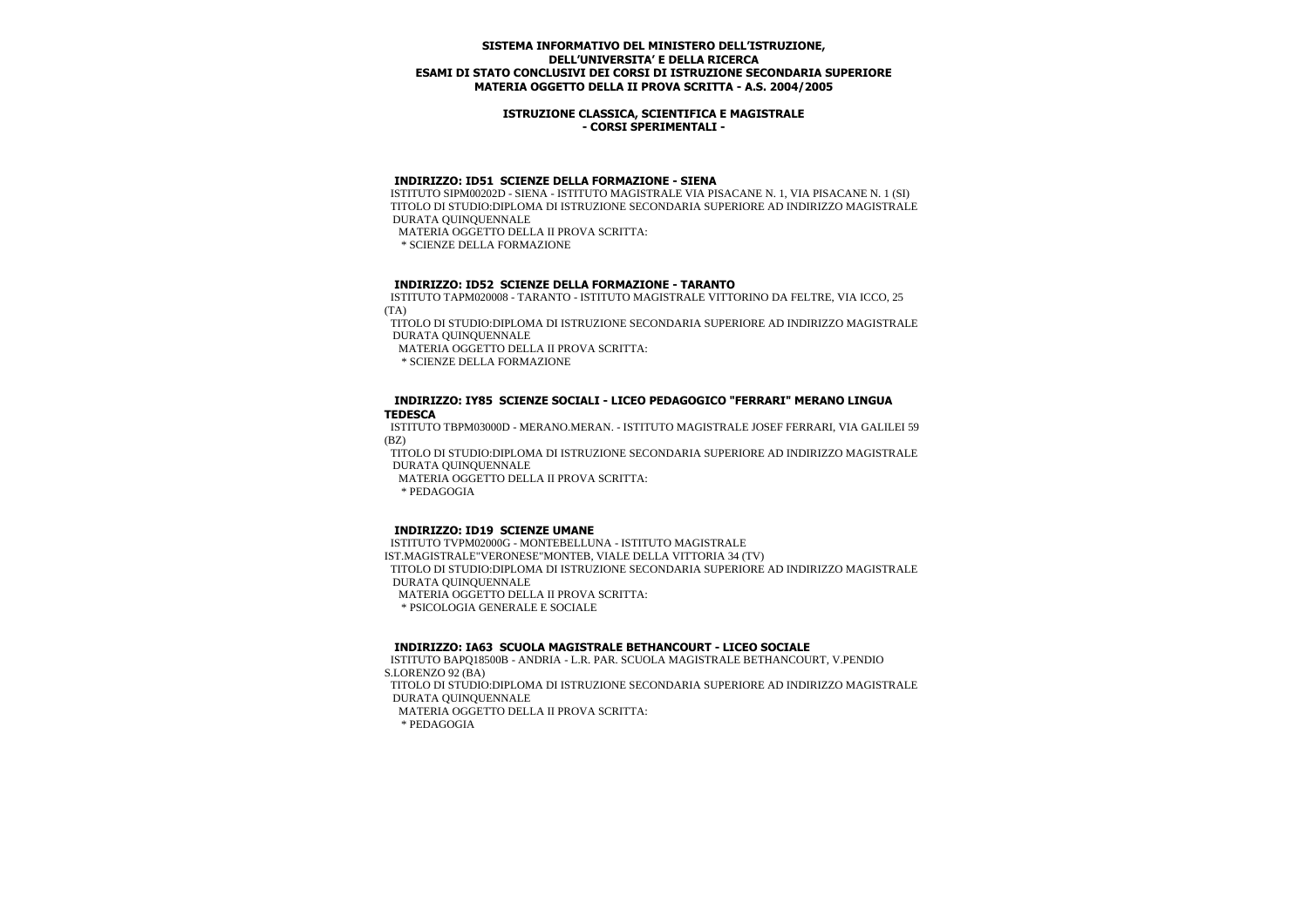**SISTEMA INFORMATIVO DEL MINISTERO DELL'ISTRUZIONE, DELL'UNIVERSITA' E DELLA RICERCA**
**ESAMI DI STATO CONCLUSIVI DEI CORSI DI ISTRUZIONE SECONDARIA SUPERIORE**
**MATERIA OGGETTO DELLA II PROVA SCRITTA - A.S. 2004/2005**

**ISTRUZIONE CLASSICA, SCIENTIFICA E MAGISTRALE**
**- CORSI SPERIMENTALI -**

**INDIRIZZO: ID51 SCIENZE DELLA FORMAZIONE - SIENA**

ISTITUTO SIPM00202D - SIENA - ISTITUTO MAGISTRALE VIA PISACANE N. 1, VIA PISACANE N. 1 (SI)
TITOLO DI STUDIO:DIPLOMA DI ISTRUZIONE SECONDARIA SUPERIORE AD INDIRIZZO MAGISTRALE
DURATA QUINQUENNALE
MATERIA OGGETTO DELLA II PROVA SCRITTA:
* SCIENZE DELLA FORMAZIONE

**INDIRIZZO: ID52 SCIENZE DELLA FORMAZIONE - TARANTO**

ISTITUTO TAPM020008 - TARANTO - ISTITUTO MAGISTRALE VITTORINO DA FELTRE, VIA ICCO, 25 (TA)
TITOLO DI STUDIO:DIPLOMA DI ISTRUZIONE SECONDARIA SUPERIORE AD INDIRIZZO MAGISTRALE
DURATA QUINQUENNALE
MATERIA OGGETTO DELLA II PROVA SCRITTA:
* SCIENZE DELLA FORMAZIONE

**INDIRIZZO: IY85 SCIENZE SOCIALI - LICEO PEDAGOGICO "FERRARI" MERANO LINGUA TEDESCA**

ISTITUTO TBPM03000D - MERANO.MERAN. - ISTITUTO MAGISTRALE JOSEF FERRARI, VIA GALILEI 59 (BZ)
TITOLO DI STUDIO:DIPLOMA DI ISTRUZIONE SECONDARIA SUPERIORE AD INDIRIZZO MAGISTRALE
DURATA QUINQUENNALE
MATERIA OGGETTO DELLA II PROVA SCRITTA:
* PEDAGOGIA

**INDIRIZZO: ID19 SCIENZE UMANE**

ISTITUTO TVPM02000G - MONTEBELLUNA - ISTITUTO MAGISTRALE IST.MAGISTRALE"VERONESE"MONTEB, VIALE DELLA VITTORIA 34 (TV)
TITOLO DI STUDIO:DIPLOMA DI ISTRUZIONE SECONDARIA SUPERIORE AD INDIRIZZO MAGISTRALE
DURATA QUINQUENNALE
MATERIA OGGETTO DELLA II PROVA SCRITTA:
* PSICOLOGIA GENERALE E SOCIALE

**INDIRIZZO: IA63 SCUOLA MAGISTRALE BETHANCOURT - LICEO SOCIALE**

ISTITUTO BAPQ18500B - ANDRIA - L.R. PAR. SCUOLA MAGISTRALE BETHANCOURT, V.PENDIO S.LORENZO 92 (BA)
TITOLO DI STUDIO:DIPLOMA DI ISTRUZIONE SECONDARIA SUPERIORE AD INDIRIZZO MAGISTRALE
DURATA QUINQUENNALE
MATERIA OGGETTO DELLA II PROVA SCRITTA:
* PEDAGOGIA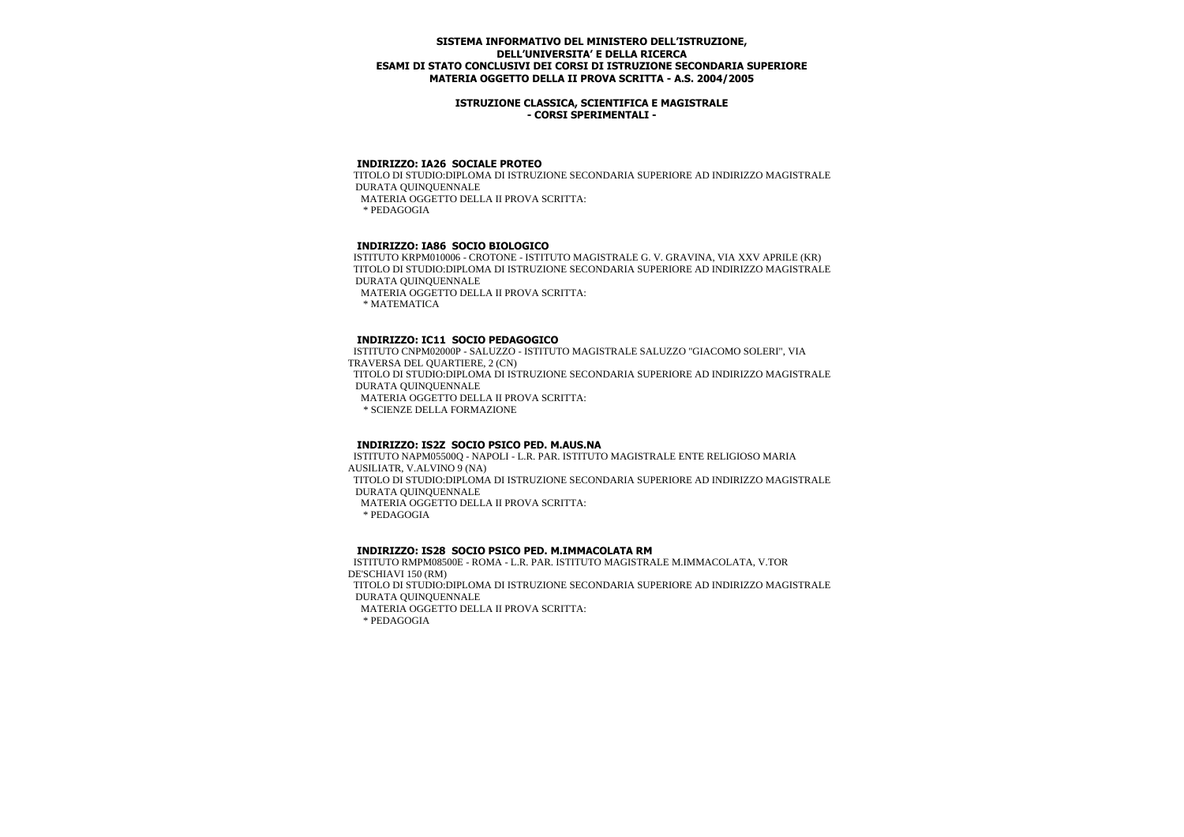**SISTEMA INFORMATIVO DEL MINISTERO DELL'ISTRUZIONE, DELL'UNIVERSITA' E DELLA RICERCA**
**ESAMI DI STATO CONCLUSIVI DEI CORSI DI ISTRUZIONE SECONDARIA SUPERIORE**
**MATERIA OGGETTO DELLA II PROVA SCRITTA - A.S. 2004/2005**

**ISTRUZIONE CLASSICA, SCIENTIFICA E MAGISTRALE**
**- CORSI SPERIMENTALI -**

### INDIRIZZO: IA26 SOCIALE PROTEO

TITOLO DI STUDIO:DIPLOMA DI ISTRUZIONE SECONDARIA SUPERIORE AD INDIRIZZO MAGISTRALE
DURATA QUINQUENNALE
MATERIA OGGETTO DELLA II PROVA SCRITTA:
* PEDAGOGIA

### INDIRIZZO: IA86 SOCIO BIOLOGICO

ISTITUTO KRPM010006 - CROTONE - ISTITUTO MAGISTRALE G. V. GRAVINA, VIA XXV APRILE (KR)
TITOLO DI STUDIO:DIPLOMA DI ISTRUZIONE SECONDARIA SUPERIORE AD INDIRIZZO MAGISTRALE
DURATA QUINQUENNALE
MATERIA OGGETTO DELLA II PROVA SCRITTA:
* MATEMATICA

### INDIRIZZO: IC11 SOCIO PEDAGOGICO

ISTITUTO CNPM02000P - SALUZZO - ISTITUTO MAGISTRALE SALUZZO "GIACOMO SOLERI", VIA TRAVERSA DEL QUARTIERE, 2 (CN)
TITOLO DI STUDIO:DIPLOMA DI ISTRUZIONE SECONDARIA SUPERIORE AD INDIRIZZO MAGISTRALE
DURATA QUINQUENNALE
MATERIA OGGETTO DELLA II PROVA SCRITTA:
* SCIENZE DELLA FORMAZIONE

### INDIRIZZO: IS2Z SOCIO PSICO PED. M.AUS.NA

ISTITUTO NAPM05500Q - NAPOLI - L.R. PAR. ISTITUTO MAGISTRALE ENTE RELIGIOSO MARIA AUSILIATR, V.ALVINO 9 (NA)
TITOLO DI STUDIO:DIPLOMA DI ISTRUZIONE SECONDARIA SUPERIORE AD INDIRIZZO MAGISTRALE
DURATA QUINQUENNALE
MATERIA OGGETTO DELLA II PROVA SCRITTA:
* PEDAGOGIA

### INDIRIZZO: IS28 SOCIO PSICO PED. M.IMMACOLATA RM

ISTITUTO RMPM08500E - ROMA - L.R. PAR. ISTITUTO MAGISTRALE M.IMMACOLATA, V.TOR DE'SCHIAVI 150 (RM)
TITOLO DI STUDIO:DIPLOMA DI ISTRUZIONE SECONDARIA SUPERIORE AD INDIRIZZO MAGISTRALE
DURATA QUINQUENNALE
MATERIA OGGETTO DELLA II PROVA SCRITTA:
* PEDAGOGIA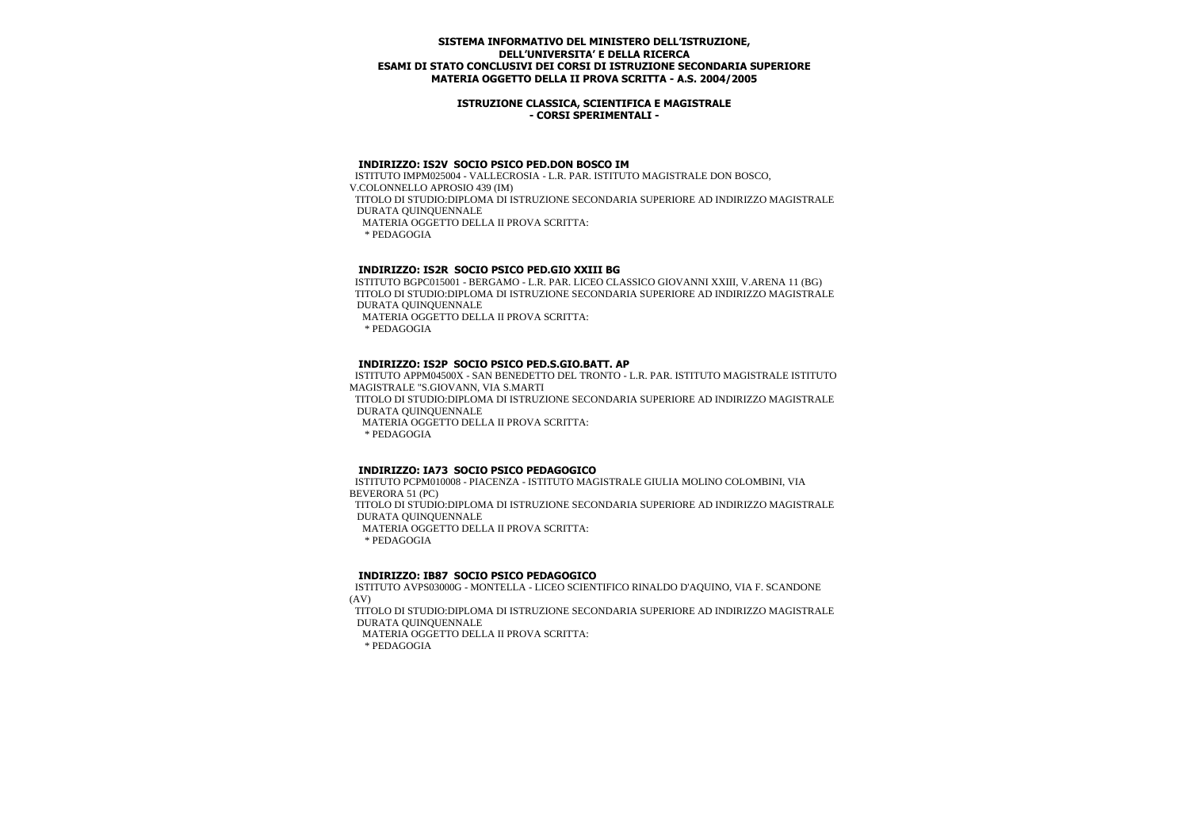**SISTEMA INFORMATIVO DEL MINISTERO DELL'ISTRUZIONE, DELL'UNIVERSITA' E DELLA RICERCA**
**ESAMI DI STATO CONCLUSIVI DEI CORSI DI ISTRUZIONE SECONDARIA SUPERIORE**
**MATERIA OGGETTO DELLA II PROVA SCRITTA - A.S. 2004/2005**

**ISTRUZIONE CLASSICA, SCIENTIFICA E MAGISTRALE**
**- CORSI SPERIMENTALI -**

**INDIRIZZO: IS2V SOCIO PSICO PED.DON BOSCO IM**

ISTITUTO IMPM025004 - VALLECROSIA - L.R. PAR. ISTITUTO MAGISTRALE DON BOSCO, V.COLONNELLO APROSIO 439 (IM)

TITOLO DI STUDIO:DIPLOMA DI ISTRUZIONE SECONDARIA SUPERIORE AD INDIRIZZO MAGISTRALE DURATA QUINQUENNALE

MATERIA OGGETTO DELLA II PROVA SCRITTA:

* PEDAGOGIA

**INDIRIZZO: IS2R SOCIO PSICO PED.GIO XXIII BG**

ISTITUTO BGPC015001 - BERGAMO - L.R. PAR. LICEO CLASSICO GIOVANNI XXIII, V.ARENA 11 (BG)

TITOLO DI STUDIO:DIPLOMA DI ISTRUZIONE SECONDARIA SUPERIORE AD INDIRIZZO MAGISTRALE DURATA QUINQUENNALE

MATERIA OGGETTO DELLA II PROVA SCRITTA:

* PEDAGOGIA

**INDIRIZZO: IS2P SOCIO PSICO PED.S.GIO.BATT. AP**

ISTITUTO APPM04500X - SAN BENEDETTO DEL TRONTO - L.R. PAR. ISTITUTO MAGISTRALE ISTITUTO MAGISTRALE "S.GIOVANN, VIA S.MARTI

TITOLO DI STUDIO:DIPLOMA DI ISTRUZIONE SECONDARIA SUPERIORE AD INDIRIZZO MAGISTRALE DURATA QUINQUENNALE

MATERIA OGGETTO DELLA II PROVA SCRITTA:

* PEDAGOGIA

**INDIRIZZO: IA73 SOCIO PSICO PEDAGOGICO**

ISTITUTO PCPM010008 - PIACENZA - ISTITUTO MAGISTRALE GIULIA MOLINO COLOMBINI, VIA BEVERORA 51 (PC)

TITOLO DI STUDIO:DIPLOMA DI ISTRUZIONE SECONDARIA SUPERIORE AD INDIRIZZO MAGISTRALE DURATA QUINQUENNALE

MATERIA OGGETTO DELLA II PROVA SCRITTA:

* PEDAGOGIA

**INDIRIZZO: IB87 SOCIO PSICO PEDAGOGICO**

ISTITUTO AVPS03000G - MONTELLA - LICEO SCIENTIFICO RINALDO D'AQUINO, VIA F. SCANDONE (AV)

TITOLO DI STUDIO:DIPLOMA DI ISTRUZIONE SECONDARIA SUPERIORE AD INDIRIZZO MAGISTRALE DURATA QUINQUENNALE

MATERIA OGGETTO DELLA II PROVA SCRITTA:

* PEDAGOGIA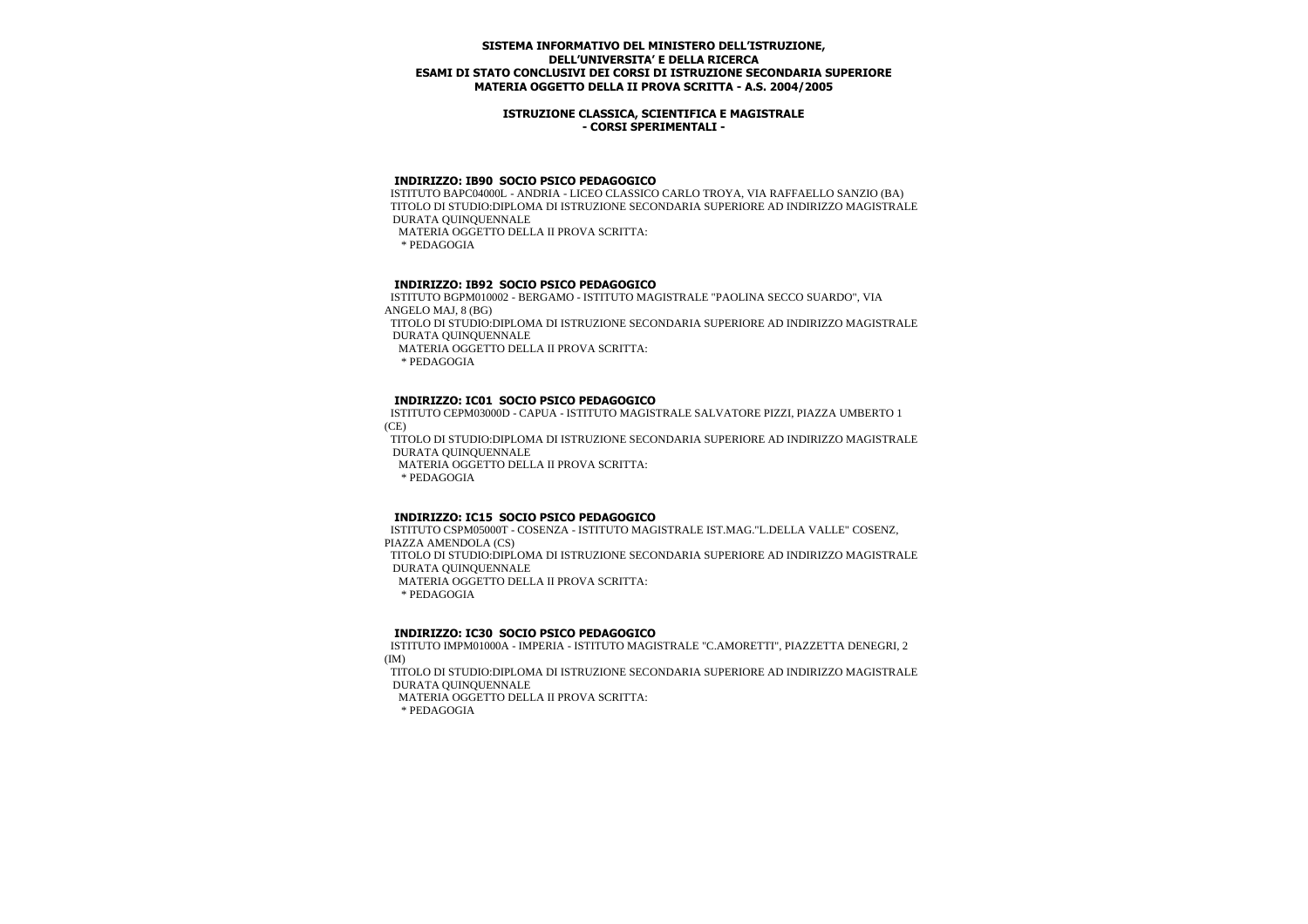**SISTEMA INFORMATIVO DEL MINISTERO DELL'ISTRUZIONE, DELL'UNIVERSITA' E DELLA RICERCA**
**ESAMI DI STATO CONCLUSIVI DEI CORSI DI ISTRUZIONE SECONDARIA SUPERIORE**
**MATERIA OGGETTO DELLA II PROVA SCRITTA - A.S. 2004/2005**

**ISTRUZIONE CLASSICA, SCIENTIFICA E MAGISTRALE**
**- CORSI SPERIMENTALI -**

**INDIRIZZO: IB90 SOCIO PSICO PEDAGOGICO**

ISTITUTO BAPC04000L - ANDRIA - LICEO CLASSICO CARLO TROYA, VIA RAFFAELLO SANZIO (BA)
TITOLO DI STUDIO:DIPLOMA DI ISTRUZIONE SECONDARIA SUPERIORE AD INDIRIZZO MAGISTRALE
DURATA QUINQUENNALE
MATERIA OGGETTO DELLA II PROVA SCRITTA:
* PEDAGOGIA

**INDIRIZZO: IB92 SOCIO PSICO PEDAGOGICO**

ISTITUTO BGPM010002 - BERGAMO - ISTITUTO MAGISTRALE "PAOLINA SECCO SUARDO", VIA ANGELO MAJ, 8 (BG)
TITOLO DI STUDIO:DIPLOMA DI ISTRUZIONE SECONDARIA SUPERIORE AD INDIRIZZO MAGISTRALE
DURATA QUINQUENNALE
MATERIA OGGETTO DELLA II PROVA SCRITTA:
* PEDAGOGIA

**INDIRIZZO: IC01 SOCIO PSICO PEDAGOGICO**

ISTITUTO CEPM03000D - CAPUA - ISTITUTO MAGISTRALE SALVATORE PIZZI, PIAZZA UMBERTO 1 (CE)
TITOLO DI STUDIO:DIPLOMA DI ISTRUZIONE SECONDARIA SUPERIORE AD INDIRIZZO MAGISTRALE
DURATA QUINQUENNALE
MATERIA OGGETTO DELLA II PROVA SCRITTA:
* PEDAGOGIA

**INDIRIZZO: IC15 SOCIO PSICO PEDAGOGICO**

ISTITUTO CSPM05000T - COSENZA - ISTITUTO MAGISTRALE IST.MAG."L.DELLA VALLE" COSENZ, PIAZZA AMENDOLA (CS)
TITOLO DI STUDIO:DIPLOMA DI ISTRUZIONE SECONDARIA SUPERIORE AD INDIRIZZO MAGISTRALE
DURATA QUINQUENNALE
MATERIA OGGETTO DELLA II PROVA SCRITTA:
* PEDAGOGIA

**INDIRIZZO: IC30 SOCIO PSICO PEDAGOGICO**

ISTITUTO IMPM01000A - IMPERIA - ISTITUTO MAGISTRALE "C.AMORETTI", PIAZZETTA DENEGRI, 2 (IM)
TITOLO DI STUDIO:DIPLOMA DI ISTRUZIONE SECONDARIA SUPERIORE AD INDIRIZZO MAGISTRALE
DURATA QUINQUENNALE
MATERIA OGGETTO DELLA II PROVA SCRITTA:
* PEDAGOGIA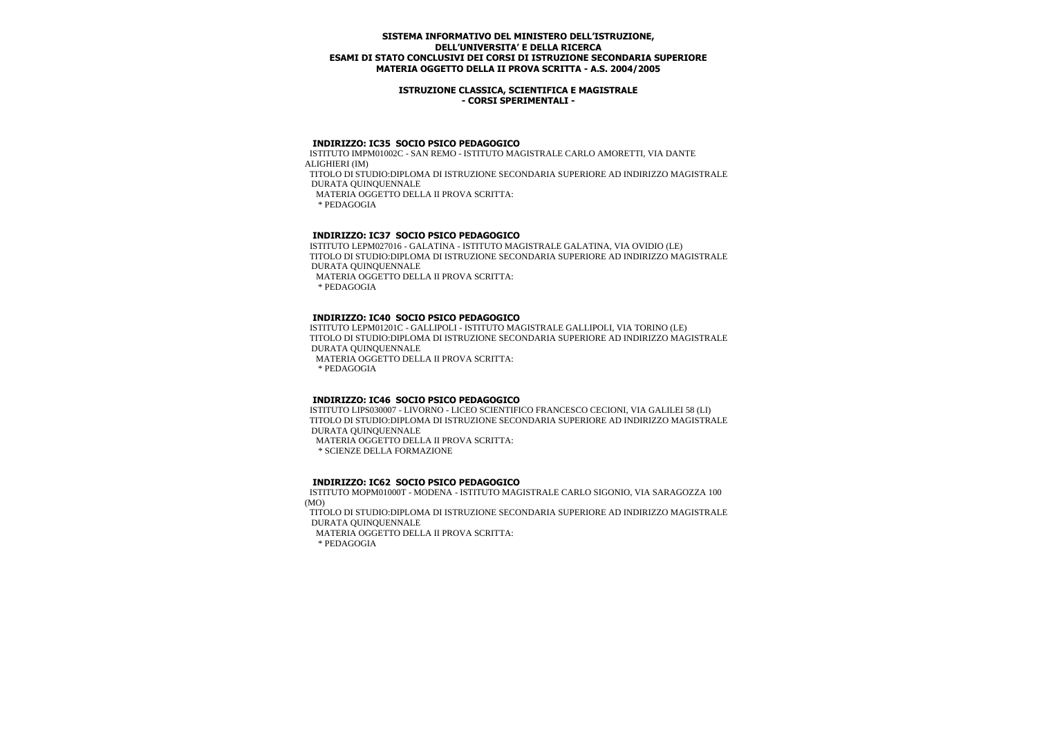**SISTEMA INFORMATIVO DEL MINISTERO DELL'ISTRUZIONE, DELL'UNIVERSITA' E DELLA RICERCA**
**ESAMI DI STATO CONCLUSIVI DEI CORSI DI ISTRUZIONE SECONDARIA SUPERIORE**
**MATERIA OGGETTO DELLA II PROVA SCRITTA - A.S. 2004/2005**

**ISTRUZIONE CLASSICA, SCIENTIFICA E MAGISTRALE**
**- CORSI SPERIMENTALI -**

**INDIRIZZO: IC35 SOCIO PSICO PEDAGOGICO**
ISTITUTO IMPM01002C - SAN REMO - ISTITUTO MAGISTRALE CARLO AMORETTI, VIA DANTE ALIGHIERI (IM)
TITOLO DI STUDIO:DIPLOMA DI ISTRUZIONE SECONDARIA SUPERIORE AD INDIRIZZO MAGISTRALE
DURATA QUINQUENNALE
MATERIA OGGETTO DELLA II PROVA SCRITTA:
* PEDAGOGIA

**INDIRIZZO: IC37 SOCIO PSICO PEDAGOGICO**
ISTITUTO LEPM027016 - GALATINA - ISTITUTO MAGISTRALE GALATINA, VIA OVIDIO (LE)
TITOLO DI STUDIO:DIPLOMA DI ISTRUZIONE SECONDARIA SUPERIORE AD INDIRIZZO MAGISTRALE
DURATA QUINQUENNALE
MATERIA OGGETTO DELLA II PROVA SCRITTA:
* PEDAGOGIA

**INDIRIZZO: IC40 SOCIO PSICO PEDAGOGICO**
ISTITUTO LEPM01201C - GALLIPOLI - ISTITUTO MAGISTRALE GALLIPOLI, VIA TORINO (LE)
TITOLO DI STUDIO:DIPLOMA DI ISTRUZIONE SECONDARIA SUPERIORE AD INDIRIZZO MAGISTRALE
DURATA QUINQUENNALE
MATERIA OGGETTO DELLA II PROVA SCRITTA:
* PEDAGOGIA

**INDIRIZZO: IC46 SOCIO PSICO PEDAGOGICO**
ISTITUTO LIPS030007 - LIVORNO - LICEO SCIENTIFICO FRANCESCO CECIONI, VIA GALILEI 58 (LI)
TITOLO DI STUDIO:DIPLOMA DI ISTRUZIONE SECONDARIA SUPERIORE AD INDIRIZZO MAGISTRALE
DURATA QUINQUENNALE
MATERIA OGGETTO DELLA II PROVA SCRITTA:
* SCIENZE DELLA FORMAZIONE

**INDIRIZZO: IC62 SOCIO PSICO PEDAGOGICO**
ISTITUTO MOPM01000T - MODENA - ISTITUTO MAGISTRALE CARLO SIGONIO, VIA SARAGOZZA 100 (MO)
TITOLO DI STUDIO:DIPLOMA DI ISTRUZIONE SECONDARIA SUPERIORE AD INDIRIZZO MAGISTRALE
DURATA QUINQUENNALE
MATERIA OGGETTO DELLA II PROVA SCRITTA:
* PEDAGOGIA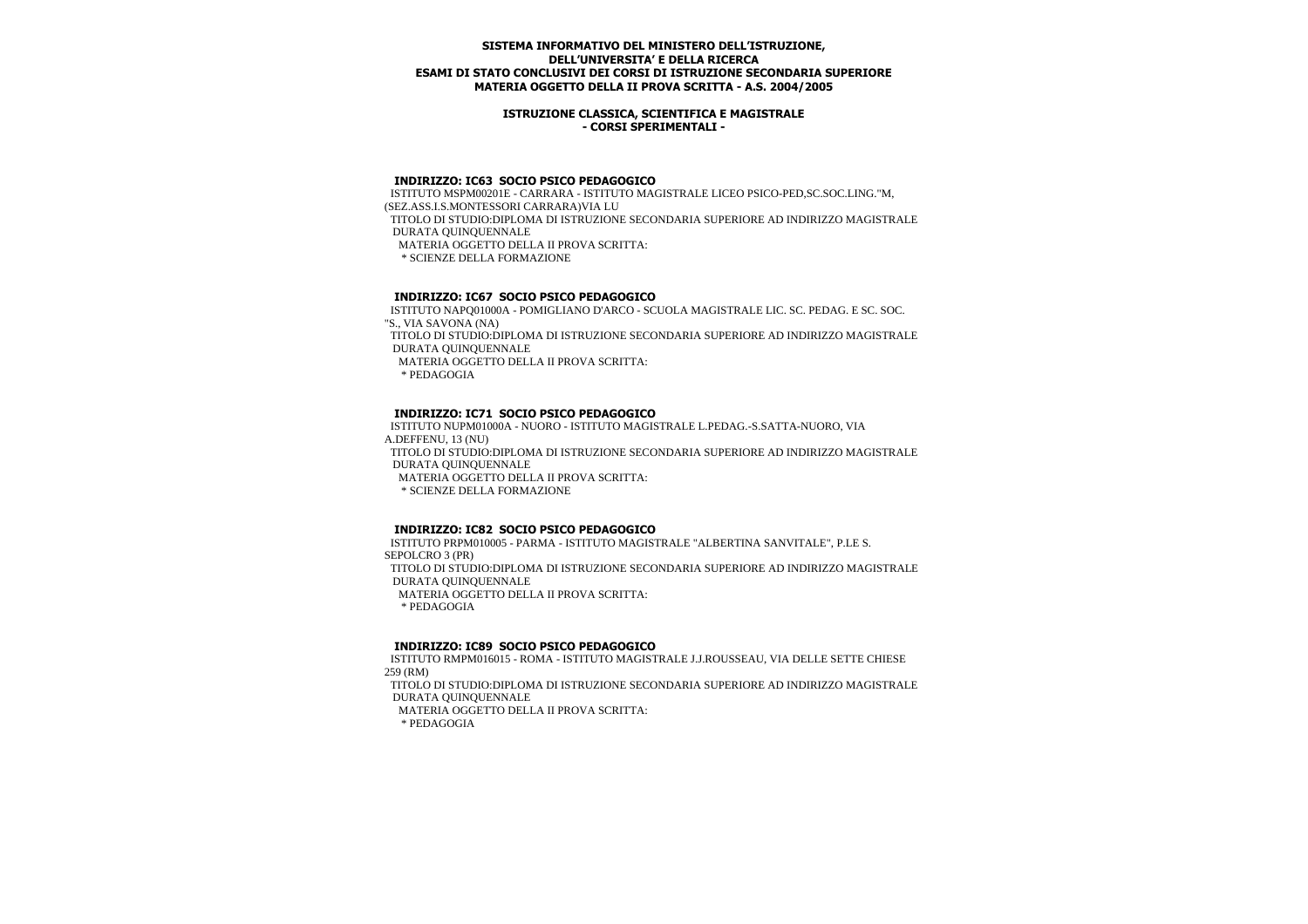**SISTEMA INFORMATIVO DEL MINISTERO DELL'ISTRUZIONE, DELL'UNIVERSITA' E DELLA RICERCA**
**ESAMI DI STATO CONCLUSIVI DEI CORSI DI ISTRUZIONE SECONDARIA SUPERIORE**
**MATERIA OGGETTO DELLA II PROVA SCRITTA - A.S. 2004/2005**

**ISTRUZIONE CLASSICA, SCIENTIFICA E MAGISTRALE**
**- CORSI SPERIMENTALI -**

### INDIRIZZO: IC63 SOCIO PSICO PEDAGOGICO

ISTITUTO MSPM00201E - CARRARA - ISTITUTO MAGISTRALE LICEO PSICO-PED,SC.SOC.LING."M,(SEZ.ASS.I.S.MONTESSORI CARRARA)VIA LU
TITOLO DI STUDIO:DIPLOMA DI ISTRUZIONE SECONDARIA SUPERIORE AD INDIRIZZO MAGISTRALE
DURATA QUINQUENNALE
MATERIA OGGETTO DELLA II PROVA SCRITTA:
* SCIENZE DELLA FORMAZIONE

### INDIRIZZO: IC67 SOCIO PSICO PEDAGOGICO

ISTITUTO NAPQ01000A - POMIGLIANO D'ARCO - SCUOLA MAGISTRALE LIC. SC. PEDAG. E SC. SOC. "S., VIA SAVONA (NA)
TITOLO DI STUDIO:DIPLOMA DI ISTRUZIONE SECONDARIA SUPERIORE AD INDIRIZZO MAGISTRALE
DURATA QUINQUENNALE
MATERIA OGGETTO DELLA II PROVA SCRITTA:
* PEDAGOGIA

### INDIRIZZO: IC71 SOCIO PSICO PEDAGOGICO

ISTITUTO NUPM01000A - NUORO - ISTITUTO MAGISTRALE L.PEDAG.-S.SATTA-NUORO, VIA A.DEFFENU, 13 (NU)
TITOLO DI STUDIO:DIPLOMA DI ISTRUZIONE SECONDARIA SUPERIORE AD INDIRIZZO MAGISTRALE
DURATA QUINQUENNALE
MATERIA OGGETTO DELLA II PROVA SCRITTA:
* SCIENZE DELLA FORMAZIONE

### INDIRIZZO: IC82 SOCIO PSICO PEDAGOGICO

ISTITUTO PRPM010005 - PARMA - ISTITUTO MAGISTRALE "ALBERTINA SANVITALE", P.LE S. SEPOLCRO 3 (PR)
TITOLO DI STUDIO:DIPLOMA DI ISTRUZIONE SECONDARIA SUPERIORE AD INDIRIZZO MAGISTRALE
DURATA QUINQUENNALE
MATERIA OGGETTO DELLA II PROVA SCRITTA:
* PEDAGOGIA

### INDIRIZZO: IC89 SOCIO PSICO PEDAGOGICO

ISTITUTO RMPM016015 - ROMA - ISTITUTO MAGISTRALE J.J.ROUSSEAU, VIA DELLE SETTE CHIESE 259 (RM)
TITOLO DI STUDIO:DIPLOMA DI ISTRUZIONE SECONDARIA SUPERIORE AD INDIRIZZO MAGISTRALE
DURATA QUINQUENNALE
MATERIA OGGETTO DELLA II PROVA SCRITTA:
* PEDAGOGIA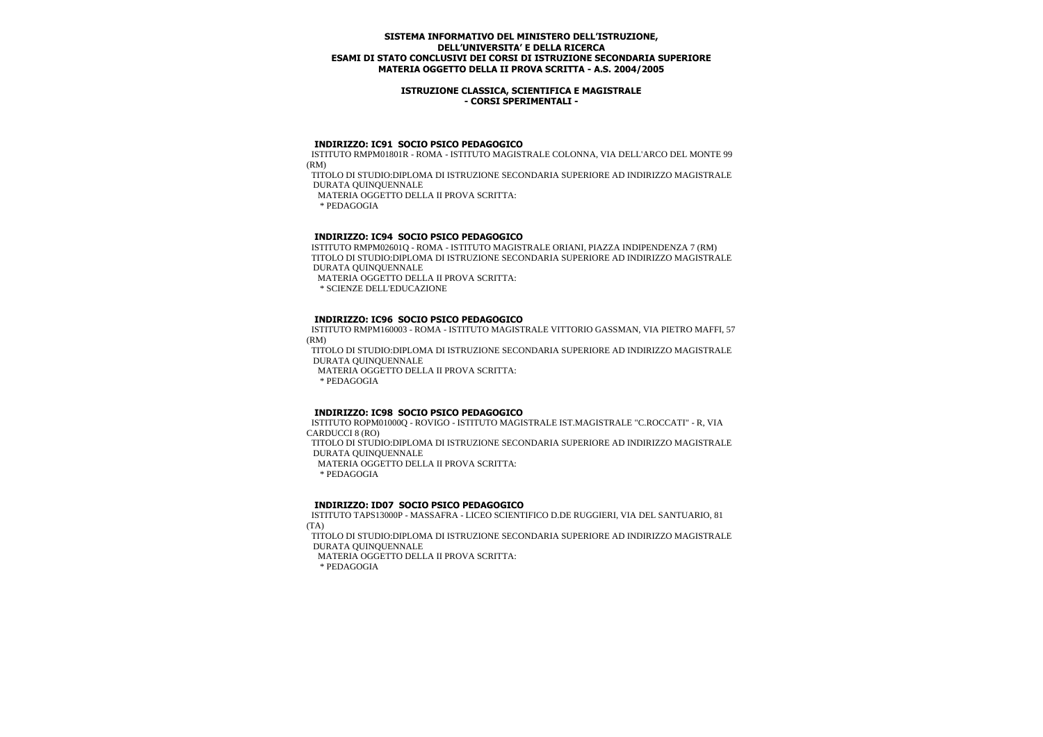**SISTEMA INFORMATIVO DEL MINISTERO DELL'ISTRUZIONE, DELL'UNIVERSITA' E DELLA RICERCA**
**ESAMI DI STATO CONCLUSIVI DEI CORSI DI ISTRUZIONE SECONDARIA SUPERIORE**
**MATERIA OGGETTO DELLA II PROVA SCRITTA - A.S. 2004/2005**

**ISTRUZIONE CLASSICA, SCIENTIFICA E MAGISTRALE**
**- CORSI SPERIMENTALI -**

**INDIRIZZO: IC91 SOCIO PSICO PEDAGOGICO**

ISTITUTO RMPM01801R - ROMA - ISTITUTO MAGISTRALE COLONNA, VIA DELL'ARCO DEL MONTE 99 (RM)
TITOLO DI STUDIO:DIPLOMA DI ISTRUZIONE SECONDARIA SUPERIORE AD INDIRIZZO MAGISTRALE
DURATA QUINQUENNALE
MATERIA OGGETTO DELLA II PROVA SCRITTA:
* PEDAGOGIA

**INDIRIZZO: IC94 SOCIO PSICO PEDAGOGICO**

ISTITUTO RMPM02601Q - ROMA - ISTITUTO MAGISTRALE ORIANI, PIAZZA INDIPENDENZA 7 (RM)
TITOLO DI STUDIO:DIPLOMA DI ISTRUZIONE SECONDARIA SUPERIORE AD INDIRIZZO MAGISTRALE
DURATA QUINQUENNALE
MATERIA OGGETTO DELLA II PROVA SCRITTA:
* SCIENZE DELL'EDUCAZIONE

**INDIRIZZO: IC96 SOCIO PSICO PEDAGOGICO**

ISTITUTO RMPM160003 - ROMA - ISTITUTO MAGISTRALE VITTORIO GASSMAN, VIA PIETRO MAFFI, 57 (RM)
TITOLO DI STUDIO:DIPLOMA DI ISTRUZIONE SECONDARIA SUPERIORE AD INDIRIZZO MAGISTRALE
DURATA QUINQUENNALE
MATERIA OGGETTO DELLA II PROVA SCRITTA:
* PEDAGOGIA

**INDIRIZZO: IC98 SOCIO PSICO PEDAGOGICO**

ISTITUTO ROPM01000Q - ROVIGO - ISTITUTO MAGISTRALE IST.MAGISTRALE "C.ROCCATI" - R, VIA CARDUCCI 8 (RO)
TITOLO DI STUDIO:DIPLOMA DI ISTRUZIONE SECONDARIA SUPERIORE AD INDIRIZZO MAGISTRALE
DURATA QUINQUENNALE
MATERIA OGGETTO DELLA II PROVA SCRITTA:
* PEDAGOGIA

**INDIRIZZO: ID07 SOCIO PSICO PEDAGOGICO**

ISTITUTO TAPS13000P - MASSAFRA - LICEO SCIENTIFICO D.DE RUGGIERI, VIA DEL SANTUARIO, 81 (TA)
TITOLO DI STUDIO:DIPLOMA DI ISTRUZIONE SECONDARIA SUPERIORE AD INDIRIZZO MAGISTRALE
DURATA QUINQUENNALE
MATERIA OGGETTO DELLA II PROVA SCRITTA:
* PEDAGOGIA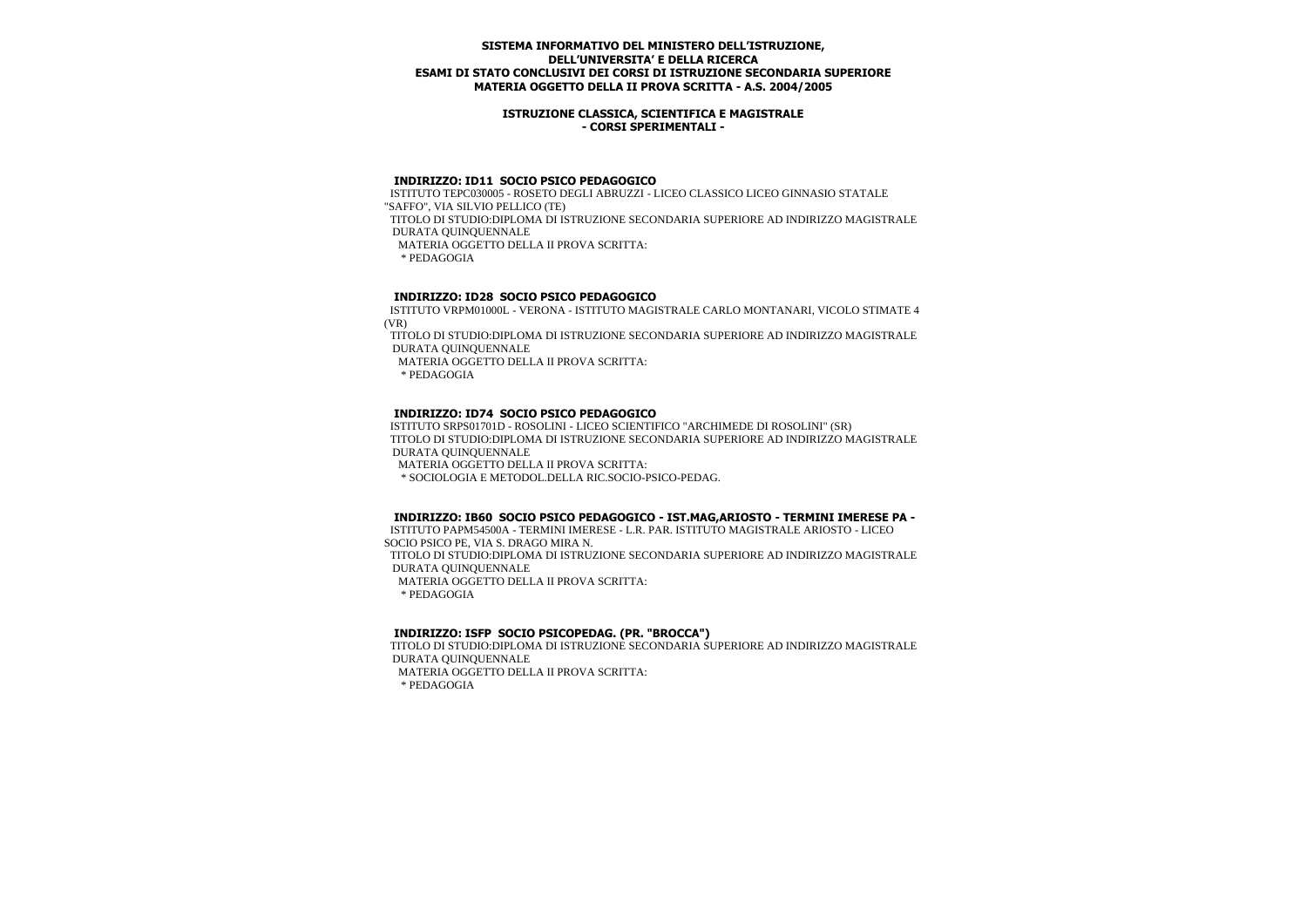**SISTEMA INFORMATIVO DEL MINISTERO DELL'ISTRUZIONE, DELL'UNIVERSITA' E DELLA RICERCA**
**ESAMI DI STATO CONCLUSIVI DEI CORSI DI ISTRUZIONE SECONDARIA SUPERIORE**
**MATERIA OGGETTO DELLA II PROVA SCRITTA - A.S. 2004/2005**

**ISTRUZIONE CLASSICA, SCIENTIFICA E MAGISTRALE**
**- CORSI SPERIMENTALI -**

### INDIRIZZO: ID11 SOCIO PSICO PEDAGOGICO

ISTITUTO TEPC030005 - ROSETO DEGLI ABRUZZI - LICEO CLASSICO LICEO GINNASIO STATALE "SAFFO", VIA SILVIO PELLICO (TE)

TITOLO DI STUDIO:DIPLOMA DI ISTRUZIONE SECONDARIA SUPERIORE AD INDIRIZZO MAGISTRALE DURATA QUINQUENNALE

MATERIA OGGETTO DELLA II PROVA SCRITTA:

* PEDAGOGIA

### INDIRIZZO: ID28 SOCIO PSICO PEDAGOGICO

ISTITUTO VRPM01000L - VERONA - ISTITUTO MAGISTRALE CARLO MONTANARI, VICOLO STIMATE 4 (VR)

TITOLO DI STUDIO:DIPLOMA DI ISTRUZIONE SECONDARIA SUPERIORE AD INDIRIZZO MAGISTRALE DURATA QUINQUENNALE

MATERIA OGGETTO DELLA II PROVA SCRITTA:

* PEDAGOGIA

### INDIRIZZO: ID74 SOCIO PSICO PEDAGOGICO

ISTITUTO SRPS01701D - ROSOLINI - LICEO SCIENTIFICO "ARCHIMEDE DI ROSOLINI" (SR)

TITOLO DI STUDIO:DIPLOMA DI ISTRUZIONE SECONDARIA SUPERIORE AD INDIRIZZO MAGISTRALE DURATA QUINQUENNALE

MATERIA OGGETTO DELLA II PROVA SCRITTA:

* SOCIOLOGIA E METODOL.DELLA RIC.SOCIO-PSICO-PEDAG.

### INDIRIZZO: IB60 SOCIO PSICO PEDAGOGICO - IST.MAG,ARIOSTO - TERMINI IMERESE PA -

ISTITUTO PAPM54500A - TERMINI IMERESE - L.R. PAR. ISTITUTO MAGISTRALE ARIOSTO - LICEO SOCIO PSICO PE, VIA S. DRAGO MIRA N.

TITOLO DI STUDIO:DIPLOMA DI ISTRUZIONE SECONDARIA SUPERIORE AD INDIRIZZO MAGISTRALE DURATA QUINQUENNALE

MATERIA OGGETTO DELLA II PROVA SCRITTA:

* PEDAGOGIA

### INDIRIZZO: ISFP SOCIO PSICOPEDAG. (PR. "BROCCA")

TITOLO DI STUDIO:DIPLOMA DI ISTRUZIONE SECONDARIA SUPERIORE AD INDIRIZZO MAGISTRALE DURATA QUINQUENNALE

MATERIA OGGETTO DELLA II PROVA SCRITTA:

* PEDAGOGIA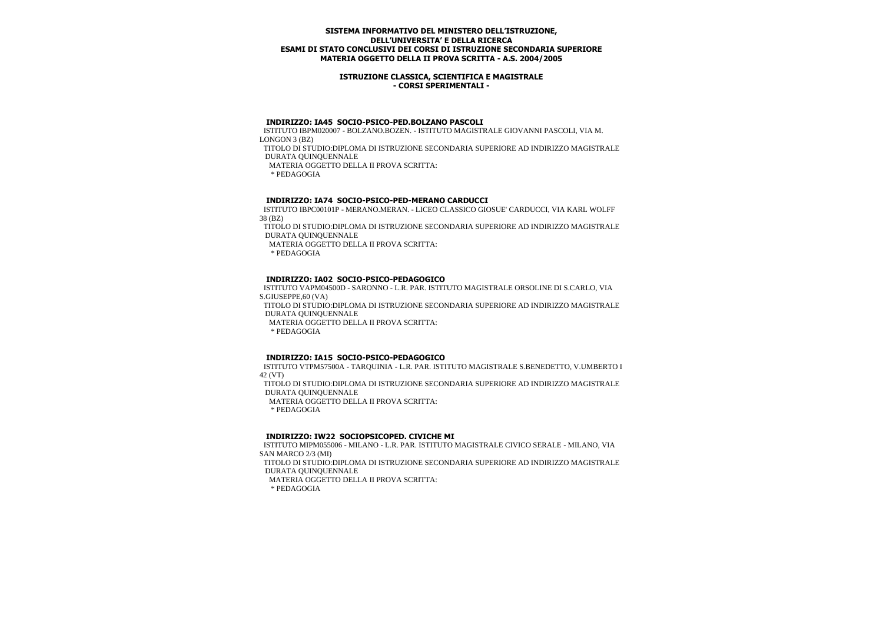**SISTEMA INFORMATIVO DEL MINISTERO DELL'ISTRUZIONE,**
**DELL'UNIVERSITA' E DELLA RICERCA**
**ESAMI DI STATO CONCLUSIVI DEI CORSI DI ISTRUZIONE SECONDARIA SUPERIORE**
**MATERIA OGGETTO DELLA II PROVA SCRITTA - A.S. 2004/2005**

**ISTRUZIONE CLASSICA, SCIENTIFICA E MAGISTRALE**
**- CORSI SPERIMENTALI -**

**INDIRIZZO: IA45 SOCIO-PSICO-PED.BOLZANO PASCOLI**

ISTITUTO IBPM020007 - BOLZANO.BOZEN. - ISTITUTO MAGISTRALE GIOVANNI PASCOLI, VIA M. LONGON 3 (BZ)

TITOLO DI STUDIO:DIPLOMA DI ISTRUZIONE SECONDARIA SUPERIORE AD INDIRIZZO MAGISTRALE
DURATA QUINQUENNALE

MATERIA OGGETTO DELLA II PROVA SCRITTA:

\* PEDAGOGIA

**INDIRIZZO: IA74 SOCIO-PSICO-PED-MERANO CARDUCCI**

ISTITUTO IBPC00101P - MERANO.MERAN. - LICEO CLASSICO GIOSUE' CARDUCCI, VIA KARL WOLFF 38 (BZ)

TITOLO DI STUDIO:DIPLOMA DI ISTRUZIONE SECONDARIA SUPERIORE AD INDIRIZZO MAGISTRALE
DURATA QUINQUENNALE

MATERIA OGGETTO DELLA II PROVA SCRITTA:

\* PEDAGOGIA

**INDIRIZZO: IA02 SOCIO-PSICO-PEDAGOGICO**

ISTITUTO VAPM04500D - SARONNO - L.R. PAR. ISTITUTO MAGISTRALE ORSOLINE DI S.CARLO, VIA S.GIUSEPPE,60 (VA)

TITOLO DI STUDIO:DIPLOMA DI ISTRUZIONE SECONDARIA SUPERIORE AD INDIRIZZO MAGISTRALE
DURATA QUINQUENNALE

MATERIA OGGETTO DELLA II PROVA SCRITTA:

\* PEDAGOGIA

**INDIRIZZO: IA15 SOCIO-PSICO-PEDAGOGICO**

ISTITUTO VTPM57500A - TARQUINIA - L.R. PAR. ISTITUTO MAGISTRALE S.BENEDETTO, V.UMBERTO I 42 (VT)

TITOLO DI STUDIO:DIPLOMA DI ISTRUZIONE SECONDARIA SUPERIORE AD INDIRIZZO MAGISTRALE
DURATA QUINQUENNALE

MATERIA OGGETTO DELLA II PROVA SCRITTA:

\* PEDAGOGIA

**INDIRIZZO: IW22 SOCIOPSICOPED. CIVICHE MI**

ISTITUTO MIPM055006 - MILANO - L.R. PAR. ISTITUTO MAGISTRALE CIVICO SERALE - MILANO, VIA SAN MARCO 2/3 (MI)

TITOLO DI STUDIO:DIPLOMA DI ISTRUZIONE SECONDARIA SUPERIORE AD INDIRIZZO MAGISTRALE
DURATA QUINQUENNALE

MATERIA OGGETTO DELLA II PROVA SCRITTA:

\* PEDAGOGIA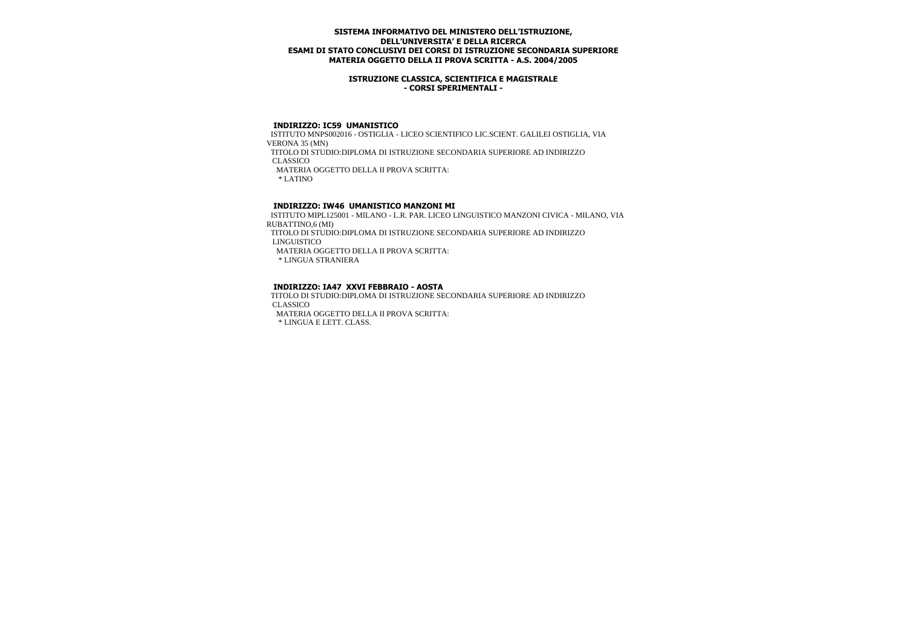**SISTEMA INFORMATIVO DEL MINISTERO DELL'ISTRUZIONE, DELL'UNIVERSITA' E DELLA RICERCA**
**ESAMI DI STATO CONCLUSIVI DEI CORSI DI ISTRUZIONE SECONDARIA SUPERIORE**
**MATERIA OGGETTO DELLA II PROVA SCRITTA - A.S. 2004/2005**

**ISTRUZIONE CLASSICA, SCIENTIFICA E MAGISTRALE**
**- CORSI SPERIMENTALI -**

**INDIRIZZO: IC59 UMANISTICO**

ISTITUTO MNPS002016 - OSTIGLIA - LICEO SCIENTIFICO LIC.SCIENT. GALILEI OSTIGLIA, VIA VERONA 35 (MN)

TITOLO DI STUDIO:DIPLOMA DI ISTRUZIONE SECONDARIA SUPERIORE AD INDIRIZZO CLASSICO

MATERIA OGGETTO DELLA II PROVA SCRITTA:

* LATINO

**INDIRIZZO: IW46 UMANISTICO MANZONI MI**

ISTITUTO MIPL125001 - MILANO - L.R. PAR. LICEO LINGUISTICO MANZONI CIVICA - MILANO, VIA RUBATTINO,6 (MI)

TITOLO DI STUDIO:DIPLOMA DI ISTRUZIONE SECONDARIA SUPERIORE AD INDIRIZZO LINGUISTICO

MATERIA OGGETTO DELLA II PROVA SCRITTA:

* LINGUA STRANIERA

**INDIRIZZO: IA47 XXVI FEBBRAIO - AOSTA**

TITOLO DI STUDIO:DIPLOMA DI ISTRUZIONE SECONDARIA SUPERIORE AD INDIRIZZO CLASSICO

MATERIA OGGETTO DELLA II PROVA SCRITTA:

* LINGUA E LETT. CLASS.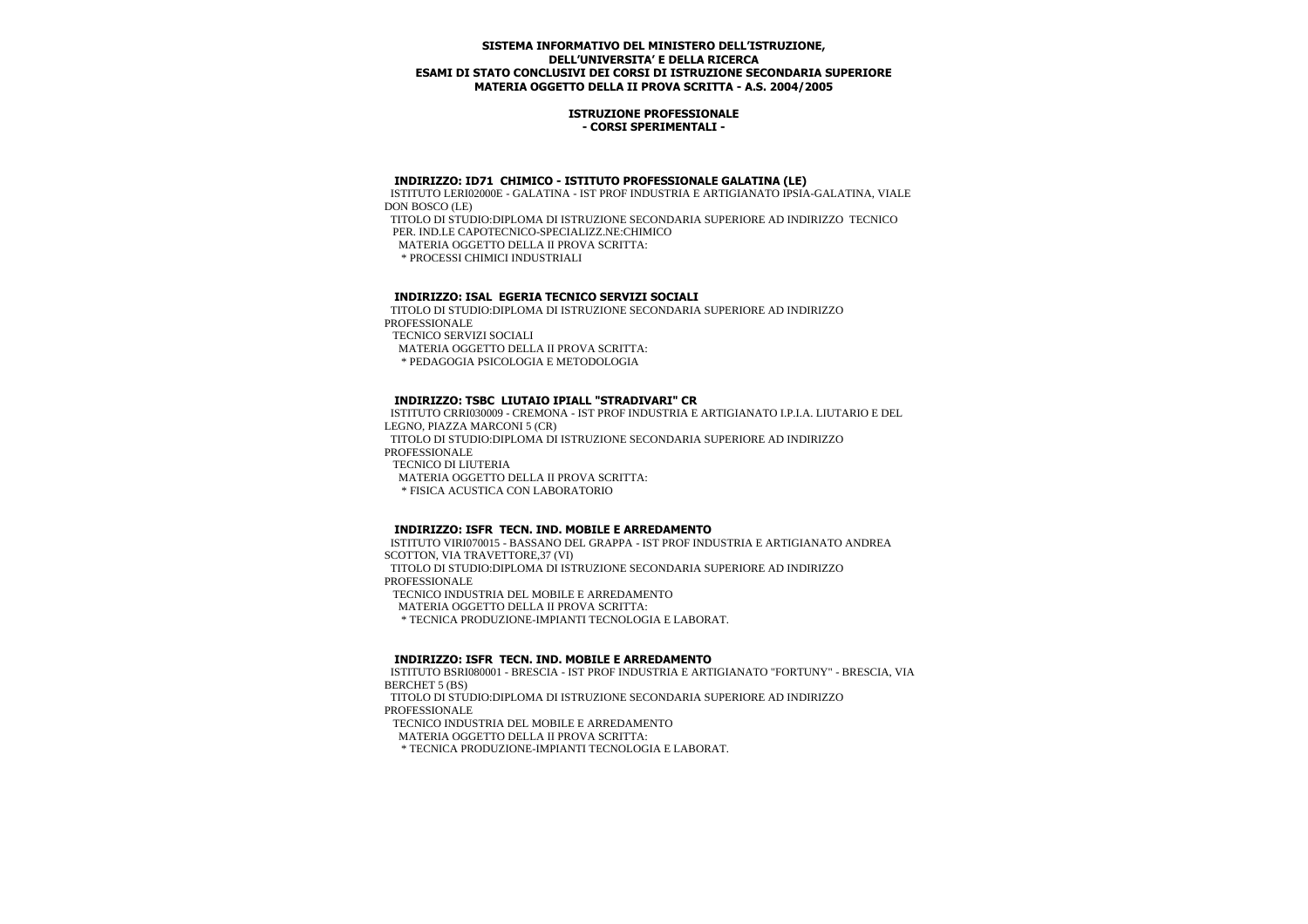**SISTEMA INFORMATIVO DEL MINISTERO DELL'ISTRUZIONE, DELL'UNIVERSITA' E DELLA RICERCA**
**ESAMI DI STATO CONCLUSIVI DEI CORSI DI ISTRUZIONE SECONDARIA SUPERIORE**
**MATERIA OGGETTO DELLA II PROVA SCRITTA - A.S. 2004/2005**

**ISTRUZIONE PROFESSIONALE**
**- CORSI SPERIMENTALI -**

**INDIRIZZO: ID71 CHIMICO - ISTITUTO PROFESSIONALE GALATINA (LE)**

ISTITUTO LERI02000E - GALATINA - IST PROF INDUSTRIA E ARTIGIANATO IPSIA-GALATINA, VIALE DON BOSCO (LE)

TITOLO DI STUDIO:DIPLOMA DI ISTRUZIONE SECONDARIA SUPERIORE AD INDIRIZZO TECNICO PER. IND.LE CAPOTECNICO-SPECIALIZZ.NE:CHIMICO

MATERIA OGGETTO DELLA II PROVA SCRITTA:

* PROCESSI CHIMICI INDUSTRIALI

**INDIRIZZO: ISAL EGERIA TECNICO SERVIZI SOCIALI**

TITOLO DI STUDIO:DIPLOMA DI ISTRUZIONE SECONDARIA SUPERIORE AD INDIRIZZO PROFESSIONALE

TECNICO SERVIZI SOCIALI

MATERIA OGGETTO DELLA II PROVA SCRITTA:

* PEDAGOGIA PSICOLOGIA E METODOLOGIA

**INDIRIZZO: TSBC LIUTAIO IPIALL "STRADIVARI" CR**

ISTITUTO CRRI030009 - CREMONA - IST PROF INDUSTRIA E ARTIGIANATO I.P.I.A. LIUTARIO E DEL LEGNO, PIAZZA MARCONI 5 (CR)

TITOLO DI STUDIO:DIPLOMA DI ISTRUZIONE SECONDARIA SUPERIORE AD INDIRIZZO PROFESSIONALE

TECNICO DI LIUTERIA

MATERIA OGGETTO DELLA II PROVA SCRITTA:

* FISICA ACUSTICA CON LABORATORIO

**INDIRIZZO: ISFR TECN. IND. MOBILE E ARREDAMENTO**

ISTITUTO VIRI070015 - BASSANO DEL GRAPPA - IST PROF INDUSTRIA E ARTIGIANATO ANDREA SCOTTON, VIA TRAVETTORE,37 (VI)

TITOLO DI STUDIO:DIPLOMA DI ISTRUZIONE SECONDARIA SUPERIORE AD INDIRIZZO PROFESSIONALE

TECNICO INDUSTRIA DEL MOBILE E ARREDAMENTO

MATERIA OGGETTO DELLA II PROVA SCRITTA:

* TECNICA PRODUZIONE-IMPIANTI TECNOLOGIA E LABORAT.

**INDIRIZZO: ISFR TECN. IND. MOBILE E ARREDAMENTO**

ISTITUTO BSRI080001 - BRESCIA - IST PROF INDUSTRIA E ARTIGIANATO "FORTUNY" - BRESCIA, VIA BERCHET 5 (BS)

TITOLO DI STUDIO:DIPLOMA DI ISTRUZIONE SECONDARIA SUPERIORE AD INDIRIZZO PROFESSIONALE

TECNICO INDUSTRIA DEL MOBILE E ARREDAMENTO

MATERIA OGGETTO DELLA II PROVA SCRITTA:

* TECNICA PRODUZIONE-IMPIANTI TECNOLOGIA E LABORAT.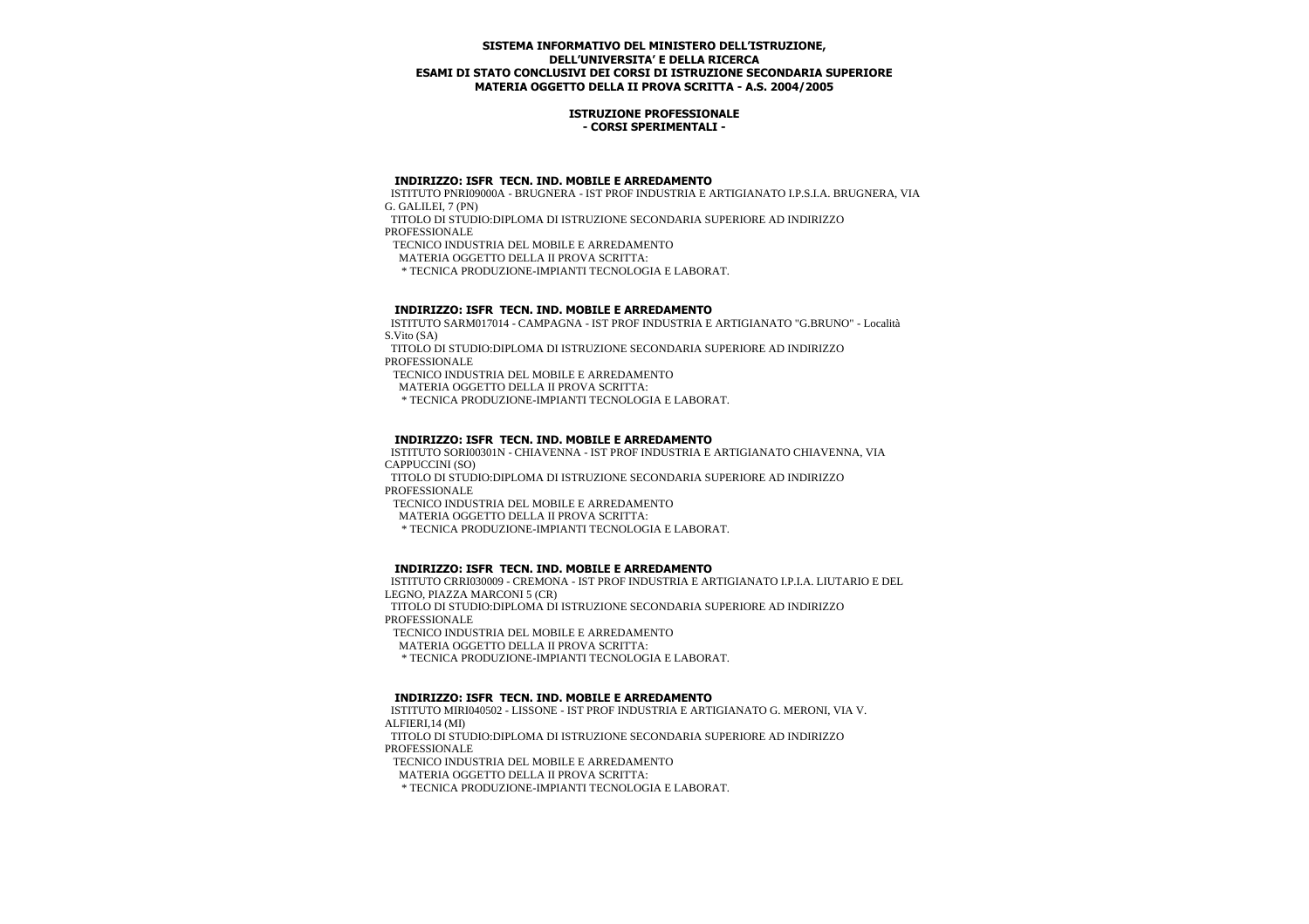**SISTEMA INFORMATIVO DEL MINISTERO DELL'ISTRUZIONE, DELL'UNIVERSITA' E DELLA RICERCA**
**ESAMI DI STATO CONCLUSIVI DEI CORSI DI ISTRUZIONE SECONDARIA SUPERIORE**
**MATERIA OGGETTO DELLA II PROVA SCRITTA - A.S. 2004/2005**

**ISTRUZIONE PROFESSIONALE**
**- CORSI SPERIMENTALI -**

**INDIRIZZO: ISFR TECN. IND. MOBILE E ARREDAMENTO**

ISTITUTO PNRI09000A - BRUGNERA - IST PROF INDUSTRIA E ARTIGIANATO I.P.S.I.A. BRUGNERA, VIA G. GALILEI, 7 (PN)

TITOLO DI STUDIO:DIPLOMA DI ISTRUZIONE SECONDARIA SUPERIORE AD INDIRIZZO PROFESSIONALE

TECNICO INDUSTRIA DEL MOBILE E ARREDAMENTO

MATERIA OGGETTO DELLA II PROVA SCRITTA:

* TECNICA PRODUZIONE-IMPIANTI TECNOLOGIA E LABORAT.

**INDIRIZZO: ISFR TECN. IND. MOBILE E ARREDAMENTO**

ISTITUTO SARM017014 - CAMPAGNA - IST PROF INDUSTRIA E ARTIGIANATO "G.BRUNO" - Località S.Vito (SA)

TITOLO DI STUDIO:DIPLOMA DI ISTRUZIONE SECONDARIA SUPERIORE AD INDIRIZZO PROFESSIONALE

TECNICO INDUSTRIA DEL MOBILE E ARREDAMENTO

MATERIA OGGETTO DELLA II PROVA SCRITTA:

* TECNICA PRODUZIONE-IMPIANTI TECNOLOGIA E LABORAT.

**INDIRIZZO: ISFR TECN. IND. MOBILE E ARREDAMENTO**

ISTITUTO SORI00301N - CHIAVENNA - IST PROF INDUSTRIA E ARTIGIANATO CHIAVENNA, VIA CAPPUCCINI (SO)

TITOLO DI STUDIO:DIPLOMA DI ISTRUZIONE SECONDARIA SUPERIORE AD INDIRIZZO PROFESSIONALE

TECNICO INDUSTRIA DEL MOBILE E ARREDAMENTO

MATERIA OGGETTO DELLA II PROVA SCRITTA:

* TECNICA PRODUZIONE-IMPIANTI TECNOLOGIA E LABORAT.

**INDIRIZZO: ISFR TECN. IND. MOBILE E ARREDAMENTO**

ISTITUTO CRRI030009 - CREMONA - IST PROF INDUSTRIA E ARTIGIANATO I.P.I.A. LIUTARIO E DEL LEGNO, PIAZZA MARCONI 5 (CR)

TITOLO DI STUDIO:DIPLOMA DI ISTRUZIONE SECONDARIA SUPERIORE AD INDIRIZZO PROFESSIONALE

TECNICO INDUSTRIA DEL MOBILE E ARREDAMENTO

MATERIA OGGETTO DELLA II PROVA SCRITTA:

* TECNICA PRODUZIONE-IMPIANTI TECNOLOGIA E LABORAT.

**INDIRIZZO: ISFR TECN. IND. MOBILE E ARREDAMENTO**

ISTITUTO MIRI040502 - LISSONE - IST PROF INDUSTRIA E ARTIGIANATO G. MERONI, VIA V. ALFIERI,14 (MI)

TITOLO DI STUDIO:DIPLOMA DI ISTRUZIONE SECONDARIA SUPERIORE AD INDIRIZZO PROFESSIONALE

TECNICO INDUSTRIA DEL MOBILE E ARREDAMENTO

MATERIA OGGETTO DELLA II PROVA SCRITTA:

* TECNICA PRODUZIONE-IMPIANTI TECNOLOGIA E LABORAT.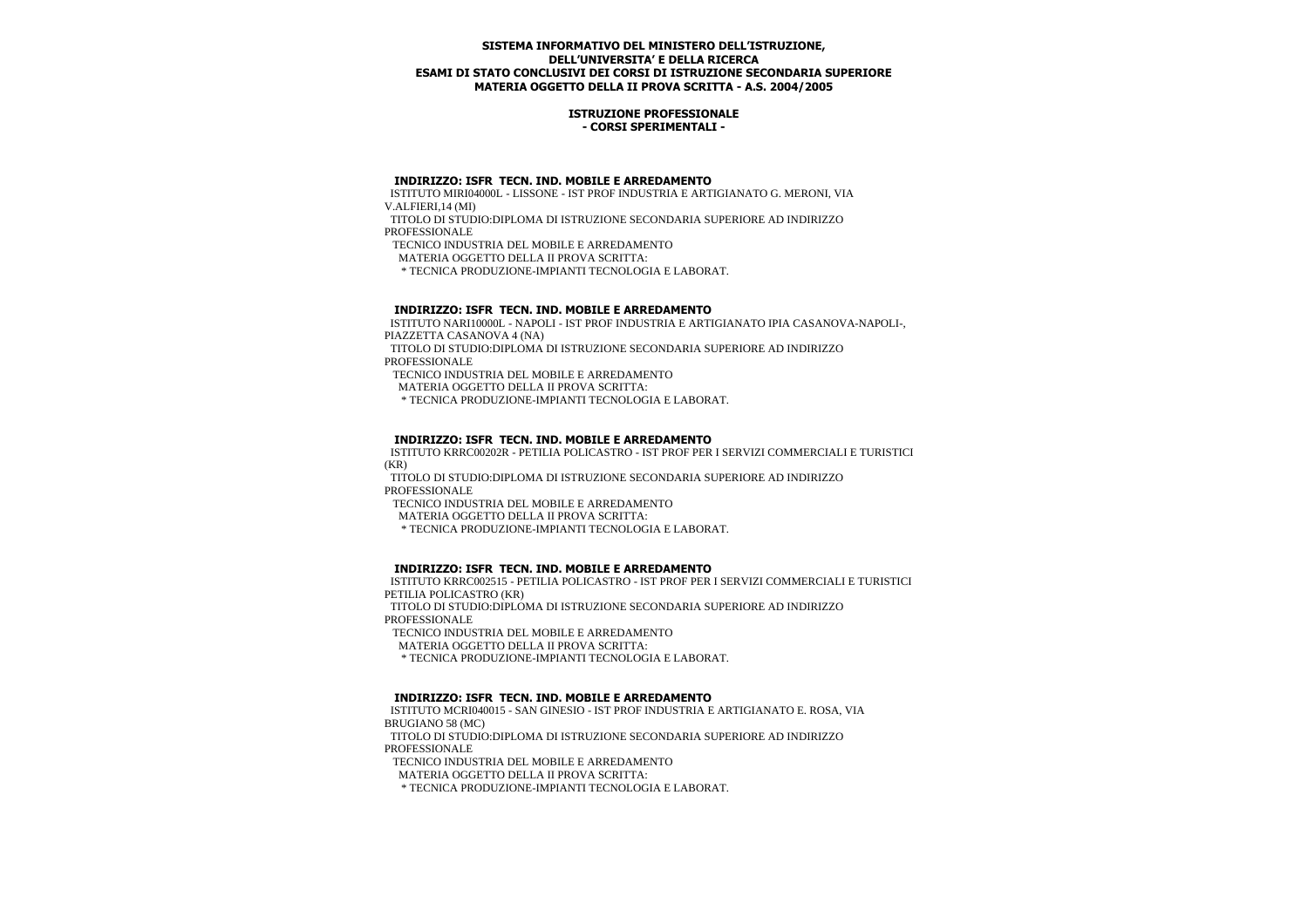**SISTEMA INFORMATIVO DEL MINISTERO DELL'ISTRUZIONE, DELL'UNIVERSITA' E DELLA RICERCA**
**ESAMI DI STATO CONCLUSIVI DEI CORSI DI ISTRUZIONE SECONDARIA SUPERIORE**
**MATERIA OGGETTO DELLA II PROVA SCRITTA - A.S. 2004/2005**

**ISTRUZIONE PROFESSIONALE**
**- CORSI SPERIMENTALI -**

**INDIRIZZO: ISFR TECN. IND. MOBILE E ARREDAMENTO**
ISTITUTO MIRI04000L - LISSONE - IST PROF INDUSTRIA E ARTIGIANATO G. MERONI, VIA V.ALFIERI,14 (MI)
TITOLO DI STUDIO:DIPLOMA DI ISTRUZIONE SECONDARIA SUPERIORE AD INDIRIZZO PROFESSIONALE
TECNICO INDUSTRIA DEL MOBILE E ARREDAMENTO
MATERIA OGGETTO DELLA II PROVA SCRITTA:
* TECNICA PRODUZIONE-IMPIANTI TECNOLOGIA E LABORAT.

**INDIRIZZO: ISFR TECN. IND. MOBILE E ARREDAMENTO**
ISTITUTO NARI10000L - NAPOLI - IST PROF INDUSTRIA E ARTIGIANATO IPIA CASANOVA-NAPOLI-, PIAZZETTA CASANOVA 4 (NA)
TITOLO DI STUDIO:DIPLOMA DI ISTRUZIONE SECONDARIA SUPERIORE AD INDIRIZZO PROFESSIONALE
TECNICO INDUSTRIA DEL MOBILE E ARREDAMENTO
MATERIA OGGETTO DELLA II PROVA SCRITTA:
* TECNICA PRODUZIONE-IMPIANTI TECNOLOGIA E LABORAT.

**INDIRIZZO: ISFR TECN. IND. MOBILE E ARREDAMENTO**
ISTITUTO KRRC00202R - PETILIA POLICASTRO - IST PROF PER I SERVIZI COMMERCIALI E TURISTICI (KR)
TITOLO DI STUDIO:DIPLOMA DI ISTRUZIONE SECONDARIA SUPERIORE AD INDIRIZZO PROFESSIONALE
TECNICO INDUSTRIA DEL MOBILE E ARREDAMENTO
MATERIA OGGETTO DELLA II PROVA SCRITTA:
* TECNICA PRODUZIONE-IMPIANTI TECNOLOGIA E LABORAT.

**INDIRIZZO: ISFR TECN. IND. MOBILE E ARREDAMENTO**
ISTITUTO KRRC002515 - PETILIA POLICASTRO - IST PROF PER I SERVIZI COMMERCIALI E TURISTICI PETILIA POLICASTRO (KR)
TITOLO DI STUDIO:DIPLOMA DI ISTRUZIONE SECONDARIA SUPERIORE AD INDIRIZZO PROFESSIONALE
TECNICO INDUSTRIA DEL MOBILE E ARREDAMENTO
MATERIA OGGETTO DELLA II PROVA SCRITTA:
* TECNICA PRODUZIONE-IMPIANTI TECNOLOGIA E LABORAT.

**INDIRIZZO: ISFR TECN. IND. MOBILE E ARREDAMENTO**
ISTITUTO MCRI040015 - SAN GINESIO - IST PROF INDUSTRIA E ARTIGIANATO E. ROSA, VIA BRUGIANO 58 (MC)
TITOLO DI STUDIO:DIPLOMA DI ISTRUZIONE SECONDARIA SUPERIORE AD INDIRIZZO PROFESSIONALE
TECNICO INDUSTRIA DEL MOBILE E ARREDAMENTO
MATERIA OGGETTO DELLA II PROVA SCRITTA:
* TECNICA PRODUZIONE-IMPIANTI TECNOLOGIA E LABORAT.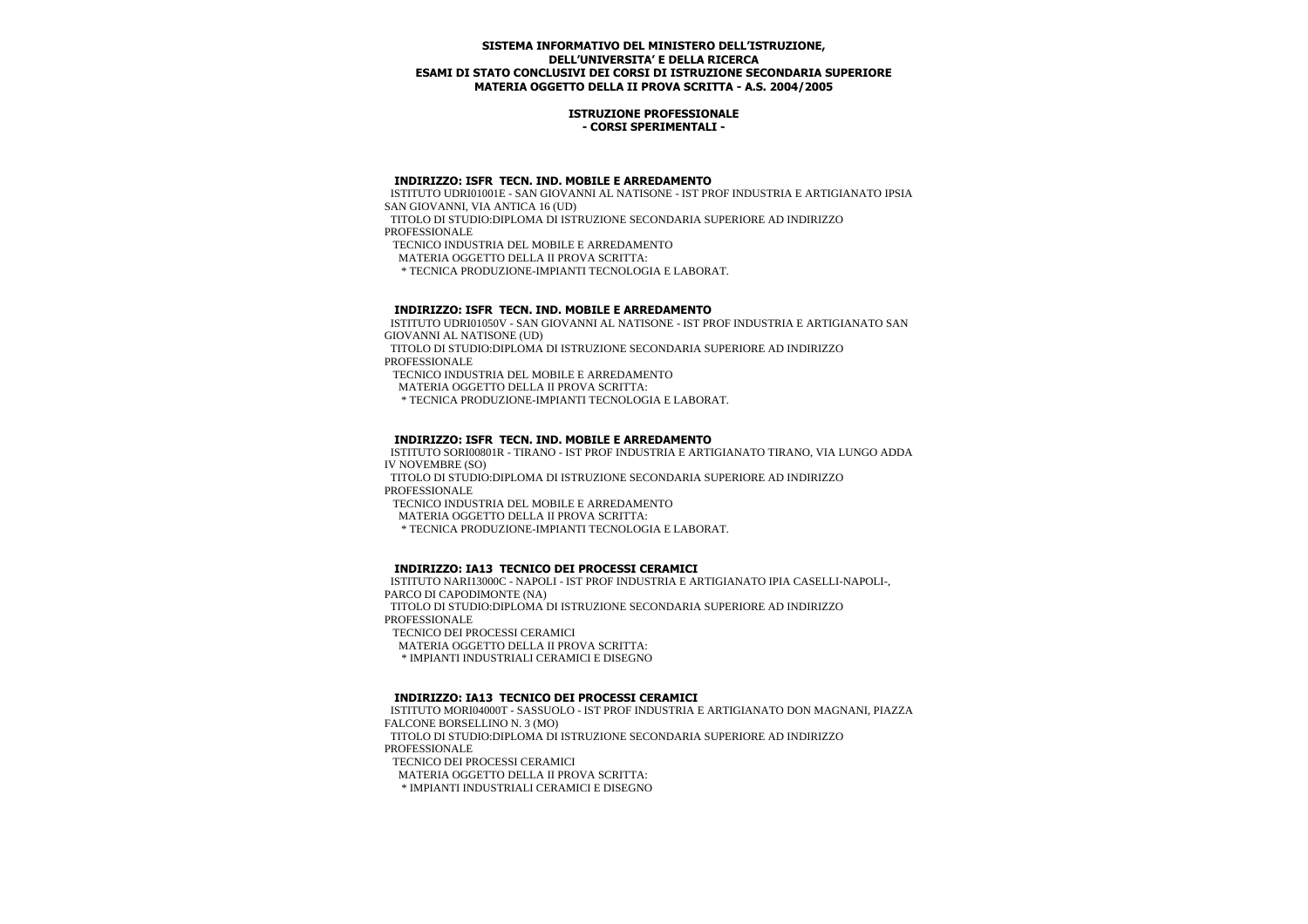**SISTEMA INFORMATIVO DEL MINISTERO DELL'ISTRUZIONE, DELL'UNIVERSITA' E DELLA RICERCA**
**ESAMI DI STATO CONCLUSIVI DEI CORSI DI ISTRUZIONE SECONDARIA SUPERIORE**
**MATERIA OGGETTO DELLA II PROVA SCRITTA - A.S. 2004/2005**

**ISTRUZIONE PROFESSIONALE**
**- CORSI SPERIMENTALI -**

**INDIRIZZO: ISFR TECN. IND. MOBILE E ARREDAMENTO**

ISTITUTO UDRI01001E - SAN GIOVANNI AL NATISONE - IST PROF INDUSTRIA E ARTIGIANATO IPSIA SAN GIOVANNI, VIA ANTICA 16 (UD)

TITOLO DI STUDIO:DIPLOMA DI ISTRUZIONE SECONDARIA SUPERIORE AD INDIRIZZO PROFESSIONALE

TECNICO INDUSTRIA DEL MOBILE E ARREDAMENTO

MATERIA OGGETTO DELLA II PROVA SCRITTA:

\* TECNICA PRODUZIONE-IMPIANTI TECNOLOGIA E LABORAT.

**INDIRIZZO: ISFR TECN. IND. MOBILE E ARREDAMENTO**

ISTITUTO UDRI01050V - SAN GIOVANNI AL NATISONE - IST PROF INDUSTRIA E ARTIGIANATO SAN GIOVANNI AL NATISONE (UD)

TITOLO DI STUDIO:DIPLOMA DI ISTRUZIONE SECONDARIA SUPERIORE AD INDIRIZZO PROFESSIONALE

TECNICO INDUSTRIA DEL MOBILE E ARREDAMENTO

MATERIA OGGETTO DELLA II PROVA SCRITTA:

\* TECNICA PRODUZIONE-IMPIANTI TECNOLOGIA E LABORAT.

**INDIRIZZO: ISFR TECN. IND. MOBILE E ARREDAMENTO**

ISTITUTO SORI00801R - TIRANO - IST PROF INDUSTRIA E ARTIGIANATO TIRANO, VIA LUNGO ADDA IV NOVEMBRE (SO)

TITOLO DI STUDIO:DIPLOMA DI ISTRUZIONE SECONDARIA SUPERIORE AD INDIRIZZO PROFESSIONALE

TECNICO INDUSTRIA DEL MOBILE E ARREDAMENTO

MATERIA OGGETTO DELLA II PROVA SCRITTA:

\* TECNICA PRODUZIONE-IMPIANTI TECNOLOGIA E LABORAT.

**INDIRIZZO: IA13 TECNICO DEI PROCESSI CERAMICI**

ISTITUTO NARI13000C - NAPOLI - IST PROF INDUSTRIA E ARTIGIANATO IPIA CASELLI-NAPOLI-, PARCO DI CAPODIMONTE (NA)

TITOLO DI STUDIO:DIPLOMA DI ISTRUZIONE SECONDARIA SUPERIORE AD INDIRIZZO PROFESSIONALE

TECNICO DEI PROCESSI CERAMICI

MATERIA OGGETTO DELLA II PROVA SCRITTA:

\* IMPIANTI INDUSTRIALI CERAMICI E DISEGNO

**INDIRIZZO: IA13 TECNICO DEI PROCESSI CERAMICI**

ISTITUTO MORI04000T - SASSUOLO - IST PROF INDUSTRIA E ARTIGIANATO DON MAGNANI, PIAZZA FALCONE BORSELLINO N. 3 (MO)

TITOLO DI STUDIO:DIPLOMA DI ISTRUZIONE SECONDARIA SUPERIORE AD INDIRIZZO PROFESSIONALE

TECNICO DEI PROCESSI CERAMICI

MATERIA OGGETTO DELLA II PROVA SCRITTA:

\* IMPIANTI INDUSTRIALI CERAMICI E DISEGNO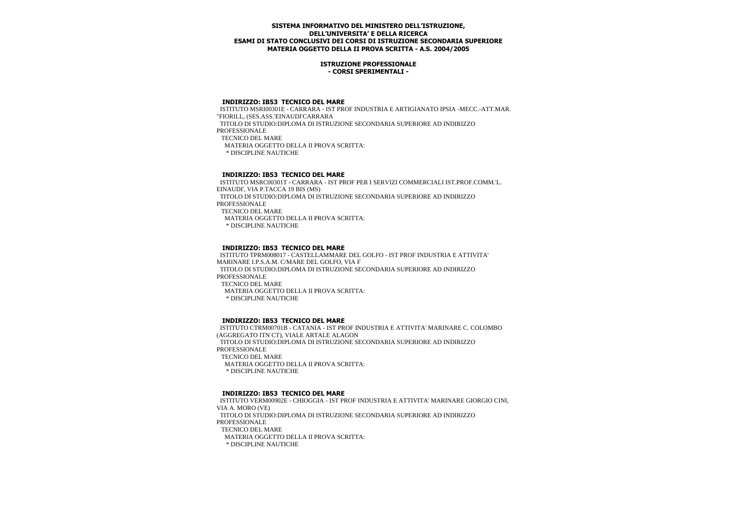**SISTEMA INFORMATIVO DEL MINISTERO DELL'ISTRUZIONE,**
**DELL'UNIVERSITA' E DELLA RICERCA**
**ESAMI DI STATO CONCLUSIVI DEI CORSI DI ISTRUZIONE SECONDARIA SUPERIORE**
**MATERIA OGGETTO DELLA II PROVA SCRITTA - A.S. 2004/2005**

**ISTRUZIONE PROFESSIONALE**
**- CORSI SPERIMENTALI -**

**INDIRIZZO: IB53 TECNICO DEL MARE**
ISTITUTO MSRI00301E - CARRARA - IST PROF INDUSTRIA E ARTIGIANATO IPSIA -MECC.-ATT.MAR. "FIORILL, (SES.ASS.'EINAUDI'CARRARA
TITOLO DI STUDIO:DIPLOMA DI ISTRUZIONE SECONDARIA SUPERIORE AD INDIRIZZO PROFESSIONALE
TECNICO DEL MARE
MATERIA OGGETTO DELLA II PROVA SCRITTA:
* DISCIPLINE NAUTICHE

**INDIRIZZO: IB53 TECNICO DEL MARE**
ISTITUTO MSRC00301T - CARRARA - IST PROF PER I SERVIZI COMMERCIALI IST.PROF.COMM.'L. EINAUDI', VIA P.TACCA 19 BIS (MS)
TITOLO DI STUDIO:DIPLOMA DI ISTRUZIONE SECONDARIA SUPERIORE AD INDIRIZZO PROFESSIONALE
TECNICO DEL MARE
MATERIA OGGETTO DELLA II PROVA SCRITTA:
* DISCIPLINE NAUTICHE

**INDIRIZZO: IB53 TECNICO DEL MARE**
ISTITUTO TPRM008017 - CASTELLAMMARE DEL GOLFO - IST PROF INDUSTRIA E ATTIVITA' MARINARE I.P.S.A.M. C/MARE DEL GOLFO, VIA F
TITOLO DI STUDIO:DIPLOMA DI ISTRUZIONE SECONDARIA SUPERIORE AD INDIRIZZO PROFESSIONALE
TECNICO DEL MARE
MATERIA OGGETTO DELLA II PROVA SCRITTA:
* DISCIPLINE NAUTICHE

**INDIRIZZO: IB53 TECNICO DEL MARE**
ISTITUTO CTRM00701B - CATANIA - IST PROF INDUSTRIA E ATTIVITA' MARINARE C. COLOMBO (AGGREGATO ITN CT), VIALE ARTALE ALAGON
TITOLO DI STUDIO:DIPLOMA DI ISTRUZIONE SECONDARIA SUPERIORE AD INDIRIZZO PROFESSIONALE
TECNICO DEL MARE
MATERIA OGGETTO DELLA II PROVA SCRITTA:
* DISCIPLINE NAUTICHE

**INDIRIZZO: IB53 TECNICO DEL MARE**
ISTITUTO VERM00902E - CHIOGGIA - IST PROF INDUSTRIA E ATTIVITA' MARINARE GIORGIO CINI, VIA A. MORO (VE)
TITOLO DI STUDIO:DIPLOMA DI ISTRUZIONE SECONDARIA SUPERIORE AD INDIRIZZO PROFESSIONALE
TECNICO DEL MARE
MATERIA OGGETTO DELLA II PROVA SCRITTA:
* DISCIPLINE NAUTICHE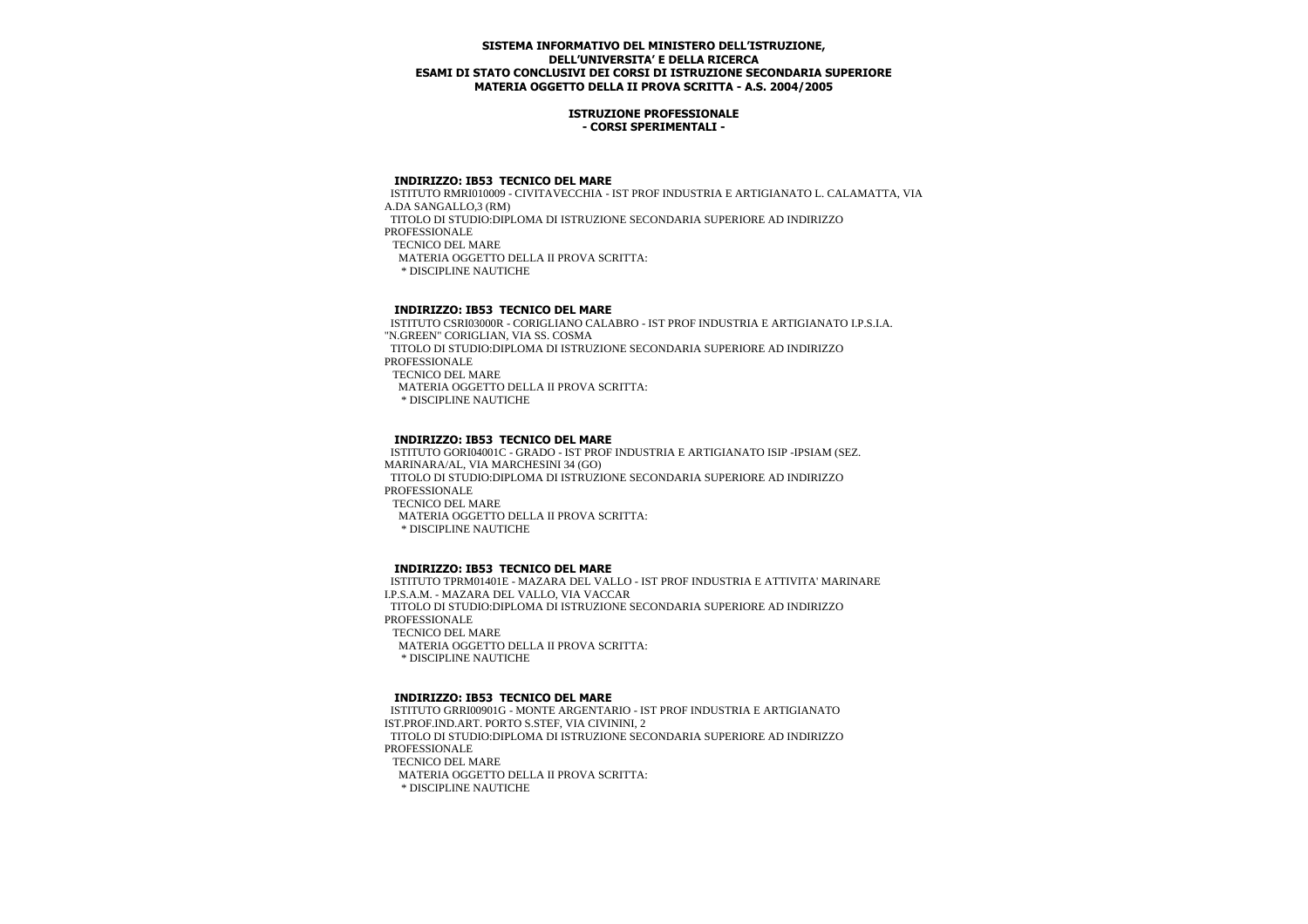**SISTEMA INFORMATIVO DEL MINISTERO DELL'ISTRUZIONE, DELL'UNIVERSITA' E DELLA RICERCA**
**ESAMI DI STATO CONCLUSIVI DEI CORSI DI ISTRUZIONE SECONDARIA SUPERIORE**
**MATERIA OGGETTO DELLA II PROVA SCRITTA - A.S. 2004/2005**

**ISTRUZIONE PROFESSIONALE**
**- CORSI SPERIMENTALI -**

**INDIRIZZO: IB53 TECNICO DEL MARE**

ISTITUTO RMRI010009 - CIVITAVECCHIA - IST PROF INDUSTRIA E ARTIGIANATO L. CALAMATTA, VIA A.DA SANGALLO,3 (RM)

TITOLO DI STUDIO:DIPLOMA DI ISTRUZIONE SECONDARIA SUPERIORE AD INDIRIZZO PROFESSIONALE

TECNICO DEL MARE

MATERIA OGGETTO DELLA II PROVA SCRITTA:

* DISCIPLINE NAUTICHE

**INDIRIZZO: IB53 TECNICO DEL MARE**

ISTITUTO CSRI03000R - CORIGLIANO CALABRO - IST PROF INDUSTRIA E ARTIGIANATO I.P.S.I.A. "N.GREEN" CORIGLIAN, VIA SS. COSMA

TITOLO DI STUDIO:DIPLOMA DI ISTRUZIONE SECONDARIA SUPERIORE AD INDIRIZZO PROFESSIONALE

TECNICO DEL MARE

MATERIA OGGETTO DELLA II PROVA SCRITTA:

* DISCIPLINE NAUTICHE

**INDIRIZZO: IB53 TECNICO DEL MARE**

ISTITUTO GORI04001C - GRADO - IST PROF INDUSTRIA E ARTIGIANATO ISIP -IPSIAM (SEZ. MARINARA/AL, VIA MARCHESINI 34 (GO)

TITOLO DI STUDIO:DIPLOMA DI ISTRUZIONE SECONDARIA SUPERIORE AD INDIRIZZO PROFESSIONALE

TECNICO DEL MARE

MATERIA OGGETTO DELLA II PROVA SCRITTA:

* DISCIPLINE NAUTICHE

**INDIRIZZO: IB53 TECNICO DEL MARE**

ISTITUTO TPRM01401E - MAZARA DEL VALLO - IST PROF INDUSTRIA E ATTIVITA' MARINARE I.P.S.A.M. - MAZARA DEL VALLO, VIA VACCAR

TITOLO DI STUDIO:DIPLOMA DI ISTRUZIONE SECONDARIA SUPERIORE AD INDIRIZZO PROFESSIONALE

TECNICO DEL MARE

MATERIA OGGETTO DELLA II PROVA SCRITTA:

* DISCIPLINE NAUTICHE

**INDIRIZZO: IB53 TECNICO DEL MARE**

ISTITUTO GRRI00901G - MONTE ARGENTARIO - IST PROF INDUSTRIA E ARTIGIANATO IST.PROF.IND.ART. PORTO S.STEF, VIA CIVININI, 2

TITOLO DI STUDIO:DIPLOMA DI ISTRUZIONE SECONDARIA SUPERIORE AD INDIRIZZO PROFESSIONALE

TECNICO DEL MARE

MATERIA OGGETTO DELLA II PROVA SCRITTA:

* DISCIPLINE NAUTICHE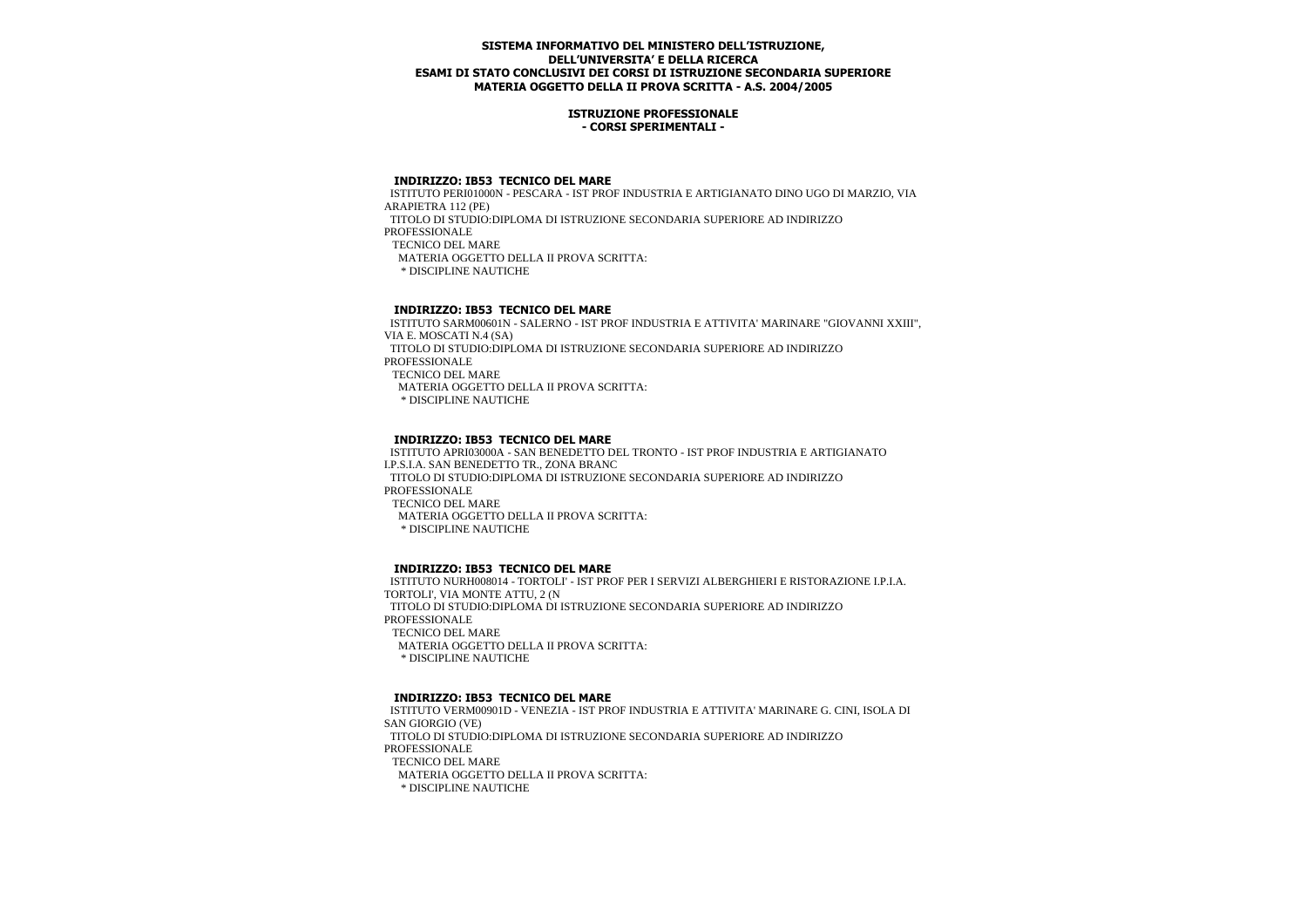**SISTEMA INFORMATIVO DEL MINISTERO DELL'ISTRUZIONE, DELL'UNIVERSITA' E DELLA RICERCA**
**ESAMI DI STATO CONCLUSIVI DEI CORSI DI ISTRUZIONE SECONDARIA SUPERIORE**
**MATERIA OGGETTO DELLA II PROVA SCRITTA - A.S. 2004/2005**

**ISTRUZIONE PROFESSIONALE**
**- CORSI SPERIMENTALI -**

**INDIRIZZO: IB53 TECNICO DEL MARE**

ISTITUTO PERI01000N - PESCARA - IST PROF INDUSTRIA E ARTIGIANATO DINO UGO DI MARZIO, VIA ARAPIETRA 112 (PE)

TITOLO DI STUDIO:DIPLOMA DI ISTRUZIONE SECONDARIA SUPERIORE AD INDIRIZZO PROFESSIONALE

TECNICO DEL MARE

MATERIA OGGETTO DELLA II PROVA SCRITTA:

* DISCIPLINE NAUTICHE

**INDIRIZZO: IB53 TECNICO DEL MARE**

ISTITUTO SARM00601N - SALERNO - IST PROF INDUSTRIA E ATTIVITA' MARINARE "GIOVANNI XXIII", VIA E. MOSCATI N.4 (SA)

TITOLO DI STUDIO:DIPLOMA DI ISTRUZIONE SECONDARIA SUPERIORE AD INDIRIZZO PROFESSIONALE

TECNICO DEL MARE

MATERIA OGGETTO DELLA II PROVA SCRITTA:

* DISCIPLINE NAUTICHE

**INDIRIZZO: IB53 TECNICO DEL MARE**

ISTITUTO APRI03000A - SAN BENEDETTO DEL TRONTO - IST PROF INDUSTRIA E ARTIGIANATO I.P.S.I.A. SAN BENEDETTO TR., ZONA BRANC

TITOLO DI STUDIO:DIPLOMA DI ISTRUZIONE SECONDARIA SUPERIORE AD INDIRIZZO PROFESSIONALE

TECNICO DEL MARE

MATERIA OGGETTO DELLA II PROVA SCRITTA:

* DISCIPLINE NAUTICHE

**INDIRIZZO: IB53 TECNICO DEL MARE**

ISTITUTO NURH008014 - TORTOLI' - IST PROF PER I SERVIZI ALBERGHIERI E RISTORAZIONE I.P.I.A. TORTOLI', VIA MONTE ATTU, 2 (N

TITOLO DI STUDIO:DIPLOMA DI ISTRUZIONE SECONDARIA SUPERIORE AD INDIRIZZO PROFESSIONALE

TECNICO DEL MARE

MATERIA OGGETTO DELLA II PROVA SCRITTA:

* DISCIPLINE NAUTICHE

**INDIRIZZO: IB53 TECNICO DEL MARE**

ISTITUTO VERM00901D - VENEZIA - IST PROF INDUSTRIA E ATTIVITA' MARINARE G. CINI, ISOLA DI SAN GIORGIO (VE)

TITOLO DI STUDIO:DIPLOMA DI ISTRUZIONE SECONDARIA SUPERIORE AD INDIRIZZO PROFESSIONALE

TECNICO DEL MARE

MATERIA OGGETTO DELLA II PROVA SCRITTA:

* DISCIPLINE NAUTICHE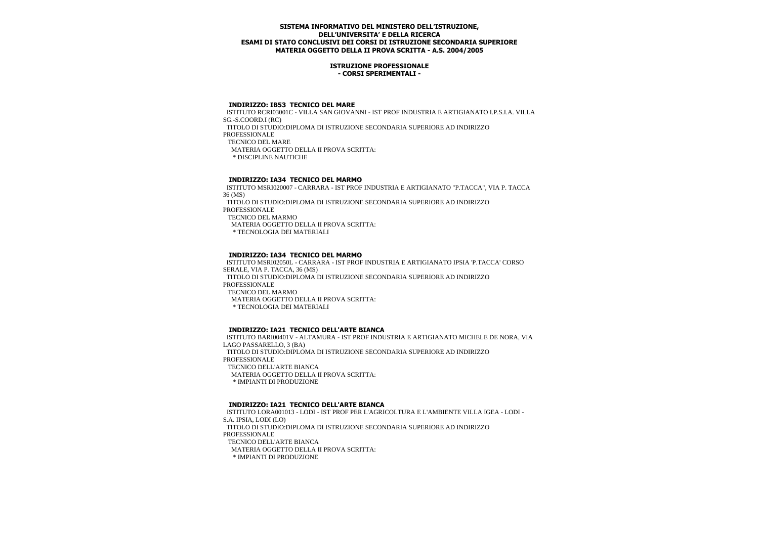**SISTEMA INFORMATIVO DEL MINISTERO DELL'ISTRUZIONE, DELL'UNIVERSITA' E DELLA RICERCA**
**ESAMI DI STATO CONCLUSIVI DEI CORSI DI ISTRUZIONE SECONDARIA SUPERIORE**
**MATERIA OGGETTO DELLA II PROVA SCRITTA - A.S. 2004/2005**

**ISTRUZIONE PROFESSIONALE**
**- CORSI SPERIMENTALI -**

**INDIRIZZO: IB53 TECNICO DEL MARE**

ISTITUTO RCRI03001C - VILLA SAN GIOVANNI - IST PROF INDUSTRIA E ARTIGIANATO I.P.S.I.A. VILLA SG.-S.COORD.I (RC)
TITOLO DI STUDIO:DIPLOMA DI ISTRUZIONE SECONDARIA SUPERIORE AD INDIRIZZO PROFESSIONALE
TECNICO DEL MARE
MATERIA OGGETTO DELLA II PROVA SCRITTA:
* DISCIPLINE NAUTICHE

**INDIRIZZO: IA34 TECNICO DEL MARMO**

ISTITUTO MSRI020007 - CARRARA - IST PROF INDUSTRIA E ARTIGIANATO "P.TACCA", VIA P. TACCA 36 (MS)
TITOLO DI STUDIO:DIPLOMA DI ISTRUZIONE SECONDARIA SUPERIORE AD INDIRIZZO PROFESSIONALE
TECNICO DEL MARMO
MATERIA OGGETTO DELLA II PROVA SCRITTA:
* TECNOLOGIA DEI MATERIALI

**INDIRIZZO: IA34 TECNICO DEL MARMO**

ISTITUTO MSRI02050L - CARRARA - IST PROF INDUSTRIA E ARTIGIANATO IPSIA 'P.TACCA' CORSO SERALE, VIA P. TACCA, 36 (MS)
TITOLO DI STUDIO:DIPLOMA DI ISTRUZIONE SECONDARIA SUPERIORE AD INDIRIZZO PROFESSIONALE
TECNICO DEL MARMO
MATERIA OGGETTO DELLA II PROVA SCRITTA:
* TECNOLOGIA DEI MATERIALI

**INDIRIZZO: IA21 TECNICO DELL'ARTE BIANCA**

ISTITUTO BARI00401V - ALTAMURA - IST PROF INDUSTRIA E ARTIGIANATO MICHELE DE NORA, VIA LAGO PASSARELLO, 3 (BA)
TITOLO DI STUDIO:DIPLOMA DI ISTRUZIONE SECONDARIA SUPERIORE AD INDIRIZZO PROFESSIONALE
TECNICO DELL'ARTE BIANCA
MATERIA OGGETTO DELLA II PROVA SCRITTA:
* IMPIANTI DI PRODUZIONE

**INDIRIZZO: IA21 TECNICO DELL'ARTE BIANCA**

ISTITUTO LORA001013 - LODI - IST PROF PER L'AGRICOLTURA E L'AMBIENTE VILLA IGEA - LODI - S.A. IPSIA, LODI (LO)
TITOLO DI STUDIO:DIPLOMA DI ISTRUZIONE SECONDARIA SUPERIORE AD INDIRIZZO PROFESSIONALE
TECNICO DELL'ARTE BIANCA
MATERIA OGGETTO DELLA II PROVA SCRITTA:
* IMPIANTI DI PRODUZIONE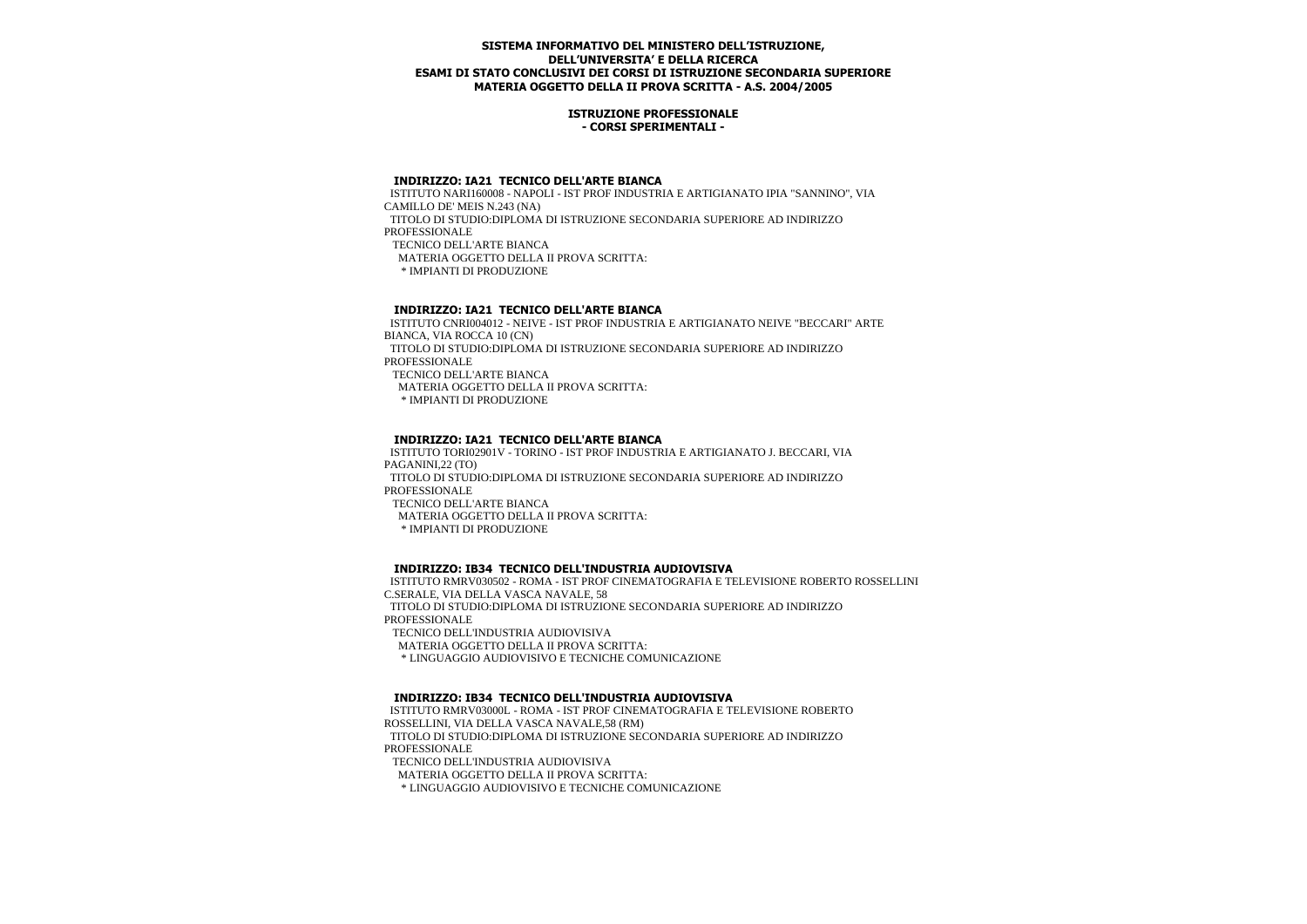**SISTEMA INFORMATIVO DEL MINISTERO DELL'ISTRUZIONE, DELL'UNIVERSITA' E DELLA RICERCA**
**ESAMI DI STATO CONCLUSIVI DEI CORSI DI ISTRUZIONE SECONDARIA SUPERIORE**
**MATERIA OGGETTO DELLA II PROVA SCRITTA - A.S. 2004/2005**

**ISTRUZIONE PROFESSIONALE**
**- CORSI SPERIMENTALI -**

**INDIRIZZO: IA21 TECNICO DELL'ARTE BIANCA**

ISTITUTO NARI160008 - NAPOLI - IST PROF INDUSTRIA E ARTIGIANATO IPIA "SANNINO", VIA CAMILLO DE' MEIS N.243 (NA)
TITOLO DI STUDIO:DIPLOMA DI ISTRUZIONE SECONDARIA SUPERIORE AD INDIRIZZO PROFESSIONALE
TECNICO DELL'ARTE BIANCA
MATERIA OGGETTO DELLA II PROVA SCRITTA:
* IMPIANTI DI PRODUZIONE

**INDIRIZZO: IA21 TECNICO DELL'ARTE BIANCA**

ISTITUTO CNRI004012 - NEIVE - IST PROF INDUSTRIA E ARTIGIANATO NEIVE "BECCARI" ARTE BIANCA, VIA ROCCA 10 (CN)
TITOLO DI STUDIO:DIPLOMA DI ISTRUZIONE SECONDARIA SUPERIORE AD INDIRIZZO PROFESSIONALE
TECNICO DELL'ARTE BIANCA
MATERIA OGGETTO DELLA II PROVA SCRITTA:
* IMPIANTI DI PRODUZIONE

**INDIRIZZO: IA21 TECNICO DELL'ARTE BIANCA**

ISTITUTO TORI02901V - TORINO - IST PROF INDUSTRIA E ARTIGIANATO J. BECCARI, VIA PAGANINI,22 (TO)
TITOLO DI STUDIO:DIPLOMA DI ISTRUZIONE SECONDARIA SUPERIORE AD INDIRIZZO PROFESSIONALE
TECNICO DELL'ARTE BIANCA
MATERIA OGGETTO DELLA II PROVA SCRITTA:
* IMPIANTI DI PRODUZIONE

**INDIRIZZO: IB34 TECNICO DELL'INDUSTRIA AUDIOVISIVA**

ISTITUTO RMRV030502 - ROMA - IST PROF CINEMATOGRAFIA E TELEVISIONE ROBERTO ROSSELLINI C.SERALE, VIA DELLA VASCA NAVALE, 58
TITOLO DI STUDIO:DIPLOMA DI ISTRUZIONE SECONDARIA SUPERIORE AD INDIRIZZO PROFESSIONALE
TECNICO DELL'INDUSTRIA AUDIOVISIVA
MATERIA OGGETTO DELLA II PROVA SCRITTA:
* LINGUAGGIO AUDIOVISIVO E TECNICHE COMUNICAZIONE

**INDIRIZZO: IB34 TECNICO DELL'INDUSTRIA AUDIOVISIVA**

ISTITUTO RMRV03000L - ROMA - IST PROF CINEMATOGRAFIA E TELEVISIONE ROBERTO ROSSELLINI, VIA DELLA VASCA NAVALE,58 (RM)
TITOLO DI STUDIO:DIPLOMA DI ISTRUZIONE SECONDARIA SUPERIORE AD INDIRIZZO PROFESSIONALE
TECNICO DELL'INDUSTRIA AUDIOVISIVA
MATERIA OGGETTO DELLA II PROVA SCRITTA:
* LINGUAGGIO AUDIOVISIVO E TECNICHE COMUNICAZIONE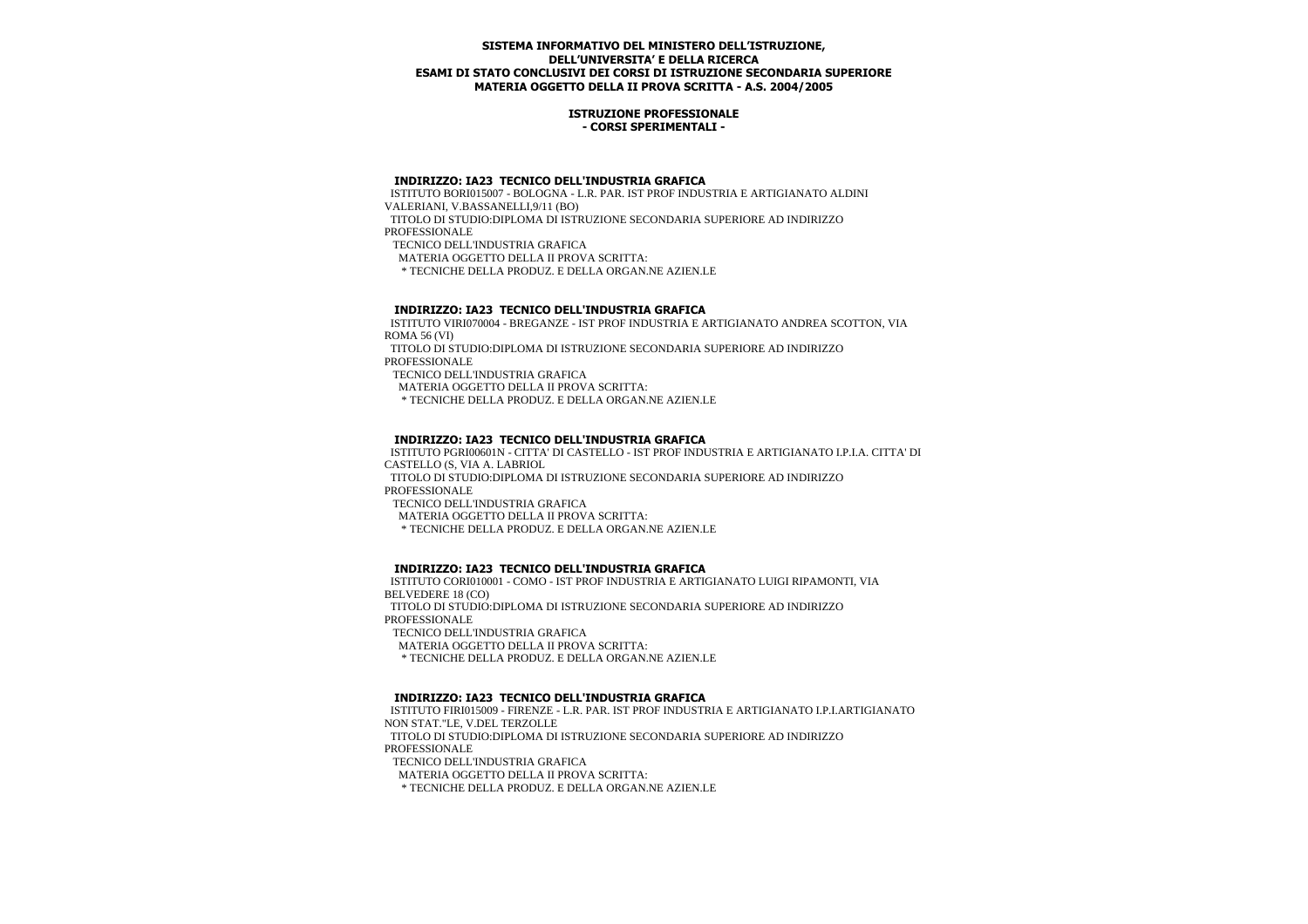**SISTEMA INFORMATIVO DEL MINISTERO DELL'ISTRUZIONE,
DELL'UNIVERSITA' E DELLA RICERCA
ESAMI DI STATO CONCLUSIVI DEI CORSI DI ISTRUZIONE SECONDARIA SUPERIORE
MATERIA OGGETTO DELLA II PROVA SCRITTA - A.S. 2004/2005**

**ISTRUZIONE PROFESSIONALE
- CORSI SPERIMENTALI -**

**INDIRIZZO: IA23 TECNICO DELL'INDUSTRIA GRAFICA**

ISTITUTO BORI015007 - BOLOGNA - L.R. PAR. IST PROF INDUSTRIA E ARTIGIANATO ALDINI VALERIANI, V.BASSANELLI,9/11 (BO)

TITOLO DI STUDIO:DIPLOMA DI ISTRUZIONE SECONDARIA SUPERIORE AD INDIRIZZO PROFESSIONALE

TECNICO DELL'INDUSTRIA GRAFICA

MATERIA OGGETTO DELLA II PROVA SCRITTA:

* TECNICHE DELLA PRODUZ. E DELLA ORGAN.NE AZIEN.LE

**INDIRIZZO: IA23 TECNICO DELL'INDUSTRIA GRAFICA**

ISTITUTO VIRI070004 - BREGANZE - IST PROF INDUSTRIA E ARTIGIANATO ANDREA SCOTTON, VIA ROMA 56 (VI)

TITOLO DI STUDIO:DIPLOMA DI ISTRUZIONE SECONDARIA SUPERIORE AD INDIRIZZO PROFESSIONALE

TECNICO DELL'INDUSTRIA GRAFICA

MATERIA OGGETTO DELLA II PROVA SCRITTA:

* TECNICHE DELLA PRODUZ. E DELLA ORGAN.NE AZIEN.LE

**INDIRIZZO: IA23 TECNICO DELL'INDUSTRIA GRAFICA**

ISTITUTO PGRI00601N - CITTA' DI CASTELLO - IST PROF INDUSTRIA E ARTIGIANATO I.P.I.A. CITTA' DI CASTELLO (S, VIA A. LABRIOL

TITOLO DI STUDIO:DIPLOMA DI ISTRUZIONE SECONDARIA SUPERIORE AD INDIRIZZO PROFESSIONALE

TECNICO DELL'INDUSTRIA GRAFICA

MATERIA OGGETTO DELLA II PROVA SCRITTA:

* TECNICHE DELLA PRODUZ. E DELLA ORGAN.NE AZIEN.LE

**INDIRIZZO: IA23 TECNICO DELL'INDUSTRIA GRAFICA**

ISTITUTO CORI010001 - COMO - IST PROF INDUSTRIA E ARTIGIANATO LUIGI RIPAMONTI, VIA BELVEDERE 18 (CO)

TITOLO DI STUDIO:DIPLOMA DI ISTRUZIONE SECONDARIA SUPERIORE AD INDIRIZZO PROFESSIONALE

TECNICO DELL'INDUSTRIA GRAFICA

MATERIA OGGETTO DELLA II PROVA SCRITTA:

* TECNICHE DELLA PRODUZ. E DELLA ORGAN.NE AZIEN.LE

**INDIRIZZO: IA23 TECNICO DELL'INDUSTRIA GRAFICA**

ISTITUTO FIRI015009 - FIRENZE - L.R. PAR. IST PROF INDUSTRIA E ARTIGIANATO I.P.I.ARTIGIANATO NON STAT."LE, V.DEL TERZOLLE

TITOLO DI STUDIO:DIPLOMA DI ISTRUZIONE SECONDARIA SUPERIORE AD INDIRIZZO PROFESSIONALE

TECNICO DELL'INDUSTRIA GRAFICA

MATERIA OGGETTO DELLA II PROVA SCRITTA:

* TECNICHE DELLA PRODUZ. E DELLA ORGAN.NE AZIEN.LE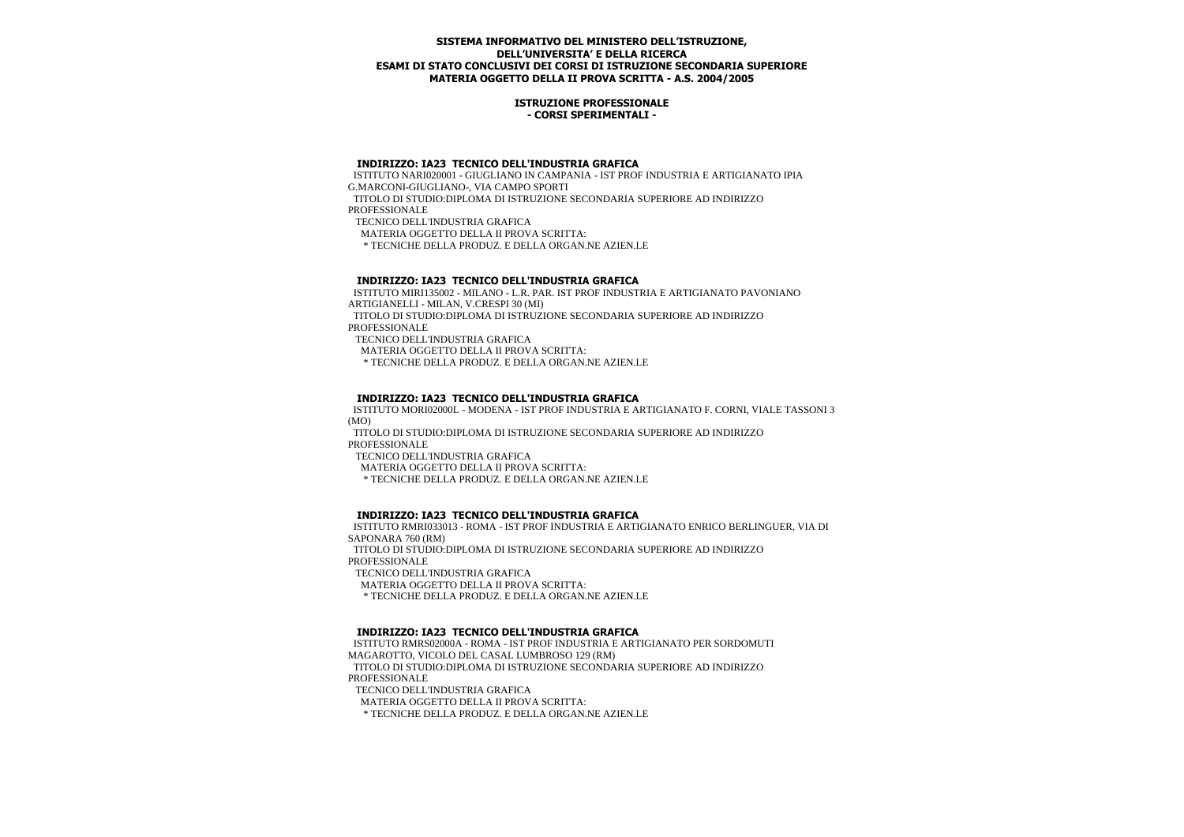**SISTEMA INFORMATIVO DEL MINISTERO DELL'ISTRUZIONE, DELL'UNIVERSITA' E DELLA RICERCA**
**ESAMI DI STATO CONCLUSIVI DEI CORSI DI ISTRUZIONE SECONDARIA SUPERIORE**
**MATERIA OGGETTO DELLA II PROVA SCRITTA - A.S. 2004/2005**

**ISTRUZIONE PROFESSIONALE**
**- CORSI SPERIMENTALI -**

**INDIRIZZO: IA23 TECNICO DELL'INDUSTRIA GRAFICA**

ISTITUTO NARI020001 - GIUGLIANO IN CAMPANIA - IST PROF INDUSTRIA E ARTIGIANATO IPIA G.MARCONI-GIUGLIANO-, VIA CAMPO SPORTI

TITOLO DI STUDIO:DIPLOMA DI ISTRUZIONE SECONDARIA SUPERIORE AD INDIRIZZO PROFESSIONALE

TECNICO DELL'INDUSTRIA GRAFICA

MATERIA OGGETTO DELLA II PROVA SCRITTA:

* TECNICHE DELLA PRODUZ. E DELLA ORGAN.NE AZIEN.LE

**INDIRIZZO: IA23 TECNICO DELL'INDUSTRIA GRAFICA**

ISTITUTO MIRI135002 - MILANO - L.R. PAR. IST PROF INDUSTRIA E ARTIGIANATO PAVONIANO ARTIGIANELLI - MILAN, V.CRESPI 30 (MI)

TITOLO DI STUDIO:DIPLOMA DI ISTRUZIONE SECONDARIA SUPERIORE AD INDIRIZZO PROFESSIONALE

TECNICO DELL'INDUSTRIA GRAFICA

MATERIA OGGETTO DELLA II PROVA SCRITTA:

* TECNICHE DELLA PRODUZ. E DELLA ORGAN.NE AZIEN.LE

**INDIRIZZO: IA23 TECNICO DELL'INDUSTRIA GRAFICA**

ISTITUTO MORI02000L - MODENA - IST PROF INDUSTRIA E ARTIGIANATO F. CORNI, VIALE TASSONI 3 (MO)

TITOLO DI STUDIO:DIPLOMA DI ISTRUZIONE SECONDARIA SUPERIORE AD INDIRIZZO PROFESSIONALE

TECNICO DELL'INDUSTRIA GRAFICA

MATERIA OGGETTO DELLA II PROVA SCRITTA:

* TECNICHE DELLA PRODUZ. E DELLA ORGAN.NE AZIEN.LE

**INDIRIZZO: IA23 TECNICO DELL'INDUSTRIA GRAFICA**

ISTITUTO RMRI033013 - ROMA - IST PROF INDUSTRIA E ARTIGIANATO ENRICO BERLINGUER, VIA DI SAPONARA 760 (RM)

TITOLO DI STUDIO:DIPLOMA DI ISTRUZIONE SECONDARIA SUPERIORE AD INDIRIZZO PROFESSIONALE

TECNICO DELL'INDUSTRIA GRAFICA

MATERIA OGGETTO DELLA II PROVA SCRITTA:

* TECNICHE DELLA PRODUZ. E DELLA ORGAN.NE AZIEN.LE

**INDIRIZZO: IA23 TECNICO DELL'INDUSTRIA GRAFICA**

ISTITUTO RMRS02000A - ROMA - IST PROF INDUSTRIA E ARTIGIANATO PER SORDOMUTI MAGAROTTO, VICOLO DEL CASAL LUMBROSO 129 (RM)

TITOLO DI STUDIO:DIPLOMA DI ISTRUZIONE SECONDARIA SUPERIORE AD INDIRIZZO PROFESSIONALE

TECNICO DELL'INDUSTRIA GRAFICA

MATERIA OGGETTO DELLA II PROVA SCRITTA:

* TECNICHE DELLA PRODUZ. E DELLA ORGAN.NE AZIEN.LE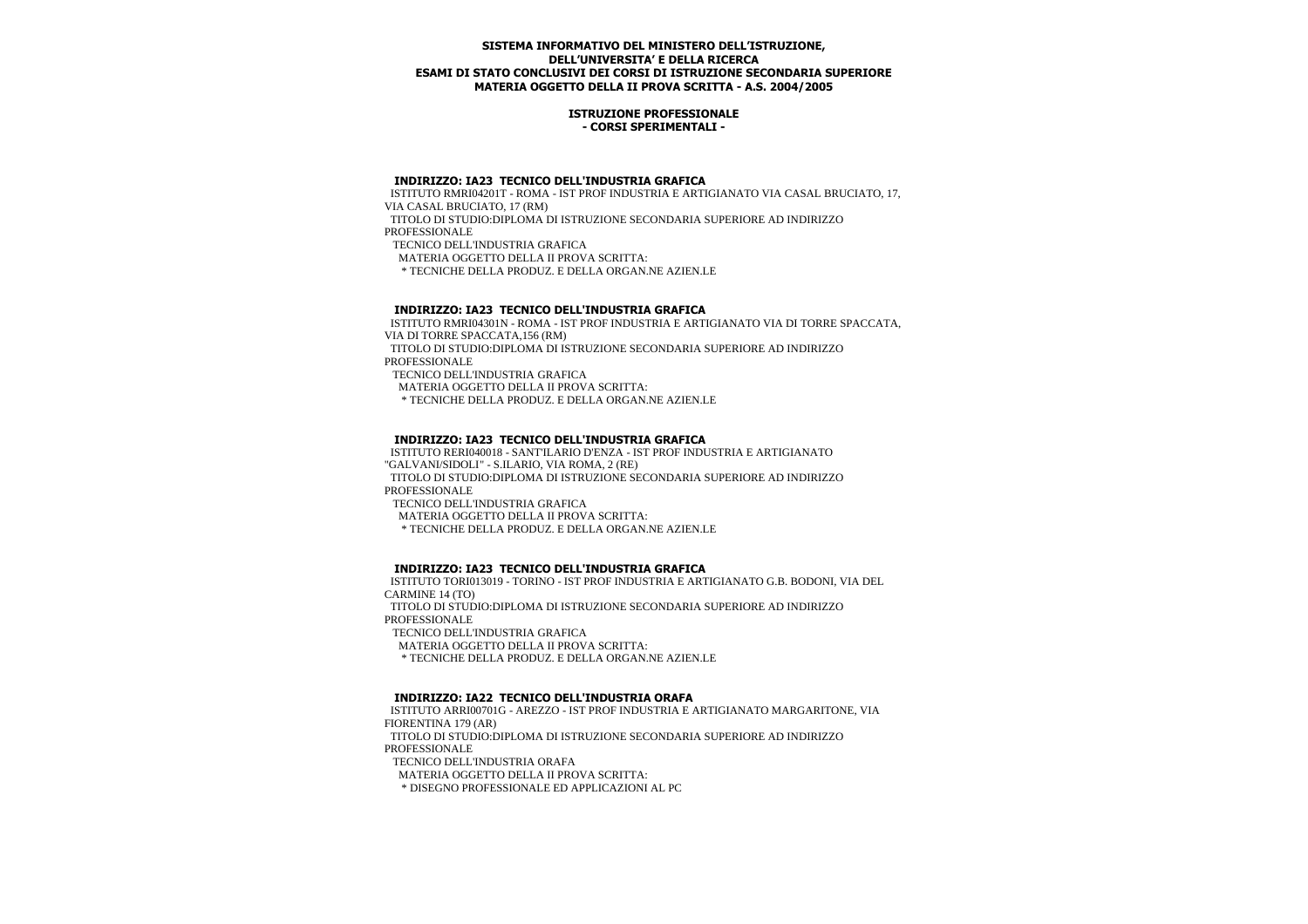**SISTEMA INFORMATIVO DEL MINISTERO DELL'ISTRUZIONE, DELL'UNIVERSITA' E DELLA RICERCA**
**ESAMI DI STATO CONCLUSIVI DEI CORSI DI ISTRUZIONE SECONDARIA SUPERIORE**
**MATERIA OGGETTO DELLA II PROVA SCRITTA - A.S. 2004/2005**

**ISTRUZIONE PROFESSIONALE**
**- CORSI SPERIMENTALI -**

**INDIRIZZO: IA23 TECNICO DELL'INDUSTRIA GRAFICA**

ISTITUTO RMRI04201T - ROMA - IST PROF INDUSTRIA E ARTIGIANATO VIA CASAL BRUCIATO, 17, VIA CASAL BRUCIATO, 17 (RM)

TITOLO DI STUDIO:DIPLOMA DI ISTRUZIONE SECONDARIA SUPERIORE AD INDIRIZZO PROFESSIONALE

TECNICO DELL'INDUSTRIA GRAFICA

MATERIA OGGETTO DELLA II PROVA SCRITTA:

* TECNICHE DELLA PRODUZ. E DELLA ORGAN.NE AZIEN.LE

**INDIRIZZO: IA23 TECNICO DELL'INDUSTRIA GRAFICA**

ISTITUTO RMRI04301N - ROMA - IST PROF INDUSTRIA E ARTIGIANATO VIA DI TORRE SPACCATA, VIA DI TORRE SPACCATA,156 (RM)

TITOLO DI STUDIO:DIPLOMA DI ISTRUZIONE SECONDARIA SUPERIORE AD INDIRIZZO PROFESSIONALE

TECNICO DELL'INDUSTRIA GRAFICA

MATERIA OGGETTO DELLA II PROVA SCRITTA:

* TECNICHE DELLA PRODUZ. E DELLA ORGAN.NE AZIEN.LE

**INDIRIZZO: IA23 TECNICO DELL'INDUSTRIA GRAFICA**

ISTITUTO RERI040018 - SANT'ILARIO D'ENZA - IST PROF INDUSTRIA E ARTIGIANATO "GALVANI/SIDOLI" - S.ILARIO, VIA ROMA, 2 (RE)

TITOLO DI STUDIO:DIPLOMA DI ISTRUZIONE SECONDARIA SUPERIORE AD INDIRIZZO PROFESSIONALE

TECNICO DELL'INDUSTRIA GRAFICA

MATERIA OGGETTO DELLA II PROVA SCRITTA:

* TECNICHE DELLA PRODUZ. E DELLA ORGAN.NE AZIEN.LE

**INDIRIZZO: IA23 TECNICO DELL'INDUSTRIA GRAFICA**

ISTITUTO TORI013019 - TORINO - IST PROF INDUSTRIA E ARTIGIANATO G.B. BODONI, VIA DEL CARMINE 14 (TO)

TITOLO DI STUDIO:DIPLOMA DI ISTRUZIONE SECONDARIA SUPERIORE AD INDIRIZZO PROFESSIONALE

TECNICO DELL'INDUSTRIA GRAFICA

MATERIA OGGETTO DELLA II PROVA SCRITTA:

* TECNICHE DELLA PRODUZ. E DELLA ORGAN.NE AZIEN.LE

**INDIRIZZO: IA22 TECNICO DELL'INDUSTRIA ORAFA**

ISTITUTO ARRI00701G - AREZZO - IST PROF INDUSTRIA E ARTIGIANATO MARGARITONE, VIA FIORENTINA 179 (AR)

TITOLO DI STUDIO:DIPLOMA DI ISTRUZIONE SECONDARIA SUPERIORE AD INDIRIZZO PROFESSIONALE

TECNICO DELL'INDUSTRIA ORAFA

MATERIA OGGETTO DELLA II PROVA SCRITTA:

* DISEGNO PROFESSIONALE ED APPLICAZIONI AL PC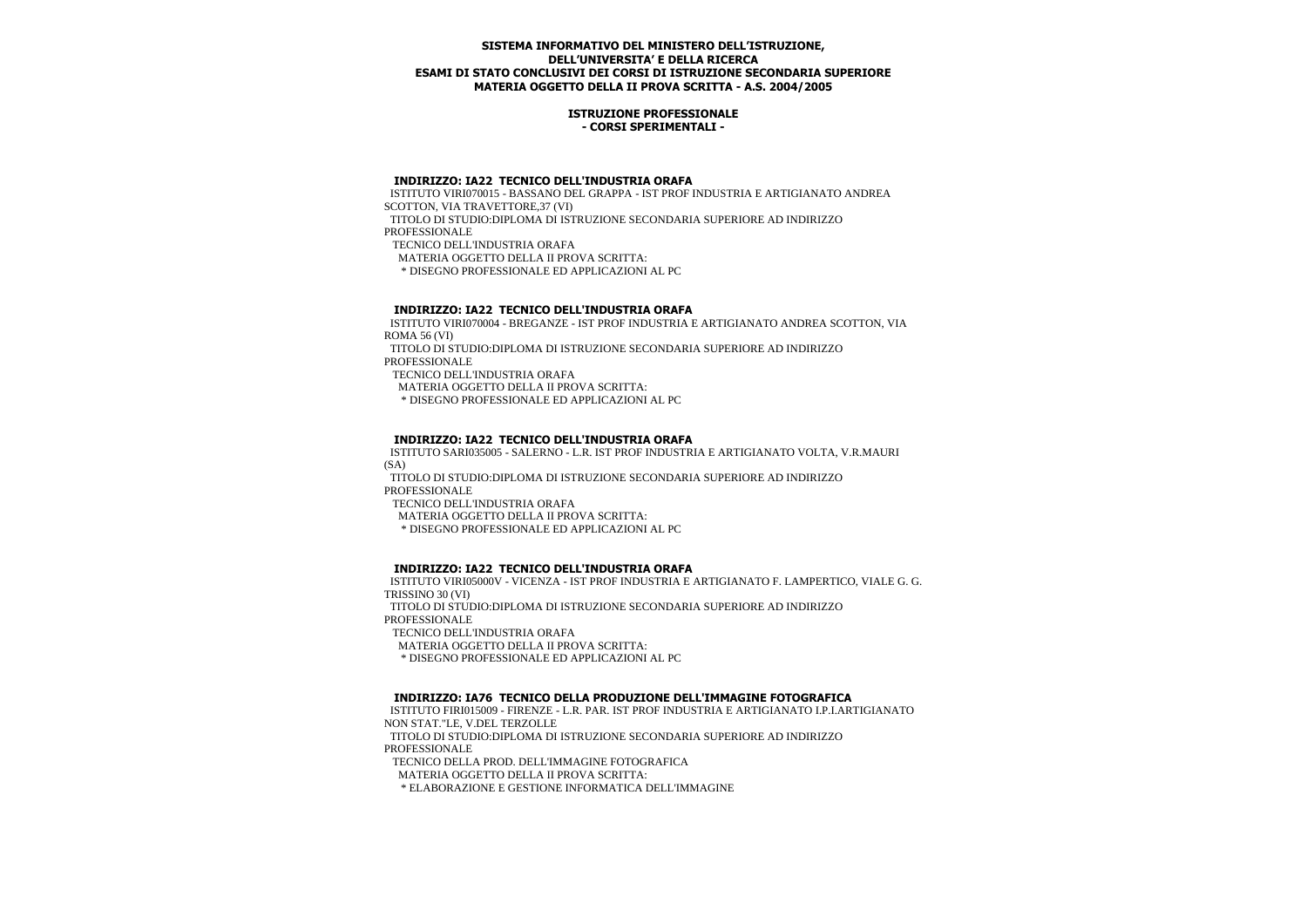**SISTEMA INFORMATIVO DEL MINISTERO DELL'ISTRUZIONE, DELL'UNIVERSITA' E DELLA RICERCA**
**ESAMI DI STATO CONCLUSIVI DEI CORSI DI ISTRUZIONE SECONDARIA SUPERIORE**
**MATERIA OGGETTO DELLA II PROVA SCRITTA - A.S. 2004/2005**

**ISTRUZIONE PROFESSIONALE**
**- CORSI SPERIMENTALI -**

**INDIRIZZO: IA22 TECNICO DELL'INDUSTRIA ORAFA**

ISTITUTO VIRI070015 - BASSANO DEL GRAPPA - IST PROF INDUSTRIA E ARTIGIANATO ANDREA SCOTTON, VIA TRAVETTORE,37 (VI)
TITOLO DI STUDIO:DIPLOMA DI ISTRUZIONE SECONDARIA SUPERIORE AD INDIRIZZO PROFESSIONALE
TECNICO DELL'INDUSTRIA ORAFA
MATERIA OGGETTO DELLA II PROVA SCRITTA:
* DISEGNO PROFESSIONALE ED APPLICAZIONI AL PC

**INDIRIZZO: IA22 TECNICO DELL'INDUSTRIA ORAFA**

ISTITUTO VIRI070004 - BREGANZE - IST PROF INDUSTRIA E ARTIGIANATO ANDREA SCOTTON, VIA ROMA 56 (VI)
TITOLO DI STUDIO:DIPLOMA DI ISTRUZIONE SECONDARIA SUPERIORE AD INDIRIZZO PROFESSIONALE
TECNICO DELL'INDUSTRIA ORAFA
MATERIA OGGETTO DELLA II PROVA SCRITTA:
* DISEGNO PROFESSIONALE ED APPLICAZIONI AL PC

**INDIRIZZO: IA22 TECNICO DELL'INDUSTRIA ORAFA**

ISTITUTO SARI035005 - SALERNO - L.R. IST PROF INDUSTRIA E ARTIGIANATO VOLTA, V.R.MAURI (SA)
TITOLO DI STUDIO:DIPLOMA DI ISTRUZIONE SECONDARIA SUPERIORE AD INDIRIZZO PROFESSIONALE
TECNICO DELL'INDUSTRIA ORAFA
MATERIA OGGETTO DELLA II PROVA SCRITTA:
* DISEGNO PROFESSIONALE ED APPLICAZIONI AL PC

**INDIRIZZO: IA22 TECNICO DELL'INDUSTRIA ORAFA**

ISTITUTO VIRI05000V - VICENZA - IST PROF INDUSTRIA E ARTIGIANATO F. LAMPERTICO, VIALE G. G. TRISSINO 30 (VI)
TITOLO DI STUDIO:DIPLOMA DI ISTRUZIONE SECONDARIA SUPERIORE AD INDIRIZZO PROFESSIONALE
TECNICO DELL'INDUSTRIA ORAFA
MATERIA OGGETTO DELLA II PROVA SCRITTA:
* DISEGNO PROFESSIONALE ED APPLICAZIONI AL PC

**INDIRIZZO: IA76 TECNICO DELLA PRODUZIONE DELL'IMMAGINE FOTOGRAFICA**

ISTITUTO FIRI015009 - FIRENZE - L.R. PAR. IST PROF INDUSTRIA E ARTIGIANATO I.P.I.ARTIGIANATO NON STAT."LE, V.DEL TERZOLLE
TITOLO DI STUDIO:DIPLOMA DI ISTRUZIONE SECONDARIA SUPERIORE AD INDIRIZZO PROFESSIONALE
TECNICO DELLA PROD. DELL'IMMAGINE FOTOGRAFICA
MATERIA OGGETTO DELLA II PROVA SCRITTA:
* ELABORAZIONE E GESTIONE INFORMATICA DELL'IMMAGINE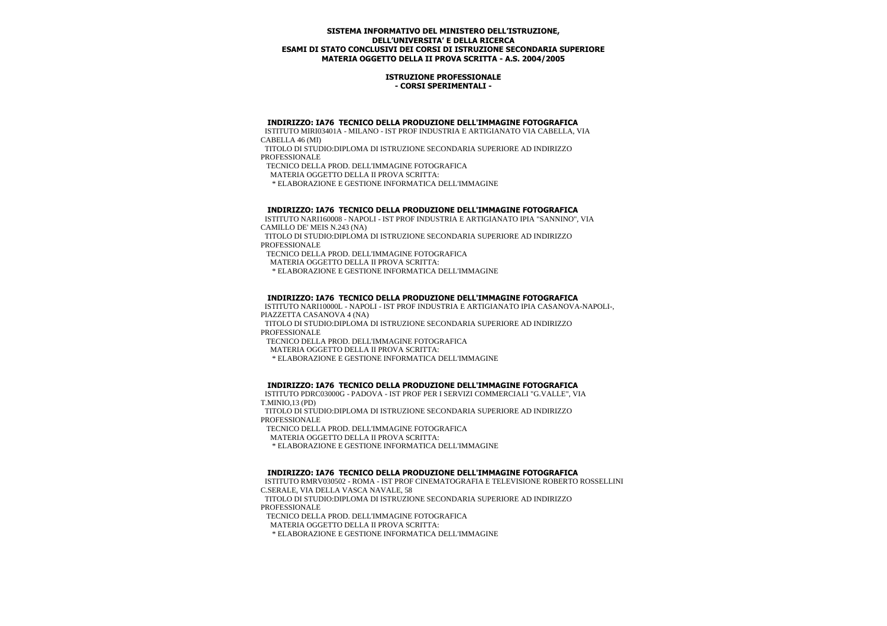**SISTEMA INFORMATIVO DEL MINISTERO DELL'ISTRUZIONE, DELL'UNIVERSITA' E DELLA RICERCA**
**ESAMI DI STATO CONCLUSIVI DEI CORSI DI ISTRUZIONE SECONDARIA SUPERIORE**
**MATERIA OGGETTO DELLA II PROVA SCRITTA - A.S. 2004/2005**

**ISTRUZIONE PROFESSIONALE**
**- CORSI SPERIMENTALI -**

**INDIRIZZO: IA76 TECNICO DELLA PRODUZIONE DELL'IMMAGINE FOTOGRAFICA**

ISTITUTO MIRI03401A - MILANO - IST PROF INDUSTRIA E ARTIGIANATO VIA CABELLA, VIA CABELLA 46 (MI)

TITOLO DI STUDIO:DIPLOMA DI ISTRUZIONE SECONDARIA SUPERIORE AD INDIRIZZO PROFESSIONALE

TECNICO DELLA PROD. DELL'IMMAGINE FOTOGRAFICA

MATERIA OGGETTO DELLA II PROVA SCRITTA:

* ELABORAZIONE E GESTIONE INFORMATICA DELL'IMMAGINE

**INDIRIZZO: IA76 TECNICO DELLA PRODUZIONE DELL'IMMAGINE FOTOGRAFICA**

ISTITUTO NARI160008 - NAPOLI - IST PROF INDUSTRIA E ARTIGIANATO IPIA "SANNINO", VIA CAMILLO DE' MEIS N.243 (NA)

TITOLO DI STUDIO:DIPLOMA DI ISTRUZIONE SECONDARIA SUPERIORE AD INDIRIZZO PROFESSIONALE

TECNICO DELLA PROD. DELL'IMMAGINE FOTOGRAFICA

MATERIA OGGETTO DELLA II PROVA SCRITTA:

* ELABORAZIONE E GESTIONE INFORMATICA DELL'IMMAGINE

**INDIRIZZO: IA76 TECNICO DELLA PRODUZIONE DELL'IMMAGINE FOTOGRAFICA**

ISTITUTO NARI10000L - NAPOLI - IST PROF INDUSTRIA E ARTIGIANATO IPIA CASANOVA-NAPOLI-, PIAZZETTA CASANOVA 4 (NA)

TITOLO DI STUDIO:DIPLOMA DI ISTRUZIONE SECONDARIA SUPERIORE AD INDIRIZZO PROFESSIONALE

TECNICO DELLA PROD. DELL'IMMAGINE FOTOGRAFICA

MATERIA OGGETTO DELLA II PROVA SCRITTA:

* ELABORAZIONE E GESTIONE INFORMATICA DELL'IMMAGINE

**INDIRIZZO: IA76 TECNICO DELLA PRODUZIONE DELL'IMMAGINE FOTOGRAFICA**

ISTITUTO PDRC03000G - PADOVA - IST PROF PER I SERVIZI COMMERCIALI "G.VALLE", VIA T.MINIO,13 (PD)

TITOLO DI STUDIO:DIPLOMA DI ISTRUZIONE SECONDARIA SUPERIORE AD INDIRIZZO PROFESSIONALE

TECNICO DELLA PROD. DELL'IMMAGINE FOTOGRAFICA

MATERIA OGGETTO DELLA II PROVA SCRITTA:

* ELABORAZIONE E GESTIONE INFORMATICA DELL'IMMAGINE

**INDIRIZZO: IA76 TECNICO DELLA PRODUZIONE DELL'IMMAGINE FOTOGRAFICA**

ISTITUTO RMRV030502 - ROMA - IST PROF CINEMATOGRAFIA E TELEVISIONE ROBERTO ROSSELLINI C.SERALE, VIA DELLA VASCA NAVALE, 58

TITOLO DI STUDIO:DIPLOMA DI ISTRUZIONE SECONDARIA SUPERIORE AD INDIRIZZO PROFESSIONALE

TECNICO DELLA PROD. DELL'IMMAGINE FOTOGRAFICA

MATERIA OGGETTO DELLA II PROVA SCRITTA:

* ELABORAZIONE E GESTIONE INFORMATICA DELL'IMMAGINE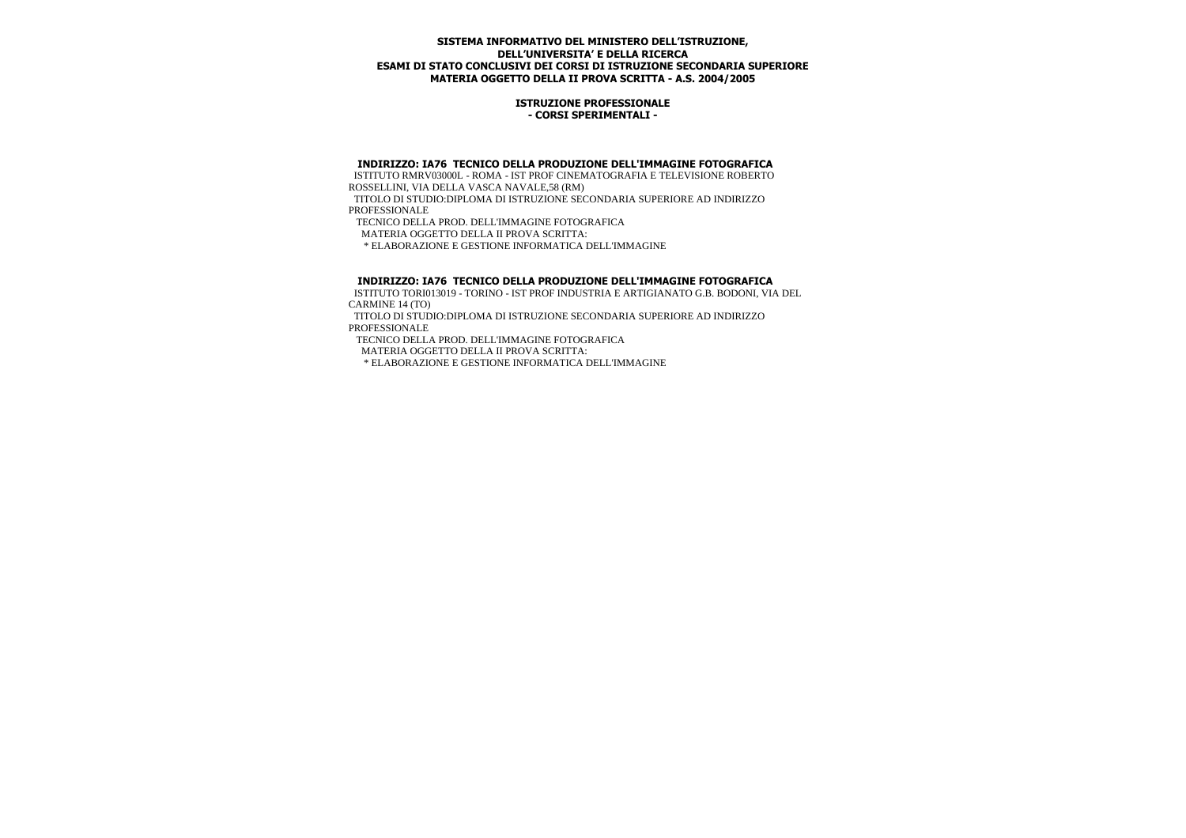**SISTEMA INFORMATIVO DEL MINISTERO DELL'ISTRUZIONE, DELL'UNIVERSITA' E DELLA RICERCA**
**ESAMI DI STATO CONCLUSIVI DEI CORSI DI ISTRUZIONE SECONDARIA SUPERIORE**
**MATERIA OGGETTO DELLA II PROVA SCRITTA - A.S. 2004/2005**

**ISTRUZIONE PROFESSIONALE**
**- CORSI SPERIMENTALI -**

**INDIRIZZO: IA76 TECNICO DELLA PRODUZIONE DELL'IMMAGINE FOTOGRAFICA**

ISTITUTO RMRV03000L - ROMA - IST PROF CINEMATOGRAFIA E TELEVISIONE ROBERTO ROSSELLINI, VIA DELLA VASCA NAVALE,58 (RM)

TITOLO DI STUDIO:DIPLOMA DI ISTRUZIONE SECONDARIA SUPERIORE AD INDIRIZZO PROFESSIONALE

TECNICO DELLA PROD. DELL'IMMAGINE FOTOGRAFICA

MATERIA OGGETTO DELLA II PROVA SCRITTA:

* ELABORAZIONE E GESTIONE INFORMATICA DELL'IMMAGINE

**INDIRIZZO: IA76 TECNICO DELLA PRODUZIONE DELL'IMMAGINE FOTOGRAFICA**

ISTITUTO TORI013019 - TORINO - IST PROF INDUSTRIA E ARTIGIANATO G.B. BODONI, VIA DEL CARMINE 14 (TO)

TITOLO DI STUDIO:DIPLOMA DI ISTRUZIONE SECONDARIA SUPERIORE AD INDIRIZZO PROFESSIONALE

TECNICO DELLA PROD. DELL'IMMAGINE FOTOGRAFICA

MATERIA OGGETTO DELLA II PROVA SCRITTA:

* ELABORAZIONE E GESTIONE INFORMATICA DELL'IMMAGINE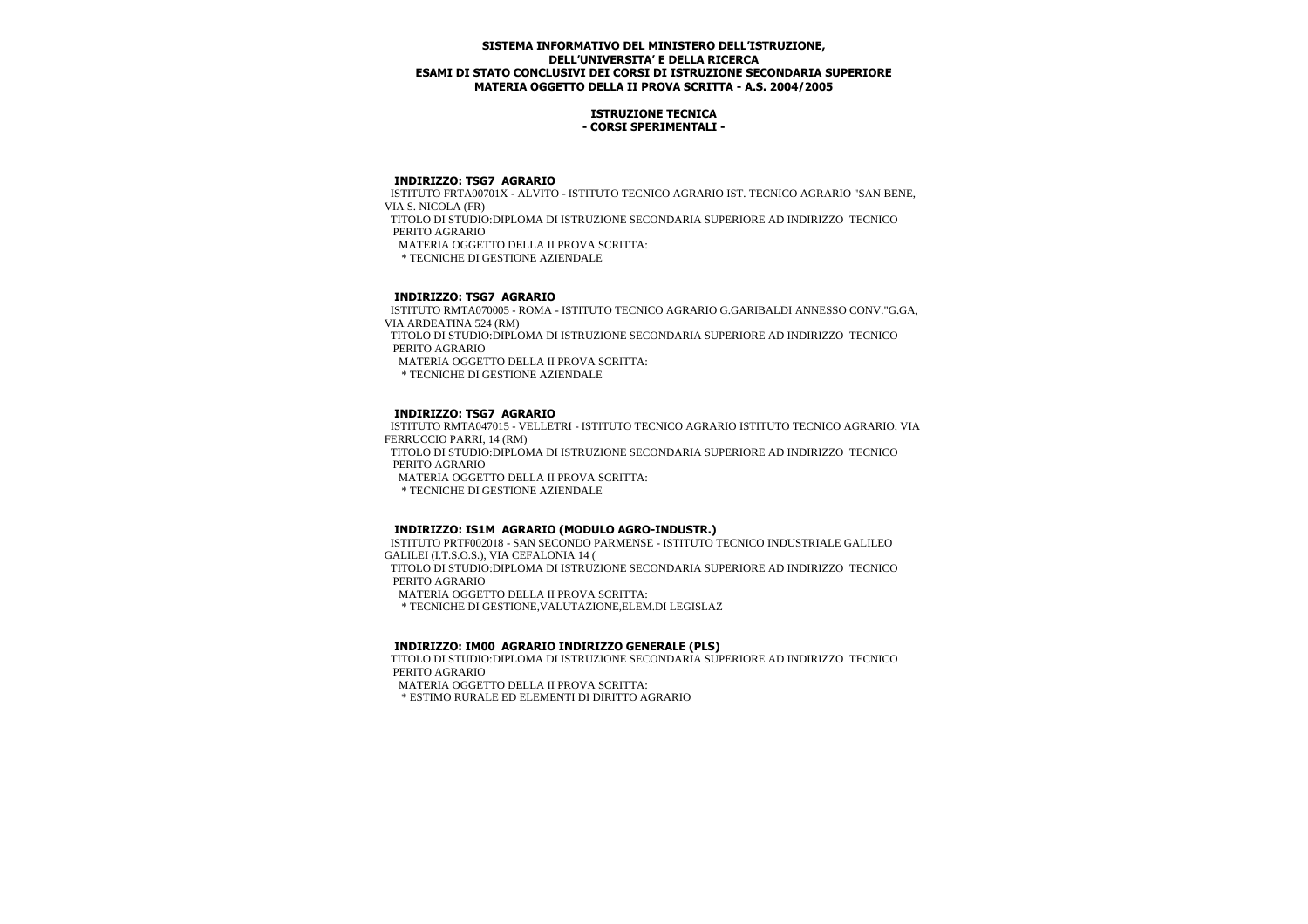**SISTEMA INFORMATIVO DEL MINISTERO DELL'ISTRUZIONE, DELL'UNIVERSITA' E DELLA RICERCA**
**ESAMI DI STATO CONCLUSIVI DEI CORSI DI ISTRUZIONE SECONDARIA SUPERIORE**
**MATERIA OGGETTO DELLA II PROVA SCRITTA - A.S. 2004/2005**

**ISTRUZIONE TECNICA**
**- CORSI SPERIMENTALI -**

**INDIRIZZO: TSG7 AGRARIO**

ISTITUTO FRTA00701X - ALVITO - ISTITUTO TECNICO AGRARIO IST. TECNICO AGRARIO "SAN BENE, VIA S. NICOLA (FR)

TITOLO DI STUDIO:DIPLOMA DI ISTRUZIONE SECONDARIA SUPERIORE AD INDIRIZZO TECNICO PERITO AGRARIO

MATERIA OGGETTO DELLA II PROVA SCRITTA:

* TECNICHE DI GESTIONE AZIENDALE

**INDIRIZZO: TSG7 AGRARIO**

ISTITUTO RMTA070005 - ROMA - ISTITUTO TECNICO AGRARIO G.GARIBALDI ANNESSO CONV."G.GA, VIA ARDEATINA 524 (RM)

TITOLO DI STUDIO:DIPLOMA DI ISTRUZIONE SECONDARIA SUPERIORE AD INDIRIZZO TECNICO PERITO AGRARIO

MATERIA OGGETTO DELLA II PROVA SCRITTA:

* TECNICHE DI GESTIONE AZIENDALE

**INDIRIZZO: TSG7 AGRARIO**

ISTITUTO RMTA047015 - VELLETRI - ISTITUTO TECNICO AGRARIO ISTITUTO TECNICO AGRARIO, VIA FERRUCCIO PARRI, 14 (RM)

TITOLO DI STUDIO:DIPLOMA DI ISTRUZIONE SECONDARIA SUPERIORE AD INDIRIZZO TECNICO PERITO AGRARIO

MATERIA OGGETTO DELLA II PROVA SCRITTA:

* TECNICHE DI GESTIONE AZIENDALE

**INDIRIZZO: IS1M AGRARIO (MODULO AGRO-INDUSTR.)**

ISTITUTO PRTF002018 - SAN SECONDO PARMENSE - ISTITUTO TECNICO INDUSTRIALE GALILEO GALILEI (I.T.S.O.S.), VIA CEFALONIA 14 (

TITOLO DI STUDIO:DIPLOMA DI ISTRUZIONE SECONDARIA SUPERIORE AD INDIRIZZO TECNICO PERITO AGRARIO

MATERIA OGGETTO DELLA II PROVA SCRITTA:

* TECNICHE DI GESTIONE,VALUTAZIONE,ELEM.DI LEGISLAZ

**INDIRIZZO: IM00 AGRARIO INDIRIZZO GENERALE (PLS)**

TITOLO DI STUDIO:DIPLOMA DI ISTRUZIONE SECONDARIA SUPERIORE AD INDIRIZZO TECNICO PERITO AGRARIO

MATERIA OGGETTO DELLA II PROVA SCRITTA:

* ESTIMO RURALE ED ELEMENTI DI DIRITTO AGRARIO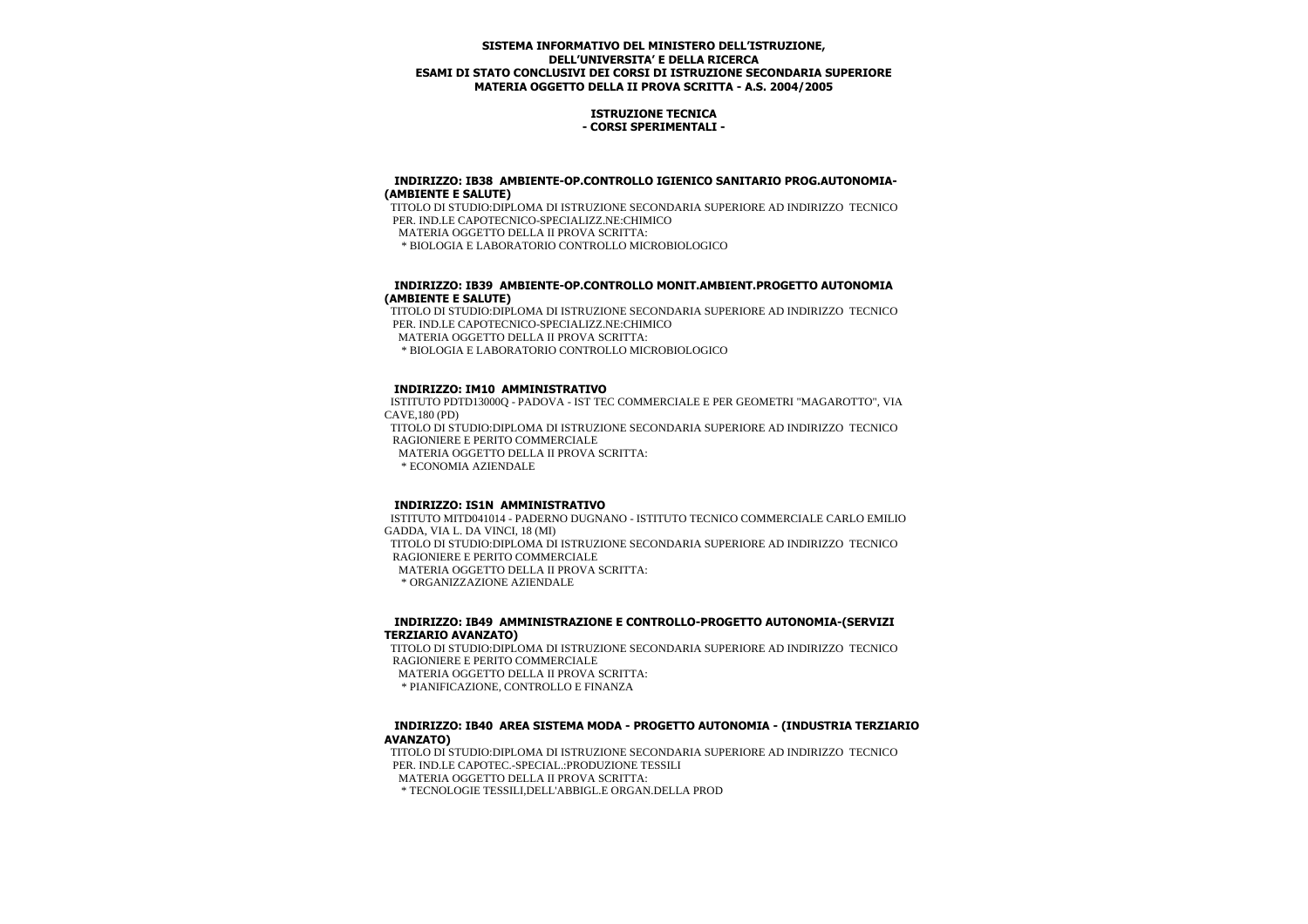**SISTEMA INFORMATIVO DEL MINISTERO DELL'ISTRUZIONE, DELL'UNIVERSITA' E DELLA RICERCA**
**ESAMI DI STATO CONCLUSIVI DEI CORSI DI ISTRUZIONE SECONDARIA SUPERIORE**
**MATERIA OGGETTO DELLA II PROVA SCRITTA - A.S. 2004/2005**

**ISTRUZIONE TECNICA**
**- CORSI SPERIMENTALI -**

**INDIRIZZO: IB38 AMBIENTE-OP.CONTROLLO IGIENICO SANITARIO PROG.AUTONOMIA-(AMBIENTE E SALUTE)**

TITOLO DI STUDIO:DIPLOMA DI ISTRUZIONE SECONDARIA SUPERIORE AD INDIRIZZO TECNICO PER. IND.LE CAPOTECNICO-SPECIALIZZ.NE:CHIMICO

MATERIA OGGETTO DELLA II PROVA SCRITTA:

* BIOLOGIA E LABORATORIO CONTROLLO MICROBIOLOGICO

**INDIRIZZO: IB39 AMBIENTE-OP.CONTROLLO MONIT.AMBIENT.PROGETTO AUTONOMIA (AMBIENTE E SALUTE)**

TITOLO DI STUDIO:DIPLOMA DI ISTRUZIONE SECONDARIA SUPERIORE AD INDIRIZZO TECNICO PER. IND.LE CAPOTECNICO-SPECIALIZZ.NE:CHIMICO

MATERIA OGGETTO DELLA II PROVA SCRITTA:

* BIOLOGIA E LABORATORIO CONTROLLO MICROBIOLOGICO

**INDIRIZZO: IM10 AMMINISTRATIVO**

ISTITUTO PDTD13000Q - PADOVA - IST TEC COMMERCIALE E PER GEOMETRI "MAGAROTTO", VIA CAVE,180 (PD)

TITOLO DI STUDIO:DIPLOMA DI ISTRUZIONE SECONDARIA SUPERIORE AD INDIRIZZO TECNICO RAGIONIERE E PERITO COMMERCIALE

MATERIA OGGETTO DELLA II PROVA SCRITTA:

* ECONOMIA AZIENDALE

**INDIRIZZO: IS1N AMMINISTRATIVO**

ISTITUTO MITD041014 - PADERNO DUGNANO - ISTITUTO TECNICO COMMERCIALE CARLO EMILIO GADDA, VIA L. DA VINCI, 18 (MI)

TITOLO DI STUDIO:DIPLOMA DI ISTRUZIONE SECONDARIA SUPERIORE AD INDIRIZZO TECNICO RAGIONIERE E PERITO COMMERCIALE

MATERIA OGGETTO DELLA II PROVA SCRITTA:

* ORGANIZZAZIONE AZIENDALE

**INDIRIZZO: IB49 AMMINISTRAZIONE E CONTROLLO-PROGETTO AUTONOMIA-(SERVIZI TERZIARIO AVANZATO)**

TITOLO DI STUDIO:DIPLOMA DI ISTRUZIONE SECONDARIA SUPERIORE AD INDIRIZZO TECNICO RAGIONIERE E PERITO COMMERCIALE

MATERIA OGGETTO DELLA II PROVA SCRITTA:

* PIANIFICAZIONE, CONTROLLO E FINANZA

**INDIRIZZO: IB40 AREA SISTEMA MODA - PROGETTO AUTONOMIA - (INDUSTRIA TERZIARIO AVANZATO)**

TITOLO DI STUDIO:DIPLOMA DI ISTRUZIONE SECONDARIA SUPERIORE AD INDIRIZZO TECNICO PER. IND.LE CAPOTEC.-SPECIAL.:PRODUZIONE TESSILI

MATERIA OGGETTO DELLA II PROVA SCRITTA:

* TECNOLOGIE TESSILI,DELL'ABBIGL.E ORGAN.DELLA PROD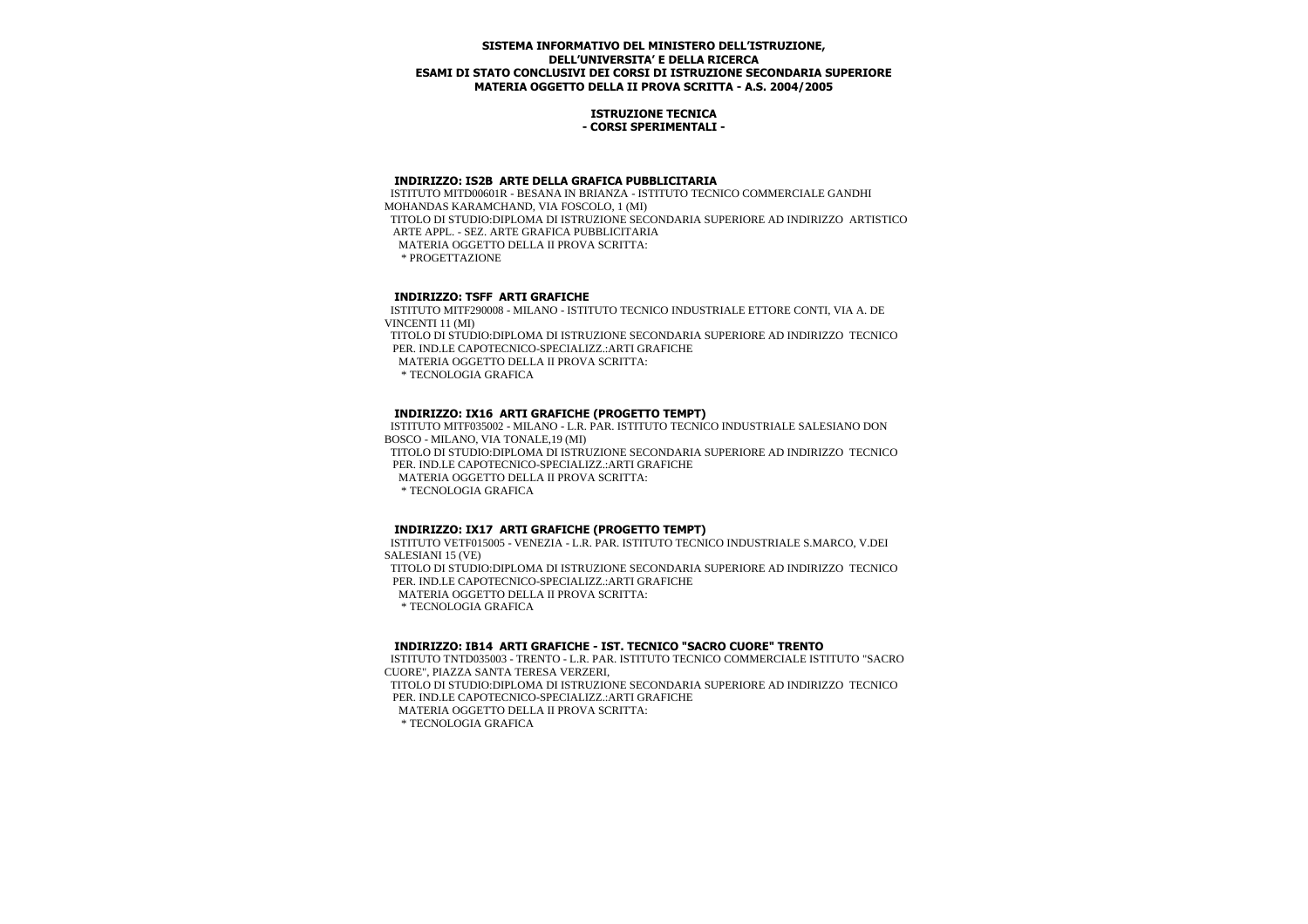**SISTEMA INFORMATIVO DEL MINISTERO DELL'ISTRUZIONE,**
**DELL'UNIVERSITA' E DELLA RICERCA**
**ESAMI DI STATO CONCLUSIVI DEI CORSI DI ISTRUZIONE SECONDARIA SUPERIORE**
**MATERIA OGGETTO DELLA II PROVA SCRITTA - A.S. 2004/2005**

**ISTRUZIONE TECNICA**
**- CORSI SPERIMENTALI -**

**INDIRIZZO: IS2B ARTE DELLA GRAFICA PUBBLICITARIA**

ISTITUTO MITD00601R - BESANA IN BRIANZA - ISTITUTO TECNICO COMMERCIALE GANDHI MOHANDAS KARAMCHAND, VIA FOSCOLO, 1 (MI)

TITOLO DI STUDIO:DIPLOMA DI ISTRUZIONE SECONDARIA SUPERIORE AD INDIRIZZO ARTISTICO ARTE APPL. - SEZ. ARTE GRAFICA PUBBLICITARIA

MATERIA OGGETTO DELLA II PROVA SCRITTA:

* PROGETTAZIONE

**INDIRIZZO: TSFF ARTI GRAFICHE**

ISTITUTO MITF290008 - MILANO - ISTITUTO TECNICO INDUSTRIALE ETTORE CONTI, VIA A. DE VINCENTI 11 (MI)

TITOLO DI STUDIO:DIPLOMA DI ISTRUZIONE SECONDARIA SUPERIORE AD INDIRIZZO TECNICO PER. IND.LE CAPOTECNICO-SPECIALIZZ.:ARTI GRAFICHE

MATERIA OGGETTO DELLA II PROVA SCRITTA:

* TECNOLOGIA GRAFICA

**INDIRIZZO: IX16 ARTI GRAFICHE (PROGETTO TEMPT)**

ISTITUTO MITF035002 - MILANO - L.R. PAR. ISTITUTO TECNICO INDUSTRIALE SALESIANO DON BOSCO - MILANO, VIA TONALE,19 (MI)

TITOLO DI STUDIO:DIPLOMA DI ISTRUZIONE SECONDARIA SUPERIORE AD INDIRIZZO TECNICO PER. IND.LE CAPOTECNICO-SPECIALIZZ.:ARTI GRAFICHE

MATERIA OGGETTO DELLA II PROVA SCRITTA:

* TECNOLOGIA GRAFICA

**INDIRIZZO: IX17 ARTI GRAFICHE (PROGETTO TEMPT)**

ISTITUTO VETF015005 - VENEZIA - L.R. PAR. ISTITUTO TECNICO INDUSTRIALE S.MARCO, V.DEI SALESIANI 15 (VE)

TITOLO DI STUDIO:DIPLOMA DI ISTRUZIONE SECONDARIA SUPERIORE AD INDIRIZZO TECNICO PER. IND.LE CAPOTECNICO-SPECIALIZZ.:ARTI GRAFICHE

MATERIA OGGETTO DELLA II PROVA SCRITTA:

* TECNOLOGIA GRAFICA

**INDIRIZZO: IB14 ARTI GRAFICHE - IST. TECNICO "SACRO CUORE" TRENTO**

ISTITUTO TNTD035003 - TRENTO - L.R. PAR. ISTITUTO TECNICO COMMERCIALE ISTITUTO "SACRO CUORE", PIAZZA SANTA TERESA VERZERI,

TITOLO DI STUDIO:DIPLOMA DI ISTRUZIONE SECONDARIA SUPERIORE AD INDIRIZZO TECNICO PER. IND.LE CAPOTECNICO-SPECIALIZZ.:ARTI GRAFICHE

MATERIA OGGETTO DELLA II PROVA SCRITTA:

* TECNOLOGIA GRAFICA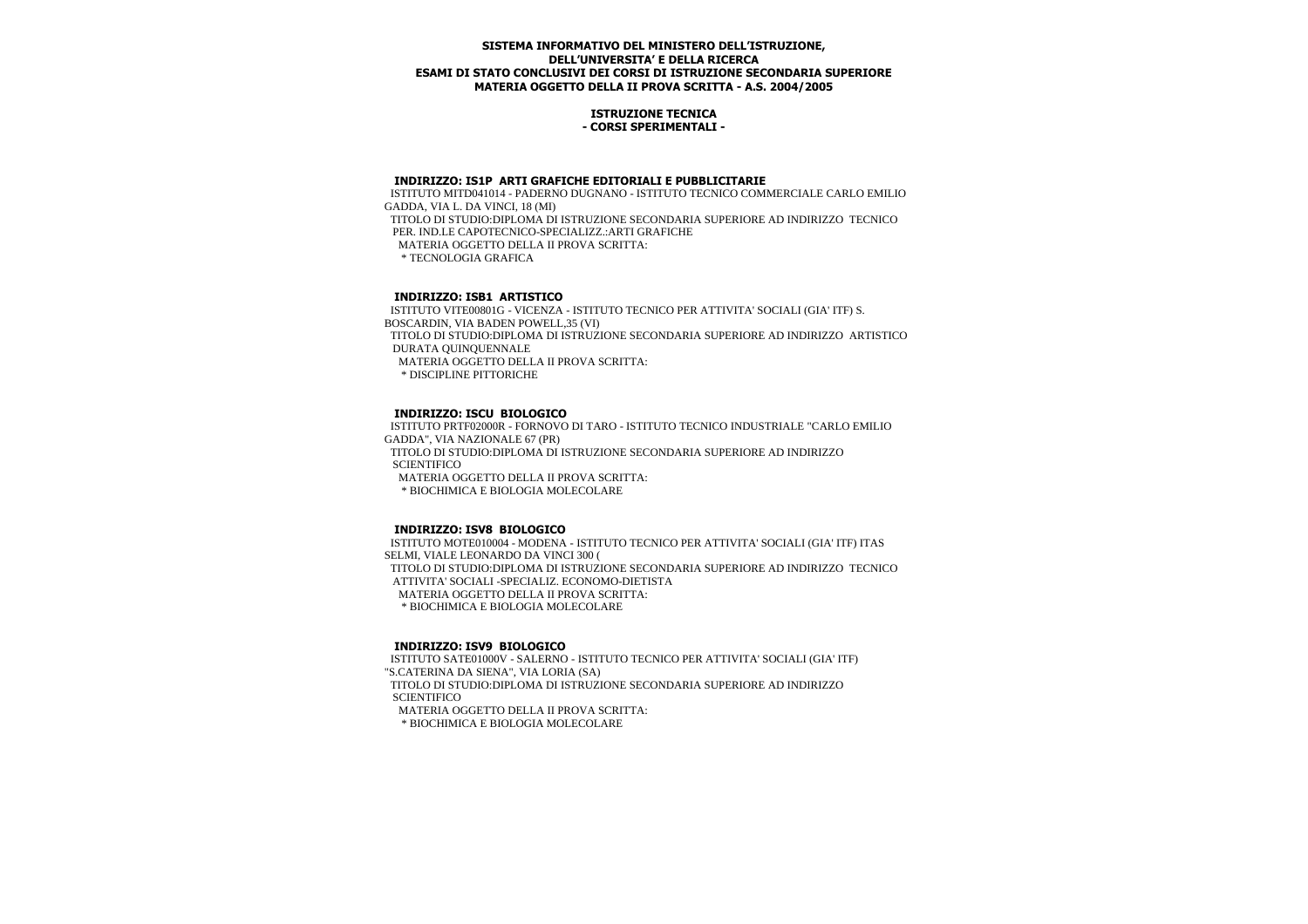**SISTEMA INFORMATIVO DEL MINISTERO DELL'ISTRUZIONE, DELL'UNIVERSITA' E DELLA RICERCA**
**ESAMI DI STATO CONCLUSIVI DEI CORSI DI ISTRUZIONE SECONDARIA SUPERIORE**
**MATERIA OGGETTO DELLA II PROVA SCRITTA - A.S. 2004/2005**

**ISTRUZIONE TECNICA**
**- CORSI SPERIMENTALI -**

### INDIRIZZO: IS1P ARTI GRAFICHE EDITORIALI E PUBBLICITARIE

ISTITUTO MITD041014 - PADERNO DUGNANO - ISTITUTO TECNICO COMMERCIALE CARLO EMILIO GADDA, VIA L. DA VINCI, 18 (MI)
TITOLO DI STUDIO:DIPLOMA DI ISTRUZIONE SECONDARIA SUPERIORE AD INDIRIZZO TECNICO PER. IND.LE CAPOTECNICO-SPECIALIZZ.:ARTI GRAFICHE
MATERIA OGGETTO DELLA II PROVA SCRITTA:
* TECNOLOGIA GRAFICA

### INDIRIZZO: ISB1 ARTISTICO

ISTITUTO VITE00801G - VICENZA - ISTITUTO TECNICO PER ATTIVITA' SOCIALI (GIA' ITF) S. BOSCARDIN, VIA BADEN POWELL,35 (VI)
TITOLO DI STUDIO:DIPLOMA DI ISTRUZIONE SECONDARIA SUPERIORE AD INDIRIZZO ARTISTICO DURATA QUINQUENNALE
MATERIA OGGETTO DELLA II PROVA SCRITTA:
* DISCIPLINE PITTORICHE

### INDIRIZZO: ISCU BIOLOGICO

ISTITUTO PRTF02000R - FORNOVO DI TARO - ISTITUTO TECNICO INDUSTRIALE "CARLO EMILIO GADDA", VIA NAZIONALE 67 (PR)
TITOLO DI STUDIO:DIPLOMA DI ISTRUZIONE SECONDARIA SUPERIORE AD INDIRIZZO SCIENTIFICO
MATERIA OGGETTO DELLA II PROVA SCRITTA:
* BIOCHIMICA E BIOLOGIA MOLECOLARE

### INDIRIZZO: ISV8 BIOLOGICO

ISTITUTO MOTE010004 - MODENA - ISTITUTO TECNICO PER ATTIVITA' SOCIALI (GIA' ITF) ITAS SELMI, VIALE LEONARDO DA VINCI 300 (
TITOLO DI STUDIO:DIPLOMA DI ISTRUZIONE SECONDARIA SUPERIORE AD INDIRIZZO TECNICO ATTIVITA' SOCIALI -SPECIALIZ. ECONOMO-DIETISTA
MATERIA OGGETTO DELLA II PROVA SCRITTA:
* BIOCHIMICA E BIOLOGIA MOLECOLARE

### INDIRIZZO: ISV9 BIOLOGICO

ISTITUTO SATE01000V - SALERNO - ISTITUTO TECNICO PER ATTIVITA' SOCIALI (GIA' ITF) "S.CATERINA DA SIENA", VIA LORIA (SA)
TITOLO DI STUDIO:DIPLOMA DI ISTRUZIONE SECONDARIA SUPERIORE AD INDIRIZZO SCIENTIFICO
MATERIA OGGETTO DELLA II PROVA SCRITTA:
* BIOCHIMICA E BIOLOGIA MOLECOLARE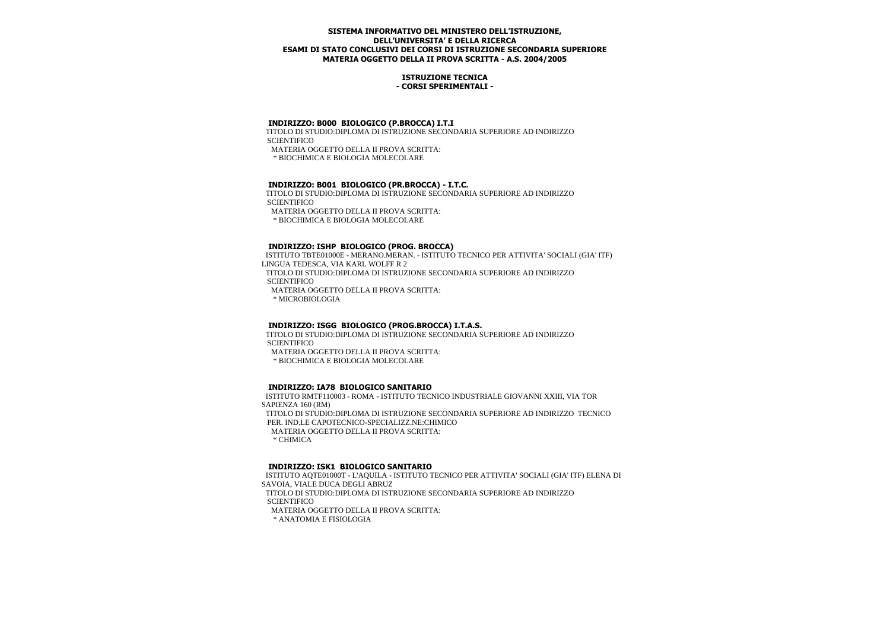**SISTEMA INFORMATIVO DEL MINISTERO DELL'ISTRUZIONE, DELL'UNIVERSITA' E DELLA RICERCA**
**ESAMI DI STATO CONCLUSIVI DEI CORSI DI ISTRUZIONE SECONDARIA SUPERIORE**
**MATERIA OGGETTO DELLA II PROVA SCRITTA - A.S. 2004/2005**

**ISTRUZIONE TECNICA**
**- CORSI SPERIMENTALI -**

#### INDIRIZZO: B000 BIOLOGICO (P.BROCCA) I.T.I

TITOLO DI STUDIO:DIPLOMA DI ISTRUZIONE SECONDARIA SUPERIORE AD INDIRIZZO SCIENTIFICO

MATERIA OGGETTO DELLA II PROVA SCRITTA:

* BIOCHIMICA E BIOLOGIA MOLECOLARE

#### INDIRIZZO: B001 BIOLOGICO (PR.BROCCA) - I.T.C.

TITOLO DI STUDIO:DIPLOMA DI ISTRUZIONE SECONDARIA SUPERIORE AD INDIRIZZO SCIENTIFICO

MATERIA OGGETTO DELLA II PROVA SCRITTA:

* BIOCHIMICA E BIOLOGIA MOLECOLARE

#### INDIRIZZO: ISHP BIOLOGICO (PROG. BROCCA)

ISTITUTO TBTE01000E - MERANO.MERAN. - ISTITUTO TECNICO PER ATTIVITA' SOCIALI (GIA' ITF) LINGUA TEDESCA, VIA KARL WOLFF R 2

TITOLO DI STUDIO:DIPLOMA DI ISTRUZIONE SECONDARIA SUPERIORE AD INDIRIZZO SCIENTIFICO

MATERIA OGGETTO DELLA II PROVA SCRITTA:

* MICROBIOLOGIA

#### INDIRIZZO: ISGG BIOLOGICO (PROG.BROCCA) I.T.A.S.

TITOLO DI STUDIO:DIPLOMA DI ISTRUZIONE SECONDARIA SUPERIORE AD INDIRIZZO SCIENTIFICO

MATERIA OGGETTO DELLA II PROVA SCRITTA:

* BIOCHIMICA E BIOLOGIA MOLECOLARE

#### INDIRIZZO: IA78 BIOLOGICO SANITARIO

ISTITUTO RMTF110003 - ROMA - ISTITUTO TECNICO INDUSTRIALE GIOVANNI XXIII, VIA TOR SAPIENZA 160 (RM)

TITOLO DI STUDIO:DIPLOMA DI ISTRUZIONE SECONDARIA SUPERIORE AD INDIRIZZO TECNICO PER. IND.LE CAPOTECNICO-SPECIALIZZ.NE:CHIMICO

MATERIA OGGETTO DELLA II PROVA SCRITTA:

* CHIMICA

#### INDIRIZZO: ISK1 BIOLOGICO SANITARIO

ISTITUTO AQTE01000T - L'AQUILA - ISTITUTO TECNICO PER ATTIVITA' SOCIALI (GIA' ITF) ELENA DI SAVOIA, VIALE DUCA DEGLI ABRUZ

TITOLO DI STUDIO:DIPLOMA DI ISTRUZIONE SECONDARIA SUPERIORE AD INDIRIZZO SCIENTIFICO

MATERIA OGGETTO DELLA II PROVA SCRITTA:

* ANATOMIA E FISIOLOGIA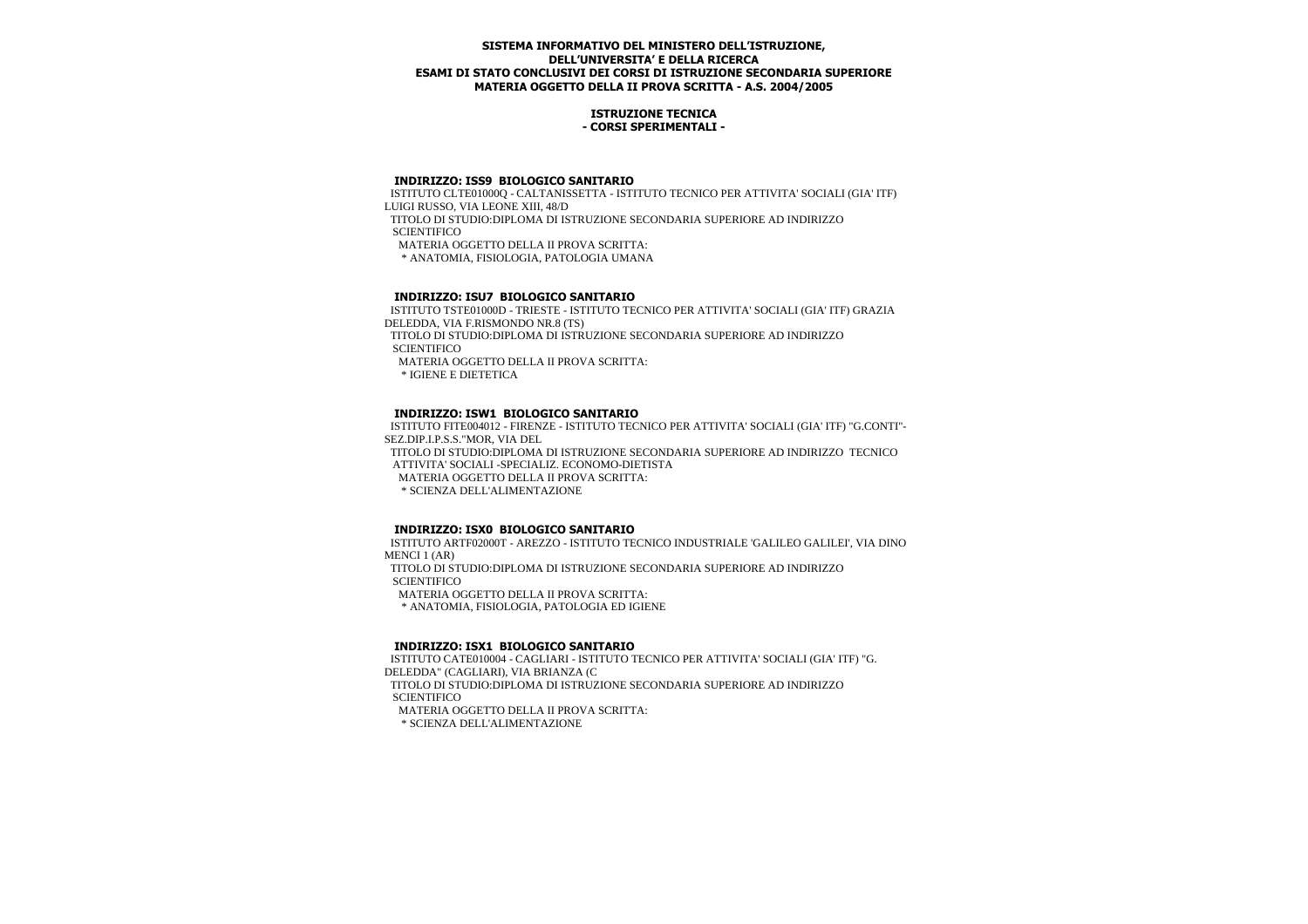**SISTEMA INFORMATIVO DEL MINISTERO DELL'ISTRUZIONE,**
**DELL'UNIVERSITA' E DELLA RICERCA**
**ESAMI DI STATO CONCLUSIVI DEI CORSI DI ISTRUZIONE SECONDARIA SUPERIORE**
**MATERIA OGGETTO DELLA II PROVA SCRITTA - A.S. 2004/2005**

**ISTRUZIONE TECNICA**
**- CORSI SPERIMENTALI -**

**INDIRIZZO: ISS9 BIOLOGICO SANITARIO**

ISTITUTO CLTE01000Q - CALTANISSETTA - ISTITUTO TECNICO PER ATTIVITA' SOCIALI (GIA' ITF) LUIGI RUSSO, VIA LEONE XIII, 48/D

TITOLO DI STUDIO:DIPLOMA DI ISTRUZIONE SECONDARIA SUPERIORE AD INDIRIZZO SCIENTIFICO

MATERIA OGGETTO DELLA II PROVA SCRITTA:

* ANATOMIA, FISIOLOGIA, PATOLOGIA UMANA

**INDIRIZZO: ISU7 BIOLOGICO SANITARIO**

ISTITUTO TSTE01000D - TRIESTE - ISTITUTO TECNICO PER ATTIVITA' SOCIALI (GIA' ITF) GRAZIA DELEDDA, VIA F.RISMONDO NR.8 (TS)

TITOLO DI STUDIO:DIPLOMA DI ISTRUZIONE SECONDARIA SUPERIORE AD INDIRIZZO SCIENTIFICO

MATERIA OGGETTO DELLA II PROVA SCRITTA:

* IGIENE E DIETETICA

**INDIRIZZO: ISW1 BIOLOGICO SANITARIO**

ISTITUTO FITE004012 - FIRENZE - ISTITUTO TECNICO PER ATTIVITA' SOCIALI (GIA' ITF) "G.CONTI"-SEZ.DIP.I.P.S.S."MOR, VIA DEL

TITOLO DI STUDIO:DIPLOMA DI ISTRUZIONE SECONDARIA SUPERIORE AD INDIRIZZO TECNICO ATTIVITA' SOCIALI -SPECIALIZ. ECONOMO-DIETISTA

MATERIA OGGETTO DELLA II PROVA SCRITTA:

* SCIENZA DELL'ALIMENTAZIONE

**INDIRIZZO: ISX0 BIOLOGICO SANITARIO**

ISTITUTO ARTF02000T - AREZZO - ISTITUTO TECNICO INDUSTRIALE 'GALILEO GALILEI', VIA DINO MENCI 1 (AR)

TITOLO DI STUDIO:DIPLOMA DI ISTRUZIONE SECONDARIA SUPERIORE AD INDIRIZZO SCIENTIFICO

MATERIA OGGETTO DELLA II PROVA SCRITTA:

* ANATOMIA, FISIOLOGIA, PATOLOGIA ED IGIENE

**INDIRIZZO: ISX1 BIOLOGICO SANITARIO**

ISTITUTO CATE010004 - CAGLIARI - ISTITUTO TECNICO PER ATTIVITA' SOCIALI (GIA' ITF) "G. DELEDDA" (CAGLIARI), VIA BRIANZA (C

TITOLO DI STUDIO:DIPLOMA DI ISTRUZIONE SECONDARIA SUPERIORE AD INDIRIZZO SCIENTIFICO

MATERIA OGGETTO DELLA II PROVA SCRITTA:

* SCIENZA DELL'ALIMENTAZIONE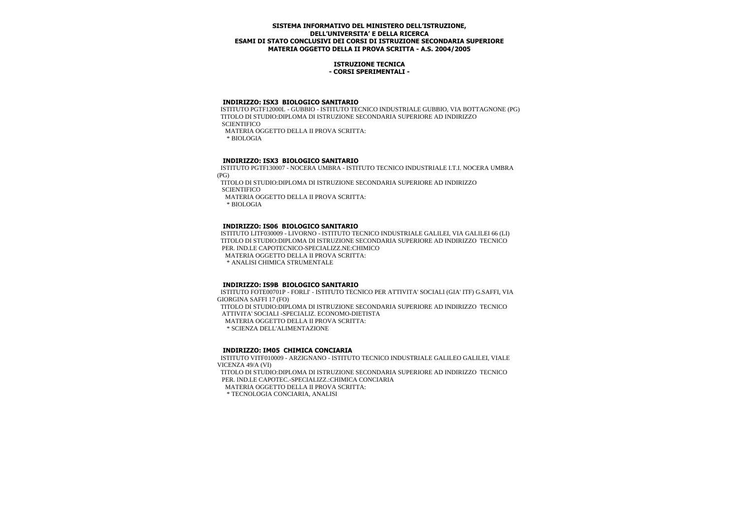**SISTEMA INFORMATIVO DEL MINISTERO DELL'ISTRUZIONE,**
**DELL'UNIVERSITA' E DELLA RICERCA**
**ESAMI DI STATO CONCLUSIVI DEI CORSI DI ISTRUZIONE SECONDARIA SUPERIORE**
**MATERIA OGGETTO DELLA II PROVA SCRITTA - A.S. 2004/2005**

**ISTRUZIONE TECNICA**
**- CORSI SPERIMENTALI -**

**INDIRIZZO: ISX3 BIOLOGICO SANITARIO**
ISTITUTO PGTF12000L - GUBBIO - ISTITUTO TECNICO INDUSTRIALE GUBBIO, VIA BOTTAGNONE (PG)
TITOLO DI STUDIO:DIPLOMA DI ISTRUZIONE SECONDARIA SUPERIORE AD INDIRIZZO SCIENTIFICO
MATERIA OGGETTO DELLA II PROVA SCRITTA:
* BIOLOGIA

**INDIRIZZO: ISX3 BIOLOGICO SANITARIO**
ISTITUTO PGTF130007 - NOCERA UMBRA - ISTITUTO TECNICO INDUSTRIALE I.T.I. NOCERA UMBRA (PG)
TITOLO DI STUDIO:DIPLOMA DI ISTRUZIONE SECONDARIA SUPERIORE AD INDIRIZZO SCIENTIFICO
MATERIA OGGETTO DELLA II PROVA SCRITTA:
* BIOLOGIA

**INDIRIZZO: IS06 BIOLOGICO SANITARIO**
ISTITUTO LITF030009 - LIVORNO - ISTITUTO TECNICO INDUSTRIALE GALILEI, VIA GALILEI 66 (LI)
TITOLO DI STUDIO:DIPLOMA DI ISTRUZIONE SECONDARIA SUPERIORE AD INDIRIZZO TECNICO PER. IND.LE CAPOTECNICO-SPECIALIZZ.NE:CHIMICO
MATERIA OGGETTO DELLA II PROVA SCRITTA:
* ANALISI CHIMICA STRUMENTALE

**INDIRIZZO: IS9B BIOLOGICO SANITARIO**
ISTITUTO FOTE00701P - FORLI' - ISTITUTO TECNICO PER ATTIVITA' SOCIALI (GIA' ITF) G.SAFFI, VIA GIORGINA SAFFI 17 (FO)
TITOLO DI STUDIO:DIPLOMA DI ISTRUZIONE SECONDARIA SUPERIORE AD INDIRIZZO TECNICO ATTIVITA' SOCIALI -SPECIALIZ. ECONOMO-DIETISTA
MATERIA OGGETTO DELLA II PROVA SCRITTA:
* SCIENZA DELL'ALIMENTAZIONE

**INDIRIZZO: IM05 CHIMICA CONCIARIA**
ISTITUTO VITF010009 - ARZIGNANO - ISTITUTO TECNICO INDUSTRIALE GALILEO GALILEI, VIALE VICENZA 49/A (VI)
TITOLO DI STUDIO:DIPLOMA DI ISTRUZIONE SECONDARIA SUPERIORE AD INDIRIZZO TECNICO PER. IND.LE CAPOTEC.-SPECIALIZZ.:CHIMICA CONCIARIA
MATERIA OGGETTO DELLA II PROVA SCRITTA:
* TECNOLOGIA CONCIARIA, ANALISI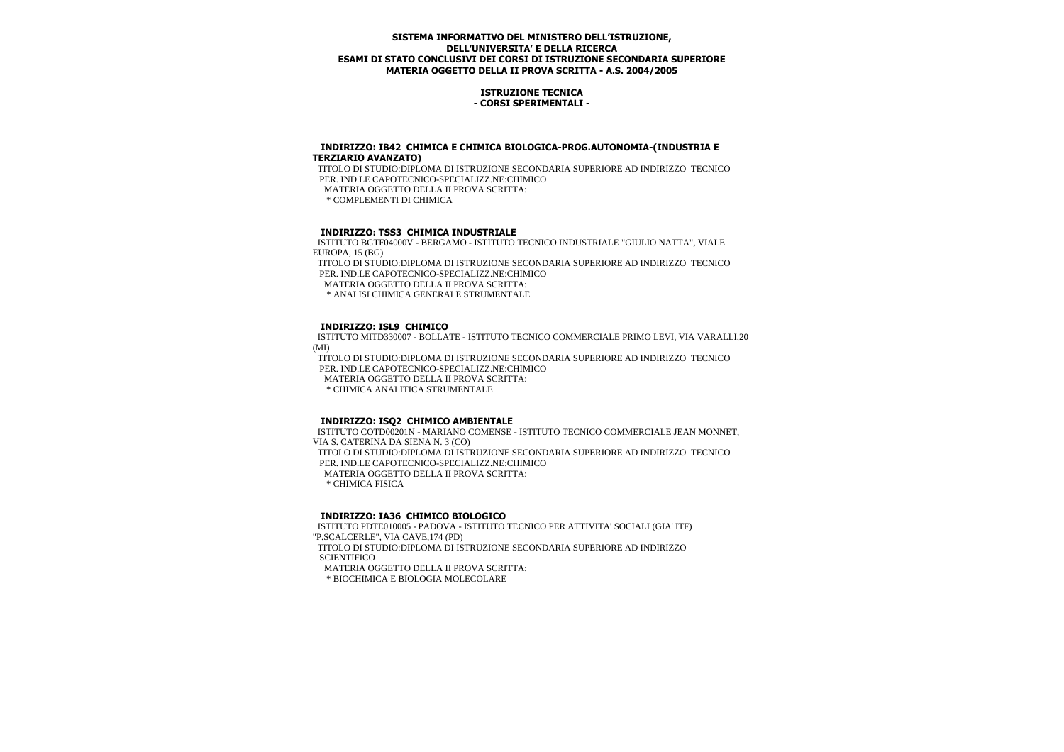**SISTEMA INFORMATIVO DEL MINISTERO DELL'ISTRUZIONE, DELL'UNIVERSITA' E DELLA RICERCA**
**ESAMI DI STATO CONCLUSIVI DEI CORSI DI ISTRUZIONE SECONDARIA SUPERIORE**
**MATERIA OGGETTO DELLA II PROVA SCRITTA - A.S. 2004/2005**

**ISTRUZIONE TECNICA**
**- CORSI SPERIMENTALI -**

### INDIRIZZO: IB42 CHIMICA E CHIMICA BIOLOGICA-PROG.AUTONOMIA-(INDUSTRIA E TERZIARIO AVANZATO)

TITOLO DI STUDIO:DIPLOMA DI ISTRUZIONE SECONDARIA SUPERIORE AD INDIRIZZO TECNICO PER. IND.LE CAPOTECNICO-SPECIALIZZ.NE:CHIMICO

MATERIA OGGETTO DELLA II PROVA SCRITTA:

* COMPLEMENTI DI CHIMICA

### INDIRIZZO: TSS3 CHIMICA INDUSTRIALE

ISTITUTO BGTF04000V - BERGAMO - ISTITUTO TECNICO INDUSTRIALE "GIULIO NATTA", VIALE EUROPA, 15 (BG)

TITOLO DI STUDIO:DIPLOMA DI ISTRUZIONE SECONDARIA SUPERIORE AD INDIRIZZO TECNICO PER. IND.LE CAPOTECNICO-SPECIALIZZ.NE:CHIMICO

MATERIA OGGETTO DELLA II PROVA SCRITTA:

* ANALISI CHIMICA GENERALE STRUMENTALE

### INDIRIZZO: ISL9 CHIMICO

ISTITUTO MITD330007 - BOLLATE - ISTITUTO TECNICO COMMERCIALE PRIMO LEVI, VIA VARALLI,20 (MI)

TITOLO DI STUDIO:DIPLOMA DI ISTRUZIONE SECONDARIA SUPERIORE AD INDIRIZZO TECNICO PER. IND.LE CAPOTECNICO-SPECIALIZZ.NE:CHIMICO

MATERIA OGGETTO DELLA II PROVA SCRITTA:

* CHIMICA ANALITICA STRUMENTALE

### INDIRIZZO: ISQ2 CHIMICO AMBIENTALE

ISTITUTO COTD00201N - MARIANO COMENSE - ISTITUTO TECNICO COMMERCIALE JEAN MONNET, VIA S. CATERINA DA SIENA N. 3 (CO)

TITOLO DI STUDIO:DIPLOMA DI ISTRUZIONE SECONDARIA SUPERIORE AD INDIRIZZO TECNICO PER. IND.LE CAPOTECNICO-SPECIALIZZ.NE:CHIMICO

MATERIA OGGETTO DELLA II PROVA SCRITTA:

* CHIMICA FISICA

### INDIRIZZO: IA36 CHIMICO BIOLOGICO

ISTITUTO PDTE010005 - PADOVA - ISTITUTO TECNICO PER ATTIVITA' SOCIALI (GIA' ITF) "P.SCALCERLE", VIA CAVE,174 (PD)

TITOLO DI STUDIO:DIPLOMA DI ISTRUZIONE SECONDARIA SUPERIORE AD INDIRIZZO SCIENTIFICO

MATERIA OGGETTO DELLA II PROVA SCRITTA:

* BIOCHIMICA E BIOLOGIA MOLECOLARE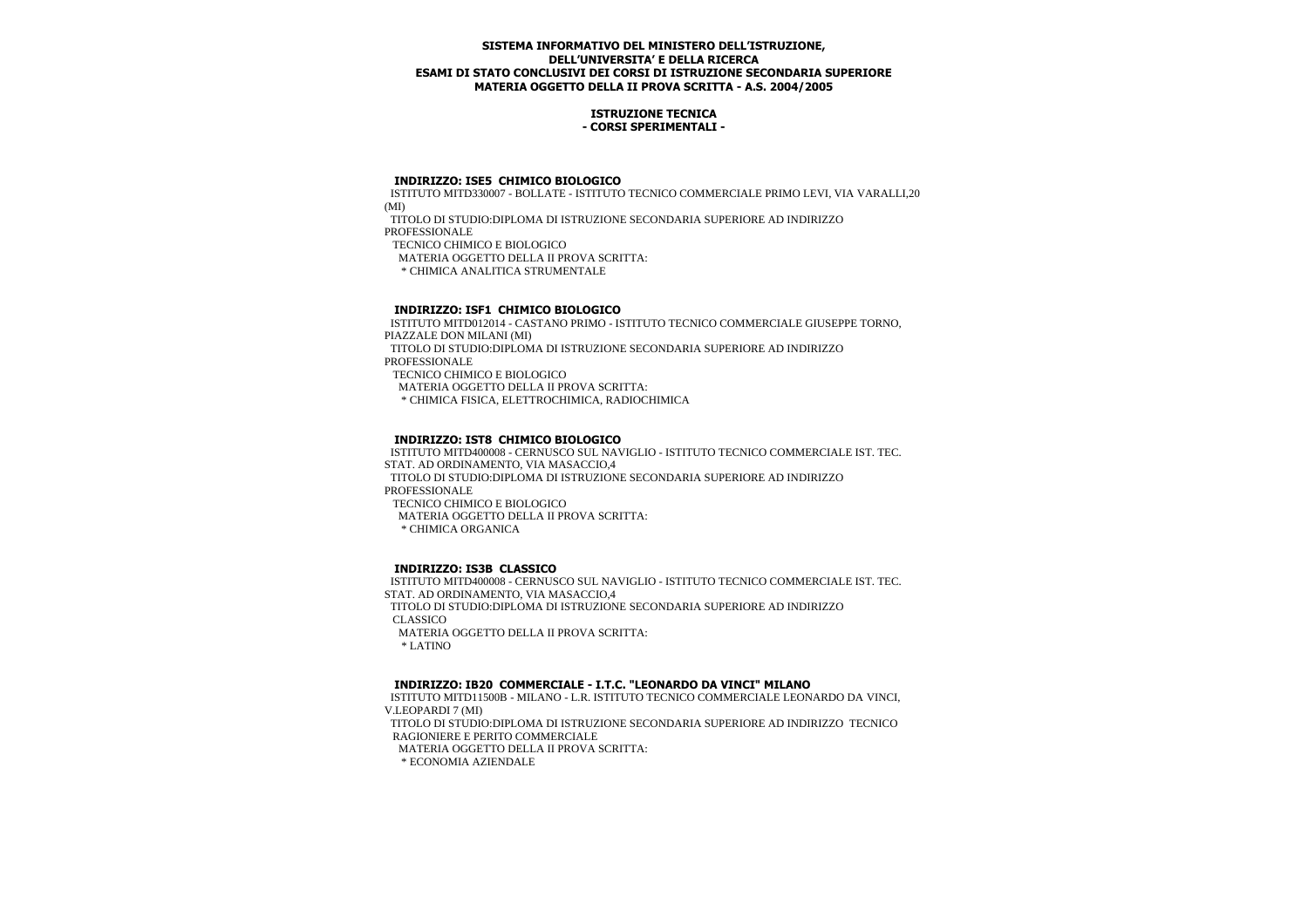**SISTEMA INFORMATIVO DEL MINISTERO DELL'ISTRUZIONE, DELL'UNIVERSITA' E DELLA RICERCA**
**ESAMI DI STATO CONCLUSIVI DEI CORSI DI ISTRUZIONE SECONDARIA SUPERIORE**
**MATERIA OGGETTO DELLA II PROVA SCRITTA - A.S. 2004/2005**

**ISTRUZIONE TECNICA**
**- CORSI SPERIMENTALI -**

### INDIRIZZO: ISE5 CHIMICO BIOLOGICO

ISTITUTO MITD330007 - BOLLATE - ISTITUTO TECNICO COMMERCIALE PRIMO LEVI, VIA VARALLI,20 (MI)
TITOLO DI STUDIO:DIPLOMA DI ISTRUZIONE SECONDARIA SUPERIORE AD INDIRIZZO PROFESSIONALE
TECNICO CHIMICO E BIOLOGICO
MATERIA OGGETTO DELLA II PROVA SCRITTA:
* CHIMICA ANALITICA STRUMENTALE

### INDIRIZZO: ISF1 CHIMICO BIOLOGICO

ISTITUTO MITD012014 - CASTANO PRIMO - ISTITUTO TECNICO COMMERCIALE GIUSEPPE TORNO, PIAZZALE DON MILANI (MI)
TITOLO DI STUDIO:DIPLOMA DI ISTRUZIONE SECONDARIA SUPERIORE AD INDIRIZZO PROFESSIONALE
TECNICO CHIMICO E BIOLOGICO
MATERIA OGGETTO DELLA II PROVA SCRITTA:
* CHIMICA FISICA, ELETTROCHIMICA, RADIOCHIMICA

### INDIRIZZO: IST8 CHIMICO BIOLOGICO

ISTITUTO MITD400008 - CERNUSCO SUL NAVIGLIO - ISTITUTO TECNICO COMMERCIALE IST. TEC. STAT. AD ORDINAMENTO, VIA MASACCIO,4
TITOLO DI STUDIO:DIPLOMA DI ISTRUZIONE SECONDARIA SUPERIORE AD INDIRIZZO PROFESSIONALE
TECNICO CHIMICO E BIOLOGICO
MATERIA OGGETTO DELLA II PROVA SCRITTA:
* CHIMICA ORGANICA

### INDIRIZZO: IS3B CLASSICO

ISTITUTO MITD400008 - CERNUSCO SUL NAVIGLIO - ISTITUTO TECNICO COMMERCIALE IST. TEC. STAT. AD ORDINAMENTO, VIA MASACCIO,4
TITOLO DI STUDIO:DIPLOMA DI ISTRUZIONE SECONDARIA SUPERIORE AD INDIRIZZO CLASSICO
MATERIA OGGETTO DELLA II PROVA SCRITTA:
* LATINO

### INDIRIZZO: IB20 COMMERCIALE - I.T.C. "LEONARDO DA VINCI" MILANO

ISTITUTO MITD11500B - MILANO - L.R. ISTITUTO TECNICO COMMERCIALE LEONARDO DA VINCI, V.LEOPARDI 7 (MI)
TITOLO DI STUDIO:DIPLOMA DI ISTRUZIONE SECONDARIA SUPERIORE AD INDIRIZZO TECNICO
RAGIONIERE E PERITO COMMERCIALE
MATERIA OGGETTO DELLA II PROVA SCRITTA:
* ECONOMIA AZIENDALE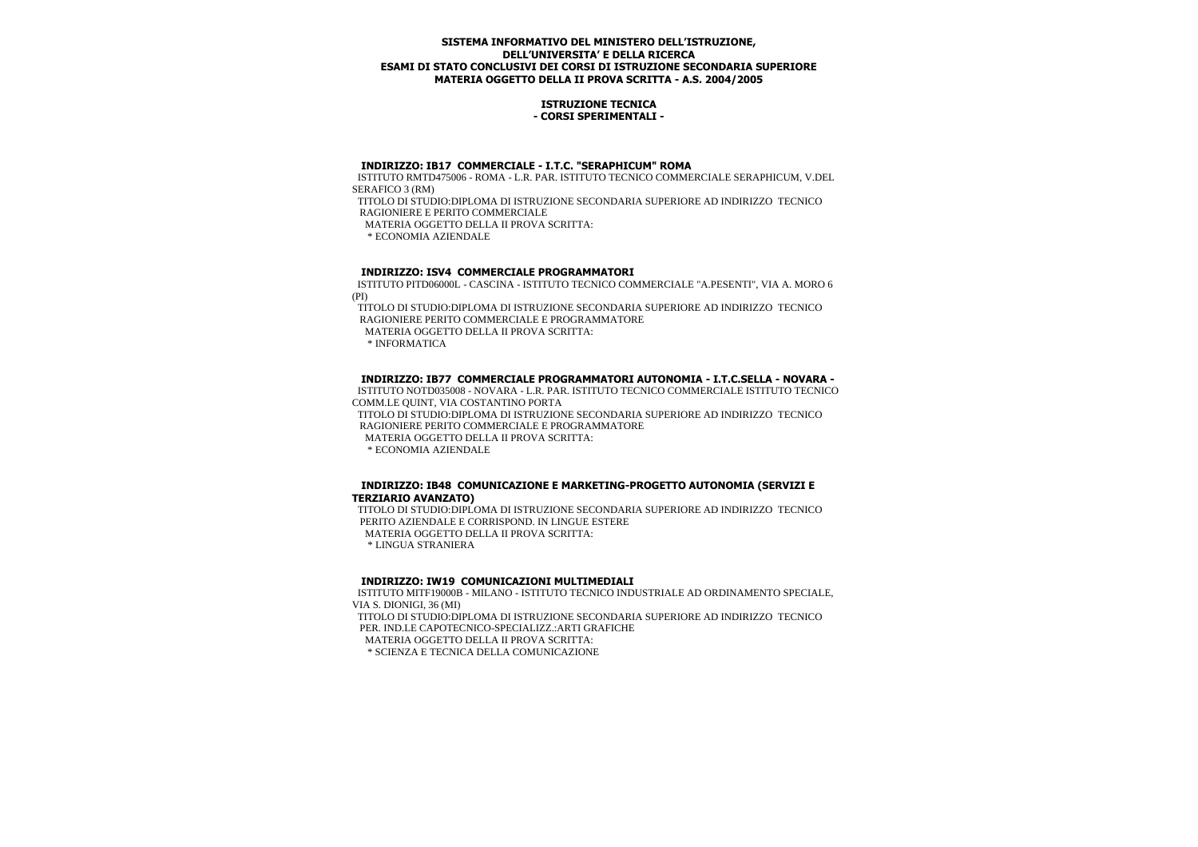**SISTEMA INFORMATIVO DEL MINISTERO DELL'ISTRUZIONE, DELL'UNIVERSITA' E DELLA RICERCA**
**ESAMI DI STATO CONCLUSIVI DEI CORSI DI ISTRUZIONE SECONDARIA SUPERIORE**
**MATERIA OGGETTO DELLA II PROVA SCRITTA - A.S. 2004/2005**

**ISTRUZIONE TECNICA**
**- CORSI SPERIMENTALI -**

### INDIRIZZO: IB17 COMMERCIALE - I.T.C. "SERAPHICUM" ROMA

ISTITUTO RMTD475006 - ROMA - L.R. PAR. ISTITUTO TECNICO COMMERCIALE SERAPHICUM, V.DEL SERAFICO 3 (RM)

TITOLO DI STUDIO:DIPLOMA DI ISTRUZIONE SECONDARIA SUPERIORE AD INDIRIZZO TECNICO RAGIONIERE E PERITO COMMERCIALE

MATERIA OGGETTO DELLA II PROVA SCRITTA:

* ECONOMIA AZIENDALE

### INDIRIZZO: ISV4 COMMERCIALE PROGRAMMATORI

ISTITUTO PITD06000L - CASCINA - ISTITUTO TECNICO COMMERCIALE "A.PESENTI", VIA A. MORO 6 (PI)

TITOLO DI STUDIO:DIPLOMA DI ISTRUZIONE SECONDARIA SUPERIORE AD INDIRIZZO TECNICO RAGIONIERE PERITO COMMERCIALE E PROGRAMMATORE

MATERIA OGGETTO DELLA II PROVA SCRITTA:

* INFORMATICA

### INDIRIZZO: IB77 COMMERCIALE PROGRAMMATORI AUTONOMIA - I.T.C.SELLA - NOVARA -

ISTITUTO NOTD035008 - NOVARA - L.R. PAR. ISTITUTO TECNICO COMMERCIALE ISTITUTO TECNICO COMM.LE QUINT, VIA COSTANTINO PORTA

TITOLO DI STUDIO:DIPLOMA DI ISTRUZIONE SECONDARIA SUPERIORE AD INDIRIZZO TECNICO RAGIONIERE PERITO COMMERCIALE E PROGRAMMATORE

MATERIA OGGETTO DELLA II PROVA SCRITTA:

* ECONOMIA AZIENDALE

### INDIRIZZO: IB48 COMUNICAZIONE E MARKETING-PROGETTO AUTONOMIA (SERVIZI E TERZIARIO AVANZATO)

TITOLO DI STUDIO:DIPLOMA DI ISTRUZIONE SECONDARIA SUPERIORE AD INDIRIZZO TECNICO PERITO AZIENDALE E CORRISPOND. IN LINGUE ESTERE

MATERIA OGGETTO DELLA II PROVA SCRITTA:

* LINGUA STRANIERA

### INDIRIZZO: IW19 COMUNICAZIONI MULTIMEDIALI

ISTITUTO MITF19000B - MILANO - ISTITUTO TECNICO INDUSTRIALE AD ORDINAMENTO SPECIALE, VIA S. DIONIGI, 36 (MI)

TITOLO DI STUDIO:DIPLOMA DI ISTRUZIONE SECONDARIA SUPERIORE AD INDIRIZZO TECNICO PER. IND.LE CAPOTECNICO-SPECIALIZZ.:ARTI GRAFICHE

MATERIA OGGETTO DELLA II PROVA SCRITTA:

* SCIENZA E TECNICA DELLA COMUNICAZIONE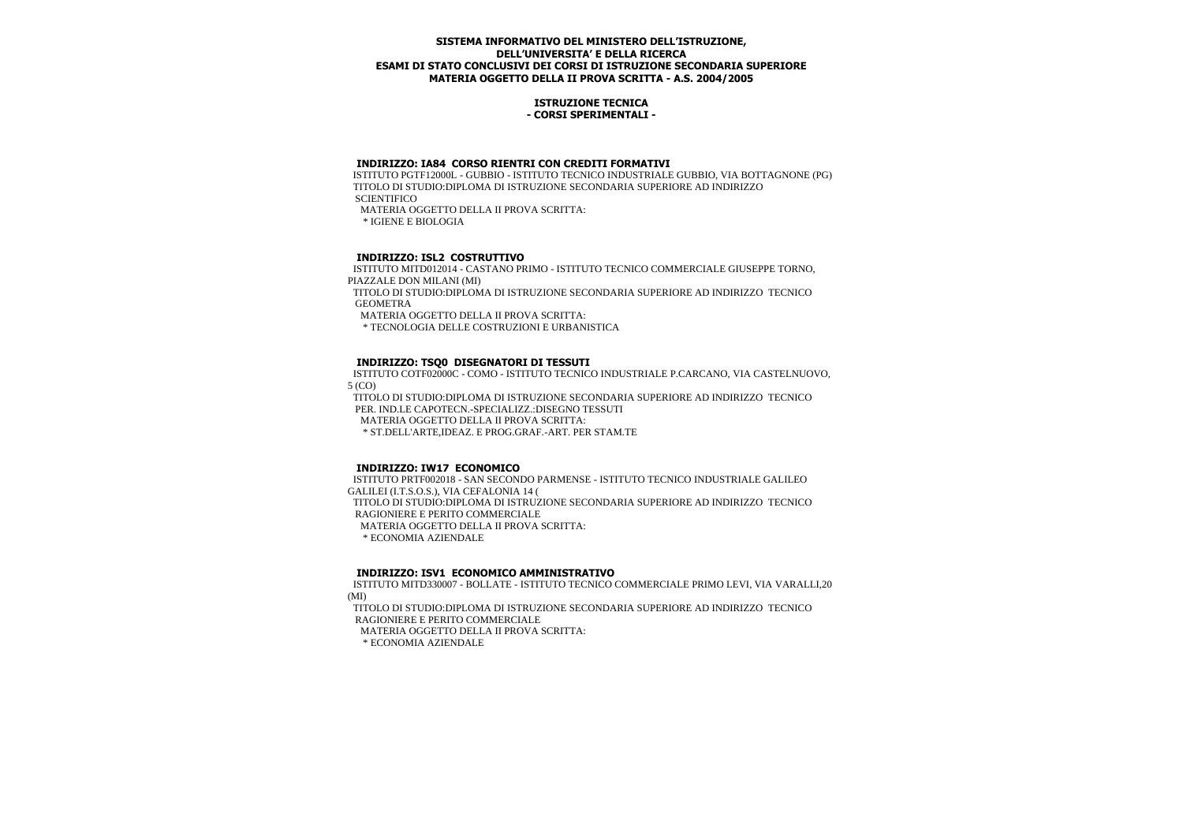**SISTEMA INFORMATIVO DEL MINISTERO DELL'ISTRUZIONE, DELL'UNIVERSITA' E DELLA RICERCA**
**ESAMI DI STATO CONCLUSIVI DEI CORSI DI ISTRUZIONE SECONDARIA SUPERIORE**
**MATERIA OGGETTO DELLA II PROVA SCRITTA - A.S. 2004/2005**

**ISTRUZIONE TECNICA**
**- CORSI SPERIMENTALI -**

### INDIRIZZO: IA84 CORSO RIENTRI CON CREDITI FORMATIVI

ISTITUTO PGTF12000L - GUBBIO - ISTITUTO TECNICO INDUSTRIALE GUBBIO, VIA BOTTAGNONE (PG)
TITOLO DI STUDIO:DIPLOMA DI ISTRUZIONE SECONDARIA SUPERIORE AD INDIRIZZO SCIENTIFICO
MATERIA OGGETTO DELLA II PROVA SCRITTA:
* IGIENE E BIOLOGIA

### INDIRIZZO: ISL2 COSTRUTTIVO

ISTITUTO MITD012014 - CASTANO PRIMO - ISTITUTO TECNICO COMMERCIALE GIUSEPPE TORNO, PIAZZALE DON MILANI (MI)
TITOLO DI STUDIO:DIPLOMA DI ISTRUZIONE SECONDARIA SUPERIORE AD INDIRIZZO TECNICO GEOMETRA
MATERIA OGGETTO DELLA II PROVA SCRITTA:
* TECNOLOGIA DELLE COSTRUZIONI E URBANISTICA

### INDIRIZZO: TSQ0 DISEGNATORI DI TESSUTI

ISTITUTO COTF02000C - COMO - ISTITUTO TECNICO INDUSTRIALE P.CARCANO, VIA CASTELNUOVO, 5 (CO)
TITOLO DI STUDIO:DIPLOMA DI ISTRUZIONE SECONDARIA SUPERIORE AD INDIRIZZO TECNICO PER. IND.LE CAPOTECN.-SPECIALIZZ.:DISEGNO TESSUTI
MATERIA OGGETTO DELLA II PROVA SCRITTA:
* ST.DELL'ARTE,IDEAZ. E PROG.GRAF.-ART. PER STAM.TE

### INDIRIZZO: IW17 ECONOMICO

ISTITUTO PRTF002018 - SAN SECONDO PARMENSE - ISTITUTO TECNICO INDUSTRIALE GALILEO GALILEI (I.T.S.O.S.), VIA CEFALONIA 14 (
TITOLO DI STUDIO:DIPLOMA DI ISTRUZIONE SECONDARIA SUPERIORE AD INDIRIZZO TECNICO RAGIONIERE E PERITO COMMERCIALE
MATERIA OGGETTO DELLA II PROVA SCRITTA:
* ECONOMIA AZIENDALE

### INDIRIZZO: ISV1 ECONOMICO AMMINISTRATIVO

ISTITUTO MITD330007 - BOLLATE - ISTITUTO TECNICO COMMERCIALE PRIMO LEVI, VIA VARALLI,20 (MI)
TITOLO DI STUDIO:DIPLOMA DI ISTRUZIONE SECONDARIA SUPERIORE AD INDIRIZZO TECNICO RAGIONIERE E PERITO COMMERCIALE
MATERIA OGGETTO DELLA II PROVA SCRITTA:
* ECONOMIA AZIENDALE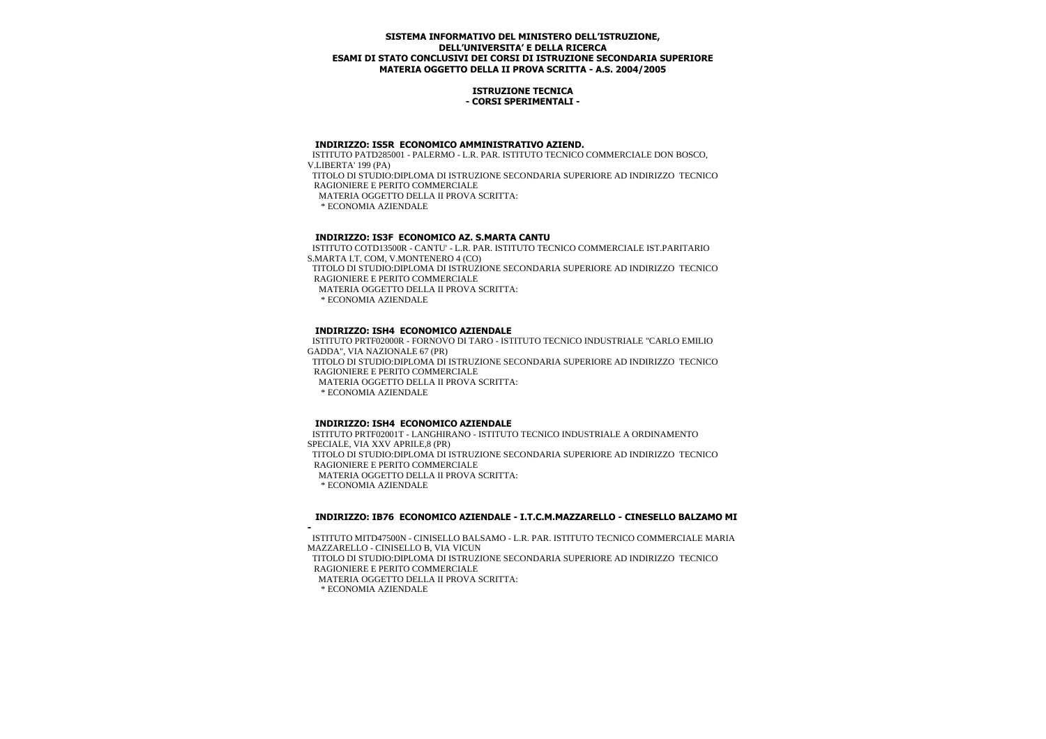**SISTEMA INFORMATIVO DEL MINISTERO DELL'ISTRUZIONE, DELL'UNIVERSITA' E DELLA RICERCA**
**ESAMI DI STATO CONCLUSIVI DEI CORSI DI ISTRUZIONE SECONDARIA SUPERIORE**
**MATERIA OGGETTO DELLA II PROVA SCRITTA - A.S. 2004/2005**

**ISTRUZIONE TECNICA**
**- CORSI SPERIMENTALI -**

**INDIRIZZO: IS5R ECONOMICO AMMINISTRATIVO AZIEND.**

ISTITUTO PATD285001 - PALERMO - L.R. PAR. ISTITUTO TECNICO COMMERCIALE DON BOSCO, V.LIBERTA' 199 (PA)

TITOLO DI STUDIO:DIPLOMA DI ISTRUZIONE SECONDARIA SUPERIORE AD INDIRIZZO TECNICO RAGIONIERE E PERITO COMMERCIALE

MATERIA OGGETTO DELLA II PROVA SCRITTA:

* ECONOMIA AZIENDALE

**INDIRIZZO: IS3F ECONOMICO AZ. S.MARTA CANTU**

ISTITUTO COTD13500R - CANTU' - L.R. PAR. ISTITUTO TECNICO COMMERCIALE IST.PARITARIO S.MARTA I.T. COM, V.MONTENERO 4 (CO)

TITOLO DI STUDIO:DIPLOMA DI ISTRUZIONE SECONDARIA SUPERIORE AD INDIRIZZO TECNICO RAGIONIERE E PERITO COMMERCIALE

MATERIA OGGETTO DELLA II PROVA SCRITTA:

* ECONOMIA AZIENDALE

**INDIRIZZO: ISH4 ECONOMICO AZIENDALE**

ISTITUTO PRTF02000R - FORNOVO DI TARO - ISTITUTO TECNICO INDUSTRIALE "CARLO EMILIO GADDA", VIA NAZIONALE 67 (PR)

TITOLO DI STUDIO:DIPLOMA DI ISTRUZIONE SECONDARIA SUPERIORE AD INDIRIZZO TECNICO RAGIONIERE E PERITO COMMERCIALE

MATERIA OGGETTO DELLA II PROVA SCRITTA:

* ECONOMIA AZIENDALE

**INDIRIZZO: ISH4 ECONOMICO AZIENDALE**

ISTITUTO PRTF02001T - LANGHIRANO - ISTITUTO TECNICO INDUSTRIALE A ORDINAMENTO SPECIALE, VIA XXV APRILE,8 (PR)

TITOLO DI STUDIO:DIPLOMA DI ISTRUZIONE SECONDARIA SUPERIORE AD INDIRIZZO TECNICO RAGIONIERE E PERITO COMMERCIALE

MATERIA OGGETTO DELLA II PROVA SCRITTA:

* ECONOMIA AZIENDALE

**INDIRIZZO: IB76 ECONOMICO AZIENDALE - I.T.C.M.MAZZARELLO - CINESELLO BALZAMO MI -**

ISTITUTO MITD47500N - CINISELLO BALSAMO - L.R. PAR. ISTITUTO TECNICO COMMERCIALE MARIA MAZZARELLO - CINISELLO B, VIA VICUN

TITOLO DI STUDIO:DIPLOMA DI ISTRUZIONE SECONDARIA SUPERIORE AD INDIRIZZO TECNICO RAGIONIERE E PERITO COMMERCIALE

MATERIA OGGETTO DELLA II PROVA SCRITTA:

* ECONOMIA AZIENDALE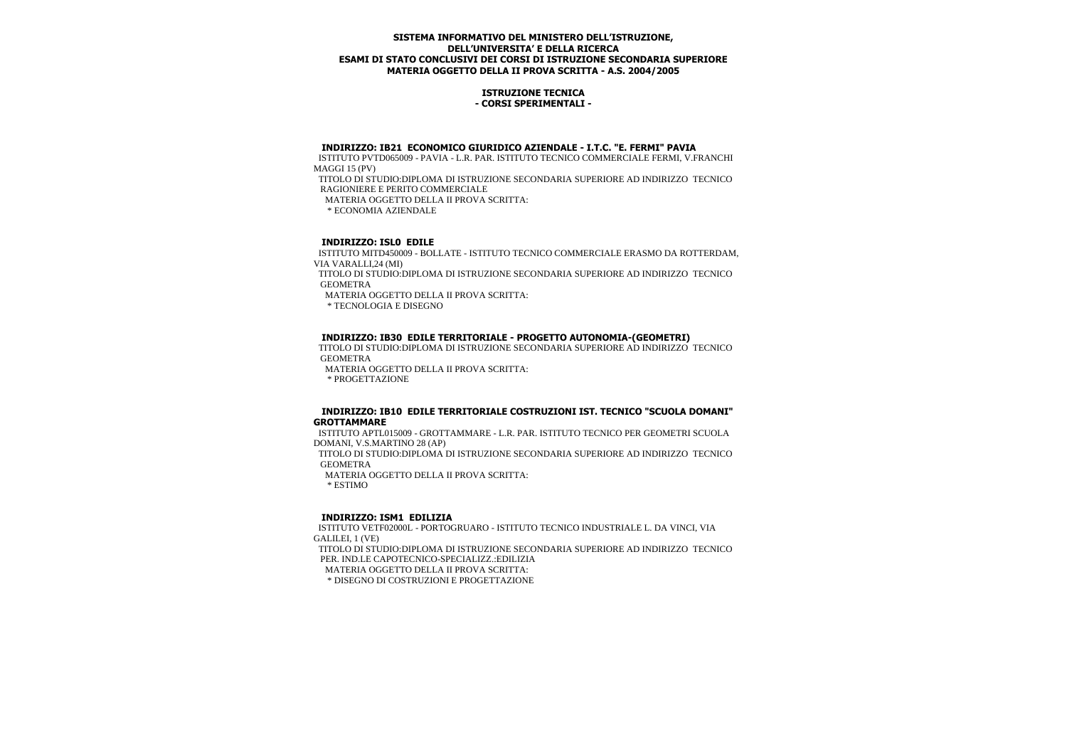**SISTEMA INFORMATIVO DEL MINISTERO DELL'ISTRUZIONE,**
**DELL'UNIVERSITA' E DELLA RICERCA**
**ESAMI DI STATO CONCLUSIVI DEI CORSI DI ISTRUZIONE SECONDARIA SUPERIORE**
**MATERIA OGGETTO DELLA II PROVA SCRITTA - A.S. 2004/2005**

**ISTRUZIONE TECNICA**
**- CORSI SPERIMENTALI -**

**INDIRIZZO: IB21 ECONOMICO GIURIDICO AZIENDALE - I.T.C. "E. FERMI" PAVIA**

ISTITUTO PVTD065009 - PAVIA - L.R. PAR. ISTITUTO TECNICO COMMERCIALE FERMI, V.FRANCHI MAGGI 15 (PV)

TITOLO DI STUDIO:DIPLOMA DI ISTRUZIONE SECONDARIA SUPERIORE AD INDIRIZZO TECNICO RAGIONIERE E PERITO COMMERCIALE

MATERIA OGGETTO DELLA II PROVA SCRITTA:

* ECONOMIA AZIENDALE

**INDIRIZZO: ISL0 EDILE**

ISTITUTO MITD450009 - BOLLATE - ISTITUTO TECNICO COMMERCIALE ERASMO DA ROTTERDAM, VIA VARALLI,24 (MI)

TITOLO DI STUDIO:DIPLOMA DI ISTRUZIONE SECONDARIA SUPERIORE AD INDIRIZZO TECNICO GEOMETRA

MATERIA OGGETTO DELLA II PROVA SCRITTA:

* TECNOLOGIA E DISEGNO

**INDIRIZZO: IB30 EDILE TERRITORIALE - PROGETTO AUTONOMIA-(GEOMETRI)**

TITOLO DI STUDIO:DIPLOMA DI ISTRUZIONE SECONDARIA SUPERIORE AD INDIRIZZO TECNICO GEOMETRA

MATERIA OGGETTO DELLA II PROVA SCRITTA:

* PROGETTAZIONE

**INDIRIZZO: IB10 EDILE TERRITORIALE COSTRUZIONI IST. TECNICO "SCUOLA DOMANI" GROTTAMMARE**

ISTITUTO APTL015009 - GROTTAMMARE - L.R. PAR. ISTITUTO TECNICO PER GEOMETRI SCUOLA DOMANI, V.S.MARTINO 28 (AP)

TITOLO DI STUDIO:DIPLOMA DI ISTRUZIONE SECONDARIA SUPERIORE AD INDIRIZZO TECNICO GEOMETRA

MATERIA OGGETTO DELLA II PROVA SCRITTA:

* ESTIMO

**INDIRIZZO: ISM1 EDILIZIA**

ISTITUTO VETF02000L - PORTOGRUARO - ISTITUTO TECNICO INDUSTRIALE L. DA VINCI, VIA GALILEI, 1 (VE)

TITOLO DI STUDIO:DIPLOMA DI ISTRUZIONE SECONDARIA SUPERIORE AD INDIRIZZO TECNICO PER. IND.LE CAPOTECNICO-SPECIALIZZ.:EDILIZIA

MATERIA OGGETTO DELLA II PROVA SCRITTA:

* DISEGNO DI COSTRUZIONI E PROGETTAZIONE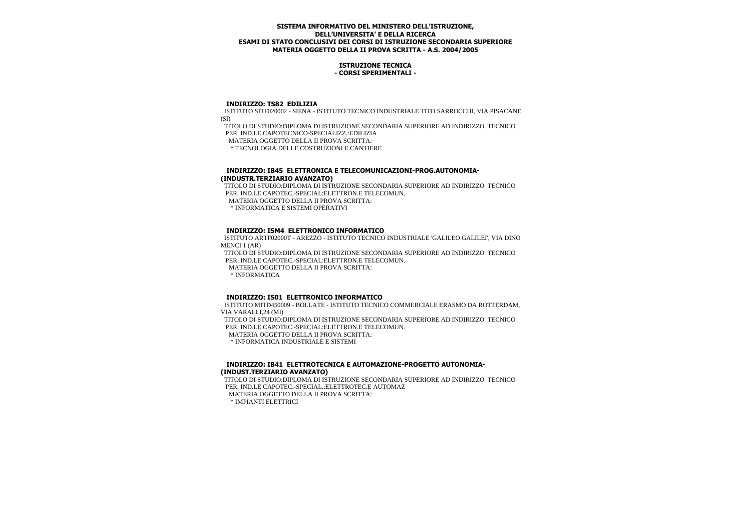**SISTEMA INFORMATIVO DEL MINISTERO DELL'ISTRUZIONE, DELL'UNIVERSITA' E DELLA RICERCA**
**ESAMI DI STATO CONCLUSIVI DEI CORSI DI ISTRUZIONE SECONDARIA SUPERIORE**
**MATERIA OGGETTO DELLA II PROVA SCRITTA - A.S. 2004/2005**

**ISTRUZIONE TECNICA**
**- CORSI SPERIMENTALI -**

**INDIRIZZO: TS82 EDILIZIA**

ISTITUTO SITF020002 - SIENA - ISTITUTO TECNICO INDUSTRIALE TITO SARROCCHI, VIA PISACANE (SI)

TITOLO DI STUDIO:DIPLOMA DI ISTRUZIONE SECONDARIA SUPERIORE AD INDIRIZZO TECNICO PER. IND.LE CAPOTECNICO-SPECIALIZZ.:EDILIZIA

MATERIA OGGETTO DELLA II PROVA SCRITTA:

* TECNOLOGIA DELLE COSTRUZIONI E CANTIERE

**INDIRIZZO: IB45 ELETTRONICA E TELECOMUNICAZIONI-PROG.AUTONOMIA-(INDUSTR.TERZIARIO AVANZATO)**

TITOLO DI STUDIO:DIPLOMA DI ISTRUZIONE SECONDARIA SUPERIORE AD INDIRIZZO TECNICO PER. IND.LE CAPOTEC.-SPECIAL:ELETTRON.E TELECOMUN.

MATERIA OGGETTO DELLA II PROVA SCRITTA:

* INFORMATICA E SISTEMI OPERATIVI

**INDIRIZZO: ISM4 ELETTRONICO INFORMATICO**

ISTITUTO ARTF02000T - AREZZO - ISTITUTO TECNICO INDUSTRIALE 'GALILEO GALILEI', VIA DINO MENCI 1 (AR)

TITOLO DI STUDIO:DIPLOMA DI ISTRUZIONE SECONDARIA SUPERIORE AD INDIRIZZO TECNICO PER. IND.LE CAPOTEC.-SPECIAL:ELETTRON.E TELECOMUN.

MATERIA OGGETTO DELLA II PROVA SCRITTA:

* INFORMATICA

**INDIRIZZO: IS01 ELETTRONICO INFORMATICO**

ISTITUTO MITD450009 - BOLLATE - ISTITUTO TECNICO COMMERCIALE ERASMO DA ROTTERDAM, VIA VARALLI,24 (MI)

TITOLO DI STUDIO:DIPLOMA DI ISTRUZIONE SECONDARIA SUPERIORE AD INDIRIZZO TECNICO PER. IND.LE CAPOTEC.-SPECIAL:ELETTRON.E TELECOMUN.

MATERIA OGGETTO DELLA II PROVA SCRITTA:

* INFORMATICA INDUSTRIALE E SISTEMI

**INDIRIZZO: IB41 ELETTROTECNICA E AUTOMAZIONE-PROGETTO AUTONOMIA-(INDUST.TERZIARIO AVANZATO)**

TITOLO DI STUDIO:DIPLOMA DI ISTRUZIONE SECONDARIA SUPERIORE AD INDIRIZZO TECNICO PER. IND.LE CAPOTEC.-SPECIAL.:ELETTROTEC.E AUTOMAZ

MATERIA OGGETTO DELLA II PROVA SCRITTA:

* IMPIANTI ELETTRICI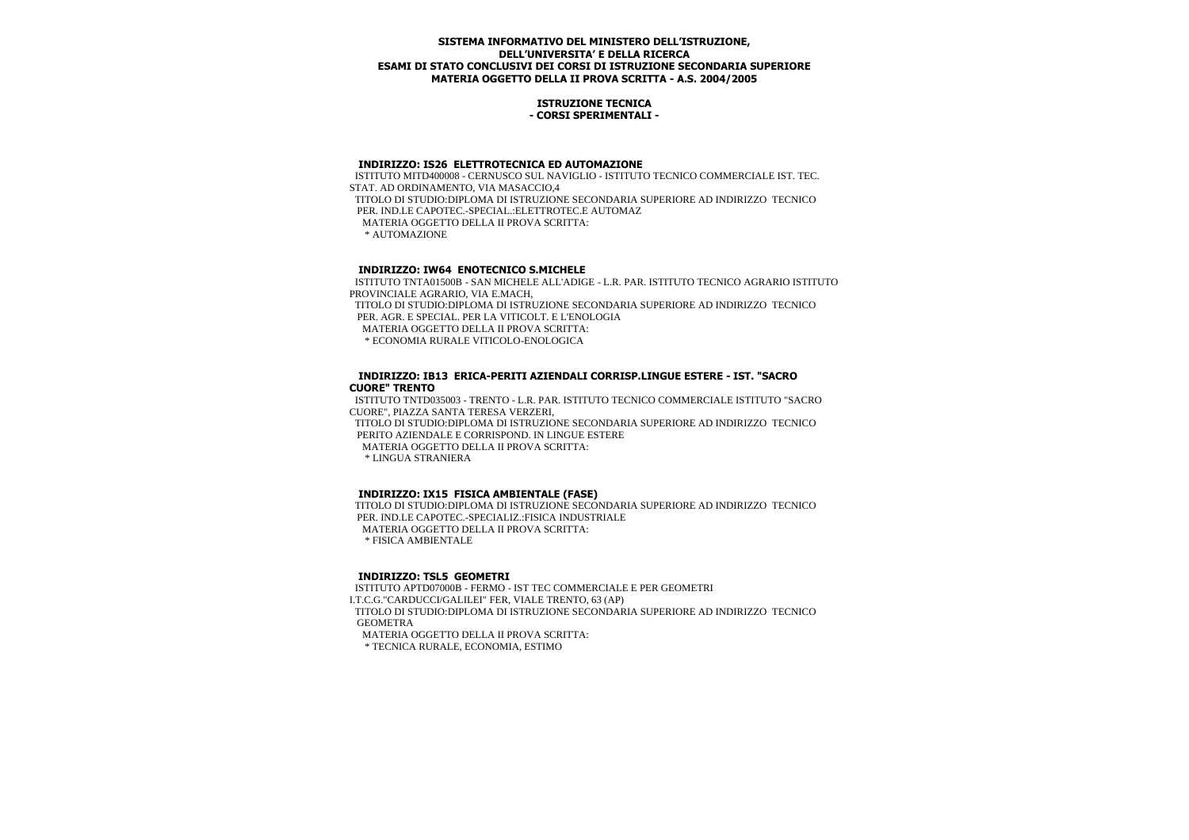**SISTEMA INFORMATIVO DEL MINISTERO DELL'ISTRUZIONE, DELL'UNIVERSITA' E DELLA RICERCA**
**ESAMI DI STATO CONCLUSIVI DEI CORSI DI ISTRUZIONE SECONDARIA SUPERIORE**
**MATERIA OGGETTO DELLA II PROVA SCRITTA - A.S. 2004/2005**

**ISTRUZIONE TECNICA**
**- CORSI SPERIMENTALI -**

#### INDIRIZZO: IS26 ELETTROTECNICA ED AUTOMAZIONE

ISTITUTO MITD400008 - CERNUSCO SUL NAVIGLIO - ISTITUTO TECNICO COMMERCIALE IST. TEC. STAT. AD ORDINAMENTO, VIA MASACCIO,4

TITOLO DI STUDIO:DIPLOMA DI ISTRUZIONE SECONDARIA SUPERIORE AD INDIRIZZO TECNICO PER. IND.LE CAPOTEC.-SPECIAL.:ELETTROTEC.E AUTOMAZ

MATERIA OGGETTO DELLA II PROVA SCRITTA:

* AUTOMAZIONE

#### INDIRIZZO: IW64 ENOTECNICO S.MICHELE

ISTITUTO TNTA01500B - SAN MICHELE ALL'ADIGE - L.R. PAR. ISTITUTO TECNICO AGRARIO ISTITUTO PROVINCIALE AGRARIO, VIA E.MACH,

TITOLO DI STUDIO:DIPLOMA DI ISTRUZIONE SECONDARIA SUPERIORE AD INDIRIZZO TECNICO PER. AGR. E SPECIAL. PER LA VITICOLT. E L'ENOLOGIA

MATERIA OGGETTO DELLA II PROVA SCRITTA:

* ECONOMIA RURALE VITICOLO-ENOLOGICA

#### INDIRIZZO: IB13 ERICA-PERITI AZIENDALI CORRISP.LINGUE ESTERE - IST. "SACRO CUORE" TRENTO

ISTITUTO TNTD035003 - TRENTO - L.R. PAR. ISTITUTO TECNICO COMMERCIALE ISTITUTO "SACRO CUORE", PIAZZA SANTA TERESA VERZERI,

TITOLO DI STUDIO:DIPLOMA DI ISTRUZIONE SECONDARIA SUPERIORE AD INDIRIZZO TECNICO PERITO AZIENDALE E CORRISPOND. IN LINGUE ESTERE

MATERIA OGGETTO DELLA II PROVA SCRITTA:

* LINGUA STRANIERA

#### INDIRIZZO: IX15 FISICA AMBIENTALE (FASE)

TITOLO DI STUDIO:DIPLOMA DI ISTRUZIONE SECONDARIA SUPERIORE AD INDIRIZZO TECNICO PER. IND.LE CAPOTEC.-SPECIALIZ.:FISICA INDUSTRIALE

MATERIA OGGETTO DELLA II PROVA SCRITTA:

* FISICA AMBIENTALE

#### INDIRIZZO: TSL5 GEOMETRI

ISTITUTO APTD07000B - FERMO - IST TEC COMMERCIALE E PER GEOMETRI I.T.C.G."CARDUCCI/GALILEI" FER, VIALE TRENTO, 63 (AP)

TITOLO DI STUDIO:DIPLOMA DI ISTRUZIONE SECONDARIA SUPERIORE AD INDIRIZZO TECNICO GEOMETRA

MATERIA OGGETTO DELLA II PROVA SCRITTA:

* TECNICA RURALE, ECONOMIA, ESTIMO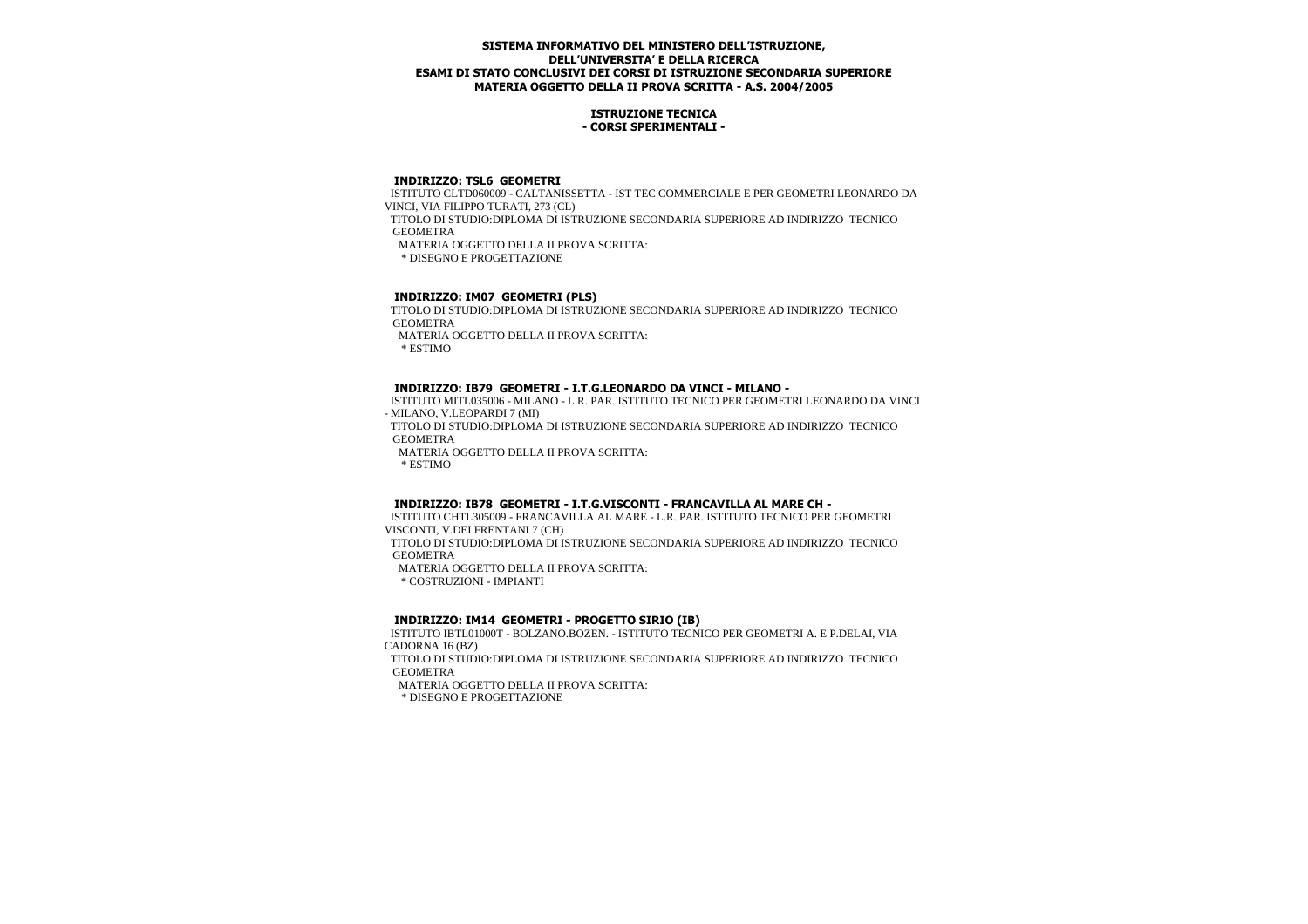**SISTEMA INFORMATIVO DEL MINISTERO DELL'ISTRUZIONE, DELL'UNIVERSITA' E DELLA RICERCA**
**ESAMI DI STATO CONCLUSIVI DEI CORSI DI ISTRUZIONE SECONDARIA SUPERIORE**
**MATERIA OGGETTO DELLA II PROVA SCRITTA - A.S. 2004/2005**

**ISTRUZIONE TECNICA**
**- CORSI SPERIMENTALI -**

**INDIRIZZO: TSL6 GEOMETRI**

ISTITUTO CLTD060009 - CALTANISSETTA - IST TEC COMMERCIALE E PER GEOMETRI LEONARDO DA VINCI, VIA FILIPPO TURATI, 273 (CL)

TITOLO DI STUDIO:DIPLOMA DI ISTRUZIONE SECONDARIA SUPERIORE AD INDIRIZZO TECNICO GEOMETRA

MATERIA OGGETTO DELLA II PROVA SCRITTA:

* DISEGNO E PROGETTAZIONE

**INDIRIZZO: IM07 GEOMETRI (PLS)**

TITOLO DI STUDIO:DIPLOMA DI ISTRUZIONE SECONDARIA SUPERIORE AD INDIRIZZO TECNICO GEOMETRA

MATERIA OGGETTO DELLA II PROVA SCRITTA:

* ESTIMO

**INDIRIZZO: IB79 GEOMETRI - I.T.G.LEONARDO DA VINCI - MILANO -**

ISTITUTO MITL035006 - MILANO - L.R. PAR. ISTITUTO TECNICO PER GEOMETRI LEONARDO DA VINCI - MILANO, V.LEOPARDI 7 (MI)

TITOLO DI STUDIO:DIPLOMA DI ISTRUZIONE SECONDARIA SUPERIORE AD INDIRIZZO TECNICO GEOMETRA

MATERIA OGGETTO DELLA II PROVA SCRITTA:

* ESTIMO

**INDIRIZZO: IB78 GEOMETRI - I.T.G.VISCONTI - FRANCAVILLA AL MARE CH -**

ISTITUTO CHTL305009 - FRANCAVILLA AL MARE - L.R. PAR. ISTITUTO TECNICO PER GEOMETRI VISCONTI, V.DEI FRENTANI 7 (CH)

TITOLO DI STUDIO:DIPLOMA DI ISTRUZIONE SECONDARIA SUPERIORE AD INDIRIZZO TECNICO GEOMETRA

MATERIA OGGETTO DELLA II PROVA SCRITTA:

* COSTRUZIONI - IMPIANTI

**INDIRIZZO: IM14 GEOMETRI - PROGETTO SIRIO (IB)**

ISTITUTO IBTL01000T - BOLZANO.BOZEN. - ISTITUTO TECNICO PER GEOMETRI A. E P.DELAI, VIA CADORNA 16 (BZ)

TITOLO DI STUDIO:DIPLOMA DI ISTRUZIONE SECONDARIA SUPERIORE AD INDIRIZZO TECNICO GEOMETRA

MATERIA OGGETTO DELLA II PROVA SCRITTA:

* DISEGNO E PROGETTAZIONE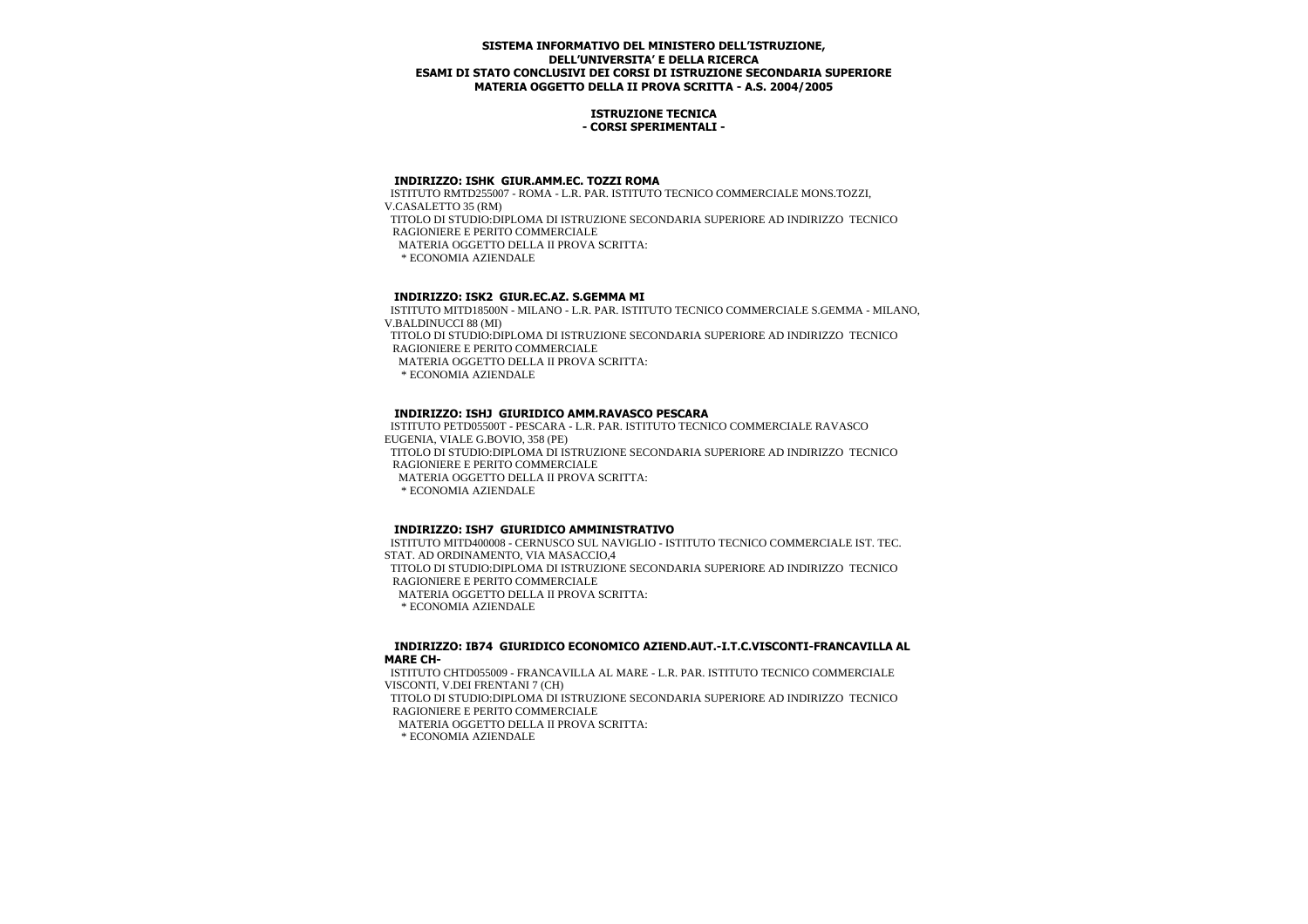**SISTEMA INFORMATIVO DEL MINISTERO DELL'ISTRUZIONE, DELL'UNIVERSITA' E DELLA RICERCA**
**ESAMI DI STATO CONCLUSIVI DEI CORSI DI ISTRUZIONE SECONDARIA SUPERIORE**
**MATERIA OGGETTO DELLA II PROVA SCRITTA - A.S. 2004/2005**

**ISTRUZIONE TECNICA**
**- CORSI SPERIMENTALI -**

### INDIRIZZO: ISHK GIUR.AMM.EC. TOZZI ROMA

ISTITUTO RMTD255007 - ROMA - L.R. PAR. ISTITUTO TECNICO COMMERCIALE MONS.TOZZI, V.CASALETTO 35 (RM)

TITOLO DI STUDIO:DIPLOMA DI ISTRUZIONE SECONDARIA SUPERIORE AD INDIRIZZO TECNICO RAGIONIERE E PERITO COMMERCIALE

MATERIA OGGETTO DELLA II PROVA SCRITTA:

* ECONOMIA AZIENDALE

### INDIRIZZO: ISK2 GIUR.EC.AZ. S.GEMMA MI

ISTITUTO MITD18500N - MILANO - L.R. PAR. ISTITUTO TECNICO COMMERCIALE S.GEMMA - MILANO, V.BALDINUCCI 88 (MI)

TITOLO DI STUDIO:DIPLOMA DI ISTRUZIONE SECONDARIA SUPERIORE AD INDIRIZZO TECNICO RAGIONIERE E PERITO COMMERCIALE

MATERIA OGGETTO DELLA II PROVA SCRITTA:

* ECONOMIA AZIENDALE

### INDIRIZZO: ISHJ GIURIDICO AMM.RAVASCO PESCARA

ISTITUTO PETD05500T - PESCARA - L.R. PAR. ISTITUTO TECNICO COMMERCIALE RAVASCO EUGENIA, VIALE G.BOVIO, 358 (PE)

TITOLO DI STUDIO:DIPLOMA DI ISTRUZIONE SECONDARIA SUPERIORE AD INDIRIZZO TECNICO RAGIONIERE E PERITO COMMERCIALE

MATERIA OGGETTO DELLA II PROVA SCRITTA:

* ECONOMIA AZIENDALE

### INDIRIZZO: ISH7 GIURIDICO AMMINISTRATIVO

ISTITUTO MITD400008 - CERNUSCO SUL NAVIGLIO - ISTITUTO TECNICO COMMERCIALE IST. TEC. STAT. AD ORDINAMENTO, VIA MASACCIO,4

TITOLO DI STUDIO:DIPLOMA DI ISTRUZIONE SECONDARIA SUPERIORE AD INDIRIZZO TECNICO RAGIONIERE E PERITO COMMERCIALE

MATERIA OGGETTO DELLA II PROVA SCRITTA:

* ECONOMIA AZIENDALE

### INDIRIZZO: IB74 GIURIDICO ECONOMICO AZIEND.AUT.-I.T.C.VISCONTI-FRANCAVILLA AL MARE CH-

ISTITUTO CHTD055009 - FRANCAVILLA AL MARE - L.R. PAR. ISTITUTO TECNICO COMMERCIALE VISCONTI, V.DEI FRENTANI 7 (CH)

TITOLO DI STUDIO:DIPLOMA DI ISTRUZIONE SECONDARIA SUPERIORE AD INDIRIZZO TECNICO RAGIONIERE E PERITO COMMERCIALE

MATERIA OGGETTO DELLA II PROVA SCRITTA:

* ECONOMIA AZIENDALE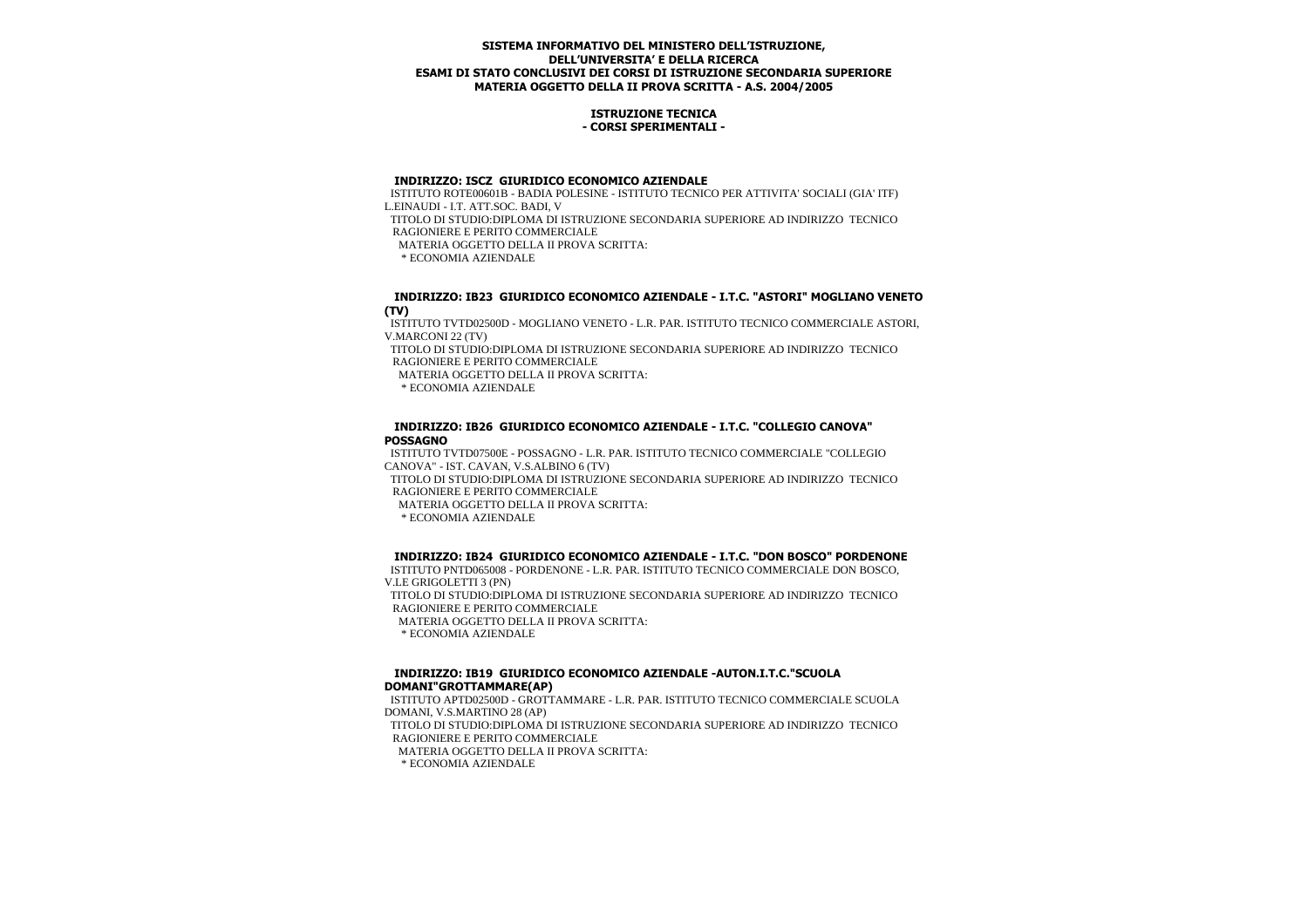**SISTEMA INFORMATIVO DEL MINISTERO DELL'ISTRUZIONE, DELL'UNIVERSITA' E DELLA RICERCA**
**ESAMI DI STATO CONCLUSIVI DEI CORSI DI ISTRUZIONE SECONDARIA SUPERIORE**
**MATERIA OGGETTO DELLA II PROVA SCRITTA - A.S. 2004/2005**

**ISTRUZIONE TECNICA**
**- CORSI SPERIMENTALI -**

**INDIRIZZO: ISCZ GIURIDICO ECONOMICO AZIENDALE**

ISTITUTO ROTE00601B - BADIA POLESINE - ISTITUTO TECNICO PER ATTIVITA' SOCIALI (GIA' ITF) L.EINAUDI - I.T. ATT.SOC. BADI, V

TITOLO DI STUDIO:DIPLOMA DI ISTRUZIONE SECONDARIA SUPERIORE AD INDIRIZZO TECNICO RAGIONIERE E PERITO COMMERCIALE

MATERIA OGGETTO DELLA II PROVA SCRITTA:

* ECONOMIA AZIENDALE

**INDIRIZZO: IB23 GIURIDICO ECONOMICO AZIENDALE - I.T.C. "ASTORI" MOGLIANO VENETO (TV)**

ISTITUTO TVTD02500D - MOGLIANO VENETO - L.R. PAR. ISTITUTO TECNICO COMMERCIALE ASTORI, V.MARCONI 22 (TV)

TITOLO DI STUDIO:DIPLOMA DI ISTRUZIONE SECONDARIA SUPERIORE AD INDIRIZZO TECNICO RAGIONIERE E PERITO COMMERCIALE

MATERIA OGGETTO DELLA II PROVA SCRITTA:

* ECONOMIA AZIENDALE

**INDIRIZZO: IB26 GIURIDICO ECONOMICO AZIENDALE - I.T.C. "COLLEGIO CANOVA" POSSAGNO**

ISTITUTO TVTD07500E - POSSAGNO - L.R. PAR. ISTITUTO TECNICO COMMERCIALE "COLLEGIO CANOVA" - IST. CAVAN, V.S.ALBINO 6 (TV)

TITOLO DI STUDIO:DIPLOMA DI ISTRUZIONE SECONDARIA SUPERIORE AD INDIRIZZO TECNICO RAGIONIERE E PERITO COMMERCIALE

MATERIA OGGETTO DELLA II PROVA SCRITTA:

* ECONOMIA AZIENDALE

**INDIRIZZO: IB24 GIURIDICO ECONOMICO AZIENDALE - I.T.C. "DON BOSCO" PORDENONE**

ISTITUTO PNTD065008 - PORDENONE - L.R. PAR. ISTITUTO TECNICO COMMERCIALE DON BOSCO, V.LE GRIGOLETTI 3 (PN)

TITOLO DI STUDIO:DIPLOMA DI ISTRUZIONE SECONDARIA SUPERIORE AD INDIRIZZO TECNICO RAGIONIERE E PERITO COMMERCIALE

MATERIA OGGETTO DELLA II PROVA SCRITTA:

* ECONOMIA AZIENDALE

**INDIRIZZO: IB19 GIURIDICO ECONOMICO AZIENDALE -AUTON.I.T.C."SCUOLA DOMANI"GROTTAMMARE(AP)**

ISTITUTO APTD02500D - GROTTAMMARE - L.R. PAR. ISTITUTO TECNICO COMMERCIALE SCUOLA DOMANI, V.S.MARTINO 28 (AP)

TITOLO DI STUDIO:DIPLOMA DI ISTRUZIONE SECONDARIA SUPERIORE AD INDIRIZZO TECNICO RAGIONIERE E PERITO COMMERCIALE

MATERIA OGGETTO DELLA II PROVA SCRITTA:

* ECONOMIA AZIENDALE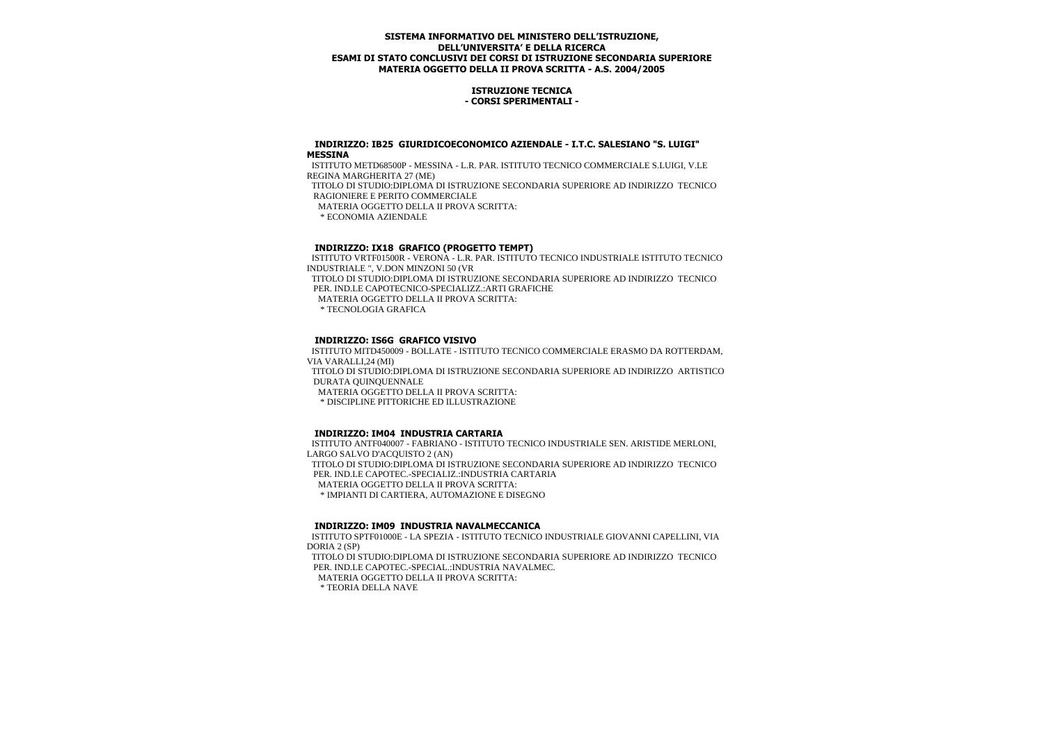**SISTEMA INFORMATIVO DEL MINISTERO DELL'ISTRUZIONE, DELL'UNIVERSITA' E DELLA RICERCA**
**ESAMI DI STATO CONCLUSIVI DEI CORSI DI ISTRUZIONE SECONDARIA SUPERIORE**
**MATERIA OGGETTO DELLA II PROVA SCRITTA - A.S. 2004/2005**

**ISTRUZIONE TECNICA**
**- CORSI SPERIMENTALI -**

**INDIRIZZO: IB25 GIURIDICOECONOMICO AZIENDALE - I.T.C. SALESIANO "S. LUIGI" MESSINA**

ISTITUTO METD68500P - MESSINA - L.R. PAR. ISTITUTO TECNICO COMMERCIALE S.LUIGI, V.LE REGINA MARGHERITA 27 (ME)

TITOLO DI STUDIO:DIPLOMA DI ISTRUZIONE SECONDARIA SUPERIORE AD INDIRIZZO TECNICO RAGIONIERE E PERITO COMMERCIALE

MATERIA OGGETTO DELLA II PROVA SCRITTA:

* ECONOMIA AZIENDALE

**INDIRIZZO: IX18 GRAFICO (PROGETTO TEMPT)**

ISTITUTO VRTF01500R - VERONA - L.R. PAR. ISTITUTO TECNICO INDUSTRIALE ISTITUTO TECNICO INDUSTRIALE ", V.DON MINZONI 50 (VR

TITOLO DI STUDIO:DIPLOMA DI ISTRUZIONE SECONDARIA SUPERIORE AD INDIRIZZO TECNICO PER. IND.LE CAPOTECNICO-SPECIALIZZ.:ARTI GRAFICHE

MATERIA OGGETTO DELLA II PROVA SCRITTA:

* TECNOLOGIA GRAFICA

**INDIRIZZO: IS6G GRAFICO VISIVO**

ISTITUTO MITD450009 - BOLLATE - ISTITUTO TECNICO COMMERCIALE ERASMO DA ROTTERDAM, VIA VARALLI,24 (MI)

TITOLO DI STUDIO:DIPLOMA DI ISTRUZIONE SECONDARIA SUPERIORE AD INDIRIZZO ARTISTICO DURATA QUINQUENNALE

MATERIA OGGETTO DELLA II PROVA SCRITTA:

* DISCIPLINE PITTORICHE ED ILLUSTRAZIONE

**INDIRIZZO: IM04 INDUSTRIA CARTARIA**

ISTITUTO ANTF040007 - FABRIANO - ISTITUTO TECNICO INDUSTRIALE SEN. ARISTIDE MERLONI, LARGO SALVO D'ACQUISTO 2 (AN)

TITOLO DI STUDIO:DIPLOMA DI ISTRUZIONE SECONDARIA SUPERIORE AD INDIRIZZO TECNICO PER. IND.LE CAPOTEC.-SPECIALIZ.:INDUSTRIA CARTARIA

MATERIA OGGETTO DELLA II PROVA SCRITTA:

* IMPIANTI DI CARTIERA, AUTOMAZIONE E DISEGNO

**INDIRIZZO: IM09 INDUSTRIA NAVALMECCANICA**

ISTITUTO SPTF01000E - LA SPEZIA - ISTITUTO TECNICO INDUSTRIALE GIOVANNI CAPELLINI, VIA DORIA 2 (SP)

TITOLO DI STUDIO:DIPLOMA DI ISTRUZIONE SECONDARIA SUPERIORE AD INDIRIZZO TECNICO PER. IND.LE CAPOTEC.-SPECIAL.:INDUSTRIA NAVALMEC.

MATERIA OGGETTO DELLA II PROVA SCRITTA:

* TEORIA DELLA NAVE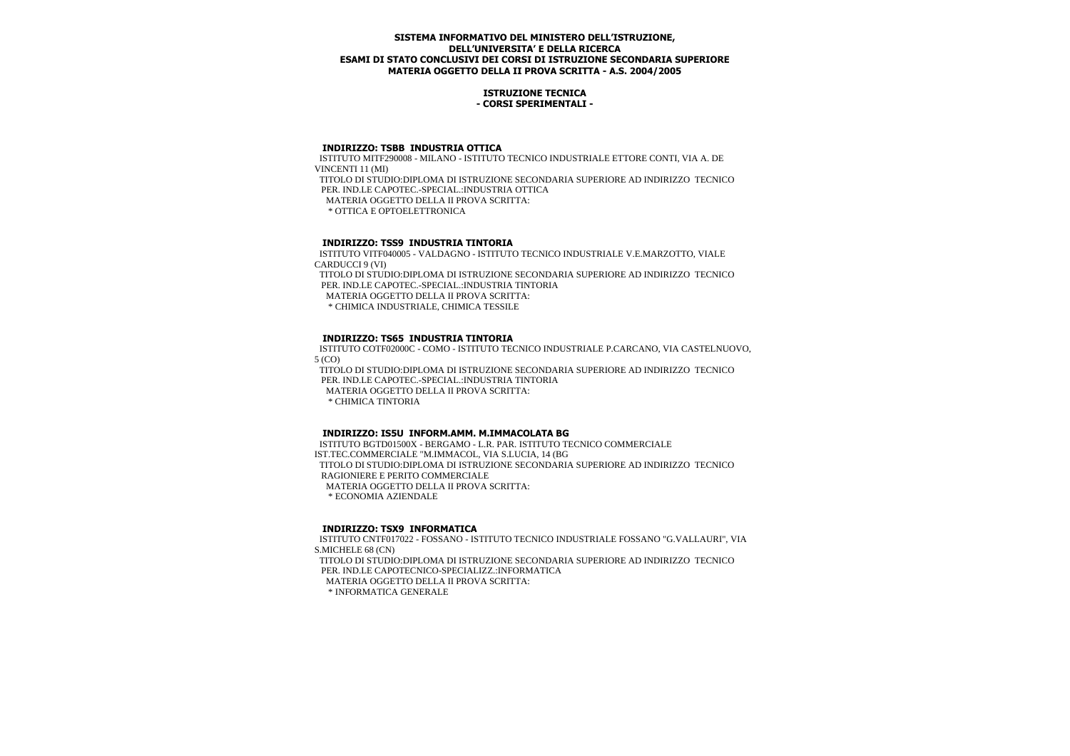**SISTEMA INFORMATIVO DEL MINISTERO DELL'ISTRUZIONE,**
**DELL'UNIVERSITA' E DELLA RICERCA**
**ESAMI DI STATO CONCLUSIVI DEI CORSI DI ISTRUZIONE SECONDARIA SUPERIORE**
**MATERIA OGGETTO DELLA II PROVA SCRITTA - A.S. 2004/2005**

**ISTRUZIONE TECNICA**
**- CORSI SPERIMENTALI -**

**INDIRIZZO: TSBB INDUSTRIA OTTICA**

ISTITUTO MITF290008 - MILANO - ISTITUTO TECNICO INDUSTRIALE ETTORE CONTI, VIA A. DE VINCENTI 11 (MI)

TITOLO DI STUDIO:DIPLOMA DI ISTRUZIONE SECONDARIA SUPERIORE AD INDIRIZZO TECNICO PER. IND.LE CAPOTEC.-SPECIAL.:INDUSTRIA OTTICA

MATERIA OGGETTO DELLA II PROVA SCRITTA:

* OTTICA E OPTOELETTRONICA

**INDIRIZZO: TSS9 INDUSTRIA TINTORIA**

ISTITUTO VITF040005 - VALDAGNO - ISTITUTO TECNICO INDUSTRIALE V.E.MARZOTTO, VIALE CARDUCCI 9 (VI)

TITOLO DI STUDIO:DIPLOMA DI ISTRUZIONE SECONDARIA SUPERIORE AD INDIRIZZO TECNICO PER. IND.LE CAPOTEC.-SPECIAL.:INDUSTRIA TINTORIA

MATERIA OGGETTO DELLA II PROVA SCRITTA:

* CHIMICA INDUSTRIALE, CHIMICA TESSILE

**INDIRIZZO: TS65 INDUSTRIA TINTORIA**

ISTITUTO COTF02000C - COMO - ISTITUTO TECNICO INDUSTRIALE P.CARCANO, VIA CASTELNUOVO, 5 (CO)

TITOLO DI STUDIO:DIPLOMA DI ISTRUZIONE SECONDARIA SUPERIORE AD INDIRIZZO TECNICO PER. IND.LE CAPOTEC.-SPECIAL.:INDUSTRIA TINTORIA

MATERIA OGGETTO DELLA II PROVA SCRITTA:

* CHIMICA TINTORIA

**INDIRIZZO: IS5U INFORM.AMM. M.IMMACOLATA BG**

ISTITUTO BGTD01500X - BERGAMO - L.R. PAR. ISTITUTO TECNICO COMMERCIALE IST.TEC.COMMERCIALE "M.IMMACOL, VIA S.LUCIA, 14 (BG

TITOLO DI STUDIO:DIPLOMA DI ISTRUZIONE SECONDARIA SUPERIORE AD INDIRIZZO TECNICO RAGIONIERE E PERITO COMMERCIALE

MATERIA OGGETTO DELLA II PROVA SCRITTA:

* ECONOMIA AZIENDALE

**INDIRIZZO: TSX9 INFORMATICA**

ISTITUTO CNTF017022 - FOSSANO - ISTITUTO TECNICO INDUSTRIALE FOSSANO "G.VALLAURI", VIA S.MICHELE 68 (CN)

TITOLO DI STUDIO:DIPLOMA DI ISTRUZIONE SECONDARIA SUPERIORE AD INDIRIZZO TECNICO PER. IND.LE CAPOTECNICO-SPECIALIZZ.:INFORMATICA

MATERIA OGGETTO DELLA II PROVA SCRITTA:

* INFORMATICA GENERALE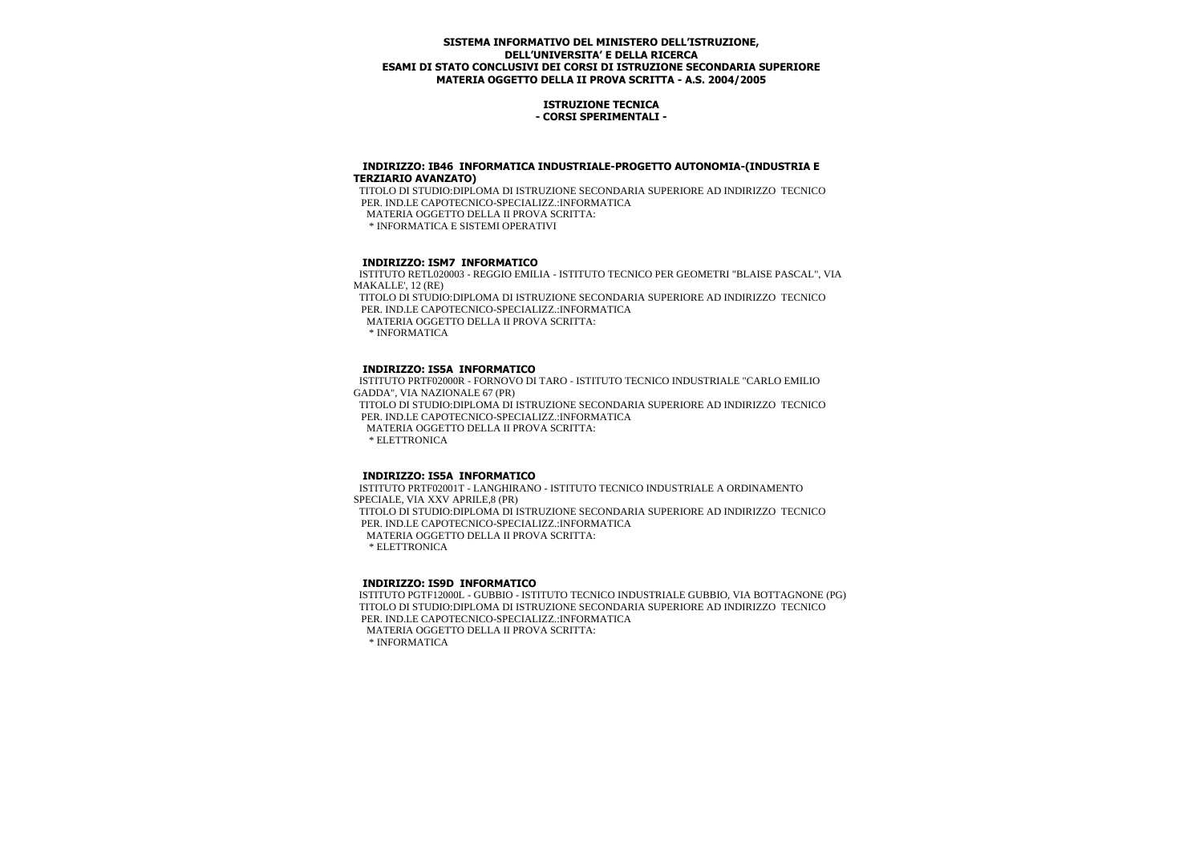**SISTEMA INFORMATIVO DEL MINISTERO DELL'ISTRUZIONE, DELL'UNIVERSITA' E DELLA RICERCA**
**ESAMI DI STATO CONCLUSIVI DEI CORSI DI ISTRUZIONE SECONDARIA SUPERIORE**
**MATERIA OGGETTO DELLA II PROVA SCRITTA - A.S. 2004/2005**

**ISTRUZIONE TECNICA**
**- CORSI SPERIMENTALI -**

**INDIRIZZO: IB46 INFORMATICA INDUSTRIALE-PROGETTO AUTONOMIA-(INDUSTRIA E TERZIARIO AVANZATO)**

TITOLO DI STUDIO:DIPLOMA DI ISTRUZIONE SECONDARIA SUPERIORE AD INDIRIZZO TECNICO PER. IND.LE CAPOTECNICO-SPECIALIZZ.:INFORMATICA

MATERIA OGGETTO DELLA II PROVA SCRITTA:

* INFORMATICA E SISTEMI OPERATIVI

**INDIRIZZO: ISM7 INFORMATICO**

ISTITUTO RETL020003 - REGGIO EMILIA - ISTITUTO TECNICO PER GEOMETRI "BLAISE PASCAL", VIA MAKALLE', 12 (RE)

TITOLO DI STUDIO:DIPLOMA DI ISTRUZIONE SECONDARIA SUPERIORE AD INDIRIZZO TECNICO PER. IND.LE CAPOTECNICO-SPECIALIZZ.:INFORMATICA

MATERIA OGGETTO DELLA II PROVA SCRITTA:

* INFORMATICA

**INDIRIZZO: IS5A INFORMATICO**

ISTITUTO PRTF02000R - FORNOVO DI TARO - ISTITUTO TECNICO INDUSTRIALE "CARLO EMILIO GADDA", VIA NAZIONALE 67 (PR)

TITOLO DI STUDIO:DIPLOMA DI ISTRUZIONE SECONDARIA SUPERIORE AD INDIRIZZO TECNICO PER. IND.LE CAPOTECNICO-SPECIALIZZ.:INFORMATICA

MATERIA OGGETTO DELLA II PROVA SCRITTA:

* ELETTRONICA

**INDIRIZZO: IS5A INFORMATICO**

ISTITUTO PRTF02001T - LANGHIRANO - ISTITUTO TECNICO INDUSTRIALE A ORDINAMENTO SPECIALE, VIA XXV APRILE,8 (PR)

TITOLO DI STUDIO:DIPLOMA DI ISTRUZIONE SECONDARIA SUPERIORE AD INDIRIZZO TECNICO PER. IND.LE CAPOTECNICO-SPECIALIZZ.:INFORMATICA

MATERIA OGGETTO DELLA II PROVA SCRITTA:

* ELETTRONICA

**INDIRIZZO: IS9D INFORMATICO**

ISTITUTO PGTF12000L - GUBBIO - ISTITUTO TECNICO INDUSTRIALE GUBBIO, VIA BOTTAGNONE (PG)

TITOLO DI STUDIO:DIPLOMA DI ISTRUZIONE SECONDARIA SUPERIORE AD INDIRIZZO TECNICO PER. IND.LE CAPOTECNICO-SPECIALIZZ.:INFORMATICA

MATERIA OGGETTO DELLA II PROVA SCRITTA:

* INFORMATICA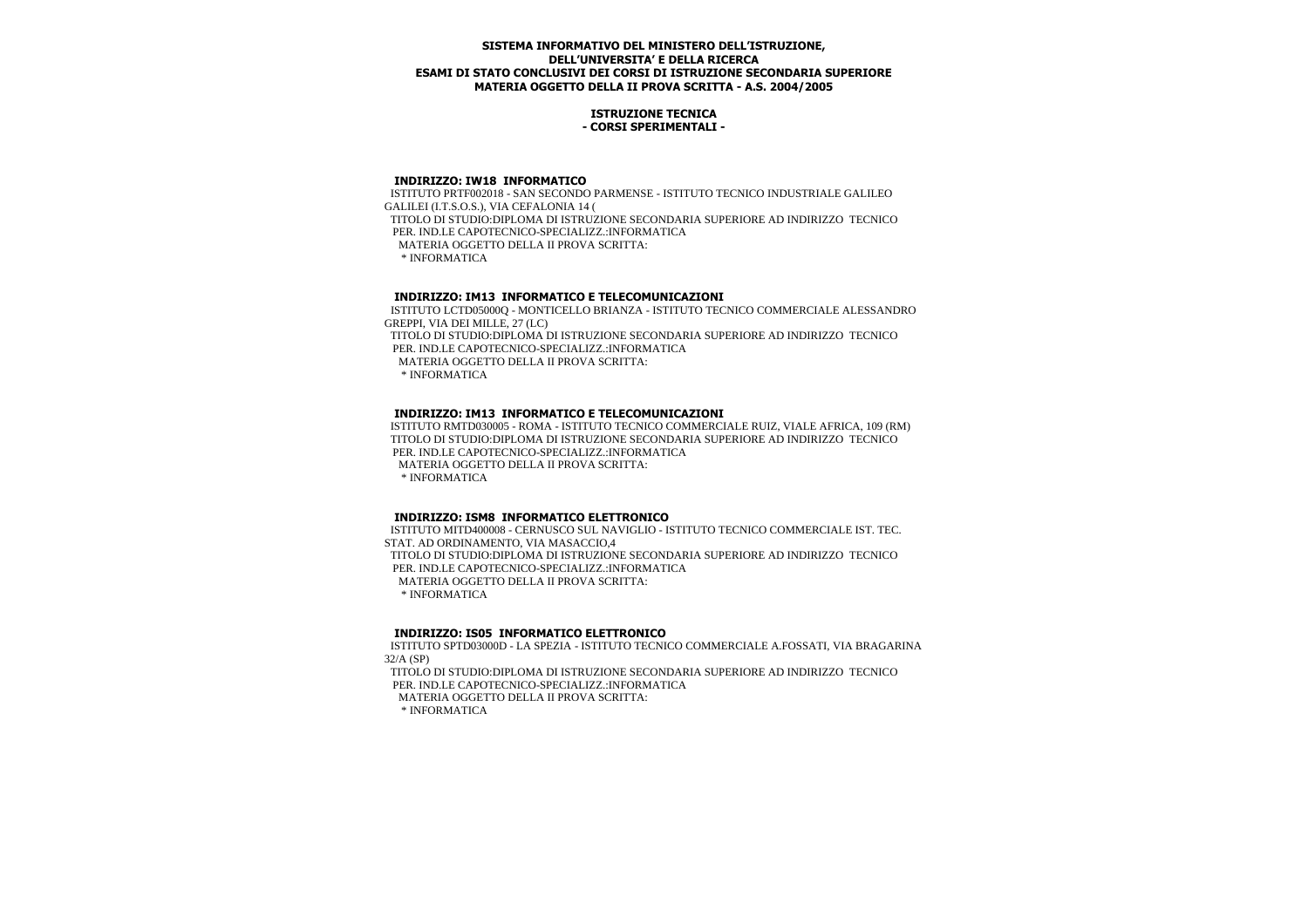**SISTEMA INFORMATIVO DEL MINISTERO DELL'ISTRUZIONE, DELL'UNIVERSITA' E DELLA RICERCA**
**ESAMI DI STATO CONCLUSIVI DEI CORSI DI ISTRUZIONE SECONDARIA SUPERIORE**
**MATERIA OGGETTO DELLA II PROVA SCRITTA - A.S. 2004/2005**

**ISTRUZIONE TECNICA**
**- CORSI SPERIMENTALI -**

**INDIRIZZO: IW18 INFORMATICO**

ISTITUTO PRTF002018 - SAN SECONDO PARMENSE - ISTITUTO TECNICO INDUSTRIALE GALILEO GALILEI (I.T.S.O.S.), VIA CEFALONIA 14 (

TITOLO DI STUDIO:DIPLOMA DI ISTRUZIONE SECONDARIA SUPERIORE AD INDIRIZZO TECNICO PER. IND.LE CAPOTECNICO-SPECIALIZZ.:INFORMATICA

MATERIA OGGETTO DELLA II PROVA SCRITTA:

* INFORMATICA

**INDIRIZZO: IM13 INFORMATICO E TELECOMUNICAZIONI**

ISTITUTO LCTD05000Q - MONTICELLO BRIANZA - ISTITUTO TECNICO COMMERCIALE ALESSANDRO GREPPI, VIA DEI MILLE, 27 (LC)

TITOLO DI STUDIO:DIPLOMA DI ISTRUZIONE SECONDARIA SUPERIORE AD INDIRIZZO TECNICO PER. IND.LE CAPOTECNICO-SPECIALIZZ.:INFORMATICA

MATERIA OGGETTO DELLA II PROVA SCRITTA:

* INFORMATICA

**INDIRIZZO: IM13 INFORMATICO E TELECOMUNICAZIONI**

ISTITUTO RMTD030005 - ROMA - ISTITUTO TECNICO COMMERCIALE RUIZ, VIALE AFRICA, 109 (RM)

TITOLO DI STUDIO:DIPLOMA DI ISTRUZIONE SECONDARIA SUPERIORE AD INDIRIZZO TECNICO PER. IND.LE CAPOTECNICO-SPECIALIZZ.:INFORMATICA

MATERIA OGGETTO DELLA II PROVA SCRITTA:

* INFORMATICA

**INDIRIZZO: ISM8 INFORMATICO ELETTRONICO**

ISTITUTO MITD400008 - CERNUSCO SUL NAVIGLIO - ISTITUTO TECNICO COMMERCIALE IST. TEC. STAT. AD ORDINAMENTO, VIA MASACCIO,4

TITOLO DI STUDIO:DIPLOMA DI ISTRUZIONE SECONDARIA SUPERIORE AD INDIRIZZO TECNICO PER. IND.LE CAPOTECNICO-SPECIALIZZ.:INFORMATICA

MATERIA OGGETTO DELLA II PROVA SCRITTA:

* INFORMATICA

**INDIRIZZO: IS05 INFORMATICO ELETTRONICO**

ISTITUTO SPTD03000D - LA SPEZIA - ISTITUTO TECNICO COMMERCIALE A.FOSSATI, VIA BRAGARINA 32/A (SP)

TITOLO DI STUDIO:DIPLOMA DI ISTRUZIONE SECONDARIA SUPERIORE AD INDIRIZZO TECNICO PER. IND.LE CAPOTECNICO-SPECIALIZZ.:INFORMATICA

MATERIA OGGETTO DELLA II PROVA SCRITTA:

* INFORMATICA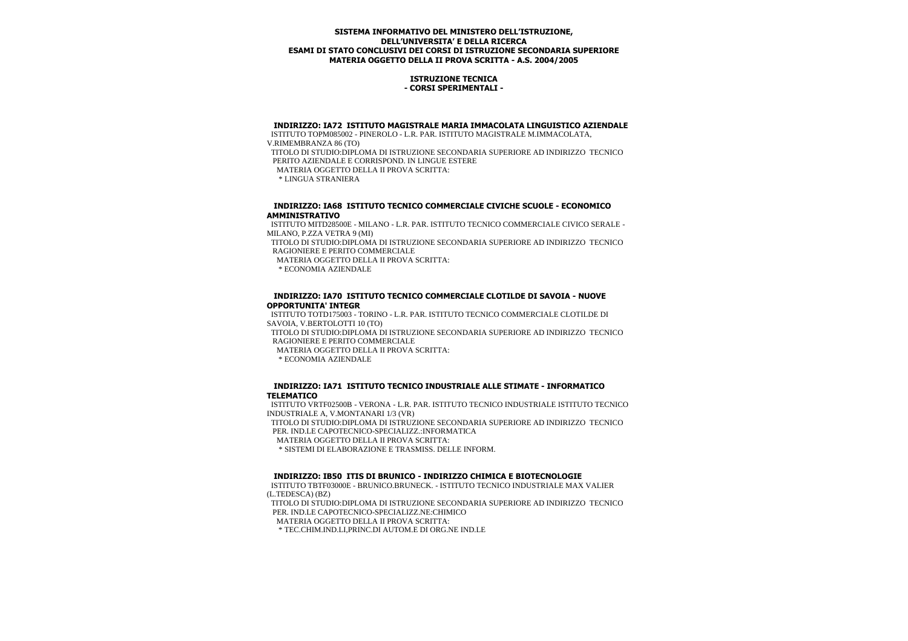**SISTEMA INFORMATIVO DEL MINISTERO DELL'ISTRUZIONE, DELL'UNIVERSITA' E DELLA RICERCA**
**ESAMI DI STATO CONCLUSIVI DEI CORSI DI ISTRUZIONE SECONDARIA SUPERIORE**
**MATERIA OGGETTO DELLA II PROVA SCRITTA - A.S. 2004/2005**

**ISTRUZIONE TECNICA**
**- CORSI SPERIMENTALI -**

**INDIRIZZO: IA72 ISTITUTO MAGISTRALE MARIA IMMACOLATA LINGUISTICO AZIENDALE**

ISTITUTO TOPM085002 - PINEROLO - L.R. PAR. ISTITUTO MAGISTRALE M.IMMACOLATA, V.RIMEMBRANZA 86 (TO)

TITOLO DI STUDIO:DIPLOMA DI ISTRUZIONE SECONDARIA SUPERIORE AD INDIRIZZO TECNICO PERITO AZIENDALE E CORRISPOND. IN LINGUE ESTERE

MATERIA OGGETTO DELLA II PROVA SCRITTA:

* LINGUA STRANIERA

**INDIRIZZO: IA68 ISTITUTO TECNICO COMMERCIALE CIVICHE SCUOLE - ECONOMICO AMMINISTRATIVO**

ISTITUTO MITD28500E - MILANO - L.R. PAR. ISTITUTO TECNICO COMMERCIALE CIVICO SERALE - MILANO, P.ZZA VETRA 9 (MI)

TITOLO DI STUDIO:DIPLOMA DI ISTRUZIONE SECONDARIA SUPERIORE AD INDIRIZZO TECNICO RAGIONIERE E PERITO COMMERCIALE

MATERIA OGGETTO DELLA II PROVA SCRITTA:

* ECONOMIA AZIENDALE

**INDIRIZZO: IA70 ISTITUTO TECNICO COMMERCIALE CLOTILDE DI SAVOIA - NUOVE OPPORTUNITA' INTEGR**

ISTITUTO TOTD175003 - TORINO - L.R. PAR. ISTITUTO TECNICO COMMERCIALE CLOTILDE DI SAVOIA, V.BERTOLOTTI 10 (TO)

TITOLO DI STUDIO:DIPLOMA DI ISTRUZIONE SECONDARIA SUPERIORE AD INDIRIZZO TECNICO RAGIONIERE E PERITO COMMERCIALE

MATERIA OGGETTO DELLA II PROVA SCRITTA:

* ECONOMIA AZIENDALE

**INDIRIZZO: IA71 ISTITUTO TECNICO INDUSTRIALE ALLE STIMATE - INFORMATICO TELEMATICO**

ISTITUTO VRTF02500B - VERONA - L.R. PAR. ISTITUTO TECNICO INDUSTRIALE ISTITUTO TECNICO INDUSTRIALE A, V.MONTANARI 1/3 (VR)

TITOLO DI STUDIO:DIPLOMA DI ISTRUZIONE SECONDARIA SUPERIORE AD INDIRIZZO TECNICO PER. IND.LE CAPOTECNICO-SPECIALIZZ.:INFORMATICA

MATERIA OGGETTO DELLA II PROVA SCRITTA:

* SISTEMI DI ELABORAZIONE E TRASMISS. DELLE INFORM.

**INDIRIZZO: IB50 ITIS DI BRUNICO - INDIRIZZO CHIMICA E BIOTECNOLOGIE**

ISTITUTO TBTF03000E - BRUNICO.BRUNECK. - ISTITUTO TECNICO INDUSTRIALE MAX VALIER (L.TEDESCA) (BZ)

TITOLO DI STUDIO:DIPLOMA DI ISTRUZIONE SECONDARIA SUPERIORE AD INDIRIZZO TECNICO PER. IND.LE CAPOTECNICO-SPECIALIZZ.NE:CHIMICO

MATERIA OGGETTO DELLA II PROVA SCRITTA:

* TEC.CHIM.IND.LI,PRINC.DI AUTOM.E DI ORG.NE IND.LE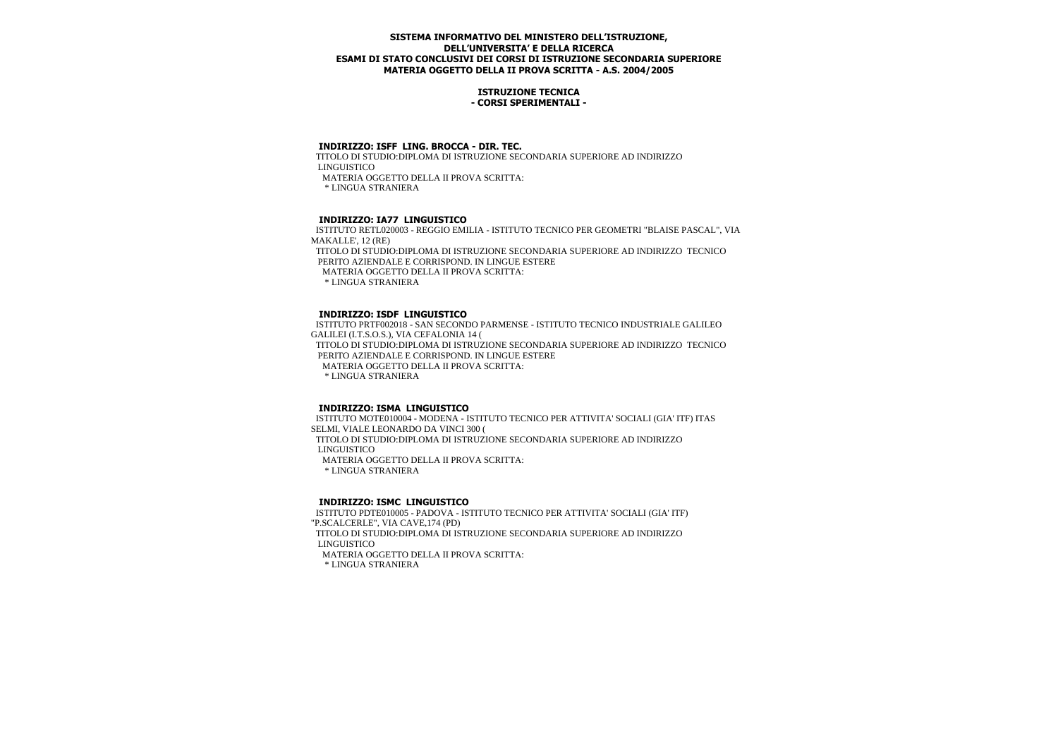**SISTEMA INFORMATIVO DEL MINISTERO DELL'ISTRUZIONE, DELL'UNIVERSITA' E DELLA RICERCA**
**ESAMI DI STATO CONCLUSIVI DEI CORSI DI ISTRUZIONE SECONDARIA SUPERIORE**
**MATERIA OGGETTO DELLA II PROVA SCRITTA - A.S. 2004/2005**

**ISTRUZIONE TECNICA**
**- CORSI SPERIMENTALI -**

**INDIRIZZO: ISFF LING. BROCCA - DIR. TEC.**

TITOLO DI STUDIO:DIPLOMA DI ISTRUZIONE SECONDARIA SUPERIORE AD INDIRIZZO LINGUISTICO

MATERIA OGGETTO DELLA II PROVA SCRITTA:

* LINGUA STRANIERA

**INDIRIZZO: IA77 LINGUISTICO**

ISTITUTO RETL020003 - REGGIO EMILIA - ISTITUTO TECNICO PER GEOMETRI "BLAISE PASCAL", VIA MAKALLE', 12 (RE)

TITOLO DI STUDIO:DIPLOMA DI ISTRUZIONE SECONDARIA SUPERIORE AD INDIRIZZO TECNICO PERITO AZIENDALE E CORRISPOND. IN LINGUE ESTERE

MATERIA OGGETTO DELLA II PROVA SCRITTA:

* LINGUA STRANIERA

**INDIRIZZO: ISDF LINGUISTICO**

ISTITUTO PRTF002018 - SAN SECONDO PARMENSE - ISTITUTO TECNICO INDUSTRIALE GALILEO GALILEI (I.T.S.O.S.), VIA CEFALONIA 14 (

TITOLO DI STUDIO:DIPLOMA DI ISTRUZIONE SECONDARIA SUPERIORE AD INDIRIZZO TECNICO PERITO AZIENDALE E CORRISPOND. IN LINGUE ESTERE

MATERIA OGGETTO DELLA II PROVA SCRITTA:

* LINGUA STRANIERA

**INDIRIZZO: ISMA LINGUISTICO**

ISTITUTO MOTE010004 - MODENA - ISTITUTO TECNICO PER ATTIVITA' SOCIALI (GIA' ITF) ITAS SELMI, VIALE LEONARDO DA VINCI 300 (

TITOLO DI STUDIO:DIPLOMA DI ISTRUZIONE SECONDARIA SUPERIORE AD INDIRIZZO LINGUISTICO

MATERIA OGGETTO DELLA II PROVA SCRITTA:

* LINGUA STRANIERA

**INDIRIZZO: ISMC LINGUISTICO**

ISTITUTO PDTE010005 - PADOVA - ISTITUTO TECNICO PER ATTIVITA' SOCIALI (GIA' ITF) "P.SCALCERLE", VIA CAVE,174 (PD)

TITOLO DI STUDIO:DIPLOMA DI ISTRUZIONE SECONDARIA SUPERIORE AD INDIRIZZO LINGUISTICO

MATERIA OGGETTO DELLA II PROVA SCRITTA:

* LINGUA STRANIERA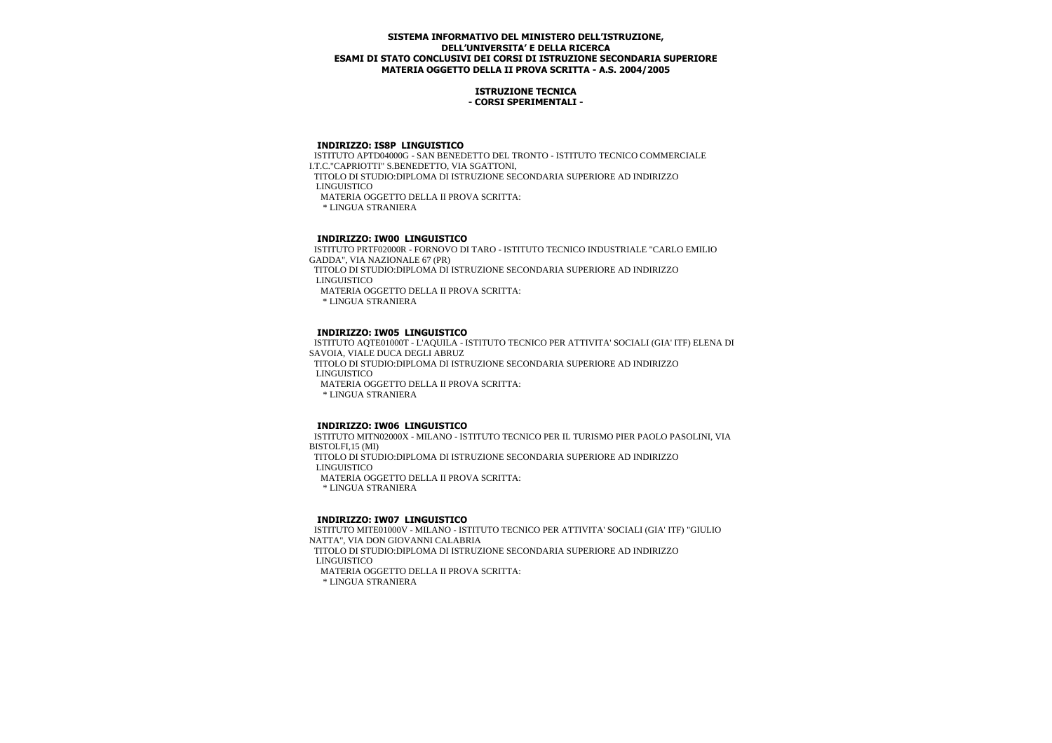**SISTEMA INFORMATIVO DEL MINISTERO DELL'ISTRUZIONE, DELL'UNIVERSITA' E DELLA RICERCA**
**ESAMI DI STATO CONCLUSIVI DEI CORSI DI ISTRUZIONE SECONDARIA SUPERIORE**
**MATERIA OGGETTO DELLA II PROVA SCRITTA - A.S. 2004/2005**

**ISTRUZIONE TECNICA**
**- CORSI SPERIMENTALI -**

**INDIRIZZO: IS8P LINGUISTICO**

ISTITUTO APTD04000G - SAN BENEDETTO DEL TRONTO - ISTITUTO TECNICO COMMERCIALE I.T.C."CAPRIOTTI" S.BENEDETTO, VIA SGATTONI,

TITOLO DI STUDIO:DIPLOMA DI ISTRUZIONE SECONDARIA SUPERIORE AD INDIRIZZO LINGUISTICO

MATERIA OGGETTO DELLA II PROVA SCRITTA:

* LINGUA STRANIERA

**INDIRIZZO: IW00 LINGUISTICO**

ISTITUTO PRTF02000R - FORNOVO DI TARO - ISTITUTO TECNICO INDUSTRIALE "CARLO EMILIO GADDA", VIA NAZIONALE 67 (PR)

TITOLO DI STUDIO:DIPLOMA DI ISTRUZIONE SECONDARIA SUPERIORE AD INDIRIZZO LINGUISTICO

MATERIA OGGETTO DELLA II PROVA SCRITTA:

* LINGUA STRANIERA

**INDIRIZZO: IW05 LINGUISTICO**

ISTITUTO AQTE01000T - L'AQUILA - ISTITUTO TECNICO PER ATTIVITA' SOCIALI (GIA' ITF) ELENA DI SAVOIA, VIALE DUCA DEGLI ABRUZ

TITOLO DI STUDIO:DIPLOMA DI ISTRUZIONE SECONDARIA SUPERIORE AD INDIRIZZO LINGUISTICO

MATERIA OGGETTO DELLA II PROVA SCRITTA:

* LINGUA STRANIERA

**INDIRIZZO: IW06 LINGUISTICO**

ISTITUTO MITN02000X - MILANO - ISTITUTO TECNICO PER IL TURISMO PIER PAOLO PASOLINI, VIA BISTOLFI,15 (MI)

TITOLO DI STUDIO:DIPLOMA DI ISTRUZIONE SECONDARIA SUPERIORE AD INDIRIZZO LINGUISTICO

MATERIA OGGETTO DELLA II PROVA SCRITTA:

* LINGUA STRANIERA

**INDIRIZZO: IW07 LINGUISTICO**

ISTITUTO MITE01000V - MILANO - ISTITUTO TECNICO PER ATTIVITA' SOCIALI (GIA' ITF) "GIULIO NATTA", VIA DON GIOVANNI CALABRIA

TITOLO DI STUDIO:DIPLOMA DI ISTRUZIONE SECONDARIA SUPERIORE AD INDIRIZZO LINGUISTICO

MATERIA OGGETTO DELLA II PROVA SCRITTA:

* LINGUA STRANIERA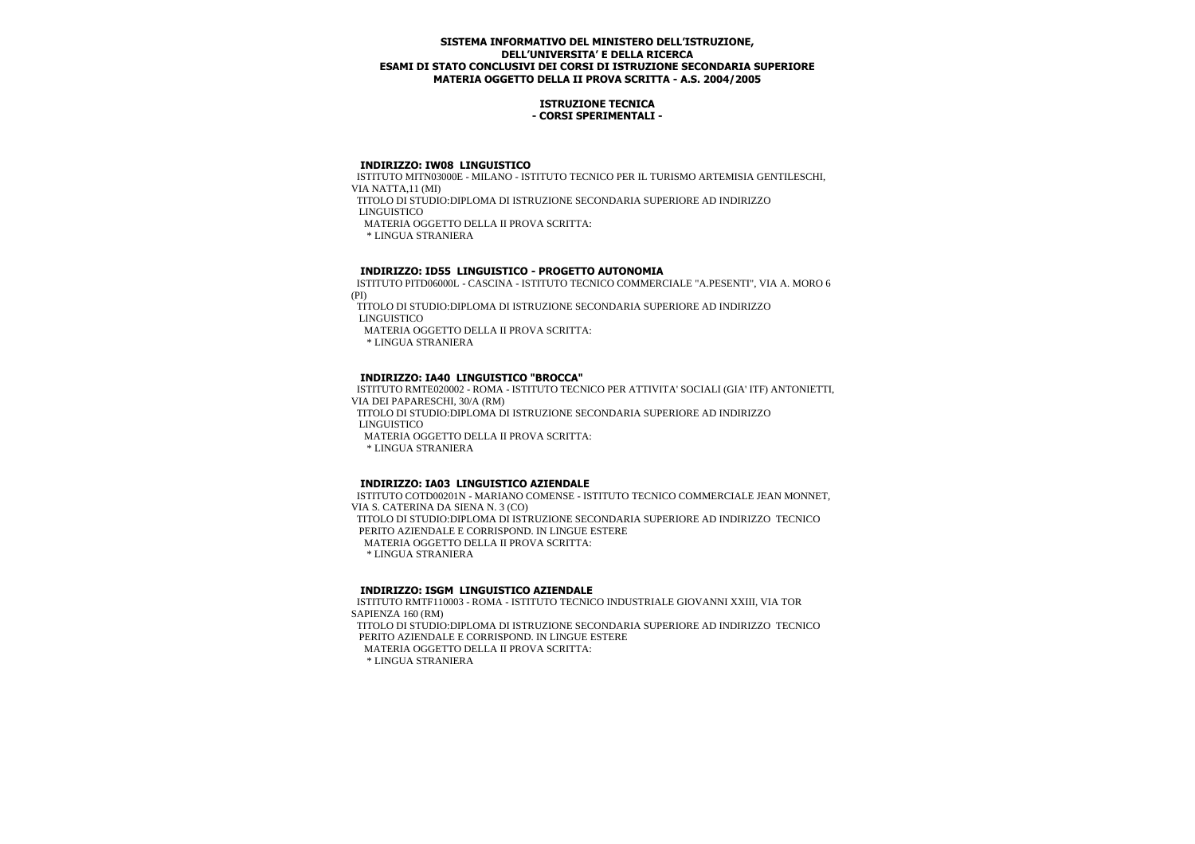**SISTEMA INFORMATIVO DEL MINISTERO DELL'ISTRUZIONE,**
**DELL'UNIVERSITA' E DELLA RICERCA**
**ESAMI DI STATO CONCLUSIVI DEI CORSI DI ISTRUZIONE SECONDARIA SUPERIORE**
**MATERIA OGGETTO DELLA II PROVA SCRITTA - A.S. 2004/2005**

**ISTRUZIONE TECNICA**
**- CORSI SPERIMENTALI -**

**INDIRIZZO: IW08 LINGUISTICO**

ISTITUTO MITN03000E - MILANO - ISTITUTO TECNICO PER IL TURISMO ARTEMISIA GENTILESCHI, VIA NATTA,11 (MI)

TITOLO DI STUDIO:DIPLOMA DI ISTRUZIONE SECONDARIA SUPERIORE AD INDIRIZZO LINGUISTICO

MATERIA OGGETTO DELLA II PROVA SCRITTA:

* LINGUA STRANIERA

**INDIRIZZO: ID55 LINGUISTICO - PROGETTO AUTONOMIA**

ISTITUTO PITD06000L - CASCINA - ISTITUTO TECNICO COMMERCIALE "A.PESENTI", VIA A. MORO 6 (PI)

TITOLO DI STUDIO:DIPLOMA DI ISTRUZIONE SECONDARIA SUPERIORE AD INDIRIZZO LINGUISTICO

MATERIA OGGETTO DELLA II PROVA SCRITTA:

* LINGUA STRANIERA

**INDIRIZZO: IA40 LINGUISTICO "BROCCA"**

ISTITUTO RMTE020002 - ROMA - ISTITUTO TECNICO PER ATTIVITA' SOCIALI (GIA' ITF) ANTONIETTI, VIA DEI PAPARESCHI, 30/A (RM)

TITOLO DI STUDIO:DIPLOMA DI ISTRUZIONE SECONDARIA SUPERIORE AD INDIRIZZO LINGUISTICO

MATERIA OGGETTO DELLA II PROVA SCRITTA:

* LINGUA STRANIERA

**INDIRIZZO: IA03 LINGUISTICO AZIENDALE**

ISTITUTO COTD00201N - MARIANO COMENSE - ISTITUTO TECNICO COMMERCIALE JEAN MONNET, VIA S. CATERINA DA SIENA N. 3 (CO)

TITOLO DI STUDIO:DIPLOMA DI ISTRUZIONE SECONDARIA SUPERIORE AD INDIRIZZO TECNICO PERITO AZIENDALE E CORRISPOND. IN LINGUE ESTERE

MATERIA OGGETTO DELLA II PROVA SCRITTA:

* LINGUA STRANIERA

**INDIRIZZO: ISGM LINGUISTICO AZIENDALE**

ISTITUTO RMTF110003 - ROMA - ISTITUTO TECNICO INDUSTRIALE GIOVANNI XXIII, VIA TOR SAPIENZA 160 (RM)

TITOLO DI STUDIO:DIPLOMA DI ISTRUZIONE SECONDARIA SUPERIORE AD INDIRIZZO TECNICO PERITO AZIENDALE E CORRISPOND. IN LINGUE ESTERE

MATERIA OGGETTO DELLA II PROVA SCRITTA:

* LINGUA STRANIERA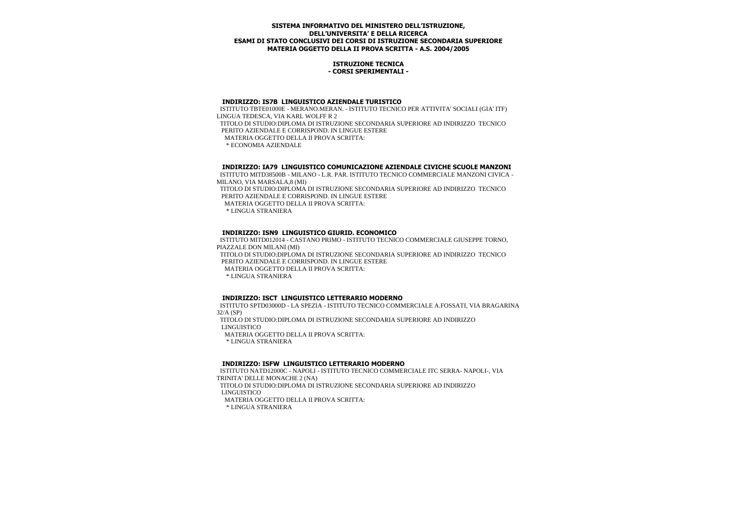**SISTEMA INFORMATIVO DEL MINISTERO DELL'ISTRUZIONE, DELL'UNIVERSITA' E DELLA RICERCA**
**ESAMI DI STATO CONCLUSIVI DEI CORSI DI ISTRUZIONE SECONDARIA SUPERIORE**
**MATERIA OGGETTO DELLA II PROVA SCRITTA - A.S. 2004/2005**

**ISTRUZIONE TECNICA**
**- CORSI SPERIMENTALI -**

**INDIRIZZO: IS7B LINGUISTICO AZIENDALE TURISTICO**

ISTITUTO TBTE01000E - MERANO.MERAN. - ISTITUTO TECNICO PER ATTIVITA' SOCIALI (GIA' ITF) LINGUA TEDESCA, VIA KARL WOLFF R 2

TITOLO DI STUDIO:DIPLOMA DI ISTRUZIONE SECONDARIA SUPERIORE AD INDIRIZZO TECNICO PERITO AZIENDALE E CORRISPOND. IN LINGUE ESTERE

MATERIA OGGETTO DELLA II PROVA SCRITTA:

* ECONOMIA AZIENDALE

**INDIRIZZO: IA79 LINGUISTICO COMUNICAZIONE AZIENDALE CIVICHE SCUOLE MANZONI**

ISTITUTO MITD38500B - MILANO - L.R. PAR. ISTITUTO TECNICO COMMERCIALE MANZONI CIVICA - MILANO, VIA MARSALA,8 (MI)

TITOLO DI STUDIO:DIPLOMA DI ISTRUZIONE SECONDARIA SUPERIORE AD INDIRIZZO TECNICO PERITO AZIENDALE E CORRISPOND. IN LINGUE ESTERE

MATERIA OGGETTO DELLA II PROVA SCRITTA:

* LINGUA STRANIERA

**INDIRIZZO: ISN9 LINGUISTICO GIURID. ECONOMICO**

ISTITUTO MITD012014 - CASTANO PRIMO - ISTITUTO TECNICO COMMERCIALE GIUSEPPE TORNO, PIAZZALE DON MILANI (MI)

TITOLO DI STUDIO:DIPLOMA DI ISTRUZIONE SECONDARIA SUPERIORE AD INDIRIZZO TECNICO PERITO AZIENDALE E CORRISPOND. IN LINGUE ESTERE

MATERIA OGGETTO DELLA II PROVA SCRITTA:

* LINGUA STRANIERA

**INDIRIZZO: ISCT LINGUISTICO LETTERARIO MODERNO**

ISTITUTO SPTD03000D - LA SPEZIA - ISTITUTO TECNICO COMMERCIALE A.FOSSATI, VIA BRAGARINA 32/A (SP)

TITOLO DI STUDIO:DIPLOMA DI ISTRUZIONE SECONDARIA SUPERIORE AD INDIRIZZO LINGUISTICO

MATERIA OGGETTO DELLA II PROVA SCRITTA:

* LINGUA STRANIERA

**INDIRIZZO: ISFW LINGUISTICO LETTERARIO MODERNO**

ISTITUTO NATD12000C - NAPOLI - ISTITUTO TECNICO COMMERCIALE ITC SERRA- NAPOLI-, VIA TRINITA' DELLE MONACHE 2 (NA)

TITOLO DI STUDIO:DIPLOMA DI ISTRUZIONE SECONDARIA SUPERIORE AD INDIRIZZO LINGUISTICO

MATERIA OGGETTO DELLA II PROVA SCRITTA:

* LINGUA STRANIERA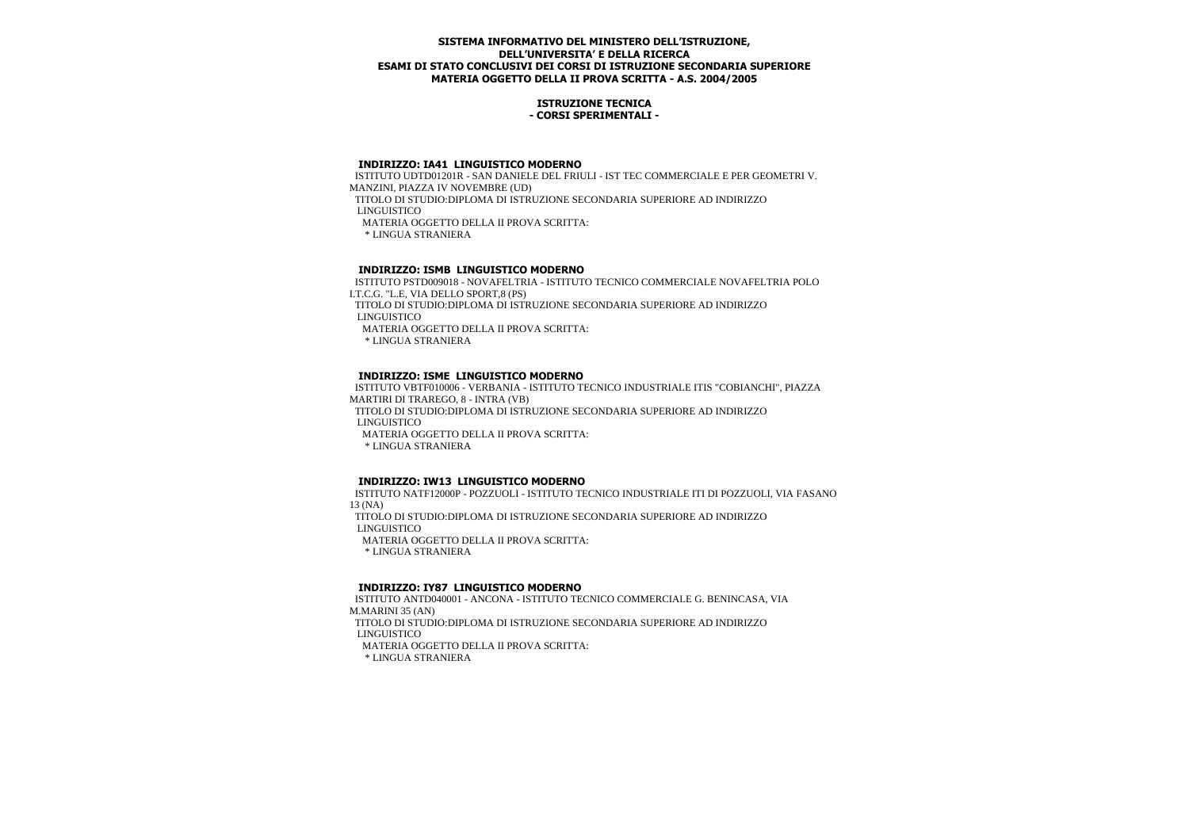**SISTEMA INFORMATIVO DEL MINISTERO DELL'ISTRUZIONE, DELL'UNIVERSITA' E DELLA RICERCA**
**ESAMI DI STATO CONCLUSIVI DEI CORSI DI ISTRUZIONE SECONDARIA SUPERIORE**
**MATERIA OGGETTO DELLA II PROVA SCRITTA - A.S. 2004/2005**

**ISTRUZIONE TECNICA**
**- CORSI SPERIMENTALI -**

### INDIRIZZO: IA41 LINGUISTICO MODERNO

ISTITUTO UDTD01201R - SAN DANIELE DEL FRIULI - IST TEC COMMERCIALE E PER GEOMETRI V. MANZINI, PIAZZA IV NOVEMBRE (UD)
TITOLO DI STUDIO:DIPLOMA DI ISTRUZIONE SECONDARIA SUPERIORE AD INDIRIZZO LINGUISTICO
MATERIA OGGETTO DELLA II PROVA SCRITTA:
* LINGUA STRANIERA

### INDIRIZZO: ISMB LINGUISTICO MODERNO

ISTITUTO PSTD009018 - NOVAFELTRIA - ISTITUTO TECNICO COMMERCIALE NOVAFELTRIA POLO I.T.C.G. "L.E, VIA DELLO SPORT,8 (PS)
TITOLO DI STUDIO:DIPLOMA DI ISTRUZIONE SECONDARIA SUPERIORE AD INDIRIZZO LINGUISTICO
MATERIA OGGETTO DELLA II PROVA SCRITTA:
* LINGUA STRANIERA

### INDIRIZZO: ISME LINGUISTICO MODERNO

ISTITUTO VBTF010006 - VERBANIA - ISTITUTO TECNICO INDUSTRIALE ITIS "COBIANCHI", PIAZZA MARTIRI DI TRAREGO, 8 - INTRA (VB)
TITOLO DI STUDIO:DIPLOMA DI ISTRUZIONE SECONDARIA SUPERIORE AD INDIRIZZO LINGUISTICO
MATERIA OGGETTO DELLA II PROVA SCRITTA:
* LINGUA STRANIERA

### INDIRIZZO: IW13 LINGUISTICO MODERNO

ISTITUTO NATF12000P - POZZUOLI - ISTITUTO TECNICO INDUSTRIALE ITI DI POZZUOLI, VIA FASANO 13 (NA)
TITOLO DI STUDIO:DIPLOMA DI ISTRUZIONE SECONDARIA SUPERIORE AD INDIRIZZO LINGUISTICO
MATERIA OGGETTO DELLA II PROVA SCRITTA:
* LINGUA STRANIERA

### INDIRIZZO: IY87 LINGUISTICO MODERNO

ISTITUTO ANTD040001 - ANCONA - ISTITUTO TECNICO COMMERCIALE G. BENINCASA, VIA M.MARINI 35 (AN)
TITOLO DI STUDIO:DIPLOMA DI ISTRUZIONE SECONDARIA SUPERIORE AD INDIRIZZO LINGUISTICO
MATERIA OGGETTO DELLA II PROVA SCRITTA:
* LINGUA STRANIERA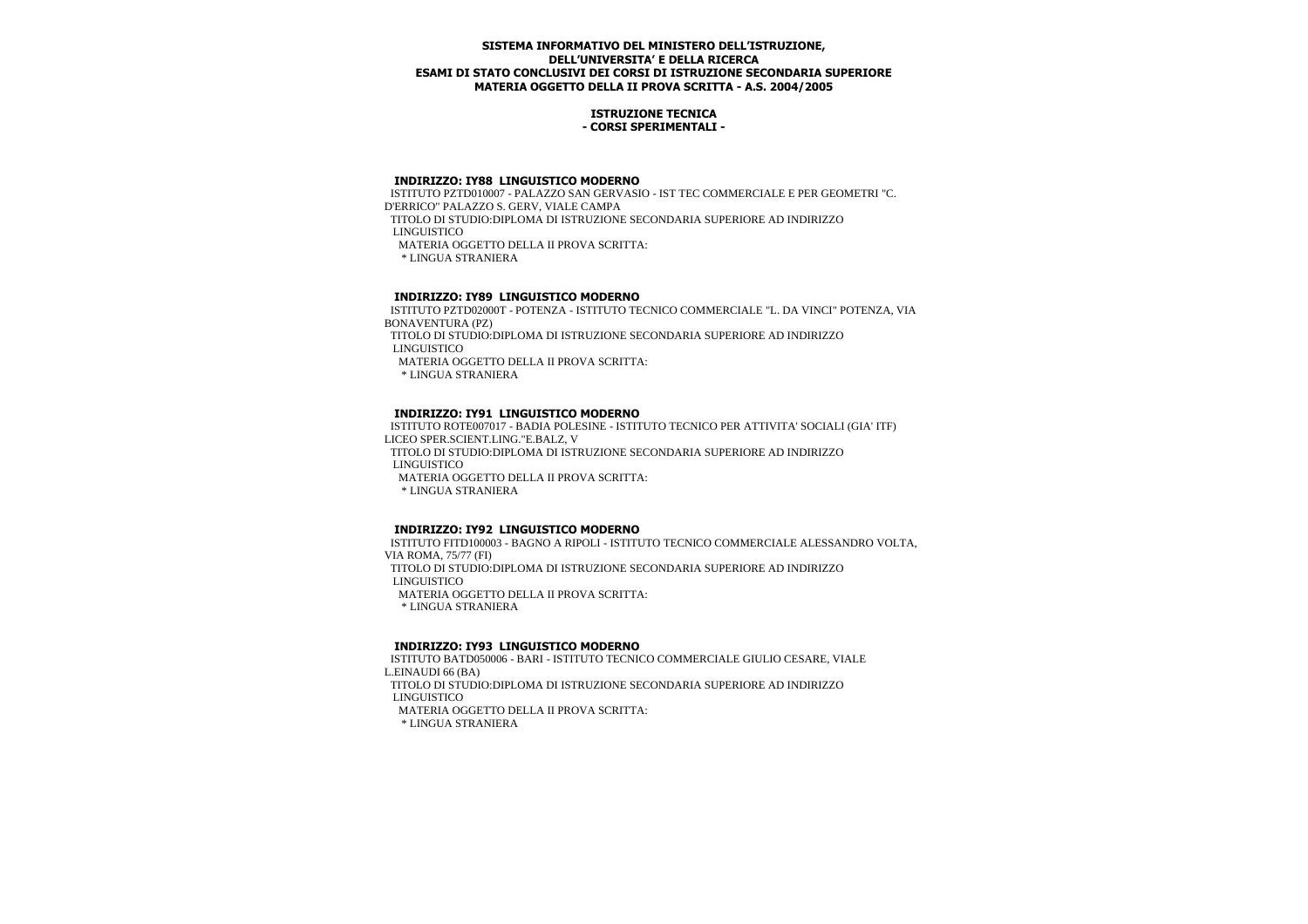**SISTEMA INFORMATIVO DEL MINISTERO DELL'ISTRUZIONE, DELL'UNIVERSITA' E DELLA RICERCA**
**ESAMI DI STATO CONCLUSIVI DEI CORSI DI ISTRUZIONE SECONDARIA SUPERIORE**
**MATERIA OGGETTO DELLA II PROVA SCRITTA - A.S. 2004/2005**

**ISTRUZIONE TECNICA**
**- CORSI SPERIMENTALI -**

**INDIRIZZO: IY88 LINGUISTICO MODERNO**

ISTITUTO PZTD010007 - PALAZZO SAN GERVASIO - IST TEC COMMERCIALE E PER GEOMETRI "C. D'ERRICO" PALAZZO S. GERV, VIALE CAMPA

TITOLO DI STUDIO:DIPLOMA DI ISTRUZIONE SECONDARIA SUPERIORE AD INDIRIZZO LINGUISTICO

MATERIA OGGETTO DELLA II PROVA SCRITTA:

* LINGUA STRANIERA

**INDIRIZZO: IY89 LINGUISTICO MODERNO**

ISTITUTO PZTD02000T - POTENZA - ISTITUTO TECNICO COMMERCIALE "L. DA VINCI" POTENZA, VIA BONAVENTURA (PZ)

TITOLO DI STUDIO:DIPLOMA DI ISTRUZIONE SECONDARIA SUPERIORE AD INDIRIZZO LINGUISTICO

MATERIA OGGETTO DELLA II PROVA SCRITTA:

* LINGUA STRANIERA

**INDIRIZZO: IY91 LINGUISTICO MODERNO**

ISTITUTO ROTE007017 - BADIA POLESINE - ISTITUTO TECNICO PER ATTIVITA' SOCIALI (GIA' ITF) LICEO SPER.SCIENT.LING."E.BALZ, V

TITOLO DI STUDIO:DIPLOMA DI ISTRUZIONE SECONDARIA SUPERIORE AD INDIRIZZO LINGUISTICO

MATERIA OGGETTO DELLA II PROVA SCRITTA:

* LINGUA STRANIERA

**INDIRIZZO: IY92 LINGUISTICO MODERNO**

ISTITUTO FITD100003 - BAGNO A RIPOLI - ISTITUTO TECNICO COMMERCIALE ALESSANDRO VOLTA, VIA ROMA, 75/77 (FI)

TITOLO DI STUDIO:DIPLOMA DI ISTRUZIONE SECONDARIA SUPERIORE AD INDIRIZZO LINGUISTICO

MATERIA OGGETTO DELLA II PROVA SCRITTA:

* LINGUA STRANIERA

**INDIRIZZO: IY93 LINGUISTICO MODERNO**

ISTITUTO BATD050006 - BARI - ISTITUTO TECNICO COMMERCIALE GIULIO CESARE, VIALE L.EINAUDI 66 (BA)

TITOLO DI STUDIO:DIPLOMA DI ISTRUZIONE SECONDARIA SUPERIORE AD INDIRIZZO LINGUISTICO

MATERIA OGGETTO DELLA II PROVA SCRITTA:

* LINGUA STRANIERA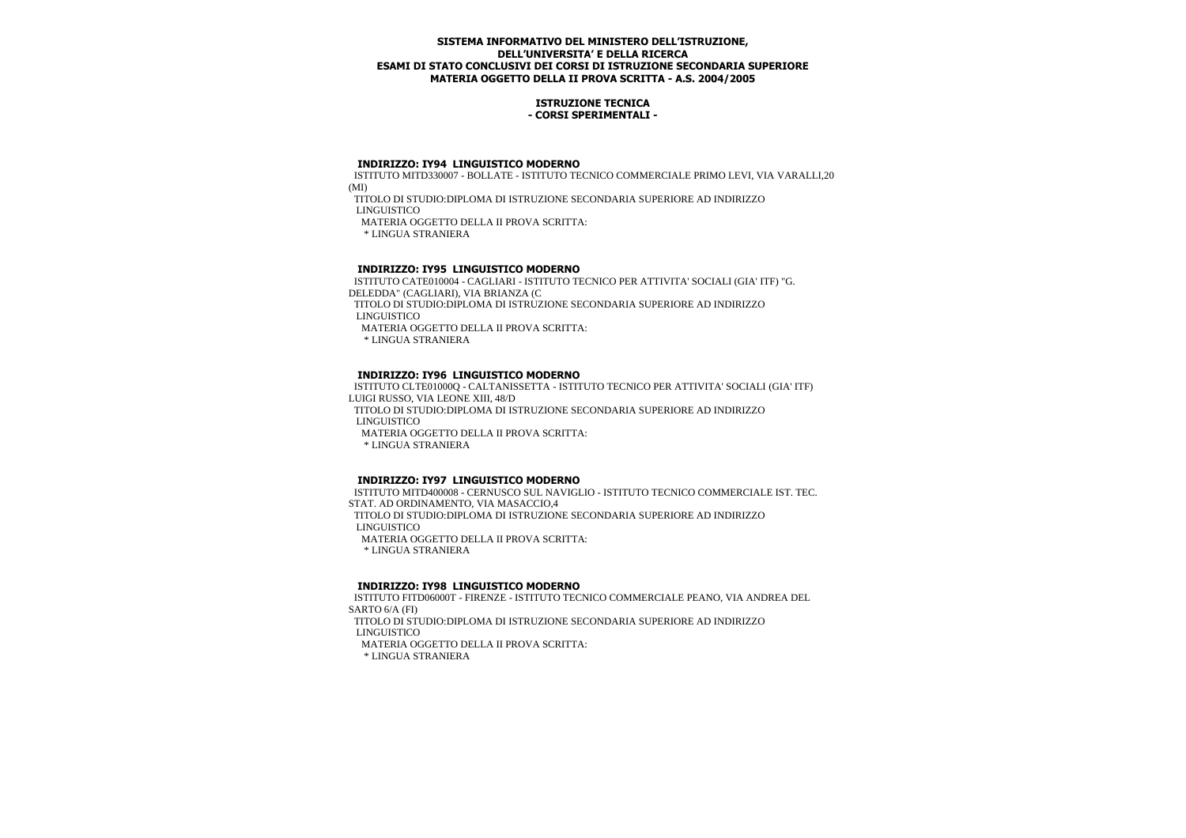**SISTEMA INFORMATIVO DEL MINISTERO DELL'ISTRUZIONE, DELL'UNIVERSITA' E DELLA RICERCA**
**ESAMI DI STATO CONCLUSIVI DEI CORSI DI ISTRUZIONE SECONDARIA SUPERIORE**
**MATERIA OGGETTO DELLA II PROVA SCRITTA - A.S. 2004/2005**

**ISTRUZIONE TECNICA**
**- CORSI SPERIMENTALI -**

**INDIRIZZO: IY94 LINGUISTICO MODERNO**

ISTITUTO MITD330007 - BOLLATE - ISTITUTO TECNICO COMMERCIALE PRIMO LEVI, VIA VARALLI,20 (MI)

TITOLO DI STUDIO:DIPLOMA DI ISTRUZIONE SECONDARIA SUPERIORE AD INDIRIZZO LINGUISTICO

MATERIA OGGETTO DELLA II PROVA SCRITTA:

* LINGUA STRANIERA

**INDIRIZZO: IY95 LINGUISTICO MODERNO**

ISTITUTO CATE010004 - CAGLIARI - ISTITUTO TECNICO PER ATTIVITA' SOCIALI (GIA' ITF) "G. DELEDDA" (CAGLIARI), VIA BRIANZA (C

TITOLO DI STUDIO:DIPLOMA DI ISTRUZIONE SECONDARIA SUPERIORE AD INDIRIZZO LINGUISTICO

MATERIA OGGETTO DELLA II PROVA SCRITTA:

* LINGUA STRANIERA

**INDIRIZZO: IY96 LINGUISTICO MODERNO**

ISTITUTO CLTE01000Q - CALTANISSETTA - ISTITUTO TECNICO PER ATTIVITA' SOCIALI (GIA' ITF) LUIGI RUSSO, VIA LEONE XIII, 48/D

TITOLO DI STUDIO:DIPLOMA DI ISTRUZIONE SECONDARIA SUPERIORE AD INDIRIZZO LINGUISTICO

MATERIA OGGETTO DELLA II PROVA SCRITTA:

* LINGUA STRANIERA

**INDIRIZZO: IY97 LINGUISTICO MODERNO**

ISTITUTO MITD400008 - CERNUSCO SUL NAVIGLIO - ISTITUTO TECNICO COMMERCIALE IST. TEC. STAT. AD ORDINAMENTO, VIA MASACCIO,4

TITOLO DI STUDIO:DIPLOMA DI ISTRUZIONE SECONDARIA SUPERIORE AD INDIRIZZO LINGUISTICO

MATERIA OGGETTO DELLA II PROVA SCRITTA:

* LINGUA STRANIERA

**INDIRIZZO: IY98 LINGUISTICO MODERNO**

ISTITUTO FITD06000T - FIRENZE - ISTITUTO TECNICO COMMERCIALE PEANO, VIA ANDREA DEL SARTO 6/A (FI)

TITOLO DI STUDIO:DIPLOMA DI ISTRUZIONE SECONDARIA SUPERIORE AD INDIRIZZO LINGUISTICO

MATERIA OGGETTO DELLA II PROVA SCRITTA:

* LINGUA STRANIERA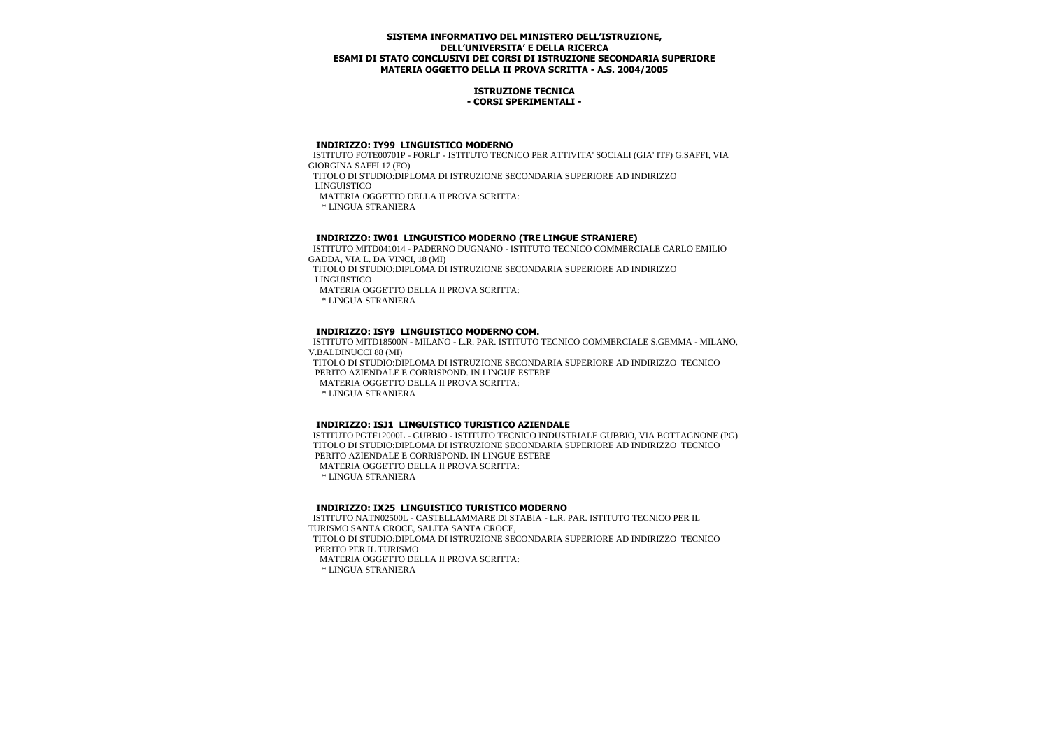**SISTEMA INFORMATIVO DEL MINISTERO DELL'ISTRUZIONE, DELL'UNIVERSITA' E DELLA RICERCA**
**ESAMI DI STATO CONCLUSIVI DEI CORSI DI ISTRUZIONE SECONDARIA SUPERIORE**
**MATERIA OGGETTO DELLA II PROVA SCRITTA - A.S. 2004/2005**

**ISTRUZIONE TECNICA**
**- CORSI SPERIMENTALI -**

### INDIRIZZO: IY99 LINGUISTICO MODERNO

ISTITUTO FOTE00701P - FORLI' - ISTITUTO TECNICO PER ATTIVITA' SOCIALI (GIA' ITF) G.SAFFI, VIA GIORGINA SAFFI 17 (FO)

TITOLO DI STUDIO:DIPLOMA DI ISTRUZIONE SECONDARIA SUPERIORE AD INDIRIZZO LINGUISTICO

MATERIA OGGETTO DELLA II PROVA SCRITTA:

* LINGUA STRANIERA

### INDIRIZZO: IW01 LINGUISTICO MODERNO (TRE LINGUE STRANIERE)

ISTITUTO MITD041014 - PADERNO DUGNANO - ISTITUTO TECNICO COMMERCIALE CARLO EMILIO GADDA, VIA L. DA VINCI, 18 (MI)

TITOLO DI STUDIO:DIPLOMA DI ISTRUZIONE SECONDARIA SUPERIORE AD INDIRIZZO LINGUISTICO

MATERIA OGGETTO DELLA II PROVA SCRITTA:

* LINGUA STRANIERA

### INDIRIZZO: ISY9 LINGUISTICO MODERNO COM.

ISTITUTO MITD18500N - MILANO - L.R. PAR. ISTITUTO TECNICO COMMERCIALE S.GEMMA - MILANO, V.BALDINUCCI 88 (MI)

TITOLO DI STUDIO:DIPLOMA DI ISTRUZIONE SECONDARIA SUPERIORE AD INDIRIZZO TECNICO PERITO AZIENDALE E CORRISPOND. IN LINGUE ESTERE

MATERIA OGGETTO DELLA II PROVA SCRITTA:

* LINGUA STRANIERA

### INDIRIZZO: ISJ1 LINGUISTICO TURISTICO AZIENDALE

ISTITUTO PGTF12000L - GUBBIO - ISTITUTO TECNICO INDUSTRIALE GUBBIO, VIA BOTTAGNONE (PG)

TITOLO DI STUDIO:DIPLOMA DI ISTRUZIONE SECONDARIA SUPERIORE AD INDIRIZZO TECNICO PERITO AZIENDALE E CORRISPOND. IN LINGUE ESTERE

MATERIA OGGETTO DELLA II PROVA SCRITTA:

* LINGUA STRANIERA

### INDIRIZZO: IX25 LINGUISTICO TURISTICO MODERNO

ISTITUTO NATN02500L - CASTELLAMMARE DI STABIA - L.R. PAR. ISTITUTO TECNICO PER IL TURISMO SANTA CROCE, SALITA SANTA CROCE,

TITOLO DI STUDIO:DIPLOMA DI ISTRUZIONE SECONDARIA SUPERIORE AD INDIRIZZO TECNICO PERITO PER IL TURISMO

MATERIA OGGETTO DELLA II PROVA SCRITTA:

* LINGUA STRANIERA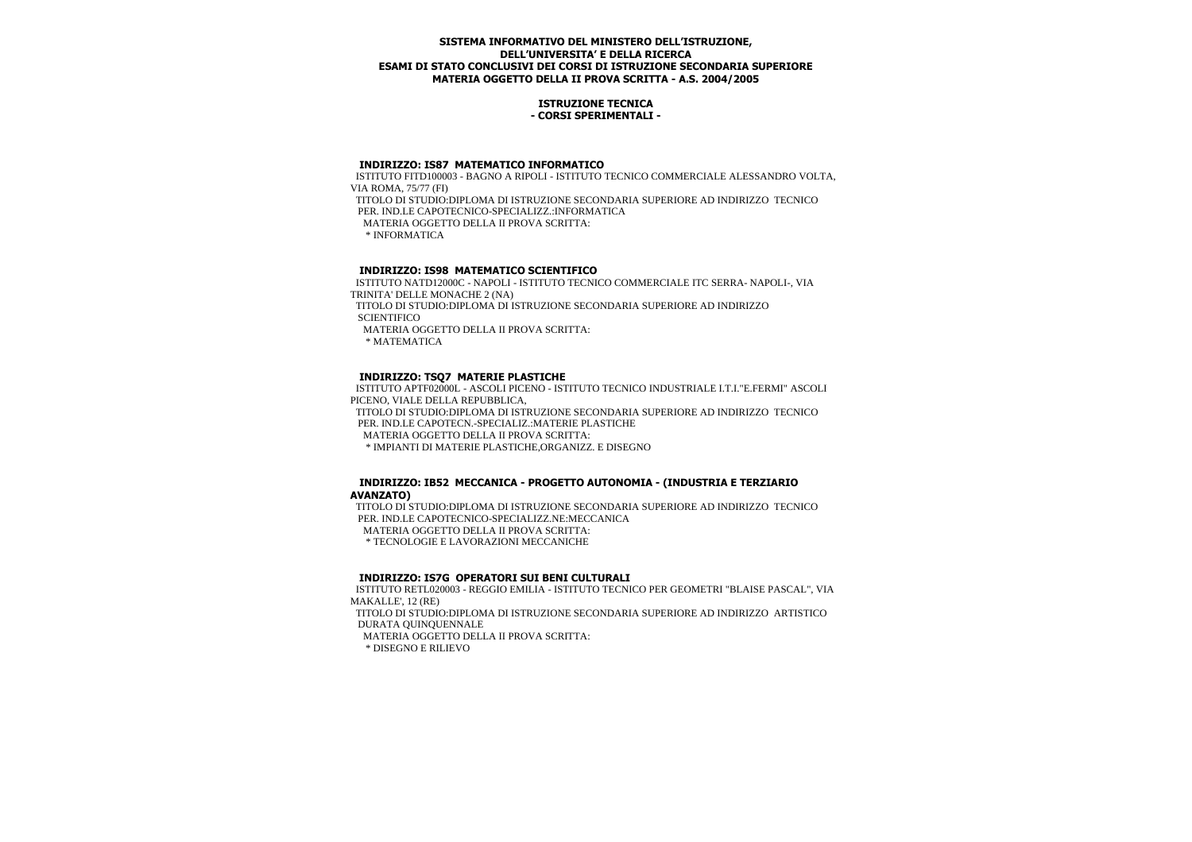**SISTEMA INFORMATIVO DEL MINISTERO DELL'ISTRUZIONE, DELL'UNIVERSITA' E DELLA RICERCA**
**ESAMI DI STATO CONCLUSIVI DEI CORSI DI ISTRUZIONE SECONDARIA SUPERIORE**
**MATERIA OGGETTO DELLA II PROVA SCRITTA - A.S. 2004/2005**

**ISTRUZIONE TECNICA**
**- CORSI SPERIMENTALI -**

### INDIRIZZO: IS87 MATEMATICO INFORMATICO

ISTITUTO FITD100003 - BAGNO A RIPOLI - ISTITUTO TECNICO COMMERCIALE ALESSANDRO VOLTA, VIA ROMA, 75/77 (FI)

TITOLO DI STUDIO:DIPLOMA DI ISTRUZIONE SECONDARIA SUPERIORE AD INDIRIZZO TECNICO PER. IND.LE CAPOTECNICO-SPECIALIZZ.:INFORMATICA

MATERIA OGGETTO DELLA II PROVA SCRITTA:

* INFORMATICA

### INDIRIZZO: IS98 MATEMATICO SCIENTIFICO

ISTITUTO NATD12000C - NAPOLI - ISTITUTO TECNICO COMMERCIALE ITC SERRA- NAPOLI-, VIA TRINITA' DELLE MONACHE 2 (NA)

TITOLO DI STUDIO:DIPLOMA DI ISTRUZIONE SECONDARIA SUPERIORE AD INDIRIZZO SCIENTIFICO

MATERIA OGGETTO DELLA II PROVA SCRITTA:

* MATEMATICA

### INDIRIZZO: TSQ7 MATERIE PLASTICHE

ISTITUTO APTF02000L - ASCOLI PICENO - ISTITUTO TECNICO INDUSTRIALE I.T.I."E.FERMI" ASCOLI PICENO, VIALE DELLA REPUBBLICA,

TITOLO DI STUDIO:DIPLOMA DI ISTRUZIONE SECONDARIA SUPERIORE AD INDIRIZZO TECNICO PER. IND.LE CAPOTECN.-SPECIALIZ.:MATERIE PLASTICHE

MATERIA OGGETTO DELLA II PROVA SCRITTA:

* IMPIANTI DI MATERIE PLASTICHE,ORGANIZZ. E DISEGNO

### INDIRIZZO: IB52 MECCANICA - PROGETTO AUTONOMIA - (INDUSTRIA E TERZIARIO AVANZATO)

TITOLO DI STUDIO:DIPLOMA DI ISTRUZIONE SECONDARIA SUPERIORE AD INDIRIZZO TECNICO PER. IND.LE CAPOTECNICO-SPECIALIZZ.NE:MECCANICA

MATERIA OGGETTO DELLA II PROVA SCRITTA:

* TECNOLOGIE E LAVORAZIONI MECCANICHE

### INDIRIZZO: IS7G OPERATORI SUI BENI CULTURALI

ISTITUTO RETL020003 - REGGIO EMILIA - ISTITUTO TECNICO PER GEOMETRI "BLAISE PASCAL", VIA MAKALLE', 12 (RE)

TITOLO DI STUDIO:DIPLOMA DI ISTRUZIONE SECONDARIA SUPERIORE AD INDIRIZZO ARTISTICO DURATA QUINQUENNALE

MATERIA OGGETTO DELLA II PROVA SCRITTA:

* DISEGNO E RILIEVO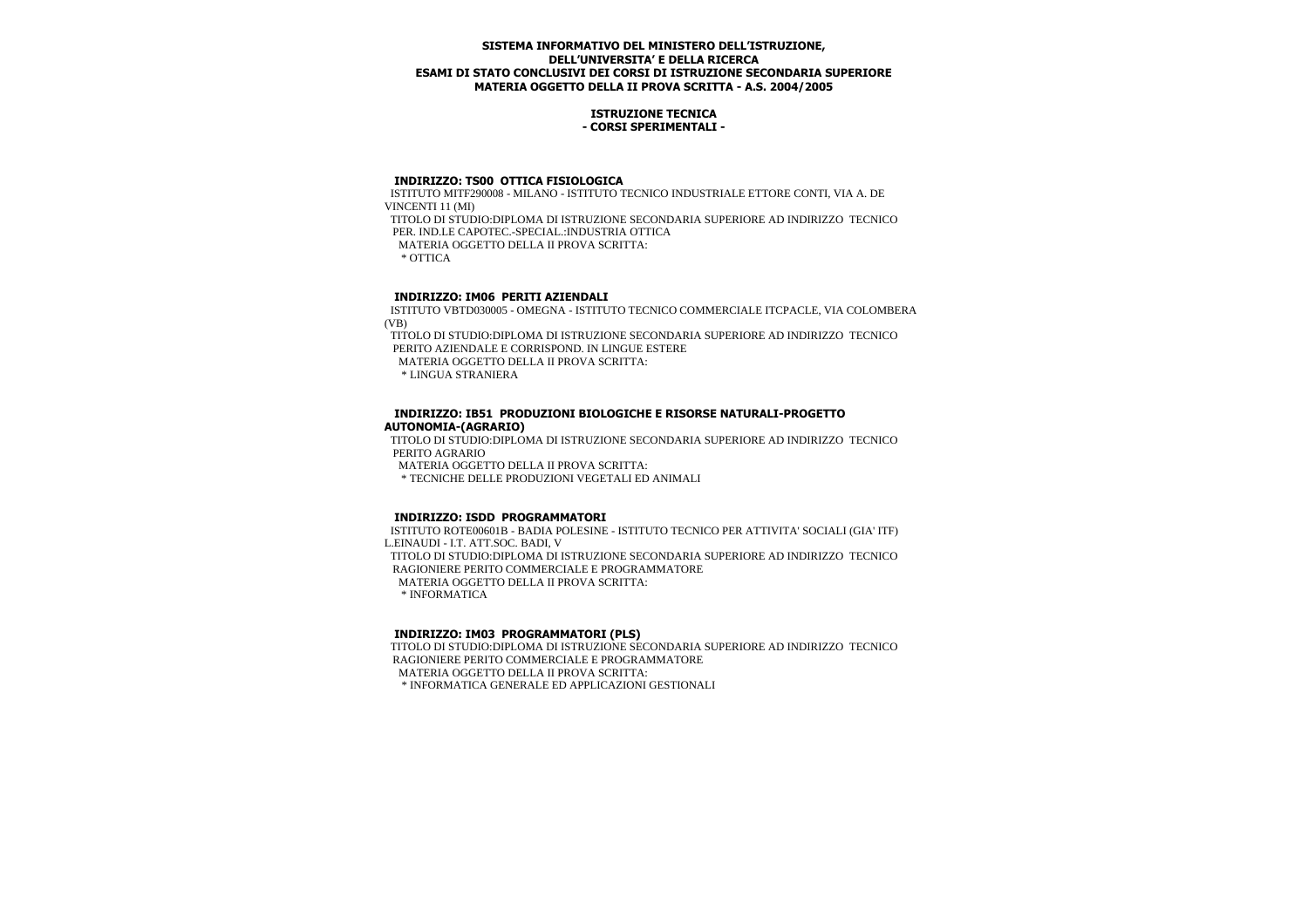**SISTEMA INFORMATIVO DEL MINISTERO DELL'ISTRUZIONE, DELL'UNIVERSITA' E DELLA RICERCA**
**ESAMI DI STATO CONCLUSIVI DEI CORSI DI ISTRUZIONE SECONDARIA SUPERIORE**
**MATERIA OGGETTO DELLA II PROVA SCRITTA - A.S. 2004/2005**

**ISTRUZIONE TECNICA**
**- CORSI SPERIMENTALI -**

**INDIRIZZO: TS00 OTTICA FISIOLOGICA**

ISTITUTO MITF290008 - MILANO - ISTITUTO TECNICO INDUSTRIALE ETTORE CONTI, VIA A. DE VINCENTI 11 (MI)

TITOLO DI STUDIO:DIPLOMA DI ISTRUZIONE SECONDARIA SUPERIORE AD INDIRIZZO TECNICO PER. IND.LE CAPOTEC.-SPECIAL.:INDUSTRIA OTTICA

MATERIA OGGETTO DELLA II PROVA SCRITTA:

* OTTICA

**INDIRIZZO: IM06 PERITI AZIENDALI**

ISTITUTO VBTD030005 - OMEGNA - ISTITUTO TECNICO COMMERCIALE ITCPACLE, VIA COLOMBERA (VB)

TITOLO DI STUDIO:DIPLOMA DI ISTRUZIONE SECONDARIA SUPERIORE AD INDIRIZZO TECNICO PERITO AZIENDALE E CORRISPOND. IN LINGUE ESTERE

MATERIA OGGETTO DELLA II PROVA SCRITTA:

* LINGUA STRANIERA

**INDIRIZZO: IB51 PRODUZIONI BIOLOGICHE E RISORSE NATURALI-PROGETTO AUTONOMIA-(AGRARIO)**

TITOLO DI STUDIO:DIPLOMA DI ISTRUZIONE SECONDARIA SUPERIORE AD INDIRIZZO TECNICO PERITO AGRARIO

MATERIA OGGETTO DELLA II PROVA SCRITTA:

* TECNICHE DELLE PRODUZIONI VEGETALI ED ANIMALI

**INDIRIZZO: ISDD PROGRAMMATORI**

ISTITUTO ROTE00601B - BADIA POLESINE - ISTITUTO TECNICO PER ATTIVITA' SOCIALI (GIA' ITF) L.EINAUDI - I.T. ATT.SOC. BADI, V

TITOLO DI STUDIO:DIPLOMA DI ISTRUZIONE SECONDARIA SUPERIORE AD INDIRIZZO TECNICO RAGIONIERE PERITO COMMERCIALE E PROGRAMMATORE

MATERIA OGGETTO DELLA II PROVA SCRITTA:

* INFORMATICA

**INDIRIZZO: IM03 PROGRAMMATORI (PLS)**

TITOLO DI STUDIO:DIPLOMA DI ISTRUZIONE SECONDARIA SUPERIORE AD INDIRIZZO TECNICO RAGIONIERE PERITO COMMERCIALE E PROGRAMMATORE

MATERIA OGGETTO DELLA II PROVA SCRITTA:

* INFORMATICA GENERALE ED APPLICAZIONI GESTIONALI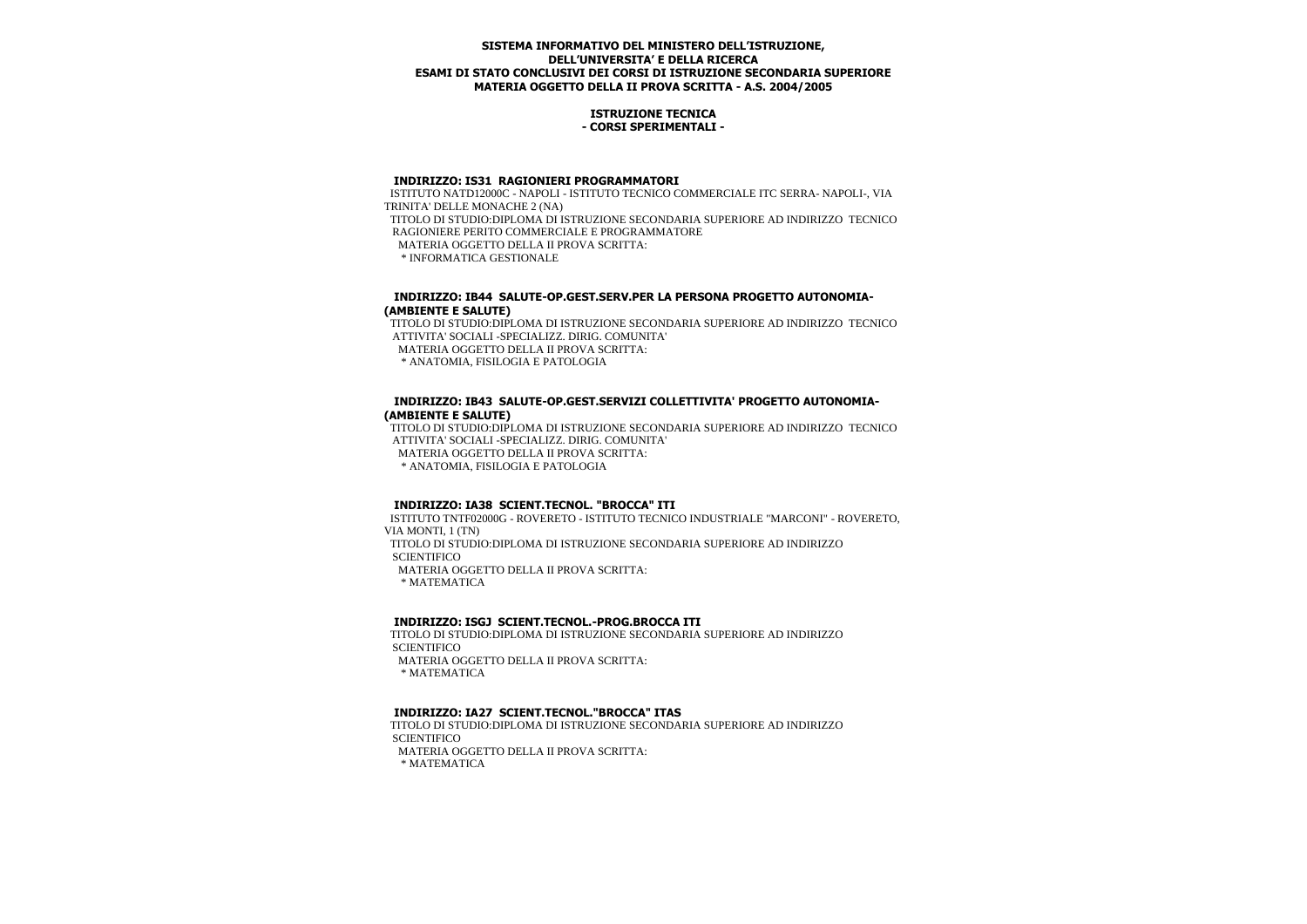**SISTEMA INFORMATIVO DEL MINISTERO DELL'ISTRUZIONE, DELL'UNIVERSITA' E DELLA RICERCA**
**ESAMI DI STATO CONCLUSIVI DEI CORSI DI ISTRUZIONE SECONDARIA SUPERIORE**
**MATERIA OGGETTO DELLA II PROVA SCRITTA - A.S. 2004/2005**

**ISTRUZIONE TECNICA**
**- CORSI SPERIMENTALI -**

**INDIRIZZO: IS31 RAGIONIERI PROGRAMMATORI**

ISTITUTO NATD12000C - NAPOLI - ISTITUTO TECNICO COMMERCIALE ITC SERRA- NAPOLI-, VIA TRINITA' DELLE MONACHE 2 (NA)

TITOLO DI STUDIO:DIPLOMA DI ISTRUZIONE SECONDARIA SUPERIORE AD INDIRIZZO TECNICO RAGIONIERE PERITO COMMERCIALE E PROGRAMMATORE

MATERIA OGGETTO DELLA II PROVA SCRITTA:

* INFORMATICA GESTIONALE

**INDIRIZZO: IB44 SALUTE-OP.GEST.SERV.PER LA PERSONA PROGETTO AUTONOMIA-(AMBIENTE E SALUTE)**

TITOLO DI STUDIO:DIPLOMA DI ISTRUZIONE SECONDARIA SUPERIORE AD INDIRIZZO TECNICO ATTIVITA' SOCIALI -SPECIALIZZ. DIRIG. COMUNITA'

MATERIA OGGETTO DELLA II PROVA SCRITTA:

* ANATOMIA, FISILOGIA E PATOLOGIA

**INDIRIZZO: IB43 SALUTE-OP.GEST.SERVIZI COLLETTIVITA' PROGETTO AUTONOMIA-(AMBIENTE E SALUTE)**

TITOLO DI STUDIO:DIPLOMA DI ISTRUZIONE SECONDARIA SUPERIORE AD INDIRIZZO TECNICO ATTIVITA' SOCIALI -SPECIALIZZ. DIRIG. COMUNITA'

MATERIA OGGETTO DELLA II PROVA SCRITTA:

* ANATOMIA, FISILOGIA E PATOLOGIA

**INDIRIZZO: IA38 SCIENT.TECNOL. "BROCCA" ITI**

ISTITUTO TNTF02000G - ROVERETO - ISTITUTO TECNICO INDUSTRIALE "MARCONI" - ROVERETO, VIA MONTI, 1 (TN)

TITOLO DI STUDIO:DIPLOMA DI ISTRUZIONE SECONDARIA SUPERIORE AD INDIRIZZO SCIENTIFICO

MATERIA OGGETTO DELLA II PROVA SCRITTA:

* MATEMATICA

**INDIRIZZO: ISGJ SCIENT.TECNOL.-PROG.BROCCA ITI**

TITOLO DI STUDIO:DIPLOMA DI ISTRUZIONE SECONDARIA SUPERIORE AD INDIRIZZO SCIENTIFICO

MATERIA OGGETTO DELLA II PROVA SCRITTA:

* MATEMATICA

**INDIRIZZO: IA27 SCIENT.TECNOL."BROCCA" ITAS**

TITOLO DI STUDIO:DIPLOMA DI ISTRUZIONE SECONDARIA SUPERIORE AD INDIRIZZO SCIENTIFICO

MATERIA OGGETTO DELLA II PROVA SCRITTA:

* MATEMATICA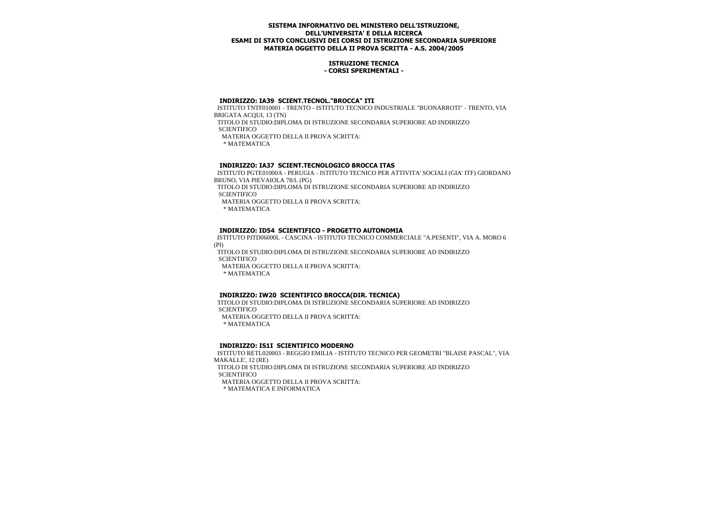**SISTEMA INFORMATIVO DEL MINISTERO DELL'ISTRUZIONE,**
**DELL'UNIVERSITA' E DELLA RICERCA**
**ESAMI DI STATO CONCLUSIVI DEI CORSI DI ISTRUZIONE SECONDARIA SUPERIORE**
**MATERIA OGGETTO DELLA II PROVA SCRITTA - A.S. 2004/2005**

**ISTRUZIONE TECNICA**
**- CORSI SPERIMENTALI -**

**INDIRIZZO: IA39 SCIENT.TECNOL."BROCCA" ITI**

ISTITUTO TNTF010001 - TRENTO - ISTITUTO TECNICO INDUSTRIALE "BUONARROTI" - TRENTO, VIA BRIGATA ACQUI, 13 (TN)

TITOLO DI STUDIO:DIPLOMA DI ISTRUZIONE SECONDARIA SUPERIORE AD INDIRIZZO SCIENTIFICO

MATERIA OGGETTO DELLA II PROVA SCRITTA:

* MATEMATICA

**INDIRIZZO: IA37 SCIENT.TECNOLOGICO BROCCA ITAS**

ISTITUTO PGTE01000A - PERUGIA - ISTITUTO TECNICO PER ATTIVITA' SOCIALI (GIA' ITF) GIORDANO BRUNO, VIA PIEVAIOLA 78/L (PG)

TITOLO DI STUDIO:DIPLOMA DI ISTRUZIONE SECONDARIA SUPERIORE AD INDIRIZZO SCIENTIFICO

MATERIA OGGETTO DELLA II PROVA SCRITTA:

* MATEMATICA

**INDIRIZZO: ID54 SCIENTIFICO - PROGETTO AUTONOMIA**

ISTITUTO PITD06000L - CASCINA - ISTITUTO TECNICO COMMERCIALE "A.PESENTI", VIA A. MORO 6 (PI)

TITOLO DI STUDIO:DIPLOMA DI ISTRUZIONE SECONDARIA SUPERIORE AD INDIRIZZO SCIENTIFICO

MATERIA OGGETTO DELLA II PROVA SCRITTA:

* MATEMATICA

**INDIRIZZO: IW20 SCIENTIFICO BROCCA(DIR. TECNICA)**

TITOLO DI STUDIO:DIPLOMA DI ISTRUZIONE SECONDARIA SUPERIORE AD INDIRIZZO SCIENTIFICO

MATERIA OGGETTO DELLA II PROVA SCRITTA:

* MATEMATICA

**INDIRIZZO: IS1I SCIENTIFICO MODERNO**

ISTITUTO RETL020003 - REGGIO EMILIA - ISTITUTO TECNICO PER GEOMETRI "BLAISE PASCAL", VIA MAKALLE', 12 (RE)

TITOLO DI STUDIO:DIPLOMA DI ISTRUZIONE SECONDARIA SUPERIORE AD INDIRIZZO SCIENTIFICO

MATERIA OGGETTO DELLA II PROVA SCRITTA:

* MATEMATICA E INFORMATICA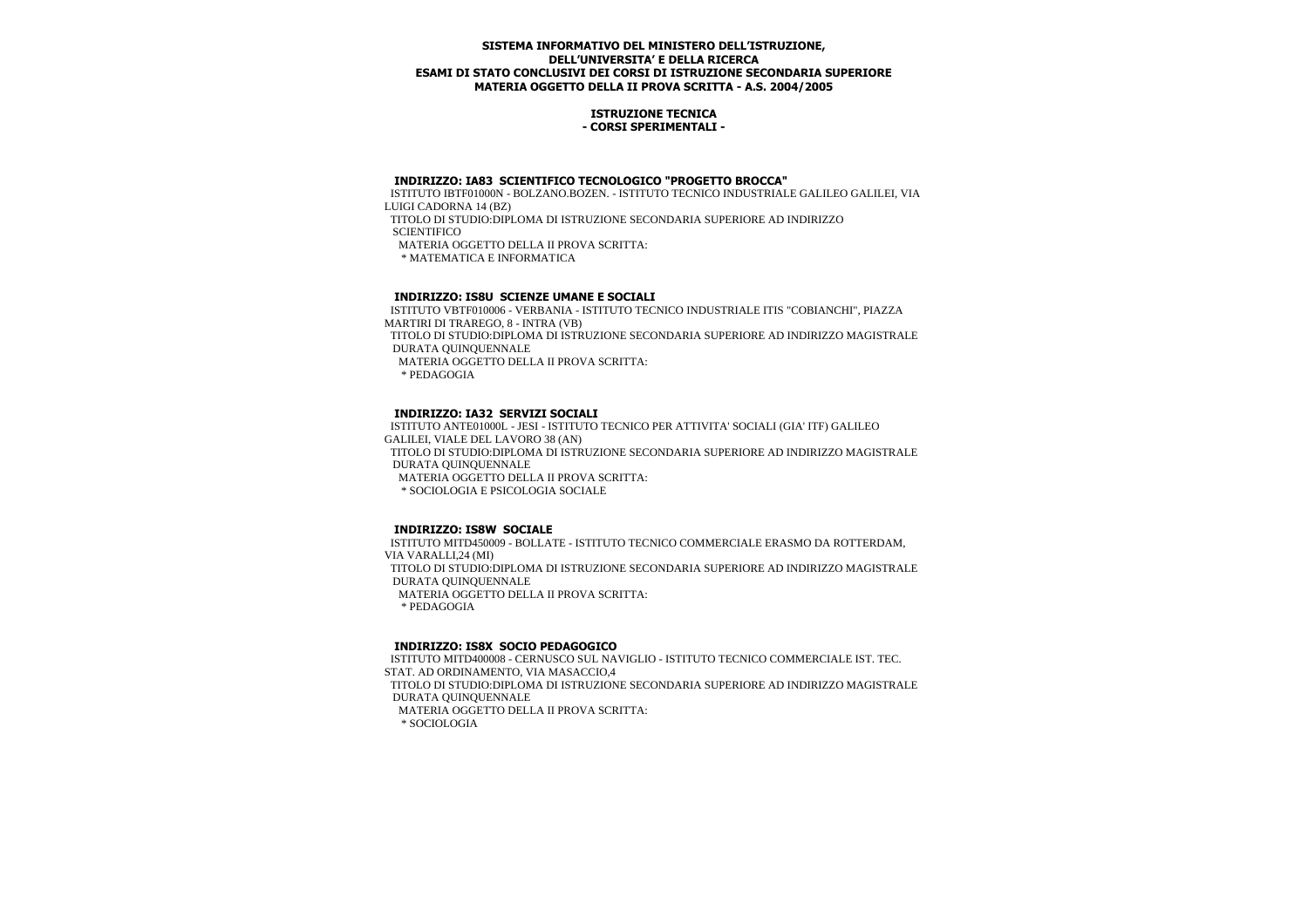**SISTEMA INFORMATIVO DEL MINISTERO DELL'ISTRUZIONE, DELL'UNIVERSITA' E DELLA RICERCA**
**ESAMI DI STATO CONCLUSIVI DEI CORSI DI ISTRUZIONE SECONDARIA SUPERIORE**
**MATERIA OGGETTO DELLA II PROVA SCRITTA - A.S. 2004/2005**

**ISTRUZIONE TECNICA**
**- CORSI SPERIMENTALI -**

**INDIRIZZO: IA83 SCIENTIFICO TECNOLOGICO "PROGETTO BROCCA"**

ISTITUTO IBTF01000N - BOLZANO.BOZEN. - ISTITUTO TECNICO INDUSTRIALE GALILEO GALILEI, VIA LUIGI CADORNA 14 (BZ)

TITOLO DI STUDIO:DIPLOMA DI ISTRUZIONE SECONDARIA SUPERIORE AD INDIRIZZO SCIENTIFICO

MATERIA OGGETTO DELLA II PROVA SCRITTA:

* MATEMATICA E INFORMATICA

**INDIRIZZO: IS8U SCIENZE UMANE E SOCIALI**

ISTITUTO VBTF010006 - VERBANIA - ISTITUTO TECNICO INDUSTRIALE ITIS "COBIANCHI", PIAZZA MARTIRI DI TRAREGO, 8 - INTRA (VB)

TITOLO DI STUDIO:DIPLOMA DI ISTRUZIONE SECONDARIA SUPERIORE AD INDIRIZZO MAGISTRALE DURATA QUINQUENNALE

MATERIA OGGETTO DELLA II PROVA SCRITTA:

* PEDAGOGIA

**INDIRIZZO: IA32 SERVIZI SOCIALI**

ISTITUTO ANTE01000L - JESI - ISTITUTO TECNICO PER ATTIVITA' SOCIALI (GIA' ITF) GALILEO GALILEI, VIALE DEL LAVORO 38 (AN)

TITOLO DI STUDIO:DIPLOMA DI ISTRUZIONE SECONDARIA SUPERIORE AD INDIRIZZO MAGISTRALE DURATA QUINQUENNALE

MATERIA OGGETTO DELLA II PROVA SCRITTA:

* SOCIOLOGIA E PSICOLOGIA SOCIALE

**INDIRIZZO: IS8W SOCIALE**

ISTITUTO MITD450009 - BOLLATE - ISTITUTO TECNICO COMMERCIALE ERASMO DA ROTTERDAM, VIA VARALLI,24 (MI)

TITOLO DI STUDIO:DIPLOMA DI ISTRUZIONE SECONDARIA SUPERIORE AD INDIRIZZO MAGISTRALE DURATA QUINQUENNALE

MATERIA OGGETTO DELLA II PROVA SCRITTA:

* PEDAGOGIA

**INDIRIZZO: IS8X SOCIO PEDAGOGICO**

ISTITUTO MITD400008 - CERNUSCO SUL NAVIGLIO - ISTITUTO TECNICO COMMERCIALE IST. TEC. STAT. AD ORDINAMENTO, VIA MASACCIO,4

TITOLO DI STUDIO:DIPLOMA DI ISTRUZIONE SECONDARIA SUPERIORE AD INDIRIZZO MAGISTRALE DURATA QUINQUENNALE

MATERIA OGGETTO DELLA II PROVA SCRITTA:

* SOCIOLOGIA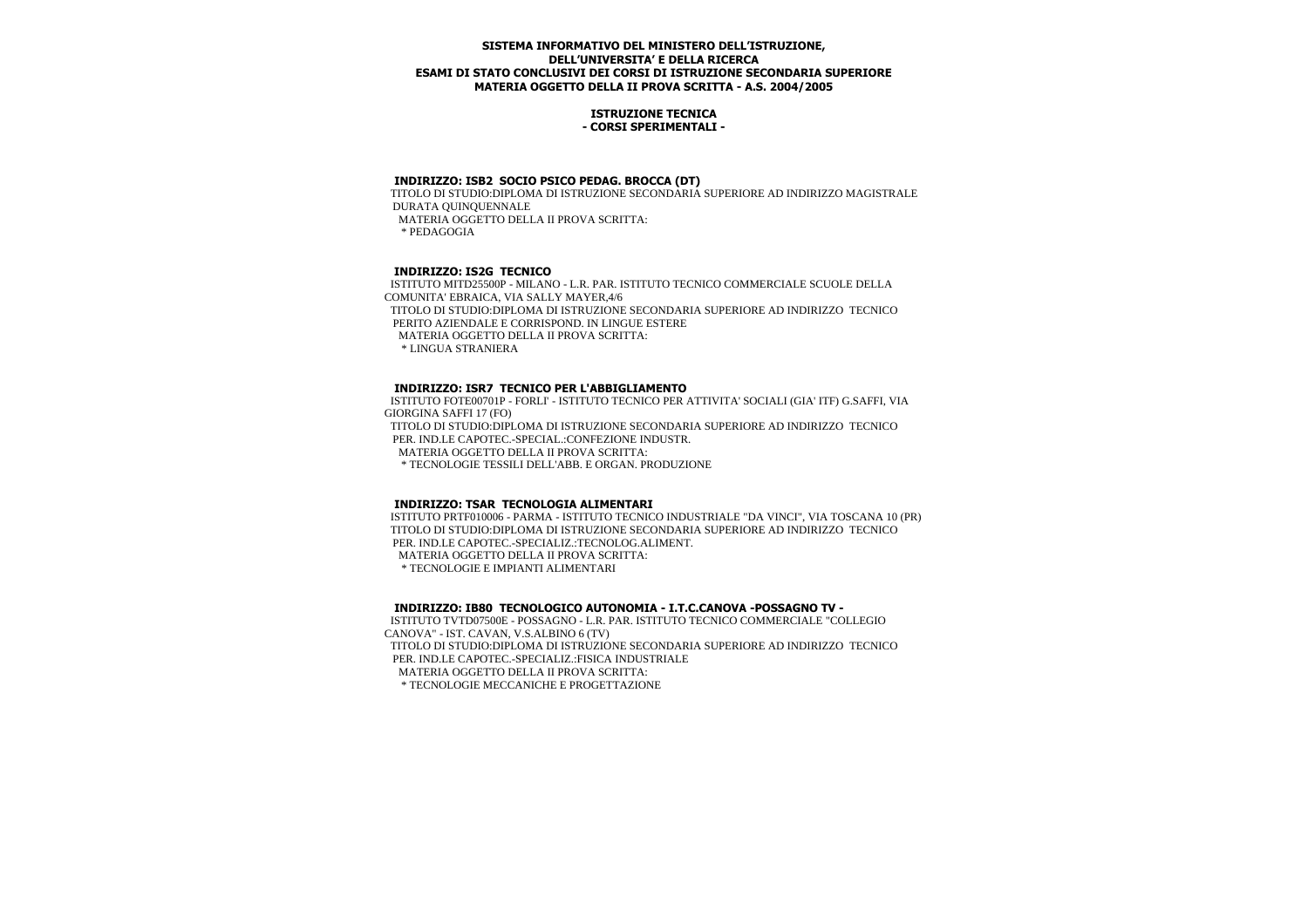**SISTEMA INFORMATIVO DEL MINISTERO DELL'ISTRUZIONE,**
**DELL'UNIVERSITA' E DELLA RICERCA**
**ESAMI DI STATO CONCLUSIVI DEI CORSI DI ISTRUZIONE SECONDARIA SUPERIORE**
**MATERIA OGGETTO DELLA II PROVA SCRITTA - A.S. 2004/2005**

**ISTRUZIONE TECNICA**
**- CORSI SPERIMENTALI -**

**INDIRIZZO: ISB2 SOCIO PSICO PEDAG. BROCCA (DT)**

TITOLO DI STUDIO:DIPLOMA DI ISTRUZIONE SECONDARIA SUPERIORE AD INDIRIZZO MAGISTRALE
DURATA QUINQUENNALE
MATERIA OGGETTO DELLA II PROVA SCRITTA:
* PEDAGOGIA

**INDIRIZZO: IS2G TECNICO**

ISTITUTO MITD25500P - MILANO - L.R. PAR. ISTITUTO TECNICO COMMERCIALE SCUOLE DELLA COMUNITA' EBRAICA, VIA SALLY MAYER,4/6
TITOLO DI STUDIO:DIPLOMA DI ISTRUZIONE SECONDARIA SUPERIORE AD INDIRIZZO TECNICO
PERITO AZIENDALE E CORRISPOND. IN LINGUE ESTERE
MATERIA OGGETTO DELLA II PROVA SCRITTA:
* LINGUA STRANIERA

**INDIRIZZO: ISR7 TECNICO PER L'ABBIGLIAMENTO**

ISTITUTO FOTE00701P - FORLI' - ISTITUTO TECNICO PER ATTIVITA' SOCIALI (GIA' ITF) G.SAFFI, VIA GIORGINA SAFFI 17 (FO)
TITOLO DI STUDIO:DIPLOMA DI ISTRUZIONE SECONDARIA SUPERIORE AD INDIRIZZO TECNICO
PER. IND.LE CAPOTEC.-SPECIAL.:CONFEZIONE INDUSTR.
MATERIA OGGETTO DELLA II PROVA SCRITTA:
* TECNOLOGIE TESSILI DELL'ABB. E ORGAN. PRODUZIONE

**INDIRIZZO: TSAR TECNOLOGIA ALIMENTARI**

ISTITUTO PRTF010006 - PARMA - ISTITUTO TECNICO INDUSTRIALE "DA VINCI", VIA TOSCANA 10 (PR)
TITOLO DI STUDIO:DIPLOMA DI ISTRUZIONE SECONDARIA SUPERIORE AD INDIRIZZO TECNICO
PER. IND.LE CAPOTEC.-SPECIALIZ.:TECNOLOG.ALIMENT.
MATERIA OGGETTO DELLA II PROVA SCRITTA:
* TECNOLOGIE E IMPIANTI ALIMENTARI

**INDIRIZZO: IB80 TECNOLOGICO AUTONOMIA - I.T.C.CANOVA -POSSAGNO TV -**

ISTITUTO TVTD07500E - POSSAGNO - L.R. PAR. ISTITUTO TECNICO COMMERCIALE "COLLEGIO CANOVA" - IST. CAVAN, V.S.ALBINO 6 (TV)
TITOLO DI STUDIO:DIPLOMA DI ISTRUZIONE SECONDARIA SUPERIORE AD INDIRIZZO TECNICO
PER. IND.LE CAPOTEC.-SPECIALIZ.:FISICA INDUSTRIALE
MATERIA OGGETTO DELLA II PROVA SCRITTA:
* TECNOLOGIE MECCANICHE E PROGETTAZIONE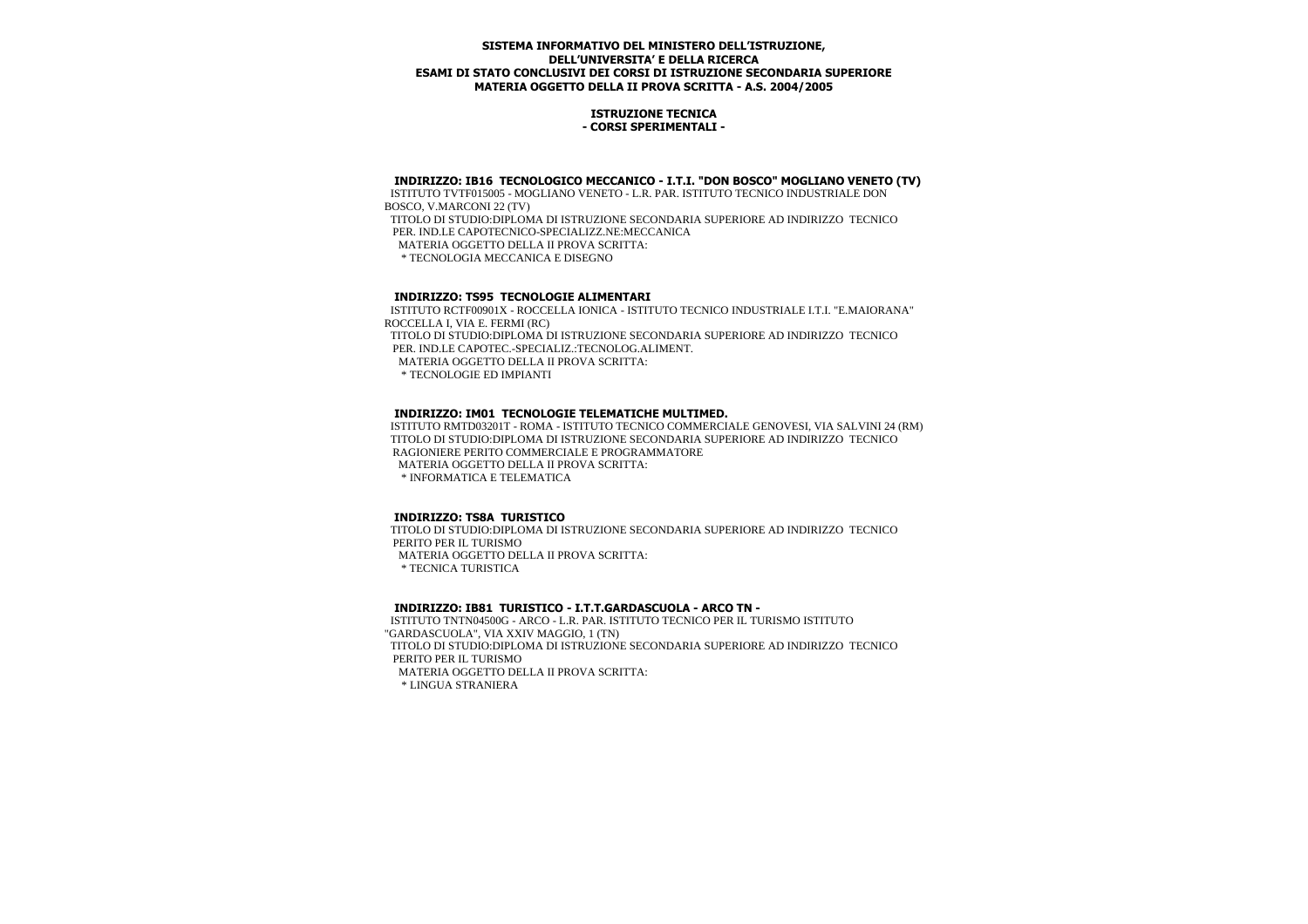**SISTEMA INFORMATIVO DEL MINISTERO DELL'ISTRUZIONE, DELL'UNIVERSITA' E DELLA RICERCA**
**ESAMI DI STATO CONCLUSIVI DEI CORSI DI ISTRUZIONE SECONDARIA SUPERIORE**
**MATERIA OGGETTO DELLA II PROVA SCRITTA - A.S. 2004/2005**

**ISTRUZIONE TECNICA**
**- CORSI SPERIMENTALI -**

### INDIRIZZO: IB16 TECNOLOGICO MECCANICO - I.T.I. "DON BOSCO" MOGLIANO VENETO (TV)

ISTITUTO TVTF015005 - MOGLIANO VENETO - L.R. PAR. ISTITUTO TECNICO INDUSTRIALE DON BOSCO, V.MARCONI 22 (TV)
TITOLO DI STUDIO:DIPLOMA DI ISTRUZIONE SECONDARIA SUPERIORE AD INDIRIZZO TECNICO PER. IND.LE CAPOTECNICO-SPECIALIZZ.NE:MECCANICA
MATERIA OGGETTO DELLA II PROVA SCRITTA:
* TECNOLOGIA MECCANICA E DISEGNO

### INDIRIZZO: TS95 TECNOLOGIE ALIMENTARI

ISTITUTO RCTF00901X - ROCCELLA IONICA - ISTITUTO TECNICO INDUSTRIALE I.T.I. "E.MAIORANA" ROCCELLA I, VIA E. FERMI (RC)
TITOLO DI STUDIO:DIPLOMA DI ISTRUZIONE SECONDARIA SUPERIORE AD INDIRIZZO TECNICO PER. IND.LE CAPOTEC.-SPECIALIZ.:TECNOLOG.ALIMENT.
MATERIA OGGETTO DELLA II PROVA SCRITTA:
* TECNOLOGIE ED IMPIANTI

### INDIRIZZO: IM01 TECNOLOGIE TELEMATICHE MULTIMED.

ISTITUTO RMTD03201T - ROMA - ISTITUTO TECNICO COMMERCIALE GENOVESI, VIA SALVINI 24 (RM)
TITOLO DI STUDIO:DIPLOMA DI ISTRUZIONE SECONDARIA SUPERIORE AD INDIRIZZO TECNICO RAGIONIERE PERITO COMMERCIALE E PROGRAMMATORE
MATERIA OGGETTO DELLA II PROVA SCRITTA:
* INFORMATICA E TELEMATICA

### INDIRIZZO: TS8A TURISTICO

TITOLO DI STUDIO:DIPLOMA DI ISTRUZIONE SECONDARIA SUPERIORE AD INDIRIZZO TECNICO PERITO PER IL TURISMO
MATERIA OGGETTO DELLA II PROVA SCRITTA:
* TECNICA TURISTICA

### INDIRIZZO: IB81 TURISTICO - I.T.T.GARDASCUOLA - ARCO TN -

ISTITUTO TNTN04500G - ARCO - L.R. PAR. ISTITUTO TECNICO PER IL TURISMO ISTITUTO "GARDASCUOLA", VIA XXIV MAGGIO, 1 (TN)
TITOLO DI STUDIO:DIPLOMA DI ISTRUZIONE SECONDARIA SUPERIORE AD INDIRIZZO TECNICO PERITO PER IL TURISMO
MATERIA OGGETTO DELLA II PROVA SCRITTA:
* LINGUA STRANIERA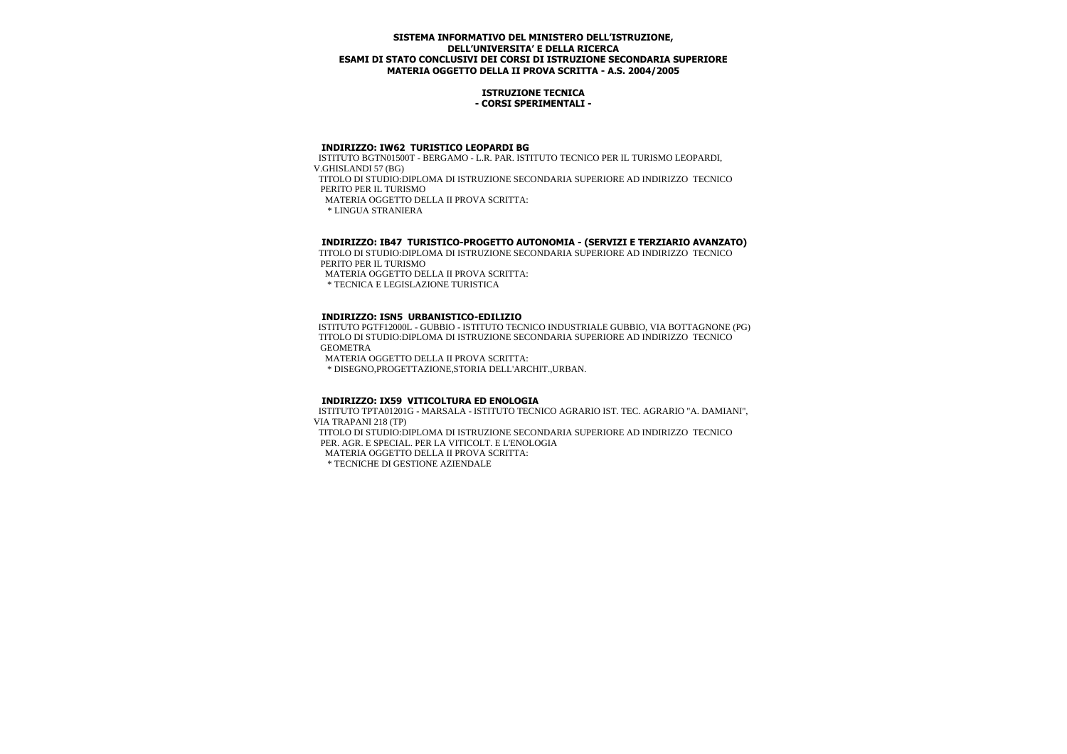**SISTEMA INFORMATIVO DEL MINISTERO DELL'ISTRUZIONE, DELL'UNIVERSITA' E DELLA RICERCA**
**ESAMI DI STATO CONCLUSIVI DEI CORSI DI ISTRUZIONE SECONDARIA SUPERIORE**
**MATERIA OGGETTO DELLA II PROVA SCRITTA - A.S. 2004/2005**

**ISTRUZIONE TECNICA**
**- CORSI SPERIMENTALI -**

### INDIRIZZO: IW62 TURISTICO LEOPARDI BG

ISTITUTO BGTN01500T - BERGAMO - L.R. PAR. ISTITUTO TECNICO PER IL TURISMO LEOPARDI, V.GHISLANDI 57 (BG)

TITOLO DI STUDIO:DIPLOMA DI ISTRUZIONE SECONDARIA SUPERIORE AD INDIRIZZO TECNICO PERITO PER IL TURISMO

MATERIA OGGETTO DELLA II PROVA SCRITTA:

* LINGUA STRANIERA

### INDIRIZZO: IB47 TURISTICO-PROGETTO AUTONOMIA - (SERVIZI E TERZIARIO AVANZATO)

TITOLO DI STUDIO:DIPLOMA DI ISTRUZIONE SECONDARIA SUPERIORE AD INDIRIZZO TECNICO PERITO PER IL TURISMO

MATERIA OGGETTO DELLA II PROVA SCRITTA:

* TECNICA E LEGISLAZIONE TURISTICA

### INDIRIZZO: ISN5 URBANISTICO-EDILIZIO

ISTITUTO PGTF12000L - GUBBIO - ISTITUTO TECNICO INDUSTRIALE GUBBIO, VIA BOTTAGNONE (PG)

TITOLO DI STUDIO:DIPLOMA DI ISTRUZIONE SECONDARIA SUPERIORE AD INDIRIZZO TECNICO GEOMETRA

MATERIA OGGETTO DELLA II PROVA SCRITTA:

* DISEGNO,PROGETTAZIONE,STORIA DELL'ARCHIT.,URBAN.

### INDIRIZZO: IX59 VITICOLTURA ED ENOLOGIA

ISTITUTO TPTA01201G - MARSALA - ISTITUTO TECNICO AGRARIO IST. TEC. AGRARIO "A. DAMIANI", VIA TRAPANI 218 (TP)

TITOLO DI STUDIO:DIPLOMA DI ISTRUZIONE SECONDARIA SUPERIORE AD INDIRIZZO TECNICO PER. AGR. E SPECIAL. PER LA VITICOLT. E L'ENOLOGIA

MATERIA OGGETTO DELLA II PROVA SCRITTA:

* TECNICHE DI GESTIONE AZIENDALE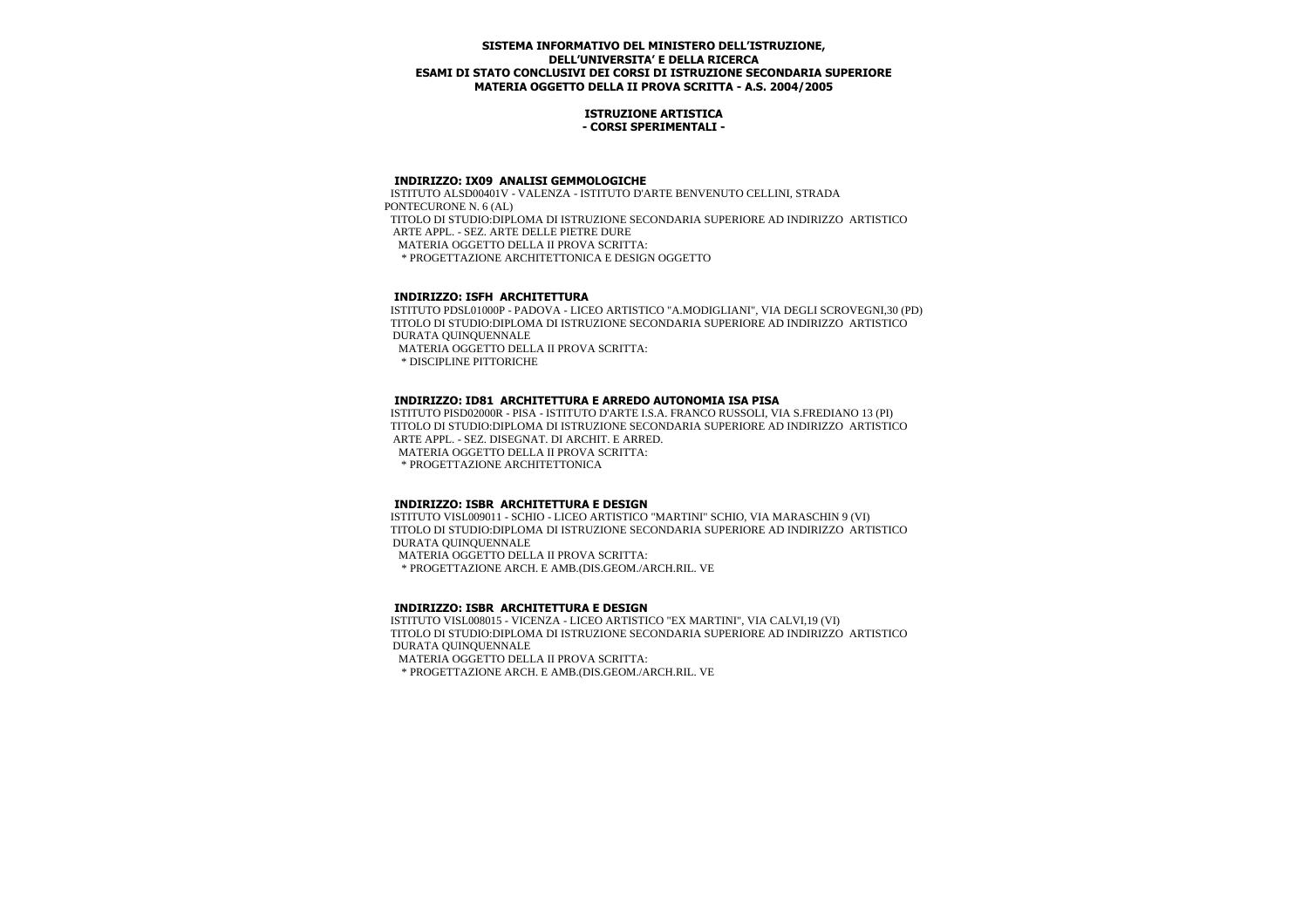**SISTEMA INFORMATIVO DEL MINISTERO DELL'ISTRUZIONE, DELL'UNIVERSITA' E DELLA RICERCA**
**ESAMI DI STATO CONCLUSIVI DEI CORSI DI ISTRUZIONE SECONDARIA SUPERIORE**
**MATERIA OGGETTO DELLA II PROVA SCRITTA - A.S. 2004/2005**

**ISTRUZIONE ARTISTICA**
**- CORSI SPERIMENTALI -**

**INDIRIZZO: IX09 ANALISI GEMMOLOGICHE**

ISTITUTO ALSD00401V - VALENZA - ISTITUTO D'ARTE BENVENUTO CELLINI, STRADA PONTECURONE N. 6 (AL)
TITOLO DI STUDIO:DIPLOMA DI ISTRUZIONE SECONDARIA SUPERIORE AD INDIRIZZO ARTISTICO ARTE APPL. - SEZ. ARTE DELLE PIETRE DURE
MATERIA OGGETTO DELLA II PROVA SCRITTA:
* PROGETTAZIONE ARCHITETTONICA E DESIGN OGGETTO

**INDIRIZZO: ISFH ARCHITETTURA**

ISTITUTO PDSL01000P - PADOVA - LICEO ARTISTICO "A.MODIGLIANI", VIA DEGLI SCROVEGNI,30 (PD)
TITOLO DI STUDIO:DIPLOMA DI ISTRUZIONE SECONDARIA SUPERIORE AD INDIRIZZO ARTISTICO DURATA QUINQUENNALE
MATERIA OGGETTO DELLA II PROVA SCRITTA:
* DISCIPLINE PITTORICHE

**INDIRIZZO: ID81 ARCHITETTURA E ARREDO AUTONOMIA ISA PISA**

ISTITUTO PISD02000R - PISA - ISTITUTO D'ARTE I.S.A. FRANCO RUSSOLI, VIA S.FREDIANO 13 (PI)
TITOLO DI STUDIO:DIPLOMA DI ISTRUZIONE SECONDARIA SUPERIORE AD INDIRIZZO ARTISTICO ARTE APPL. - SEZ. DISEGNAT. DI ARCHIT. E ARRED.
MATERIA OGGETTO DELLA II PROVA SCRITTA:
* PROGETTAZIONE ARCHITETTONICA

**INDIRIZZO: ISBR ARCHITETTURA E DESIGN**

ISTITUTO VISL009011 - SCHIO - LICEO ARTISTICO "MARTINI" SCHIO, VIA MARASCHIN 9 (VI)
TITOLO DI STUDIO:DIPLOMA DI ISTRUZIONE SECONDARIA SUPERIORE AD INDIRIZZO ARTISTICO DURATA QUINQUENNALE
MATERIA OGGETTO DELLA II PROVA SCRITTA:
* PROGETTAZIONE ARCH. E AMB.(DIS.GEOM./ARCH.RIL. VE

**INDIRIZZO: ISBR ARCHITETTURA E DESIGN**

ISTITUTO VISL008015 - VICENZA - LICEO ARTISTICO "EX MARTINI", VIA CALVI,19 (VI)
TITOLO DI STUDIO:DIPLOMA DI ISTRUZIONE SECONDARIA SUPERIORE AD INDIRIZZO ARTISTICO DURATA QUINQUENNALE
MATERIA OGGETTO DELLA II PROVA SCRITTA:
* PROGETTAZIONE ARCH. E AMB.(DIS.GEOM./ARCH.RIL. VE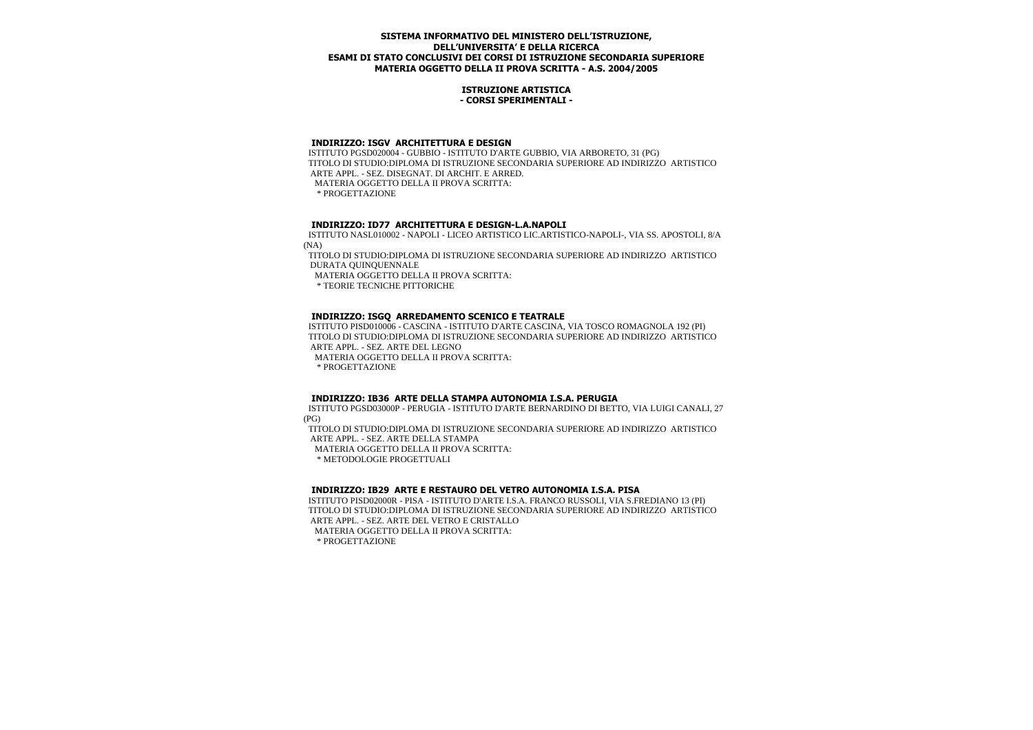**SISTEMA INFORMATIVO DEL MINISTERO DELL'ISTRUZIONE, DELL'UNIVERSITA' E DELLA RICERCA**
**ESAMI DI STATO CONCLUSIVI DEI CORSI DI ISTRUZIONE SECONDARIA SUPERIORE**
**MATERIA OGGETTO DELLA II PROVA SCRITTA - A.S. 2004/2005**

**ISTRUZIONE ARTISTICA**
**- CORSI SPERIMENTALI -**

**INDIRIZZO: ISGV ARCHITETTURA E DESIGN**

ISTITUTO PGSD020004 - GUBBIO - ISTITUTO D'ARTE GUBBIO, VIA ARBORETO, 31 (PG)
TITOLO DI STUDIO:DIPLOMA DI ISTRUZIONE SECONDARIA SUPERIORE AD INDIRIZZO ARTISTICO ARTE APPL. - SEZ. DISEGNAT. DI ARCHIT. E ARRED.
MATERIA OGGETTO DELLA II PROVA SCRITTA:
* PROGETTAZIONE

**INDIRIZZO: ID77 ARCHITETTURA E DESIGN-L.A.NAPOLI**

ISTITUTO NASL010002 - NAPOLI - LICEO ARTISTICO LIC.ARTISTICO-NAPOLI-, VIA SS. APOSTOLI, 8/A (NA)
TITOLO DI STUDIO:DIPLOMA DI ISTRUZIONE SECONDARIA SUPERIORE AD INDIRIZZO ARTISTICO DURATA QUINQUENNALE
MATERIA OGGETTO DELLA II PROVA SCRITTA:
* TEORIE TECNICHE PITTORICHE

**INDIRIZZO: ISGQ ARREDAMENTO SCENICO E TEATRALE**

ISTITUTO PISD010006 - CASCINA - ISTITUTO D'ARTE CASCINA, VIA TOSCO ROMAGNOLA 192 (PI)
TITOLO DI STUDIO:DIPLOMA DI ISTRUZIONE SECONDARIA SUPERIORE AD INDIRIZZO ARTISTICO ARTE APPL. - SEZ. ARTE DEL LEGNO
MATERIA OGGETTO DELLA II PROVA SCRITTA:
* PROGETTAZIONE

**INDIRIZZO: IB36 ARTE DELLA STAMPA AUTONOMIA I.S.A. PERUGIA**

ISTITUTO PGSD03000P - PERUGIA - ISTITUTO D'ARTE BERNARDINO DI BETTO, VIA LUIGI CANALI, 27 (PG)
TITOLO DI STUDIO:DIPLOMA DI ISTRUZIONE SECONDARIA SUPERIORE AD INDIRIZZO ARTISTICO ARTE APPL. - SEZ. ARTE DELLA STAMPA
MATERIA OGGETTO DELLA II PROVA SCRITTA:
* METODOLOGIE PROGETTUALI

**INDIRIZZO: IB29 ARTE E RESTAURO DEL VETRO AUTONOMIA I.S.A. PISA**

ISTITUTO PISD02000R - PISA - ISTITUTO D'ARTE I.S.A. FRANCO RUSSOLI, VIA S.FREDIANO 13 (PI)
TITOLO DI STUDIO:DIPLOMA DI ISTRUZIONE SECONDARIA SUPERIORE AD INDIRIZZO ARTISTICO ARTE APPL. - SEZ. ARTE DEL VETRO E CRISTALLO
MATERIA OGGETTO DELLA II PROVA SCRITTA:
* PROGETTAZIONE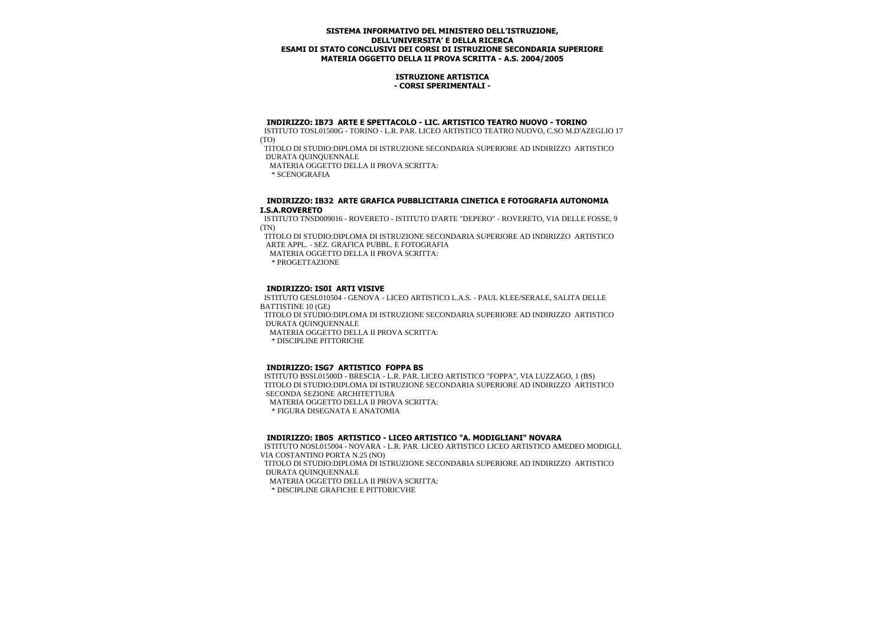**SISTEMA INFORMATIVO DEL MINISTERO DELL'ISTRUZIONE, DELL'UNIVERSITA' E DELLA RICERCA**
**ESAMI DI STATO CONCLUSIVI DEI CORSI DI ISTRUZIONE SECONDARIA SUPERIORE**
**MATERIA OGGETTO DELLA II PROVA SCRITTA - A.S. 2004/2005**

**ISTRUZIONE ARTISTICA**
**- CORSI SPERIMENTALI -**

**INDIRIZZO: IB73 ARTE E SPETTACOLO - LIC. ARTISTICO TEATRO NUOVO - TORINO**

ISTITUTO TOSL01500G - TORINO - L.R. PAR. LICEO ARTISTICO TEATRO NUOVO, C.SO M.D'AZEGLIO 17 (TO)

TITOLO DI STUDIO:DIPLOMA DI ISTRUZIONE SECONDARIA SUPERIORE AD INDIRIZZO ARTISTICO DURATA QUINQUENNALE

MATERIA OGGETTO DELLA II PROVA SCRITTA:

\* SCENOGRAFIA

**INDIRIZZO: IB32 ARTE GRAFICA PUBBLICITARIA CINETICA E FOTOGRAFIA AUTONOMIA I.S.A.ROVERETO**

ISTITUTO TNSD009016 - ROVERETO - ISTITUTO D'ARTE "DEPERO" - ROVERETO, VIA DELLE FOSSE, 9 (TN)

TITOLO DI STUDIO:DIPLOMA DI ISTRUZIONE SECONDARIA SUPERIORE AD INDIRIZZO ARTISTICO ARTE APPL. - SEZ. GRAFICA PUBBL. E FOTOGRAFIA

MATERIA OGGETTO DELLA II PROVA SCRITTA:

\* PROGETTAZIONE

**INDIRIZZO: IS0I ARTI VISIVE**

ISTITUTO GESL010504 - GENOVA - LICEO ARTISTICO L.A.S. - PAUL KLEE/SERALE, SALITA DELLE BATTISTINE 10 (GE)

TITOLO DI STUDIO:DIPLOMA DI ISTRUZIONE SECONDARIA SUPERIORE AD INDIRIZZO ARTISTICO DURATA QUINQUENNALE

MATERIA OGGETTO DELLA II PROVA SCRITTA:

\* DISCIPLINE PITTORICHE

**INDIRIZZO: ISG7 ARTISTICO FOPPA BS**

ISTITUTO BSSL01500D - BRESCIA - L.R. PAR. LICEO ARTISTICO "FOPPA", VIA LUZZAGO, 1 (BS)

TITOLO DI STUDIO:DIPLOMA DI ISTRUZIONE SECONDARIA SUPERIORE AD INDIRIZZO ARTISTICO SECONDA SEZIONE ARCHITETTURA

MATERIA OGGETTO DELLA II PROVA SCRITTA:

\* FIGURA DISEGNATA E ANATOMIA

**INDIRIZZO: IB05 ARTISTICO - LICEO ARTISTICO "A. MODIGLIANI" NOVARA**

ISTITUTO NOSL015004 - NOVARA - L.R. PAR. LICEO ARTISTICO LICEO ARTISTICO AMEDEO MODIGLI, VIA COSTANTINO PORTA N.25 (NO)

TITOLO DI STUDIO:DIPLOMA DI ISTRUZIONE SECONDARIA SUPERIORE AD INDIRIZZO ARTISTICO DURATA QUINQUENNALE

MATERIA OGGETTO DELLA II PROVA SCRITTA:

\* DISCIPLINE GRAFICHE E PITTORICVHE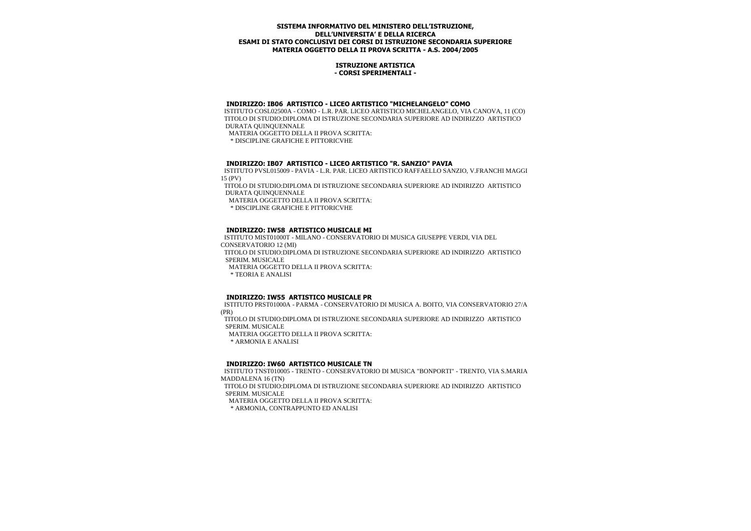**SISTEMA INFORMATIVO DEL MINISTERO DELL'ISTRUZIONE, DELL'UNIVERSITA' E DELLA RICERCA**
**ESAMI DI STATO CONCLUSIVI DEI CORSI DI ISTRUZIONE SECONDARIA SUPERIORE**
**MATERIA OGGETTO DELLA II PROVA SCRITTA - A.S. 2004/2005**

**ISTRUZIONE ARTISTICA**
**- CORSI SPERIMENTALI -**

#### INDIRIZZO: IB06 ARTISTICO - LICEO ARTISTICO "MICHELANGELO" COMO

ISTITUTO COSL02500A - COMO - L.R. PAR. LICEO ARTISTICO MICHELANGELO, VIA CANOVA, 11 (CO)
TITOLO DI STUDIO:DIPLOMA DI ISTRUZIONE SECONDARIA SUPERIORE AD INDIRIZZO ARTISTICO DURATA QUINQUENNALE
MATERIA OGGETTO DELLA II PROVA SCRITTA:
* DISCIPLINE GRAFICHE E PITTORICVHE

#### INDIRIZZO: IB07 ARTISTICO - LICEO ARTISTICO "R. SANZIO" PAVIA

ISTITUTO PVSL015009 - PAVIA - L.R. PAR. LICEO ARTISTICO RAFFAELLO SANZIO, V.FRANCHI MAGGI 15 (PV)
TITOLO DI STUDIO:DIPLOMA DI ISTRUZIONE SECONDARIA SUPERIORE AD INDIRIZZO ARTISTICO DURATA QUINQUENNALE
MATERIA OGGETTO DELLA II PROVA SCRITTA:
* DISCIPLINE GRAFICHE E PITTORICVHE

#### INDIRIZZO: IW58 ARTISTICO MUSICALE MI

ISTITUTO MIST01000T - MILANO - CONSERVATORIO DI MUSICA GIUSEPPE VERDI, VIA DEL CONSERVATORIO 12 (MI)
TITOLO DI STUDIO:DIPLOMA DI ISTRUZIONE SECONDARIA SUPERIORE AD INDIRIZZO ARTISTICO SPERIM. MUSICALE
MATERIA OGGETTO DELLA II PROVA SCRITTA:
* TEORIA E ANALISI

#### INDIRIZZO: IW55 ARTISTICO MUSICALE PR

ISTITUTO PRST01000A - PARMA - CONSERVATORIO DI MUSICA A. BOITO, VIA CONSERVATORIO 27/A (PR)
TITOLO DI STUDIO:DIPLOMA DI ISTRUZIONE SECONDARIA SUPERIORE AD INDIRIZZO ARTISTICO SPERIM. MUSICALE
MATERIA OGGETTO DELLA II PROVA SCRITTA:
* ARMONIA E ANALISI

#### INDIRIZZO: IW60 ARTISTICO MUSICALE TN

ISTITUTO TNST010005 - TRENTO - CONSERVATORIO DI MUSICA "BONPORTI" - TRENTO, VIA S.MARIA MADDALENA 16 (TN)
TITOLO DI STUDIO:DIPLOMA DI ISTRUZIONE SECONDARIA SUPERIORE AD INDIRIZZO ARTISTICO SPERIM. MUSICALE
MATERIA OGGETTO DELLA II PROVA SCRITTA:
* ARMONIA, CONTRAPPUNTO ED ANALISI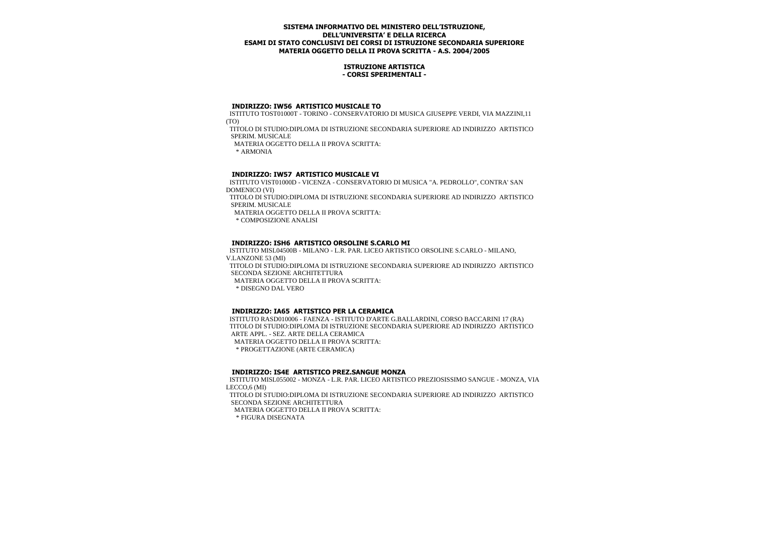**SISTEMA INFORMATIVO DEL MINISTERO DELL'ISTRUZIONE,**
**DELL'UNIVERSITA' E DELLA RICERCA**
**ESAMI DI STATO CONCLUSIVI DEI CORSI DI ISTRUZIONE SECONDARIA SUPERIORE**
**MATERIA OGGETTO DELLA II PROVA SCRITTA - A.S. 2004/2005**

**ISTRUZIONE ARTISTICA**
**- CORSI SPERIMENTALI -**

**INDIRIZZO: IW56 ARTISTICO MUSICALE TO**

ISTITUTO TOST01000T - TORINO - CONSERVATORIO DI MUSICA GIUSEPPE VERDI, VIA MAZZINI,11 (TO)

TITOLO DI STUDIO:DIPLOMA DI ISTRUZIONE SECONDARIA SUPERIORE AD INDIRIZZO ARTISTICO SPERIM. MUSICALE

MATERIA OGGETTO DELLA II PROVA SCRITTA:

* ARMONIA

**INDIRIZZO: IW57 ARTISTICO MUSICALE VI**

ISTITUTO VIST01000D - VICENZA - CONSERVATORIO DI MUSICA "A. PEDROLLO", CONTRA' SAN DOMENICO (VI)

TITOLO DI STUDIO:DIPLOMA DI ISTRUZIONE SECONDARIA SUPERIORE AD INDIRIZZO ARTISTICO SPERIM. MUSICALE

MATERIA OGGETTO DELLA II PROVA SCRITTA:

* COMPOSIZIONE ANALISI

**INDIRIZZO: ISH6 ARTISTICO ORSOLINE S.CARLO MI**

ISTITUTO MISL04500B - MILANO - L.R. PAR. LICEO ARTISTICO ORSOLINE S.CARLO - MILANO, V.LANZONE 53 (MI)

TITOLO DI STUDIO:DIPLOMA DI ISTRUZIONE SECONDARIA SUPERIORE AD INDIRIZZO ARTISTICO SECONDA SEZIONE ARCHITETTURA

MATERIA OGGETTO DELLA II PROVA SCRITTA:

* DISEGNO DAL VERO

**INDIRIZZO: IA65 ARTISTICO PER LA CERAMICA**

ISTITUTO RASD010006 - FAENZA - ISTITUTO D'ARTE G.BALLARDINI, CORSO BACCARINI 17 (RA)

TITOLO DI STUDIO:DIPLOMA DI ISTRUZIONE SECONDARIA SUPERIORE AD INDIRIZZO ARTISTICO ARTE APPL. - SEZ. ARTE DELLA CERAMICA

MATERIA OGGETTO DELLA II PROVA SCRITTA:

* PROGETTAZIONE (ARTE CERAMICA)

**INDIRIZZO: IS4E ARTISTICO PREZ.SANGUE MONZA**

ISTITUTO MISL055002 - MONZA - L.R. PAR. LICEO ARTISTICO PREZIOSISSIMO SANGUE - MONZA, VIA LECCO,6 (MI)

TITOLO DI STUDIO:DIPLOMA DI ISTRUZIONE SECONDARIA SUPERIORE AD INDIRIZZO ARTISTICO SECONDA SEZIONE ARCHITETTURA

MATERIA OGGETTO DELLA II PROVA SCRITTA:

* FIGURA DISEGNATA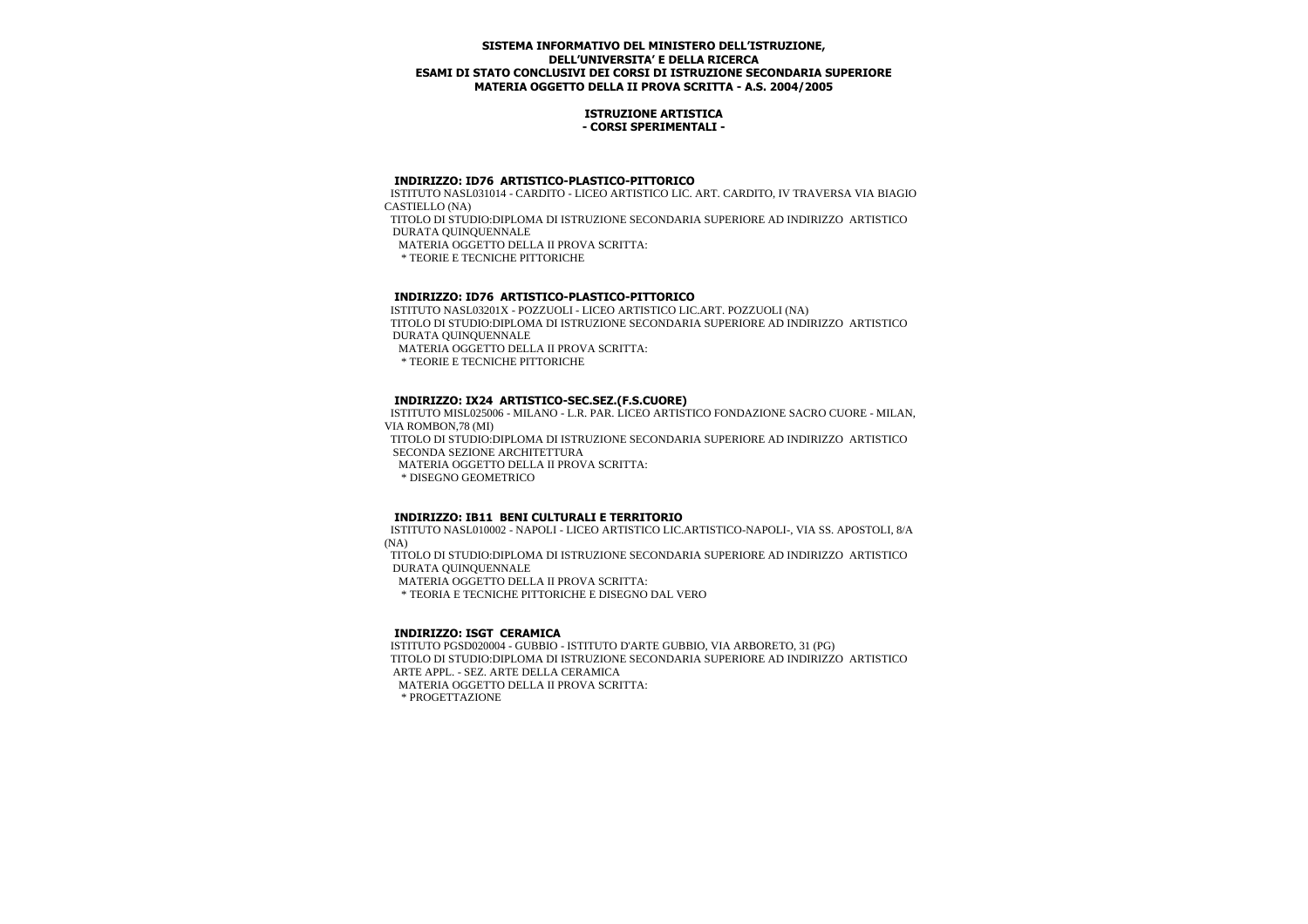**SISTEMA INFORMATIVO DEL MINISTERO DELL'ISTRUZIONE,**
**DELL'UNIVERSITA' E DELLA RICERCA**
**ESAMI DI STATO CONCLUSIVI DEI CORSI DI ISTRUZIONE SECONDARIA SUPERIORE**
**MATERIA OGGETTO DELLA II PROVA SCRITTA - A.S. 2004/2005**

**ISTRUZIONE ARTISTICA**
**- CORSI SPERIMENTALI -**

**INDIRIZZO: ID76 ARTISTICO-PLASTICO-PITTORICO**

ISTITUTO NASL031014 - CARDITO - LICEO ARTISTICO LIC. ART. CARDITO, IV TRAVERSA VIA BIAGIO CASTIELLO (NA)
TITOLO DI STUDIO:DIPLOMA DI ISTRUZIONE SECONDARIA SUPERIORE AD INDIRIZZO ARTISTICO
DURATA QUINQUENNALE
MATERIA OGGETTO DELLA II PROVA SCRITTA:
* TEORIE E TECNICHE PITTORICHE

**INDIRIZZO: ID76 ARTISTICO-PLASTICO-PITTORICO**

ISTITUTO NASL03201X - POZZUOLI - LICEO ARTISTICO LIC.ART. POZZUOLI (NA)
TITOLO DI STUDIO:DIPLOMA DI ISTRUZIONE SECONDARIA SUPERIORE AD INDIRIZZO ARTISTICO
DURATA QUINQUENNALE
MATERIA OGGETTO DELLA II PROVA SCRITTA:
* TEORIE E TECNICHE PITTORICHE

**INDIRIZZO: IX24 ARTISTICO-SEC.SEZ.(F.S.CUORE)**

ISTITUTO MISL025006 - MILANO - L.R. PAR. LICEO ARTISTICO FONDAZIONE SACRO CUORE - MILAN, VIA ROMBON,78 (MI)
TITOLO DI STUDIO:DIPLOMA DI ISTRUZIONE SECONDARIA SUPERIORE AD INDIRIZZO ARTISTICO
SECONDA SEZIONE ARCHITETTURA
MATERIA OGGETTO DELLA II PROVA SCRITTA:
* DISEGNO GEOMETRICO

**INDIRIZZO: IB11 BENI CULTURALI E TERRITORIO**

ISTITUTO NASL010002 - NAPOLI - LICEO ARTISTICO LIC.ARTISTICO-NAPOLI-, VIA SS. APOSTOLI, 8/A (NA)
TITOLO DI STUDIO:DIPLOMA DI ISTRUZIONE SECONDARIA SUPERIORE AD INDIRIZZO ARTISTICO
DURATA QUINQUENNALE
MATERIA OGGETTO DELLA II PROVA SCRITTA:
* TEORIA E TECNICHE PITTORICHE E DISEGNO DAL VERO

**INDIRIZZO: ISGT CERAMICA**

ISTITUTO PGSD020004 - GUBBIO - ISTITUTO D'ARTE GUBBIO, VIA ARBORETO, 31 (PG)
TITOLO DI STUDIO:DIPLOMA DI ISTRUZIONE SECONDARIA SUPERIORE AD INDIRIZZO ARTISTICO
ARTE APPL. - SEZ. ARTE DELLA CERAMICA
MATERIA OGGETTO DELLA II PROVA SCRITTA:
* PROGETTAZIONE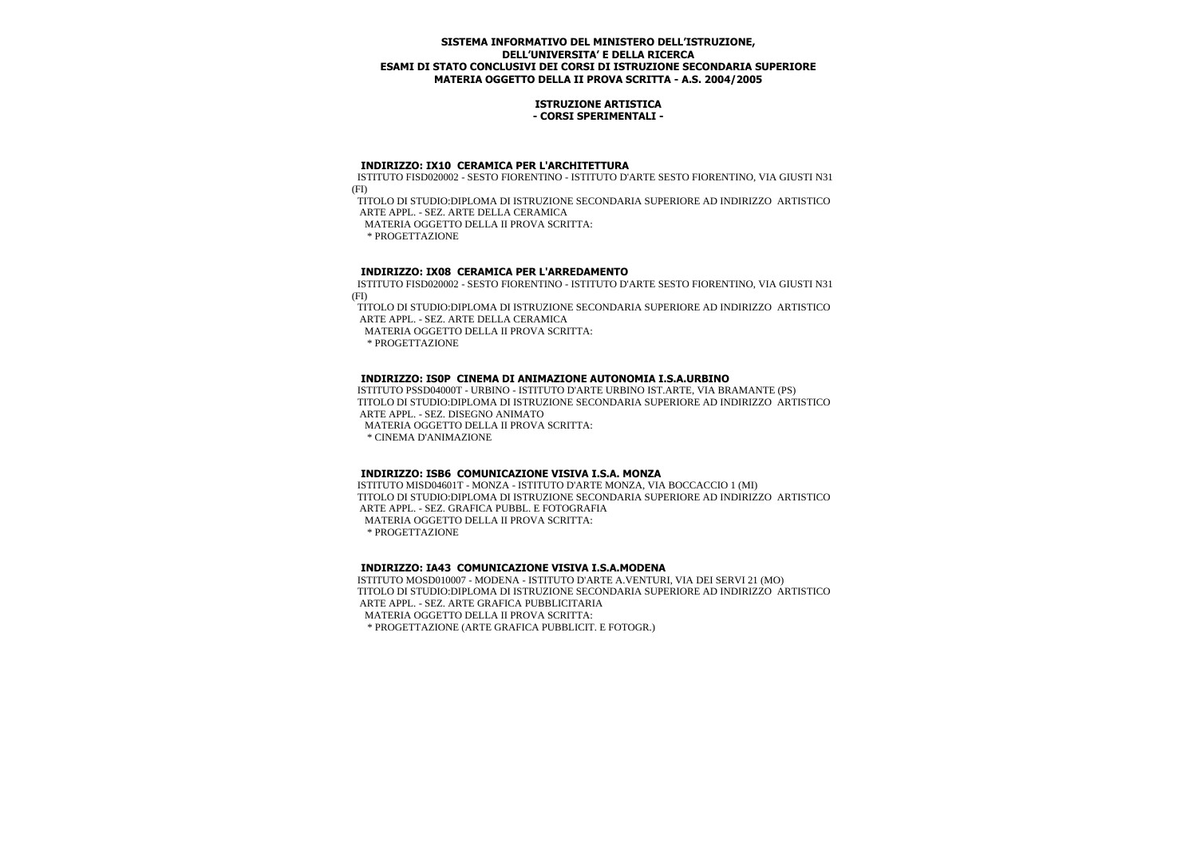**SISTEMA INFORMATIVO DEL MINISTERO DELL'ISTRUZIONE, DELL'UNIVERSITA' E DELLA RICERCA**
**ESAMI DI STATO CONCLUSIVI DEI CORSI DI ISTRUZIONE SECONDARIA SUPERIORE**
**MATERIA OGGETTO DELLA II PROVA SCRITTA - A.S. 2004/2005**

**ISTRUZIONE ARTISTICA**
**- CORSI SPERIMENTALI -**

**INDIRIZZO: IX10 CERAMICA PER L'ARCHITETTURA**

ISTITUTO FISD020002 - SESTO FIORENTINO - ISTITUTO D'ARTE SESTO FIORENTINO, VIA GIUSTI N31 (FI)

TITOLO DI STUDIO:DIPLOMA DI ISTRUZIONE SECONDARIA SUPERIORE AD INDIRIZZO ARTISTICO ARTE APPL. - SEZ. ARTE DELLA CERAMICA

MATERIA OGGETTO DELLA II PROVA SCRITTA:

* PROGETTAZIONE

**INDIRIZZO: IX08 CERAMICA PER L'ARREDAMENTO**

ISTITUTO FISD020002 - SESTO FIORENTINO - ISTITUTO D'ARTE SESTO FIORENTINO, VIA GIUSTI N31 (FI)

TITOLO DI STUDIO:DIPLOMA DI ISTRUZIONE SECONDARIA SUPERIORE AD INDIRIZZO ARTISTICO ARTE APPL. - SEZ. ARTE DELLA CERAMICA

MATERIA OGGETTO DELLA II PROVA SCRITTA:

* PROGETTAZIONE

**INDIRIZZO: IS0P CINEMA DI ANIMAZIONE AUTONOMIA I.S.A.URBINO**

ISTITUTO PSSD04000T - URBINO - ISTITUTO D'ARTE URBINO IST.ARTE, VIA BRAMANTE (PS)

TITOLO DI STUDIO:DIPLOMA DI ISTRUZIONE SECONDARIA SUPERIORE AD INDIRIZZO ARTISTICO ARTE APPL. - SEZ. DISEGNO ANIMATO

MATERIA OGGETTO DELLA II PROVA SCRITTA:

* CINEMA D'ANIMAZIONE

**INDIRIZZO: ISB6 COMUNICAZIONE VISIVA I.S.A. MONZA**

ISTITUTO MISD04601T - MONZA - ISTITUTO D'ARTE MONZA, VIA BOCCACCIO 1 (MI)

TITOLO DI STUDIO:DIPLOMA DI ISTRUZIONE SECONDARIA SUPERIORE AD INDIRIZZO ARTISTICO ARTE APPL. - SEZ. GRAFICA PUBBL. E FOTOGRAFIA

MATERIA OGGETTO DELLA II PROVA SCRITTA:

* PROGETTAZIONE

**INDIRIZZO: IA43 COMUNICAZIONE VISIVA I.S.A.MODENA**

ISTITUTO MOSD010007 - MODENA - ISTITUTO D'ARTE A.VENTURI, VIA DEI SERVI 21 (MO)

TITOLO DI STUDIO:DIPLOMA DI ISTRUZIONE SECONDARIA SUPERIORE AD INDIRIZZO ARTISTICO ARTE APPL. - SEZ. ARTE GRAFICA PUBBLICITARIA

MATERIA OGGETTO DELLA II PROVA SCRITTA:

* PROGETTAZIONE (ARTE GRAFICA PUBBLICIT. E FOTOGR.)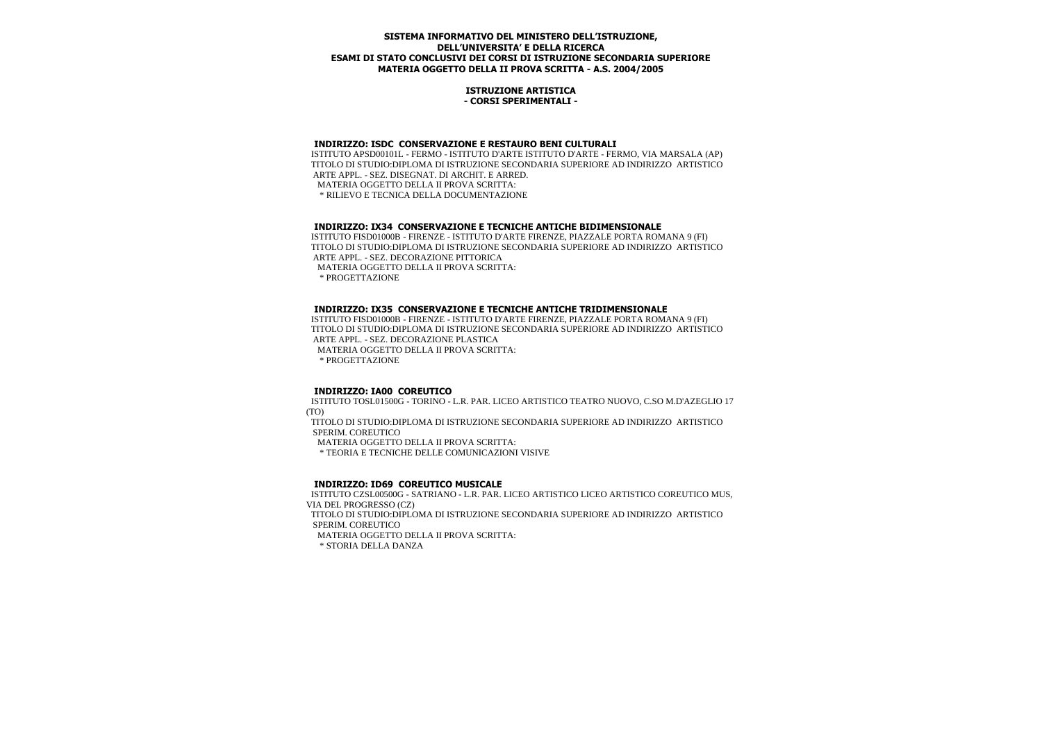**SISTEMA INFORMATIVO DEL MINISTERO DELL'ISTRUZIONE, DELL'UNIVERSITA' E DELLA RICERCA**
**ESAMI DI STATO CONCLUSIVI DEI CORSI DI ISTRUZIONE SECONDARIA SUPERIORE**
**MATERIA OGGETTO DELLA II PROVA SCRITTA - A.S. 2004/2005**

**ISTRUZIONE ARTISTICA**
**- CORSI SPERIMENTALI -**

### INDIRIZZO: ISDC CONSERVAZIONE E RESTAURO BENI CULTURALI

ISTITUTO APSD00101L - FERMO - ISTITUTO D'ARTE ISTITUTO D'ARTE - FERMO, VIA MARSALA (AP)
TITOLO DI STUDIO:DIPLOMA DI ISTRUZIONE SECONDARIA SUPERIORE AD INDIRIZZO ARTISTICO ARTE APPL. - SEZ. DISEGNAT. DI ARCHIT. E ARRED.
MATERIA OGGETTO DELLA II PROVA SCRITTA:
* RILIEVO E TECNICA DELLA DOCUMENTAZIONE

### INDIRIZZO: IX34 CONSERVAZIONE E TECNICHE ANTICHE BIDIMENSIONALE

ISTITUTO FISD01000B - FIRENZE - ISTITUTO D'ARTE FIRENZE, PIAZZALE PORTA ROMANA 9 (FI)
TITOLO DI STUDIO:DIPLOMA DI ISTRUZIONE SECONDARIA SUPERIORE AD INDIRIZZO ARTISTICO ARTE APPL. - SEZ. DECORAZIONE PITTORICA
MATERIA OGGETTO DELLA II PROVA SCRITTA:
* PROGETTAZIONE

### INDIRIZZO: IX35 CONSERVAZIONE E TECNICHE ANTICHE TRIDIMENSIONALE

ISTITUTO FISD01000B - FIRENZE - ISTITUTO D'ARTE FIRENZE, PIAZZALE PORTA ROMANA 9 (FI)
TITOLO DI STUDIO:DIPLOMA DI ISTRUZIONE SECONDARIA SUPERIORE AD INDIRIZZO ARTISTICO ARTE APPL. - SEZ. DECORAZIONE PLASTICA
MATERIA OGGETTO DELLA II PROVA SCRITTA:
* PROGETTAZIONE

### INDIRIZZO: IA00 COREUTICO

ISTITUTO TOSL01500G - TORINO - L.R. PAR. LICEO ARTISTICO TEATRO NUOVO, C.SO M.D'AZEGLIO 17 (TO)
TITOLO DI STUDIO:DIPLOMA DI ISTRUZIONE SECONDARIA SUPERIORE AD INDIRIZZO ARTISTICO SPERIM. COREUTICO
MATERIA OGGETTO DELLA II PROVA SCRITTA:
* TEORIA E TECNICHE DELLE COMUNICAZIONI VISIVE

### INDIRIZZO: ID69 COREUTICO MUSICALE

ISTITUTO CZSL00500G - SATRIANO - L.R. PAR. LICEO ARTISTICO LICEO ARTISTICO COREUTICO MUS, VIA DEL PROGRESSO (CZ)
TITOLO DI STUDIO:DIPLOMA DI ISTRUZIONE SECONDARIA SUPERIORE AD INDIRIZZO ARTISTICO SPERIM. COREUTICO
MATERIA OGGETTO DELLA II PROVA SCRITTA:
* STORIA DELLA DANZA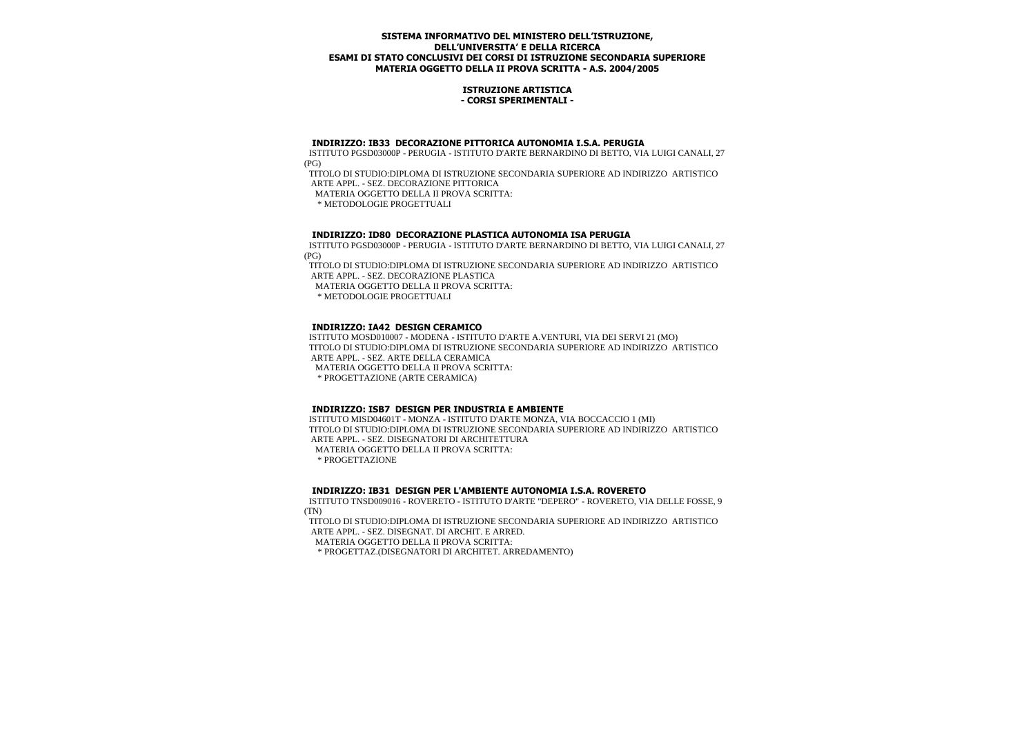**SISTEMA INFORMATIVO DEL MINISTERO DELL'ISTRUZIONE,**
**DELL'UNIVERSITA' E DELLA RICERCA**
**ESAMI DI STATO CONCLUSIVI DEI CORSI DI ISTRUZIONE SECONDARIA SUPERIORE**
**MATERIA OGGETTO DELLA II PROVA SCRITTA - A.S. 2004/2005**

**ISTRUZIONE ARTISTICA**
**- CORSI SPERIMENTALI -**

**INDIRIZZO: IB33 DECORAZIONE PITTORICA AUTONOMIA I.S.A. PERUGIA**

ISTITUTO PGSD03000P - PERUGIA - ISTITUTO D'ARTE BERNARDINO DI BETTO, VIA LUIGI CANALI, 27 (PG)

TITOLO DI STUDIO:DIPLOMA DI ISTRUZIONE SECONDARIA SUPERIORE AD INDIRIZZO ARTISTICO ARTE APPL. - SEZ. DECORAZIONE PITTORICA

MATERIA OGGETTO DELLA II PROVA SCRITTA:

* METODOLOGIE PROGETTUALI

**INDIRIZZO: ID80 DECORAZIONE PLASTICA AUTONOMIA ISA PERUGIA**

ISTITUTO PGSD03000P - PERUGIA - ISTITUTO D'ARTE BERNARDINO DI BETTO, VIA LUIGI CANALI, 27 (PG)

TITOLO DI STUDIO:DIPLOMA DI ISTRUZIONE SECONDARIA SUPERIORE AD INDIRIZZO ARTISTICO ARTE APPL. - SEZ. DECORAZIONE PLASTICA

MATERIA OGGETTO DELLA II PROVA SCRITTA:

* METODOLOGIE PROGETTUALI

**INDIRIZZO: IA42 DESIGN CERAMICO**

ISTITUTO MOSD010007 - MODENA - ISTITUTO D'ARTE A.VENTURI, VIA DEI SERVI 21 (MO)

TITOLO DI STUDIO:DIPLOMA DI ISTRUZIONE SECONDARIA SUPERIORE AD INDIRIZZO ARTISTICO ARTE APPL. - SEZ. ARTE DELLA CERAMICA

MATERIA OGGETTO DELLA II PROVA SCRITTA:

* PROGETTAZIONE (ARTE CERAMICA)

**INDIRIZZO: ISB7 DESIGN PER INDUSTRIA E AMBIENTE**

ISTITUTO MISD04601T - MONZA - ISTITUTO D'ARTE MONZA, VIA BOCCACCIO 1 (MI)

TITOLO DI STUDIO:DIPLOMA DI ISTRUZIONE SECONDARIA SUPERIORE AD INDIRIZZO ARTISTICO ARTE APPL. - SEZ. DISEGNATORI DI ARCHITETTURA

MATERIA OGGETTO DELLA II PROVA SCRITTA:

* PROGETTAZIONE

**INDIRIZZO: IB31 DESIGN PER L'AMBIENTE AUTONOMIA I.S.A. ROVERETO**

ISTITUTO TNSD009016 - ROVERETO - ISTITUTO D'ARTE "DEPERO" - ROVERETO, VIA DELLE FOSSE, 9 (TN)

TITOLO DI STUDIO:DIPLOMA DI ISTRUZIONE SECONDARIA SUPERIORE AD INDIRIZZO ARTISTICO ARTE APPL. - SEZ. DISEGNAT. DI ARCHIT. E ARRED.

MATERIA OGGETTO DELLA II PROVA SCRITTA:

* PROGETTAZ.(DISEGNATORI DI ARCHITET. ARREDAMENTO)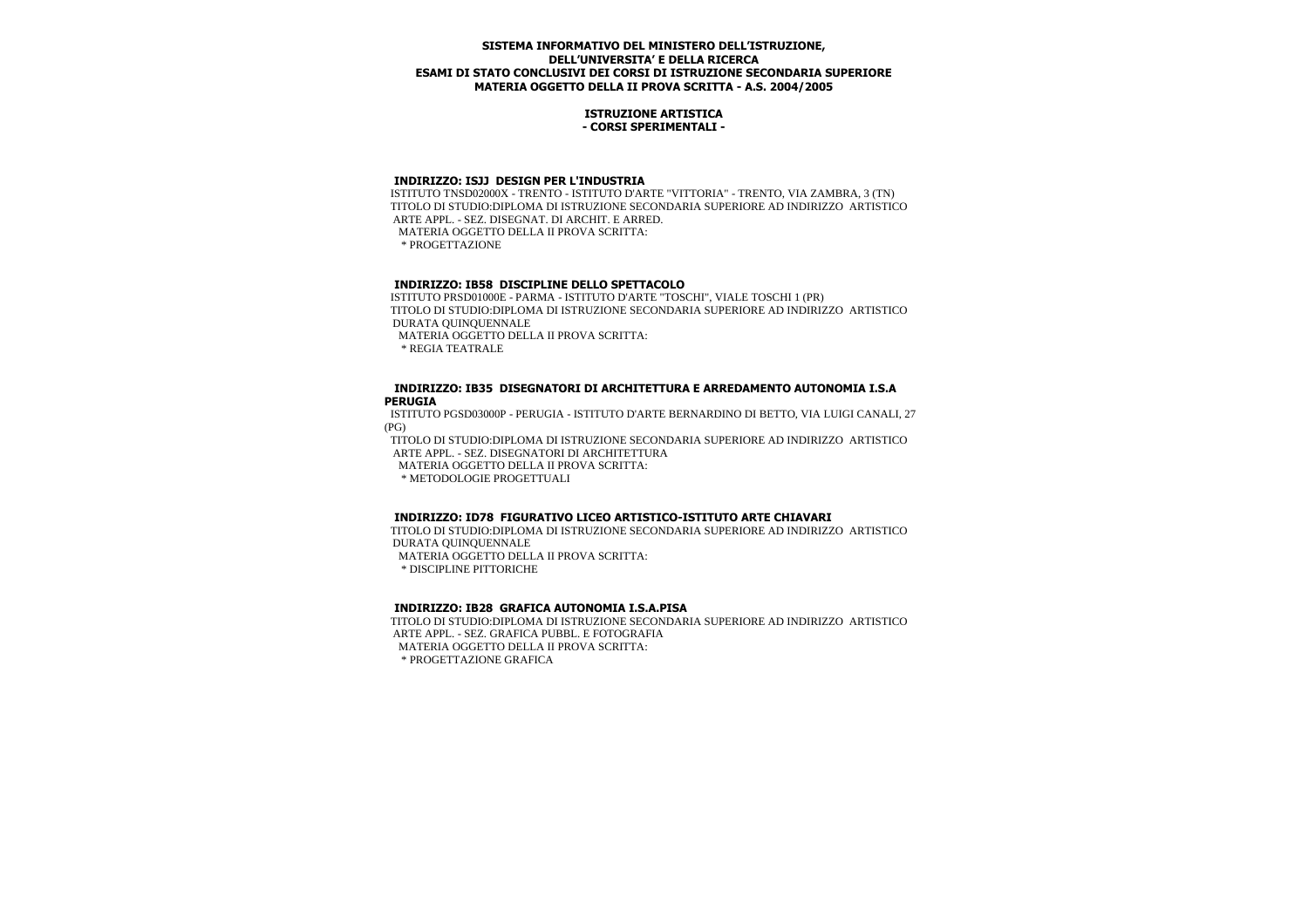**SISTEMA INFORMATIVO DEL MINISTERO DELL'ISTRUZIONE, DELL'UNIVERSITA' E DELLA RICERCA**
**ESAMI DI STATO CONCLUSIVI DEI CORSI DI ISTRUZIONE SECONDARIA SUPERIORE**
**MATERIA OGGETTO DELLA II PROVA SCRITTA - A.S. 2004/2005**

**ISTRUZIONE ARTISTICA**
**- CORSI SPERIMENTALI -**

**INDIRIZZO: ISJJ DESIGN PER L'INDUSTRIA**

ISTITUTO TNSD02000X - TRENTO - ISTITUTO D'ARTE "VITTORIA" - TRENTO, VIA ZAMBRA, 3 (TN)
TITOLO DI STUDIO:DIPLOMA DI ISTRUZIONE SECONDARIA SUPERIORE AD INDIRIZZO ARTISTICO ARTE APPL. - SEZ. DISEGNAT. DI ARCHIT. E ARRED.
MATERIA OGGETTO DELLA II PROVA SCRITTA:
* PROGETTAZIONE

**INDIRIZZO: IB58 DISCIPLINE DELLO SPETTACOLO**

ISTITUTO PRSD01000E - PARMA - ISTITUTO D'ARTE "TOSCHI", VIALE TOSCHI 1 (PR)
TITOLO DI STUDIO:DIPLOMA DI ISTRUZIONE SECONDARIA SUPERIORE AD INDIRIZZO ARTISTICO DURATA QUINQUENNALE
MATERIA OGGETTO DELLA II PROVA SCRITTA:
* REGIA TEATRALE

**INDIRIZZO: IB35 DISEGNATORI DI ARCHITETTURA E ARREDAMENTO AUTONOMIA I.S.A PERUGIA**

ISTITUTO PGSD03000P - PERUGIA - ISTITUTO D'ARTE BERNARDINO DI BETTO, VIA LUIGI CANALI, 27 (PG)
TITOLO DI STUDIO:DIPLOMA DI ISTRUZIONE SECONDARIA SUPERIORE AD INDIRIZZO ARTISTICO ARTE APPL. - SEZ. DISEGNATORI DI ARCHITETTURA
MATERIA OGGETTO DELLA II PROVA SCRITTA:
* METODOLOGIE PROGETTUALI

**INDIRIZZO: ID78 FIGURATIVO LICEO ARTISTICO-ISTITUTO ARTE CHIAVARI**

TITOLO DI STUDIO:DIPLOMA DI ISTRUZIONE SECONDARIA SUPERIORE AD INDIRIZZO ARTISTICO DURATA QUINQUENNALE
MATERIA OGGETTO DELLA II PROVA SCRITTA:
* DISCIPLINE PITTORICHE

**INDIRIZZO: IB28 GRAFICA AUTONOMIA I.S.A.PISA**

TITOLO DI STUDIO:DIPLOMA DI ISTRUZIONE SECONDARIA SUPERIORE AD INDIRIZZO ARTISTICO ARTE APPL. - SEZ. GRAFICA PUBBL. E FOTOGRAFIA
MATERIA OGGETTO DELLA II PROVA SCRITTA:
* PROGETTAZIONE GRAFICA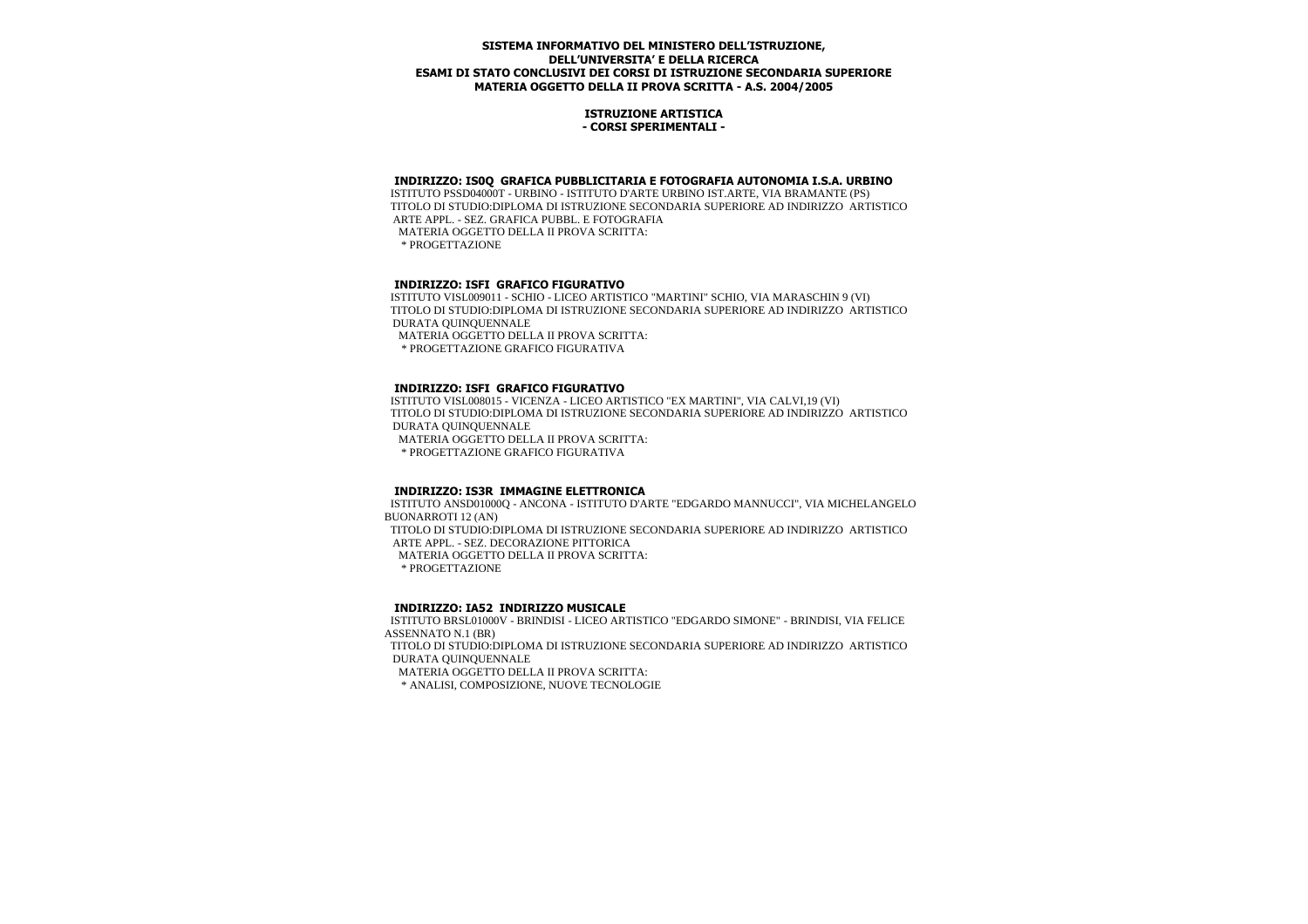**SISTEMA INFORMATIVO DEL MINISTERO DELL'ISTRUZIONE, DELL'UNIVERSITA' E DELLA RICERCA**
**ESAMI DI STATO CONCLUSIVI DEI CORSI DI ISTRUZIONE SECONDARIA SUPERIORE**
**MATERIA OGGETTO DELLA II PROVA SCRITTA - A.S. 2004/2005**

**ISTRUZIONE ARTISTICA**
**- CORSI SPERIMENTALI -**

**INDIRIZZO: IS0Q GRAFICA PUBBLICITARIA E FOTOGRAFIA AUTONOMIA I.S.A. URBINO**
ISTITUTO PSSD04000T - URBINO - ISTITUTO D'ARTE URBINO IST.ARTE, VIA BRAMANTE (PS)
TITOLO DI STUDIO:DIPLOMA DI ISTRUZIONE SECONDARIA SUPERIORE AD INDIRIZZO ARTISTICO ARTE APPL. - SEZ. GRAFICA PUBBL. E FOTOGRAFIA
MATERIA OGGETTO DELLA II PROVA SCRITTA:
* PROGETTAZIONE

**INDIRIZZO: ISFI GRAFICO FIGURATIVO**
ISTITUTO VISL009011 - SCHIO - LICEO ARTISTICO "MARTINI" SCHIO, VIA MARASCHIN 9 (VI)
TITOLO DI STUDIO:DIPLOMA DI ISTRUZIONE SECONDARIA SUPERIORE AD INDIRIZZO ARTISTICO DURATA QUINQUENNALE
MATERIA OGGETTO DELLA II PROVA SCRITTA:
* PROGETTAZIONE GRAFICO FIGURATIVA

**INDIRIZZO: ISFI GRAFICO FIGURATIVO**
ISTITUTO VISL008015 - VICENZA - LICEO ARTISTICO "EX MARTINI", VIA CALVI,19 (VI)
TITOLO DI STUDIO:DIPLOMA DI ISTRUZIONE SECONDARIA SUPERIORE AD INDIRIZZO ARTISTICO DURATA QUINQUENNALE
MATERIA OGGETTO DELLA II PROVA SCRITTA:
* PROGETTAZIONE GRAFICO FIGURATIVA

**INDIRIZZO: IS3R IMMAGINE ELETTRONICA**
ISTITUTO ANSD01000Q - ANCONA - ISTITUTO D'ARTE "EDGARDO MANNUCCI", VIA MICHELANGELO BUONARROTI 12 (AN)
TITOLO DI STUDIO:DIPLOMA DI ISTRUZIONE SECONDARIA SUPERIORE AD INDIRIZZO ARTISTICO ARTE APPL. - SEZ. DECORAZIONE PITTORICA
MATERIA OGGETTO DELLA II PROVA SCRITTA:
* PROGETTAZIONE

**INDIRIZZO: IA52 INDIRIZZO MUSICALE**
ISTITUTO BRSL01000V - BRINDISI - LICEO ARTISTICO "EDGARDO SIMONE" - BRINDISI, VIA FELICE ASSENNATO N.1 (BR)
TITOLO DI STUDIO:DIPLOMA DI ISTRUZIONE SECONDARIA SUPERIORE AD INDIRIZZO ARTISTICO DURATA QUINQUENNALE
MATERIA OGGETTO DELLA II PROVA SCRITTA:
* ANALISI, COMPOSIZIONE, NUOVE TECNOLOGIE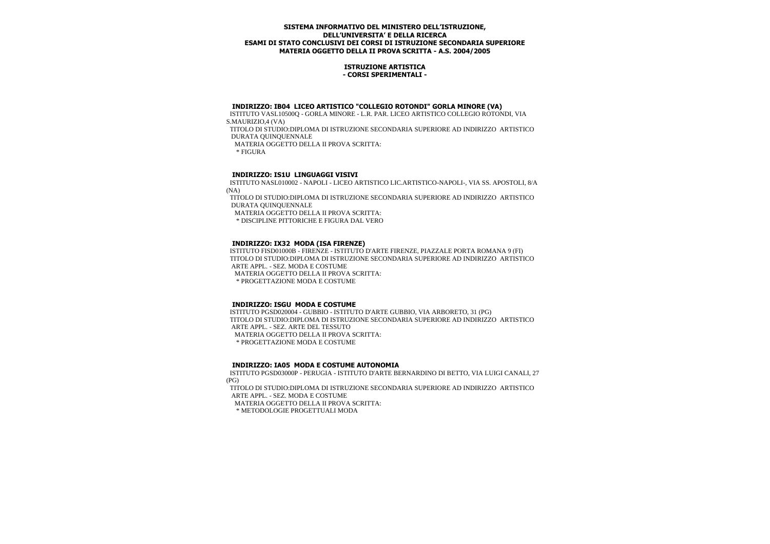**SISTEMA INFORMATIVO DEL MINISTERO DELL'ISTRUZIONE, DELL'UNIVERSITA' E DELLA RICERCA**
**ESAMI DI STATO CONCLUSIVI DEI CORSI DI ISTRUZIONE SECONDARIA SUPERIORE**
**MATERIA OGGETTO DELLA II PROVA SCRITTA - A.S. 2004/2005**

**ISTRUZIONE ARTISTICA**
**- CORSI SPERIMENTALI -**

### INDIRIZZO: IB04 LICEO ARTISTICO "COLLEGIO ROTONDI" GORLA MINORE (VA)

ISTITUTO VASL10500Q - GORLA MINORE - L.R. PAR. LICEO ARTISTICO COLLEGIO ROTONDI, VIA S.MAURIZIO,4 (VA)

TITOLO DI STUDIO:DIPLOMA DI ISTRUZIONE SECONDARIA SUPERIORE AD INDIRIZZO ARTISTICO DURATA QUINQUENNALE

MATERIA OGGETTO DELLA II PROVA SCRITTA:

* FIGURA

### INDIRIZZO: IS1U LINGUAGGI VISIVI

ISTITUTO NASL010002 - NAPOLI - LICEO ARTISTICO LIC.ARTISTICO-NAPOLI-, VIA SS. APOSTOLI, 8/A (NA)

TITOLO DI STUDIO:DIPLOMA DI ISTRUZIONE SECONDARIA SUPERIORE AD INDIRIZZO ARTISTICO DURATA QUINQUENNALE

MATERIA OGGETTO DELLA II PROVA SCRITTA:

* DISCIPLINE PITTORICHE E FIGURA DAL VERO

### INDIRIZZO: IX32 MODA (ISA FIRENZE)

ISTITUTO FISD01000B - FIRENZE - ISTITUTO D'ARTE FIRENZE, PIAZZALE PORTA ROMANA 9 (FI)

TITOLO DI STUDIO:DIPLOMA DI ISTRUZIONE SECONDARIA SUPERIORE AD INDIRIZZO ARTISTICO ARTE APPL. - SEZ. MODA E COSTUME

MATERIA OGGETTO DELLA II PROVA SCRITTA:

* PROGETTAZIONE MODA E COSTUME

### INDIRIZZO: ISGU MODA E COSTUME

ISTITUTO PGSD020004 - GUBBIO - ISTITUTO D'ARTE GUBBIO, VIA ARBORETO, 31 (PG)

TITOLO DI STUDIO:DIPLOMA DI ISTRUZIONE SECONDARIA SUPERIORE AD INDIRIZZO ARTISTICO ARTE APPL. - SEZ. ARTE DEL TESSUTO

MATERIA OGGETTO DELLA II PROVA SCRITTA:

* PROGETTAZIONE MODA E COSTUME

### INDIRIZZO: IA05 MODA E COSTUME AUTONOMIA

ISTITUTO PGSD03000P - PERUGIA - ISTITUTO D'ARTE BERNARDINO DI BETTO, VIA LUIGI CANALI, 27 (PG)

TITOLO DI STUDIO:DIPLOMA DI ISTRUZIONE SECONDARIA SUPERIORE AD INDIRIZZO ARTISTICO ARTE APPL. - SEZ. MODA E COSTUME

MATERIA OGGETTO DELLA II PROVA SCRITTA:

* METODOLOGIE PROGETTUALI MODA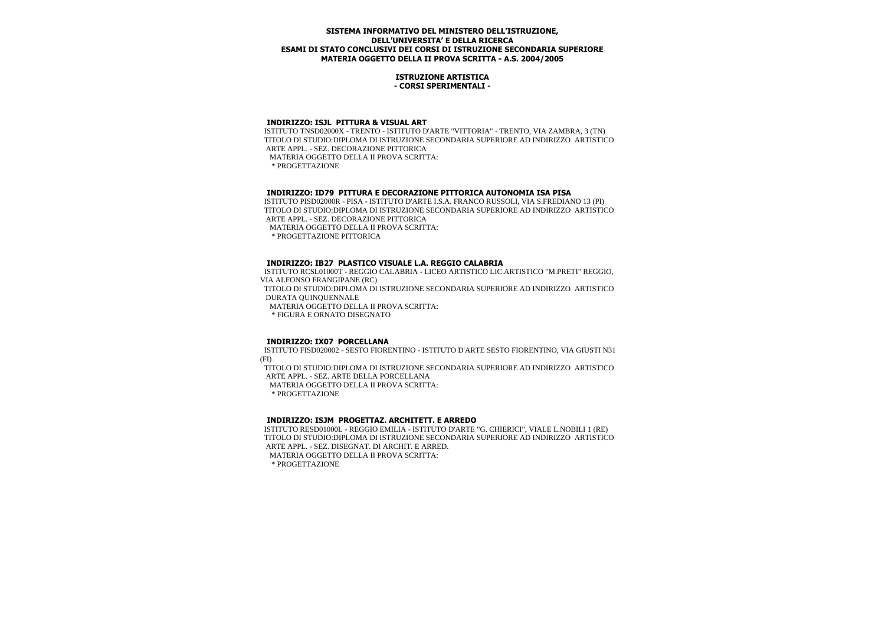**SISTEMA INFORMATIVO DEL MINISTERO DELL'ISTRUZIONE, DELL'UNIVERSITA' E DELLA RICERCA**
**ESAMI DI STATO CONCLUSIVI DEI CORSI DI ISTRUZIONE SECONDARIA SUPERIORE**
**MATERIA OGGETTO DELLA II PROVA SCRITTA - A.S. 2004/2005**

**ISTRUZIONE ARTISTICA**
**- CORSI SPERIMENTALI -**

**INDIRIZZO: ISJL PITTURA & VISUAL ART**

ISTITUTO TNSD02000X - TRENTO - ISTITUTO D'ARTE "VITTORIA" - TRENTO, VIA ZAMBRA, 3 (TN)
TITOLO DI STUDIO:DIPLOMA DI ISTRUZIONE SECONDARIA SUPERIORE AD INDIRIZZO ARTISTICO ARTE APPL. - SEZ. DECORAZIONE PITTORICA
MATERIA OGGETTO DELLA II PROVA SCRITTA:
* PROGETTAZIONE

**INDIRIZZO: ID79 PITTURA E DECORAZIONE PITTORICA AUTONOMIA ISA PISA**

ISTITUTO PISD02000R - PISA - ISTITUTO D'ARTE I.S.A. FRANCO RUSSOLI, VIA S.FREDIANO 13 (PI)
TITOLO DI STUDIO:DIPLOMA DI ISTRUZIONE SECONDARIA SUPERIORE AD INDIRIZZO ARTISTICO ARTE APPL. - SEZ. DECORAZIONE PITTORICA
MATERIA OGGETTO DELLA II PROVA SCRITTA:
* PROGETTAZIONE PITTORICA

**INDIRIZZO: IB27 PLASTICO VISUALE L.A. REGGIO CALABRIA**

ISTITUTO RCSL01000T - REGGIO CALABRIA - LICEO ARTISTICO LIC.ARTISTICO "M.PRETI" REGGIO, VIA ALFONSO FRANGIPANE (RC)
TITOLO DI STUDIO:DIPLOMA DI ISTRUZIONE SECONDARIA SUPERIORE AD INDIRIZZO ARTISTICO DURATA QUINQUENNALE
MATERIA OGGETTO DELLA II PROVA SCRITTA:
* FIGURA E ORNATO DISEGNATO

**INDIRIZZO: IX07 PORCELLANA**

ISTITUTO FISD020002 - SESTO FIORENTINO - ISTITUTO D'ARTE SESTO FIORENTINO, VIA GIUSTI N31 (FI)
TITOLO DI STUDIO:DIPLOMA DI ISTRUZIONE SECONDARIA SUPERIORE AD INDIRIZZO ARTISTICO ARTE APPL. - SEZ. ARTE DELLA PORCELLANA
MATERIA OGGETTO DELLA II PROVA SCRITTA:
* PROGETTAZIONE

**INDIRIZZO: ISJM PROGETTAZ. ARCHITETT. E ARREDO**

ISTITUTO RESD01000L - REGGIO EMILIA - ISTITUTO D'ARTE "G. CHIERICI", VIALE L.NOBILI 1 (RE)
TITOLO DI STUDIO:DIPLOMA DI ISTRUZIONE SECONDARIA SUPERIORE AD INDIRIZZO ARTISTICO ARTE APPL. - SEZ. DISEGNAT. DI ARCHIT. E ARRED.
MATERIA OGGETTO DELLA II PROVA SCRITTA:
* PROGETTAZIONE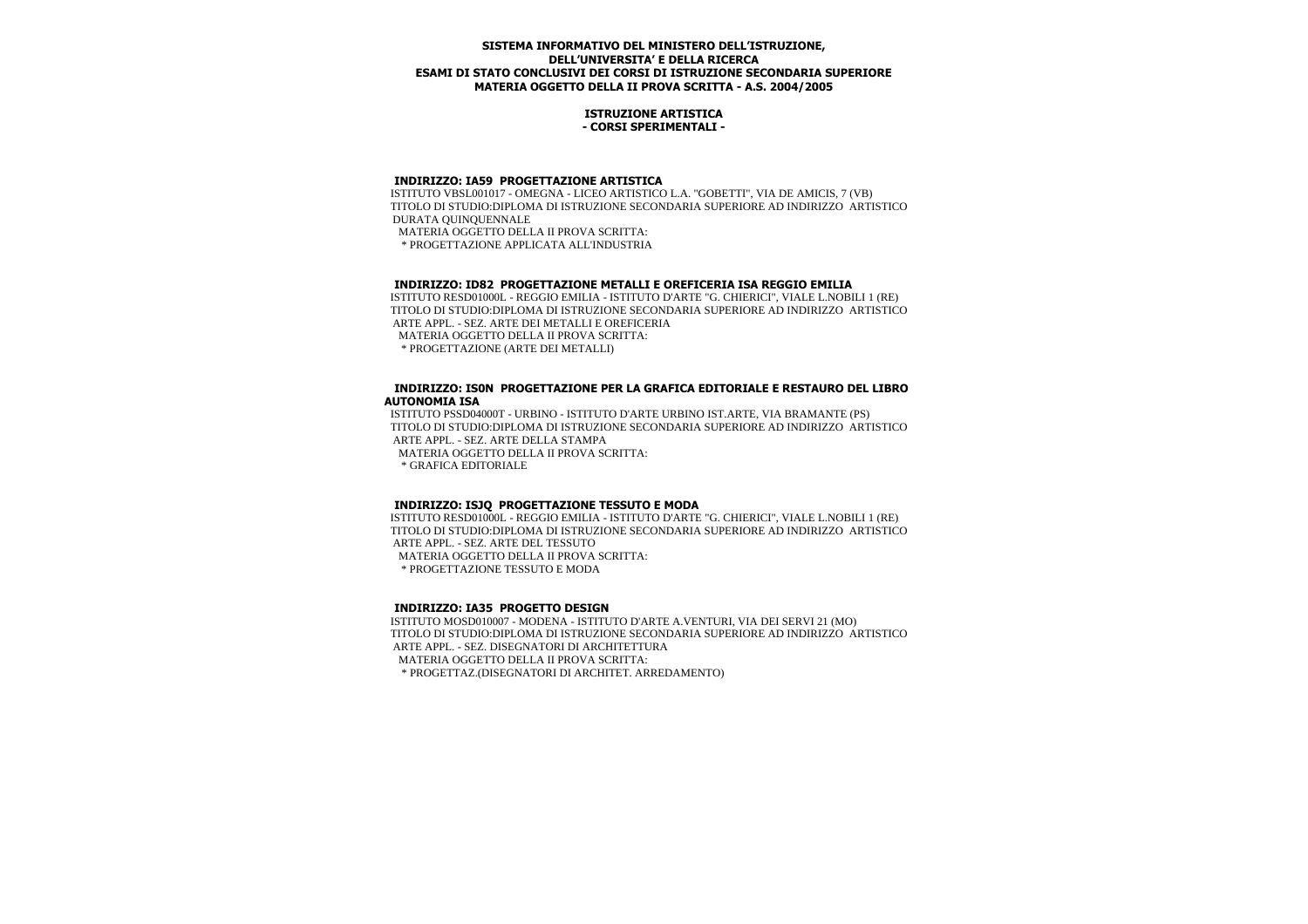**SISTEMA INFORMATIVO DEL MINISTERO DELL'ISTRUZIONE, DELL'UNIVERSITA' E DELLA RICERCA**
**ESAMI DI STATO CONCLUSIVI DEI CORSI DI ISTRUZIONE SECONDARIA SUPERIORE**
**MATERIA OGGETTO DELLA II PROVA SCRITTA - A.S. 2004/2005**

**ISTRUZIONE ARTISTICA**
**- CORSI SPERIMENTALI -**

### INDIRIZZO: IA59 PROGETTAZIONE ARTISTICA

ISTITUTO VBSL001017 - OMEGNA - LICEO ARTISTICO L.A. "GOBETTI", VIA DE AMICIS, 7 (VB)
TITOLO DI STUDIO:DIPLOMA DI ISTRUZIONE SECONDARIA SUPERIORE AD INDIRIZZO ARTISTICO
DURATA QUINQUENNALE
MATERIA OGGETTO DELLA II PROVA SCRITTA:
* PROGETTAZIONE APPLICATA ALL'INDUSTRIA

### INDIRIZZO: ID82 PROGETTAZIONE METALLI E OREFICERIA ISA REGGIO EMILIA

ISTITUTO RESD01000L - REGGIO EMILIA - ISTITUTO D'ARTE "G. CHIERICI", VIALE L.NOBILI 1 (RE)
TITOLO DI STUDIO:DIPLOMA DI ISTRUZIONE SECONDARIA SUPERIORE AD INDIRIZZO ARTISTICO
ARTE APPL. - SEZ. ARTE DEI METALLI E OREFICERIA
MATERIA OGGETTO DELLA II PROVA SCRITTA:
* PROGETTAZIONE (ARTE DEI METALLI)

### INDIRIZZO: IS0N PROGETTAZIONE PER LA GRAFICA EDITORIALE E RESTAURO DEL LIBRO AUTONOMIA ISA

ISTITUTO PSSD04000T - URBINO - ISTITUTO D'ARTE URBINO IST.ARTE, VIA BRAMANTE (PS)
TITOLO DI STUDIO:DIPLOMA DI ISTRUZIONE SECONDARIA SUPERIORE AD INDIRIZZO ARTISTICO
ARTE APPL. - SEZ. ARTE DELLA STAMPA
MATERIA OGGETTO DELLA II PROVA SCRITTA:
* GRAFICA EDITORIALE

### INDIRIZZO: ISJQ PROGETTAZIONE TESSUTO E MODA

ISTITUTO RESD01000L - REGGIO EMILIA - ISTITUTO D'ARTE "G. CHIERICI", VIALE L.NOBILI 1 (RE)
TITOLO DI STUDIO:DIPLOMA DI ISTRUZIONE SECONDARIA SUPERIORE AD INDIRIZZO ARTISTICO
ARTE APPL. - SEZ. ARTE DEL TESSUTO
MATERIA OGGETTO DELLA II PROVA SCRITTA:
* PROGETTAZIONE TESSUTO E MODA

### INDIRIZZO: IA35 PROGETTO DESIGN

ISTITUTO MOSD010007 - MODENA - ISTITUTO D'ARTE A.VENTURI, VIA DEI SERVI 21 (MO)
TITOLO DI STUDIO:DIPLOMA DI ISTRUZIONE SECONDARIA SUPERIORE AD INDIRIZZO ARTISTICO
ARTE APPL. - SEZ. DISEGNATORI DI ARCHITETTURA
MATERIA OGGETTO DELLA II PROVA SCRITTA:
* PROGETTAZ.(DISEGNATORI DI ARCHITET. ARREDAMENTO)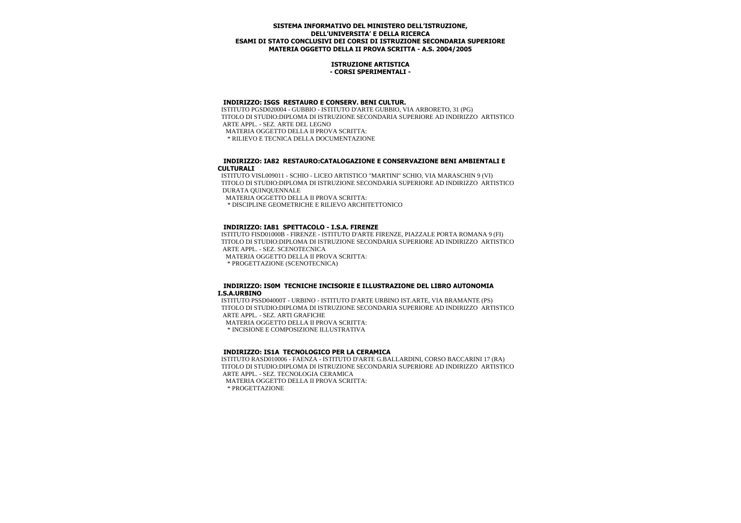**SISTEMA INFORMATIVO DEL MINISTERO DELL'ISTRUZIONE, DELL'UNIVERSITA' E DELLA RICERCA**
**ESAMI DI STATO CONCLUSIVI DEI CORSI DI ISTRUZIONE SECONDARIA SUPERIORE**
**MATERIA OGGETTO DELLA II PROVA SCRITTA - A.S. 2004/2005**

**ISTRUZIONE ARTISTICA**
**- CORSI SPERIMENTALI -**

### INDIRIZZO: ISGS RESTAURO E CONSERV. BENI CULTUR.

ISTITUTO PGSD020004 - GUBBIO - ISTITUTO D'ARTE GUBBIO, VIA ARBORETO, 31 (PG)
TITOLO DI STUDIO:DIPLOMA DI ISTRUZIONE SECONDARIA SUPERIORE AD INDIRIZZO ARTISTICO ARTE APPL. - SEZ. ARTE DEL LEGNO
MATERIA OGGETTO DELLA II PROVA SCRITTA:
* RILIEVO E TECNICA DELLA DOCUMENTAZIONE

### INDIRIZZO: IA82 RESTAURO:CATALOGAZIONE E CONSERVAZIONE BENI AMBIENTALI E CULTURALI

ISTITUTO VISL009011 - SCHIO - LICEO ARTISTICO "MARTINI" SCHIO, VIA MARASCHIN 9 (VI)
TITOLO DI STUDIO:DIPLOMA DI ISTRUZIONE SECONDARIA SUPERIORE AD INDIRIZZO ARTISTICO DURATA QUINQUENNALE
MATERIA OGGETTO DELLA II PROVA SCRITTA:
* DISCIPLINE GEOMETRICHE E RILIEVO ARCHITETTONICO

### INDIRIZZO: IA81 SPETTACOLO - I.S.A. FIRENZE

ISTITUTO FISD01000B - FIRENZE - ISTITUTO D'ARTE FIRENZE, PIAZZALE PORTA ROMANA 9 (FI)
TITOLO DI STUDIO:DIPLOMA DI ISTRUZIONE SECONDARIA SUPERIORE AD INDIRIZZO ARTISTICO ARTE APPL. - SEZ. SCENOTECNICA
MATERIA OGGETTO DELLA II PROVA SCRITTA:
* PROGETTAZIONE (SCENOTECNICA)

### INDIRIZZO: IS0M TECNICHE INCISORIE E ILLUSTRAZIONE DEL LIBRO AUTONOMIA I.S.A.URBINO

ISTITUTO PSSD04000T - URBINO - ISTITUTO D'ARTE URBINO IST.ARTE, VIA BRAMANTE (PS)
TITOLO DI STUDIO:DIPLOMA DI ISTRUZIONE SECONDARIA SUPERIORE AD INDIRIZZO ARTISTICO ARTE APPL. - SEZ. ARTI GRAFICHE
MATERIA OGGETTO DELLA II PROVA SCRITTA:
* INCISIONE E COMPOSIZIONE ILLUSTRATIVA

### INDIRIZZO: IS1A TECNOLOGICO PER LA CERAMICA

ISTITUTO RASD010006 - FAENZA - ISTITUTO D'ARTE G.BALLARDINI, CORSO BACCARINI 17 (RA)
TITOLO DI STUDIO:DIPLOMA DI ISTRUZIONE SECONDARIA SUPERIORE AD INDIRIZZO ARTISTICO ARTE APPL. - SEZ. TECNOLOGIA CERAMICA
MATERIA OGGETTO DELLA II PROVA SCRITTA:
* PROGETTAZIONE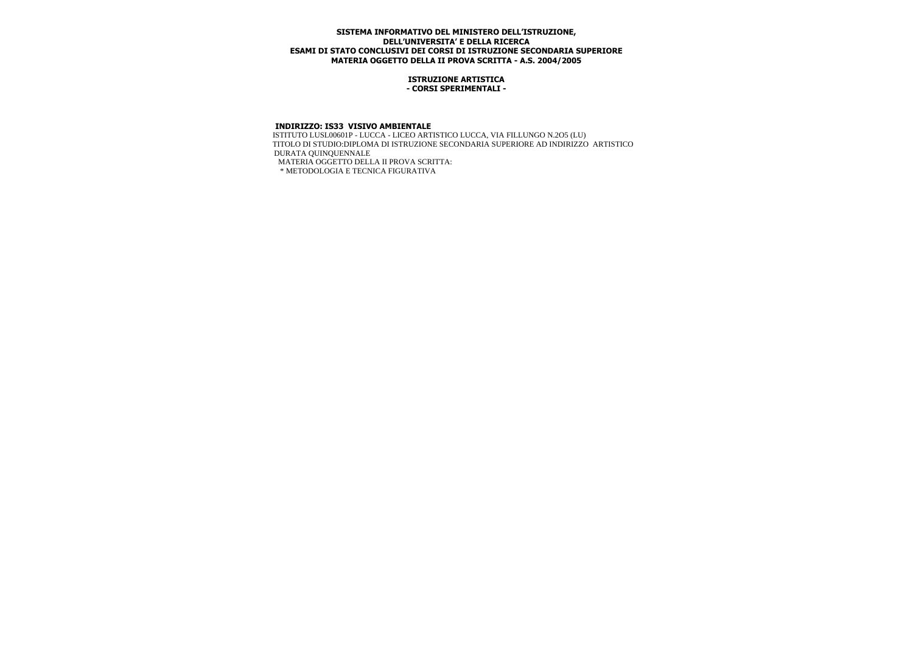**SISTEMA INFORMATIVO DEL MINISTERO DELL'ISTRUZIONE,**
**DELL'UNIVERSITA' E DELLA RICERCA**
**ESAMI DI STATO CONCLUSIVI DEI CORSI DI ISTRUZIONE SECONDARIA SUPERIORE**
**MATERIA OGGETTO DELLA II PROVA SCRITTA - A.S. 2004/2005**

**ISTRUZIONE ARTISTICA**
**- CORSI SPERIMENTALI -**

**INDIRIZZO: IS33 VISIVO AMBIENTALE**

ISTITUTO LUSL00601P - LUCCA - LICEO ARTISTICO LUCCA, VIA FILLUNGO N.2O5 (LU)
TITOLO DI STUDIO:DIPLOMA DI ISTRUZIONE SECONDARIA SUPERIORE AD INDIRIZZO ARTISTICO
DURATA QUINQUENNALE
MATERIA OGGETTO DELLA II PROVA SCRITTA:
* METODOLOGIA E TECNICA FIGURATIVA